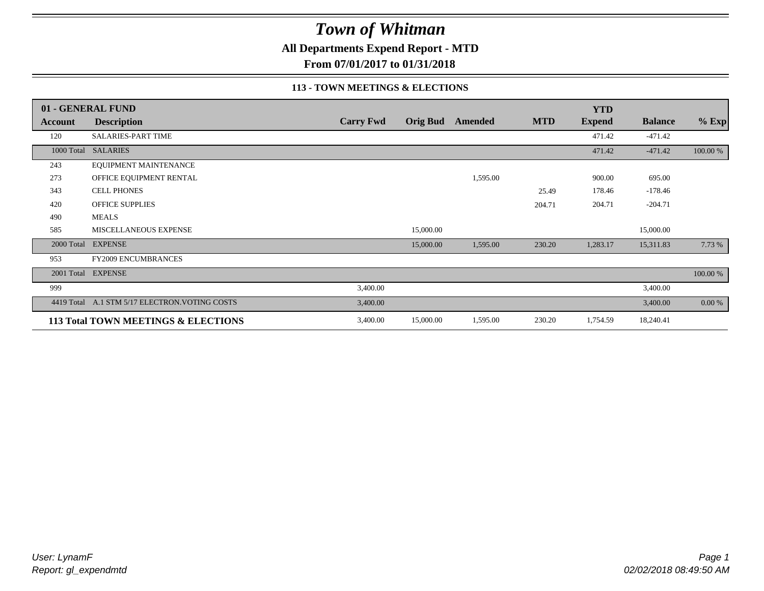# Town of Whitman

**All Departments Expend Report - MTD**

**From 07/01/2017 to 01/31/2018**

### 113 - TOWN MEETINGS & ELECTIONS

| 01 - GENERAL FUND | | | | | | YTD | | |
|---|---|---|---|---|---|---|---|---|
| **Account** | **Description** | **Carry Fwd** | **Orig Bud** | **Amended** | **MTD** | **Expend** | **Balance** | **% Exp** |
| 120 | SALARIES-PART TIME | | | | | 471.42 | -471.42 | |
| 1000 Total | SALARIES | | | | | 471.42 | -471.42 | 100.00 % |
| 243 | EQUIPMENT MAINTENANCE | | | | | | | |
| 273 | OFFICE EQUIPMENT RENTAL | | | 1,595.00 | | 900.00 | 695.00 | |
| 343 | CELL PHONES | | | | 25.49 | 178.46 | -178.46 | |
| 420 | OFFICE SUPPLIES | | | | 204.71 | 204.71 | -204.71 | |
| 490 | MEALS | | | | | | | |
| 585 | MISCELLANEOUS EXPENSE | | 15,000.00 | | | | 15,000.00 | |
| 2000 Total | EXPENSE | | 15,000.00 | 1,595.00 | 230.20 | 1,283.17 | 15,311.83 | 7.73 % |
| 953 | FY2009 ENCUMBRANCES | | | | | | | |
| 2001 Total | EXPENSE | | | | | | | 100.00 % |
| 999 | | 3,400.00 | | | | | 3,400.00 | |
| 4419 Total | A.1 STM 5/17 ELECTRON.VOTING COSTS | 3,400.00 | | | | | 3,400.00 | 0.00 % |
| **113 Total TOWN MEETINGS & ELECTIONS** | | 3,400.00 | 15,000.00 | 1,595.00 | 230.20 | 1,754.59 | 18,240.41 | |

*User: LynamF*
*Report: gl_expendmtd*

*02/02/2018 08:49:50 AM*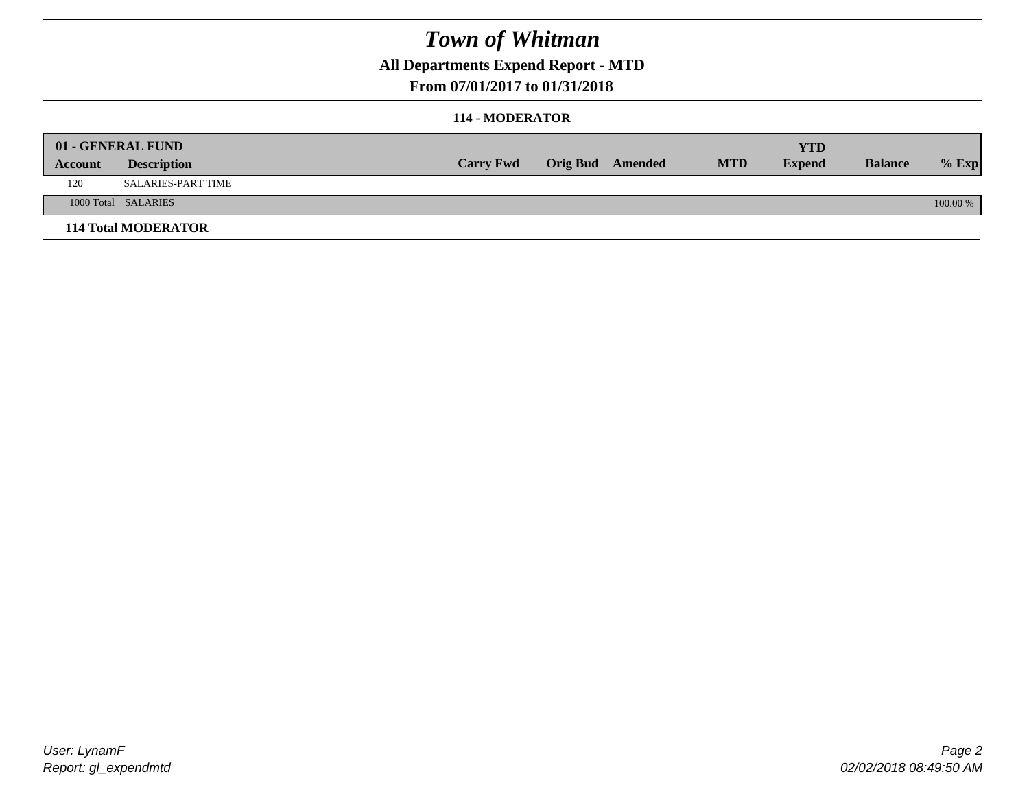# *Town of Whitman*

## All Departments Expend Report - MTD

### From 07/01/2017 to 01/31/2018

#### 114 - MODERATOR

| 01 - GENERAL FUND | | | | | | | | |
|---|---|---|---|---|---|---|---|---|
| **Account** | **Description** | **Carry Fwd** | **Orig Bud** | **Amended** | **MTD** | **YTD Expend** | **Balance** | **% Exp** |
| 120 | SALARIES-PART TIME | | | | | | | |
| 1000 Total | SALARIES | | | | | | | 100.00 % |
| **114 Total MODERATOR** | | | | | | | | |

*User: LynamF*
*Report: gl_expendmtd*
*02/02/2018 08:49:50 AM*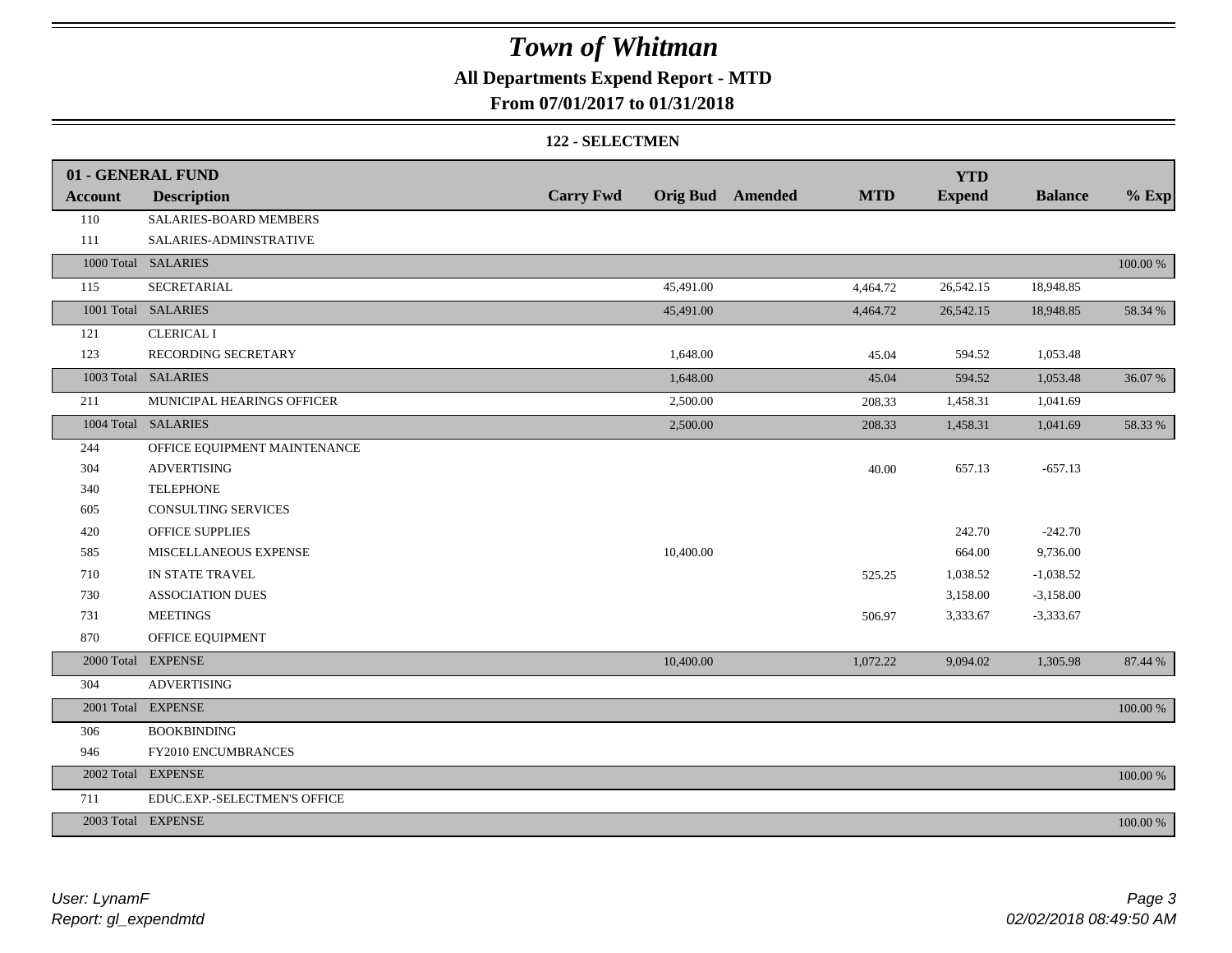# *Town of Whitman*

## All Departments Expend Report - MTD

## From 07/01/2017 to 01/31/2018

### 122 - SELECTMEN

| 01 - GENERAL FUND Account | Description | Carry Fwd | Orig Bud | Amended | MTD | YTD Expend | Balance | % Exp |
|---|---|---|---|---|---|---|---|---|
| 110 | SALARIES-BOARD MEMBERS | | | | | | | |
| 111 | SALARIES-ADMINSTRATIVE | | | | | | | |
| 1000 Total | SALARIES | | | | | | | 100.00 % |
| 115 | SECRETARIAL | | 45,491.00 | | 4,464.72 | 26,542.15 | 18,948.85 | |
| 1001 Total | SALARIES | | 45,491.00 | | 4,464.72 | 26,542.15 | 18,948.85 | 58.34 % |
| 121 | CLERICAL I | | | | | | | |
| 123 | RECORDING SECRETARY | | 1,648.00 | | 45.04 | 594.52 | 1,053.48 | |
| 1003 Total | SALARIES | | 1,648.00 | | 45.04 | 594.52 | 1,053.48 | 36.07 % |
| 211 | MUNICIPAL HEARINGS OFFICER | | 2,500.00 | | 208.33 | 1,458.31 | 1,041.69 | |
| 1004 Total | SALARIES | | 2,500.00 | | 208.33 | 1,458.31 | 1,041.69 | 58.33 % |
| 244 | OFFICE EQUIPMENT MAINTENANCE | | | | | | | |
| 304 | ADVERTISING | | | | 40.00 | 657.13 | -657.13 | |
| 340 | TELEPHONE | | | | | | | |
| 605 | CONSULTING SERVICES | | | | | | | |
| 420 | OFFICE SUPPLIES | | | | | 242.70 | -242.70 | |
| 585 | MISCELLANEOUS EXPENSE | | 10,400.00 | | | 664.00 | 9,736.00 | |
| 710 | IN STATE TRAVEL | | | | 525.25 | 1,038.52 | -1,038.52 | |
| 730 | ASSOCIATION DUES | | | | | 3,158.00 | -3,158.00 | |
| 731 | MEETINGS | | | | 506.97 | 3,333.67 | -3,333.67 | |
| 870 | OFFICE EQUIPMENT | | | | | | | |
| 2000 Total | EXPENSE | | 10,400.00 | | 1,072.22 | 9,094.02 | 1,305.98 | 87.44 % |
| 304 | ADVERTISING | | | | | | | |
| 2001 Total | EXPENSE | | | | | | | 100.00 % |
| 306 | BOOKBINDING | | | | | | | |
| 946 | FY2010 ENCUMBRANCES | | | | | | | |
| 2002 Total | EXPENSE | | | | | | | 100.00 % |
| 711 | EDUC.EXP.-SELECTMEN'S OFFICE | | | | | | | |
| 2003 Total | EXPENSE | | | | | | | 100.00 % |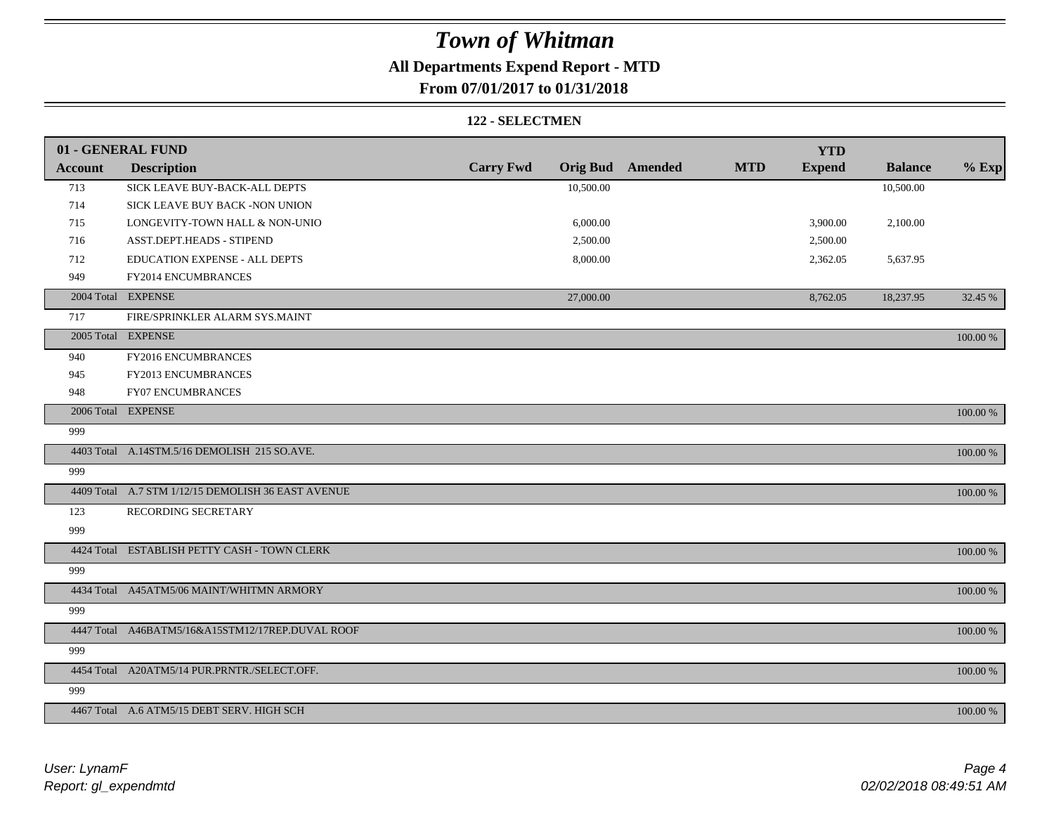# *Town of Whitman*

**All Departments Expend Report - MTD**

**From 07/01/2017 to 01/31/2018**

**122 - SELECTMEN**

| 01 - GENERAL FUND | | | | | | | | |
|---|---|---|---|---|---|---|---|---|
| **Account** | **Description** | **Carry Fwd** | **Orig Bud** | **Amended** | **MTD** | **YTD Expend** | **Balance** | **% Exp** |
| 713 | SICK LEAVE BUY-BACK-ALL DEPTS | | 10,500.00 | | | | 10,500.00 | |
| 714 | SICK LEAVE BUY BACK -NON UNION | | | | | | | |
| 715 | LONGEVITY-TOWN HALL & NON-UNIO | | 6,000.00 | | | 3,900.00 | 2,100.00 | |
| 716 | ASST.DEPT.HEADS - STIPEND | | 2,500.00 | | | 2,500.00 | | |
| 712 | EDUCATION EXPENSE - ALL DEPTS | | 8,000.00 | | | 2,362.05 | 5,637.95 | |
| 949 | FY2014 ENCUMBRANCES | | | | | | | |
| 2004 Total | EXPENSE | | 27,000.00 | | | 8,762.05 | 18,237.95 | 32.45 % |
| 717 | FIRE/SPRINKLER ALARM SYS.MAINT | | | | | | | |
| 2005 Total | EXPENSE | | | | | | | 100.00 % |
| 940 | FY2016 ENCUMBRANCES | | | | | | | |
| 945 | FY2013 ENCUMBRANCES | | | | | | | |
| 948 | FY07 ENCUMBRANCES | | | | | | | |
| 2006 Total | EXPENSE | | | | | | | 100.00 % |
| 999 | | | | | | | | |
| 4403 Total | A.14STM.5/16 DEMOLISH 215 SO.AVE. | | | | | | | 100.00 % |
| 999 | | | | | | | | |
| 4409 Total | A.7 STM 1/12/15 DEMOLISH 36 EAST AVENUE | | | | | | | 100.00 % |
| 123 | RECORDING SECRETARY | | | | | | | |
| 999 | | | | | | | | |
| 4424 Total | ESTABLISH PETTY CASH - TOWN CLERK | | | | | | | 100.00 % |
| 999 | | | | | | | | |
| 4434 Total | A45ATM5/06 MAINT/WHITMN ARMORY | | | | | | | 100.00 % |
| 999 | | | | | | | | |
| 4447 Total | A46BATM5/16&A15STM12/17REP.DUVAL ROOF | | | | | | | 100.00 % |
| 999 | | | | | | | | |
| 4454 Total | A20ATM5/14 PUR.PRNTR./SELECT.OFF. | | | | | | | 100.00 % |
| 999 | | | | | | | | |
| 4467 Total | A.6 ATM5/15 DEBT SERV. HIGH SCH | | | | | | | 100.00 % |

*User: LynamF*
*Report: gl_expendmtd*

*02/02/2018 08:49:51 AM*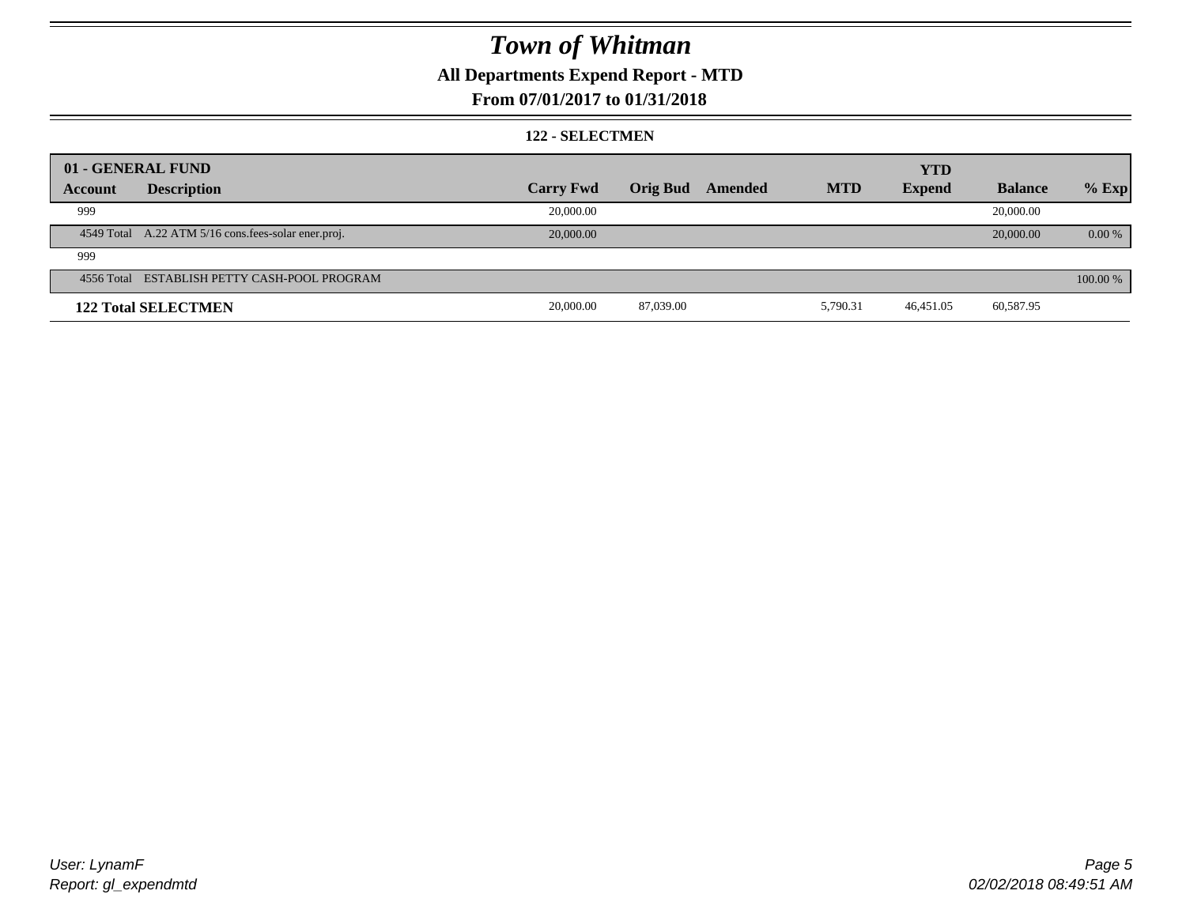# Town of Whitman

## All Departments Expend Report - MTD

### From 07/01/2017 to 01/31/2018

#### 122 - SELECTMEN

| 01 - GENERAL FUND | | | | | | | | |
|---|---|---|---|---|---|---|---|---|
| **Account** | **Description** | **Carry Fwd** | **Orig Bud** | **Amended** | **MTD** | **YTD Expend** | **Balance** | **% Exp** |
| 999 | | 20,000.00 | | | | | 20,000.00 | |
| 4549 Total | A.22 ATM 5/16 cons.fees-solar ener.proj. | 20,000.00 | | | | | 20,000.00 | 0.00 % |
| 999 | | | | | | | | |
| 4556 Total | ESTABLISH PETTY CASH-POOL PROGRAM | | | | | | | 100.00 % |
| **122 Total SELECTMEN** | | 20,000.00 | 87,039.00 | | 5,790.31 | 46,451.05 | 60,587.95 | |

User: LynamF
Report: gl_expendmtd

02/02/2018 08:49:51 AM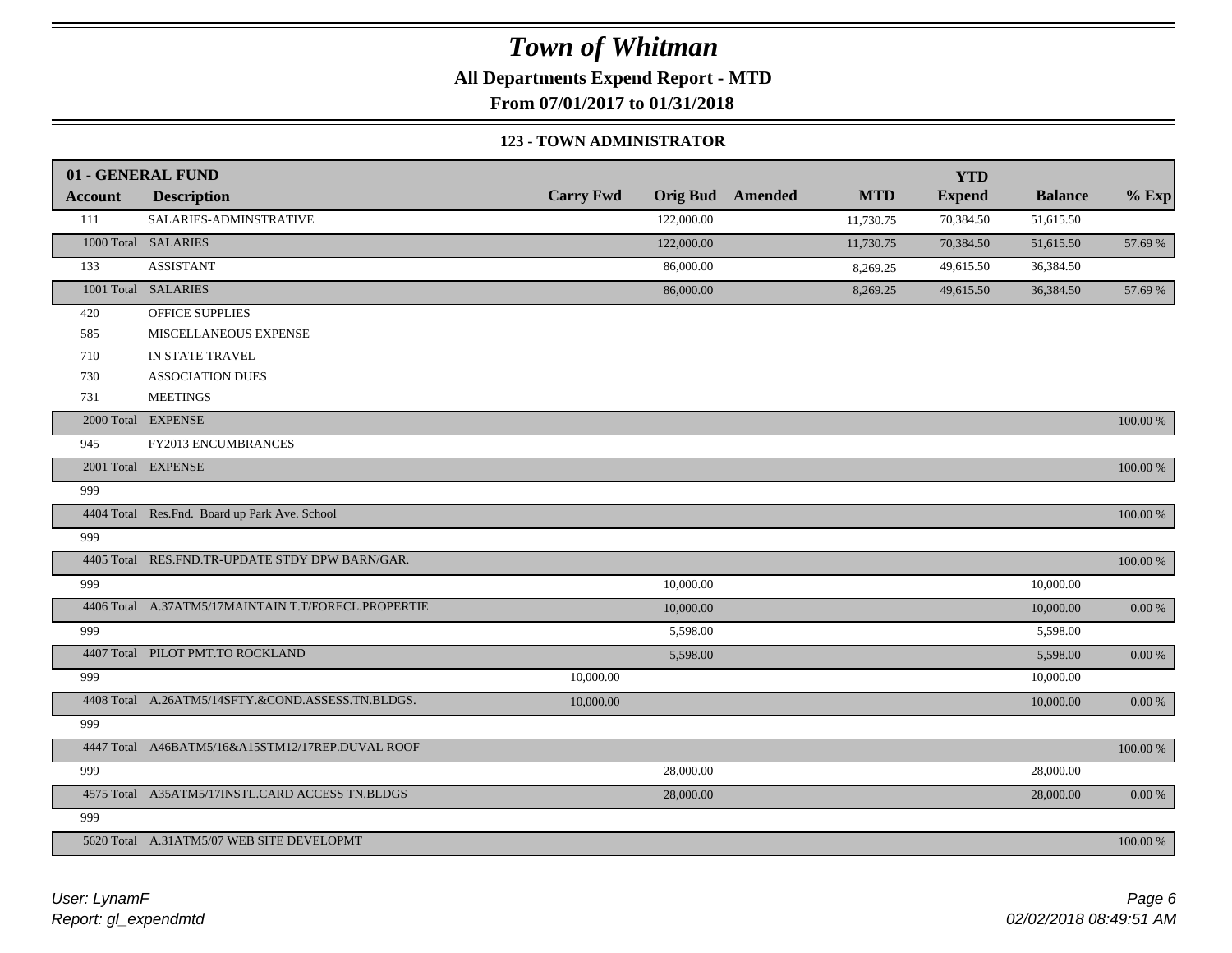# Town of Whitman

**All Departments Expend Report - MTD**

**From 07/01/2017 to 01/31/2018**

**123 - TOWN ADMINISTRATOR**

| 01 - GENERAL FUND | | | | | | | | |
|---|---|---|---|---|---|---|---|---|
| **Account** | **Description** | **Carry Fwd** | **Orig Bud** | **Amended** | **MTD** | **YTD Expend** | **Balance** | **% Exp** |
| 111 | SALARIES-ADMINSTRATIVE | | 122,000.00 | | 11,730.75 | 70,384.50 | 51,615.50 | |
| 1000 Total | SALARIES | | 122,000.00 | | 11,730.75 | 70,384.50 | 51,615.50 | 57.69 % |
| 133 | ASSISTANT | | 86,000.00 | | 8,269.25 | 49,615.50 | 36,384.50 | |
| 1001 Total | SALARIES | | 86,000.00 | | 8,269.25 | 49,615.50 | 36,384.50 | 57.69 % |
| 420 | OFFICE SUPPLIES | | | | | | | |
| 585 | MISCELLANEOUS EXPENSE | | | | | | | |
| 710 | IN STATE TRAVEL | | | | | | | |
| 730 | ASSOCIATION DUES | | | | | | | |
| 731 | MEETINGS | | | | | | | |
| 2000 Total | EXPENSE | | | | | | | 100.00 % |
| 945 | FY2013 ENCUMBRANCES | | | | | | | |
| 2001 Total | EXPENSE | | | | | | | 100.00 % |
| 999 | | | | | | | | |
| 4404 Total | Res.Fnd. Board up Park Ave. School | | | | | | | 100.00 % |
| 999 | | | | | | | | |
| 4405 Total | RES.FND.TR-UPDATE STDY DPW BARN/GAR. | | | | | | | 100.00 % |
| 999 | | | 10,000.00 | | | | 10,000.00 | |
| 4406 Total | A.37ATM5/17MAINTAIN T.T/FORECL.PROPERTIE | | 10,000.00 | | | | 10,000.00 | 0.00 % |
| 999 | | | 5,598.00 | | | | 5,598.00 | |
| 4407 Total | PILOT PMT.TO ROCKLAND | | 5,598.00 | | | | 5,598.00 | 0.00 % |
| 999 | | 10,000.00 | | | | | 10,000.00 | |
| 4408 Total | A.26ATM5/14SFTY.&COND.ASSESS.TN.BLDGS. | 10,000.00 | | | | | 10,000.00 | 0.00 % |
| 999 | | | | | | | | |
| 4447 Total | A46BATM5/16&A15STM12/17REP.DUVAL ROOF | | | | | | | 100.00 % |
| 999 | | | 28,000.00 | | | | 28,000.00 | |
| 4575 Total | A35ATM5/17INSTL.CARD ACCESS TN.BLDGS | | 28,000.00 | | | | 28,000.00 | 0.00 % |
| 999 | | | | | | | | |
| 5620 Total | A.31ATM5/07 WEB SITE DEVELOPMT | | | | | | | 100.00 % |

*User: LynamF*
*Report: gl_expendmtd*

*02/02/2018 08:49:51 AM*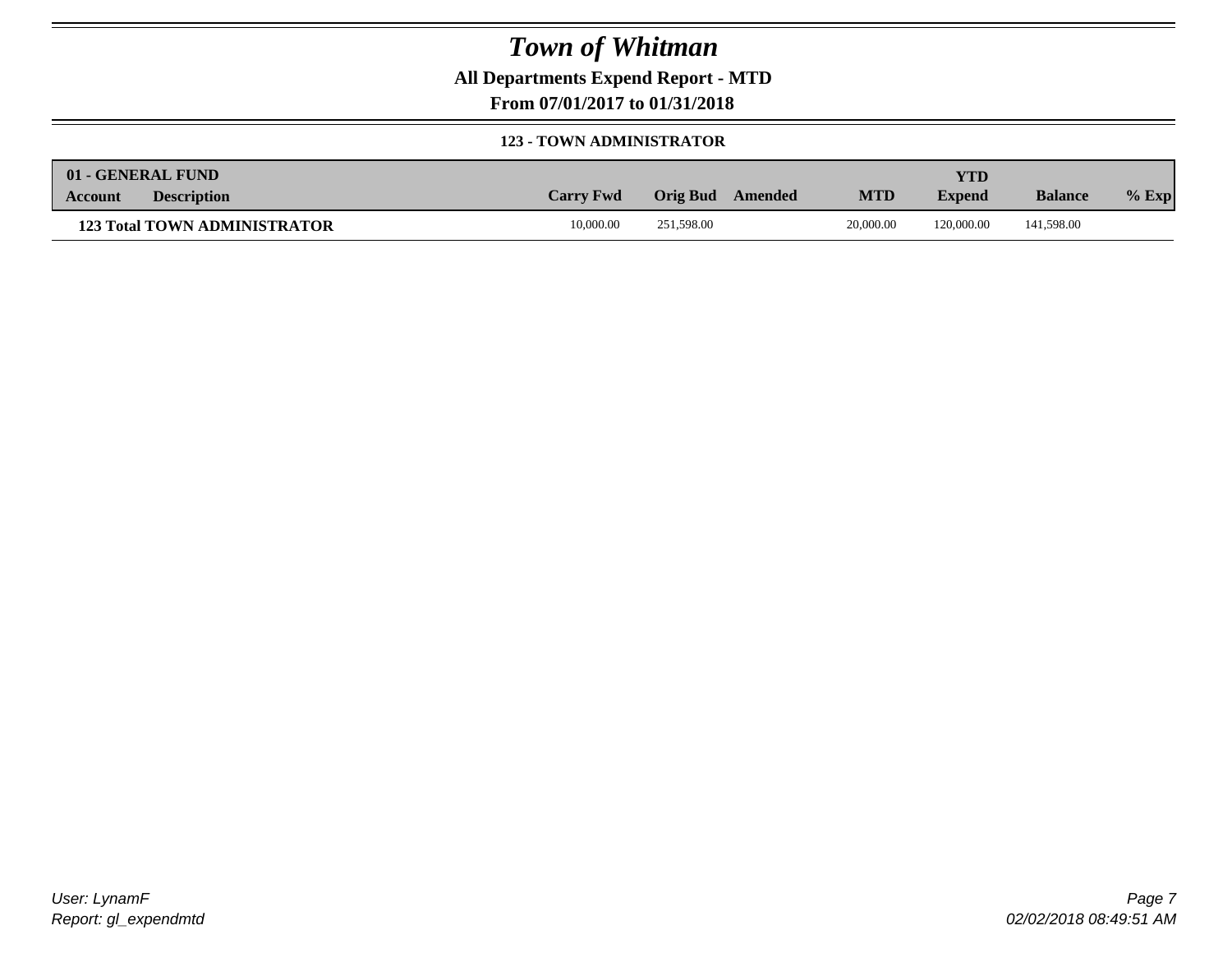# Town of Whitman

**All Departments Expend Report - MTD**

**From 07/01/2017 to 01/31/2018**

**123 - TOWN ADMINISTRATOR**

| 01 - GENERAL FUND Account | Description | Carry Fwd | Orig Bud | Amended | MTD | YTD Expend | Balance | % Exp |
|---|---|---|---|---|---|---|---|---|
| **123 Total TOWN ADMINISTRATOR** | | 10,000.00 | 251,598.00 | | 20,000.00 | 120,000.00 | 141,598.00 | |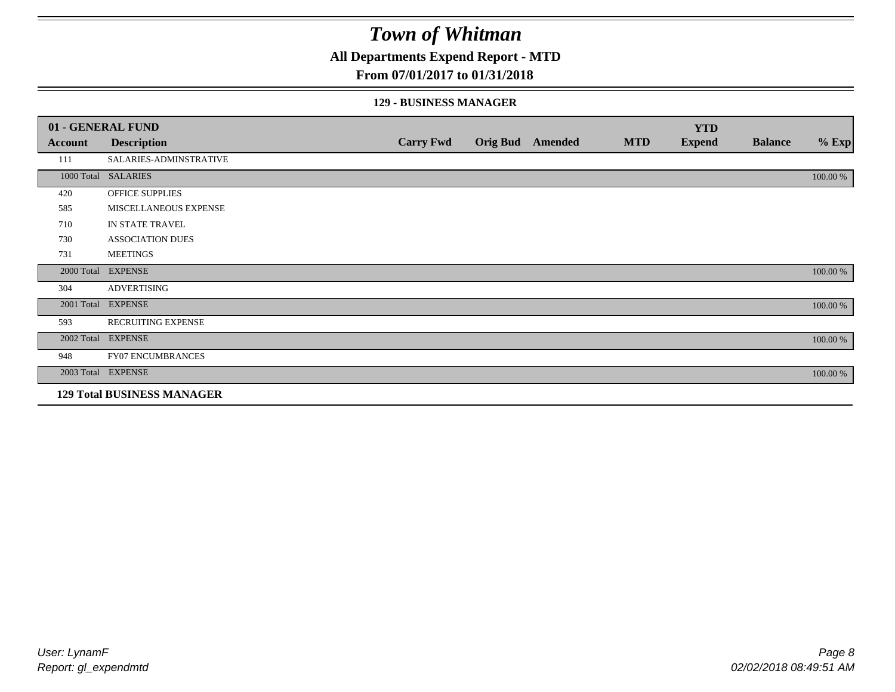# Town of Whitman

## All Departments Expend Report - MTD

### From 07/01/2017 to 01/31/2018

#### 129 - BUSINESS MANAGER

| 01 - GENERAL FUND | | | | | | YTD | | |
|---|---|---|---|---|---|---|---|---|
| **Account** | **Description** | **Carry Fwd** | **Orig Bud** | **Amended** | **MTD** | **Expend** | **Balance** | **% Exp** |
| 111 | SALARIES-ADMINSTRATIVE | | | | | | | |
| 1000 Total | SALARIES | | | | | | | 100.00 % |
| 420 | OFFICE SUPPLIES | | | | | | | |
| 585 | MISCELLANEOUS EXPENSE | | | | | | | |
| 710 | IN STATE TRAVEL | | | | | | | |
| 730 | ASSOCIATION DUES | | | | | | | |
| 731 | MEETINGS | | | | | | | |
| 2000 Total | EXPENSE | | | | | | | 100.00 % |
| 304 | ADVERTISING | | | | | | | |
| 2001 Total | EXPENSE | | | | | | | 100.00 % |
| 593 | RECRUITING EXPENSE | | | | | | | |
| 2002 Total | EXPENSE | | | | | | | 100.00 % |
| 948 | FY07 ENCUMBRANCES | | | | | | | |
| 2003 Total | EXPENSE | | | | | | | 100.00 % |
| **129 Total BUSINESS MANAGER** | | | | | | | | |

*User: LynamF*
*Report: gl_expendmtd*

*02/02/2018 08:49:51 AM*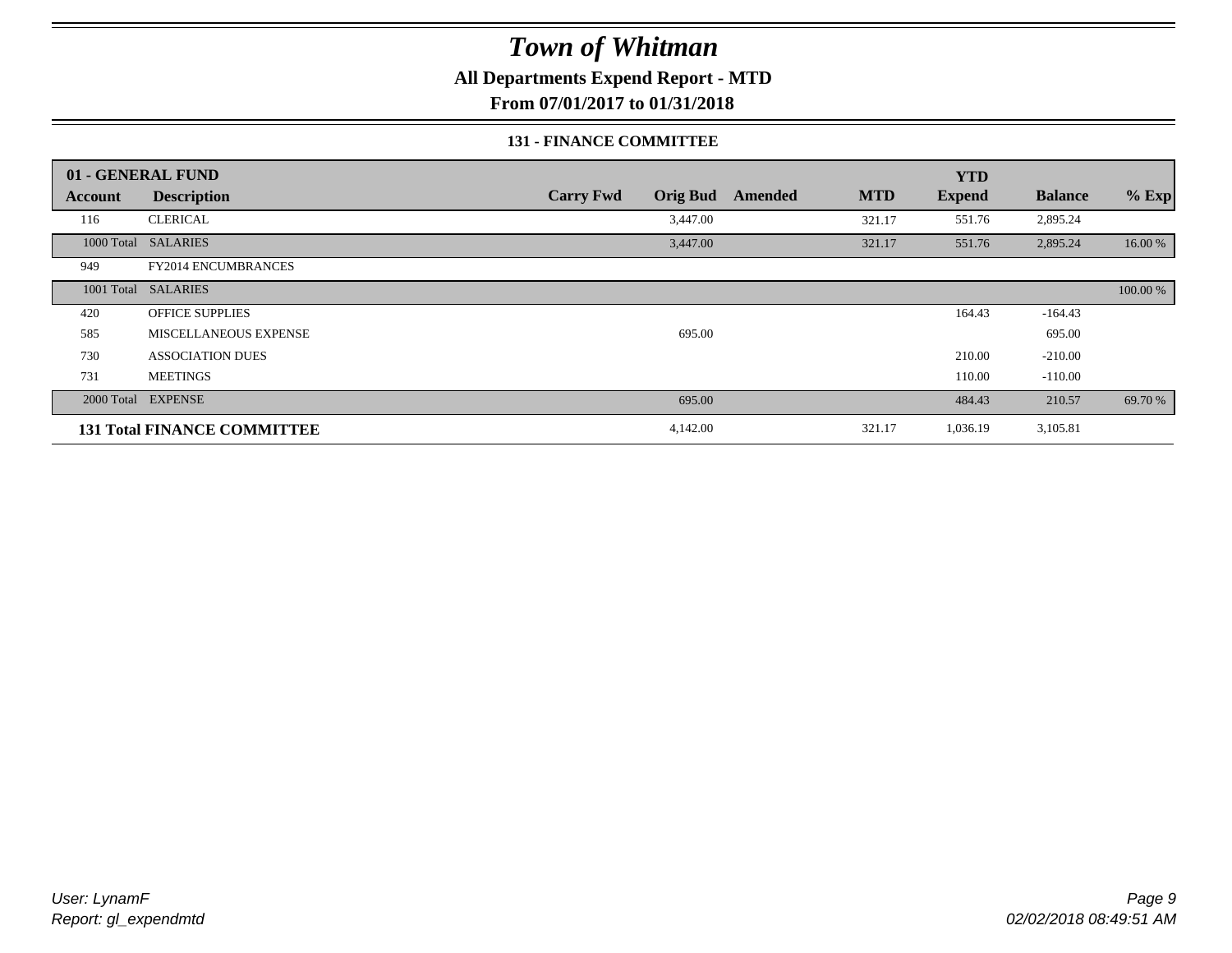# Town of Whitman

**All Departments Expend Report - MTD**

**From 07/01/2017 to 01/31/2018**

**131 - FINANCE COMMITTEE**

| 01 - GENERAL FUND | | | | | | YTD | | |
|---|---|---|---|---|---|---|---|---|
| Account | Description | Carry Fwd | Orig Bud | Amended | MTD | Expend | Balance | % Exp |
| 116 | CLERICAL | | 3,447.00 | | 321.17 | 551.76 | 2,895.24 | |
| 1000 Total | SALARIES | | 3,447.00 | | 321.17 | 551.76 | 2,895.24 | 16.00 % |
| 949 | FY2014 ENCUMBRANCES | | | | | | | |
| 1001 Total | SALARIES | | | | | | | 100.00 % |
| 420 | OFFICE SUPPLIES | | | | | 164.43 | -164.43 | |
| 585 | MISCELLANEOUS EXPENSE | | 695.00 | | | | 695.00 | |
| 730 | ASSOCIATION DUES | | | | | 210.00 | -210.00 | |
| 731 | MEETINGS | | | | | 110.00 | -110.00 | |
| 2000 Total | EXPENSE | | 695.00 | | | 484.43 | 210.57 | 69.70 % |
| **131 Total FINANCE COMMITTEE** | | | 4,142.00 | | 321.17 | 1,036.19 | 3,105.81 | |

*User: LynamF*
*Report: gl_expendmtd*

*02/02/2018 08:49:51 AM*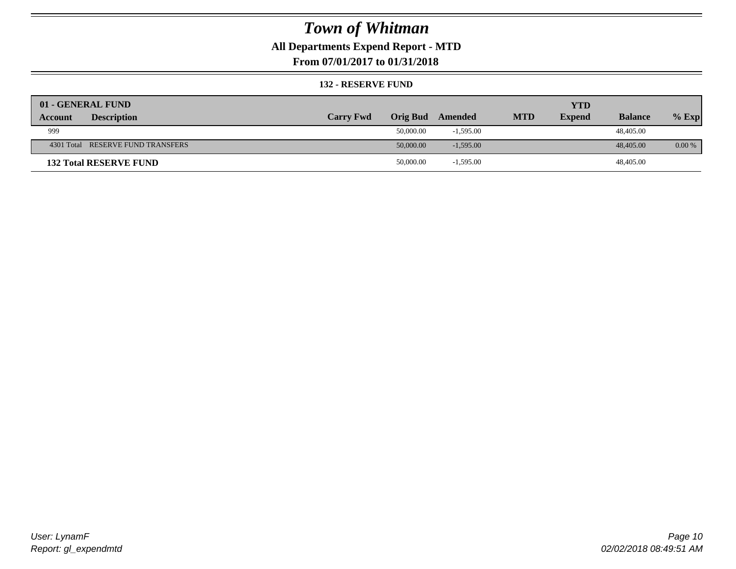# Town of Whitman

## All Departments Expend Report - MTD

### From 07/01/2017 to 01/31/2018

#### 132 - RESERVE FUND

| 01 - GENERAL FUND | | | | | | YTD | | |
|---|---|---|---|---|---|---|---|---|
| **Account** | **Description** | **Carry Fwd** | **Orig Bud** | **Amended** | **MTD** | **Expend** | **Balance** | **% Exp** |
| 999 | | | 50,000.00 | -1,595.00 | | | 48,405.00 | |
| 4301 Total | RESERVE FUND TRANSFERS | | 50,000.00 | -1,595.00 | | | 48,405.00 | 0.00 % |
| **132 Total RESERVE FUND** | | | 50,000.00 | -1,595.00 | | | 48,405.00 | |

*User: LynamF*
*Report: gl_expendmtd*

*02/02/2018 08:49:51 AM*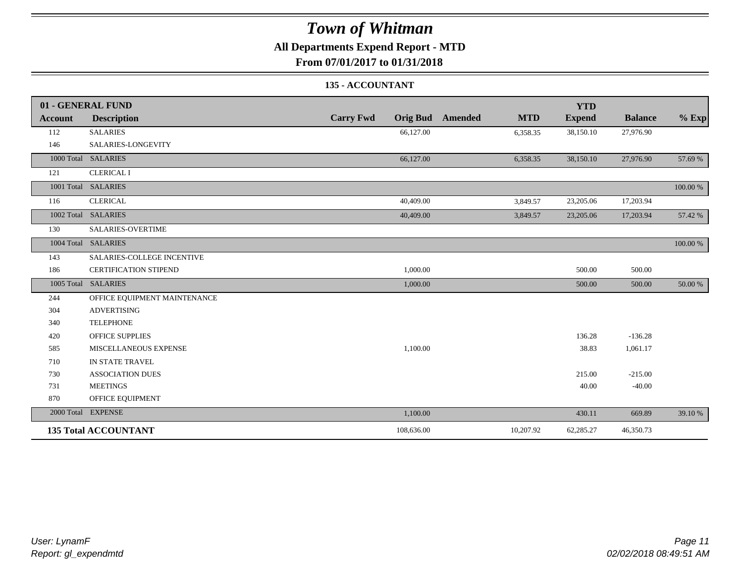# Town of Whitman

## All Departments Expend Report - MTD

### From 07/01/2017 to 01/31/2018

#### 135 - ACCOUNTANT

| 01 - GENERAL FUND | | | | | | | | |
|---|---|---|---|---|---|---|---|---|
| **Account** | **Description** | **Carry Fwd** | **Orig Bud** | **Amended** | **MTD** | **YTD Expend** | **Balance** | **% Exp** |
| 112 | SALARIES | | 66,127.00 | | 6,358.35 | 38,150.10 | 27,976.90 | |
| 146 | SALARIES-LONGEVITY | | | | | | | |
| 1000 Total | SALARIES | | 66,127.00 | | 6,358.35 | 38,150.10 | 27,976.90 | 57.69 % |
| 121 | CLERICAL I | | | | | | | |
| 1001 Total | SALARIES | | | | | | | 100.00 % |
| 116 | CLERICAL | | 40,409.00 | | 3,849.57 | 23,205.06 | 17,203.94 | |
| 1002 Total | SALARIES | | 40,409.00 | | 3,849.57 | 23,205.06 | 17,203.94 | 57.42 % |
| 130 | SALARIES-OVERTIME | | | | | | | |
| 1004 Total | SALARIES | | | | | | | 100.00 % |
| 143 | SALARIES-COLLEGE INCENTIVE | | | | | | | |
| 186 | CERTIFICATION STIPEND | | 1,000.00 | | | 500.00 | 500.00 | |
| 1005 Total | SALARIES | | 1,000.00 | | | 500.00 | 500.00 | 50.00 % |
| 244 | OFFICE EQUIPMENT MAINTENANCE | | | | | | | |
| 304 | ADVERTISING | | | | | | | |
| 340 | TELEPHONE | | | | | | | |
| 420 | OFFICE SUPPLIES | | | | | 136.28 | -136.28 | |
| 585 | MISCELLANEOUS EXPENSE | | 1,100.00 | | | 38.83 | 1,061.17 | |
| 710 | IN STATE TRAVEL | | | | | | | |
| 730 | ASSOCIATION DUES | | | | | 215.00 | -215.00 | |
| 731 | MEETINGS | | | | | 40.00 | -40.00 | |
| 870 | OFFICE EQUIPMENT | | | | | | | |
| 2000 Total | EXPENSE | | 1,100.00 | | | 430.11 | 669.89 | 39.10 % |
| **135 Total ACCOUNTANT** | | | 108,636.00 | | 10,207.92 | 62,285.27 | 46,350.73 | |

*User: LynamF*
*Report: gl_expendmtd*

*02/02/2018 08:49:51 AM*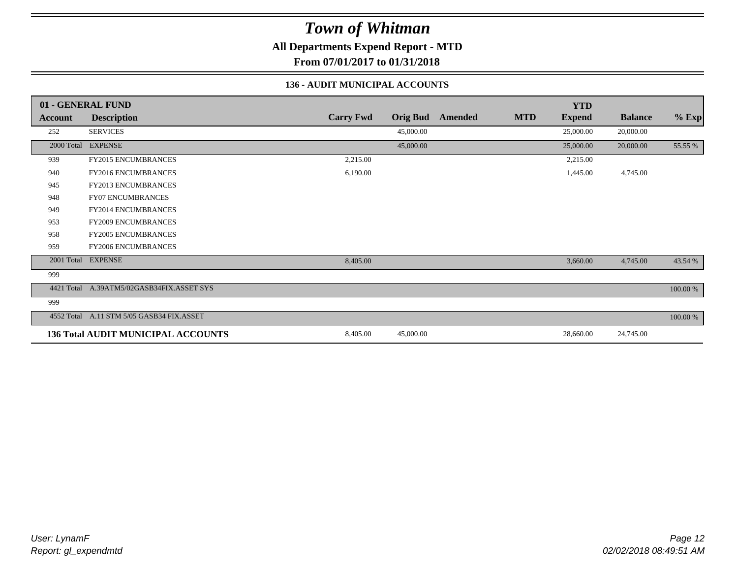# *Town of Whitman*

**All Departments Expend Report - MTD**

**From 07/01/2017 to 01/31/2018**

### 136 - AUDIT MUNICIPAL ACCOUNTS

| 01 - GENERAL FUND | | | | | | | | |
|---|---|---|---|---|---|---|---|---|
| **Account** | **Description** | **Carry Fwd** | **Orig Bud** | **Amended** | **MTD** | **YTD Expend** | **Balance** | **% Exp** |
| 252 | SERVICES | | 45,000.00 | | | 25,000.00 | 20,000.00 | |
| 2000 Total | EXPENSE | | 45,000.00 | | | 25,000.00 | 20,000.00 | 55.55 % |
| 939 | FY2015 ENCUMBRANCES | 2,215.00 | | | | 2,215.00 | | |
| 940 | FY2016 ENCUMBRANCES | 6,190.00 | | | | 1,445.00 | 4,745.00 | |
| 945 | FY2013 ENCUMBRANCES | | | | | | | |
| 948 | FY07 ENCUMBRANCES | | | | | | | |
| 949 | FY2014 ENCUMBRANCES | | | | | | | |
| 953 | FY2009 ENCUMBRANCES | | | | | | | |
| 958 | FY2005 ENCUMBRANCES | | | | | | | |
| 959 | FY2006 ENCUMBRANCES | | | | | | | |
| 2001 Total | EXPENSE | 8,405.00 | | | | 3,660.00 | 4,745.00 | 43.54 % |
| 999 | | | | | | | | |
| 4421 Total | A.39ATM5/02GASB34FIX.ASSET SYS | | | | | | | 100.00 % |
| 999 | | | | | | | | |
| 4552 Total | A.11 STM 5/05 GASB34 FIX.ASSET | | | | | | | 100.00 % |
| **136 Total AUDIT MUNICIPAL ACCOUNTS** | | 8,405.00 | 45,000.00 | | | 28,660.00 | 24,745.00 | |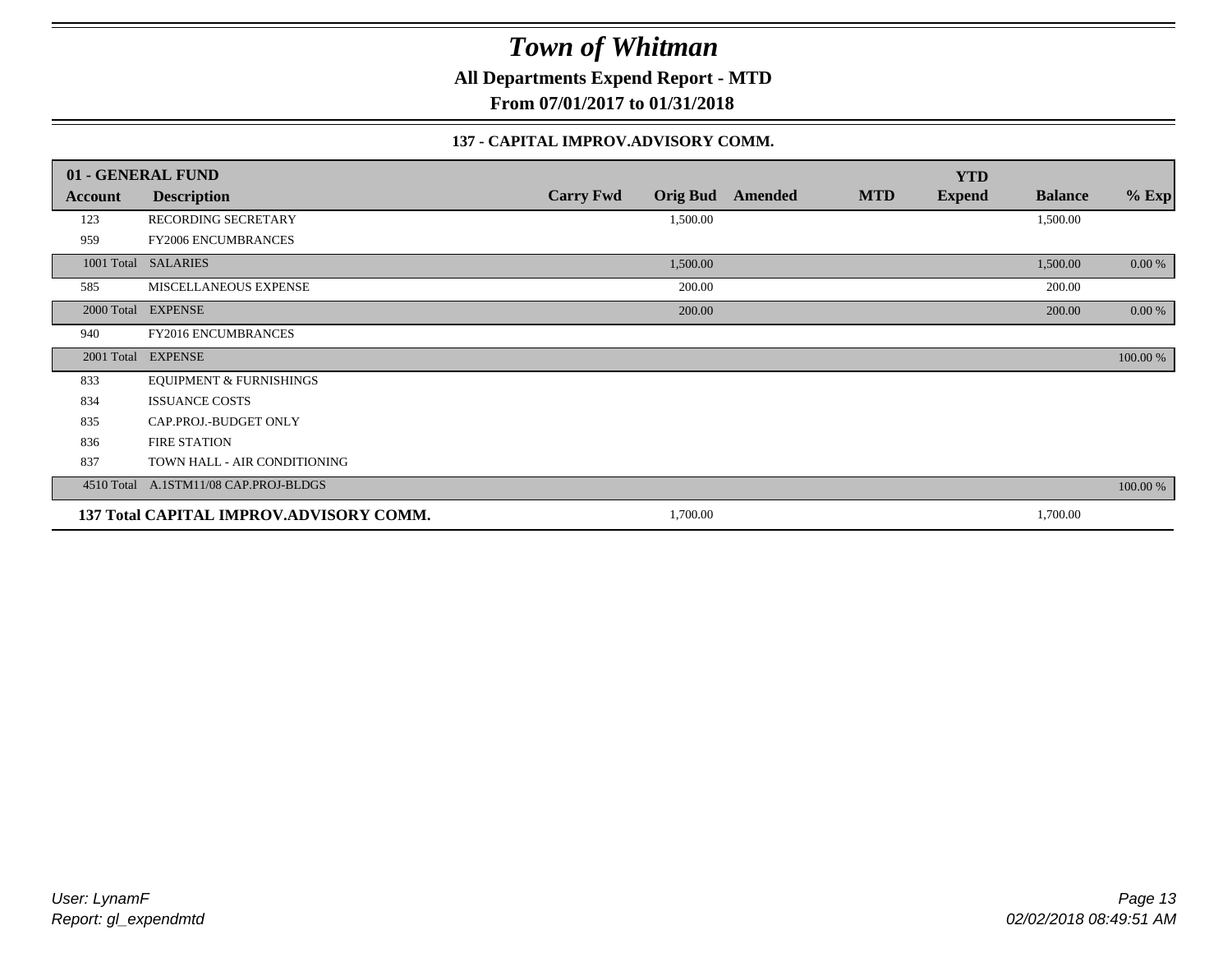# Town of Whitman

**All Departments Expend Report - MTD**

**From 07/01/2017 to 01/31/2018**

**137 - CAPITAL IMPROV.ADVISORY COMM.**

| 01 - GENERAL FUND | | | | | | YTD | | |
|---|---|---|---|---|---|---|---|---|
| **Account** | **Description** | **Carry Fwd** | **Orig Bud** | **Amended** | **MTD** | **Expend** | **Balance** | **% Exp** |
| 123 | RECORDING SECRETARY | | 1,500.00 | | | | 1,500.00 | |
| 959 | FY2006 ENCUMBRANCES | | | | | | | |
| 1001 Total | SALARIES | | 1,500.00 | | | | 1,500.00 | 0.00 % |
| 585 | MISCELLANEOUS EXPENSE | | 200.00 | | | | 200.00 | |
| 2000 Total | EXPENSE | | 200.00 | | | | 200.00 | 0.00 % |
| 940 | FY2016 ENCUMBRANCES | | | | | | | |
| 2001 Total | EXPENSE | | | | | | | 100.00 % |
| 833 | EQUIPMENT & FURNISHINGS | | | | | | | |
| 834 | ISSUANCE COSTS | | | | | | | |
| 835 | CAP.PROJ.-BUDGET ONLY | | | | | | | |
| 836 | FIRE STATION | | | | | | | |
| 837 | TOWN HALL - AIR CONDITIONING | | | | | | | |
| 4510 Total | A.1STM11/08 CAP.PROJ-BLDGS | | | | | | | 100.00 % |
| **137 Total CAPITAL IMPROV.ADVISORY COMM.** | | | 1,700.00 | | | | 1,700.00 | |

*User: LynamF*
*Report: gl_expendmtd*

*02/02/2018 08:49:51 AM*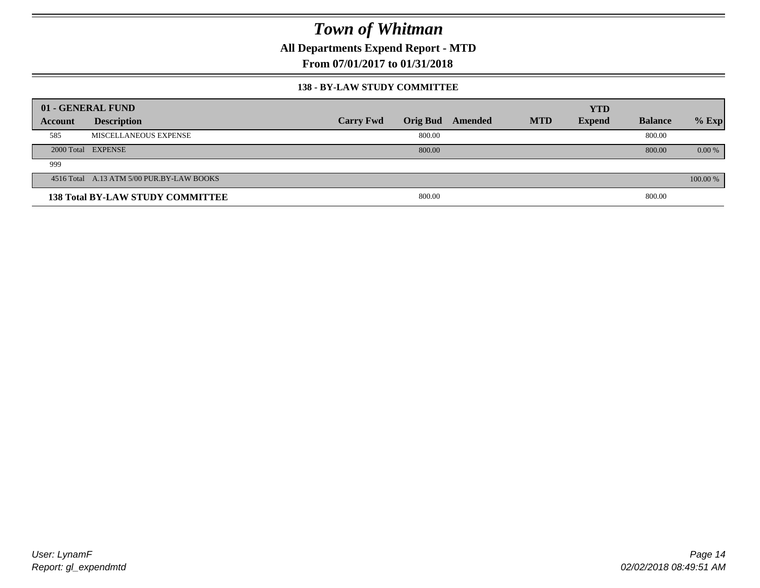# Town of Whitman

**All Departments Expend Report - MTD**

**From 07/01/2017 to 01/31/2018**

**138 - BY-LAW STUDY COMMITTEE**

| 01 - GENERAL FUND | | | | | | | | |
|---|---|---|---|---|---|---|---|---|
| **Account** | **Description** | **Carry Fwd** | **Orig Bud** | **Amended** | **MTD** | **YTD Expend** | **Balance** | **% Exp** |
| 585 | MISCELLANEOUS EXPENSE | | 800.00 | | | | 800.00 | |
| 2000 Total | EXPENSE | | 800.00 | | | | 800.00 | 0.00 % |
| 999 | | | | | | | | |
| 4516 Total | A.13 ATM 5/00 PUR.BY-LAW BOOKS | | | | | | | 100.00 % |
| **138 Total BY-LAW STUDY COMMITTEE** | | | 800.00 | | | | 800.00 | |

*User: LynamF*
*Report: gl_expendmtd*

*02/02/2018 08:49:51 AM*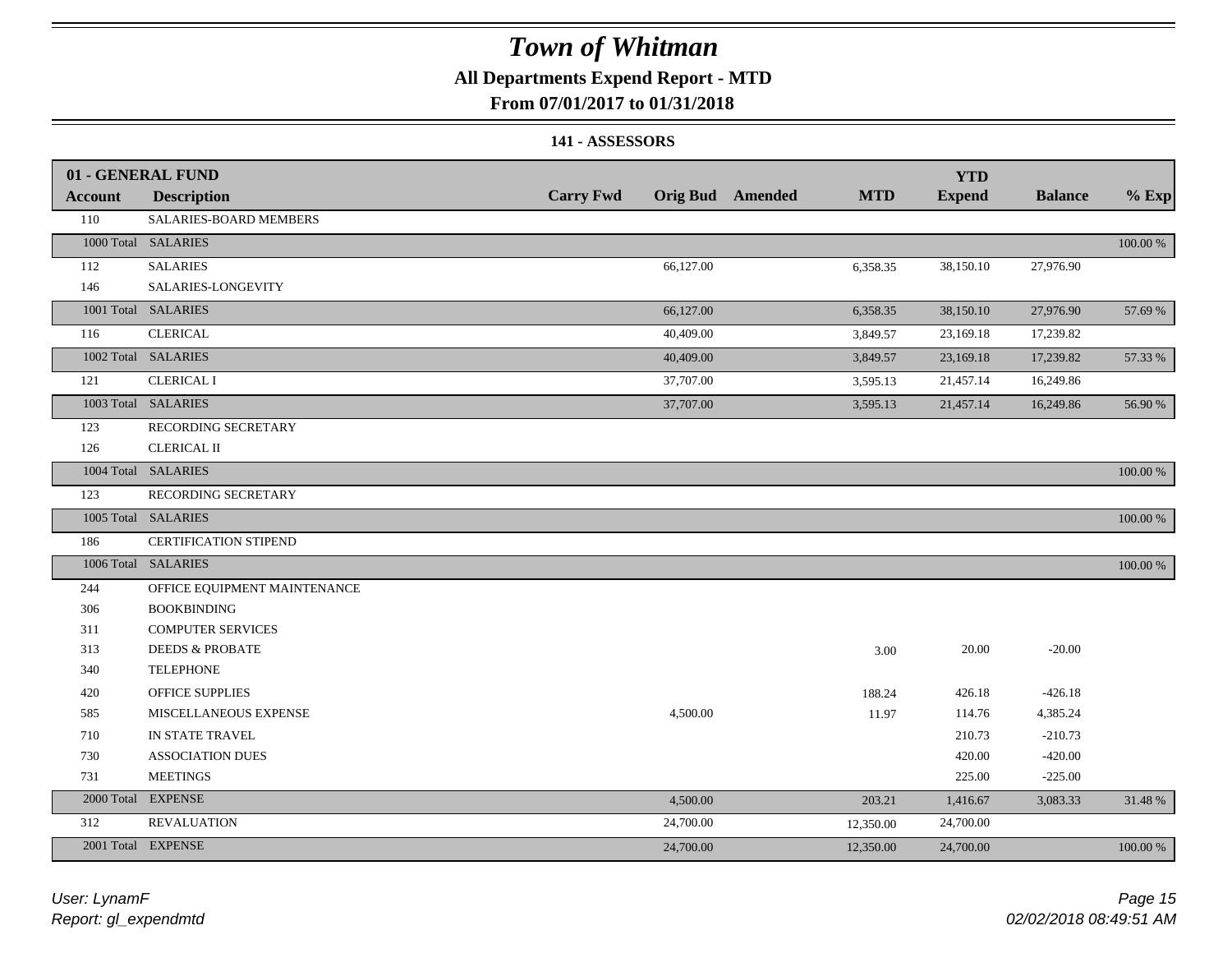# Town of Whitman

**All Departments Expend Report - MTD**

**From 07/01/2017 to 01/31/2018**

**141 - ASSESSORS**

| 01 - GENERAL FUND Account | Description | Carry Fwd | Orig Bud | Amended | MTD | YTD Expend | Balance | % Exp |
|---|---|---|---|---|---|---|---|---|
| 110 | SALARIES-BOARD MEMBERS | | | | | | | |
| 1000 Total | SALARIES | | | | | | | 100.00 % |
| 112 | SALARIES | | 66,127.00 | | 6,358.35 | 38,150.10 | 27,976.90 | |
| 146 | SALARIES-LONGEVITY | | | | | | | |
| 1001 Total | SALARIES | | 66,127.00 | | 6,358.35 | 38,150.10 | 27,976.90 | 57.69 % |
| 116 | CLERICAL | | 40,409.00 | | 3,849.57 | 23,169.18 | 17,239.82 | |
| 1002 Total | SALARIES | | 40,409.00 | | 3,849.57 | 23,169.18 | 17,239.82 | 57.33 % |
| 121 | CLERICAL I | | 37,707.00 | | 3,595.13 | 21,457.14 | 16,249.86 | |
| 1003 Total | SALARIES | | 37,707.00 | | 3,595.13 | 21,457.14 | 16,249.86 | 56.90 % |
| 123 | RECORDING SECRETARY | | | | | | | |
| 126 | CLERICAL II | | | | | | | |
| 1004 Total | SALARIES | | | | | | | 100.00 % |
| 123 | RECORDING SECRETARY | | | | | | | |
| 1005 Total | SALARIES | | | | | | | 100.00 % |
| 186 | CERTIFICATION STIPEND | | | | | | | |
| 1006 Total | SALARIES | | | | | | | 100.00 % |
| 244 | OFFICE EQUIPMENT MAINTENANCE | | | | | | | |
| 306 | BOOKBINDING | | | | | | | |
| 311 | COMPUTER SERVICES | | | | | | | |
| 313 | DEEDS & PROBATE | | | | 3.00 | 20.00 | -20.00 | |
| 340 | TELEPHONE | | | | | | | |
| 420 | OFFICE SUPPLIES | | | | 188.24 | 426.18 | -426.18 | |
| 585 | MISCELLANEOUS EXPENSE | | 4,500.00 | | 11.97 | 114.76 | 4,385.24 | |
| 710 | IN STATE TRAVEL | | | | | 210.73 | -210.73 | |
| 730 | ASSOCIATION DUES | | | | | 420.00 | -420.00 | |
| 731 | MEETINGS | | | | | 225.00 | -225.00 | |
| 2000 Total | EXPENSE | | 4,500.00 | | 203.21 | 1,416.67 | 3,083.33 | 31.48 % |
| 312 | REVALUATION | | 24,700.00 | | 12,350.00 | 24,700.00 | | |
| 2001 Total | EXPENSE | | 24,700.00 | | 12,350.00 | 24,700.00 | | 100.00 % |

*User: LynamF*
*Report: gl_expendmtd*

*02/02/2018 08:49:51 AM*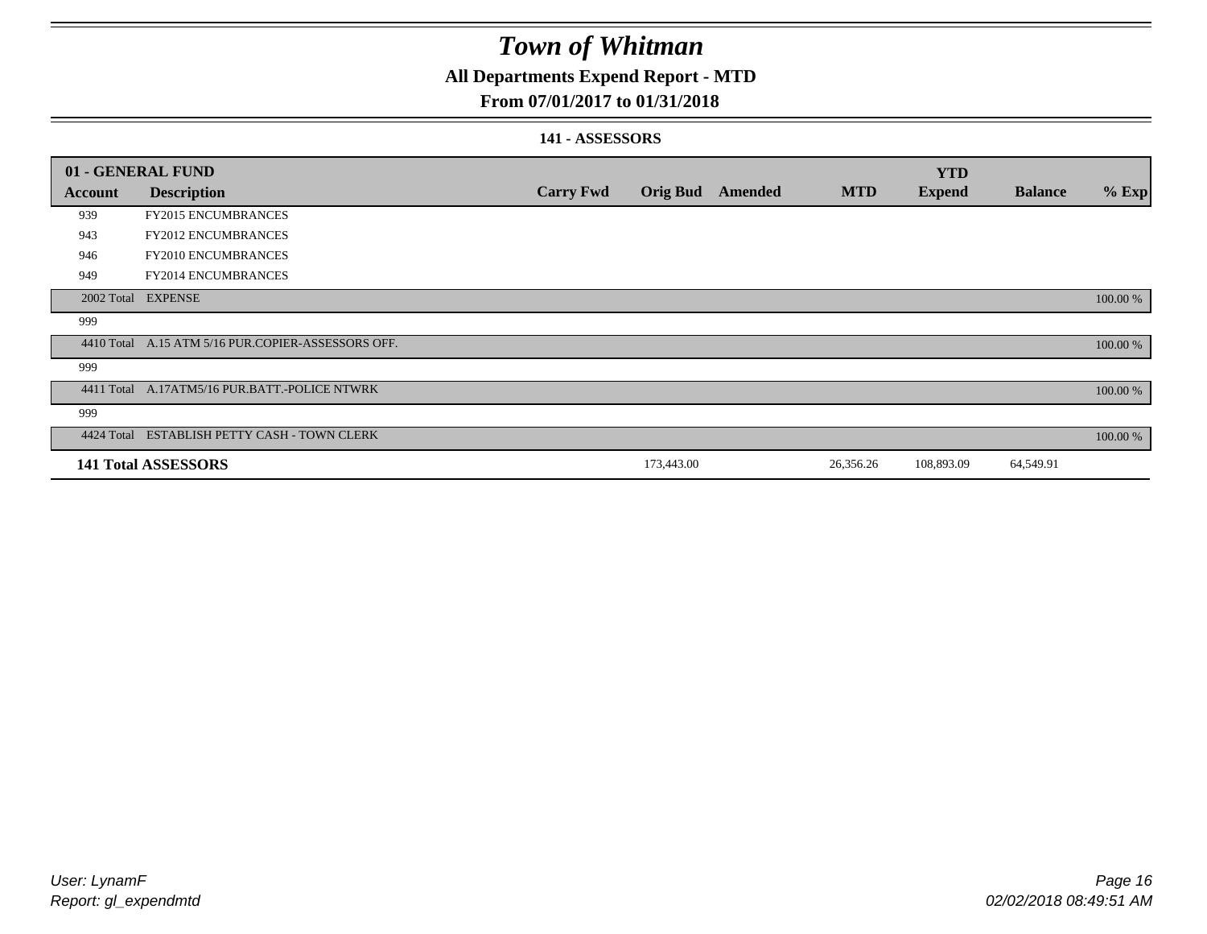# Town of Whitman

## All Departments Expend Report - MTD

### From 07/01/2017 to 01/31/2018

#### 141 - ASSESSORS

| 01 - GENERAL FUND | | | | | | YTD | | |
|---|---|---|---|---|---|---|---|---|
| **Account** | **Description** | **Carry Fwd** | **Orig Bud** | **Amended** | **MTD** | **Expend** | **Balance** | **% Exp** |
| 939 | FY2015 ENCUMBRANCES | | | | | | | |
| 943 | FY2012 ENCUMBRANCES | | | | | | | |
| 946 | FY2010 ENCUMBRANCES | | | | | | | |
| 949 | FY2014 ENCUMBRANCES | | | | | | | |
| 2002 Total | EXPENSE | | | | | | | 100.00 % |
| 999 | | | | | | | | |
| 4410 Total | A.15 ATM 5/16 PUR.COPIER-ASSESSORS OFF. | | | | | | | 100.00 % |
| 999 | | | | | | | | |
| 4411 Total | A.17ATM5/16 PUR.BATT.-POLICE NTWRK | | | | | | | 100.00 % |
| 999 | | | | | | | | |
| 4424 Total | ESTABLISH PETTY CASH - TOWN CLERK | | | | | | | 100.00 % |
| **141 Total ASSESSORS** | | | 173,443.00 | | 26,356.26 | 108,893.09 | 64,549.91 | |

User: LynamF
Report: gl_expendmtd

02/02/2018 08:49:51 AM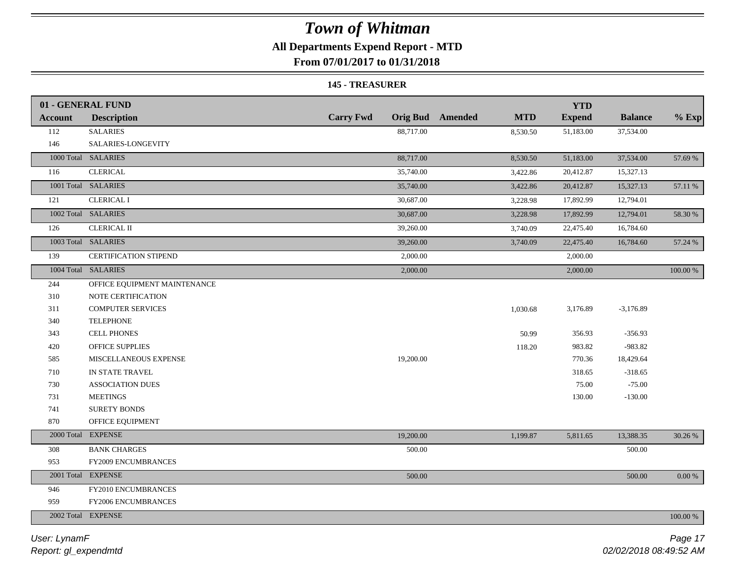# Town of Whitman

## All Departments Expend Report - MTD

### From 07/01/2017 to 01/31/2018

#### 145 - TREASURER

| 01 - GENERAL FUND | | | | | | | | |
|---|---|---|---|---|---|---|---|---|
| **Account** | **Description** | **Carry Fwd** | **Orig Bud** | **Amended** | **MTD** | **YTD Expend** | **Balance** | **% Exp** |
| 112 | SALARIES | | 88,717.00 | | 8,530.50 | 51,183.00 | 37,534.00 | |
| 146 | SALARIES-LONGEVITY | | | | | | | |
| 1000 Total | SALARIES | | 88,717.00 | | 8,530.50 | 51,183.00 | 37,534.00 | 57.69 % |
| 116 | CLERICAL | | 35,740.00 | | 3,422.86 | 20,412.87 | 15,327.13 | |
| 1001 Total | SALARIES | | 35,740.00 | | 3,422.86 | 20,412.87 | 15,327.13 | 57.11 % |
| 121 | CLERICAL I | | 30,687.00 | | 3,228.98 | 17,892.99 | 12,794.01 | |
| 1002 Total | SALARIES | | 30,687.00 | | 3,228.98 | 17,892.99 | 12,794.01 | 58.30 % |
| 126 | CLERICAL II | | 39,260.00 | | 3,740.09 | 22,475.40 | 16,784.60 | |
| 1003 Total | SALARIES | | 39,260.00 | | 3,740.09 | 22,475.40 | 16,784.60 | 57.24 % |
| 139 | CERTIFICATION STIPEND | | 2,000.00 | | | 2,000.00 | | |
| 1004 Total | SALARIES | | 2,000.00 | | | 2,000.00 | | 100.00 % |
| 244 | OFFICE EQUIPMENT MAINTENANCE | | | | | | | |
| 310 | NOTE CERTIFICATION | | | | | | | |
| 311 | COMPUTER SERVICES | | | | 1,030.68 | 3,176.89 | -3,176.89 | |
| 340 | TELEPHONE | | | | | | | |
| 343 | CELL PHONES | | | | 50.99 | 356.93 | -356.93 | |
| 420 | OFFICE SUPPLIES | | | | 118.20 | 983.82 | -983.82 | |
| 585 | MISCELLANEOUS EXPENSE | | 19,200.00 | | | 770.36 | 18,429.64 | |
| 710 | IN STATE TRAVEL | | | | | 318.65 | -318.65 | |
| 730 | ASSOCIATION DUES | | | | | 75.00 | -75.00 | |
| 731 | MEETINGS | | | | | 130.00 | -130.00 | |
| 741 | SURETY BONDS | | | | | | | |
| 870 | OFFICE EQUIPMENT | | | | | | | |
| 2000 Total | EXPENSE | | 19,200.00 | | 1,199.87 | 5,811.65 | 13,388.35 | 30.26 % |
| 308 | BANK CHARGES | | 500.00 | | | | 500.00 | |
| 953 | FY2009 ENCUMBRANCES | | | | | | | |
| 2001 Total | EXPENSE | | 500.00 | | | | 500.00 | 0.00 % |
| 946 | FY2010 ENCUMBRANCES | | | | | | | |
| 959 | FY2006 ENCUMBRANCES | | | | | | | |
| 2002 Total | EXPENSE | | | | | | | 100.00 % |

*User: LynamF*
*Report: gl_expendmtd*

*02/02/2018 08:49:52 AM*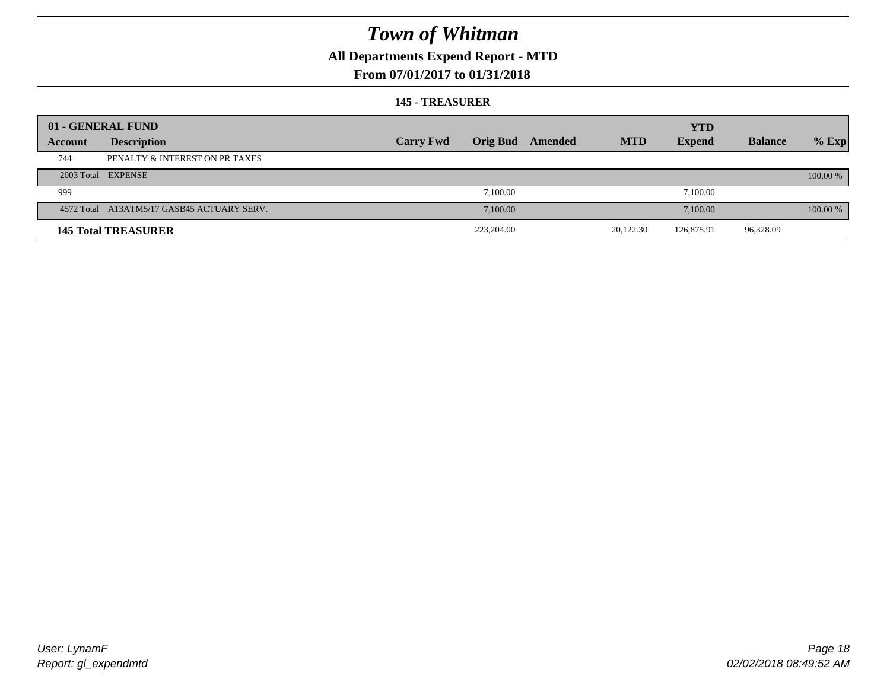# Town of Whitman

**All Departments Expend Report - MTD**

**From 07/01/2017 to 01/31/2018**

### 145 - TREASURER

| 01 - GENERAL FUND Account | Description | Carry Fwd | Orig Bud | Amended | MTD | YTD Expend | Balance | % Exp |
|---|---|---|---|---|---|---|---|---|
| 744 | PENALTY & INTEREST ON PR TAXES | | | | | | | |
| 2003 Total | EXPENSE | | | | | | | 100.00 % |
| 999 | | | 7,100.00 | | | 7,100.00 | | |
| 4572 Total | A13ATM5/17 GASB45 ACTUARY SERV. | | 7,100.00 | | | 7,100.00 | | 100.00 % |
| **145 Total TREASURER** | | | 223,204.00 | | 20,122.30 | 126,875.91 | 96,328.09 | |

User: LynamF
Report: gl_expendmtd

02/02/2018 08:49:52 AM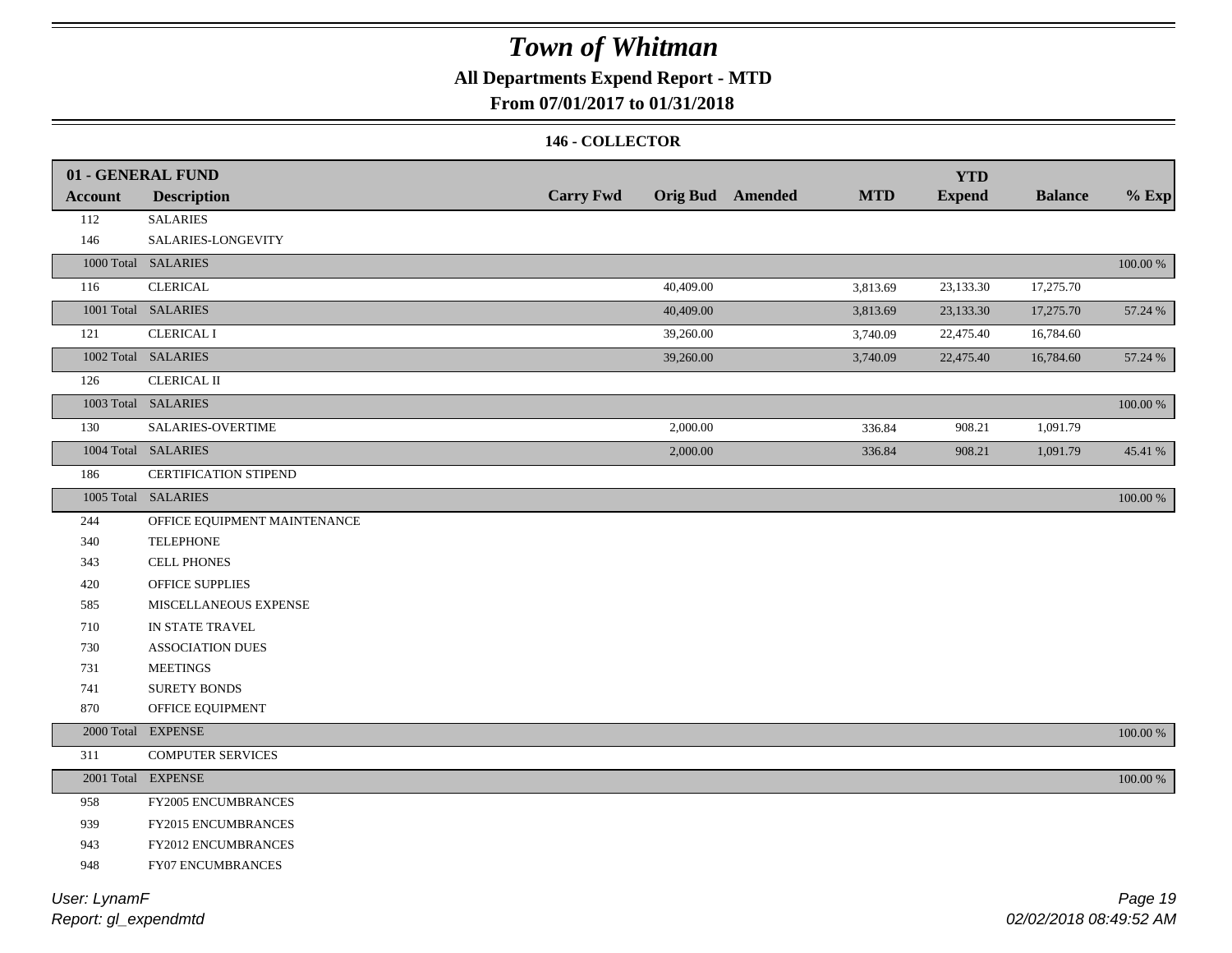# Town of Whitman

## All Departments Expend Report - MTD

### From 07/01/2017 to 01/31/2018

#### 146 - COLLECTOR

| 01 - GENERAL FUND | | | | | | YTD | | |
|---|---|---|---|---|---|---|---|---|
| Account | Description | Carry Fwd | Orig Bud | Amended | MTD | Expend | Balance | % Exp |
| 112 | SALARIES | | | | | | | |
| 146 | SALARIES-LONGEVITY | | | | | | | |
| 1000 Total | SALARIES | | | | | | | 100.00 % |
| 116 | CLERICAL | | 40,409.00 | | 3,813.69 | 23,133.30 | 17,275.70 | |
| 1001 Total | SALARIES | | 40,409.00 | | 3,813.69 | 23,133.30 | 17,275.70 | 57.24 % |
| 121 | CLERICAL I | | 39,260.00 | | 3,740.09 | 22,475.40 | 16,784.60 | |
| 1002 Total | SALARIES | | 39,260.00 | | 3,740.09 | 22,475.40 | 16,784.60 | 57.24 % |
| 126 | CLERICAL II | | | | | | | |
| 1003 Total | SALARIES | | | | | | | 100.00 % |
| 130 | SALARIES-OVERTIME | | 2,000.00 | | 336.84 | 908.21 | 1,091.79 | |
| 1004 Total | SALARIES | | 2,000.00 | | 336.84 | 908.21 | 1,091.79 | 45.41 % |
| 186 | CERTIFICATION STIPEND | | | | | | | |
| 1005 Total | SALARIES | | | | | | | 100.00 % |
| 244 | OFFICE EQUIPMENT MAINTENANCE | | | | | | | |
| 340 | TELEPHONE | | | | | | | |
| 343 | CELL PHONES | | | | | | | |
| 420 | OFFICE SUPPLIES | | | | | | | |
| 585 | MISCELLANEOUS EXPENSE | | | | | | | |
| 710 | IN STATE TRAVEL | | | | | | | |
| 730 | ASSOCIATION DUES | | | | | | | |
| 731 | MEETINGS | | | | | | | |
| 741 | SURETY BONDS | | | | | | | |
| 870 | OFFICE EQUIPMENT | | | | | | | |
| 2000 Total | EXPENSE | | | | | | | 100.00 % |
| 311 | COMPUTER SERVICES | | | | | | | |
| 2001 Total | EXPENSE | | | | | | | 100.00 % |
| 958 | FY2005 ENCUMBRANCES | | | | | | | |
| 939 | FY2015 ENCUMBRANCES | | | | | | | |
| 943 | FY2012 ENCUMBRANCES | | | | | | | |
| 948 | FY07 ENCUMBRANCES | | | | | | | |

*User: LynamF*
*Report: gl_expendmtd*

*02/02/2018 08:49:52 AM*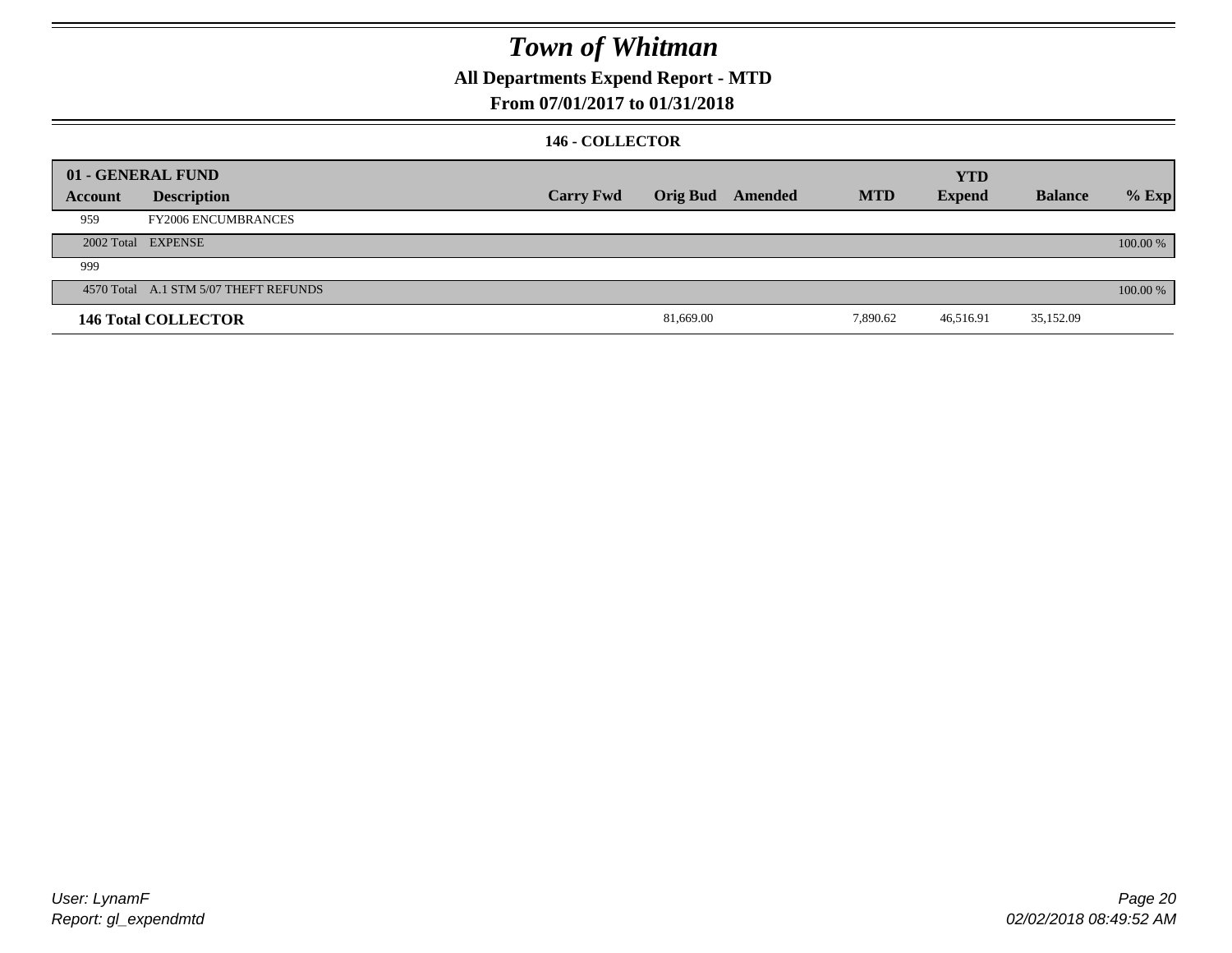# Town of Whitman

## All Departments Expend Report - MTD

## From 07/01/2017 to 01/31/2018

### 146 - COLLECTOR

| 01 - GENERAL FUND | | | | | | YTD | | |
|---|---|---|---|---|---|---|---|---|
| **Account** | **Description** | **Carry Fwd** | **Orig Bud** | **Amended** | **MTD** | **Expend** | **Balance** | **% Exp** |
| 959 | FY2006 ENCUMBRANCES | | | | | | | |
| 2002 Total | EXPENSE | | | | | | | 100.00 % |
| 999 | | | | | | | | |
| 4570 Total | A.1 STM 5/07 THEFT REFUNDS | | | | | | | 100.00 % |
| **146 Total COLLECTOR** | | | 81,669.00 | | 7,890.62 | 46,516.91 | 35,152.09 | |

User: LynamF
Report: gl_expendmtd

02/02/2018 08:49:52 AM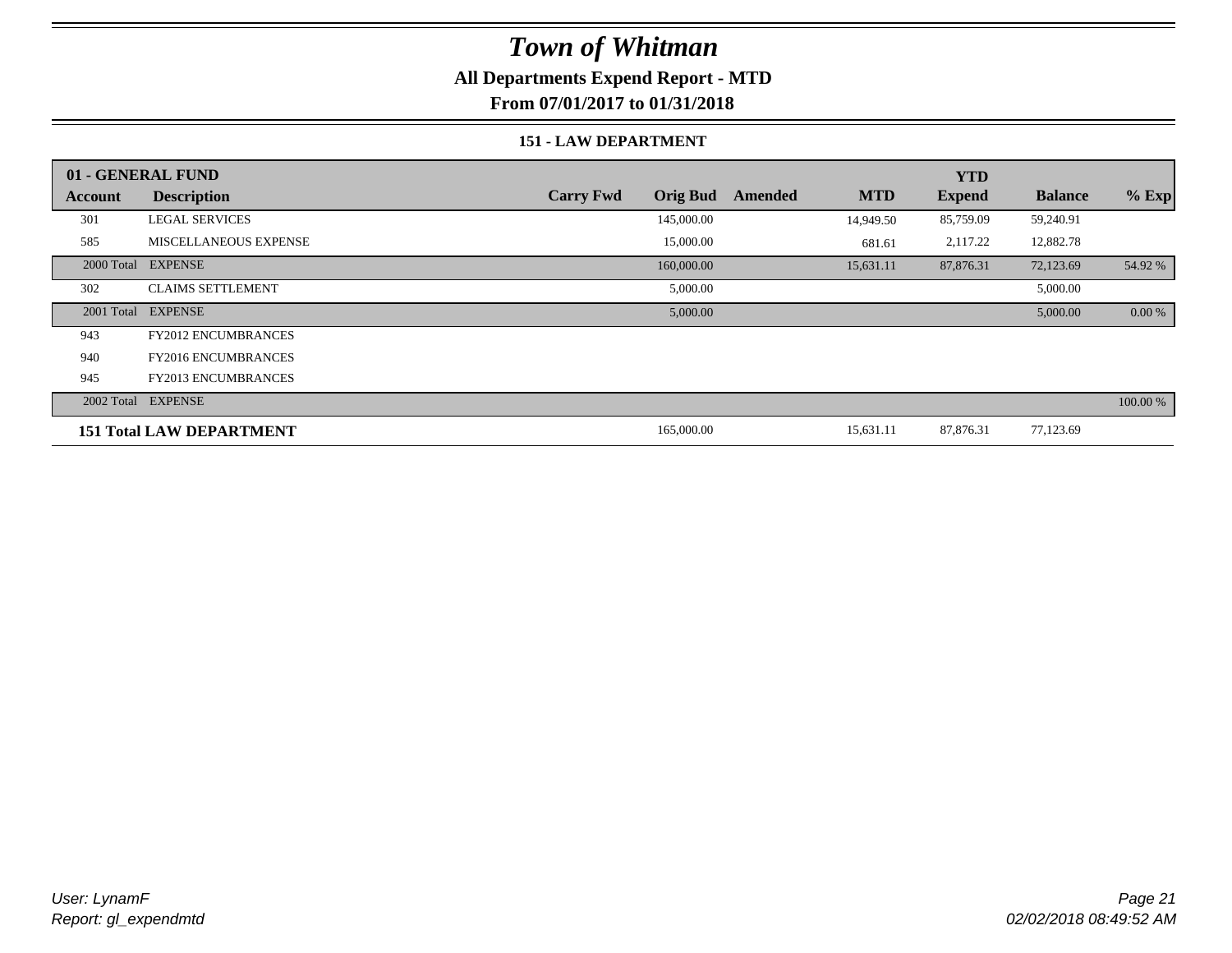# Town of Whitman

**All Departments Expend Report - MTD**

**From 07/01/2017 to 01/31/2018**

**151 - LAW DEPARTMENT**

| 01 - GENERAL FUND | | | | | | YTD | | |
|---|---|---|---|---|---|---|---|---|
| **Account** | **Description** | **Carry Fwd** | **Orig Bud** | **Amended** | **MTD** | **Expend** | **Balance** | **% Exp** |
| 301 | LEGAL SERVICES | | 145,000.00 | | 14,949.50 | 85,759.09 | 59,240.91 | |
| 585 | MISCELLANEOUS EXPENSE | | 15,000.00 | | 681.61 | 2,117.22 | 12,882.78 | |
| 2000 Total | EXPENSE | | 160,000.00 | | 15,631.11 | 87,876.31 | 72,123.69 | 54.92 % |
| 302 | CLAIMS SETTLEMENT | | 5,000.00 | | | | 5,000.00 | |
| 2001 Total | EXPENSE | | 5,000.00 | | | | 5,000.00 | 0.00 % |
| 943 | FY2012 ENCUMBRANCES | | | | | | | |
| 940 | FY2016 ENCUMBRANCES | | | | | | | |
| 945 | FY2013 ENCUMBRANCES | | | | | | | |
| 2002 Total | EXPENSE | | | | | | | 100.00 % |
| **151 Total LAW DEPARTMENT** | | | 165,000.00 | | 15,631.11 | 87,876.31 | 77,123.69 | |

*User: LynamF*
*Report: gl_expendmtd*

*02/02/2018 08:49:52 AM*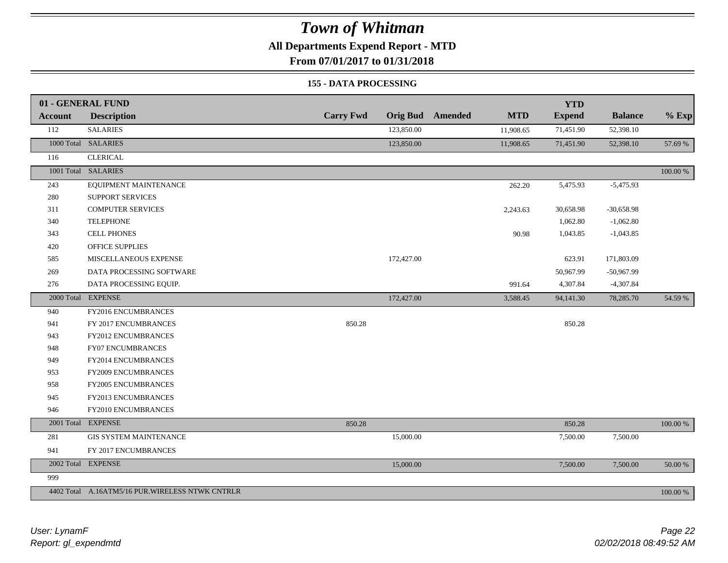# Town of Whitman

## All Departments Expend Report - MTD

### From 07/01/2017 to 01/31/2018

#### 155 - DATA PROCESSING

| 01 - GENERAL FUND | | | | | | | | |
|---|---|---|---|---|---|---|---|---|
| **Account** | **Description** | **Carry Fwd** | **Orig Bud** | **Amended** | **MTD** | **YTD Expend** | **Balance** | **% Exp** |
| 112 | SALARIES | | 123,850.00 | | 11,908.65 | 71,451.90 | 52,398.10 | |
| 1000 Total | SALARIES | | 123,850.00 | | 11,908.65 | 71,451.90 | 52,398.10 | 57.69 % |
| 116 | CLERICAL | | | | | | | |
| 1001 Total | SALARIES | | | | | | | 100.00 % |
| 243 | EQUIPMENT MAINTENANCE | | | | 262.20 | 5,475.93 | -5,475.93 | |
| 280 | SUPPORT SERVICES | | | | | | | |
| 311 | COMPUTER SERVICES | | | | 2,243.63 | 30,658.98 | -30,658.98 | |
| 340 | TELEPHONE | | | | | 1,062.80 | -1,062.80 | |
| 343 | CELL PHONES | | | | 90.98 | 1,043.85 | -1,043.85 | |
| 420 | OFFICE SUPPLIES | | | | | | | |
| 585 | MISCELLANEOUS EXPENSE | | 172,427.00 | | | 623.91 | 171,803.09 | |
| 269 | DATA PROCESSING SOFTWARE | | | | | 50,967.99 | -50,967.99 | |
| 276 | DATA PROCESSING EQUIP. | | | | 991.64 | 4,307.84 | -4,307.84 | |
| 2000 Total | EXPENSE | | 172,427.00 | | 3,588.45 | 94,141.30 | 78,285.70 | 54.59 % |
| 940 | FY2016 ENCUMBRANCES | | | | | | | |
| 941 | FY 2017 ENCUMBRANCES | 850.28 | | | | 850.28 | | |
| 943 | FY2012 ENCUMBRANCES | | | | | | | |
| 948 | FY07 ENCUMBRANCES | | | | | | | |
| 949 | FY2014 ENCUMBRANCES | | | | | | | |
| 953 | FY2009 ENCUMBRANCES | | | | | | | |
| 958 | FY2005 ENCUMBRANCES | | | | | | | |
| 945 | FY2013 ENCUMBRANCES | | | | | | | |
| 946 | FY2010 ENCUMBRANCES | | | | | | | |
| 2001 Total | EXPENSE | 850.28 | | | | 850.28 | | 100.00 % |
| 281 | GIS SYSTEM MAINTENANCE | | 15,000.00 | | | 7,500.00 | 7,500.00 | |
| 941 | FY 2017 ENCUMBRANCES | | | | | | | |
| 2002 Total | EXPENSE | | 15,000.00 | | | 7,500.00 | 7,500.00 | 50.00 % |
| 999 | | | | | | | | |
| 4402 Total | A.16ATM5/16 PUR.WIRELESS NTWK CNTRLR | | | | | | | 100.00 % |

User: LynamF
Report: gl_expendmtd

02/02/2018 08:49:52 AM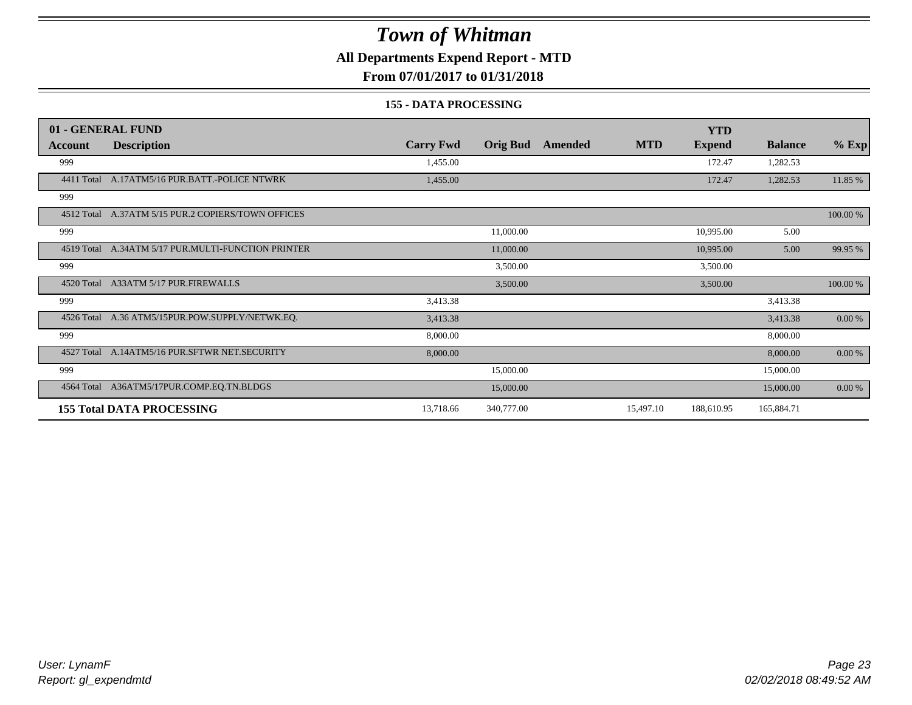# Town of Whitman

**All Departments Expend Report - MTD**

**From 07/01/2017 to 01/31/2018**

**155 - DATA PROCESSING**

| 01 - GENERAL FUND | | | | | | YTD | | |
|---|---|---|---|---|---|---|---|---|
| **Account** | **Description** | **Carry Fwd** | **Orig Bud** | **Amended** | **MTD** | **Expend** | **Balance** | **% Exp** |
| 999 | | 1,455.00 | | | | 172.47 | 1,282.53 | |
| 4411 Total | A.17ATM5/16 PUR.BATT.-POLICE NTWRK | 1,455.00 | | | | 172.47 | 1,282.53 | 11.85 % |
| 999 | | | | | | | | |
| 4512 Total | A.37ATM 5/15 PUR.2 COPIERS/TOWN OFFICES | | | | | | | 100.00 % |
| 999 | | | 11,000.00 | | | 10,995.00 | 5.00 | |
| 4519 Total | A.34ATM 5/17 PUR.MULTI-FUNCTION PRINTER | | 11,000.00 | | | 10,995.00 | 5.00 | 99.95 % |
| 999 | | | 3,500.00 | | | 3,500.00 | | |
| 4520 Total | A33ATM 5/17 PUR.FIREWALLS | | 3,500.00 | | | 3,500.00 | | 100.00 % |
| 999 | | 3,413.38 | | | | | 3,413.38 | |
| 4526 Total | A.36 ATM5/15PUR.POW.SUPPLY/NETWK.EQ. | 3,413.38 | | | | | 3,413.38 | 0.00 % |
| 999 | | 8,000.00 | | | | | 8,000.00 | |
| 4527 Total | A.14ATM5/16 PUR.SFTWR NET.SECURITY | 8,000.00 | | | | | 8,000.00 | 0.00 % |
| 999 | | | 15,000.00 | | | | 15,000.00 | |
| 4564 Total | A36ATM5/17PUR.COMP.EQ.TN.BLDGS | | 15,000.00 | | | | 15,000.00 | 0.00 % |
| **155 Total DATA PROCESSING** | | 13,718.66 | 340,777.00 | | 15,497.10 | 188,610.95 | 165,884.71 | |

*User: LynamF*
*Report: gl_expendmtd*

*02/02/2018 08:49:52 AM*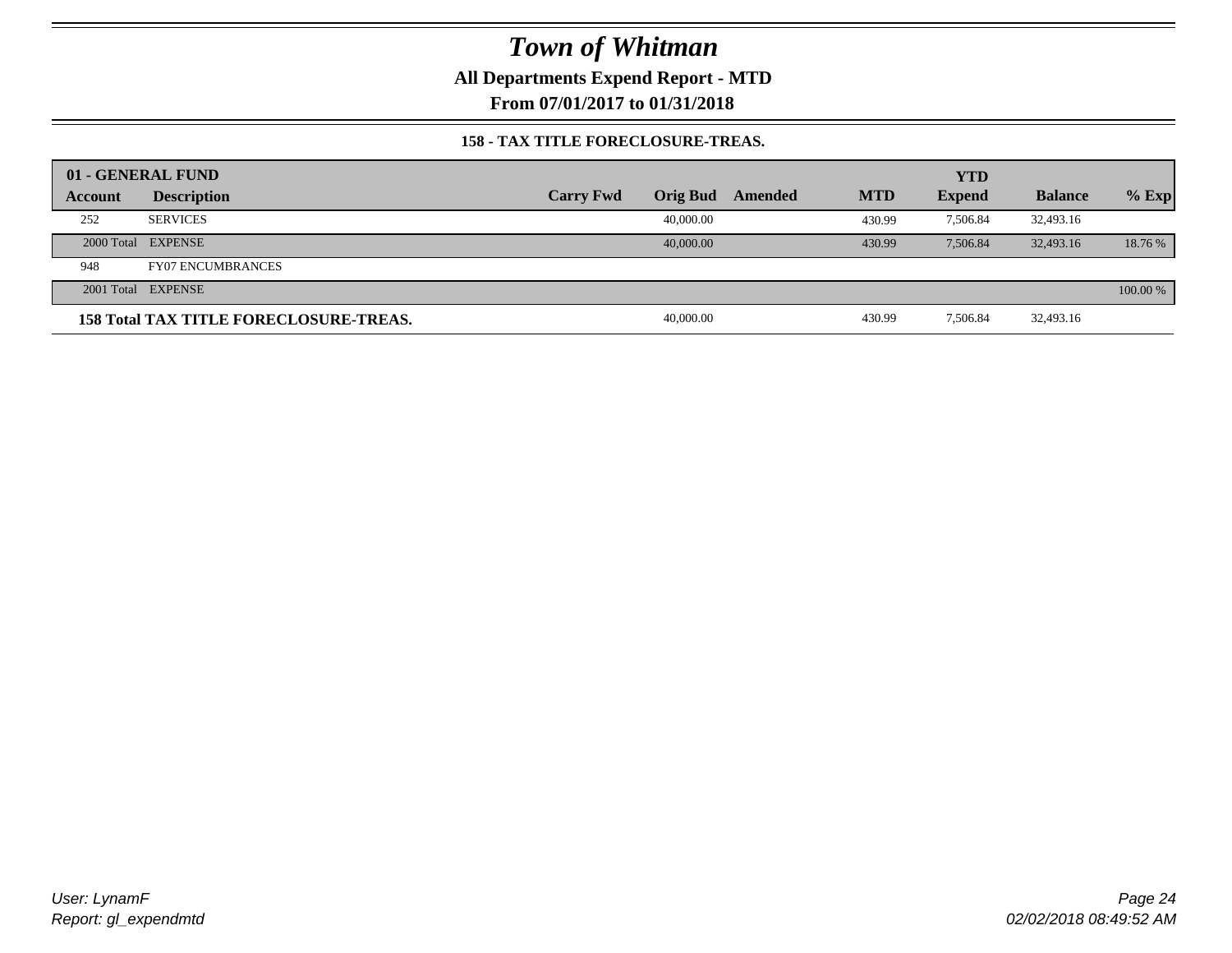# Town of Whitman

**All Departments Expend Report - MTD**

**From 07/01/2017 to 01/31/2018**

**158 - TAX TITLE FORECLOSURE-TREAS.**

| 01 - GENERAL FUND | | | | | | YTD | | |
|---|---|---|---|---|---|---|---|---|
| Account | Description | Carry Fwd | Orig Bud | Amended | MTD | Expend | Balance | % Exp |
| 252 | SERVICES | | 40,000.00 | | 430.99 | 7,506.84 | 32,493.16 | |
| 2000 Total | EXPENSE | | 40,000.00 | | 430.99 | 7,506.84 | 32,493.16 | 18.76 % |
| 948 | FY07 ENCUMBRANCES | | | | | | | |
| 2001 Total | EXPENSE | | | | | | | 100.00 % |
| **158 Total TAX TITLE FORECLOSURE-TREAS.** | | | 40,000.00 | | 430.99 | 7,506.84 | 32,493.16 | |

User: LynamF
Report: gl_expendmtd

02/02/2018 08:49:52 AM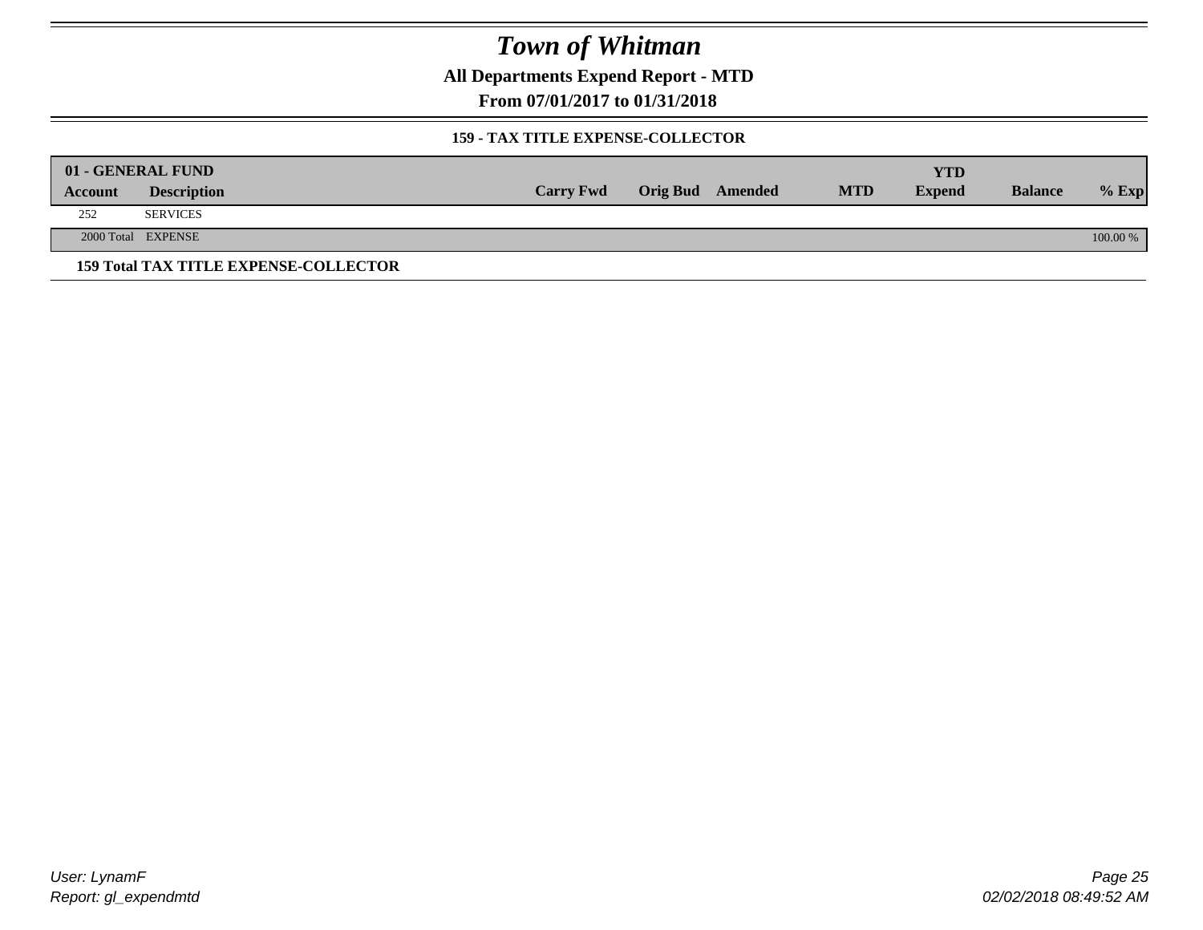# Town of Whitman

**All Departments Expend Report - MTD**

**From 07/01/2017 to 01/31/2018**

### 159 - TAX TITLE EXPENSE-COLLECTOR

| 01 - GENERAL FUND | | | | | | | | |
|---|---|---|---|---|---|---|---|---|
| **Account** | **Description** | **Carry Fwd** | **Orig Bud** | **Amended** | **MTD** | **YTD Expend** | **Balance** | **% Exp** |
| 252 | SERVICES | | | | | | | |
| 2000 Total | EXPENSE | | | | | | | 100.00 % |

**159 Total TAX TITLE EXPENSE-COLLECTOR**

User: LynamF
Report: gl_expendmtd

02/02/2018 08:49:52 AM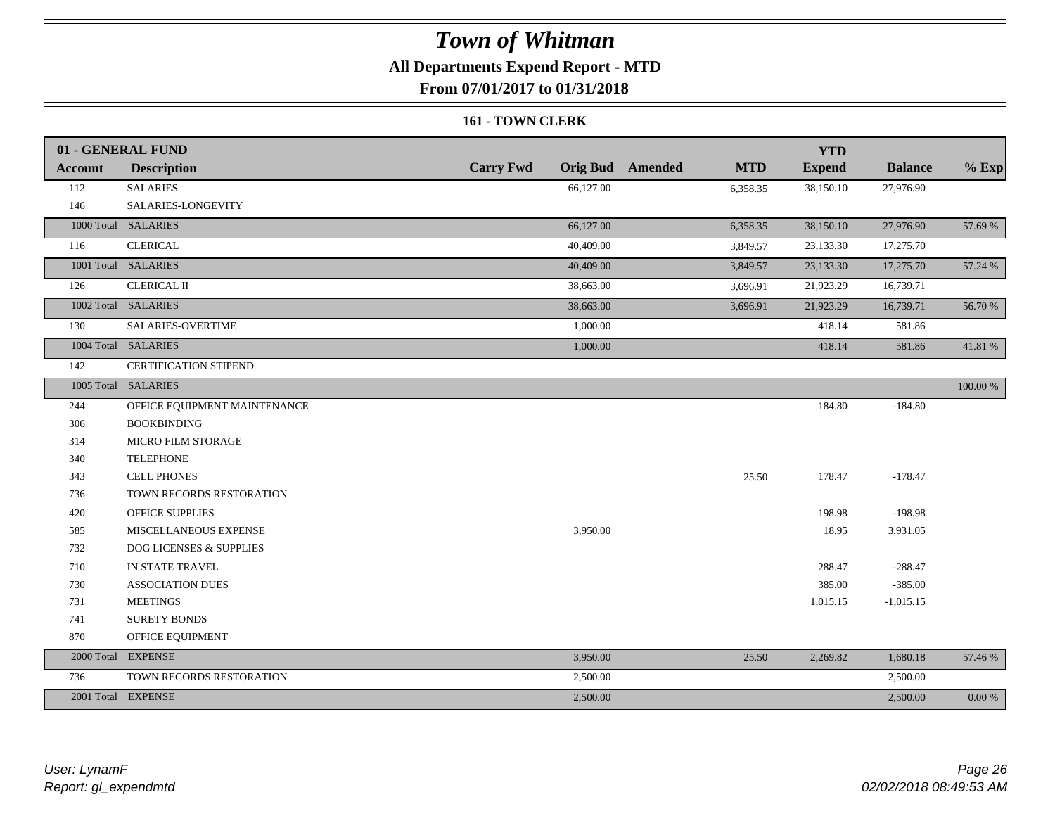# Town of Whitman

## All Departments Expend Report - MTD

## From 07/01/2017 to 01/31/2018

### 161 - TOWN CLERK

| 01 - GENERAL FUND<br>Account | Description | Carry Fwd | Orig Bud | Amended | MTD | YTD<br>Expend | Balance | % Exp |
|---|---|---|---|---|---|---|---|---|
| 112 | SALARIES | | 66,127.00 | | 6,358.35 | 38,150.10 | 27,976.90 | |
| 146 | SALARIES-LONGEVITY | | | | | | | |
| 1000 Total | SALARIES | | 66,127.00 | | 6,358.35 | 38,150.10 | 27,976.90 | 57.69 % |
| 116 | CLERICAL | | 40,409.00 | | 3,849.57 | 23,133.30 | 17,275.70 | |
| 1001 Total | SALARIES | | 40,409.00 | | 3,849.57 | 23,133.30 | 17,275.70 | 57.24 % |
| 126 | CLERICAL II | | 38,663.00 | | 3,696.91 | 21,923.29 | 16,739.71 | |
| 1002 Total | SALARIES | | 38,663.00 | | 3,696.91 | 21,923.29 | 16,739.71 | 56.70 % |
| 130 | SALARIES-OVERTIME | | 1,000.00 | | | 418.14 | 581.86 | |
| 1004 Total | SALARIES | | 1,000.00 | | | 418.14 | 581.86 | 41.81 % |
| 142 | CERTIFICATION STIPEND | | | | | | | |
| 1005 Total | SALARIES | | | | | | | 100.00 % |
| 244 | OFFICE EQUIPMENT MAINTENANCE | | | | | 184.80 | -184.80 | |
| 306 | BOOKBINDING | | | | | | | |
| 314 | MICRO FILM STORAGE | | | | | | | |
| 340 | TELEPHONE | | | | | | | |
| 343 | CELL PHONES | | | | 25.50 | 178.47 | -178.47 | |
| 736 | TOWN RECORDS RESTORATION | | | | | | | |
| 420 | OFFICE SUPPLIES | | | | | 198.98 | -198.98 | |
| 585 | MISCELLANEOUS EXPENSE | | 3,950.00 | | | 18.95 | 3,931.05 | |
| 732 | DOG LICENSES & SUPPLIES | | | | | | | |
| 710 | IN STATE TRAVEL | | | | | 288.47 | -288.47 | |
| 730 | ASSOCIATION DUES | | | | | 385.00 | -385.00 | |
| 731 | MEETINGS | | | | | 1,015.15 | -1,015.15 | |
| 741 | SURETY BONDS | | | | | | | |
| 870 | OFFICE EQUIPMENT | | | | | | | |
| 2000 Total | EXPENSE | | 3,950.00 | | 25.50 | 2,269.82 | 1,680.18 | 57.46 % |
| 736 | TOWN RECORDS RESTORATION | | 2,500.00 | | | | 2,500.00 | |
| 2001 Total | EXPENSE | | 2,500.00 | | | | 2,500.00 | 0.00 % |

*User: LynamF*
*Report: gl_expendmtd*

*02/02/2018 08:49:53 AM*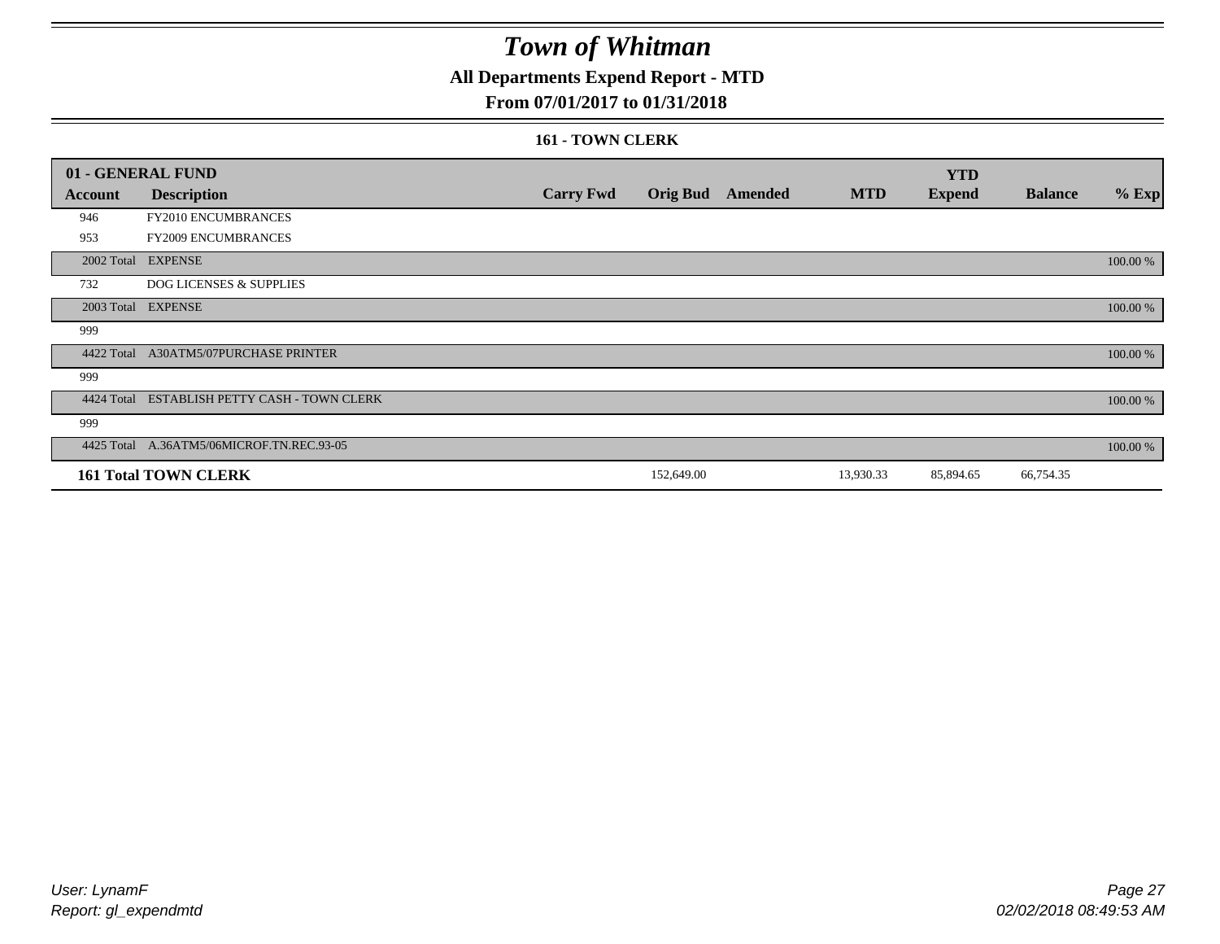# Town of Whitman

## All Departments Expend Report - MTD

### From 07/01/2017 to 01/31/2018

#### 161 - TOWN CLERK

| 01 - GENERAL FUND | | | | | | YTD | | |
|---|---|---|---|---|---|---|---|---|
| Account | Description | Carry Fwd | Orig Bud | Amended | MTD | Expend | Balance | % Exp |
| 946 | FY2010 ENCUMBRANCES | | | | | | | |
| 953 | FY2009 ENCUMBRANCES | | | | | | | |
| 2002 Total | EXPENSE | | | | | | | 100.00 % |
| 732 | DOG LICENSES & SUPPLIES | | | | | | | |
| 2003 Total | EXPENSE | | | | | | | 100.00 % |
| 999 | | | | | | | | |
| 4422 Total | A30ATM5/07PURCHASE PRINTER | | | | | | | 100.00 % |
| 999 | | | | | | | | |
| 4424 Total | ESTABLISH PETTY CASH - TOWN CLERK | | | | | | | 100.00 % |
| 999 | | | | | | | | |
| 4425 Total | A.36ATM5/06MICROF.TN.REC.93-05 | | | | | | | 100.00 % |
| **161 Total TOWN CLERK** | | | 152,649.00 | | 13,930.33 | 85,894.65 | 66,754.35 | |

*User: LynamF*
*Report: gl_expendmtd*

*02/02/2018 08:49:53 AM*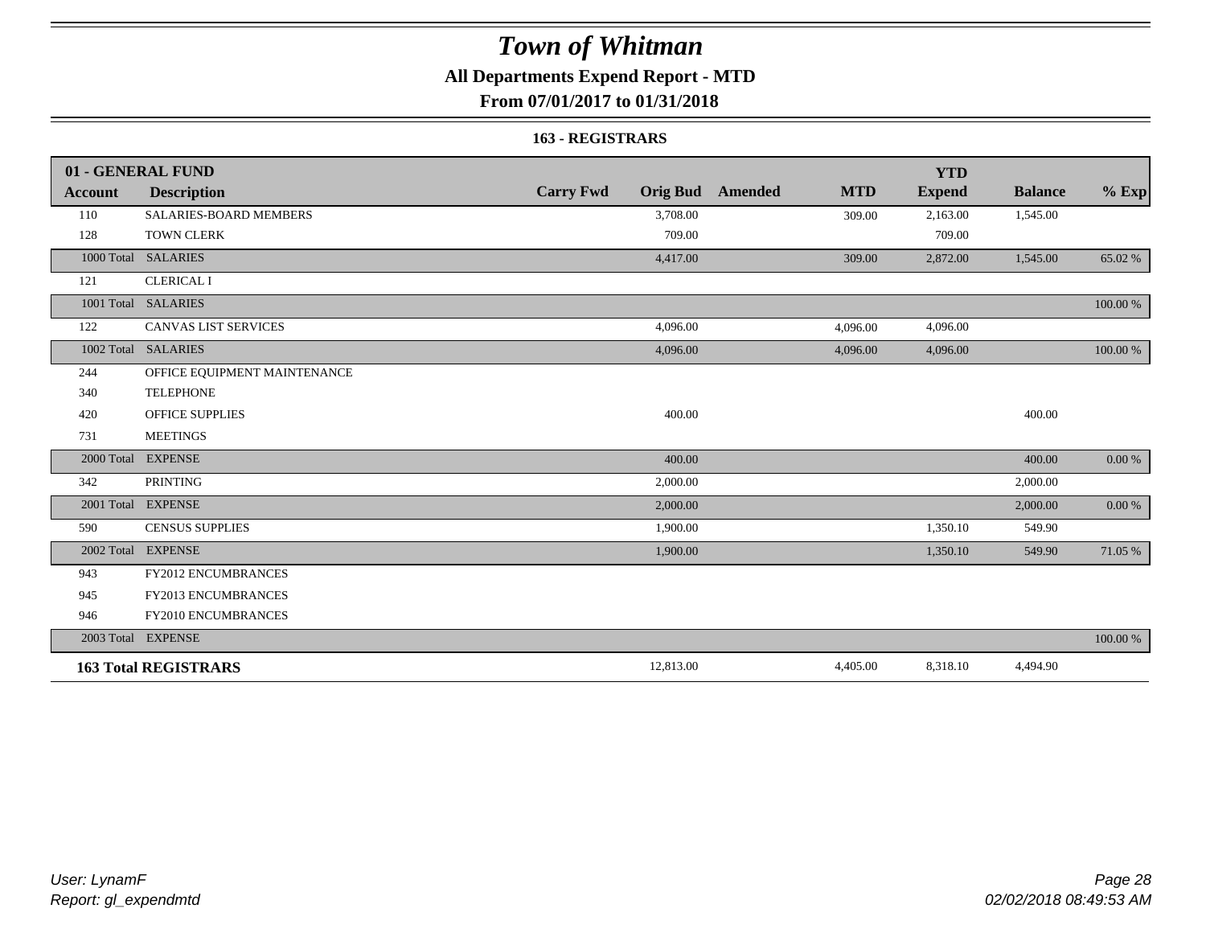# Town of Whitman

## All Departments Expend Report - MTD

### From 07/01/2017 to 01/31/2018

#### 163 - REGISTRARS

| 01 - GENERAL FUND | | | | | | | | |
|---|---|---|---|---|---|---|---|---|
| **Account** | **Description** | **Carry Fwd** | **Orig Bud** | **Amended** | **MTD** | **YTD Expend** | **Balance** | **% Exp** |
| 110 | SALARIES-BOARD MEMBERS | | 3,708.00 | | 309.00 | 2,163.00 | 1,545.00 | |
| 128 | TOWN CLERK | | 709.00 | | | 709.00 | | |
| 1000 Total | SALARIES | | 4,417.00 | | 309.00 | 2,872.00 | 1,545.00 | 65.02 % |
| 121 | CLERICAL I | | | | | | | |
| 1001 Total | SALARIES | | | | | | | 100.00 % |
| 122 | CANVAS LIST SERVICES | | 4,096.00 | | 4,096.00 | 4,096.00 | | |
| 1002 Total | SALARIES | | 4,096.00 | | 4,096.00 | 4,096.00 | | 100.00 % |
| 244 | OFFICE EQUIPMENT MAINTENANCE | | | | | | | |
| 340 | TELEPHONE | | | | | | | |
| 420 | OFFICE SUPPLIES | | 400.00 | | | | 400.00 | |
| 731 | MEETINGS | | | | | | | |
| 2000 Total | EXPENSE | | 400.00 | | | | 400.00 | 0.00 % |
| 342 | PRINTING | | 2,000.00 | | | | 2,000.00 | |
| 2001 Total | EXPENSE | | 2,000.00 | | | | 2,000.00 | 0.00 % |
| 590 | CENSUS SUPPLIES | | 1,900.00 | | | 1,350.10 | 549.90 | |
| 2002 Total | EXPENSE | | 1,900.00 | | | 1,350.10 | 549.90 | 71.05 % |
| 943 | FY2012 ENCUMBRANCES | | | | | | | |
| 945 | FY2013 ENCUMBRANCES | | | | | | | |
| 946 | FY2010 ENCUMBRANCES | | | | | | | |
| 2003 Total | EXPENSE | | | | | | | 100.00 % |
| **163 Total REGISTRARS** | | | 12,813.00 | | 4,405.00 | 8,318.10 | 4,494.90 | |

*User: LynamF*
*Report: gl_expendmtd*

*02/02/2018 08:49:53 AM*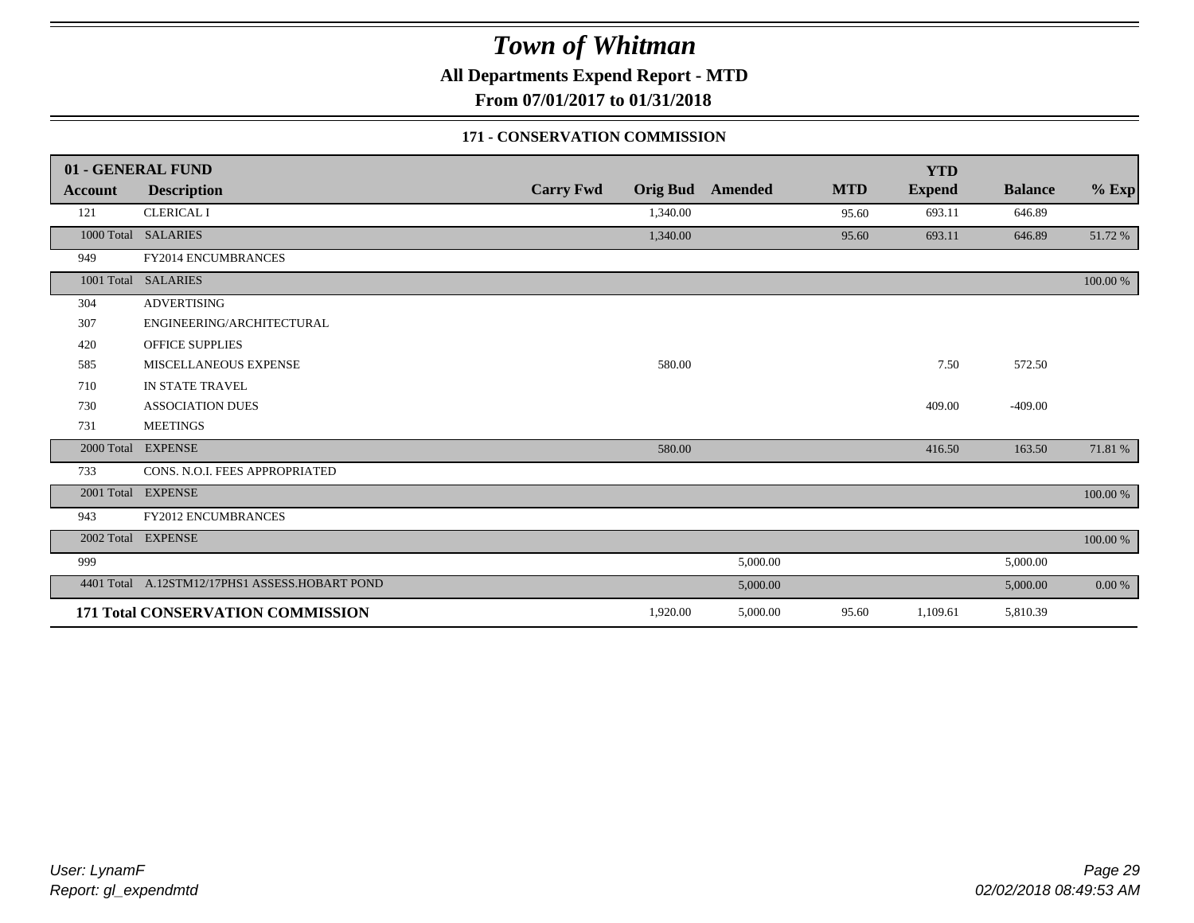# Town of Whitman

**All Departments Expend Report - MTD**

**From 07/01/2017 to 01/31/2018**

### 171 - CONSERVATION COMMISSION

| 01 - GENERAL FUND | | | | | | YTD | | |
|---|---|---|---|---|---|---|---|---|
| **Account** | **Description** | **Carry Fwd** | **Orig Bud** | **Amended** | **MTD** | **Expend** | **Balance** | **% Exp** |
| 121 | CLERICAL I | | 1,340.00 | | 95.60 | 693.11 | 646.89 | |
| 1000 Total | SALARIES | | 1,340.00 | | 95.60 | 693.11 | 646.89 | 51.72 % |
| 949 | FY2014 ENCUMBRANCES | | | | | | | |
| 1001 Total | SALARIES | | | | | | | 100.00 % |
| 304 | ADVERTISING | | | | | | | |
| 307 | ENGINEERING/ARCHITECTURAL | | | | | | | |
| 420 | OFFICE SUPPLIES | | | | | | | |
| 585 | MISCELLANEOUS EXPENSE | | 580.00 | | | 7.50 | 572.50 | |
| 710 | IN STATE TRAVEL | | | | | | | |
| 730 | ASSOCIATION DUES | | | | | 409.00 | -409.00 | |
| 731 | MEETINGS | | | | | | | |
| 2000 Total | EXPENSE | | 580.00 | | | 416.50 | 163.50 | 71.81 % |
| 733 | CONS. N.O.I. FEES APPROPRIATED | | | | | | | |
| 2001 Total | EXPENSE | | | | | | | 100.00 % |
| 943 | FY2012 ENCUMBRANCES | | | | | | | |
| 2002 Total | EXPENSE | | | | | | | 100.00 % |
| 999 | | | | 5,000.00 | | | 5,000.00 | |
| 4401 Total | A.12STM12/17PHS1 ASSESS.HOBART POND | | | 5,000.00 | | | 5,000.00 | 0.00 % |
| **171 Total CONSERVATION COMMISSION** | | | 1,920.00 | 5,000.00 | 95.60 | 1,109.61 | 5,810.39 | |

*User: LynamF*
*Report: gl_expendmtd*

*02/02/2018 08:49:53 AM*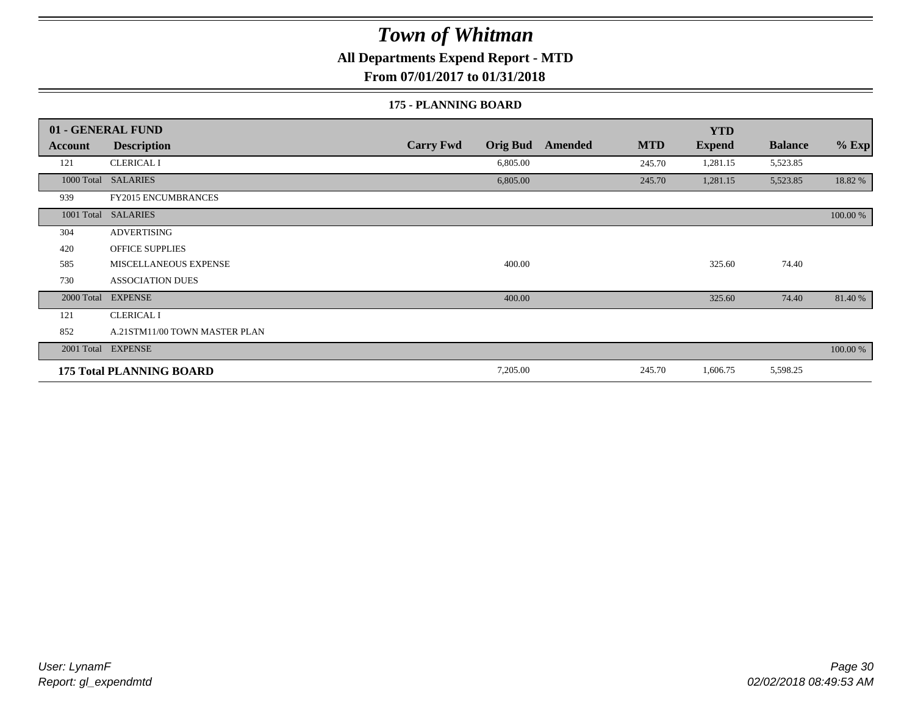# Town of Whitman

## All Departments Expend Report - MTD

## From 07/01/2017 to 01/31/2018

### 175 - PLANNING BOARD

| 01 - GENERAL FUND | | | | | | YTD | | |
|---|---|---|---|---|---|---|---|---|
| **Account** | **Description** | **Carry Fwd** | **Orig Bud** | **Amended** | **MTD** | **Expend** | **Balance** | **% Exp** |
| 121 | CLERICAL I | | 6,805.00 | | 245.70 | 1,281.15 | 5,523.85 | |
| 1000 Total | SALARIES | | 6,805.00 | | 245.70 | 1,281.15 | 5,523.85 | 18.82 % |
| 939 | FY2015 ENCUMBRANCES | | | | | | | |
| 1001 Total | SALARIES | | | | | | | 100.00 % |
| 304 | ADVERTISING | | | | | | | |
| 420 | OFFICE SUPPLIES | | | | | | | |
| 585 | MISCELLANEOUS EXPENSE | | 400.00 | | | 325.60 | 74.40 | |
| 730 | ASSOCIATION DUES | | | | | | | |
| 2000 Total | EXPENSE | | 400.00 | | | 325.60 | 74.40 | 81.40 % |
| 121 | CLERICAL I | | | | | | | |
| 852 | A.21STM11/00 TOWN MASTER PLAN | | | | | | | |
| 2001 Total | EXPENSE | | | | | | | 100.00 % |
| **175 Total PLANNING BOARD** | | | 7,205.00 | | 245.70 | 1,606.75 | 5,598.25 | |

*User: LynamF*
*Report: gl_expendmtd*

*02/02/2018 08:49:53 AM*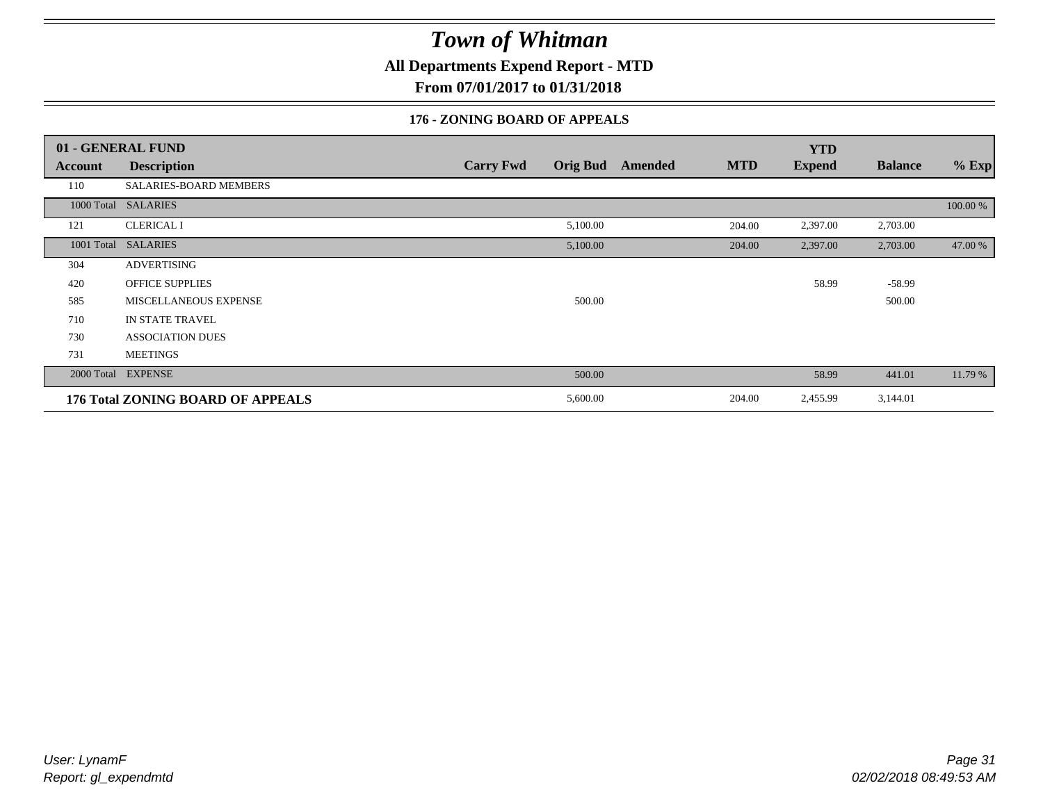# Town of Whitman

## All Departments Expend Report - MTD

### From 07/01/2017 to 01/31/2018

#### 176 - ZONING BOARD OF APPEALS

| 01 - GENERAL FUND | | | | | | YTD | | |
|---|---|---|---|---|---|---|---|---|
| **Account** | **Description** | **Carry Fwd** | **Orig Bud** | **Amended** | **MTD** | **Expend** | **Balance** | **% Exp** |
| 110 | SALARIES-BOARD MEMBERS | | | | | | | |
| 1000 Total | SALARIES | | | | | | | 100.00 % |
| 121 | CLERICAL I | | 5,100.00 | | 204.00 | 2,397.00 | 2,703.00 | |
| 1001 Total | SALARIES | | 5,100.00 | | 204.00 | 2,397.00 | 2,703.00 | 47.00 % |
| 304 | ADVERTISING | | | | | | | |
| 420 | OFFICE SUPPLIES | | | | | 58.99 | -58.99 | |
| 585 | MISCELLANEOUS EXPENSE | | 500.00 | | | | 500.00 | |
| 710 | IN STATE TRAVEL | | | | | | | |
| 730 | ASSOCIATION DUES | | | | | | | |
| 731 | MEETINGS | | | | | | | |
| 2000 Total | EXPENSE | | 500.00 | | | 58.99 | 441.01 | 11.79 % |
| **176 Total ZONING BOARD OF APPEALS** | | | 5,600.00 | | 204.00 | 2,455.99 | 3,144.01 | |

*User: LynamF*
*Report: gl_expendmtd*

*02/02/2018 08:49:53 AM*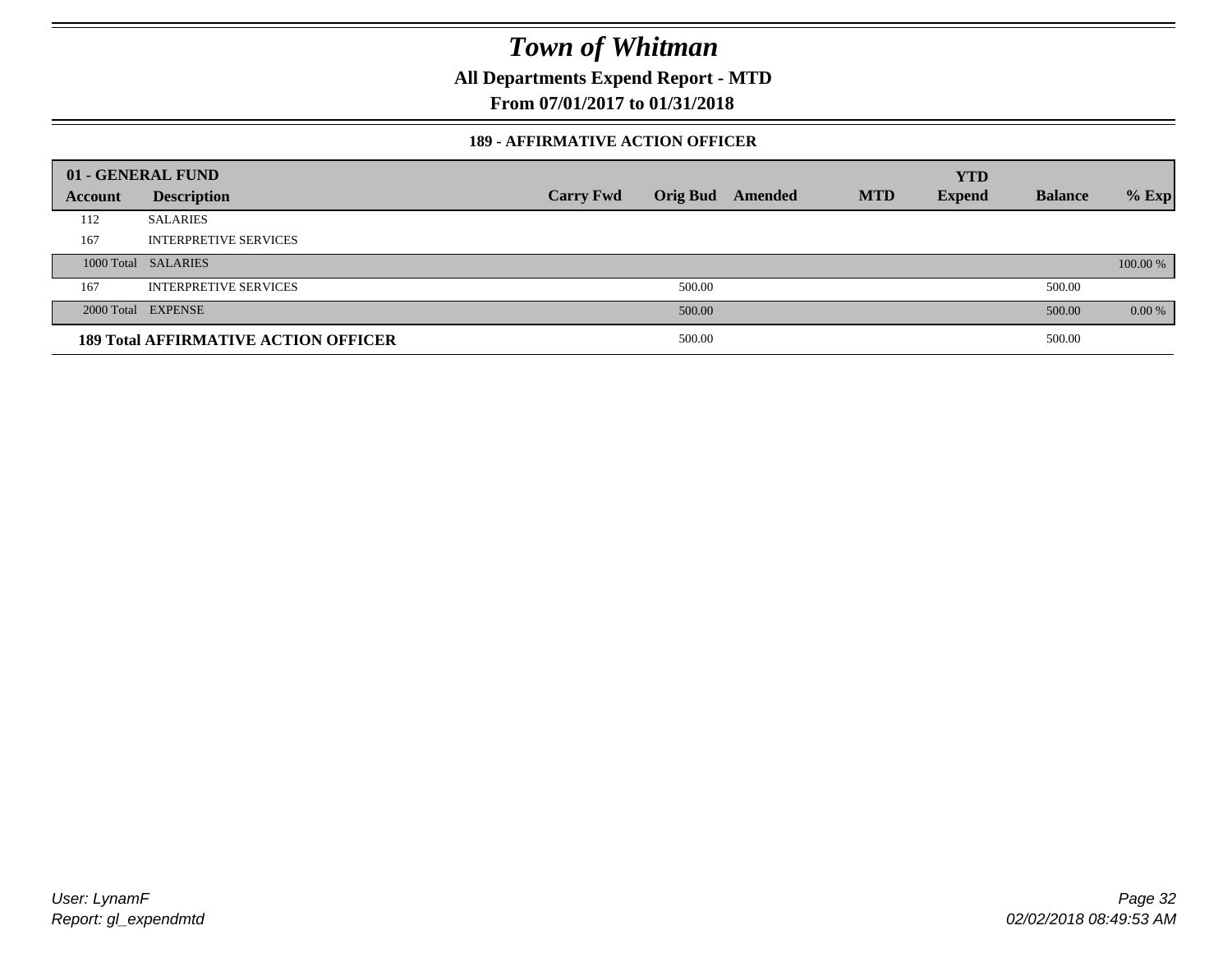# Town of Whitman

**All Departments Expend Report - MTD**

**From 07/01/2017 to 01/31/2018**

**189 - AFFIRMATIVE ACTION OFFICER**

| 01 - GENERAL FUND | | | | | | YTD | | |
|---|---|---|---|---|---|---|---|---|
| **Account** | **Description** | **Carry Fwd** | **Orig Bud** | **Amended** | **MTD** | **Expend** | **Balance** | **% Exp** |
| 112 | SALARIES | | | | | | | |
| 167 | INTERPRETIVE SERVICES | | | | | | | |
| 1000 Total | SALARIES | | | | | | | 100.00 % |
| 167 | INTERPRETIVE SERVICES | | 500.00 | | | | 500.00 | |
| 2000 Total | EXPENSE | | 500.00 | | | | 500.00 | 0.00 % |
| **189 Total AFFIRMATIVE ACTION OFFICER** | | | 500.00 | | | | 500.00 | |

*User: LynamF*
*Report: gl_expendmtd*

*02/02/2018 08:49:53 AM*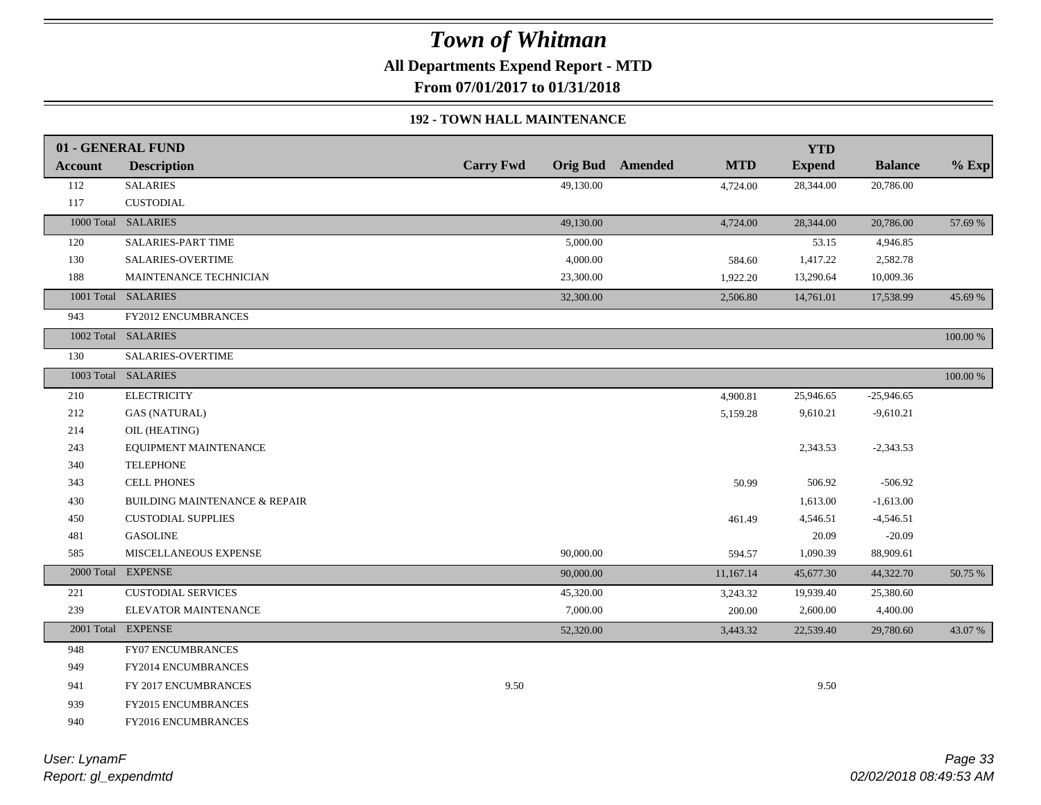# Town of Whitman

## All Departments Expend Report - MTD

### From 07/01/2017 to 01/31/2018

#### 192 - TOWN HALL MAINTENANCE

| Account | Description | Carry Fwd | Orig Bud | Amended | MTD | YTD Expend | Balance | % Exp |
|---|---|---|---|---|---|---|---|---|
| **01 - GENERAL FUND** | | | | | | | | |
| 112 | SALARIES | | 49,130.00 | | 4,724.00 | 28,344.00 | 20,786.00 | |
| 117 | CUSTODIAL | | | | | | | |
| 1000 Total | SALARIES | | 49,130.00 | | 4,724.00 | 28,344.00 | 20,786.00 | 57.69 % |
| 120 | SALARIES-PART TIME | | 5,000.00 | | | 53.15 | 4,946.85 | |
| 130 | SALARIES-OVERTIME | | 4,000.00 | | 584.60 | 1,417.22 | 2,582.78 | |
| 188 | MAINTENANCE TECHNICIAN | | 23,300.00 | | 1,922.20 | 13,290.64 | 10,009.36 | |
| 1001 Total | SALARIES | | 32,300.00 | | 2,506.80 | 14,761.01 | 17,538.99 | 45.69 % |
| 943 | FY2012 ENCUMBRANCES | | | | | | | |
| 1002 Total | SALARIES | | | | | | | 100.00 % |
| 130 | SALARIES-OVERTIME | | | | | | | |
| 1003 Total | SALARIES | | | | | | | 100.00 % |
| 210 | ELECTRICITY | | | | 4,900.81 | 25,946.65 | -25,946.65 | |
| 212 | GAS (NATURAL) | | | | 5,159.28 | 9,610.21 | -9,610.21 | |
| 214 | OIL (HEATING) | | | | | | | |
| 243 | EQUIPMENT MAINTENANCE | | | | | 2,343.53 | -2,343.53 | |
| 340 | TELEPHONE | | | | | | | |
| 343 | CELL PHONES | | | | 50.99 | 506.92 | -506.92 | |
| 430 | BUILDING MAINTENANCE & REPAIR | | | | | 1,613.00 | -1,613.00 | |
| 450 | CUSTODIAL SUPPLIES | | | | 461.49 | 4,546.51 | -4,546.51 | |
| 481 | GASOLINE | | | | | 20.09 | -20.09 | |
| 585 | MISCELLANEOUS EXPENSE | | 90,000.00 | | 594.57 | 1,090.39 | 88,909.61 | |
| 2000 Total | EXPENSE | | 90,000.00 | | 11,167.14 | 45,677.30 | 44,322.70 | 50.75 % |
| 221 | CUSTODIAL SERVICES | | 45,320.00 | | 3,243.32 | 19,939.40 | 25,380.60 | |
| 239 | ELEVATOR MAINTENANCE | | 7,000.00 | | 200.00 | 2,600.00 | 4,400.00 | |
| 2001 Total | EXPENSE | | 52,320.00 | | 3,443.32 | 22,539.40 | 29,780.60 | 43.07 % |
| 948 | FY07 ENCUMBRANCES | | | | | | | |
| 949 | FY2014 ENCUMBRANCES | | | | | | | |
| 941 | FY 2017 ENCUMBRANCES | 9.50 | | | | 9.50 | | |
| 939 | FY2015 ENCUMBRANCES | | | | | | | |
| 940 | FY2016 ENCUMBRANCES | | | | | | | |

User: LynamF
Report: gl_expendmtd

02/02/2018 08:49:53 AM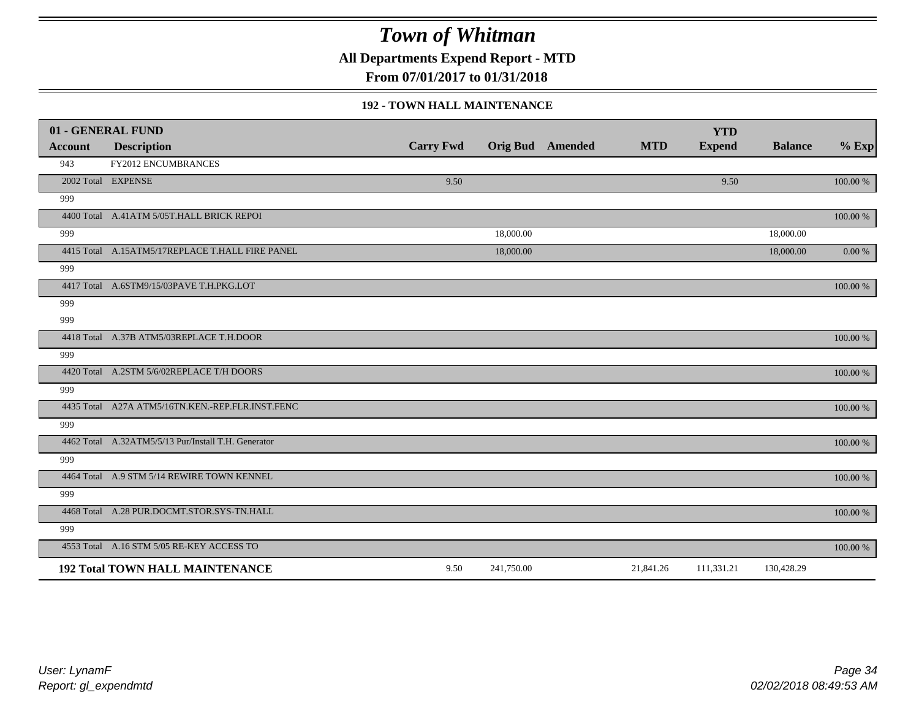# Town of Whitman

**All Departments Expend Report - MTD**

**From 07/01/2017 to 01/31/2018**

### 192 - TOWN HALL MAINTENANCE

| 01 - GENERAL FUND | | | | | | | | |
|---|---|---|---|---|---|---|---|---|
| **Account** | **Description** | **Carry Fwd** | **Orig Bud** | **Amended** | **MTD** | **YTD Expend** | **Balance** | **% Exp** |
| 943 | FY2012 ENCUMBRANCES | | | | | | | |
| 2002 Total | EXPENSE | 9.50 | | | | 9.50 | | 100.00 % |
| 999 | | | | | | | | |
| 4400 Total | A.41ATM 5/05T.HALL BRICK REPOI | | | | | | | 100.00 % |
| 999 | | | 18,000.00 | | | | 18,000.00 | |
| 4415 Total | A.15ATM5/17REPLACE T.HALL FIRE PANEL | | 18,000.00 | | | | 18,000.00 | 0.00 % |
| 999 | | | | | | | | |
| 4417 Total | A.6STM9/15/03PAVE T.H.PKG.LOT | | | | | | | 100.00 % |
| 999 | | | | | | | | |
| 999 | | | | | | | | |
| 4418 Total | A.37B ATM5/03REPLACE T.H.DOOR | | | | | | | 100.00 % |
| 999 | | | | | | | | |
| 4420 Total | A.2STM 5/6/02REPLACE T/H DOORS | | | | | | | 100.00 % |
| 999 | | | | | | | | |
| 4435 Total | A27A ATM5/16TN.KEN.-REP.FLR.INST.FENC | | | | | | | 100.00 % |
| 999 | | | | | | | | |
| 4462 Total | A.32ATM5/5/13 Pur/Install T.H. Generator | | | | | | | 100.00 % |
| 999 | | | | | | | | |
| 4464 Total | A.9 STM 5/14 REWIRE TOWN KENNEL | | | | | | | 100.00 % |
| 999 | | | | | | | | |
| 4468 Total | A.28 PUR.DOCMT.STOR.SYS-TN.HALL | | | | | | | 100.00 % |
| 999 | | | | | | | | |
| 4553 Total | A.16 STM 5/05 RE-KEY ACCESS TO | | | | | | | 100.00 % |
| **192 Total TOWN HALL MAINTENANCE** | | 9.50 | 241,750.00 | | 21,841.26 | 111,331.21 | 130,428.29 | |

*User: LynamF*
*Report: gl_expendmtd*

*02/02/2018 08:49:53 AM*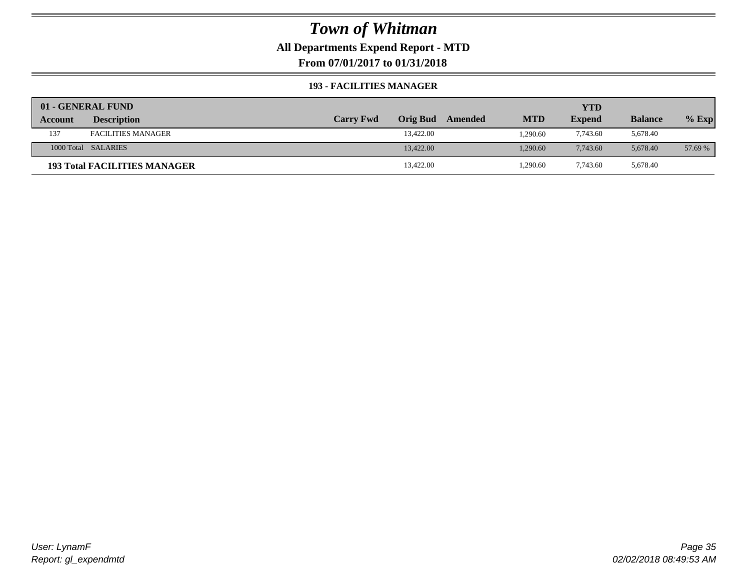# Town of Whitman

## All Departments Expend Report - MTD

## From 07/01/2017 to 01/31/2018

### 193 - FACILITIES MANAGER

| 01 - GENERAL FUND | | | | | | | | |
|---|---|---|---|---|---|---|---|---|
| **Account** | **Description** | **Carry Fwd** | **Orig Bud** | **Amended** | **MTD** | **YTD Expend** | **Balance** | **% Exp** |
| 137 | FACILITIES MANAGER | | 13,422.00 | | 1,290.60 | 7,743.60 | 5,678.40 | |
| 1000 Total | SALARIES | | 13,422.00 | | 1,290.60 | 7,743.60 | 5,678.40 | 57.69 % |
| **193 Total FACILITIES MANAGER** | | | 13,422.00 | | 1,290.60 | 7,743.60 | 5,678.40 | |

*User: LynamF*
*Report: gl_expendmtd*

*02/02/2018 08:49:53 AM*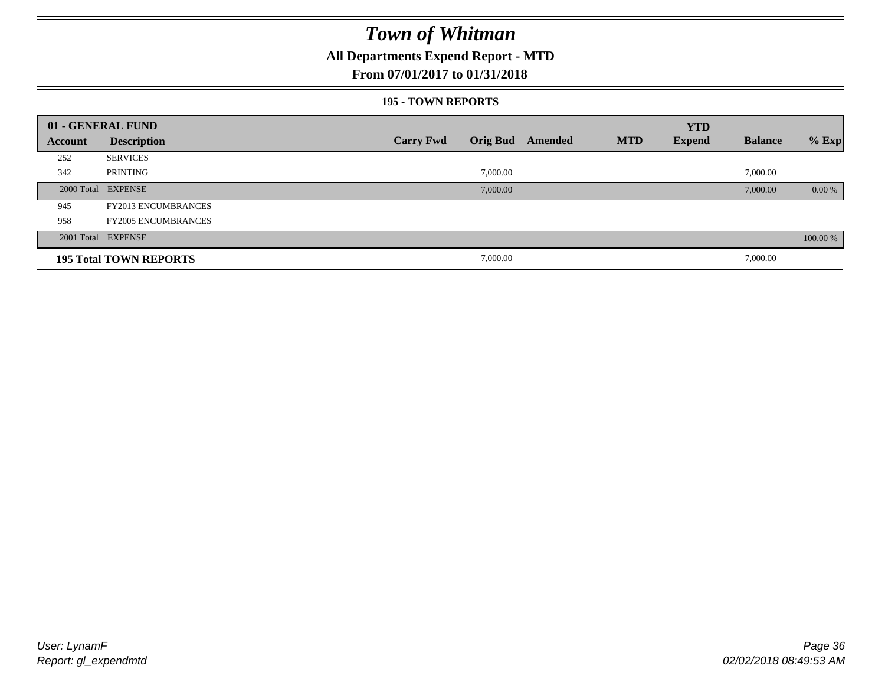# Town of Whitman

## All Departments Expend Report - MTD

### From 07/01/2017 to 01/31/2018

#### 195 - TOWN REPORTS

| 01 - GENERAL FUND | | | | | | | | |
|---|---|---|---|---|---|---|---|---|
| **Account** | **Description** | **Carry Fwd** | **Orig Bud** | **Amended** | **MTD** | **YTD Expend** | **Balance** | **% Exp** |
| 252 | SERVICES | | | | | | | |
| 342 | PRINTING | | 7,000.00 | | | | 7,000.00 | |
| 2000 Total | EXPENSE | | 7,000.00 | | | | 7,000.00 | 0.00 % |
| 945 | FY2013 ENCUMBRANCES | | | | | | | |
| 958 | FY2005 ENCUMBRANCES | | | | | | | |
| 2001 Total | EXPENSE | | | | | | | 100.00 % |
| **195 Total TOWN REPORTS** | | | 7,000.00 | | | | 7,000.00 | |

User: LynamF
Report: gl_expendmtd

02/02/2018 08:49:53 AM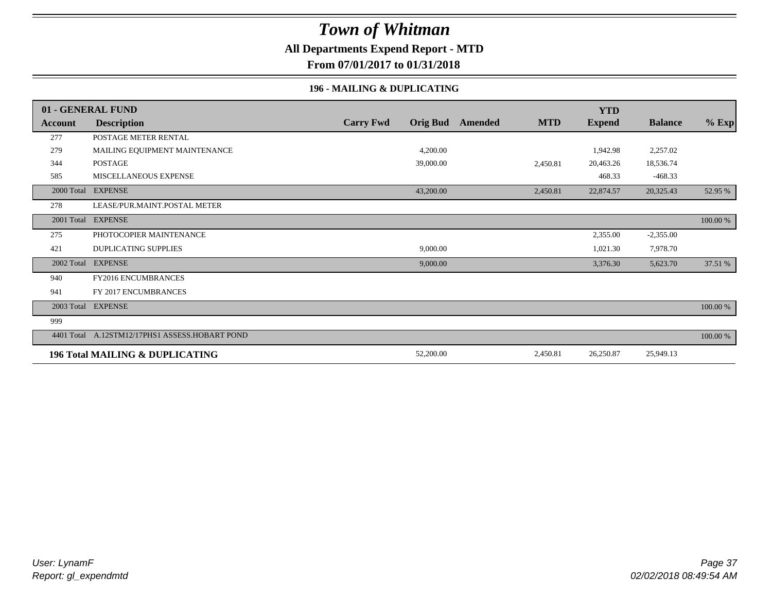# Town of Whitman

**All Departments Expend Report - MTD**

**From 07/01/2017 to 01/31/2018**

### 196 - MAILING & DUPLICATING

| 01 - GENERAL FUND | | | | | | YTD | | |
|---|---|---|---|---|---|---|---|---|
| **Account** | **Description** | **Carry Fwd** | **Orig Bud** | **Amended** | **MTD** | **Expend** | **Balance** | **% Exp** |
| 277 | POSTAGE METER RENTAL | | | | | | | |
| 279 | MAILING EQUIPMENT MAINTENANCE | | 4,200.00 | | | 1,942.98 | 2,257.02 | |
| 344 | POSTAGE | | 39,000.00 | | 2,450.81 | 20,463.26 | 18,536.74 | |
| 585 | MISCELLANEOUS EXPENSE | | | | | 468.33 | -468.33 | |
| 2000 Total | EXPENSE | | 43,200.00 | | 2,450.81 | 22,874.57 | 20,325.43 | 52.95 % |
| 278 | LEASE/PUR.MAINT.POSTAL METER | | | | | | | |
| 2001 Total | EXPENSE | | | | | | | 100.00 % |
| 275 | PHOTOCOPIER MAINTENANCE | | | | | 2,355.00 | -2,355.00 | |
| 421 | DUPLICATING SUPPLIES | | 9,000.00 | | | 1,021.30 | 7,978.70 | |
| 2002 Total | EXPENSE | | 9,000.00 | | | 3,376.30 | 5,623.70 | 37.51 % |
| 940 | FY2016 ENCUMBRANCES | | | | | | | |
| 941 | FY 2017 ENCUMBRANCES | | | | | | | |
| 2003 Total | EXPENSE | | | | | | | 100.00 % |
| 999 | | | | | | | | |
| 4401 Total | A.12STM12/17PHS1 ASSESS.HOBART POND | | | | | | | 100.00 % |
| **196 Total MAILING & DUPLICATING** | | | 52,200.00 | | 2,450.81 | 26,250.87 | 25,949.13 | |

*User: LynamF*
*Report: gl_expendmtd*

*02/02/2018 08:49:54 AM*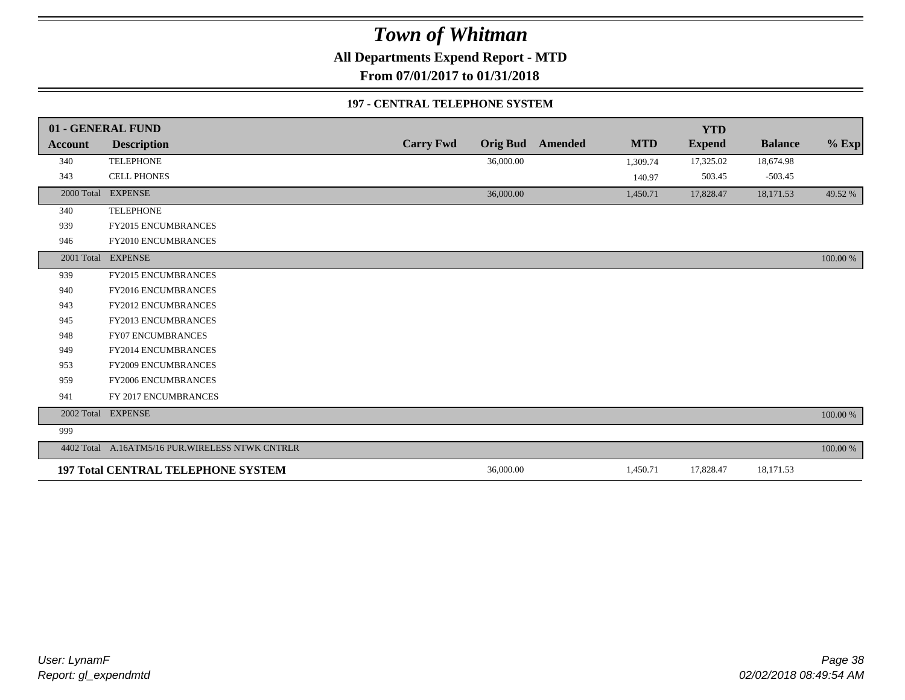# Town of Whitman

**All Departments Expend Report - MTD**

**From 07/01/2017 to 01/31/2018**

**197 - CENTRAL TELEPHONE SYSTEM**

| 01 - GENERAL FUND | | | | | | YTD | | |
|---|---|---|---|---|---|---|---|---|
| **Account** | **Description** | **Carry Fwd** | **Orig Bud** | **Amended** | **MTD** | **Expend** | **Balance** | **% Exp** |
| 340 | TELEPHONE | | 36,000.00 | | 1,309.74 | 17,325.02 | 18,674.98 | |
| 343 | CELL PHONES | | | | 140.97 | 503.45 | -503.45 | |
| 2000 Total | EXPENSE | | 36,000.00 | | 1,450.71 | 17,828.47 | 18,171.53 | 49.52 % |
| 340 | TELEPHONE | | | | | | | |
| 939 | FY2015 ENCUMBRANCES | | | | | | | |
| 946 | FY2010 ENCUMBRANCES | | | | | | | |
| 2001 Total | EXPENSE | | | | | | | 100.00 % |
| 939 | FY2015 ENCUMBRANCES | | | | | | | |
| 940 | FY2016 ENCUMBRANCES | | | | | | | |
| 943 | FY2012 ENCUMBRANCES | | | | | | | |
| 945 | FY2013 ENCUMBRANCES | | | | | | | |
| 948 | FY07 ENCUMBRANCES | | | | | | | |
| 949 | FY2014 ENCUMBRANCES | | | | | | | |
| 953 | FY2009 ENCUMBRANCES | | | | | | | |
| 959 | FY2006 ENCUMBRANCES | | | | | | | |
| 941 | FY 2017 ENCUMBRANCES | | | | | | | |
| 2002 Total | EXPENSE | | | | | | | 100.00 % |
| 999 | | | | | | | | |
| 4402 Total | A.16ATM5/16 PUR.WIRELESS NTWK CNTRLR | | | | | | | 100.00 % |
| **197 Total** | **CENTRAL TELEPHONE SYSTEM** | | 36,000.00 | | 1,450.71 | 17,828.47 | 18,171.53 | |

*User: LynamF*
*Report: gl_expendmtd*

*02/02/2018 08:49:54 AM*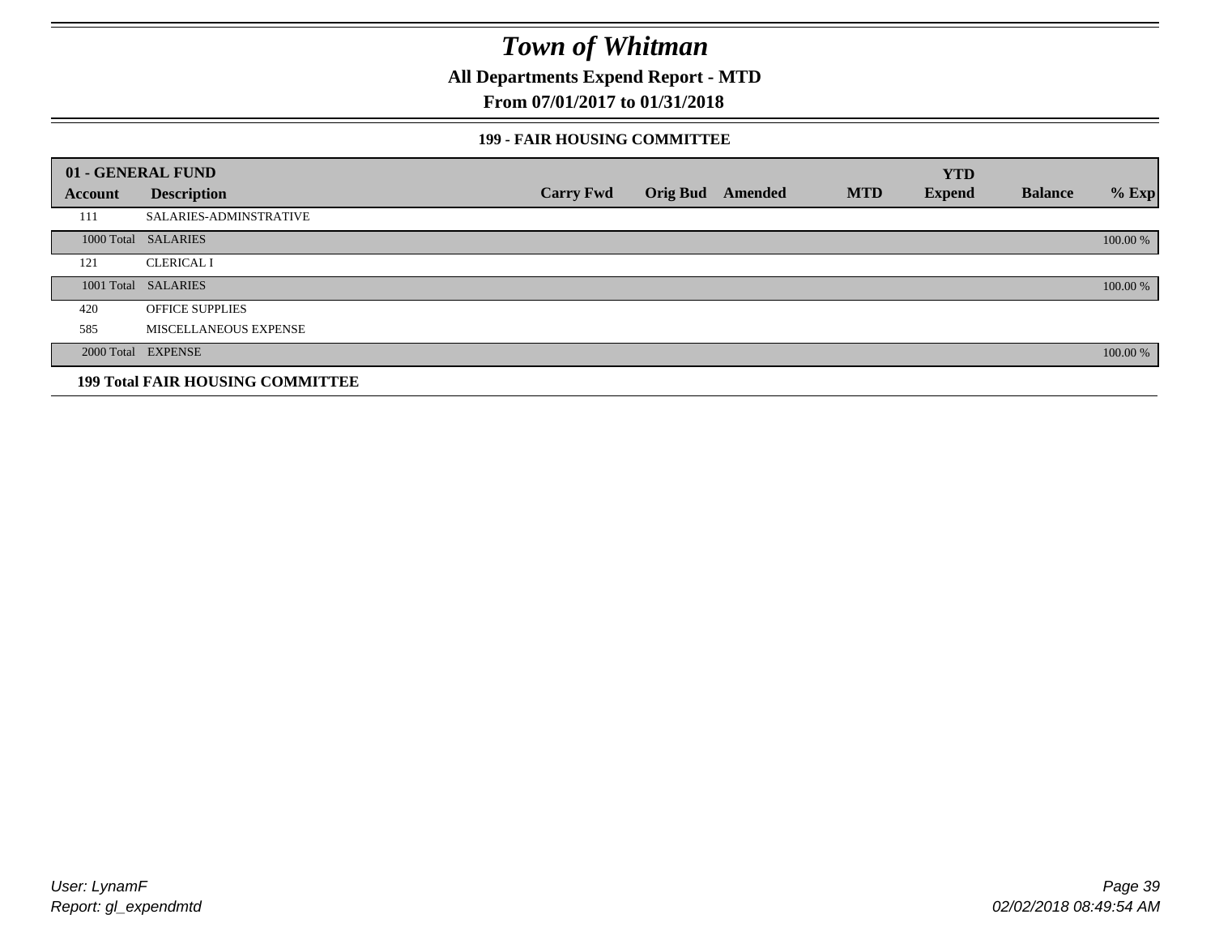# Town of Whitman

**All Departments Expend Report - MTD**

**From 07/01/2017 to 01/31/2018**

### 199 - FAIR HOUSING COMMITTEE

| 01 - GENERAL FUND | | | | | | | | |
|---|---|---|---|---|---|---|---|---|
| **Account** | **Description** | **Carry Fwd** | **Orig Bud** | **Amended** | **MTD** | **YTD Expend** | **Balance** | **% Exp** |
| 111 | SALARIES-ADMINSTRATIVE | | | | | | | |
| 1000 Total | SALARIES | | | | | | | 100.00 % |
| 121 | CLERICAL I | | | | | | | |
| 1001 Total | SALARIES | | | | | | | 100.00 % |
| 420 | OFFICE SUPPLIES | | | | | | | |
| 585 | MISCELLANEOUS EXPENSE | | | | | | | |
| 2000 Total | EXPENSE | | | | | | | 100.00 % |
| **199 Total FAIR HOUSING COMMITTEE** | | | | | | | | |

User: LynamF
Report: gl_expendmtd

02/02/2018 08:49:54 AM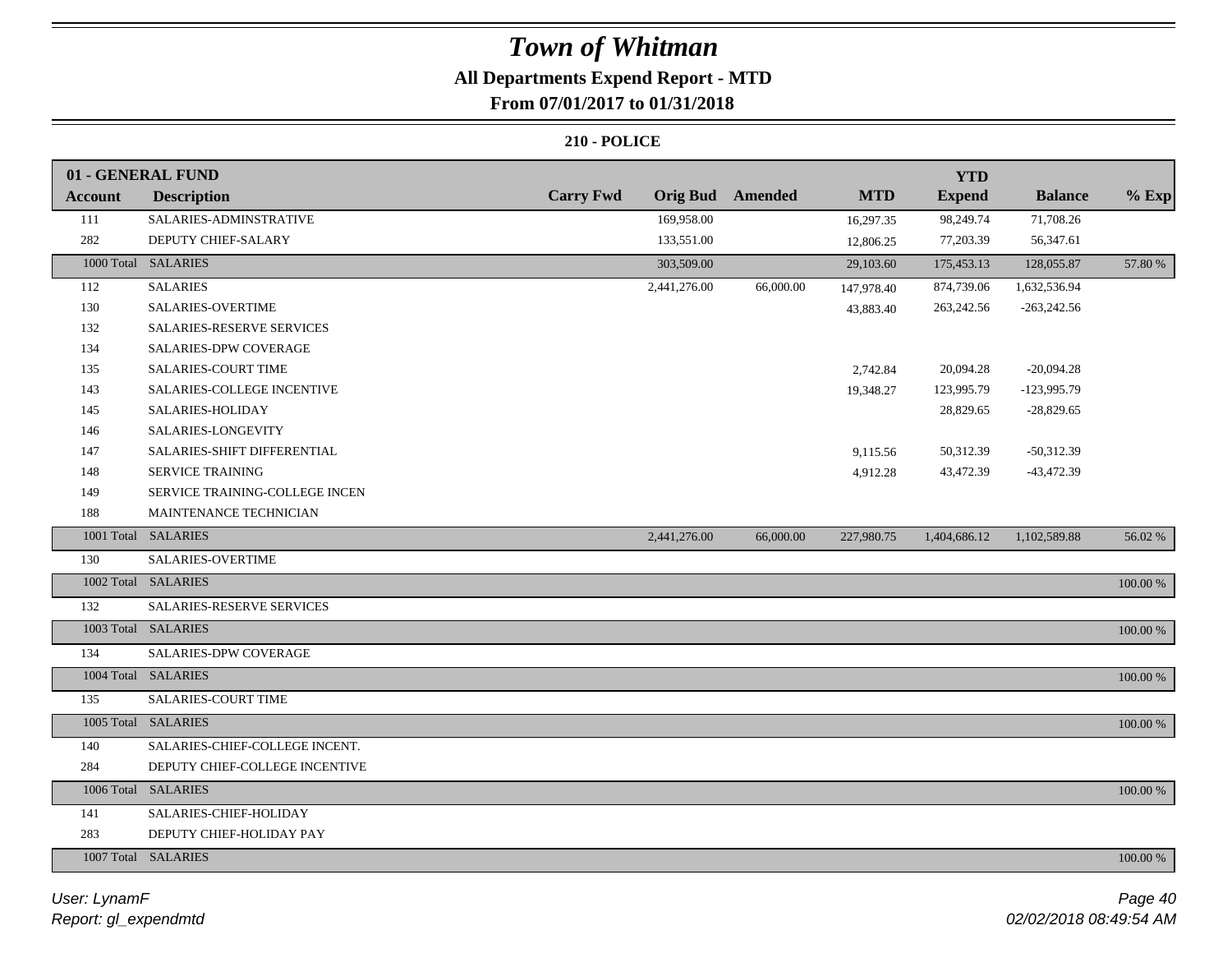# Town of Whitman

## All Departments Expend Report - MTD

### From 07/01/2017 to 01/31/2018

#### 210 - POLICE

| Account | Description | Carry Fwd | Orig Bud | Amended | MTD | YTD Expend | Balance | % Exp |
|---|---|---|---|---|---|---|---|---|
| **01 - GENERAL FUND** | | | | | | | | |
| 111 | SALARIES-ADMINSTRATIVE | | 169,958.00 | | 16,297.35 | 98,249.74 | 71,708.26 | |
| 282 | DEPUTY CHIEF-SALARY | | 133,551.00 | | 12,806.25 | 77,203.39 | 56,347.61 | |
| 1000 Total | SALARIES | | 303,509.00 | | 29,103.60 | 175,453.13 | 128,055.87 | 57.80 % |
| 112 | SALARIES | | 2,441,276.00 | 66,000.00 | 147,978.40 | 874,739.06 | 1,632,536.94 | |
| 130 | SALARIES-OVERTIME | | | | 43,883.40 | 263,242.56 | -263,242.56 | |
| 132 | SALARIES-RESERVE SERVICES | | | | | | | |
| 134 | SALARIES-DPW COVERAGE | | | | | | | |
| 135 | SALARIES-COURT TIME | | | | 2,742.84 | 20,094.28 | -20,094.28 | |
| 143 | SALARIES-COLLEGE INCENTIVE | | | | 19,348.27 | 123,995.79 | -123,995.79 | |
| 145 | SALARIES-HOLIDAY | | | | | 28,829.65 | -28,829.65 | |
| 146 | SALARIES-LONGEVITY | | | | | | | |
| 147 | SALARIES-SHIFT DIFFERENTIAL | | | | 9,115.56 | 50,312.39 | -50,312.39 | |
| 148 | SERVICE TRAINING | | | | 4,912.28 | 43,472.39 | -43,472.39 | |
| 149 | SERVICE TRAINING-COLLEGE INCEN | | | | | | | |
| 188 | MAINTENANCE TECHNICIAN | | | | | | | |
| 1001 Total | SALARIES | | 2,441,276.00 | 66,000.00 | 227,980.75 | 1,404,686.12 | 1,102,589.88 | 56.02 % |
| 130 | SALARIES-OVERTIME | | | | | | | |
| 1002 Total | SALARIES | | | | | | | 100.00 % |
| 132 | SALARIES-RESERVE SERVICES | | | | | | | |
| 1003 Total | SALARIES | | | | | | | 100.00 % |
| 134 | SALARIES-DPW COVERAGE | | | | | | | |
| 1004 Total | SALARIES | | | | | | | 100.00 % |
| 135 | SALARIES-COURT TIME | | | | | | | |
| 1005 Total | SALARIES | | | | | | | 100.00 % |
| 140 | SALARIES-CHIEF-COLLEGE INCENT. | | | | | | | |
| 284 | DEPUTY CHIEF-COLLEGE INCENTIVE | | | | | | | |
| 1006 Total | SALARIES | | | | | | | 100.00 % |
| 141 | SALARIES-CHIEF-HOLIDAY | | | | | | | |
| 283 | DEPUTY CHIEF-HOLIDAY PAY | | | | | | | |
| 1007 Total | SALARIES | | | | | | | 100.00 % |

*User: LynamF*
*Report: gl_expendmtd*
*02/02/2018 08:49:54 AM*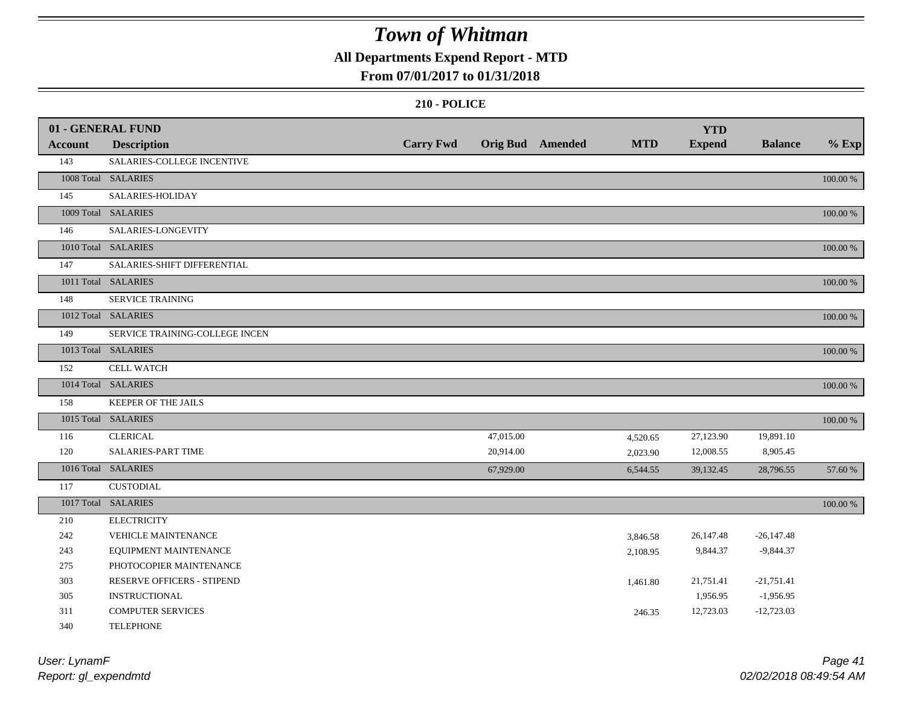# Town of Whitman

**All Departments Expend Report - MTD**

**From 07/01/2017 to 01/31/2018**

**210 - POLICE**

| 01 - GENERAL FUND | | | | | | | | | |
|---|---|---|---|---|---|---|---|---|---|
| **Account** | **Description** | **Carry Fwd** | **Orig Bud** | **Amended** | **MTD** | **YTD Expend** | **Balance** | **% Exp** |
| 143 | SALARIES-COLLEGE INCENTIVE | | | | | | | |
| 1008 Total | SALARIES | | | | | | | 100.00 % |
| 145 | SALARIES-HOLIDAY | | | | | | | |
| 1009 Total | SALARIES | | | | | | | 100.00 % |
| 146 | SALARIES-LONGEVITY | | | | | | | |
| 1010 Total | SALARIES | | | | | | | 100.00 % |
| 147 | SALARIES-SHIFT DIFFERENTIAL | | | | | | | |
| 1011 Total | SALARIES | | | | | | | 100.00 % |
| 148 | SERVICE TRAINING | | | | | | | |
| 1012 Total | SALARIES | | | | | | | 100.00 % |
| 149 | SERVICE TRAINING-COLLEGE INCEN | | | | | | | |
| 1013 Total | SALARIES | | | | | | | 100.00 % |
| 152 | CELL WATCH | | | | | | | |
| 1014 Total | SALARIES | | | | | | | 100.00 % |
| 158 | KEEPER OF THE JAILS | | | | | | | |
| 1015 Total | SALARIES | | | | | | | 100.00 % |
| 116 | CLERICAL | | 47,015.00 | | 4,520.65 | 27,123.90 | 19,891.10 | |
| 120 | SALARIES-PART TIME | | 20,914.00 | | 2,023.90 | 12,008.55 | 8,905.45 | |
| 1016 Total | SALARIES | | 67,929.00 | | 6,544.55 | 39,132.45 | 28,796.55 | 57.60 % |
| 117 | CUSTODIAL | | | | | | | |
| 1017 Total | SALARIES | | | | | | | 100.00 % |
| 210 | ELECTRICITY | | | | | | | |
| 242 | VEHICLE MAINTENANCE | | | | 3,846.58 | 26,147.48 | -26,147.48 | |
| 243 | EQUIPMENT MAINTENANCE | | | | 2,108.95 | 9,844.37 | -9,844.37 | |
| 275 | PHOTOCOPIER MAINTENANCE | | | | | | | |
| 303 | RESERVE OFFICERS - STIPEND | | | | 1,461.80 | 21,751.41 | -21,751.41 | |
| 305 | INSTRUCTIONAL | | | | | 1,956.95 | -1,956.95 | |
| 311 | COMPUTER SERVICES | | | | 246.35 | 12,723.03 | -12,723.03 | |
| 340 | TELEPHONE | | | | | | | |

*User: LynamF*
*Report: gl_expendmtd*

*02/02/2018 08:49:54 AM*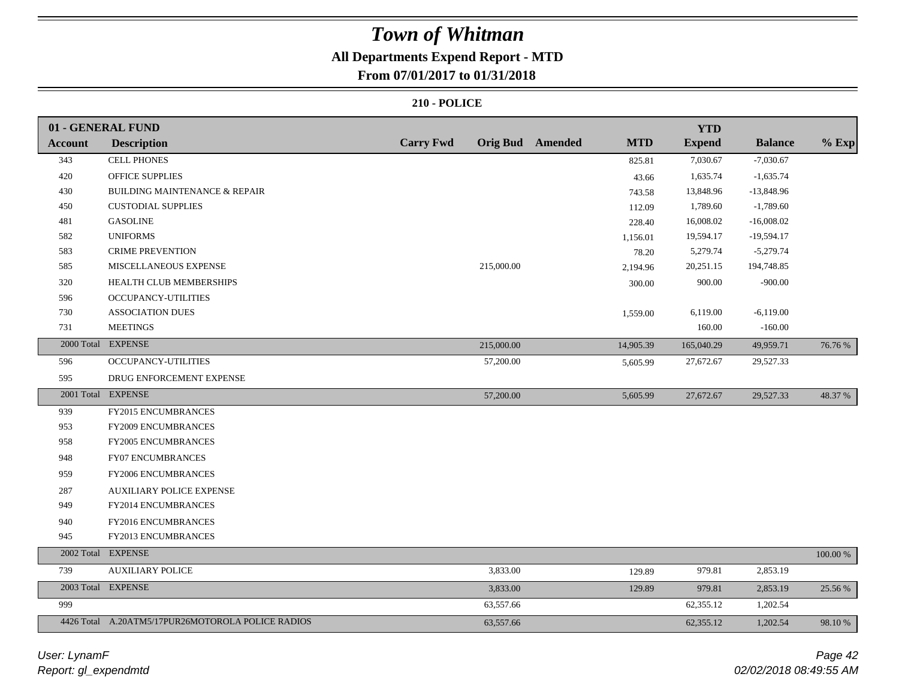# Town of Whitman

## All Departments Expend Report - MTD

### From 07/01/2017 to 01/31/2018

#### 210 - POLICE

| 01 - GENERAL FUND | | | | | | YTD | | |
|---|---|---|---|---|---|---|---|---|
| **Account** | **Description** | **Carry Fwd** | **Orig Bud** | **Amended** | **MTD** | **Expend** | **Balance** | **% Exp** |
| 343 | CELL PHONES | | | | 825.81 | 7,030.67 | -7,030.67 | |
| 420 | OFFICE SUPPLIES | | | | 43.66 | 1,635.74 | -1,635.74 | |
| 430 | BUILDING MAINTENANCE & REPAIR | | | | 743.58 | 13,848.96 | -13,848.96 | |
| 450 | CUSTODIAL SUPPLIES | | | | 112.09 | 1,789.60 | -1,789.60 | |
| 481 | GASOLINE | | | | 228.40 | 16,008.02 | -16,008.02 | |
| 582 | UNIFORMS | | | | 1,156.01 | 19,594.17 | -19,594.17 | |
| 583 | CRIME PREVENTION | | | | 78.20 | 5,279.74 | -5,279.74 | |
| 585 | MISCELLANEOUS EXPENSE | | 215,000.00 | | 2,194.96 | 20,251.15 | 194,748.85 | |
| 320 | HEALTH CLUB MEMBERSHIPS | | | | 300.00 | 900.00 | -900.00 | |
| 596 | OCCUPANCY-UTILITIES | | | | | | | |
| 730 | ASSOCIATION DUES | | | | 1,559.00 | 6,119.00 | -6,119.00 | |
| 731 | MEETINGS | | | | | 160.00 | -160.00 | |
| 2000 Total | EXPENSE | | 215,000.00 | | 14,905.39 | 165,040.29 | 49,959.71 | 76.76 % |
| 596 | OCCUPANCY-UTILITIES | | 57,200.00 | | 5,605.99 | 27,672.67 | 29,527.33 | |
| 595 | DRUG ENFORCEMENT EXPENSE | | | | | | | |
| 2001 Total | EXPENSE | | 57,200.00 | | 5,605.99 | 27,672.67 | 29,527.33 | 48.37 % |
| 939 | FY2015 ENCUMBRANCES | | | | | | | |
| 953 | FY2009 ENCUMBRANCES | | | | | | | |
| 958 | FY2005 ENCUMBRANCES | | | | | | | |
| 948 | FY07 ENCUMBRANCES | | | | | | | |
| 959 | FY2006 ENCUMBRANCES | | | | | | | |
| 287 | AUXILIARY POLICE EXPENSE | | | | | | | |
| 949 | FY2014 ENCUMBRANCES | | | | | | | |
| 940 | FY2016 ENCUMBRANCES | | | | | | | |
| 945 | FY2013 ENCUMBRANCES | | | | | | | |
| 2002 Total | EXPENSE | | | | | | | 100.00 % |
| 739 | AUXILIARY POLICE | | 3,833.00 | | 129.89 | 979.81 | 2,853.19 | |
| 2003 Total | EXPENSE | | 3,833.00 | | 129.89 | 979.81 | 2,853.19 | 25.56 % |
| 999 | | | 63,557.66 | | | 62,355.12 | 1,202.54 | |
| 4426 Total | A.20ATM5/17PUR26MOTOROLA POLICE RADIOS | | 63,557.66 | | | 62,355.12 | 1,202.54 | 98.10 % |

*User: LynamF*
*Report: gl_expendmtd*

*02/02/2018 08:49:55 AM*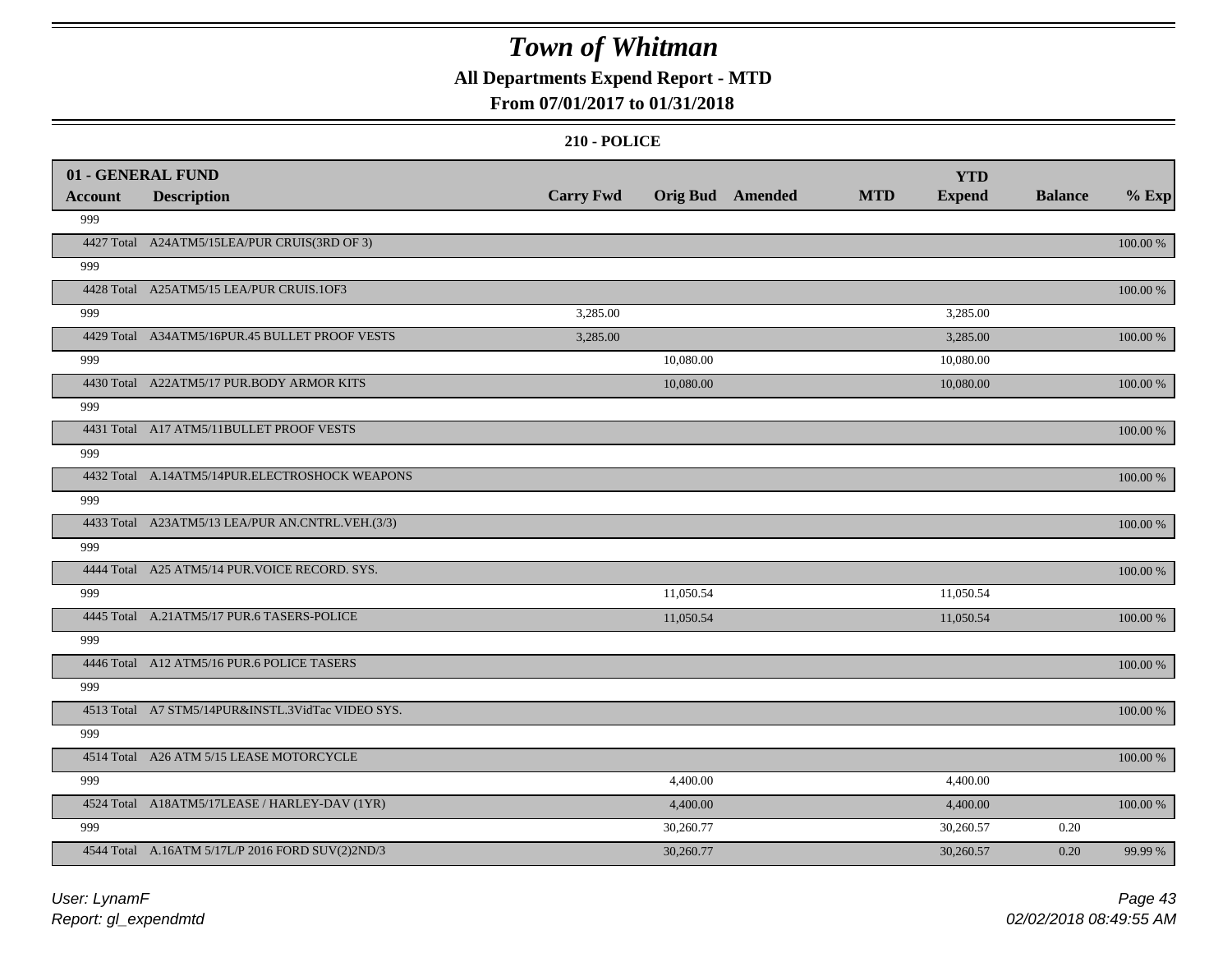# Town of Whitman

**All Departments Expend Report - MTD**

**From 07/01/2017 to 01/31/2018**

**210 - POLICE**

| 01 - GENERAL FUND | | | | | | | | |
|---|---|---|---|---|---|---|---|---|
| **Account** | **Description** | **Carry Fwd** | **Orig Bud** | **Amended** | **MTD** | **YTD Expend** | **Balance** | **% Exp** |
| 999 | | | | | | | | |
| 4427 Total | A24ATM5/15LEA/PUR CRUIS(3RD OF 3) | | | | | | | 100.00 % |
| 999 | | | | | | | | |
| 4428 Total | A25ATM5/15 LEA/PUR CRUIS.1OF3 | | | | | | | 100.00 % |
| 999 | | 3,285.00 | | | | 3,285.00 | | |
| 4429 Total | A34ATM5/16PUR.45 BULLET PROOF VESTS | 3,285.00 | | | | 3,285.00 | | 100.00 % |
| 999 | | | 10,080.00 | | | 10,080.00 | | |
| 4430 Total | A22ATM5/17 PUR.BODY ARMOR KITS | | 10,080.00 | | | 10,080.00 | | 100.00 % |
| 999 | | | | | | | | |
| 4431 Total | A17 ATM5/11BULLET PROOF VESTS | | | | | | | 100.00 % |
| 999 | | | | | | | | |
| 4432 Total | A.14ATM5/14PUR.ELECTROSHOCK WEAPONS | | | | | | | 100.00 % |
| 999 | | | | | | | | |
| 4433 Total | A23ATM5/13 LEA/PUR AN.CNTRL.VEH.(3/3) | | | | | | | 100.00 % |
| 999 | | | | | | | | |
| 4444 Total | A25 ATM5/14 PUR.VOICE RECORD. SYS. | | | | | | | 100.00 % |
| 999 | | | 11,050.54 | | | 11,050.54 | | |
| 4445 Total | A.21ATM5/17 PUR.6 TASERS-POLICE | | 11,050.54 | | | 11,050.54 | | 100.00 % |
| 999 | | | | | | | | |
| 4446 Total | A12 ATM5/16 PUR.6 POLICE TASERS | | | | | | | 100.00 % |
| 999 | | | | | | | | |
| 4513 Total | A7 STM5/14PUR&INSTL.3VidTac VIDEO SYS. | | | | | | | 100.00 % |
| 999 | | | | | | | | |
| 4514 Total | A26 ATM 5/15 LEASE MOTORCYCLE | | | | | | | 100.00 % |
| 999 | | | 4,400.00 | | | 4,400.00 | | |
| 4524 Total | A18ATM5/17LEASE / HARLEY-DAV (1YR) | | 4,400.00 | | | 4,400.00 | | 100.00 % |
| 999 | | | 30,260.77 | | | 30,260.57 | 0.20 | |
| 4544 Total | A.16ATM 5/17L/P 2016 FORD SUV(2)2ND/3 | | 30,260.77 | | | 30,260.57 | 0.20 | 99.99 % |

User: LynamF

Report: gl_expendmtd

02/02/2018 08:49:55 AM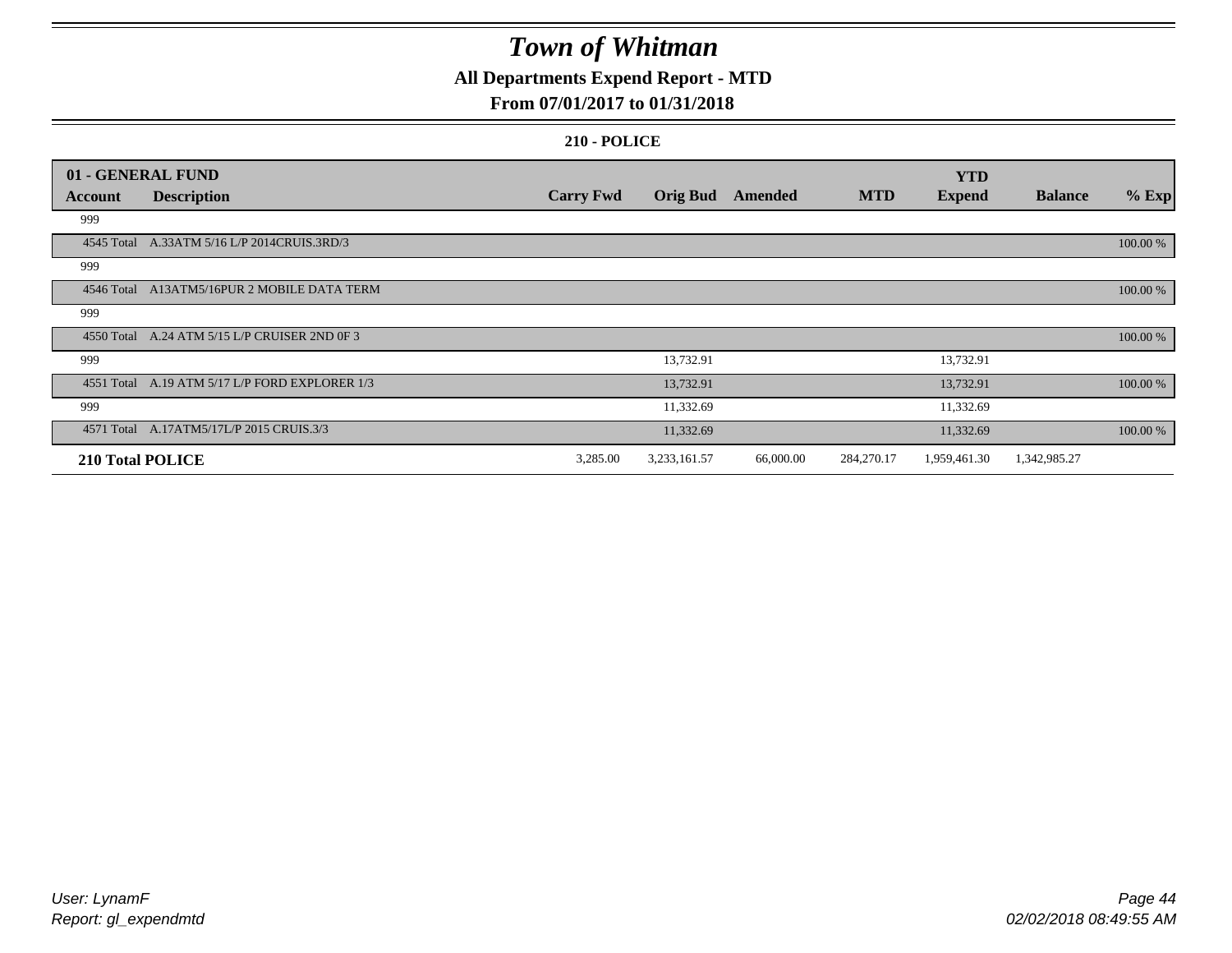# Town of Whitman

## All Departments Expend Report - MTD

### From 07/01/2017 to 01/31/2018

#### 210 - POLICE

| 01 - GENERAL FUND | | | | | | YTD | | |
|---|---|---|---|---|---|---|---|---|
| **Account** | **Description** | **Carry Fwd** | **Orig Bud** | **Amended** | **MTD** | **Expend** | **Balance** | **% Exp** |
| 999 | | | | | | | | |
| 4545 Total | A.33ATM 5/16 L/P 2014CRUIS.3RD/3 | | | | | | | 100.00 % |
| 999 | | | | | | | | |
| 4546 Total | A13ATM5/16PUR 2 MOBILE DATA TERM | | | | | | | 100.00 % |
| 999 | | | | | | | | |
| 4550 Total | A.24 ATM 5/15 L/P CRUISER 2ND 0F 3 | | | | | | | 100.00 % |
| 999 | | | 13,732.91 | | | 13,732.91 | | |
| 4551 Total | A.19 ATM 5/17 L/P FORD EXPLORER 1/3 | | 13,732.91 | | | 13,732.91 | | 100.00 % |
| 999 | | | 11,332.69 | | | 11,332.69 | | |
| 4571 Total | A.17ATM5/17L/P 2015 CRUIS.3/3 | | 11,332.69 | | | 11,332.69 | | 100.00 % |
| **210 Total POLICE** | | 3,285.00 | 3,233,161.57 | 66,000.00 | 284,270.17 | 1,959,461.30 | 1,342,985.27 | |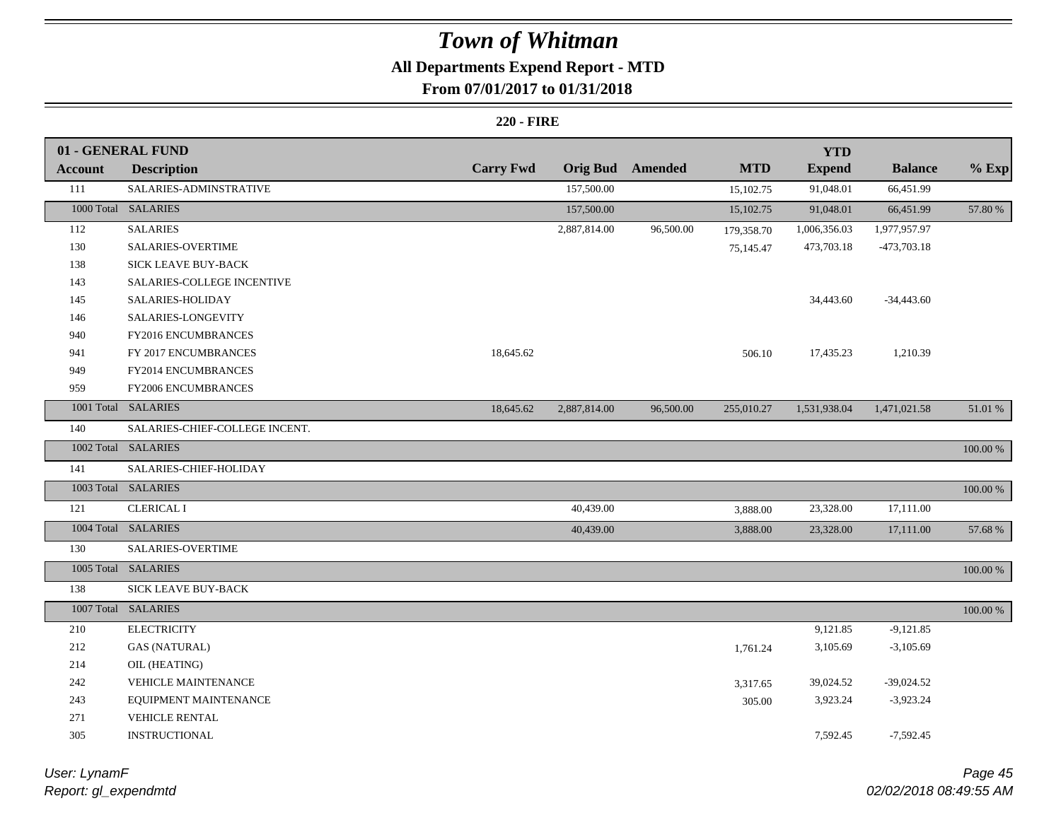# *Town of Whitman*

## All Departments Expend Report - MTD

### From 07/01/2017 to 01/31/2018

#### 220 - FIRE

| 01 - GENERAL FUND | | | | | | | | |
|---|---|---|---|---|---|---|---|---|
| **Account** | **Description** | **Carry Fwd** | **Orig Bud** | **Amended** | **MTD** | **YTD Expend** | **Balance** | **% Exp** |
| 111 | SALARIES-ADMINSTRATIVE | | 157,500.00 | | 15,102.75 | 91,048.01 | 66,451.99 | |
| 1000 Total | SALARIES | | 157,500.00 | | 15,102.75 | 91,048.01 | 66,451.99 | 57.80 % |
| 112 | SALARIES | | 2,887,814.00 | 96,500.00 | 179,358.70 | 1,006,356.03 | 1,977,957.97 | |
| 130 | SALARIES-OVERTIME | | | | 75,145.47 | 473,703.18 | -473,703.18 | |
| 138 | SICK LEAVE BUY-BACK | | | | | | | |
| 143 | SALARIES-COLLEGE INCENTIVE | | | | | | | |
| 145 | SALARIES-HOLIDAY | | | | | 34,443.60 | -34,443.60 | |
| 146 | SALARIES-LONGEVITY | | | | | | | |
| 940 | FY2016 ENCUMBRANCES | | | | | | | |
| 941 | FY 2017 ENCUMBRANCES | 18,645.62 | | | 506.10 | 17,435.23 | 1,210.39 | |
| 949 | FY2014 ENCUMBRANCES | | | | | | | |
| 959 | FY2006 ENCUMBRANCES | | | | | | | |
| 1001 Total | SALARIES | 18,645.62 | 2,887,814.00 | 96,500.00 | 255,010.27 | 1,531,938.04 | 1,471,021.58 | 51.01 % |
| 140 | SALARIES-CHIEF-COLLEGE INCENT. | | | | | | | |
| 1002 Total | SALARIES | | | | | | | 100.00 % |
| 141 | SALARIES-CHIEF-HOLIDAY | | | | | | | |
| 1003 Total | SALARIES | | | | | | | 100.00 % |
| 121 | CLERICAL I | | 40,439.00 | | 3,888.00 | 23,328.00 | 17,111.00 | |
| 1004 Total | SALARIES | | 40,439.00 | | 3,888.00 | 23,328.00 | 17,111.00 | 57.68 % |
| 130 | SALARIES-OVERTIME | | | | | | | |
| 1005 Total | SALARIES | | | | | | | 100.00 % |
| 138 | SICK LEAVE BUY-BACK | | | | | | | |
| 1007 Total | SALARIES | | | | | | | 100.00 % |
| 210 | ELECTRICITY | | | | | 9,121.85 | -9,121.85 | |
| 212 | GAS (NATURAL) | | | | 1,761.24 | 3,105.69 | -3,105.69 | |
| 214 | OIL (HEATING) | | | | | | | |
| 242 | VEHICLE MAINTENANCE | | | | 3,317.65 | 39,024.52 | -39,024.52 | |
| 243 | EQUIPMENT MAINTENANCE | | | | 305.00 | 3,923.24 | -3,923.24 | |
| 271 | VEHICLE RENTAL | | | | | | | |
| 305 | INSTRUCTIONAL | | | | | 7,592.45 | -7,592.45 | |

*User: LynamF*
*Report: gl_expendmtd*

*02/02/2018 08:49:55 AM*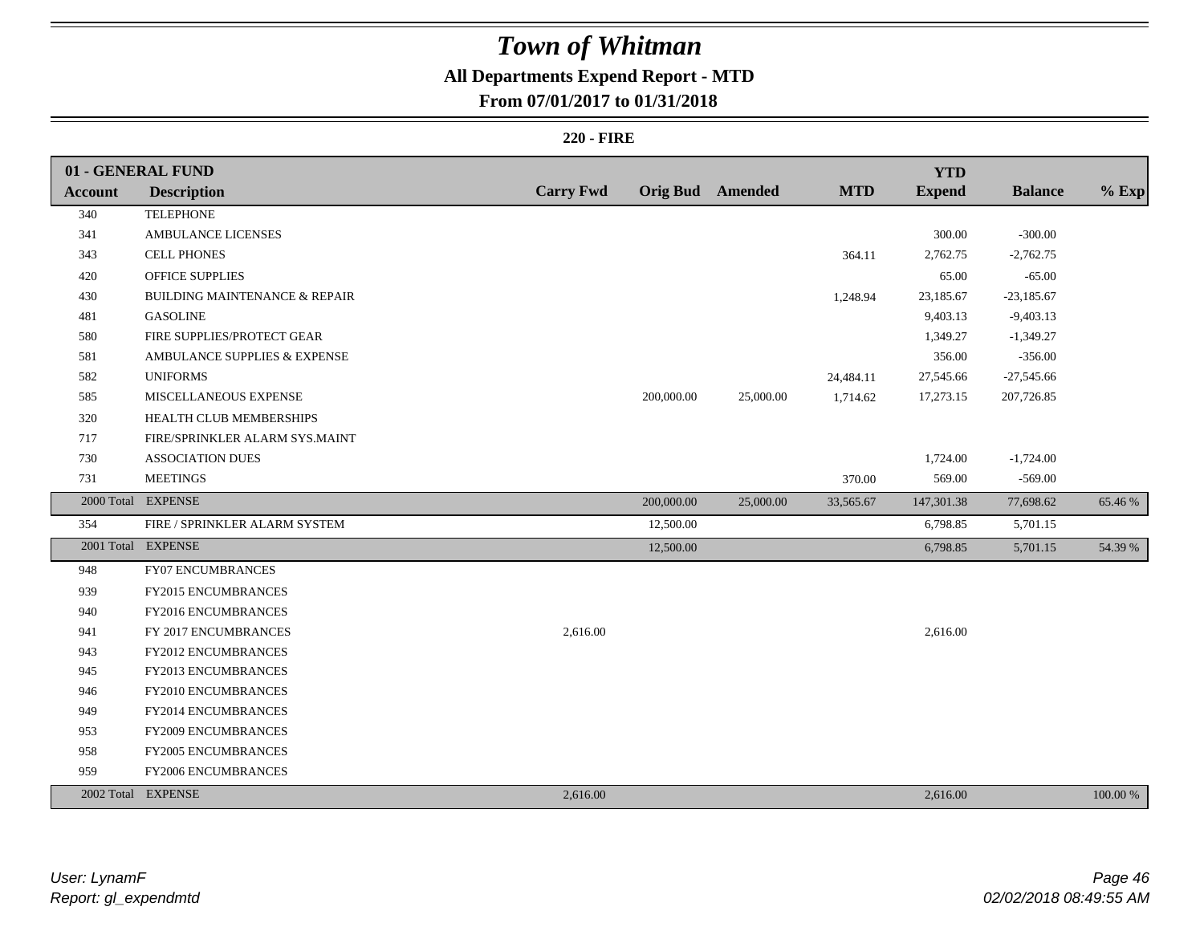# Town of Whitman

## All Departments Expend Report - MTD

### From 07/01/2017 to 01/31/2018

**220 - FIRE**

| 01 - GENERAL FUND | | | | | | | | |
|---|---|---|---|---|---|---|---|---|
| **Account** | **Description** | **Carry Fwd** | **Orig Bud** | **Amended** | **MTD** | **YTD Expend** | **Balance** | **% Exp** |
| 340 | TELEPHONE | | | | | | | |
| 341 | AMBULANCE LICENSES | | | | | 300.00 | -300.00 | |
| 343 | CELL PHONES | | | | 364.11 | 2,762.75 | -2,762.75 | |
| 420 | OFFICE SUPPLIES | | | | | 65.00 | -65.00 | |
| 430 | BUILDING MAINTENANCE & REPAIR | | | | 1,248.94 | 23,185.67 | -23,185.67 | |
| 481 | GASOLINE | | | | | 9,403.13 | -9,403.13 | |
| 580 | FIRE SUPPLIES/PROTECT GEAR | | | | | 1,349.27 | -1,349.27 | |
| 581 | AMBULANCE SUPPLIES & EXPENSE | | | | | 356.00 | -356.00 | |
| 582 | UNIFORMS | | | | 24,484.11 | 27,545.66 | -27,545.66 | |
| 585 | MISCELLANEOUS EXPENSE | | 200,000.00 | 25,000.00 | 1,714.62 | 17,273.15 | 207,726.85 | |
| 320 | HEALTH CLUB MEMBERSHIPS | | | | | | | |
| 717 | FIRE/SPRINKLER ALARM SYS.MAINT | | | | | | | |
| 730 | ASSOCIATION DUES | | | | | 1,724.00 | -1,724.00 | |
| 731 | MEETINGS | | | | 370.00 | 569.00 | -569.00 | |
| 2000 Total | EXPENSE | | 200,000.00 | 25,000.00 | 33,565.67 | 147,301.38 | 77,698.62 | 65.46 % |
| 354 | FIRE / SPRINKLER ALARM SYSTEM | | 12,500.00 | | | 6,798.85 | 5,701.15 | |
| 2001 Total | EXPENSE | | 12,500.00 | | | 6,798.85 | 5,701.15 | 54.39 % |
| 948 | FY07 ENCUMBRANCES | | | | | | | |
| 939 | FY2015 ENCUMBRANCES | | | | | | | |
| 940 | FY2016 ENCUMBRANCES | | | | | | | |
| 941 | FY 2017 ENCUMBRANCES | 2,616.00 | | | | 2,616.00 | | |
| 943 | FY2012 ENCUMBRANCES | | | | | | | |
| 945 | FY2013 ENCUMBRANCES | | | | | | | |
| 946 | FY2010 ENCUMBRANCES | | | | | | | |
| 949 | FY2014 ENCUMBRANCES | | | | | | | |
| 953 | FY2009 ENCUMBRANCES | | | | | | | |
| 958 | FY2005 ENCUMBRANCES | | | | | | | |
| 959 | FY2006 ENCUMBRANCES | | | | | | | |
| 2002 Total | EXPENSE | 2,616.00 | | | | 2,616.00 | | 100.00 % |

*User: LynamF*
*Report: gl_expendmtd*

*02/02/2018 08:49:55 AM*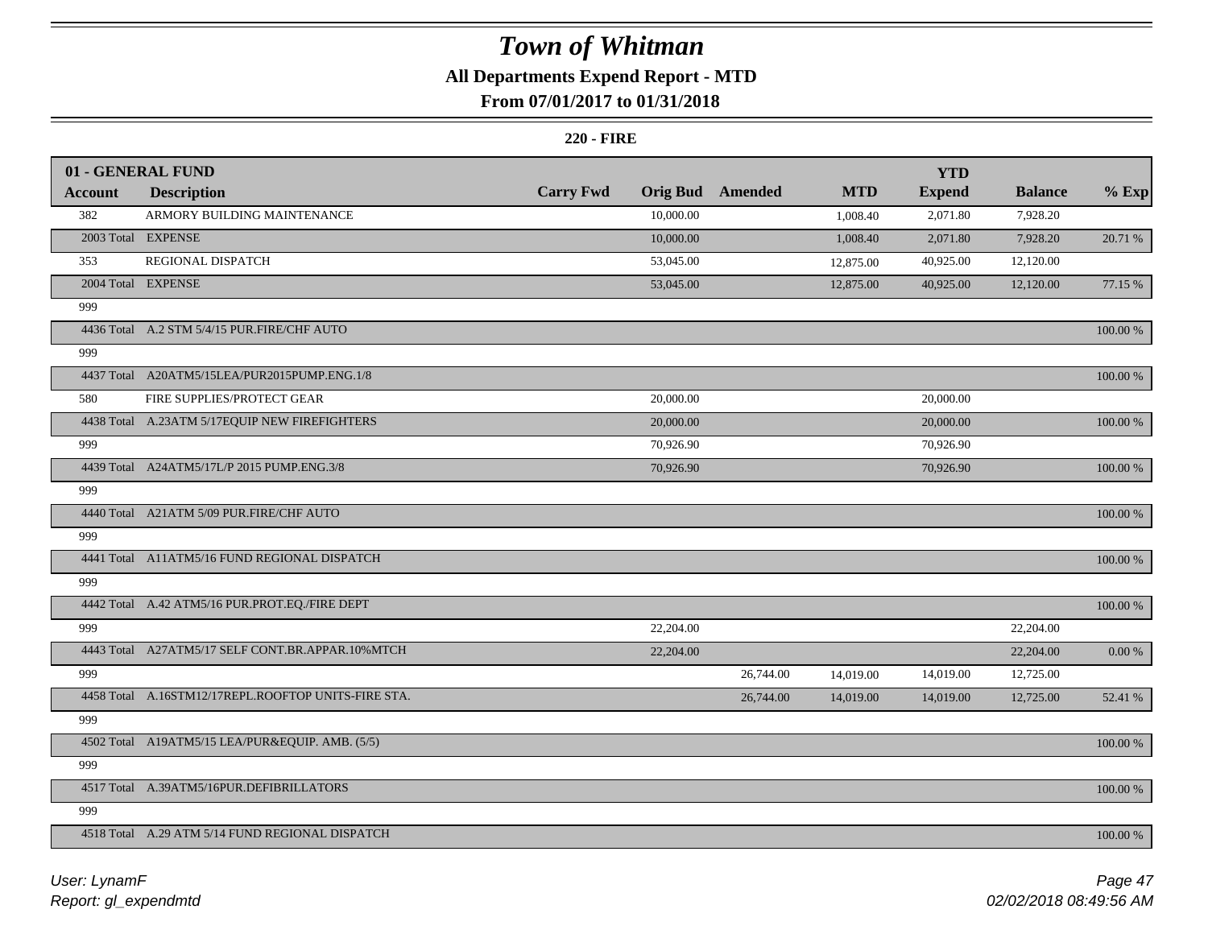# Town of Whitman

## All Departments Expend Report - MTD

### From 07/01/2017 to 01/31/2018

**220 - FIRE**

| 01 - GENERAL FUND | | | | | | | | |
|---|---|---|---|---|---|---|---|---|
| **Account** | **Description** | **Carry Fwd** | **Orig Bud** | **Amended** | **MTD** | **YTD Expend** | **Balance** | **% Exp** |
| 382 | ARMORY BUILDING MAINTENANCE | | 10,000.00 | | 1,008.40 | 2,071.80 | 7,928.20 | |
| 2003 Total | EXPENSE | | 10,000.00 | | 1,008.40 | 2,071.80 | 7,928.20 | 20.71 % |
| 353 | REGIONAL DISPATCH | | 53,045.00 | | 12,875.00 | 40,925.00 | 12,120.00 | |
| 2004 Total | EXPENSE | | 53,045.00 | | 12,875.00 | 40,925.00 | 12,120.00 | 77.15 % |
| 999 | | | | | | | | |
| 4436 Total | A.2 STM 5/4/15 PUR.FIRE/CHF AUTO | | | | | | | 100.00 % |
| 999 | | | | | | | | |
| 4437 Total | A20ATM5/15LEA/PUR2015PUMP.ENG.1/8 | | | | | | | 100.00 % |
| 580 | FIRE SUPPLIES/PROTECT GEAR | | 20,000.00 | | | 20,000.00 | | |
| 4438 Total | A.23ATM 5/17EQUIP NEW FIREFIGHTERS | | 20,000.00 | | | 20,000.00 | | 100.00 % |
| 999 | | | 70,926.90 | | | 70,926.90 | | |
| 4439 Total | A24ATM5/17L/P 2015 PUMP.ENG.3/8 | | 70,926.90 | | | 70,926.90 | | 100.00 % |
| 999 | | | | | | | | |
| 4440 Total | A21ATM 5/09 PUR.FIRE/CHF AUTO | | | | | | | 100.00 % |
| 999 | | | | | | | | |
| 4441 Total | A11ATM5/16 FUND REGIONAL DISPATCH | | | | | | | 100.00 % |
| 999 | | | | | | | | |
| 4442 Total | A.42 ATM5/16 PUR.PROT.EQ./FIRE DEPT | | | | | | | 100.00 % |
| 999 | | | 22,204.00 | | | | 22,204.00 | |
| 4443 Total | A27ATM5/17 SELF CONT.BR.APPAR.10%MTCH | | 22,204.00 | | | | 22,204.00 | 0.00 % |
| 999 | | | | 26,744.00 | 14,019.00 | 14,019.00 | 12,725.00 | |
| 4458 Total | A.16STM12/17REPL.ROOFTOP UNITS-FIRE STA. | | | 26,744.00 | 14,019.00 | 14,019.00 | 12,725.00 | 52.41 % |
| 999 | | | | | | | | |
| 4502 Total | A19ATM5/15 LEA/PUR&EQUIP. AMB. (5/5) | | | | | | | 100.00 % |
| 999 | | | | | | | | |
| 4517 Total | A.39ATM5/16PUR.DEFIBRILLATORS | | | | | | | 100.00 % |
| 999 | | | | | | | | |
| 4518 Total | A.29 ATM 5/14 FUND REGIONAL DISPATCH | | | | | | | 100.00 % |

*User: LynamF*
*Report: gl_expendmtd*

*02/02/2018 08:49:56 AM*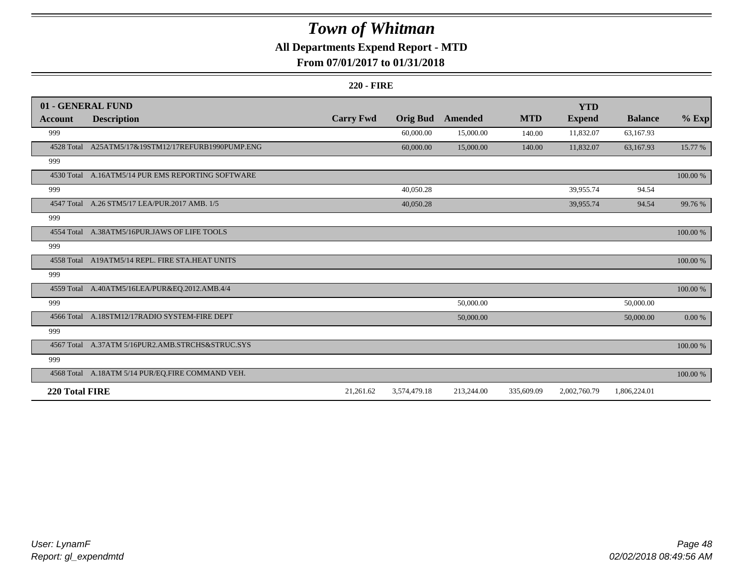# Town of Whitman

## All Departments Expend Report - MTD

### From 07/01/2017 to 01/31/2018

**220 - FIRE**

| 01 - GENERAL FUND | | | | | | | | |
|---|---|---|---|---|---|---|---|---|
| **Account** | **Description** | **Carry Fwd** | **Orig Bud** | **Amended** | **MTD** | **YTD Expend** | **Balance** | **% Exp** |
| 999 | | | 60,000.00 | 15,000.00 | 140.00 | 11,832.07 | 63,167.93 | |
| 4528 Total | A25ATM5/17&19STM12/17REFURB1990PUMP.ENG | | 60,000.00 | 15,000.00 | 140.00 | 11,832.07 | 63,167.93 | 15.77 % |
| 999 | | | | | | | | |
| 4530 Total | A.16ATM5/14 PUR EMS REPORTING SOFTWARE | | | | | | | 100.00 % |
| 999 | | | 40,050.28 | | | 39,955.74 | 94.54 | |
| 4547 Total | A.26 STM5/17 LEA/PUR.2017 AMB. 1/5 | | 40,050.28 | | | 39,955.74 | 94.54 | 99.76 % |
| 999 | | | | | | | | |
| 4554 Total | A.38ATM5/16PUR.JAWS OF LIFE TOOLS | | | | | | | 100.00 % |
| 999 | | | | | | | | |
| 4558 Total | A19ATM5/14 REPL. FIRE STA.HEAT UNITS | | | | | | | 100.00 % |
| 999 | | | | | | | | |
| 4559 Total | A.40ATM5/16LEA/PUR&EQ.2012.AMB.4/4 | | | | | | | 100.00 % |
| 999 | | | | 50,000.00 | | | 50,000.00 | |
| 4566 Total | A.18STM12/17RADIO SYSTEM-FIRE DEPT | | | 50,000.00 | | | 50,000.00 | 0.00 % |
| 999 | | | | | | | | |
| 4567 Total | A.37ATM 5/16PUR2.AMB.STRCHS&STRUC.SYS | | | | | | | 100.00 % |
| 999 | | | | | | | | |
| 4568 Total | A.18ATM 5/14 PUR/EQ.FIRE COMMAND VEH. | | | | | | | 100.00 % |
| **220 Total FIRE** | | 21,261.62 | 3,574,479.18 | 213,244.00 | 335,609.09 | 2,002,760.79 | 1,806,224.01 | |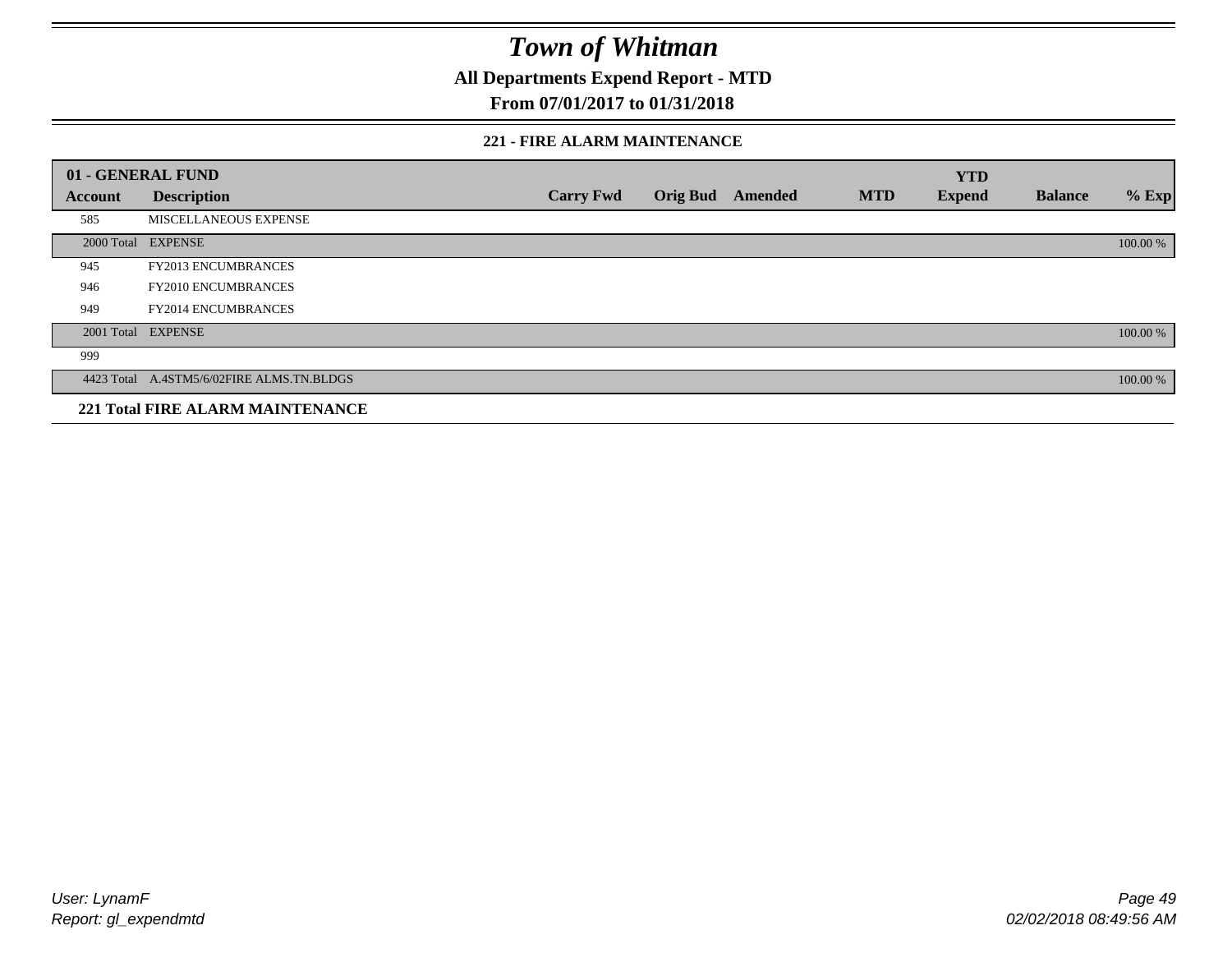# Town of Whitman

**All Departments Expend Report - MTD**

**From 07/01/2017 to 01/31/2018**

### 221 - FIRE ALARM MAINTENANCE

| 01 - GENERAL FUND | | | | | | YTD | | |
|---|---|---|---|---|---|---|---|---|
| **Account** | **Description** | **Carry Fwd** | **Orig Bud** | **Amended** | **MTD** | **Expend** | **Balance** | **% Exp** |
| 585 | MISCELLANEOUS EXPENSE | | | | | | | |
| 2000 Total | EXPENSE | | | | | | | 100.00 % |
| 945 | FY2013 ENCUMBRANCES | | | | | | | |
| 946 | FY2010 ENCUMBRANCES | | | | | | | |
| 949 | FY2014 ENCUMBRANCES | | | | | | | |
| 2001 Total | EXPENSE | | | | | | | 100.00 % |
| 999 | | | | | | | | |
| 4423 Total | A.4STM5/6/02FIRE ALMS.TN.BLDGS | | | | | | | 100.00 % |

**221 Total FIRE ALARM MAINTENANCE**

User: LynamF
Report: gl_expendmtd

02/02/2018 08:49:56 AM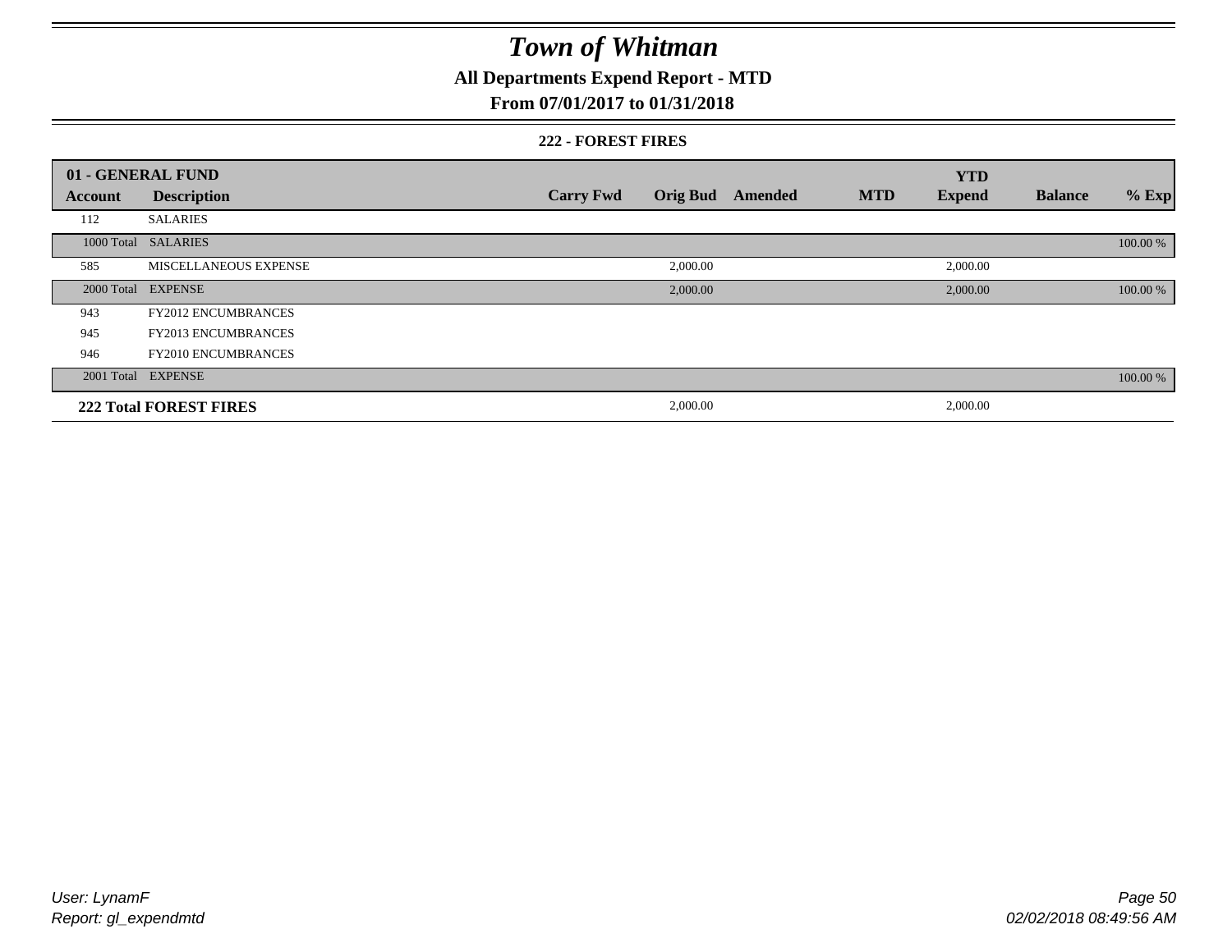# Town of Whitman

## All Departments Expend Report - MTD

### From 07/01/2017 to 01/31/2018

#### 222 - FOREST FIRES

| 01 - GENERAL FUND | | | | | | YTD | | |
|---|---|---|---|---|---|---|---|---|
| **Account** | **Description** | **Carry Fwd** | **Orig Bud** | **Amended** | **MTD** | **Expend** | **Balance** | **% Exp** |
| 112 | SALARIES | | | | | | | |
| 1000 Total | SALARIES | | | | | | | 100.00 % |
| 585 | MISCELLANEOUS EXPENSE | | 2,000.00 | | | 2,000.00 | | |
| 2000 Total | EXPENSE | | 2,000.00 | | | 2,000.00 | | 100.00 % |
| 943 | FY2012 ENCUMBRANCES | | | | | | | |
| 945 | FY2013 ENCUMBRANCES | | | | | | | |
| 946 | FY2010 ENCUMBRANCES | | | | | | | |
| 2001 Total | EXPENSE | | | | | | | 100.00 % |
| **222 Total FOREST FIRES** | | | 2,000.00 | | | 2,000.00 | | |

User: LynamF
Report: gl_expendmtd

02/02/2018 08:49:56 AM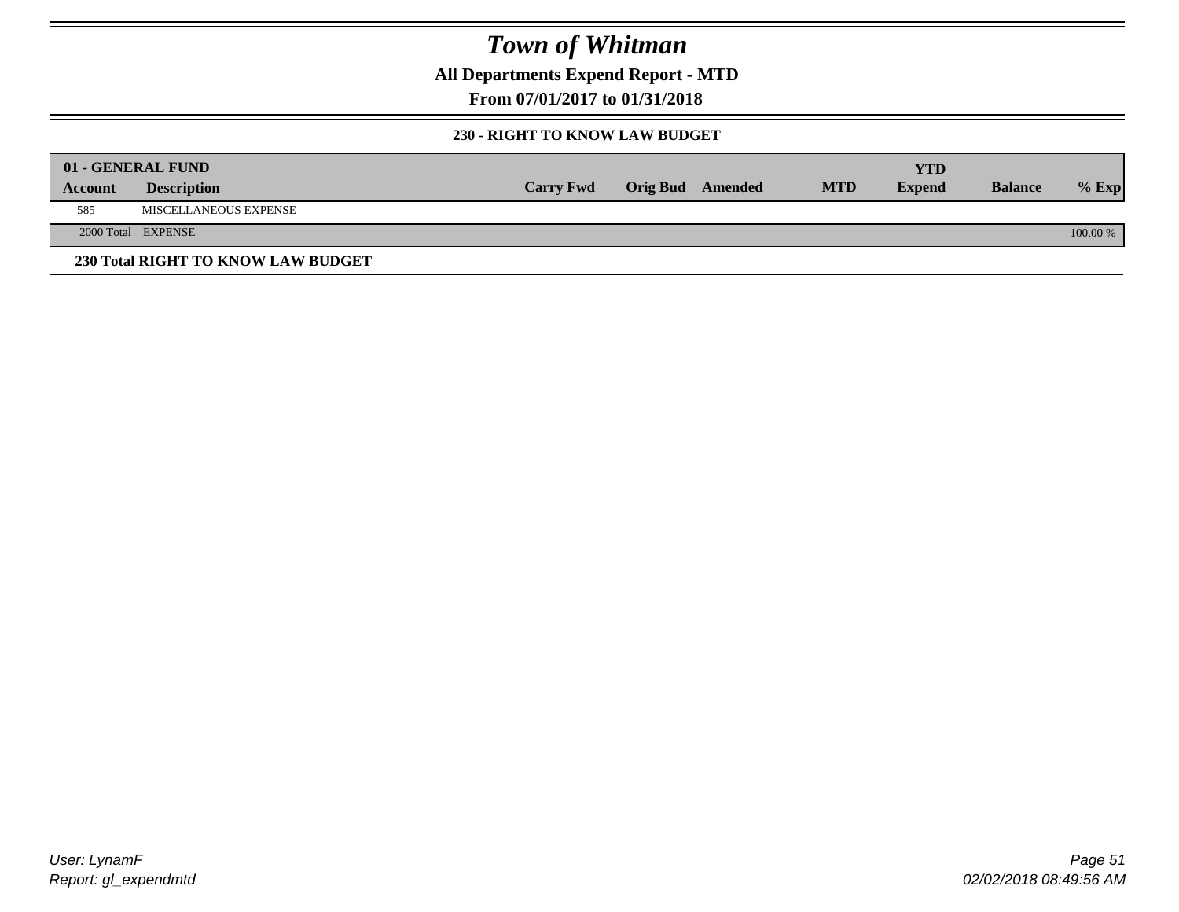# Town of Whitman

**All Departments Expend Report - MTD**

**From 07/01/2017 to 01/31/2018**

### 230 - RIGHT TO KNOW LAW BUDGET

| 01 - GENERAL FUND | | | | | | | | |
|---|---|---|---|---|---|---|---|---|
| **Account** | **Description** | **Carry Fwd** | **Orig Bud** | **Amended** | **MTD** | **YTD Expend** | **Balance** | **% Exp** |
| 585 | MISCELLANEOUS EXPENSE | | | | | | | |
| 2000 Total | EXPENSE | | | | | | | 100.00 % |

**230 Total RIGHT TO KNOW LAW BUDGET**

User: LynamF
Report: gl_expendmtd

02/02/2018 08:49:56 AM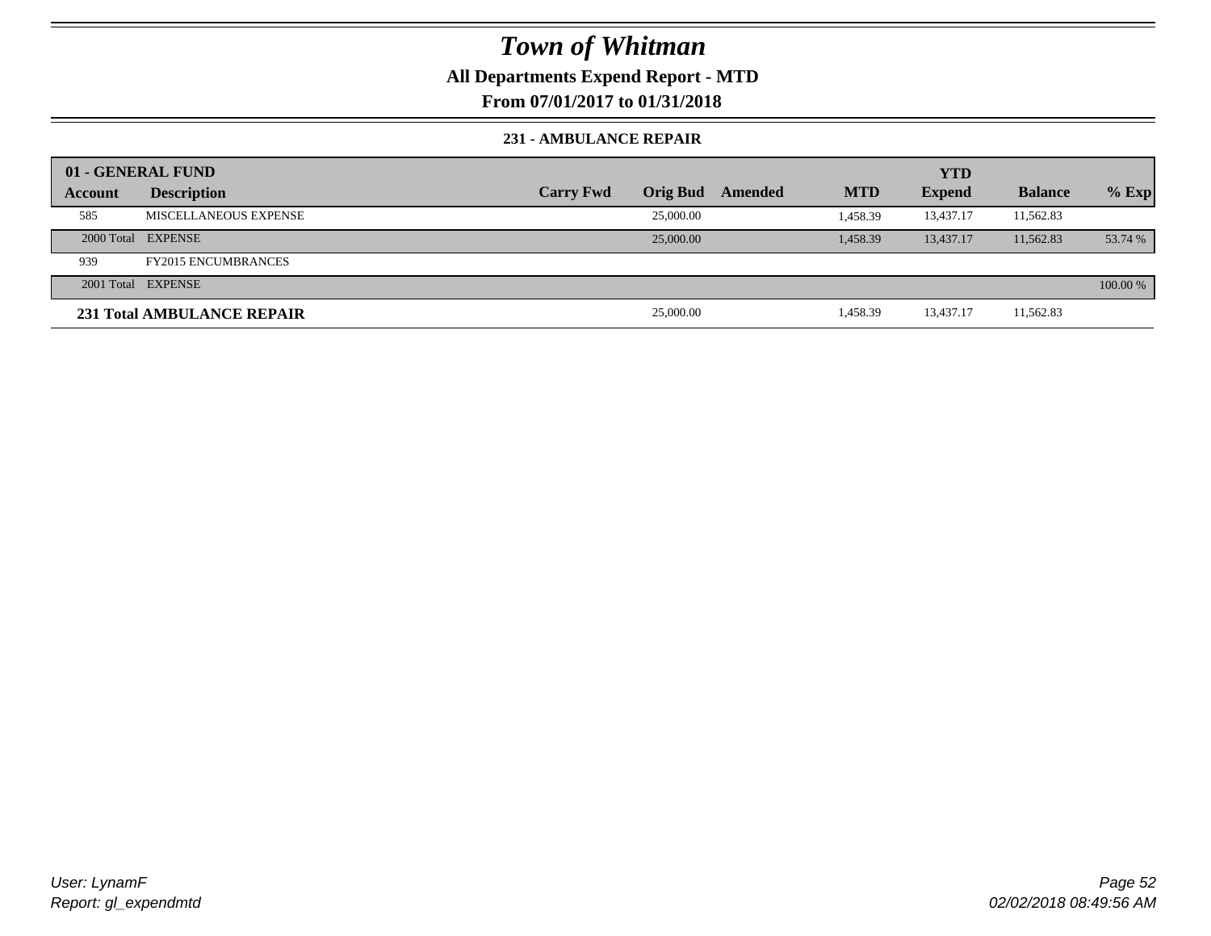# Town of Whitman

**All Departments Expend Report - MTD**

**From 07/01/2017 to 01/31/2018**

### 231 - AMBULANCE REPAIR

| 01 - GENERAL FUND | | | | | | YTD | | |
|---|---|---|---|---|---|---|---|---|
| **Account** | **Description** | **Carry Fwd** | **Orig Bud** | **Amended** | **MTD** | **Expend** | **Balance** | **% Exp** |
| 585 | MISCELLANEOUS EXPENSE | | 25,000.00 | | 1,458.39 | 13,437.17 | 11,562.83 | |
| 2000 Total | EXPENSE | | 25,000.00 | | 1,458.39 | 13,437.17 | 11,562.83 | 53.74 % |
| 939 | FY2015 ENCUMBRANCES | | | | | | | |
| 2001 Total | EXPENSE | | | | | | | 100.00 % |
| **231 Total AMBULANCE REPAIR** | | | 25,000.00 | | 1,458.39 | 13,437.17 | 11,562.83 | |

*User: LynamF*
*Report: gl_expendmtd*

*02/02/2018 08:49:56 AM*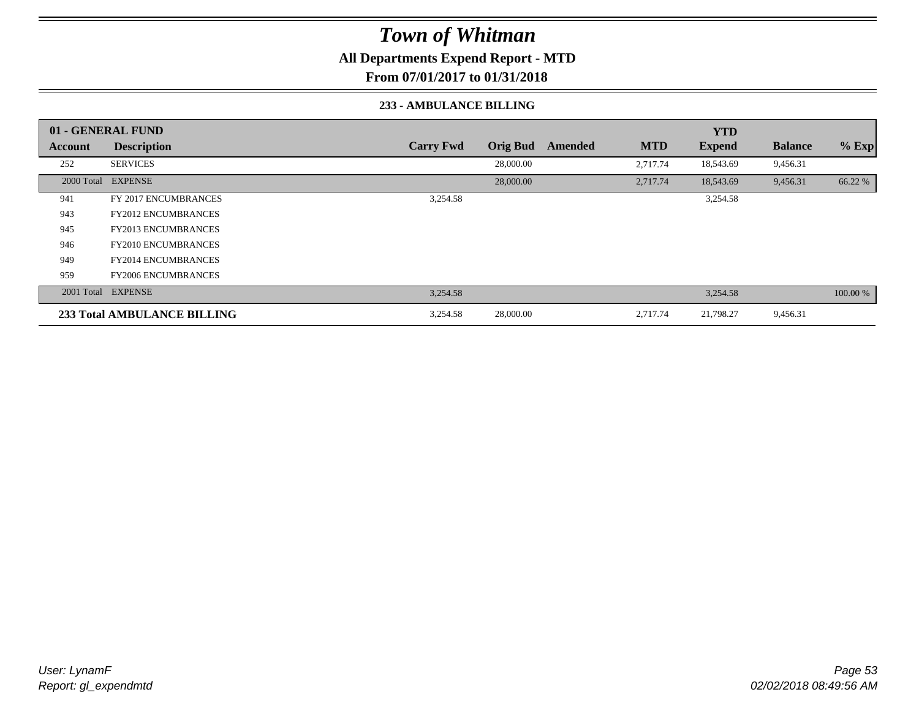# Town of Whitman

**All Departments Expend Report - MTD**

**From 07/01/2017 to 01/31/2018**

**233 - AMBULANCE BILLING**

| 01 - GENERAL FUND | | | | | | YTD | | |
|---|---|---|---|---|---|---|---|---|
| Account | Description | Carry Fwd | Orig Bud | Amended | MTD | Expend | Balance | % Exp |
| 252 | SERVICES | | 28,000.00 | | 2,717.74 | 18,543.69 | 9,456.31 | |
| 2000 Total | EXPENSE | | 28,000.00 | | 2,717.74 | 18,543.69 | 9,456.31 | 66.22 % |
| 941 | FY 2017 ENCUMBRANCES | 3,254.58 | | | | 3,254.58 | | |
| 943 | FY2012 ENCUMBRANCES | | | | | | | |
| 945 | FY2013 ENCUMBRANCES | | | | | | | |
| 946 | FY2010 ENCUMBRANCES | | | | | | | |
| 949 | FY2014 ENCUMBRANCES | | | | | | | |
| 959 | FY2006 ENCUMBRANCES | | | | | | | |
| 2001 Total | EXPENSE | 3,254.58 | | | | 3,254.58 | | 100.00 % |
| **233 Total AMBULANCE BILLING** | | 3,254.58 | 28,000.00 | | 2,717.74 | 21,798.27 | 9,456.31 | |

*User: LynamF*
*Report: gl_expendmtd*

*02/02/2018 08:49:56 AM*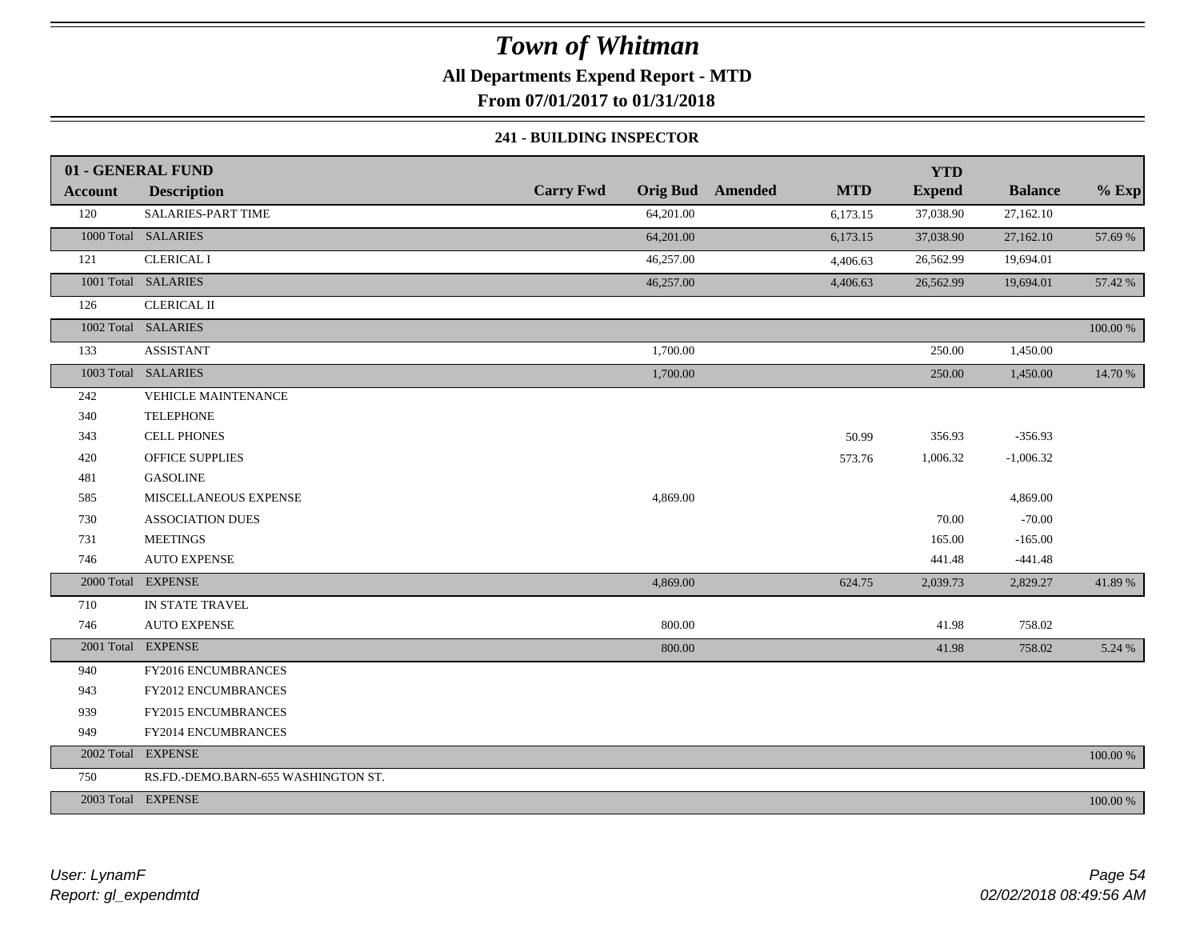# Town of Whitman

**All Departments Expend Report - MTD**

**From 07/01/2017 to 01/31/2018**

### 241 - BUILDING INSPECTOR

| 01 - GENERAL FUND | | | | | | | | |
|---|---|---|---|---|---|---|---|---|
| **Account** | **Description** | **Carry Fwd** | **Orig Bud** | **Amended** | **MTD** | **YTD Expend** | **Balance** | **% Exp** |
| 120 | SALARIES-PART TIME | | 64,201.00 | | 6,173.15 | 37,038.90 | 27,162.10 | |
| 1000 Total | SALARIES | | 64,201.00 | | 6,173.15 | 37,038.90 | 27,162.10 | 57.69 % |
| 121 | CLERICAL I | | 46,257.00 | | 4,406.63 | 26,562.99 | 19,694.01 | |
| 1001 Total | SALARIES | | 46,257.00 | | 4,406.63 | 26,562.99 | 19,694.01 | 57.42 % |
| 126 | CLERICAL II | | | | | | | |
| 1002 Total | SALARIES | | | | | | | 100.00 % |
| 133 | ASSISTANT | | 1,700.00 | | | 250.00 | 1,450.00 | |
| 1003 Total | SALARIES | | 1,700.00 | | | 250.00 | 1,450.00 | 14.70 % |
| 242 | VEHICLE MAINTENANCE | | | | | | | |
| 340 | TELEPHONE | | | | | | | |
| 343 | CELL PHONES | | | | 50.99 | 356.93 | -356.93 | |
| 420 | OFFICE SUPPLIES | | | | 573.76 | 1,006.32 | -1,006.32 | |
| 481 | GASOLINE | | | | | | | |
| 585 | MISCELLANEOUS EXPENSE | | 4,869.00 | | | | 4,869.00 | |
| 730 | ASSOCIATION DUES | | | | | 70.00 | -70.00 | |
| 731 | MEETINGS | | | | | 165.00 | -165.00 | |
| 746 | AUTO EXPENSE | | | | | 441.48 | -441.48 | |
| 2000 Total | EXPENSE | | 4,869.00 | | 624.75 | 2,039.73 | 2,829.27 | 41.89 % |
| 710 | IN STATE TRAVEL | | | | | | | |
| 746 | AUTO EXPENSE | | 800.00 | | | 41.98 | 758.02 | |
| 2001 Total | EXPENSE | | 800.00 | | | 41.98 | 758.02 | 5.24 % |
| 940 | FY2016 ENCUMBRANCES | | | | | | | |
| 943 | FY2012 ENCUMBRANCES | | | | | | | |
| 939 | FY2015 ENCUMBRANCES | | | | | | | |
| 949 | FY2014 ENCUMBRANCES | | | | | | | |
| 2002 Total | EXPENSE | | | | | | | 100.00 % |
| 750 | RS.FD.-DEMO.BARN-655 WASHINGTON ST. | | | | | | | |
| 2003 Total | EXPENSE | | | | | | | 100.00 % |

*User: LynamF*
*Report: gl_expendmtd*

*02/02/2018 08:49:56 AM*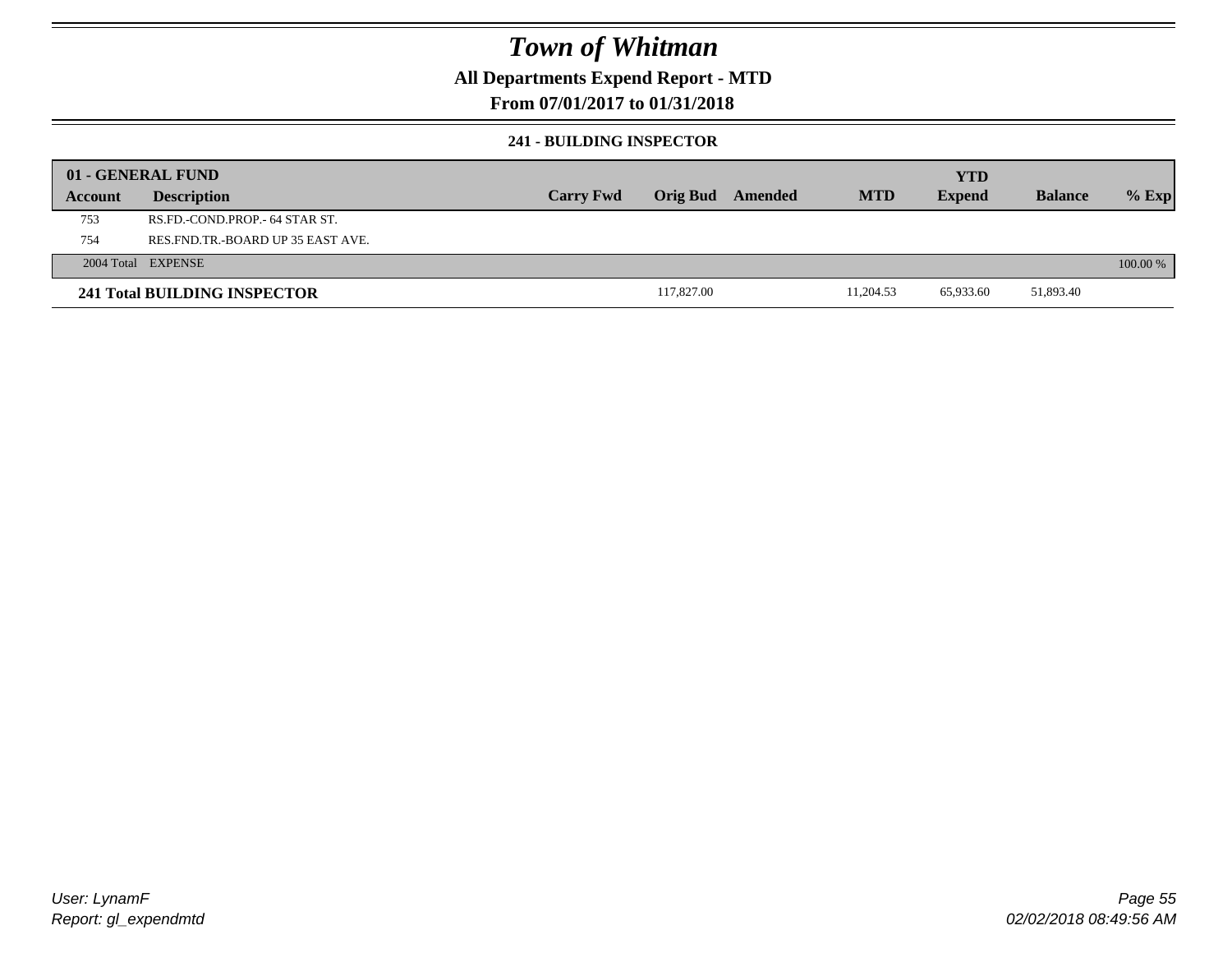# Town of Whitman

## All Departments Expend Report - MTD

### From 07/01/2017 to 01/31/2018

#### 241 - BUILDING INSPECTOR

| 01 - GENERAL FUND | | | | | | | | |
|---|---|---|---|---|---|---|---|---|
| **Account** | **Description** | **Carry Fwd** | **Orig Bud** | **Amended** | **MTD** | **YTD Expend** | **Balance** | **% Exp** |
| 753 | RS.FD.-COND.PROP.- 64 STAR ST. | | | | | | | |
| 754 | RES.FND.TR.-BOARD UP 35 EAST AVE. | | | | | | | |
| 2004 Total | EXPENSE | | | | | | | 100.00 % |
| **241 Total BUILDING INSPECTOR** | | | 117,827.00 | | 11,204.53 | 65,933.60 | 51,893.40 | |

User: LynamF
Report: gl_expendmtd

02/02/2018 08:49:56 AM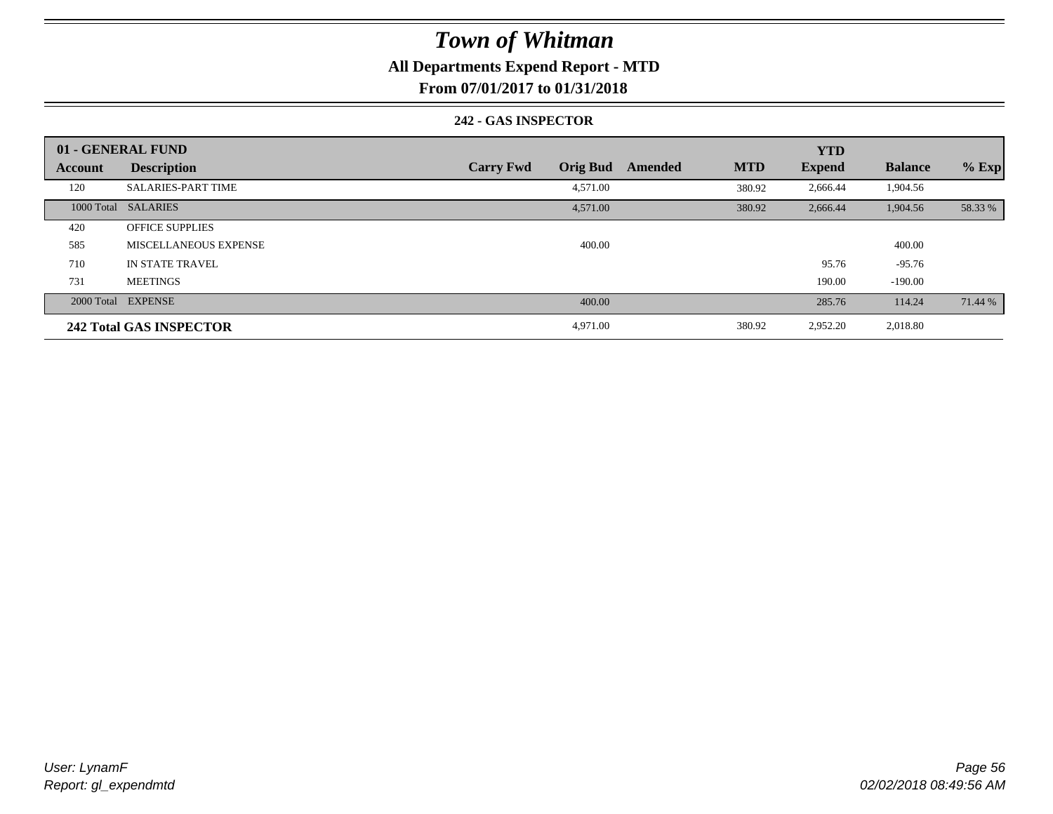# Town of Whitman

## All Departments Expend Report - MTD

## From 07/01/2017 to 01/31/2018

### 242 - GAS INSPECTOR

| 01 - GENERAL FUND | | | | | | | | |
|---|---|---|---|---|---|---|---|---|
| **Account** | **Description** | **Carry Fwd** | **Orig Bud** | **Amended** | **MTD** | **YTD Expend** | **Balance** | **% Exp** |
| 120 | SALARIES-PART TIME | | 4,571.00 | | 380.92 | 2,666.44 | 1,904.56 | |
| 1000 Total | SALARIES | | 4,571.00 | | 380.92 | 2,666.44 | 1,904.56 | 58.33 % |
| 420 | OFFICE SUPPLIES | | | | | | | |
| 585 | MISCELLANEOUS EXPENSE | | 400.00 | | | | 400.00 | |
| 710 | IN STATE TRAVEL | | | | | 95.76 | -95.76 | |
| 731 | MEETINGS | | | | | 190.00 | -190.00 | |
| 2000 Total | EXPENSE | | 400.00 | | | 285.76 | 114.24 | 71.44 % |
| **242 Total GAS INSPECTOR** | | | 4,971.00 | | 380.92 | 2,952.20 | 2,018.80 | |

*User: LynamF*
*Report: gl_expendmtd*

02/02/2018 08:49:56 AM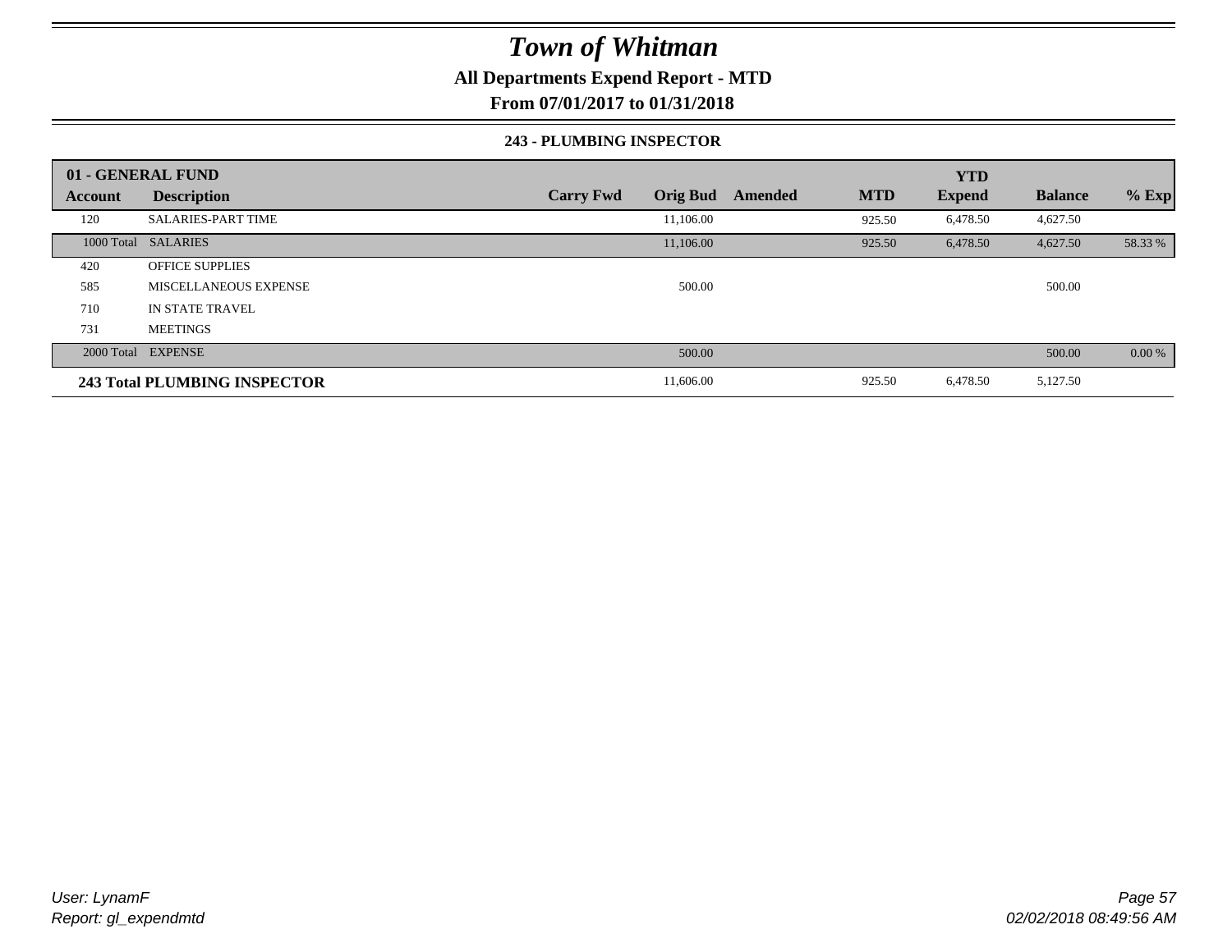# Town of Whitman

**All Departments Expend Report - MTD**

**From 07/01/2017 to 01/31/2018**

### 243 - PLUMBING INSPECTOR

| 01 - GENERAL FUND | | | | | | | | |
|---|---|---|---|---|---|---|---|---|
| **Account** | **Description** | **Carry Fwd** | **Orig Bud** | **Amended** | **MTD** | **YTD Expend** | **Balance** | **% Exp** |
| 120 | SALARIES-PART TIME | | 11,106.00 | | 925.50 | 6,478.50 | 4,627.50 | |
| 1000 Total | SALARIES | | 11,106.00 | | 925.50 | 6,478.50 | 4,627.50 | 58.33 % |
| 420 | OFFICE SUPPLIES | | | | | | | |
| 585 | MISCELLANEOUS EXPENSE | | 500.00 | | | | 500.00 | |
| 710 | IN STATE TRAVEL | | | | | | | |
| 731 | MEETINGS | | | | | | | |
| 2000 Total | EXPENSE | | 500.00 | | | | 500.00 | 0.00 % |
| **243 Total PLUMBING INSPECTOR** | | | 11,606.00 | | 925.50 | 6,478.50 | 5,127.50 | |

*User: LynamF*
*Report: gl_expendmtd*

*02/02/2018 08:49:56 AM*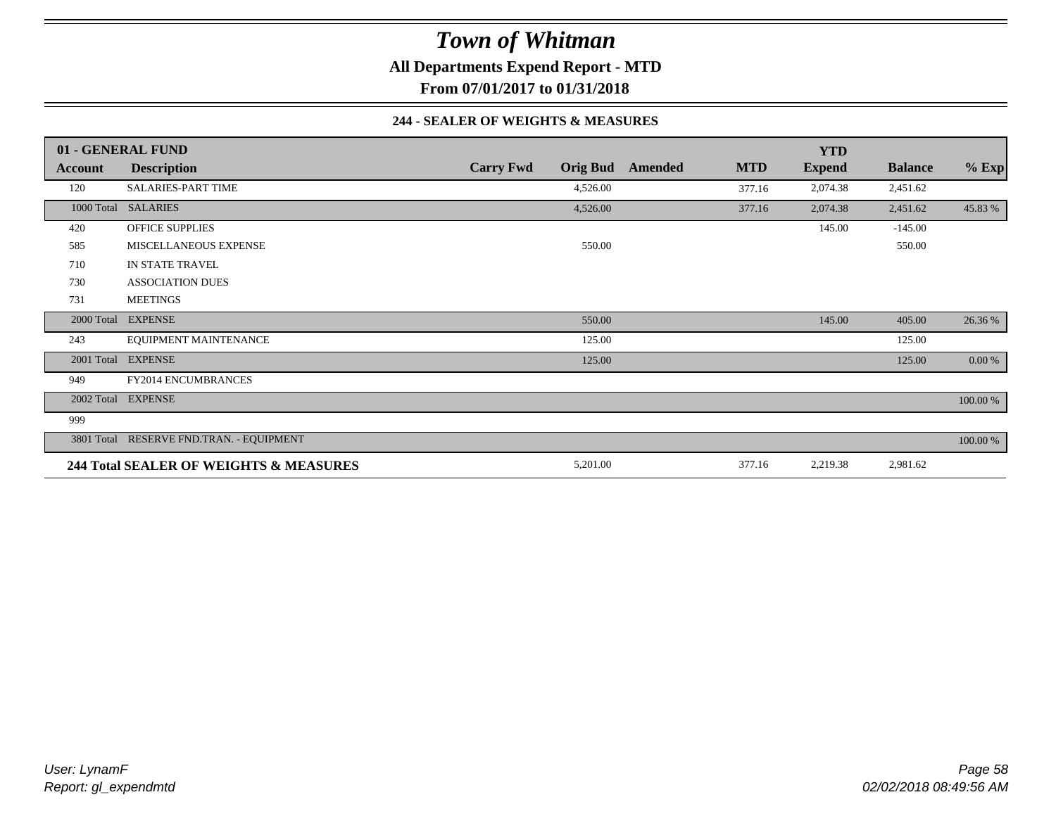# Town of Whitman

**All Departments Expend Report - MTD**

**From 07/01/2017 to 01/31/2018**

### 244 - SEALER OF WEIGHTS & MEASURES

| 01 - GENERAL FUND | | | | | | YTD | | |
|---|---|---|---|---|---|---|---|---|
| **Account** | **Description** | **Carry Fwd** | **Orig Bud** | **Amended** | **MTD** | **Expend** | **Balance** | **% Exp** |
| 120 | SALARIES-PART TIME | | 4,526.00 | | 377.16 | 2,074.38 | 2,451.62 | |
| 1000 Total | SALARIES | | 4,526.00 | | 377.16 | 2,074.38 | 2,451.62 | 45.83 % |
| 420 | OFFICE SUPPLIES | | | | | 145.00 | -145.00 | |
| 585 | MISCELLANEOUS EXPENSE | | 550.00 | | | | 550.00 | |
| 710 | IN STATE TRAVEL | | | | | | | |
| 730 | ASSOCIATION DUES | | | | | | | |
| 731 | MEETINGS | | | | | | | |
| 2000 Total | EXPENSE | | 550.00 | | | 145.00 | 405.00 | 26.36 % |
| 243 | EQUIPMENT MAINTENANCE | | 125.00 | | | | 125.00 | |
| 2001 Total | EXPENSE | | 125.00 | | | | 125.00 | 0.00 % |
| 949 | FY2014 ENCUMBRANCES | | | | | | | |
| 2002 Total | EXPENSE | | | | | | | 100.00 % |
| 999 | | | | | | | | |
| 3801 Total | RESERVE FND.TRAN. - EQUIPMENT | | | | | | | 100.00 % |
| **244 Total SEALER OF WEIGHTS & MEASURES** | | | 5,201.00 | | 377.16 | 2,219.38 | 2,981.62 | |

*User: LynamF*
*Report: gl_expendmtd*

*02/02/2018 08:49:56 AM*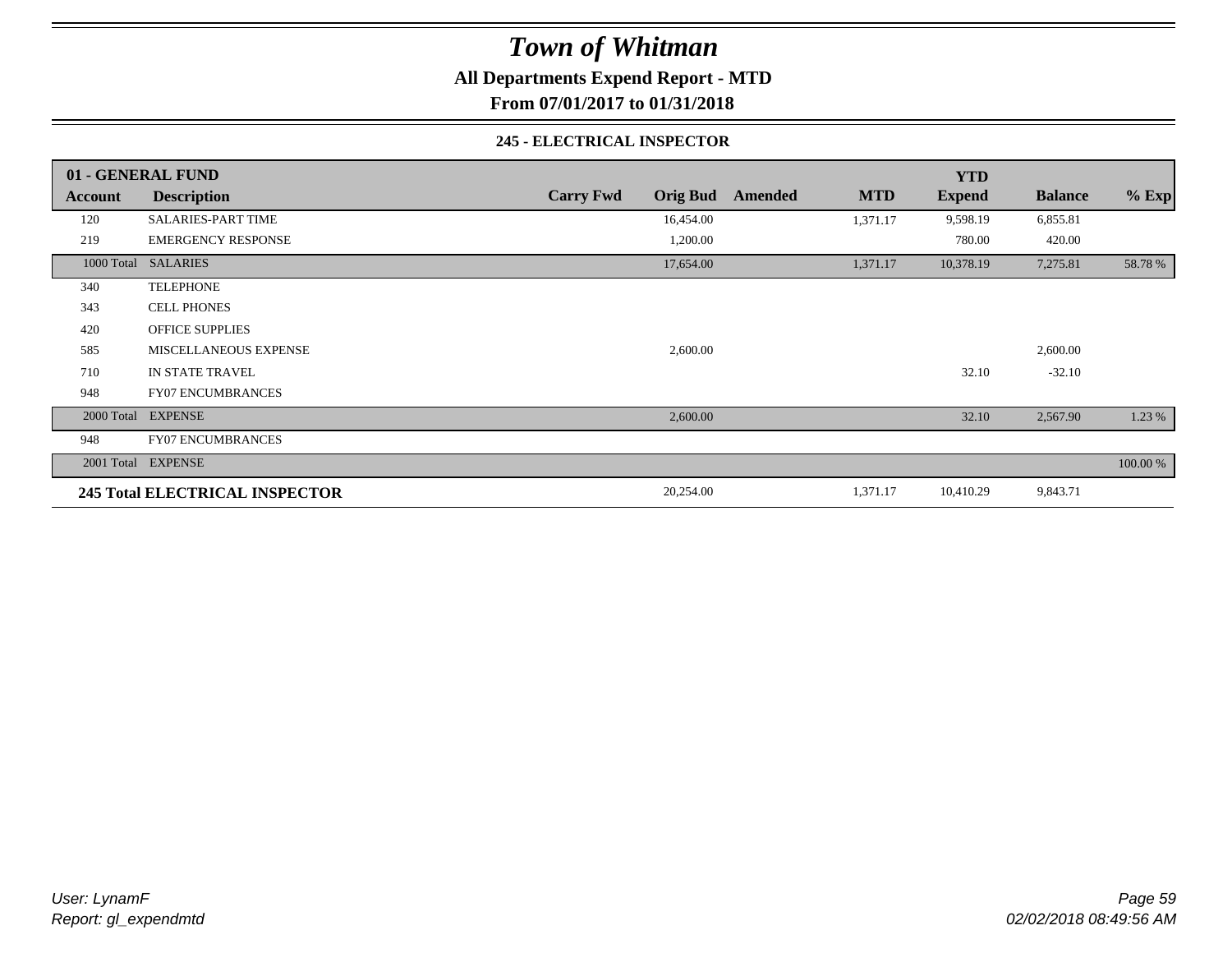# Town of Whitman

**All Departments Expend Report - MTD**

**From 07/01/2017 to 01/31/2018**

### 245 - ELECTRICAL INSPECTOR

| 01 - GENERAL FUND | | | | | | YTD | | |
|---|---|---|---|---|---|---|---|---|
| **Account** | **Description** | **Carry Fwd** | **Orig Bud** | **Amended** | **MTD** | **Expend** | **Balance** | **% Exp** |
| 120 | SALARIES-PART TIME | | 16,454.00 | | 1,371.17 | 9,598.19 | 6,855.81 | |
| 219 | EMERGENCY RESPONSE | | 1,200.00 | | | 780.00 | 420.00 | |
| 1000 Total | SALARIES | | 17,654.00 | | 1,371.17 | 10,378.19 | 7,275.81 | 58.78 % |
| 340 | TELEPHONE | | | | | | | |
| 343 | CELL PHONES | | | | | | | |
| 420 | OFFICE SUPPLIES | | | | | | | |
| 585 | MISCELLANEOUS EXPENSE | | 2,600.00 | | | | 2,600.00 | |
| 710 | IN STATE TRAVEL | | | | | 32.10 | -32.10 | |
| 948 | FY07 ENCUMBRANCES | | | | | | | |
| 2000 Total | EXPENSE | | 2,600.00 | | | 32.10 | 2,567.90 | 1.23 % |
| 948 | FY07 ENCUMBRANCES | | | | | | | |
| 2001 Total | EXPENSE | | | | | | | 100.00 % |
| **245 Total ELECTRICAL INSPECTOR** | | | 20,254.00 | | 1,371.17 | 10,410.29 | 9,843.71 | |

*User: LynamF*
*Report: gl_expendmtd*

*02/02/2018 08:49:56 AM*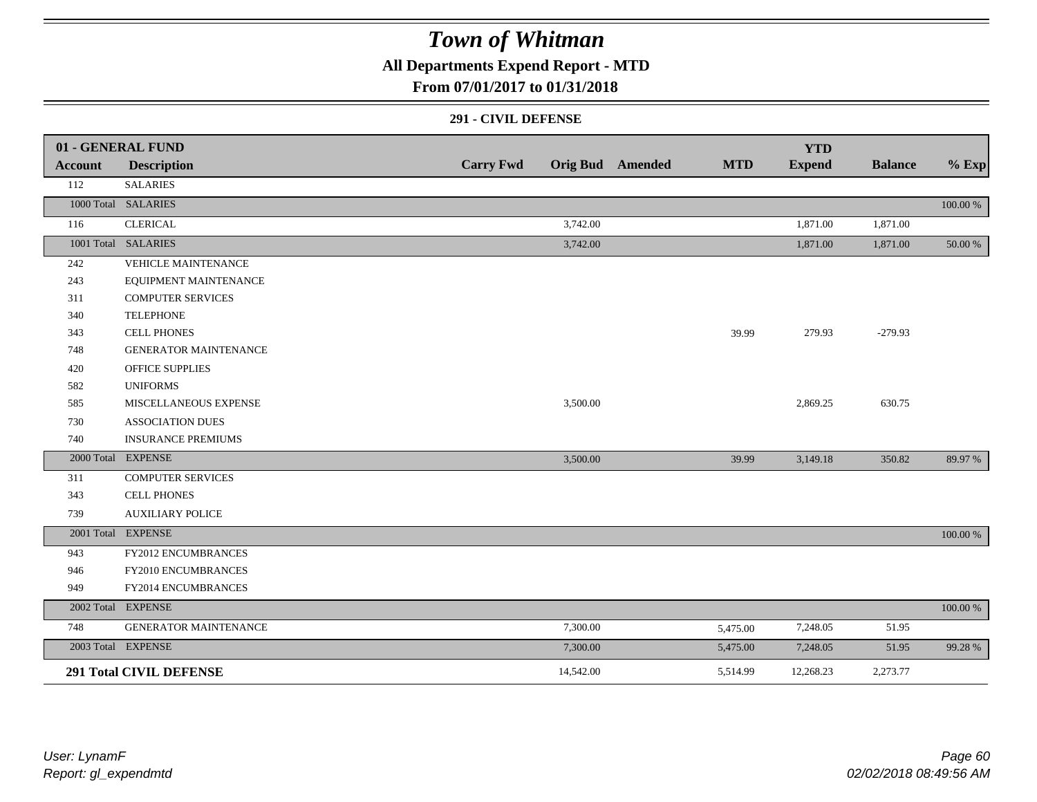# Town of Whitman

**All Departments Expend Report - MTD**

**From 07/01/2017 to 01/31/2018**

### 291 - CIVIL DEFENSE

| 01 - GENERAL FUND | | | | | | YTD | | |
|---|---|---|---|---|---|---|---|---|
| **Account** | **Description** | **Carry Fwd** | **Orig Bud** | **Amended** | **MTD** | **Expend** | **Balance** | **% Exp** |
| 112 | SALARIES | | | | | | | |
| 1000 Total | SALARIES | | | | | | | 100.00 % |
| 116 | CLERICAL | | 3,742.00 | | | 1,871.00 | 1,871.00 | |
| 1001 Total | SALARIES | | 3,742.00 | | | 1,871.00 | 1,871.00 | 50.00 % |
| 242 | VEHICLE MAINTENANCE | | | | | | | |
| 243 | EQUIPMENT MAINTENANCE | | | | | | | |
| 311 | COMPUTER SERVICES | | | | | | | |
| 340 | TELEPHONE | | | | | | | |
| 343 | CELL PHONES | | | | 39.99 | 279.93 | -279.93 | |
| 748 | GENERATOR MAINTENANCE | | | | | | | |
| 420 | OFFICE SUPPLIES | | | | | | | |
| 582 | UNIFORMS | | | | | | | |
| 585 | MISCELLANEOUS EXPENSE | | 3,500.00 | | | 2,869.25 | 630.75 | |
| 730 | ASSOCIATION DUES | | | | | | | |
| 740 | INSURANCE PREMIUMS | | | | | | | |
| 2000 Total | EXPENSE | | 3,500.00 | | 39.99 | 3,149.18 | 350.82 | 89.97 % |
| 311 | COMPUTER SERVICES | | | | | | | |
| 343 | CELL PHONES | | | | | | | |
| 739 | AUXILIARY POLICE | | | | | | | |
| 2001 Total | EXPENSE | | | | | | | 100.00 % |
| 943 | FY2012 ENCUMBRANCES | | | | | | | |
| 946 | FY2010 ENCUMBRANCES | | | | | | | |
| 949 | FY2014 ENCUMBRANCES | | | | | | | |
| 2002 Total | EXPENSE | | | | | | | 100.00 % |
| 748 | GENERATOR MAINTENANCE | | 7,300.00 | | 5,475.00 | 7,248.05 | 51.95 | |
| 2003 Total | EXPENSE | | 7,300.00 | | 5,475.00 | 7,248.05 | 51.95 | 99.28 % |
| **291 Total CIVIL DEFENSE** | | | 14,542.00 | | 5,514.99 | 12,268.23 | 2,273.77 | |

*User: LynamF*
*Report: gl_expendmtd*

*02/02/2018 08:49:56 AM*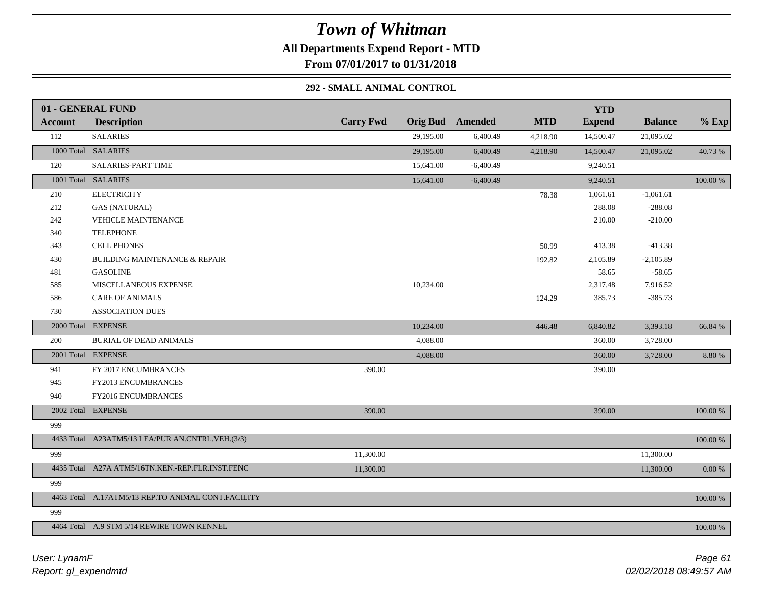# Town of Whitman

**All Departments Expend Report - MTD**

**From 07/01/2017 to 01/31/2018**

### 292 - SMALL ANIMAL CONTROL

| 01 - GENERAL FUND | | | | | | YTD | | |
|---|---|---|---|---|---|---|---|---|
| **Account** | **Description** | **Carry Fwd** | **Orig Bud** | **Amended** | **MTD** | **Expend** | **Balance** | **% Exp** |
| 112 | SALARIES | | 29,195.00 | 6,400.49 | 4,218.90 | 14,500.47 | 21,095.02 | |
| 1000 Total | SALARIES | | 29,195.00 | 6,400.49 | 4,218.90 | 14,500.47 | 21,095.02 | 40.73 % |
| 120 | SALARIES-PART TIME | | 15,641.00 | -6,400.49 | | 9,240.51 | | |
| 1001 Total | SALARIES | | 15,641.00 | -6,400.49 | | 9,240.51 | | 100.00 % |
| 210 | ELECTRICITY | | | | 78.38 | 1,061.61 | -1,061.61 | |
| 212 | GAS (NATURAL) | | | | | 288.08 | -288.08 | |
| 242 | VEHICLE MAINTENANCE | | | | | 210.00 | -210.00 | |
| 340 | TELEPHONE | | | | | | | |
| 343 | CELL PHONES | | | | 50.99 | 413.38 | -413.38 | |
| 430 | BUILDING MAINTENANCE & REPAIR | | | | 192.82 | 2,105.89 | -2,105.89 | |
| 481 | GASOLINE | | | | | 58.65 | -58.65 | |
| 585 | MISCELLANEOUS EXPENSE | | 10,234.00 | | | 2,317.48 | 7,916.52 | |
| 586 | CARE OF ANIMALS | | | | 124.29 | 385.73 | -385.73 | |
| 730 | ASSOCIATION DUES | | | | | | | |
| 2000 Total | EXPENSE | | 10,234.00 | | 446.48 | 6,840.82 | 3,393.18 | 66.84 % |
| 200 | BURIAL OF DEAD ANIMALS | | 4,088.00 | | | 360.00 | 3,728.00 | |
| 2001 Total | EXPENSE | | 4,088.00 | | | 360.00 | 3,728.00 | 8.80 % |
| 941 | FY 2017 ENCUMBRANCES | 390.00 | | | | 390.00 | | |
| 945 | FY2013 ENCUMBRANCES | | | | | | | |
| 940 | FY2016 ENCUMBRANCES | | | | | | | |
| 2002 Total | EXPENSE | 390.00 | | | | 390.00 | | 100.00 % |
| 999 | | | | | | | | |
| 4433 Total | A23ATM5/13 LEA/PUR AN.CNTRL.VEH.(3/3) | | | | | | | 100.00 % |
| 999 | | 11,300.00 | | | | | 11,300.00 | |
| 4435 Total | A27A ATM5/16TN.KEN.-REP.FLR.INST.FENC | 11,300.00 | | | | | 11,300.00 | 0.00 % |
| 999 | | | | | | | | |
| 4463 Total | A.17ATM5/13 REP.TO ANIMAL CONT.FACILITY | | | | | | | 100.00 % |
| 999 | | | | | | | | |
| 4464 Total | A.9 STM 5/14 REWIRE TOWN KENNEL | | | | | | | 100.00 % |

*User: LynamF*
*Report: gl_expendmtd*
*02/02/2018 08:49:57 AM*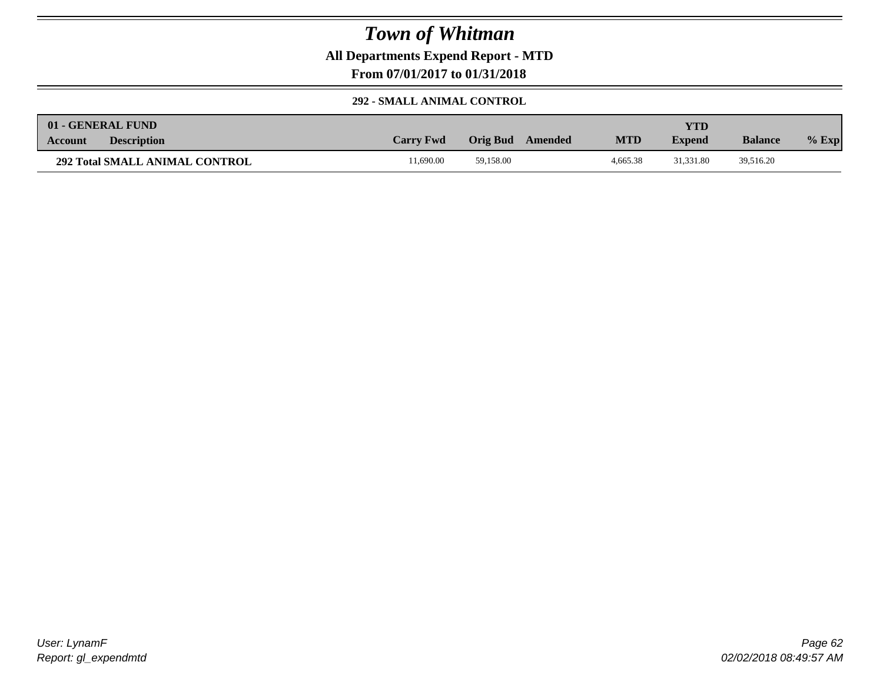# Town of Whitman

## All Departments Expend Report - MTD

### From 07/01/2017 to 01/31/2018

#### 292 - SMALL ANIMAL CONTROL

| 01 - GENERAL FUND | | | | | | | | |
|---|---|---|---|---|---|---|---|---|
| **Account** | **Description** | **Carry Fwd** | **Orig Bud** | **Amended** | **MTD** | **YTD Expend** | **Balance** | **% Exp** |
| **292 Total SMALL ANIMAL CONTROL** | | 11,690.00 | 59,158.00 | | 4,665.38 | 31,331.80 | 39,516.20 | |

User: LynamF
Report: gl_expendmtd

02/02/2018 08:49:57 AM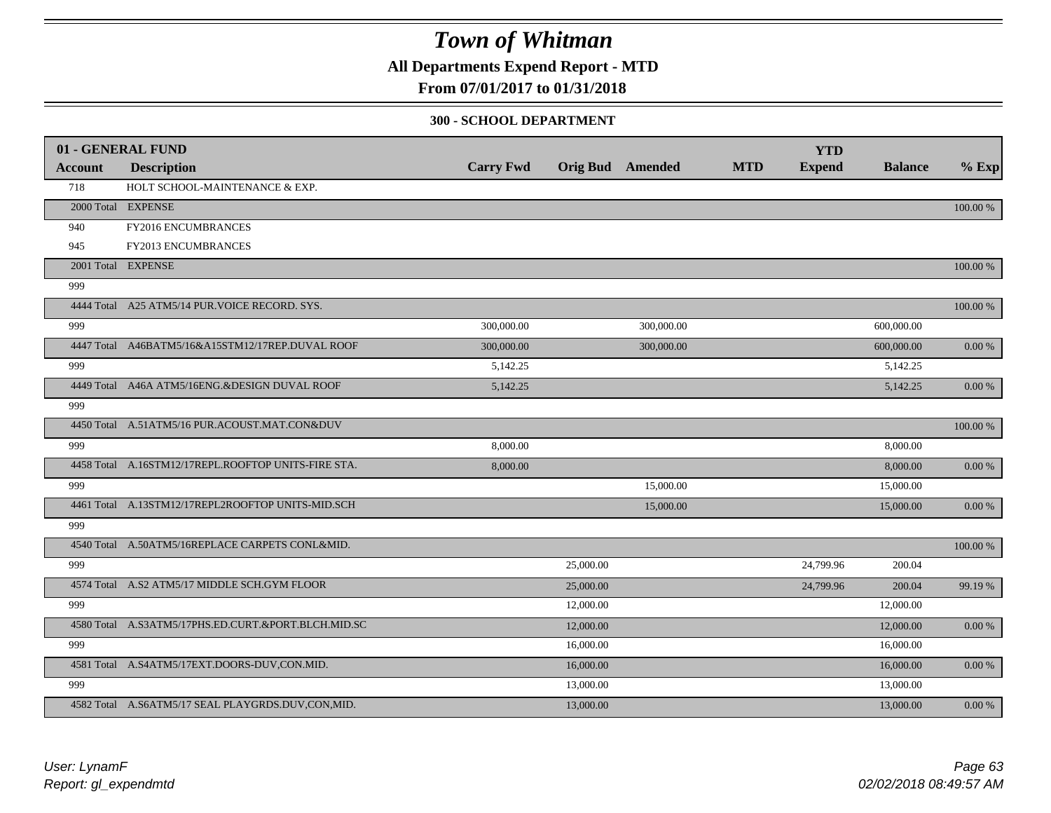# Town of Whitman

**All Departments Expend Report - MTD**

**From 07/01/2017 to 01/31/2018**

**300 - SCHOOL DEPARTMENT**

| 01 - GENERAL FUND | | | | | | | | |
|---|---|---|---|---|---|---|---|---|
| **Account** | **Description** | **Carry Fwd** | **Orig Bud** | **Amended** | **MTD** | **YTD Expend** | **Balance** | **% Exp** |
| 718 | HOLT SCHOOL-MAINTENANCE & EXP. | | | | | | | |
| 2000 Total | EXPENSE | | | | | | | 100.00 % |
| 940 | FY2016 ENCUMBRANCES | | | | | | | |
| 945 | FY2013 ENCUMBRANCES | | | | | | | |
| 2001 Total | EXPENSE | | | | | | | 100.00 % |
| 999 | | | | | | | | |
| 4444 Total | A25 ATM5/14 PUR.VOICE RECORD. SYS. | | | | | | | 100.00 % |
| 999 | | 300,000.00 | | 300,000.00 | | | 600,000.00 | |
| 4447 Total | A46BATM5/16&A15STM12/17REP.DUVAL ROOF | 300,000.00 | | 300,000.00 | | | 600,000.00 | 0.00 % |
| 999 | | 5,142.25 | | | | | 5,142.25 | |
| 4449 Total | A46A ATM5/16ENG.&DESIGN DUVAL ROOF | 5,142.25 | | | | | 5,142.25 | 0.00 % |
| 999 | | | | | | | | |
| 4450 Total | A.51ATM5/16 PUR.ACOUST.MAT.CON&DUV | | | | | | | 100.00 % |
| 999 | | 8,000.00 | | | | | 8,000.00 | |
| 4458 Total | A.16STM12/17REPL.ROOFTOP UNITS-FIRE STA. | 8,000.00 | | | | | 8,000.00 | 0.00 % |
| 999 | | | | 15,000.00 | | | 15,000.00 | |
| 4461 Total | A.13STM12/17REPL2ROOFTOP UNITS-MID.SCH | | | 15,000.00 | | | 15,000.00 | 0.00 % |
| 999 | | | | | | | | |
| 4540 Total | A.50ATM5/16REPLACE CARPETS CONL&MID. | | | | | | | 100.00 % |
| 999 | | | 25,000.00 | | | 24,799.96 | 200.04 | |
| 4574 Total | A.S2 ATM5/17 MIDDLE SCH.GYM FLOOR | | 25,000.00 | | | 24,799.96 | 200.04 | 99.19 % |
| 999 | | | 12,000.00 | | | | 12,000.00 | |
| 4580 Total | A.S3ATM5/17PHS.ED.CURT.&PORT.BLCH.MID.SC | | 12,000.00 | | | | 12,000.00 | 0.00 % |
| 999 | | | 16,000.00 | | | | 16,000.00 | |
| 4581 Total | A.S4ATM5/17EXT.DOORS-DUV,CON.MID. | | 16,000.00 | | | | 16,000.00 | 0.00 % |
| 999 | | | 13,000.00 | | | | 13,000.00 | |
| 4582 Total | A.S6ATM5/17 SEAL PLAYGRDS.DUV,CON,MID. | | 13,000.00 | | | | 13,000.00 | 0.00 % |

*User: LynamF*
*Report: gl_expendmtd*

*02/02/2018 08:49:57 AM*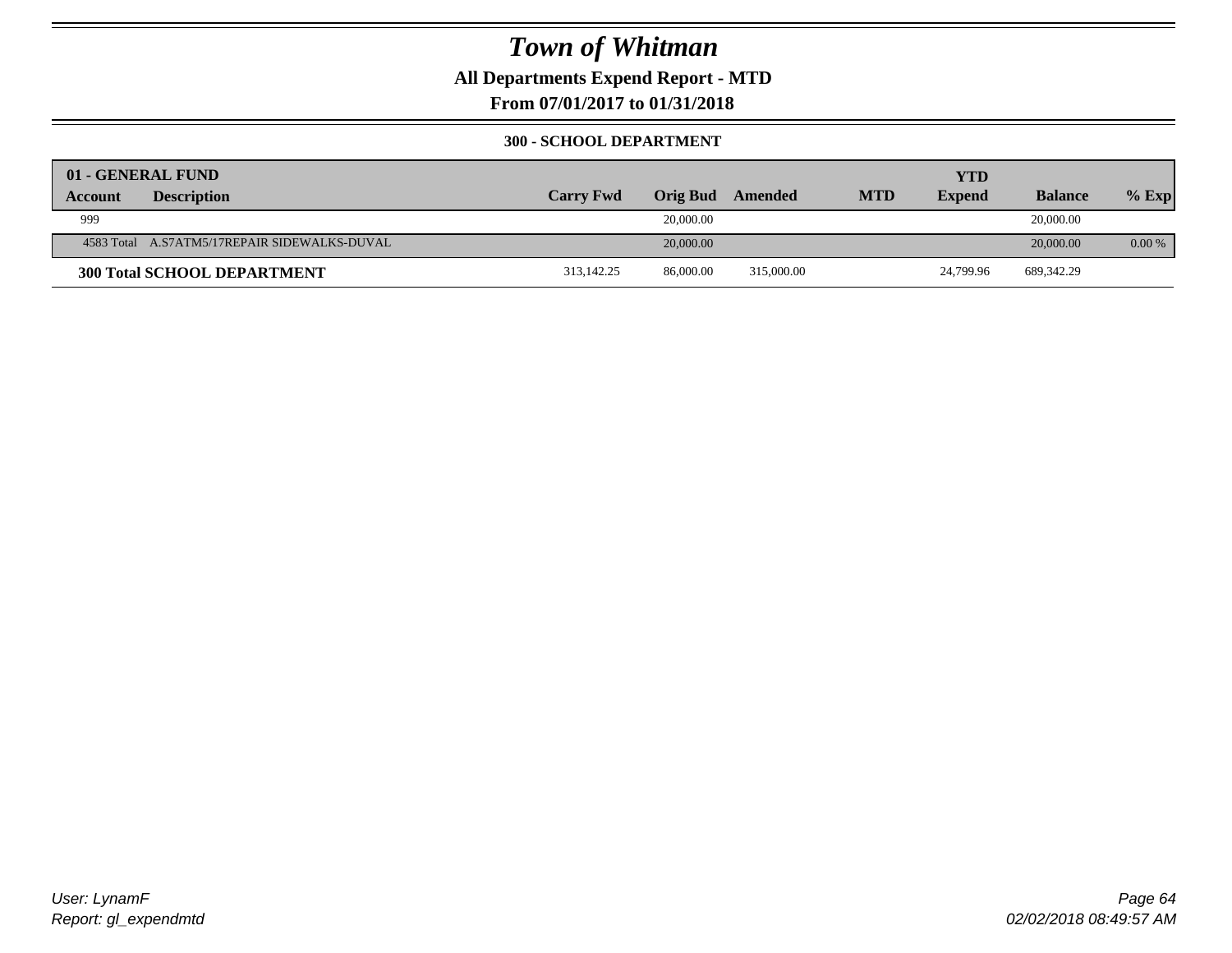# Town of Whitman

**All Departments Expend Report - MTD**

**From 07/01/2017 to 01/31/2018**

**300 - SCHOOL DEPARTMENT**

| 01 - GENERAL FUND | | | | | | | | |
|---|---|---|---|---|---|---|---|---|
| **Account** | **Description** | **Carry Fwd** | **Orig Bud** | **Amended** | **MTD** | **YTD Expend** | **Balance** | **% Exp** |
| 999 | | | 20,000.00 | | | | 20,000.00 | |
| 4583 Total | A.S7ATM5/17REPAIR SIDEWALKS-DUVAL | | 20,000.00 | | | | 20,000.00 | 0.00 % |
| **300 Total SCHOOL DEPARTMENT** | | 313,142.25 | 86,000.00 | 315,000.00 | | 24,799.96 | 689,342.29 | |

User: LynamF
Report: gl_expendmtd

02/02/2018 08:49:57 AM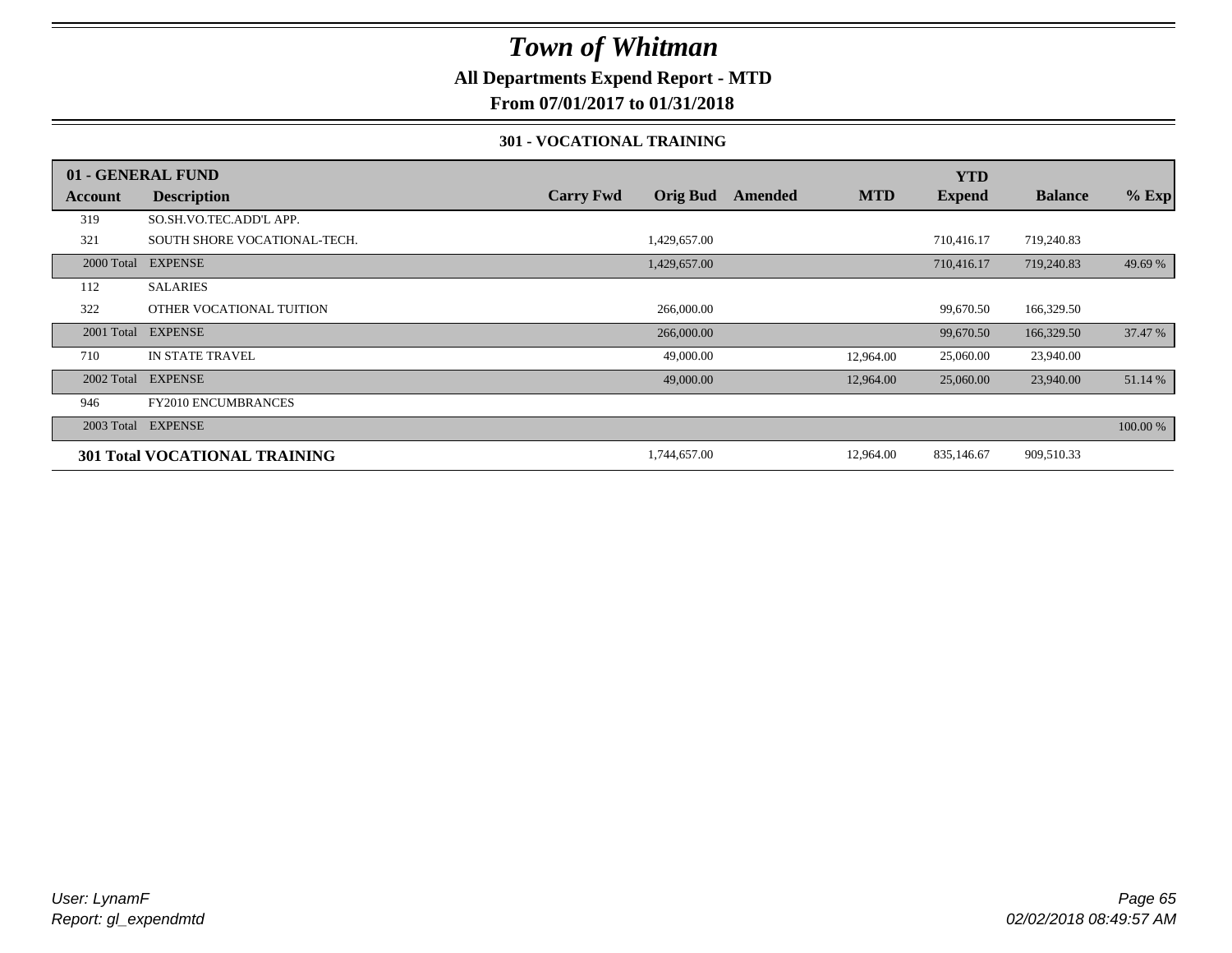# *Town of Whitman*

**All Departments Expend Report - MTD**

**From 07/01/2017 to 01/31/2018**

### 301 - VOCATIONAL TRAINING

| 01 - GENERAL FUND | | | | | | YTD | | |
|---|---|---|---|---|---|---|---|---|
| **Account** | **Description** | **Carry Fwd** | **Orig Bud** | **Amended** | **MTD** | **Expend** | **Balance** | **% Exp** |
| 319 | SO.SH.VO.TEC.ADD'L APP. | | | | | | | |
| 321 | SOUTH SHORE VOCATIONAL-TECH. | | 1,429,657.00 | | | 710,416.17 | 719,240.83 | |
| 2000 Total | EXPENSE | | 1,429,657.00 | | | 710,416.17 | 719,240.83 | 49.69 % |
| 112 | SALARIES | | | | | | | |
| 322 | OTHER VOCATIONAL TUITION | | 266,000.00 | | | 99,670.50 | 166,329.50 | |
| 2001 Total | EXPENSE | | 266,000.00 | | | 99,670.50 | 166,329.50 | 37.47 % |
| 710 | IN STATE TRAVEL | | 49,000.00 | | 12,964.00 | 25,060.00 | 23,940.00 | |
| 2002 Total | EXPENSE | | 49,000.00 | | 12,964.00 | 25,060.00 | 23,940.00 | 51.14 % |
| 946 | FY2010 ENCUMBRANCES | | | | | | | |
| 2003 Total | EXPENSE | | | | | | | 100.00 % |
| **301 Total VOCATIONAL TRAINING** | | | 1,744,657.00 | | 12,964.00 | 835,146.67 | 909,510.33 | |

*User: LynamF*
*Report: gl_expendmtd*

*02/02/2018 08:49:57 AM*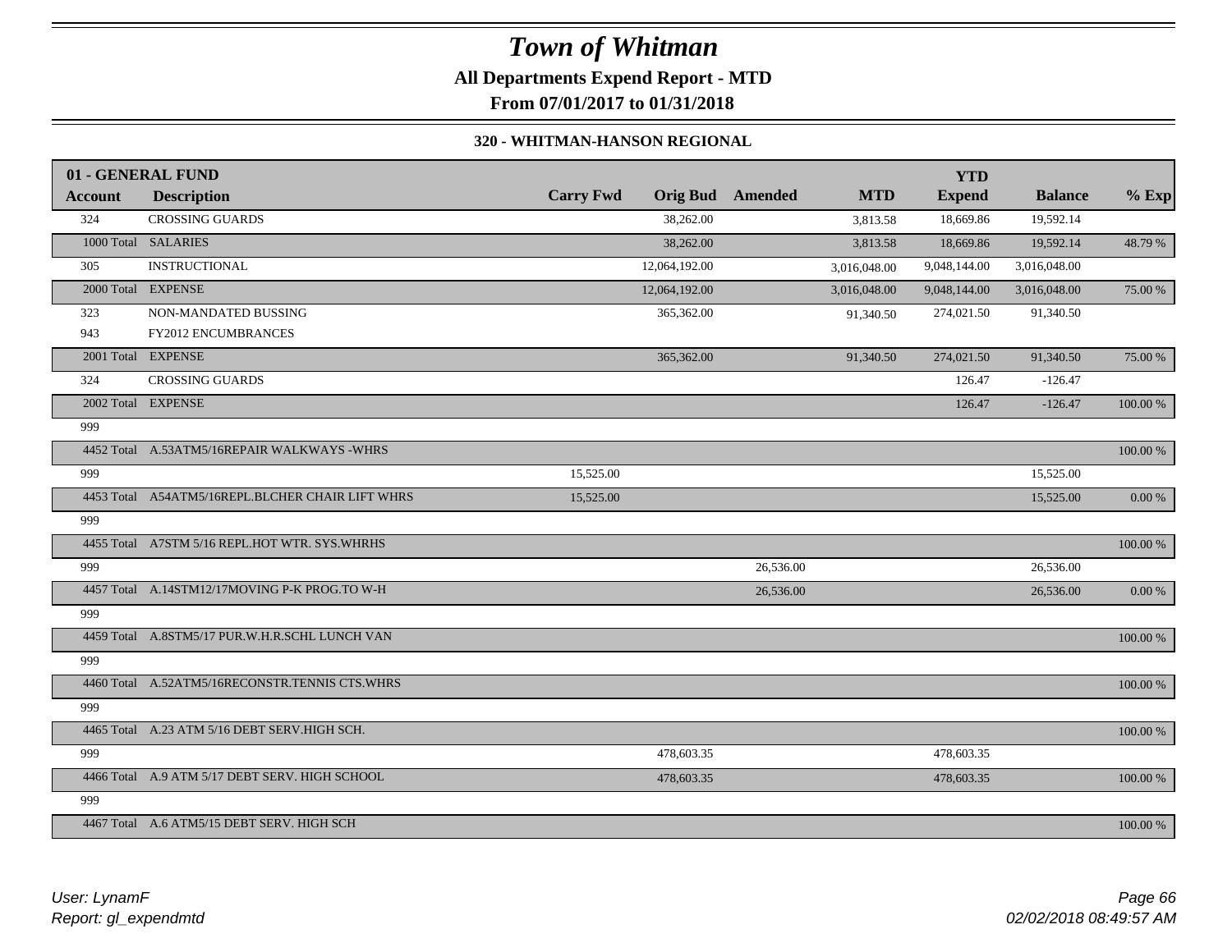# Town of Whitman

**All Departments Expend Report - MTD**

**From 07/01/2017 to 01/31/2018**

**320 - WHITMAN-HANSON REGIONAL**

| Account | Description | Carry Fwd | Orig Bud | Amended | MTD | YTD Expend | Balance | % Exp |
|---|---|---|---|---|---|---|---|---|
| **01 - GENERAL FUND** | | | | | | | | |
| 324 | CROSSING GUARDS | | 38,262.00 | | 3,813.58 | 18,669.86 | 19,592.14 | |
| 1000 Total | SALARIES | | 38,262.00 | | 3,813.58 | 18,669.86 | 19,592.14 | 48.79 % |
| 305 | INSTRUCTIONAL | | 12,064,192.00 | | 3,016,048.00 | 9,048,144.00 | 3,016,048.00 | |
| 2000 Total | EXPENSE | | 12,064,192.00 | | 3,016,048.00 | 9,048,144.00 | 3,016,048.00 | 75.00 % |
| 323 | NON-MANDATED BUSSING | | 365,362.00 | | 91,340.50 | 274,021.50 | 91,340.50 | |
| 943 | FY2012 ENCUMBRANCES | | | | | | | |
| 2001 Total | EXPENSE | | 365,362.00 | | 91,340.50 | 274,021.50 | 91,340.50 | 75.00 % |
| 324 | CROSSING GUARDS | | | | | 126.47 | -126.47 | |
| 2002 Total | EXPENSE | | | | | 126.47 | -126.47 | 100.00 % |
| 999 | | | | | | | | |
| 4452 Total | A.53ATM5/16REPAIR WALKWAYS -WHRS | | | | | | | 100.00 % |
| 999 | | 15,525.00 | | | | | 15,525.00 | |
| 4453 Total | A54ATM5/16REPL.BLCHER CHAIR LIFT WHRS | 15,525.00 | | | | | 15,525.00 | 0.00 % |
| 999 | | | | | | | | |
| 4455 Total | A7STM 5/16 REPL.HOT WTR. SYS.WHRHS | | | | | | | 100.00 % |
| 999 | | | | 26,536.00 | | | 26,536.00 | |
| 4457 Total | A.14STM12/17MOVING P-K PROG.TO W-H | | | 26,536.00 | | | 26,536.00 | 0.00 % |
| 999 | | | | | | | | |
| 4459 Total | A.8STM5/17 PUR.W.H.R.SCHL LUNCH VAN | | | | | | | 100.00 % |
| 999 | | | | | | | | |
| 4460 Total | A.52ATM5/16RECONSTR.TENNIS CTS.WHRS | | | | | | | 100.00 % |
| 999 | | | | | | | | |
| 4465 Total | A.23 ATM 5/16 DEBT SERV.HIGH SCH. | | | | | | | 100.00 % |
| 999 | | | 478,603.35 | | | 478,603.35 | | |
| 4466 Total | A.9 ATM 5/17 DEBT SERV. HIGH SCHOOL | | 478,603.35 | | | 478,603.35 | | 100.00 % |
| 999 | | | | | | | | |
| 4467 Total | A.6 ATM5/15 DEBT SERV. HIGH SCH | | | | | | | 100.00 % |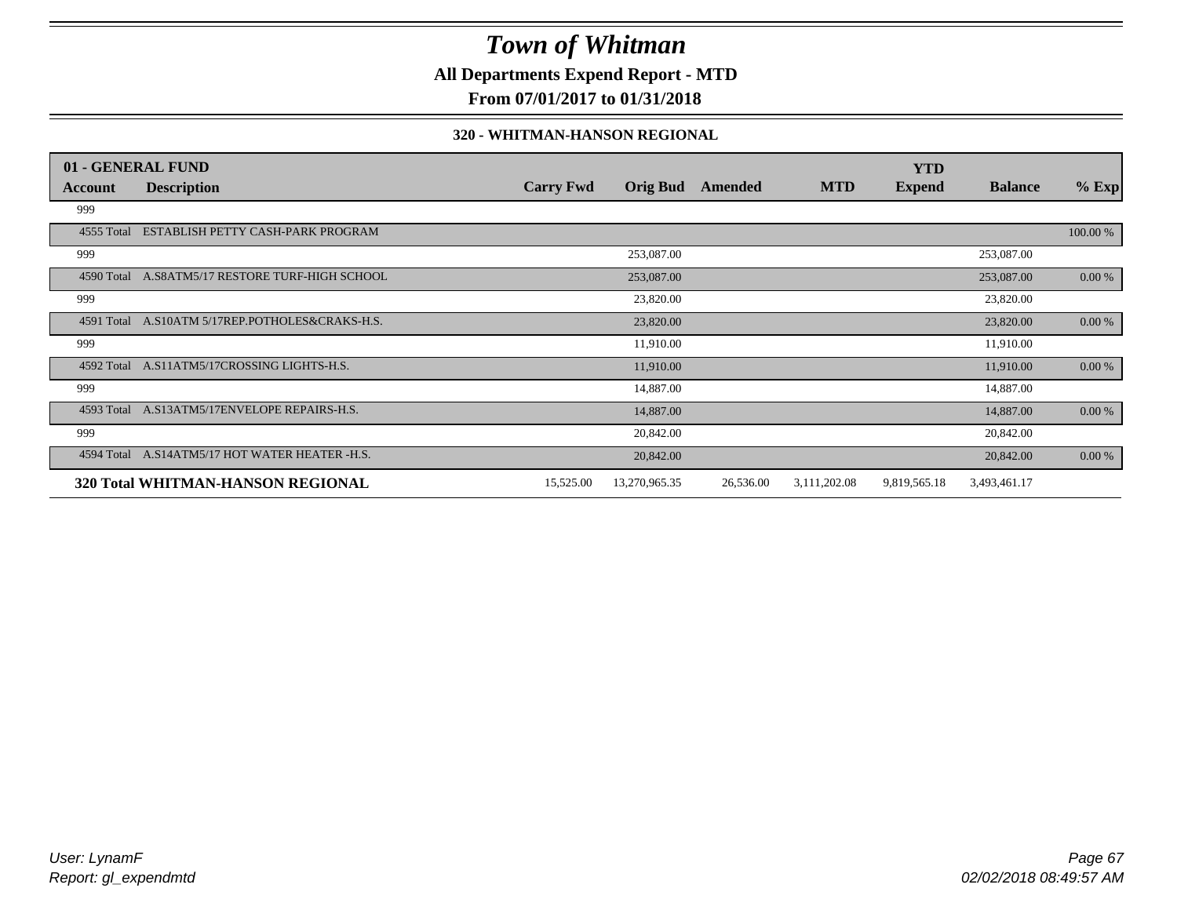# Town of Whitman

## All Departments Expend Report - MTD

## From 07/01/2017 to 01/31/2018

### 320 - WHITMAN-HANSON REGIONAL

| 01 - GENERAL FUND | | | | | | YTD | | |
|---|---|---|---|---|---|---|---|---|
| **Account** | **Description** | **Carry Fwd** | **Orig Bud** | **Amended** | **MTD** | **Expend** | **Balance** | **% Exp** |
| 999 | | | | | | | | |
| 4555 Total | ESTABLISH PETTY CASH-PARK PROGRAM | | | | | | | 100.00 % |
| 999 | | | 253,087.00 | | | | 253,087.00 | |
| 4590 Total | A.S8ATM5/17 RESTORE TURF-HIGH SCHOOL | | 253,087.00 | | | | 253,087.00 | 0.00 % |
| 999 | | | 23,820.00 | | | | 23,820.00 | |
| 4591 Total | A.S10ATM 5/17REP.POTHOLES&CRAKS-H.S. | | 23,820.00 | | | | 23,820.00 | 0.00 % |
| 999 | | | 11,910.00 | | | | 11,910.00 | |
| 4592 Total | A.S11ATM5/17CROSSING LIGHTS-H.S. | | 11,910.00 | | | | 11,910.00 | 0.00 % |
| 999 | | | 14,887.00 | | | | 14,887.00 | |
| 4593 Total | A.S13ATM5/17ENVELOPE REPAIRS-H.S. | | 14,887.00 | | | | 14,887.00 | 0.00 % |
| 999 | | | 20,842.00 | | | | 20,842.00 | |
| 4594 Total | A.S14ATM5/17 HOT WATER HEATER -H.S. | | 20,842.00 | | | | 20,842.00 | 0.00 % |
| **320 Total WHITMAN-HANSON REGIONAL** | | 15,525.00 | 13,270,965.35 | 26,536.00 | 3,111,202.08 | 9,819,565.18 | 3,493,461.17 | |

*User: LynamF*
*Report: gl_expendmtd*
*02/02/2018 08:49:57 AM*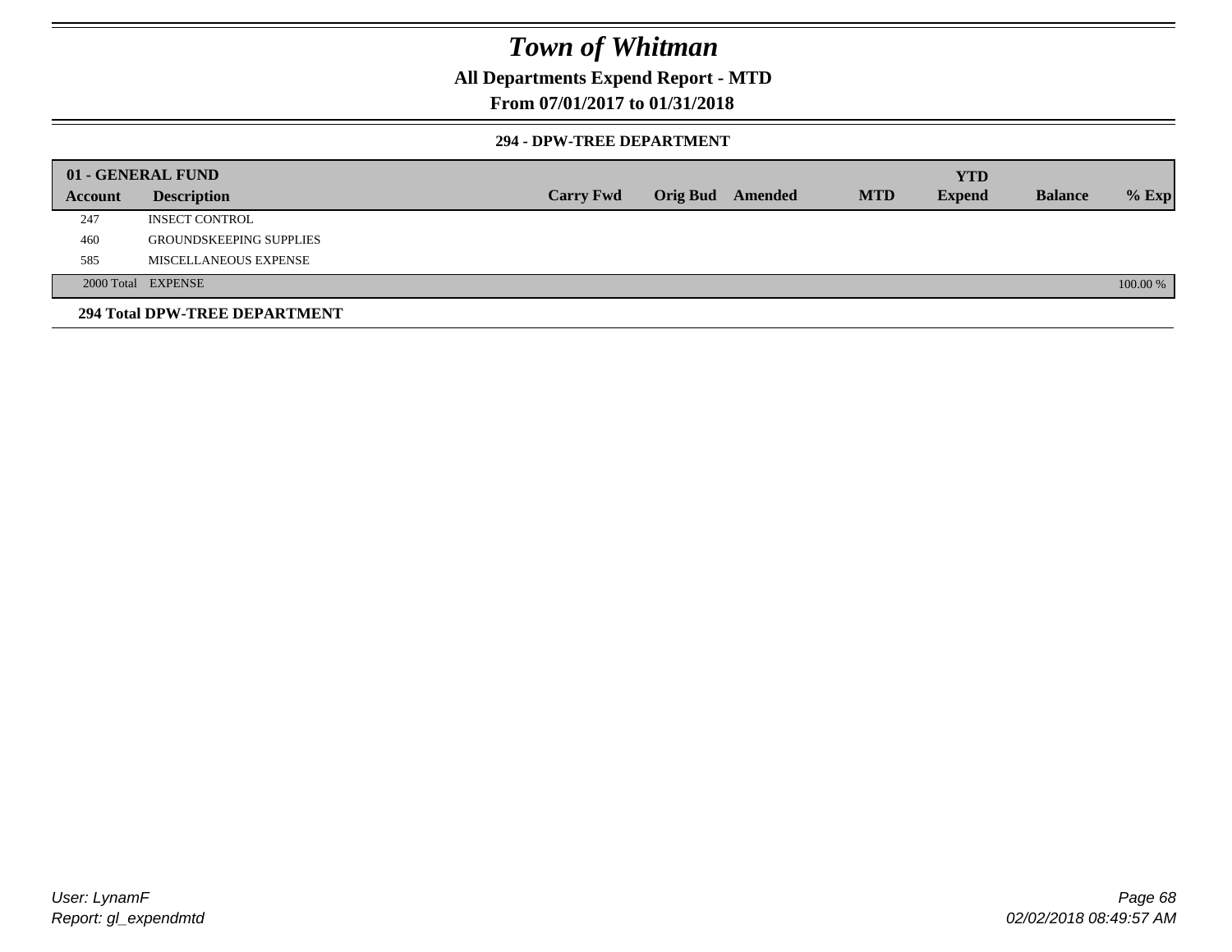# Town of Whitman

**All Departments Expend Report - MTD**

**From 07/01/2017 to 01/31/2018**

**294 - DPW-TREE DEPARTMENT**

| 01 - GENERAL FUND | | | | | | YTD | | |
|---|---|---|---|---|---|---|---|---|
| **Account** | **Description** | **Carry Fwd** | **Orig Bud** | **Amended** | **MTD** | **Expend** | **Balance** | **% Exp** |
| 247 | INSECT CONTROL | | | | | | | |
| 460 | GROUNDSKEEPING SUPPLIES | | | | | | | |
| 585 | MISCELLANEOUS EXPENSE | | | | | | | |
| 2000 Total | EXPENSE | | | | | | | 100.00 % |

**294 Total DPW-TREE DEPARTMENT**

User: LynamF
Report: gl_expendmtd

02/02/2018 08:49:57 AM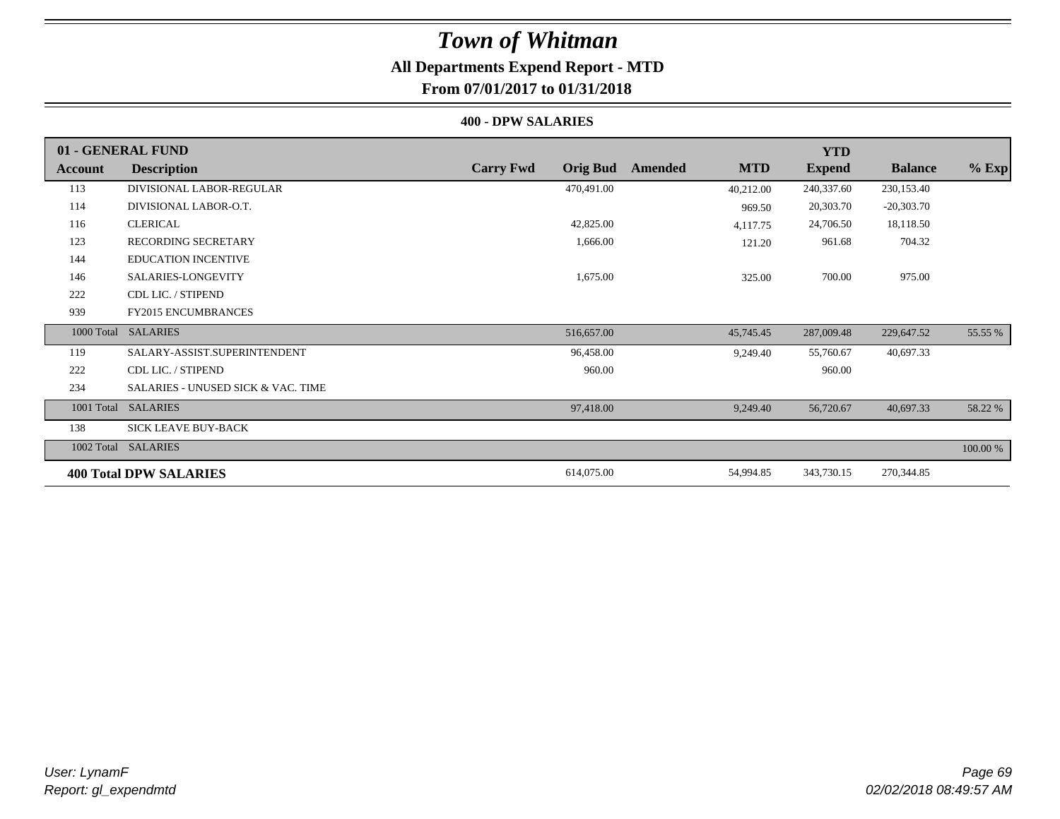# Town of Whitman

## All Departments Expend Report - MTD

### From 07/01/2017 to 01/31/2018

#### 400 - DPW SALARIES

| 01 - GENERAL FUND | | | | | | YTD | | |
|---|---|---|---|---|---|---|---|---|
| **Account** | **Description** | **Carry Fwd** | **Orig Bud** | **Amended** | **MTD** | **Expend** | **Balance** | **% Exp** |
| 113 | DIVISIONAL LABOR-REGULAR | | 470,491.00 | | 40,212.00 | 240,337.60 | 230,153.40 | |
| 114 | DIVISIONAL LABOR-O.T. | | | | 969.50 | 20,303.70 | -20,303.70 | |
| 116 | CLERICAL | | 42,825.00 | | 4,117.75 | 24,706.50 | 18,118.50 | |
| 123 | RECORDING SECRETARY | | 1,666.00 | | 121.20 | 961.68 | 704.32 | |
| 144 | EDUCATION INCENTIVE | | | | | | | |
| 146 | SALARIES-LONGEVITY | | 1,675.00 | | 325.00 | 700.00 | 975.00 | |
| 222 | CDL LIC. / STIPEND | | | | | | | |
| 939 | FY2015 ENCUMBRANCES | | | | | | | |
| 1000 Total | SALARIES | | 516,657.00 | | 45,745.45 | 287,009.48 | 229,647.52 | 55.55 % |
| 119 | SALARY-ASSIST.SUPERINTENDENT | | 96,458.00 | | 9,249.40 | 55,760.67 | 40,697.33 | |
| 222 | CDL LIC. / STIPEND | | 960.00 | | | 960.00 | | |
| 234 | SALARIES - UNUSED SICK & VAC. TIME | | | | | | | |
| 1001 Total | SALARIES | | 97,418.00 | | 9,249.40 | 56,720.67 | 40,697.33 | 58.22 % |
| 138 | SICK LEAVE BUY-BACK | | | | | | | |
| 1002 Total | SALARIES | | | | | | | 100.00 % |
| **400 Total DPW SALARIES** | | | 614,075.00 | | 54,994.85 | 343,730.15 | 270,344.85 | |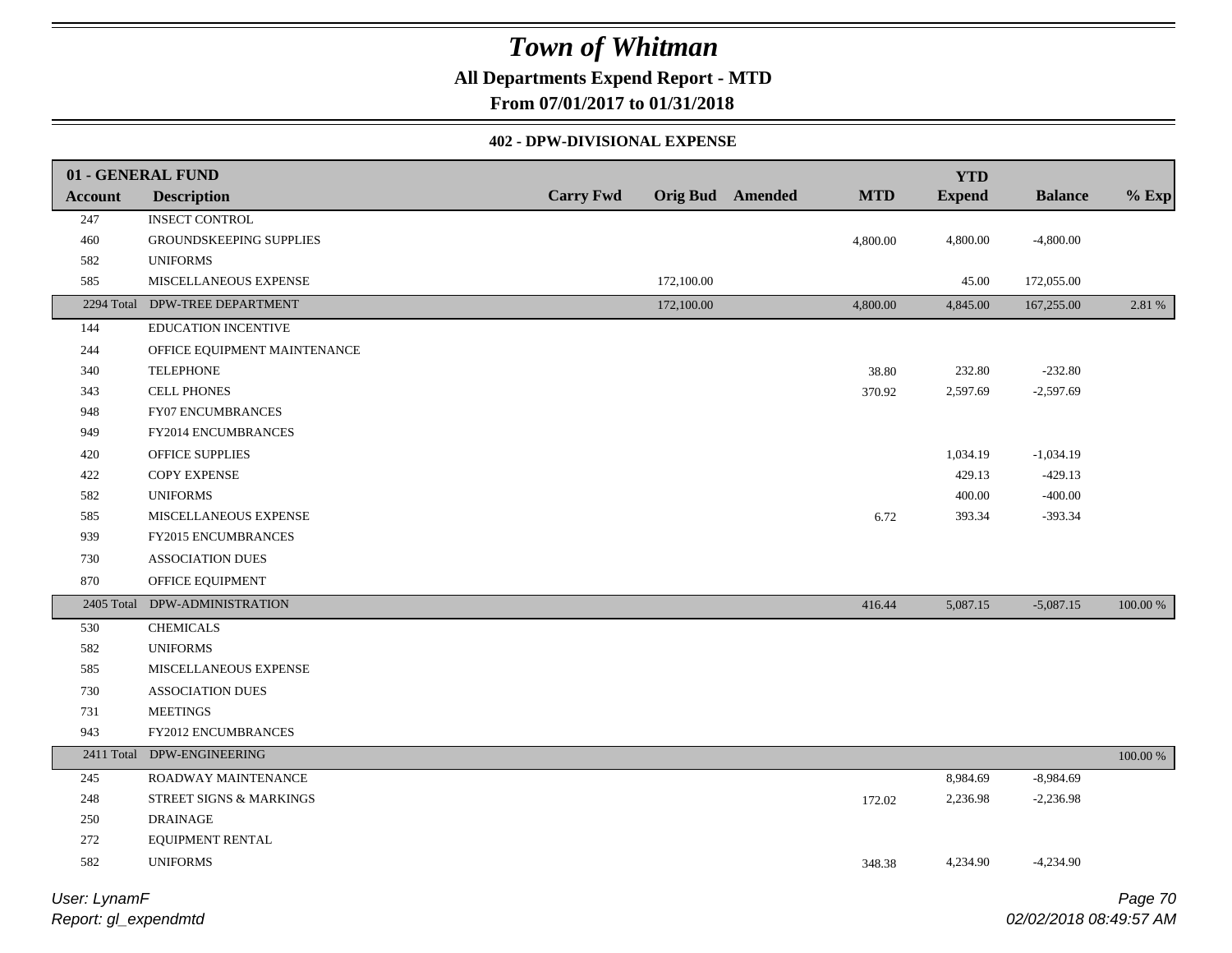# Town of Whitman

**All Departments Expend Report - MTD**

**From 07/01/2017 to 01/31/2018**

**402 - DPW-DIVISIONAL EXPENSE**

| 01 - GENERAL FUND Account | Description | Carry Fwd | Orig Bud | Amended | MTD | YTD Expend | Balance | % Exp |
|---|---|---|---|---|---|---|---|---|
| 247 | INSECT CONTROL | | | | | | | |
| 460 | GROUNDSKEEPING SUPPLIES | | | | 4,800.00 | 4,800.00 | -4,800.00 | |
| 582 | UNIFORMS | | | | | | | |
| 585 | MISCELLANEOUS EXPENSE | | 172,100.00 | | | 45.00 | 172,055.00 | |
| 2294 Total | DPW-TREE DEPARTMENT | | 172,100.00 | | 4,800.00 | 4,845.00 | 167,255.00 | 2.81 % |
| 144 | EDUCATION INCENTIVE | | | | | | | |
| 244 | OFFICE EQUIPMENT MAINTENANCE | | | | | | | |
| 340 | TELEPHONE | | | | 38.80 | 232.80 | -232.80 | |
| 343 | CELL PHONES | | | | 370.92 | 2,597.69 | -2,597.69 | |
| 948 | FY07 ENCUMBRANCES | | | | | | | |
| 949 | FY2014 ENCUMBRANCES | | | | | | | |
| 420 | OFFICE SUPPLIES | | | | | 1,034.19 | -1,034.19 | |
| 422 | COPY EXPENSE | | | | | 429.13 | -429.13 | |
| 582 | UNIFORMS | | | | | 400.00 | -400.00 | |
| 585 | MISCELLANEOUS EXPENSE | | | | 6.72 | 393.34 | -393.34 | |
| 939 | FY2015 ENCUMBRANCES | | | | | | | |
| 730 | ASSOCIATION DUES | | | | | | | |
| 870 | OFFICE EQUIPMENT | | | | | | | |
| 2405 Total | DPW-ADMINISTRATION | | | | 416.44 | 5,087.15 | -5,087.15 | 100.00 % |
| 530 | CHEMICALS | | | | | | | |
| 582 | UNIFORMS | | | | | | | |
| 585 | MISCELLANEOUS EXPENSE | | | | | | | |
| 730 | ASSOCIATION DUES | | | | | | | |
| 731 | MEETINGS | | | | | | | |
| 943 | FY2012 ENCUMBRANCES | | | | | | | |
| 2411 Total | DPW-ENGINEERING | | | | | | | 100.00 % |
| 245 | ROADWAY MAINTENANCE | | | | | 8,984.69 | -8,984.69 | |
| 248 | STREET SIGNS & MARKINGS | | | | 172.02 | 2,236.98 | -2,236.98 | |
| 250 | DRAINAGE | | | | | | | |
| 272 | EQUIPMENT RENTAL | | | | | | | |
| 582 | UNIFORMS | | | | 348.38 | 4,234.90 | -4,234.90 | |

*User: LynamF*
*Report: gl_expendmtd*

*02/02/2018 08:49:57 AM*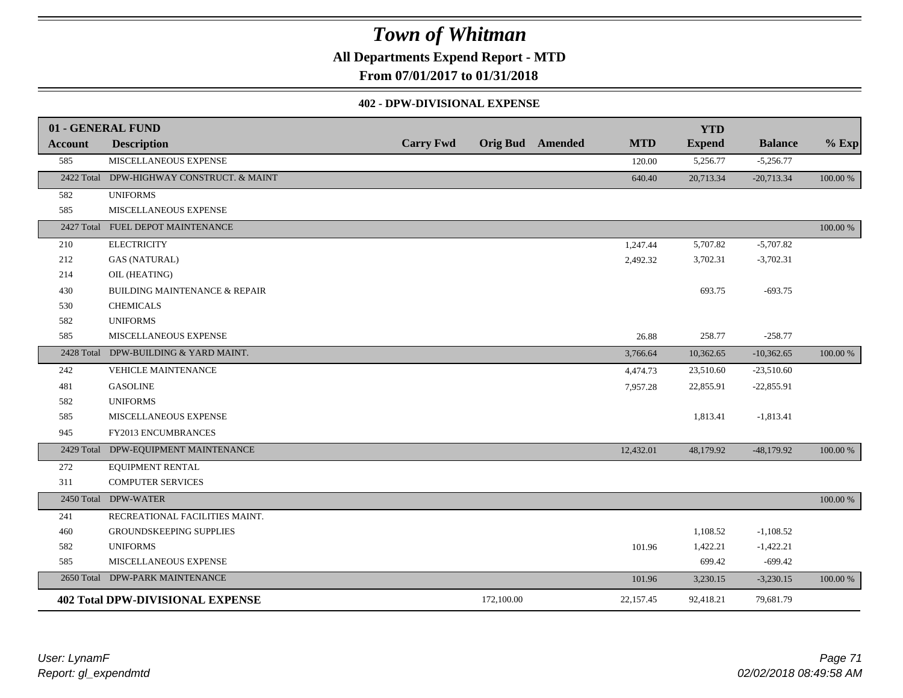# Town of Whitman

**All Departments Expend Report - MTD**

**From 07/01/2017 to 01/31/2018**

### 402 - DPW-DIVISIONAL EXPENSE

| 01 - GENERAL FUND | | | | | | YTD | | |
|---|---|---|---|---|---|---|---|---|
| **Account** | **Description** | **Carry Fwd** | **Orig Bud** | **Amended** | **MTD** | **Expend** | **Balance** | **% Exp** |
| 585 | MISCELLANEOUS EXPENSE | | | | 120.00 | 5,256.77 | -5,256.77 | |
| 2422 Total | DPW-HIGHWAY CONSTRUCT. & MAINT | | | | 640.40 | 20,713.34 | -20,713.34 | 100.00 % |
| 582 | UNIFORMS | | | | | | | |
| 585 | MISCELLANEOUS EXPENSE | | | | | | | |
| 2427 Total | FUEL DEPOT MAINTENANCE | | | | | | | 100.00 % |
| 210 | ELECTRICITY | | | | 1,247.44 | 5,707.82 | -5,707.82 | |
| 212 | GAS (NATURAL) | | | | 2,492.32 | 3,702.31 | -3,702.31 | |
| 214 | OIL (HEATING) | | | | | | | |
| 430 | BUILDING MAINTENANCE & REPAIR | | | | | 693.75 | -693.75 | |
| 530 | CHEMICALS | | | | | | | |
| 582 | UNIFORMS | | | | | | | |
| 585 | MISCELLANEOUS EXPENSE | | | | 26.88 | 258.77 | -258.77 | |
| 2428 Total | DPW-BUILDING & YARD MAINT. | | | | 3,766.64 | 10,362.65 | -10,362.65 | 100.00 % |
| 242 | VEHICLE MAINTENANCE | | | | 4,474.73 | 23,510.60 | -23,510.60 | |
| 481 | GASOLINE | | | | 7,957.28 | 22,855.91 | -22,855.91 | |
| 582 | UNIFORMS | | | | | | | |
| 585 | MISCELLANEOUS EXPENSE | | | | | 1,813.41 | -1,813.41 | |
| 945 | FY2013 ENCUMBRANCES | | | | | | | |
| 2429 Total | DPW-EQUIPMENT MAINTENANCE | | | | 12,432.01 | 48,179.92 | -48,179.92 | 100.00 % |
| 272 | EQUIPMENT RENTAL | | | | | | | |
| 311 | COMPUTER SERVICES | | | | | | | |
| 2450 Total | DPW-WATER | | | | | | | 100.00 % |
| 241 | RECREATIONAL FACILITIES MAINT. | | | | | | | |
| 460 | GROUNDSKEEPING SUPPLIES | | | | | 1,108.52 | -1,108.52 | |
| 582 | UNIFORMS | | | | 101.96 | 1,422.21 | -1,422.21 | |
| 585 | MISCELLANEOUS EXPENSE | | | | | 699.42 | -699.42 | |
| 2650 Total | DPW-PARK MAINTENANCE | | | | 101.96 | 3,230.15 | -3,230.15 | 100.00 % |
| **402 Total DPW-DIVISIONAL EXPENSE** | | | 172,100.00 | | 22,157.45 | 92,418.21 | 79,681.79 | |

*User: LynamF*
*Report: gl_expendmtd*

*02/02/2018 08:49:58 AM*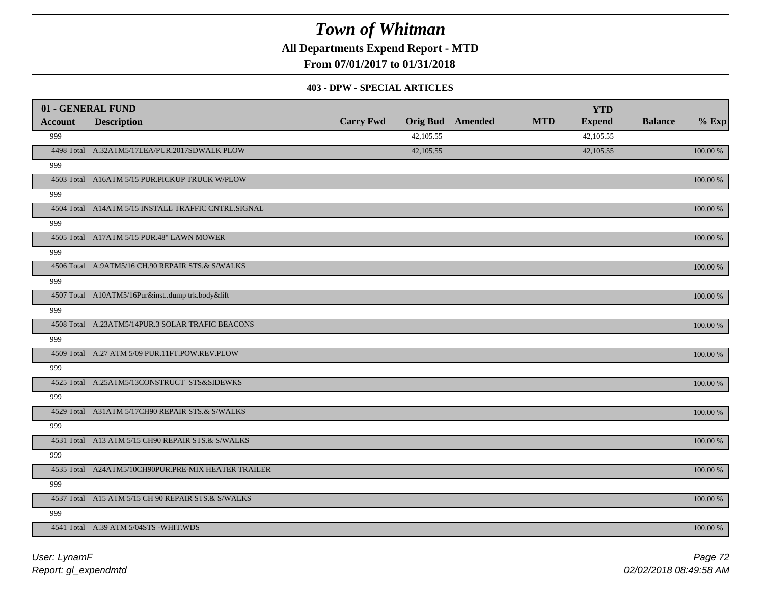# Town of Whitman

**All Departments Expend Report - MTD**

**From 07/01/2017 to 01/31/2018**

**403 - DPW - SPECIAL ARTICLES**

| 01 - GENERAL FUND | | | | | | YTD | | |
|---|---|---|---|---|---|---|---|---|
| **Account** | **Description** | **Carry Fwd** | **Orig Bud** | **Amended** | **MTD** | **Expend** | **Balance** | **% Exp** |
| 999 | | | 42,105.55 | | | 42,105.55 | | |
| 4498 Total | A.32ATM5/17LEA/PUR.2017SDWALK PLOW | | 42,105.55 | | | 42,105.55 | | 100.00 % |
| 999 | | | | | | | | |
| 4503 Total | A16ATM 5/15 PUR.PICKUP TRUCK W/PLOW | | | | | | | 100.00 % |
| 999 | | | | | | | | |
| 4504 Total | A14ATM 5/15 INSTALL TRAFFIC CNTRL.SIGNAL | | | | | | | 100.00 % |
| 999 | | | | | | | | |
| 4505 Total | A17ATM 5/15 PUR.48" LAWN MOWER | | | | | | | 100.00 % |
| 999 | | | | | | | | |
| 4506 Total | A.9ATM5/16 CH.90 REPAIR STS.& S/WALKS | | | | | | | 100.00 % |
| 999 | | | | | | | | |
| 4507 Total | A10ATM5/16Pur&inst..dump trk.body&lift | | | | | | | 100.00 % |
| 999 | | | | | | | | |
| 4508 Total | A.23ATM5/14PUR.3 SOLAR TRAFIC BEACONS | | | | | | | 100.00 % |
| 999 | | | | | | | | |
| 4509 Total | A.27 ATM 5/09 PUR.11FT.POW.REV.PLOW | | | | | | | 100.00 % |
| 999 | | | | | | | | |
| 4525 Total | A.25ATM5/13CONSTRUCT STS&SIDEWKS | | | | | | | 100.00 % |
| 999 | | | | | | | | |
| 4529 Total | A31ATM 5/17CH90 REPAIR STS.& S/WALKS | | | | | | | 100.00 % |
| 999 | | | | | | | | |
| 4531 Total | A13 ATM 5/15 CH90 REPAIR STS.& S/WALKS | | | | | | | 100.00 % |
| 999 | | | | | | | | |
| 4535 Total | A24ATM5/10CH90PUR.PRE-MIX HEATER TRAILER | | | | | | | 100.00 % |
| 999 | | | | | | | | |
| 4537 Total | A15 ATM 5/15 CH 90 REPAIR STS.& S/WALKS | | | | | | | 100.00 % |
| 999 | | | | | | | | |
| 4541 Total | A.39 ATM 5/04STS -WHIT.WDS | | | | | | | 100.00 % |

*User: LynamF*
*Report: gl_expendmtd*

02/02/2018 08:49:58 AM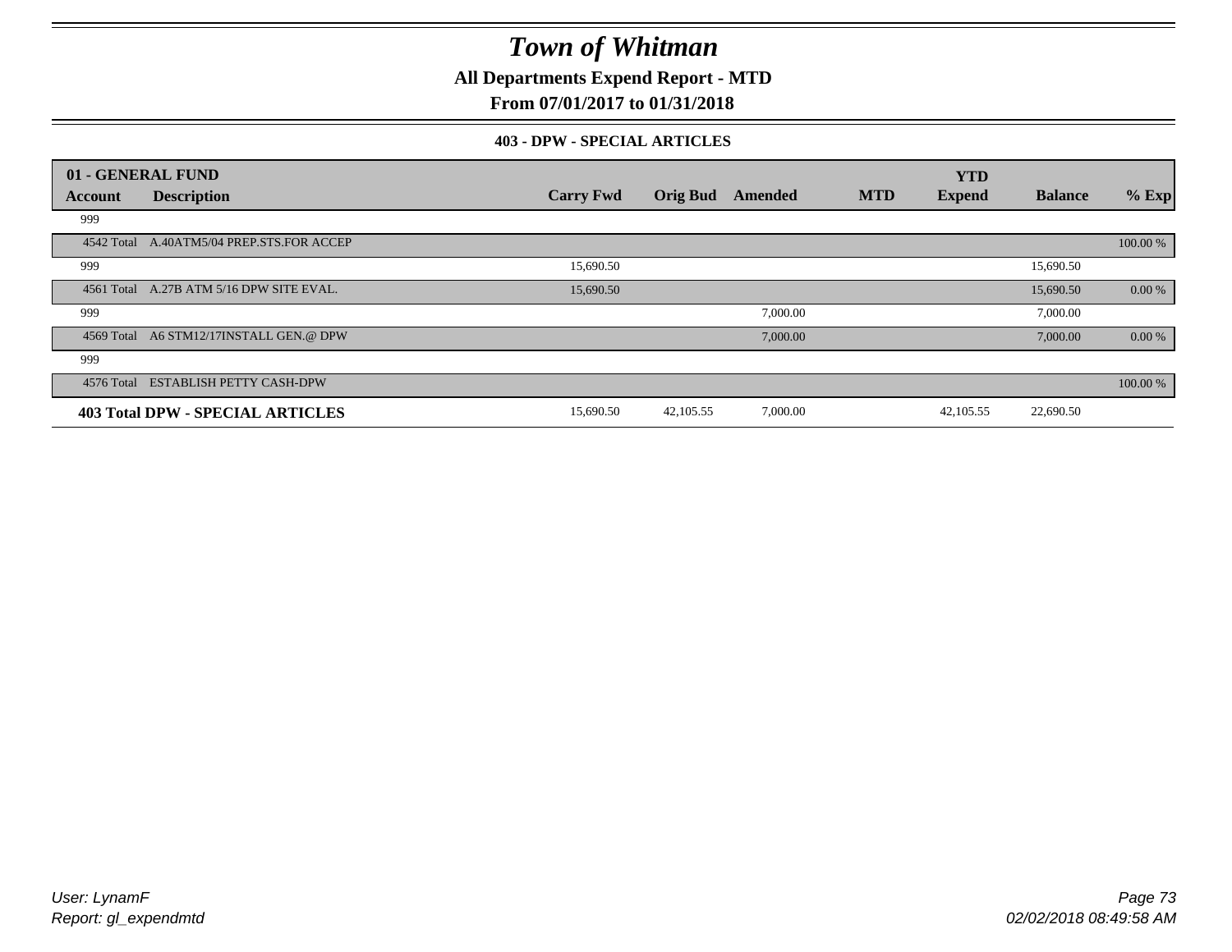# Town of Whitman

**All Departments Expend Report - MTD**

**From 07/01/2017 to 01/31/2018**

**403 - DPW - SPECIAL ARTICLES**

| 01 - GENERAL FUND | | | | | | | | |
|---|---|---|---|---|---|---|---|---|
| **Account** | **Description** | **Carry Fwd** | **Orig Bud** | **Amended** | **MTD** | **YTD Expend** | **Balance** | **% Exp** |
| 999 | | | | | | | | |
| 4542 Total | A.40ATM5/04 PREP.STS.FOR ACCEP | | | | | | | 100.00 % |
| 999 | | 15,690.50 | | | | | 15,690.50 | |
| 4561 Total | A.27B ATM 5/16 DPW SITE EVAL. | 15,690.50 | | | | | 15,690.50 | 0.00 % |
| 999 | | | | 7,000.00 | | | 7,000.00 | |
| 4569 Total | A6 STM12/17INSTALL GEN.@ DPW | | | 7,000.00 | | | 7,000.00 | 0.00 % |
| 999 | | | | | | | | |
| 4576 Total | ESTABLISH PETTY CASH-DPW | | | | | | | 100.00 % |
| **403 Total DPW - SPECIAL ARTICLES** | | 15,690.50 | 42,105.55 | 7,000.00 | | 42,105.55 | 22,690.50 | |

*User: LynamF*
*Report: gl_expendmtd*

*02/02/2018 08:49:58 AM*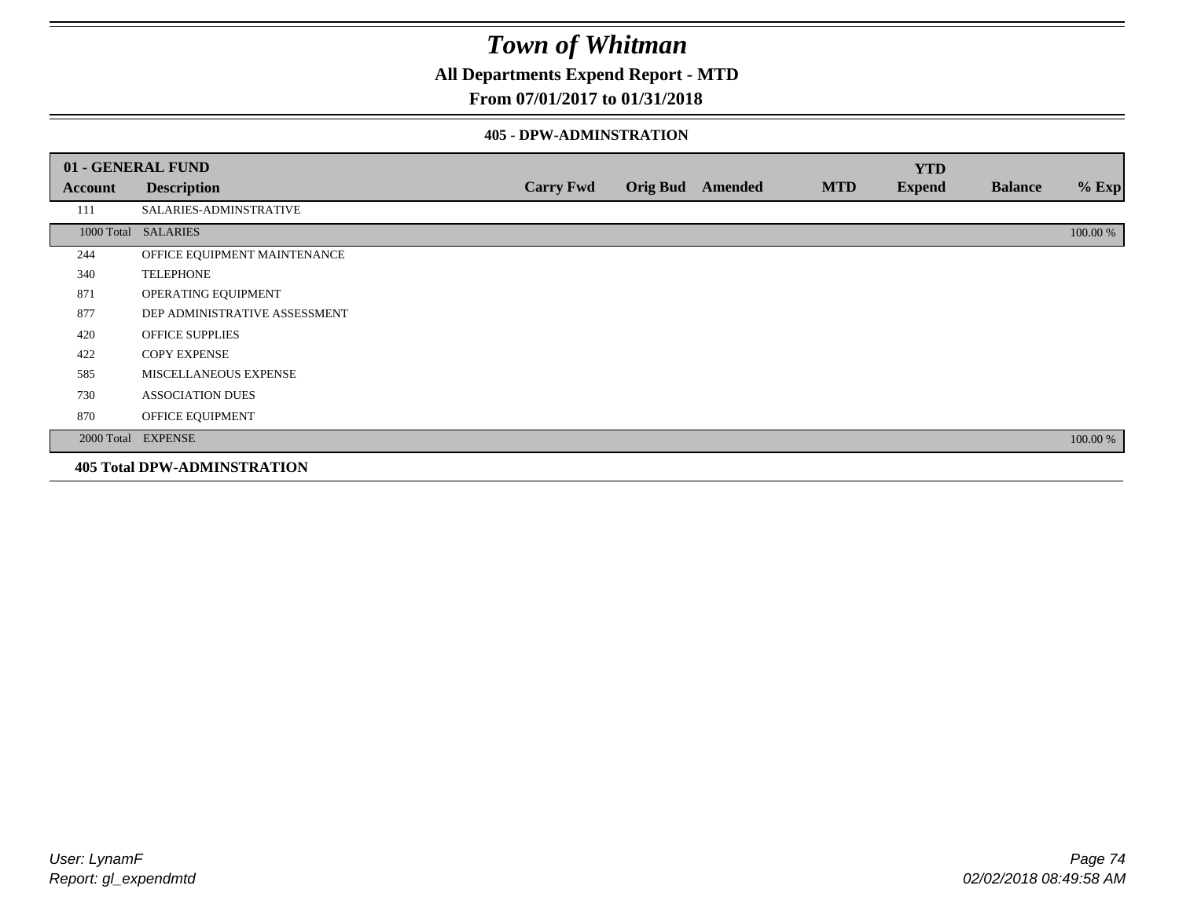# Town of Whitman

## All Departments Expend Report - MTD

### From 07/01/2017 to 01/31/2018

#### 405 - DPW-ADMINSTRATION

| 01 - GENERAL FUND | | | | | | | | |
|---|---|---|---|---|---|---|---|---|
| **Account** | **Description** | **Carry Fwd** | **Orig Bud** | **Amended** | **MTD** | **YTD Expend** | **Balance** | **% Exp** |
| 111 | SALARIES-ADMINSTRATIVE | | | | | | | |
| 1000 Total | SALARIES | | | | | | | 100.00 % |
| 244 | OFFICE EQUIPMENT MAINTENANCE | | | | | | | |
| 340 | TELEPHONE | | | | | | | |
| 871 | OPERATING EQUIPMENT | | | | | | | |
| 877 | DEP ADMINISTRATIVE ASSESSMENT | | | | | | | |
| 420 | OFFICE SUPPLIES | | | | | | | |
| 422 | COPY EXPENSE | | | | | | | |
| 585 | MISCELLANEOUS EXPENSE | | | | | | | |
| 730 | ASSOCIATION DUES | | | | | | | |
| 870 | OFFICE EQUIPMENT | | | | | | | |
| 2000 Total | EXPENSE | | | | | | | 100.00 % |

**405 Total DPW-ADMINSTRATION**

*User: LynamF*
*Report: gl_expendmtd*

*02/02/2018 08:49:58 AM*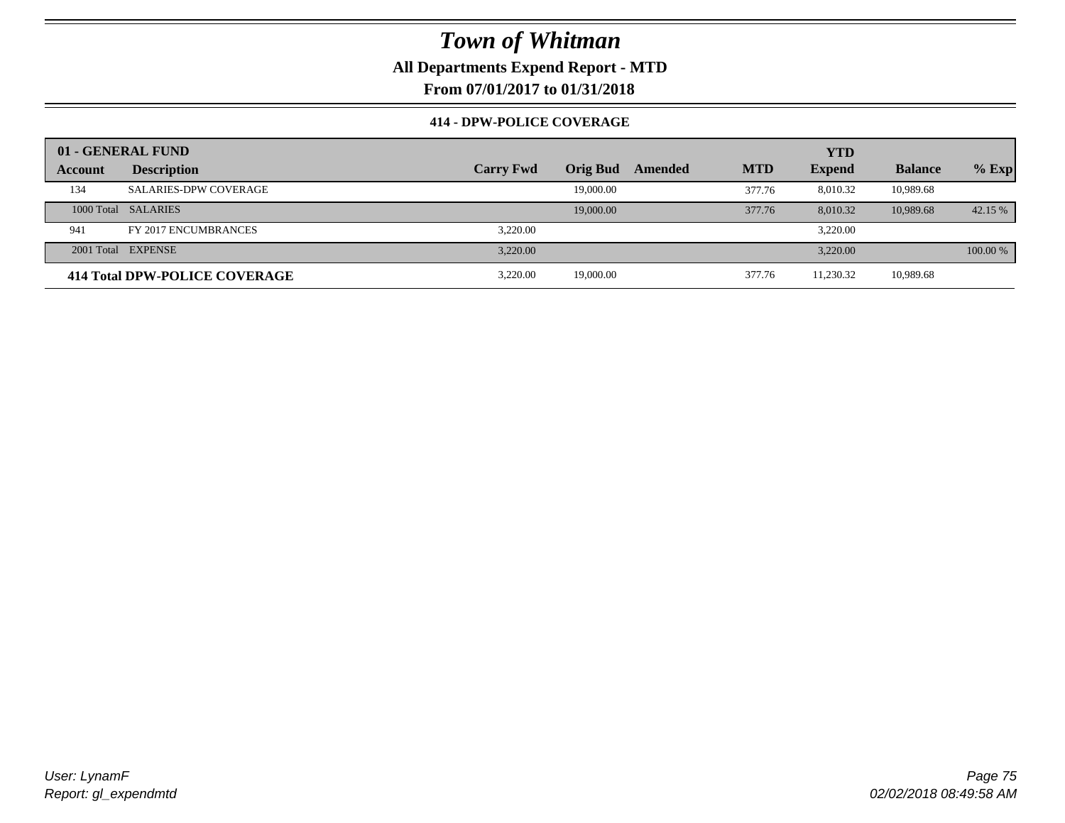# Town of Whitman

**All Departments Expend Report - MTD**

**From 07/01/2017 to 01/31/2018**

**414 - DPW-POLICE COVERAGE**

| 01 - GENERAL FUND | | | | | | | | |
|---|---|---|---|---|---|---|---|---|
| **Account** | **Description** | **Carry Fwd** | **Orig Bud** | **Amended** | **MTD** | **YTD Expend** | **Balance** | **% Exp** |
| 134 | SALARIES-DPW COVERAGE | | 19,000.00 | | 377.76 | 8,010.32 | 10,989.68 | |
| 1000 Total | SALARIES | | 19,000.00 | | 377.76 | 8,010.32 | 10,989.68 | 42.15 % |
| 941 | FY 2017 ENCUMBRANCES | 3,220.00 | | | | 3,220.00 | | |
| 2001 Total | EXPENSE | 3,220.00 | | | | 3,220.00 | | 100.00 % |
| **414 Total DPW-POLICE COVERAGE** | | 3,220.00 | 19,000.00 | | 377.76 | 11,230.32 | 10,989.68 | |

User: LynamF

Report: gl_expendmtd

02/02/2018 08:49:58 AM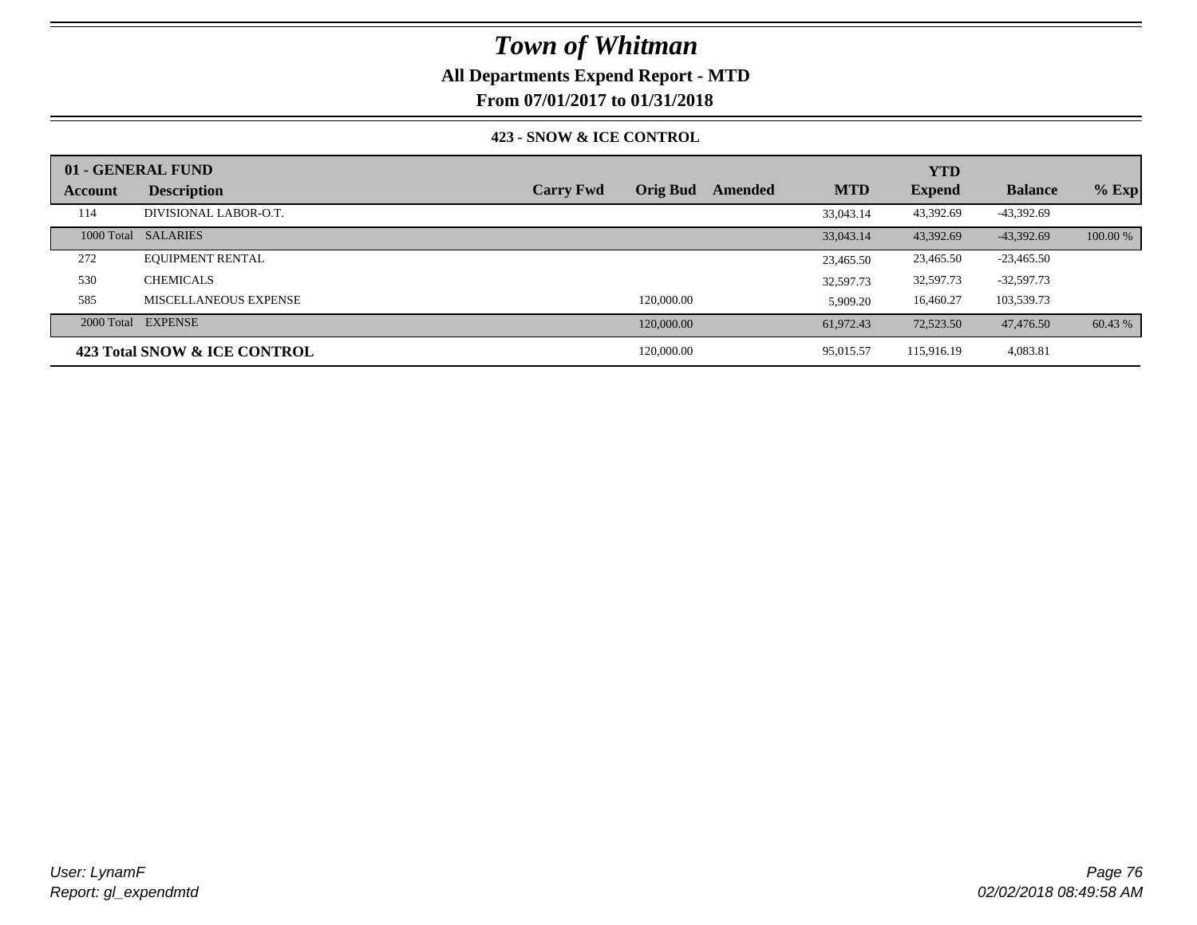# Town of Whitman

## All Departments Expend Report - MTD

## From 07/01/2017 to 01/31/2018

### 423 - SNOW & ICE CONTROL

| 01 - GENERAL FUND | | | | | | YTD | | |
|---|---|---|---|---|---|---|---|---|
| **Account** | **Description** | **Carry Fwd** | **Orig Bud** | **Amended** | **MTD** | **Expend** | **Balance** | **% Exp** |
| 114 | DIVISIONAL LABOR-O.T. | | | | 33,043.14 | 43,392.69 | -43,392.69 | |
| 1000 Total | SALARIES | | | | 33,043.14 | 43,392.69 | -43,392.69 | 100.00 % |
| 272 | EQUIPMENT RENTAL | | | | 23,465.50 | 23,465.50 | -23,465.50 | |
| 530 | CHEMICALS | | | | 32,597.73 | 32,597.73 | -32,597.73 | |
| 585 | MISCELLANEOUS EXPENSE | | 120,000.00 | | 5,909.20 | 16,460.27 | 103,539.73 | |
| 2000 Total | EXPENSE | | 120,000.00 | | 61,972.43 | 72,523.50 | 47,476.50 | 60.43 % |
| **423 Total SNOW & ICE CONTROL** | | | 120,000.00 | | 95,015.57 | 115,916.19 | 4,083.81 | |

*User: LynamF*
*Report: gl_expendmtd*

*02/02/2018 08:49:58 AM*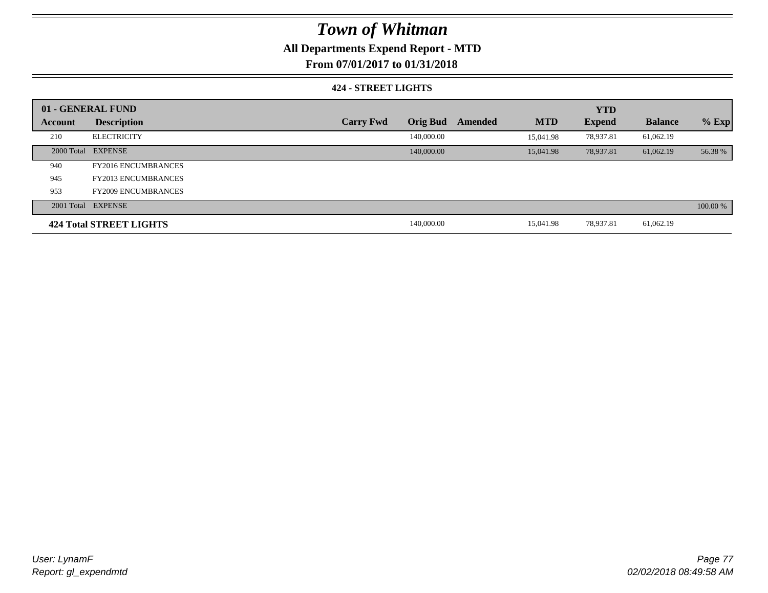# Town of Whitman

## All Departments Expend Report - MTD

### From 07/01/2017 to 01/31/2018

#### 424 - STREET LIGHTS

| 01 - GENERAL FUND | | | | | | YTD | | |
|---|---|---|---|---|---|---|---|---|
| **Account** | **Description** | **Carry Fwd** | **Orig Bud** | **Amended** | **MTD** | **Expend** | **Balance** | **% Exp** |
| 210 | ELECTRICITY | | 140,000.00 | | 15,041.98 | 78,937.81 | 61,062.19 | |
| 2000 Total | EXPENSE | | 140,000.00 | | 15,041.98 | 78,937.81 | 61,062.19 | 56.38 % |
| 940 | FY2016 ENCUMBRANCES | | | | | | | |
| 945 | FY2013 ENCUMBRANCES | | | | | | | |
| 953 | FY2009 ENCUMBRANCES | | | | | | | |
| 2001 Total | EXPENSE | | | | | | | 100.00 % |
| **424 Total STREET LIGHTS** | | | 140,000.00 | | 15,041.98 | 78,937.81 | 61,062.19 | |

*User: LynamF*
*Report: gl_expendmtd*

*02/02/2018 08:49:58 AM*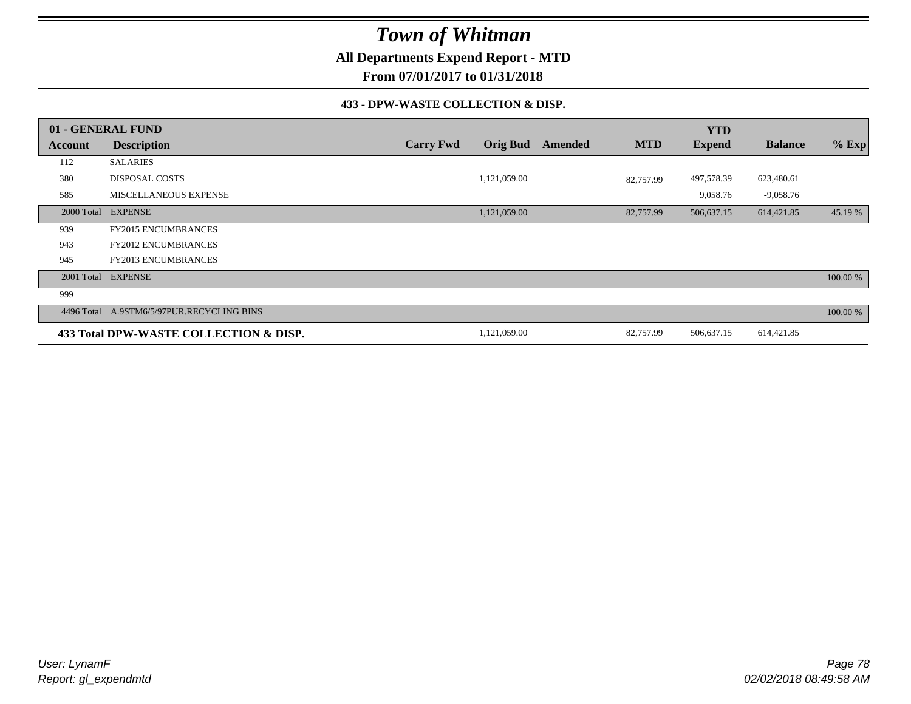# Town of Whitman

**All Departments Expend Report - MTD**

**From 07/01/2017 to 01/31/2018**

**433 - DPW-WASTE COLLECTION & DISP.**

| 01 - GENERAL FUND | | | | | | | | |
|---|---|---|---|---|---|---|---|---|
| **Account** | **Description** | **Carry Fwd** | **Orig Bud** | **Amended** | **MTD** | **YTD Expend** | **Balance** | **% Exp** |
| 112 | SALARIES | | | | | | | |
| 380 | DISPOSAL COSTS | | 1,121,059.00 | | 82,757.99 | 497,578.39 | 623,480.61 | |
| 585 | MISCELLANEOUS EXPENSE | | | | | 9,058.76 | -9,058.76 | |
| 2000 Total | EXPENSE | | 1,121,059.00 | | 82,757.99 | 506,637.15 | 614,421.85 | 45.19 % |
| 939 | FY2015 ENCUMBRANCES | | | | | | | |
| 943 | FY2012 ENCUMBRANCES | | | | | | | |
| 945 | FY2013 ENCUMBRANCES | | | | | | | |
| 2001 Total | EXPENSE | | | | | | | 100.00 % |
| 999 | | | | | | | | |
| 4496 Total | A.9STM6/5/97PUR.RECYCLING BINS | | | | | | | 100.00 % |
| **433 Total DPW-WASTE COLLECTION & DISP.** | | | 1,121,059.00 | | 82,757.99 | 506,637.15 | 614,421.85 | |

*User: LynamF*
*Report: gl_expendmtd*

*02/02/2018 08:49:58 AM*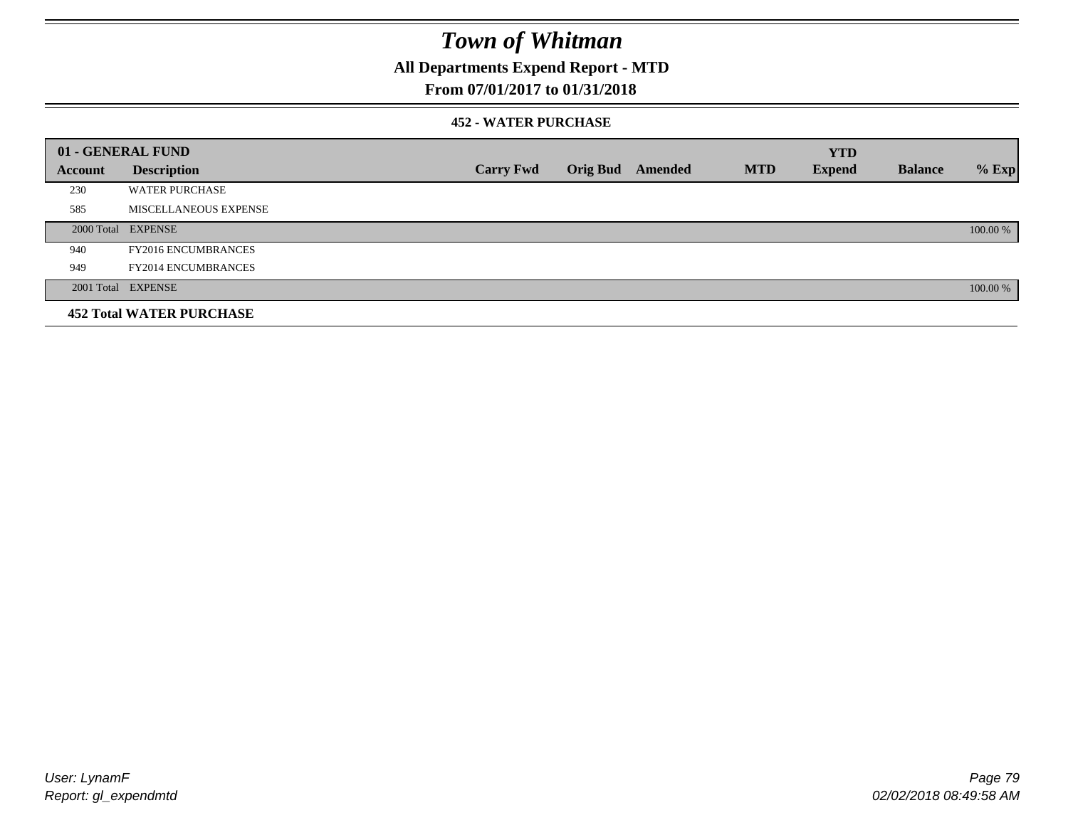# Town of Whitman

## All Departments Expend Report - MTD

### From 07/01/2017 to 01/31/2018

#### 452 - WATER PURCHASE

| 01 - GENERAL FUND | | | | | | YTD | | |
|---|---|---|---|---|---|---|---|---|
| **Account** | **Description** | **Carry Fwd** | **Orig Bud** | **Amended** | **MTD** | **Expend** | **Balance** | **% Exp** |
| 230 | WATER PURCHASE | | | | | | | |
| 585 | MISCELLANEOUS EXPENSE | | | | | | | |
| 2000 Total | EXPENSE | | | | | | | 100.00 % |
| 940 | FY2016 ENCUMBRANCES | | | | | | | |
| 949 | FY2014 ENCUMBRANCES | | | | | | | |
| 2001 Total | EXPENSE | | | | | | | 100.00 % |
| **452 Total WATER PURCHASE** | | | | | | | | |

User: LynamF
Report: gl_expendmtd

02/02/2018 08:49:58 AM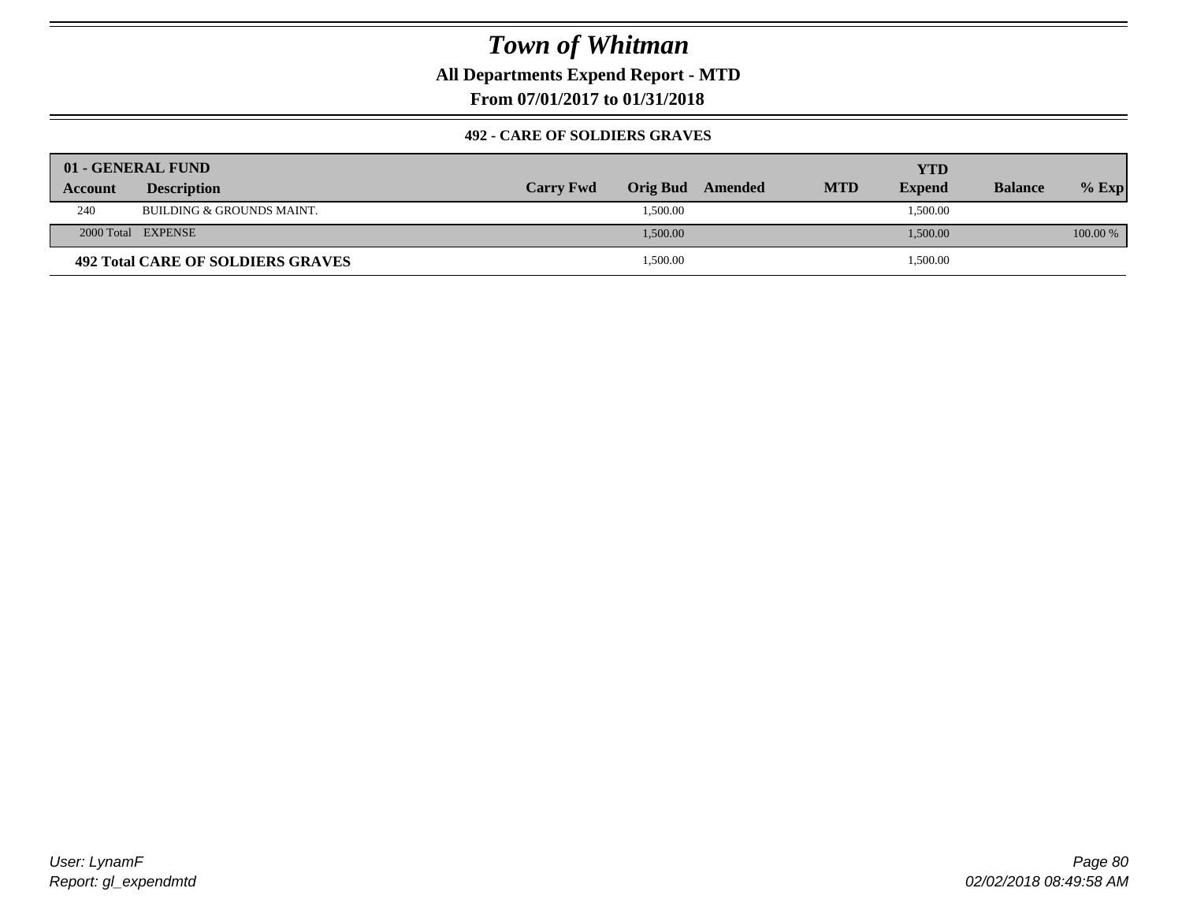# Town of Whitman

**All Departments Expend Report - MTD**

**From 07/01/2017 to 01/31/2018**

**492 - CARE OF SOLDIERS GRAVES**

| 01 - GENERAL FUND | | | | | | | | |
|---|---|---|---|---|---|---|---|---|
| **Account** | **Description** | **Carry Fwd** | **Orig Bud** | **Amended** | **MTD** | **YTD Expend** | **Balance** | **% Exp** |
| 240 | BUILDING & GROUNDS MAINT. | | 1,500.00 | | | 1,500.00 | | |
| 2000 Total | EXPENSE | | 1,500.00 | | | 1,500.00 | | 100.00 % |
| **492 Total CARE OF SOLDIERS GRAVES** | | | 1,500.00 | | | 1,500.00 | | |

*User: LynamF*
*Report: gl_expendmtd*

*02/02/2018 08:49:58 AM*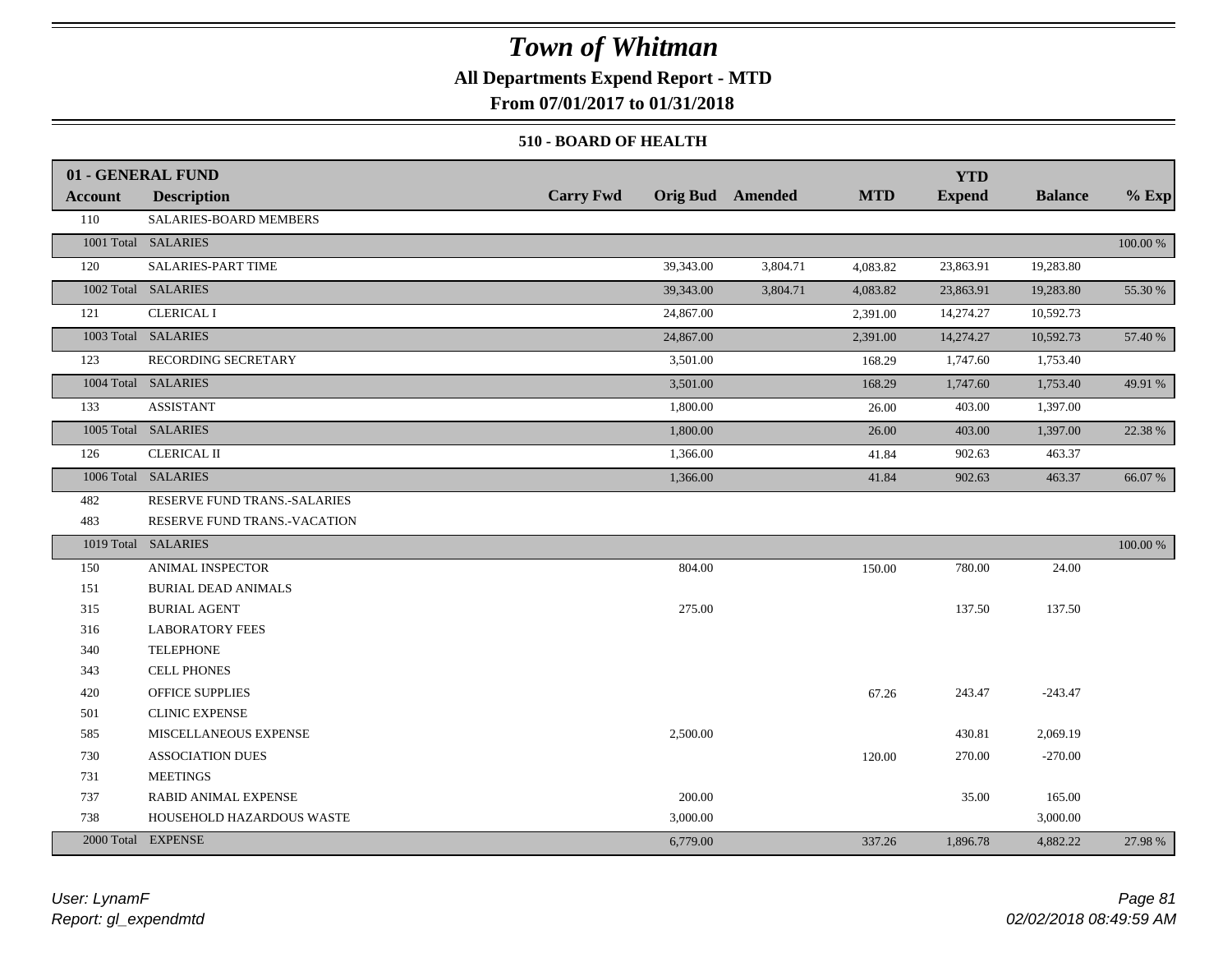# Town of Whitman

**All Departments Expend Report - MTD**

**From 07/01/2017 to 01/31/2018**

### 510 - BOARD OF HEALTH

| 01 - GENERAL FUND | | | | | | | | |
|---|---|---|---|---|---|---|---|---|
| **Account** | **Description** | **Carry Fwd** | **Orig Bud** | **Amended** | **MTD** | **YTD Expend** | **Balance** | **% Exp** |
| 110 | SALARIES-BOARD MEMBERS | | | | | | | |
| 1001 Total | SALARIES | | | | | | | 100.00 % |
| 120 | SALARIES-PART TIME | | 39,343.00 | 3,804.71 | 4,083.82 | 23,863.91 | 19,283.80 | |
| 1002 Total | SALARIES | | 39,343.00 | 3,804.71 | 4,083.82 | 23,863.91 | 19,283.80 | 55.30 % |
| 121 | CLERICAL I | | 24,867.00 | | 2,391.00 | 14,274.27 | 10,592.73 | |
| 1003 Total | SALARIES | | 24,867.00 | | 2,391.00 | 14,274.27 | 10,592.73 | 57.40 % |
| 123 | RECORDING SECRETARY | | 3,501.00 | | 168.29 | 1,747.60 | 1,753.40 | |
| 1004 Total | SALARIES | | 3,501.00 | | 168.29 | 1,747.60 | 1,753.40 | 49.91 % |
| 133 | ASSISTANT | | 1,800.00 | | 26.00 | 403.00 | 1,397.00 | |
| 1005 Total | SALARIES | | 1,800.00 | | 26.00 | 403.00 | 1,397.00 | 22.38 % |
| 126 | CLERICAL II | | 1,366.00 | | 41.84 | 902.63 | 463.37 | |
| 1006 Total | SALARIES | | 1,366.00 | | 41.84 | 902.63 | 463.37 | 66.07 % |
| 482 | RESERVE FUND TRANS.-SALARIES | | | | | | | |
| 483 | RESERVE FUND TRANS.-VACATION | | | | | | | |
| 1019 Total | SALARIES | | | | | | | 100.00 % |
| 150 | ANIMAL INSPECTOR | | 804.00 | | 150.00 | 780.00 | 24.00 | |
| 151 | BURIAL DEAD ANIMALS | | | | | | | |
| 315 | BURIAL AGENT | | 275.00 | | | 137.50 | 137.50 | |
| 316 | LABORATORY FEES | | | | | | | |
| 340 | TELEPHONE | | | | | | | |
| 343 | CELL PHONES | | | | | | | |
| 420 | OFFICE SUPPLIES | | | | 67.26 | 243.47 | -243.47 | |
| 501 | CLINIC EXPENSE | | | | | | | |
| 585 | MISCELLANEOUS EXPENSE | | 2,500.00 | | | 430.81 | 2,069.19 | |
| 730 | ASSOCIATION DUES | | | | 120.00 | 270.00 | -270.00 | |
| 731 | MEETINGS | | | | | | | |
| 737 | RABID ANIMAL EXPENSE | | 200.00 | | | 35.00 | 165.00 | |
| 738 | HOUSEHOLD HAZARDOUS WASTE | | 3,000.00 | | | | 3,000.00 | |
| 2000 Total | EXPENSE | | 6,779.00 | | 337.26 | 1,896.78 | 4,882.22 | 27.98 % |

*User: LynamF*
*Report: gl_expendmtd*

*02/02/2018 08:49:59 AM*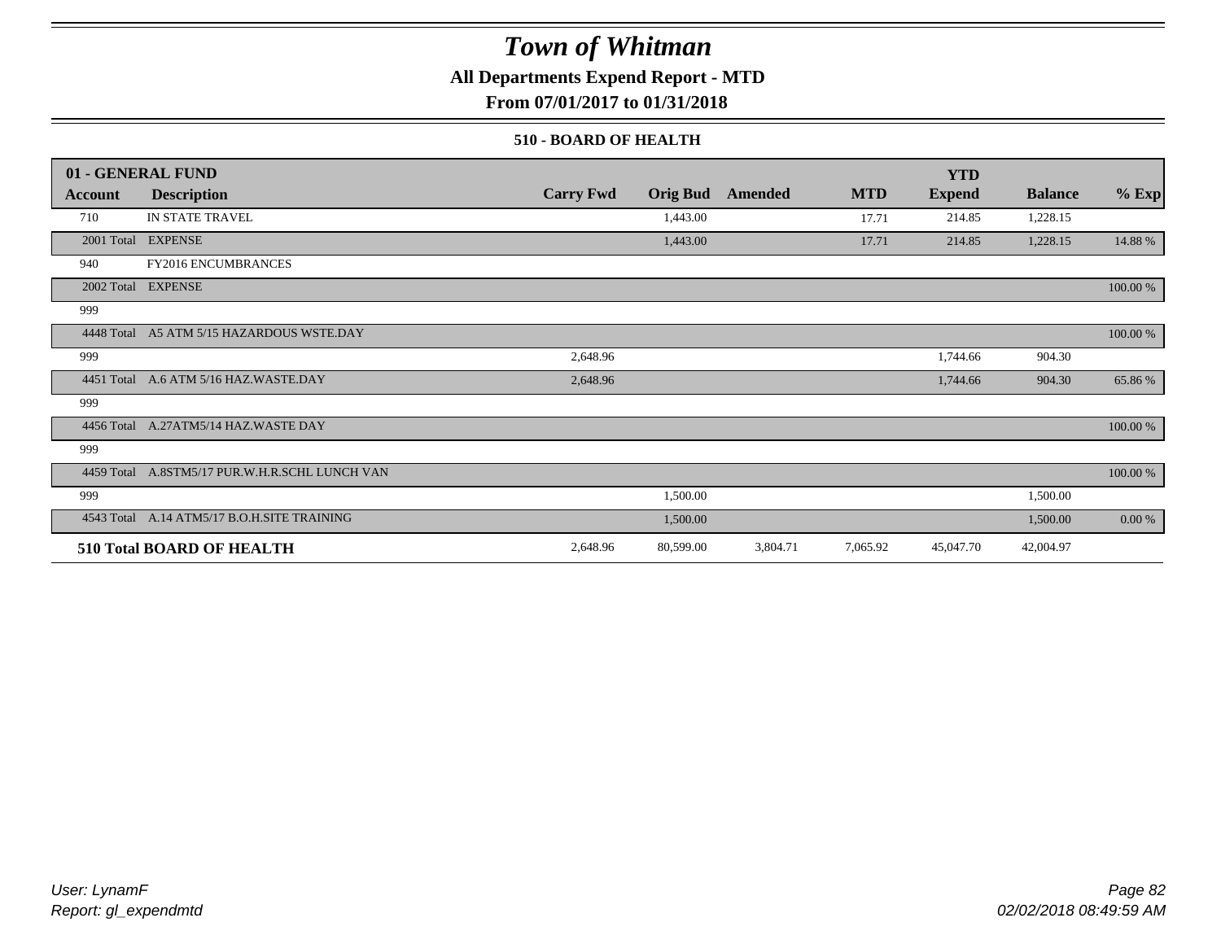# Town of Whitman

**All Departments Expend Report - MTD**

**From 07/01/2017 to 01/31/2018**

### 510 - BOARD OF HEALTH

| 01 - GENERAL FUND | | | | | | YTD | | |
|---|---|---|---|---|---|---|---|---|
| Account | Description | Carry Fwd | Orig Bud | Amended | MTD | Expend | Balance | % Exp |
| 710 | IN STATE TRAVEL | | 1,443.00 | | 17.71 | 214.85 | 1,228.15 | |
| 2001 Total | EXPENSE | | 1,443.00 | | 17.71 | 214.85 | 1,228.15 | 14.88 % |
| 940 | FY2016 ENCUMBRANCES | | | | | | | |
| 2002 Total | EXPENSE | | | | | | | 100.00 % |
| 999 | | | | | | | | |
| 4448 Total | A5 ATM 5/15 HAZARDOUS WSTE.DAY | | | | | | | 100.00 % |
| 999 | | 2,648.96 | | | | 1,744.66 | 904.30 | |
| 4451 Total | A.6 ATM 5/16 HAZ.WASTE.DAY | 2,648.96 | | | | 1,744.66 | 904.30 | 65.86 % |
| 999 | | | | | | | | |
| 4456 Total | A.27ATM5/14 HAZ.WASTE DAY | | | | | | | 100.00 % |
| 999 | | | | | | | | |
| 4459 Total | A.8STM5/17 PUR.W.H.R.SCHL LUNCH VAN | | | | | | | 100.00 % |
| 999 | | | 1,500.00 | | | | 1,500.00 | |
| 4543 Total | A.14 ATM5/17 B.O.H.SITE TRAINING | | 1,500.00 | | | | 1,500.00 | 0.00 % |
| **510 Total BOARD OF HEALTH** | | 2,648.96 | 80,599.00 | 3,804.71 | 7,065.92 | 45,047.70 | 42,004.97 | |

*User: LynamF*
*Report: gl_expendmtd*

*02/02/2018 08:49:59 AM*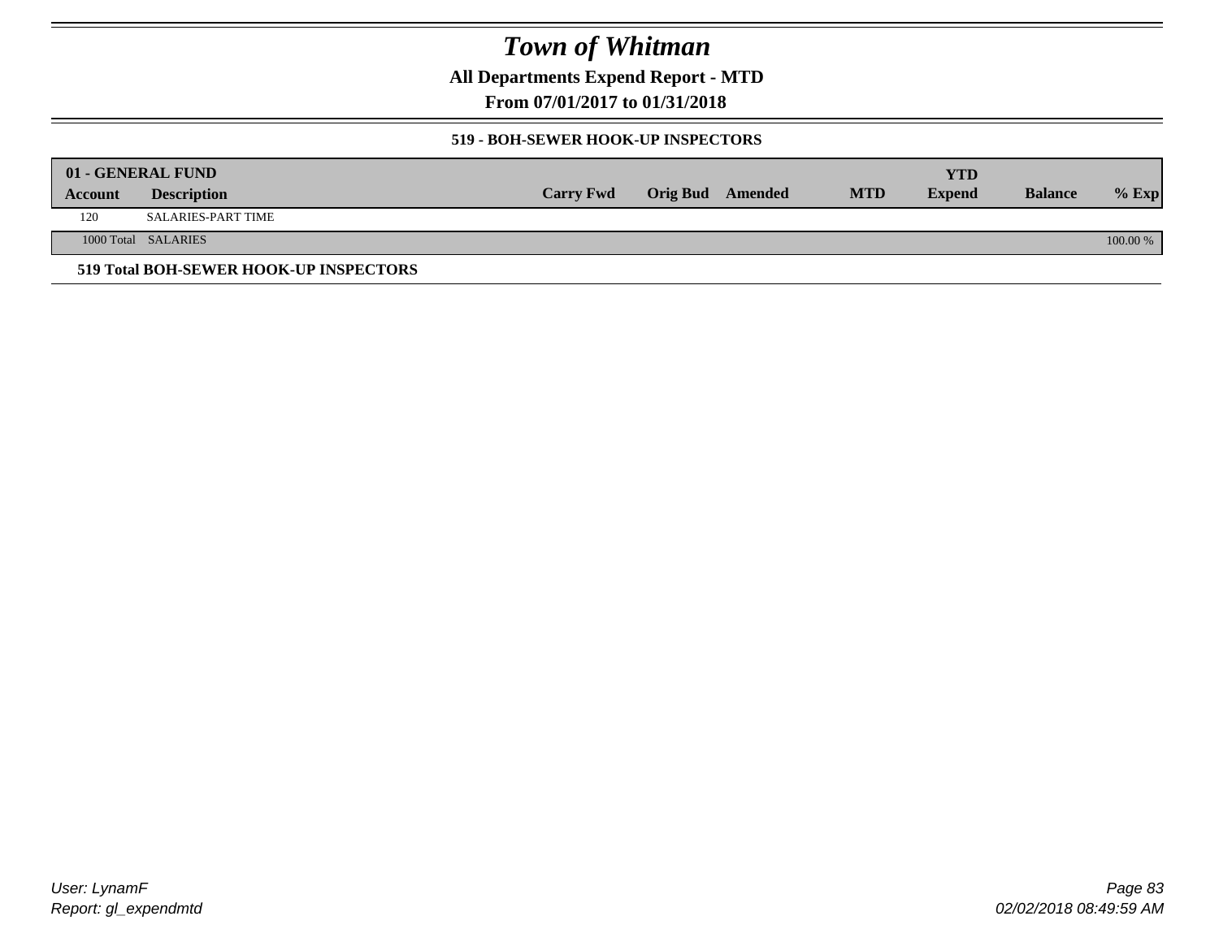# Town of Whitman

**All Departments Expend Report - MTD**

**From 07/01/2017 to 01/31/2018**

### 519 - BOH-SEWER HOOK-UP INSPECTORS

| 01 - GENERAL FUND | | | | | | YTD | | |
|---|---|---|---|---|---|---|---|---|
| Account | Description | Carry Fwd | Orig Bud | Amended | MTD | Expend | Balance | % Exp |
| 120 | SALARIES-PART TIME | | | | | | | |
| 1000 Total | SALARIES | | | | | | | 100.00 % |

**519 Total BOH-SEWER HOOK-UP INSPECTORS**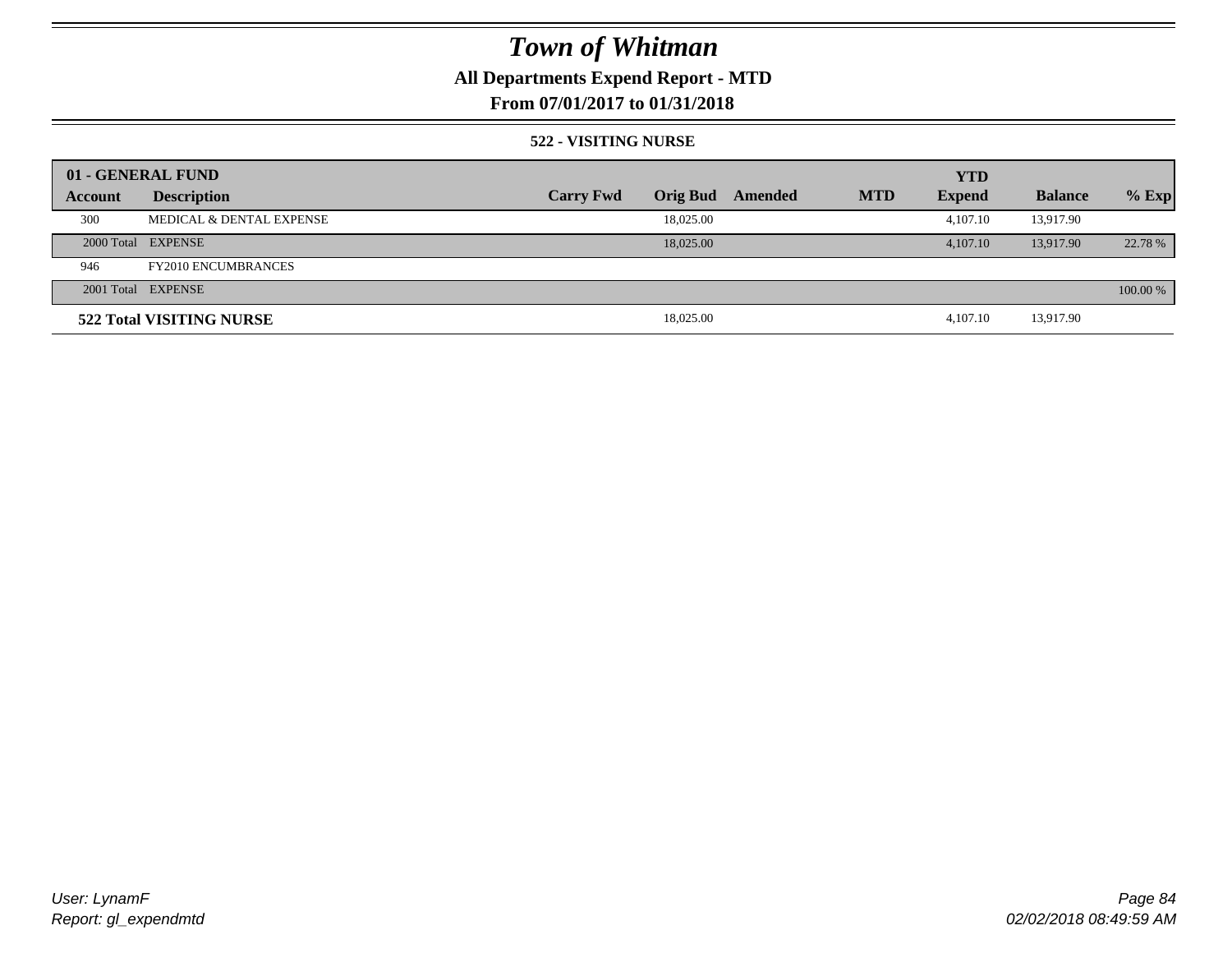# Town of Whitman

## All Departments Expend Report - MTD

### From 07/01/2017 to 01/31/2018

#### 522 - VISITING NURSE

| 01 - GENERAL FUND | | | | | | YTD | | |
|---|---|---|---|---|---|---|---|---|
| Account | Description | Carry Fwd | Orig Bud | Amended | MTD | Expend | Balance | % Exp |
| 300 | MEDICAL & DENTAL EXPENSE | | 18,025.00 | | | 4,107.10 | 13,917.90 | |
| 2000 Total | EXPENSE | | 18,025.00 | | | 4,107.10 | 13,917.90 | 22.78 % |
| 946 | FY2010 ENCUMBRANCES | | | | | | | |
| 2001 Total | EXPENSE | | | | | | | 100.00 % |
| **522 Total VISITING NURSE** | | | 18,025.00 | | | 4,107.10 | 13,917.90 | |

User: LynamF
Report: gl_expendmtd

02/02/2018 08:49:59 AM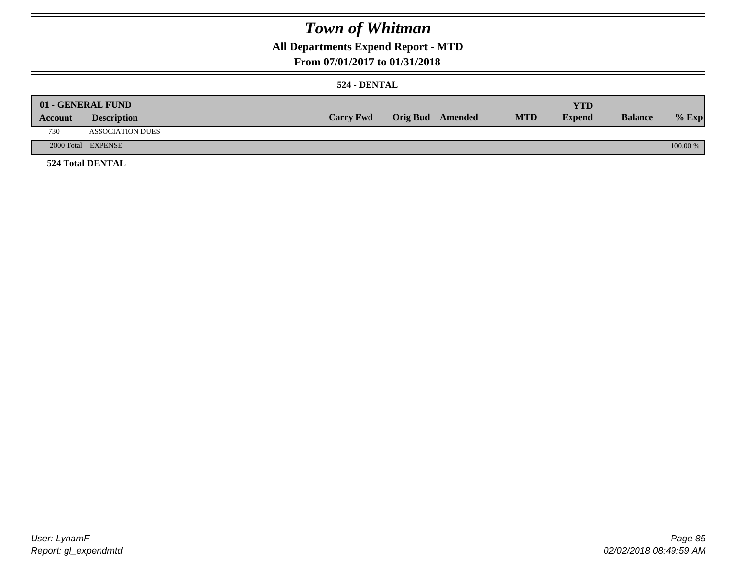# Town of Whitman

## All Departments Expend Report - MTD

### From 07/01/2017 to 01/31/2018

#### 524 - DENTAL

| 01 - GENERAL FUND | | | | | | YTD | | |
|---|---|---|---|---|---|---|---|---|
| **Account** | **Description** | **Carry Fwd** | **Orig Bud** | **Amended** | **MTD** | **Expend** | **Balance** | **% Exp** |
| 730 | ASSOCIATION DUES | | | | | | | |
| 2000 Total | EXPENSE | | | | | | | 100.00 % |

**524 Total DENTAL**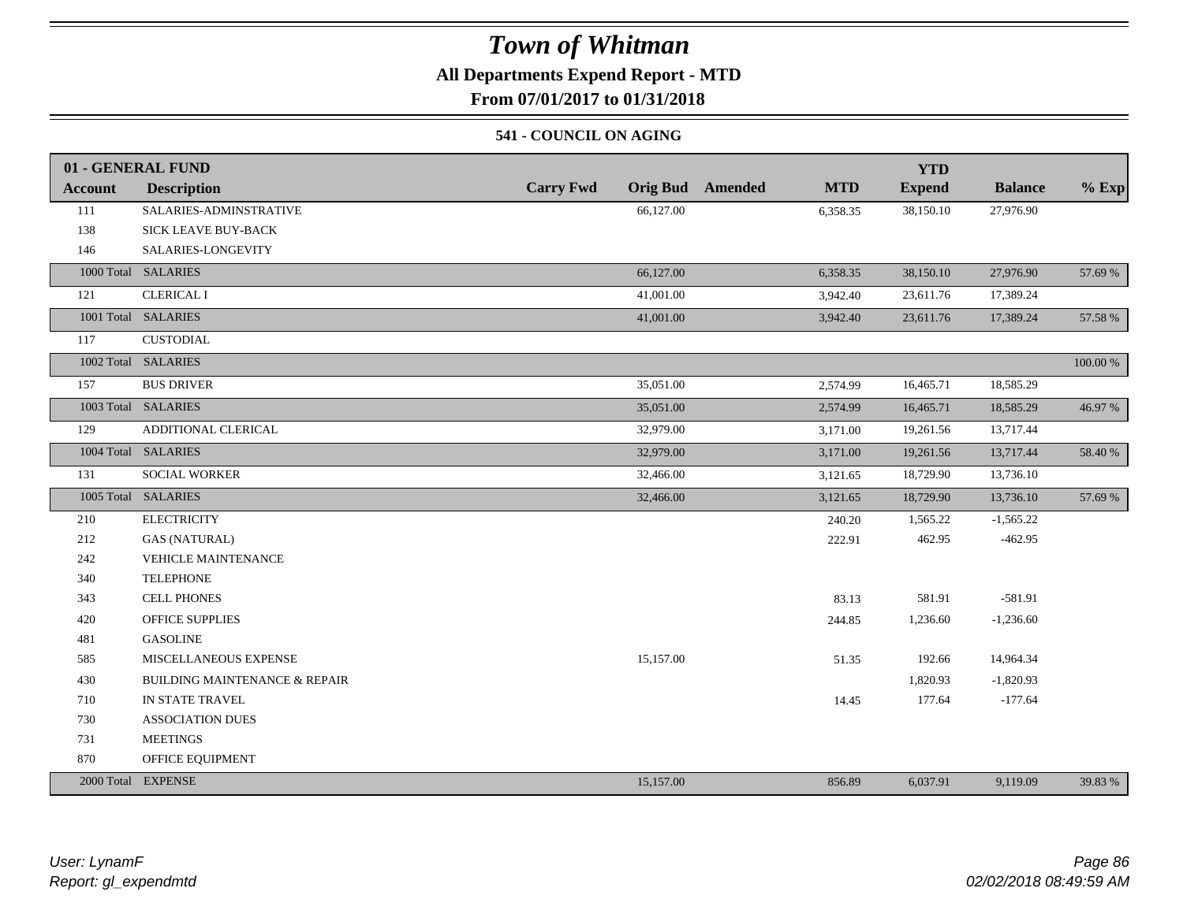# Town of Whitman

**All Departments Expend Report - MTD**

**From 07/01/2017 to 01/31/2018**

**541 - COUNCIL ON AGING**

| 01 - GENERAL FUND | | | | | | YTD | | |
|---|---|---|---|---|---|---|---|---|
| **Account** | **Description** | **Carry Fwd** | **Orig Bud** | **Amended** | **MTD** | **Expend** | **Balance** | **% Exp** |
| 111 | SALARIES-ADMINSTRATIVE | | 66,127.00 | | 6,358.35 | 38,150.10 | 27,976.90 | |
| 138 | SICK LEAVE BUY-BACK | | | | | | | |
| 146 | SALARIES-LONGEVITY | | | | | | | |
| 1000 Total | SALARIES | | 66,127.00 | | 6,358.35 | 38,150.10 | 27,976.90 | 57.69 % |
| 121 | CLERICAL I | | 41,001.00 | | 3,942.40 | 23,611.76 | 17,389.24 | |
| 1001 Total | SALARIES | | 41,001.00 | | 3,942.40 | 23,611.76 | 17,389.24 | 57.58 % |
| 117 | CUSTODIAL | | | | | | | |
| 1002 Total | SALARIES | | | | | | | 100.00 % |
| 157 | BUS DRIVER | | 35,051.00 | | 2,574.99 | 16,465.71 | 18,585.29 | |
| 1003 Total | SALARIES | | 35,051.00 | | 2,574.99 | 16,465.71 | 18,585.29 | 46.97 % |
| 129 | ADDITIONAL CLERICAL | | 32,979.00 | | 3,171.00 | 19,261.56 | 13,717.44 | |
| 1004 Total | SALARIES | | 32,979.00 | | 3,171.00 | 19,261.56 | 13,717.44 | 58.40 % |
| 131 | SOCIAL WORKER | | 32,466.00 | | 3,121.65 | 18,729.90 | 13,736.10 | |
| 1005 Total | SALARIES | | 32,466.00 | | 3,121.65 | 18,729.90 | 13,736.10 | 57.69 % |
| 210 | ELECTRICITY | | | | 240.20 | 1,565.22 | -1,565.22 | |
| 212 | GAS (NATURAL) | | | | 222.91 | 462.95 | -462.95 | |
| 242 | VEHICLE MAINTENANCE | | | | | | | |
| 340 | TELEPHONE | | | | | | | |
| 343 | CELL PHONES | | | | 83.13 | 581.91 | -581.91 | |
| 420 | OFFICE SUPPLIES | | | | 244.85 | 1,236.60 | -1,236.60 | |
| 481 | GASOLINE | | | | | | | |
| 585 | MISCELLANEOUS EXPENSE | | 15,157.00 | | 51.35 | 192.66 | 14,964.34 | |
| 430 | BUILDING MAINTENANCE & REPAIR | | | | | 1,820.93 | -1,820.93 | |
| 710 | IN STATE TRAVEL | | | | 14.45 | 177.64 | -177.64 | |
| 730 | ASSOCIATION DUES | | | | | | | |
| 731 | MEETINGS | | | | | | | |
| 870 | OFFICE EQUIPMENT | | | | | | | |
| 2000 Total | EXPENSE | | 15,157.00 | | 856.89 | 6,037.91 | 9,119.09 | 39.83 % |

*User: LynamF*
*Report: gl_expendmtd*

*02/02/2018 08:49:59 AM*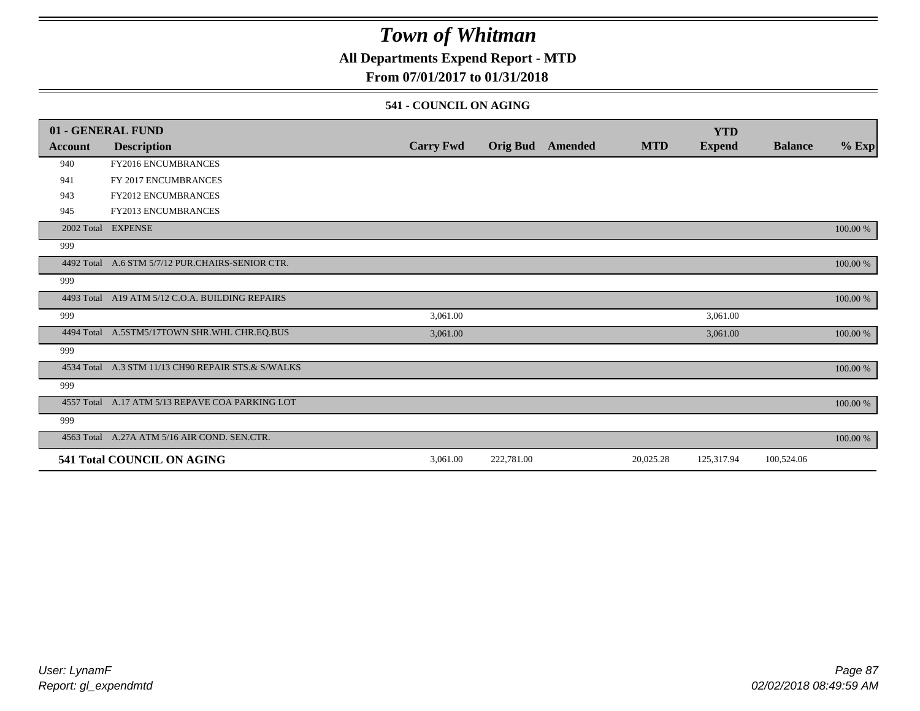# Town of Whitman

## All Departments Expend Report - MTD

### From 07/01/2017 to 01/31/2018

#### 541 - COUNCIL ON AGING

| 01 - GENERAL FUND | | | | | | YTD | | |
|---|---|---|---|---|---|---|---|---|
| **Account** | **Description** | **Carry Fwd** | **Orig Bud** | **Amended** | **MTD** | **Expend** | **Balance** | **% Exp** |
| 940 | FY2016 ENCUMBRANCES | | | | | | | |
| 941 | FY 2017 ENCUMBRANCES | | | | | | | |
| 943 | FY2012 ENCUMBRANCES | | | | | | | |
| 945 | FY2013 ENCUMBRANCES | | | | | | | |
| 2002 Total | EXPENSE | | | | | | | 100.00 % |
| 999 | | | | | | | | |
| 4492 Total | A.6 STM 5/7/12 PUR.CHAIRS-SENIOR CTR. | | | | | | | 100.00 % |
| 999 | | | | | | | | |
| 4493 Total | A19 ATM 5/12 C.O.A. BUILDING REPAIRS | | | | | | | 100.00 % |
| 999 | | 3,061.00 | | | | 3,061.00 | | |
| 4494 Total | A.5STM5/17TOWN SHR.WHL CHR.EQ.BUS | 3,061.00 | | | | 3,061.00 | | 100.00 % |
| 999 | | | | | | | | |
| 4534 Total | A.3 STM 11/13 CH90 REPAIR STS.& S/WALKS | | | | | | | 100.00 % |
| 999 | | | | | | | | |
| 4557 Total | A.17 ATM 5/13 REPAVE COA PARKING LOT | | | | | | | 100.00 % |
| 999 | | | | | | | | |
| 4563 Total | A.27A ATM 5/16 AIR COND. SEN.CTR. | | | | | | | 100.00 % |
| **541 Total COUNCIL ON AGING** | | 3,061.00 | 222,781.00 | | 20,025.28 | 125,317.94 | 100,524.06 | |

*User: LynamF*
*Report: gl_expendmtd*

*02/02/2018 08:49:59 AM*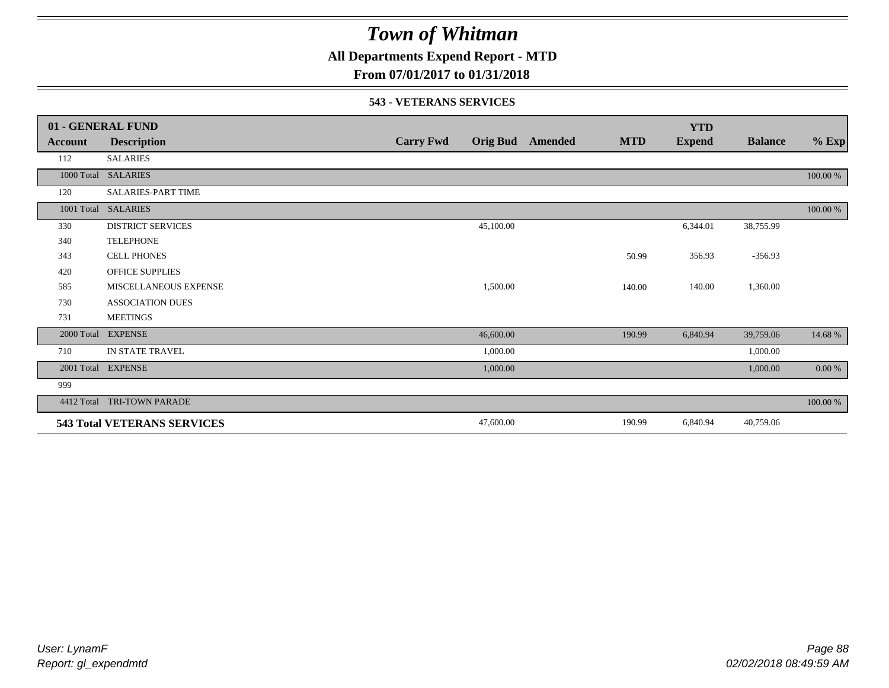# Town of Whitman

**All Departments Expend Report - MTD**

**From 07/01/2017 to 01/31/2018**

**543 - VETERANS SERVICES**

| 01 - GENERAL FUND | | | | | | | | |
|---|---|---|---|---|---|---|---|---|
| **Account** | **Description** | **Carry Fwd** | **Orig Bud** | **Amended** | **MTD** | **YTD Expend** | **Balance** | **% Exp** |
| 112 | SALARIES | | | | | | | |
| 1000 Total | SALARIES | | | | | | | 100.00 % |
| 120 | SALARIES-PART TIME | | | | | | | |
| 1001 Total | SALARIES | | | | | | | 100.00 % |
| 330 | DISTRICT SERVICES | | 45,100.00 | | | 6,344.01 | 38,755.99 | |
| 340 | TELEPHONE | | | | | | | |
| 343 | CELL PHONES | | | | 50.99 | 356.93 | -356.93 | |
| 420 | OFFICE SUPPLIES | | | | | | | |
| 585 | MISCELLANEOUS EXPENSE | | 1,500.00 | | 140.00 | 140.00 | 1,360.00 | |
| 730 | ASSOCIATION DUES | | | | | | | |
| 731 | MEETINGS | | | | | | | |
| 2000 Total | EXPENSE | | 46,600.00 | | 190.99 | 6,840.94 | 39,759.06 | 14.68 % |
| 710 | IN STATE TRAVEL | | 1,000.00 | | | | 1,000.00 | |
| 2001 Total | EXPENSE | | 1,000.00 | | | | 1,000.00 | 0.00 % |
| 999 | | | | | | | | |
| 4412 Total | TRI-TOWN PARADE | | | | | | | 100.00 % |
| **543 Total VETERANS SERVICES** | | | 47,600.00 | | 190.99 | 6,840.94 | 40,759.06 | |

*User: LynamF*
*Report: gl_expendmtd*

*02/02/2018 08:49:59 AM*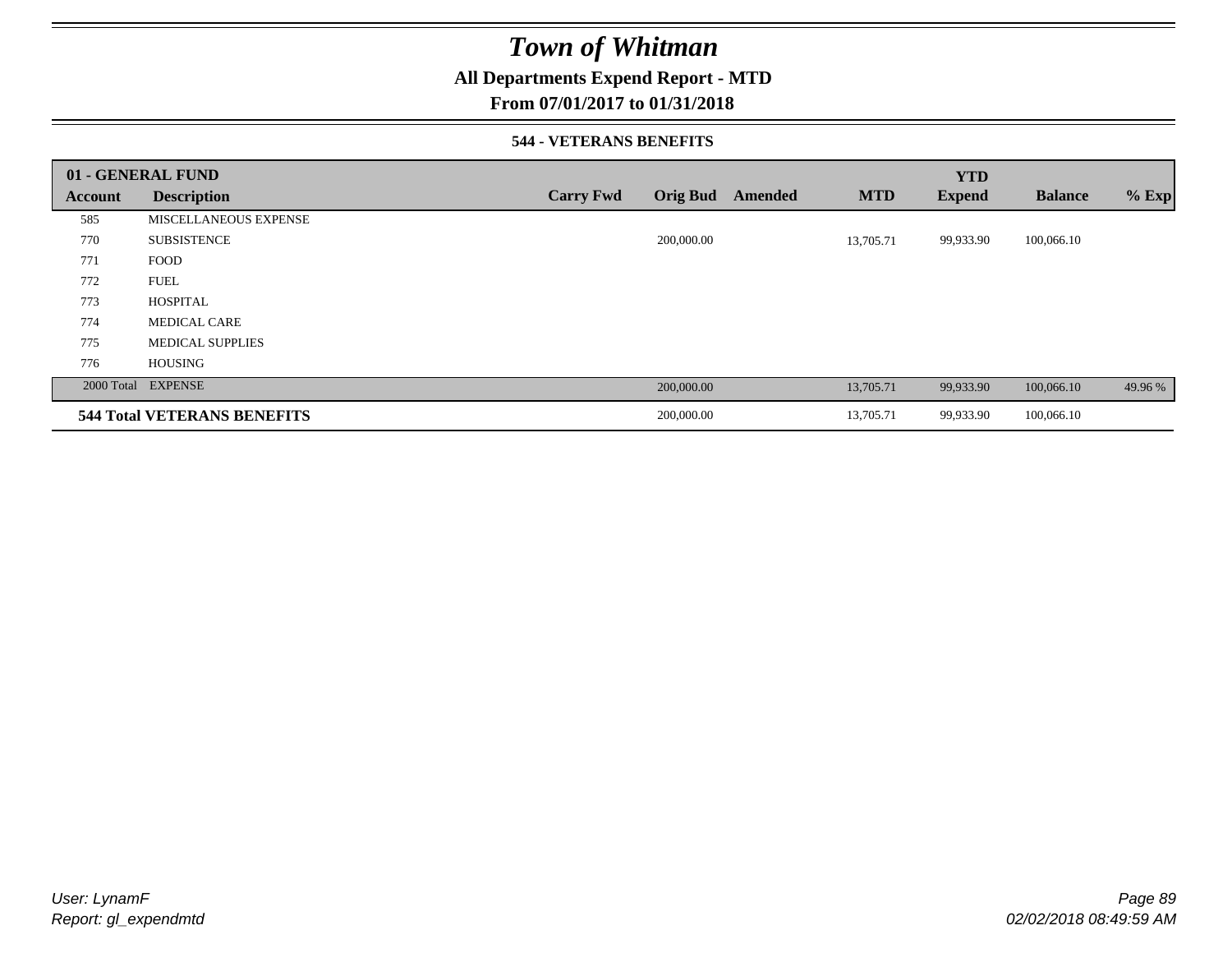# Town of Whitman

## All Departments Expend Report - MTD

### From 07/01/2017 to 01/31/2018

#### 544 - VETERANS BENEFITS

| 01 - GENERAL FUND | | | | | | YTD | | |
|---|---|---|---|---|---|---|---|---|
| Account | Description | Carry Fwd | Orig Bud | Amended | MTD | Expend | Balance | % Exp |
| 585 | MISCELLANEOUS EXPENSE | | | | | | | |
| 770 | SUBSISTENCE | | 200,000.00 | | 13,705.71 | 99,933.90 | 100,066.10 | |
| 771 | FOOD | | | | | | | |
| 772 | FUEL | | | | | | | |
| 773 | HOSPITAL | | | | | | | |
| 774 | MEDICAL CARE | | | | | | | |
| 775 | MEDICAL SUPPLIES | | | | | | | |
| 776 | HOUSING | | | | | | | |
| 2000 Total | EXPENSE | | 200,000.00 | | 13,705.71 | 99,933.90 | 100,066.10 | 49.96 % |
| **544 Total VETERANS BENEFITS** | | | 200,000.00 | | 13,705.71 | 99,933.90 | 100,066.10 | |

User: LynamF
Report: gl_expendmtd

02/02/2018 08:49:59 AM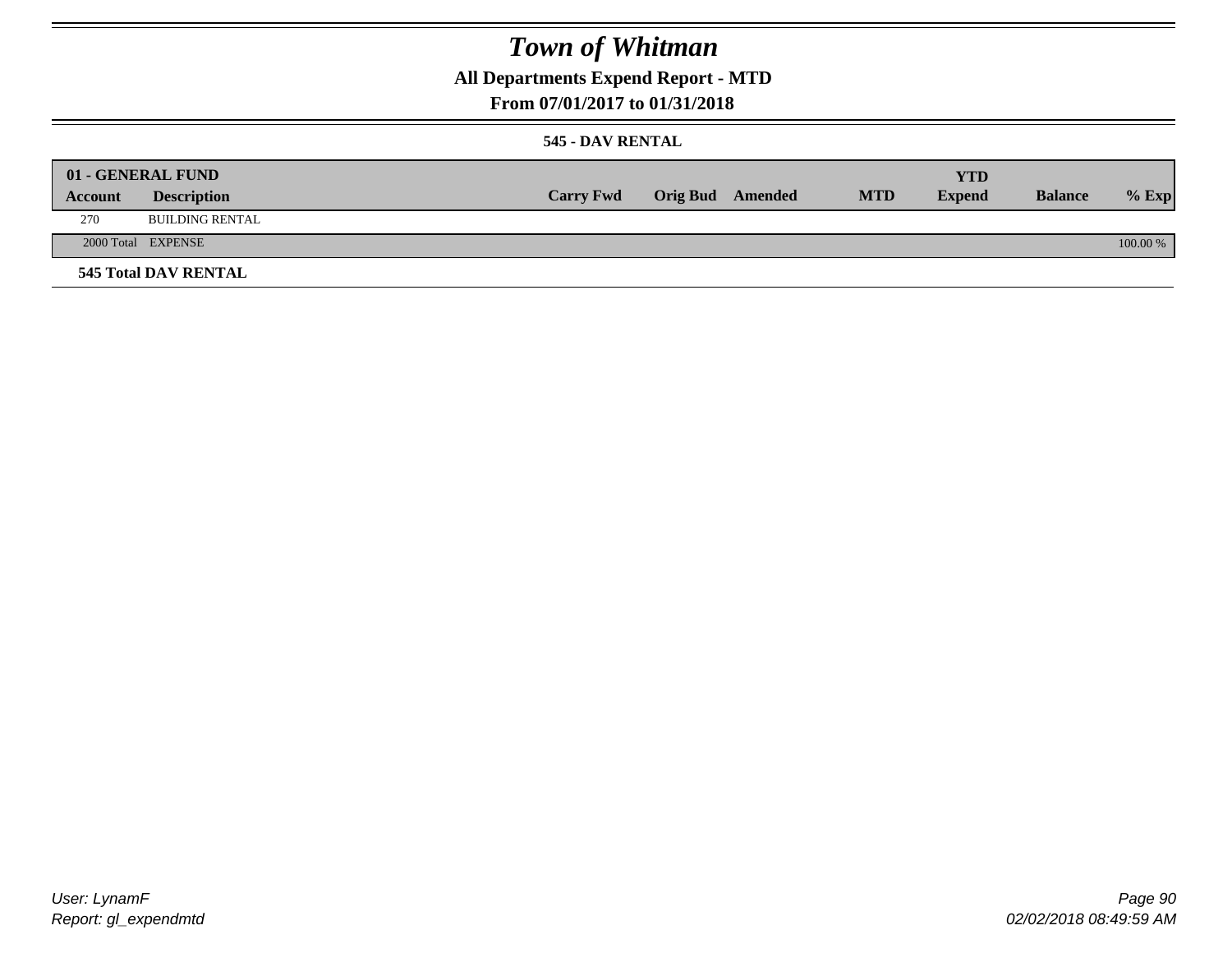# Town of Whitman

## All Departments Expend Report - MTD

### From 07/01/2017 to 01/31/2018

#### 545 - DAV RENTAL

| 01 - GENERAL FUND | | | | | | | | |
|---|---|---|---|---|---|---|---|---|
| Account | Description | Carry Fwd | Orig Bud | Amended | MTD | YTD Expend | Balance | % Exp |
| 270 | BUILDING RENTAL | | | | | | | |
| 2000 Total | EXPENSE | | | | | | | 100.00 % |

**545 Total DAV RENTAL**

User: LynamF
Report: gl_expendmtd

02/02/2018 08:49:59 AM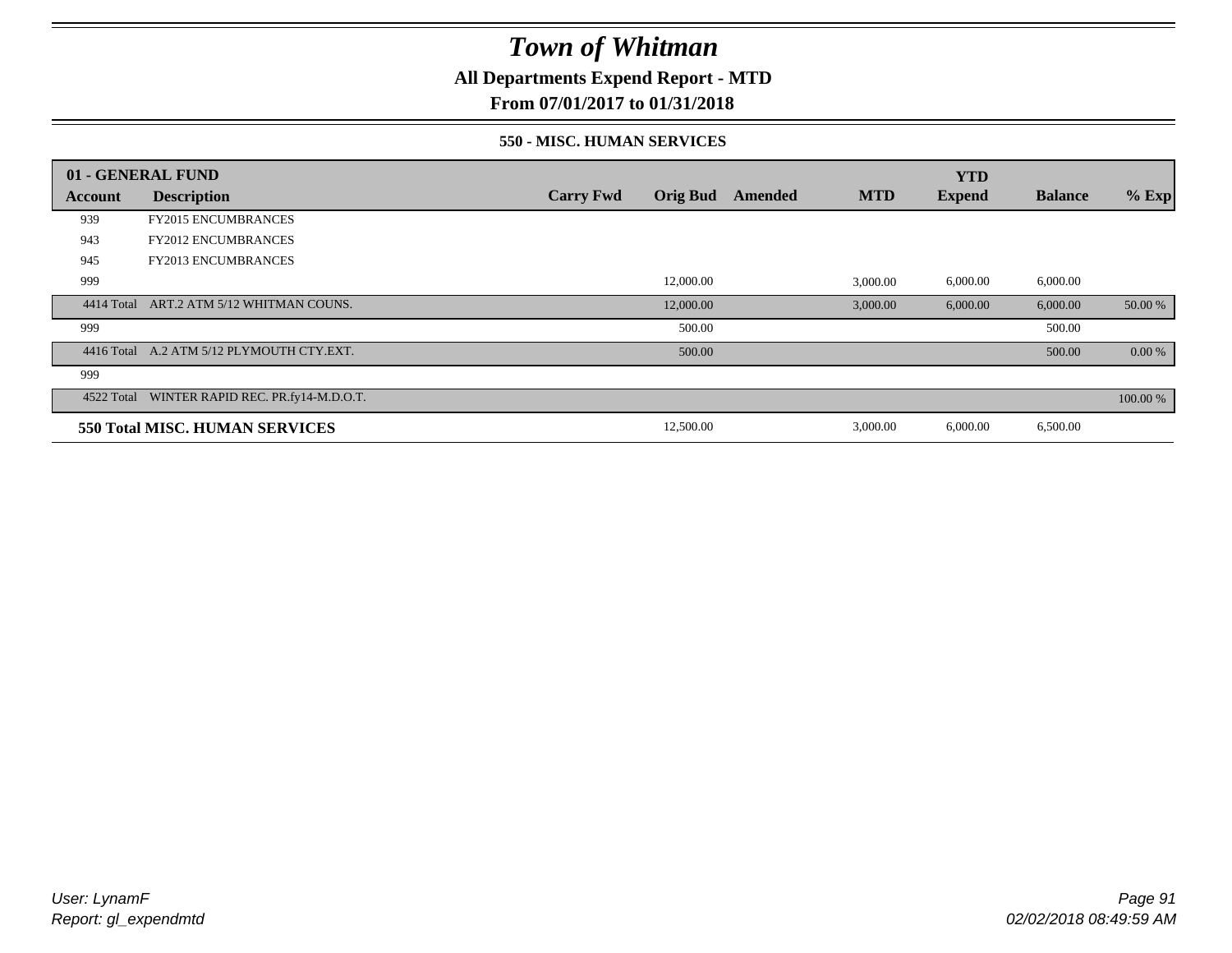# Town of Whitman

## All Departments Expend Report - MTD

### From 07/01/2017 to 01/31/2018

#### 550 - MISC. HUMAN SERVICES

| 01 - GENERAL FUND | | | | | | YTD | | |
|---|---|---|---|---|---|---|---|---|
| **Account** | **Description** | **Carry Fwd** | **Orig Bud** | **Amended** | **MTD** | **Expend** | **Balance** | **% Exp** |
| 939 | FY2015 ENCUMBRANCES | | | | | | | |
| 943 | FY2012 ENCUMBRANCES | | | | | | | |
| 945 | FY2013 ENCUMBRANCES | | | | | | | |
| 999 | | | 12,000.00 | | 3,000.00 | 6,000.00 | 6,000.00 | |
| 4414 Total | ART.2 ATM 5/12 WHITMAN COUNS. | | 12,000.00 | | 3,000.00 | 6,000.00 | 6,000.00 | 50.00 % |
| 999 | | | 500.00 | | | | 500.00 | |
| 4416 Total | A.2 ATM 5/12 PLYMOUTH CTY.EXT. | | 500.00 | | | | 500.00 | 0.00 % |
| 999 | | | | | | | | |
| 4522 Total | WINTER RAPID REC. PR.fy14-M.D.O.T. | | | | | | | 100.00 % |
| **550 Total MISC. HUMAN SERVICES** | | | 12,500.00 | | 3,000.00 | 6,000.00 | 6,500.00 | |

*User: LynamF*
*Report: gl_expendmtd*

*02/02/2018 08:49:59 AM*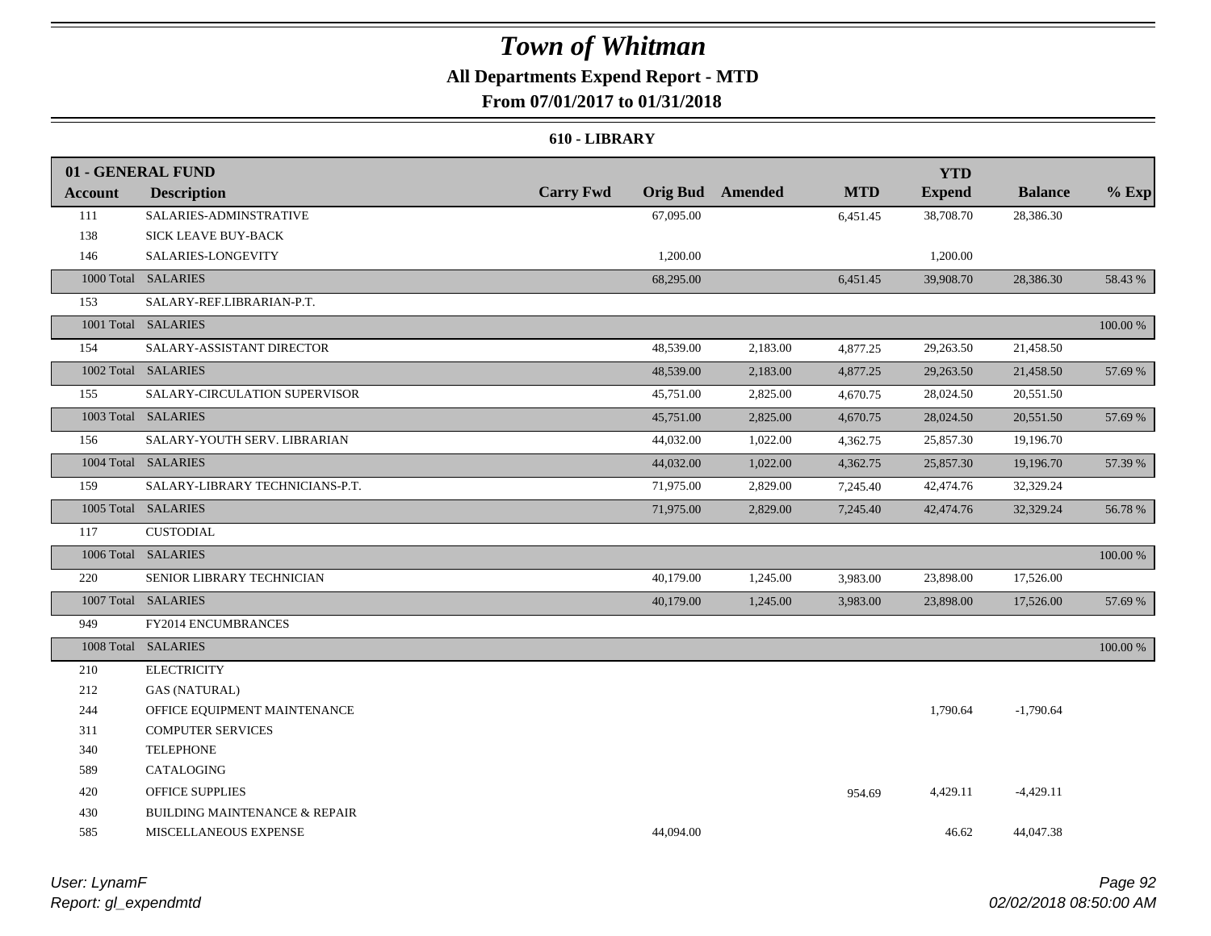# Town of Whitman

**All Departments Expend Report - MTD**

**From 07/01/2017 to 01/31/2018**

**610 - LIBRARY**

| 01 - GENERAL FUND | | | | | | | | |
|---|---|---|---|---|---|---|---|---|
| **Account** | **Description** | **Carry Fwd** | **Orig Bud** | **Amended** | **MTD** | **YTD Expend** | **Balance** | **% Exp** |
| 111 | SALARIES-ADMINSTRATIVE | | 67,095.00 | | 6,451.45 | 38,708.70 | 28,386.30 | |
| 138 | SICK LEAVE BUY-BACK | | | | | | | |
| 146 | SALARIES-LONGEVITY | | 1,200.00 | | | 1,200.00 | | |
| 1000 Total | SALARIES | | 68,295.00 | | 6,451.45 | 39,908.70 | 28,386.30 | 58.43 % |
| 153 | SALARY-REF.LIBRARIAN-P.T. | | | | | | | |
| 1001 Total | SALARIES | | | | | | | 100.00 % |
| 154 | SALARY-ASSISTANT DIRECTOR | | 48,539.00 | 2,183.00 | 4,877.25 | 29,263.50 | 21,458.50 | |
| 1002 Total | SALARIES | | 48,539.00 | 2,183.00 | 4,877.25 | 29,263.50 | 21,458.50 | 57.69 % |
| 155 | SALARY-CIRCULATION SUPERVISOR | | 45,751.00 | 2,825.00 | 4,670.75 | 28,024.50 | 20,551.50 | |
| 1003 Total | SALARIES | | 45,751.00 | 2,825.00 | 4,670.75 | 28,024.50 | 20,551.50 | 57.69 % |
| 156 | SALARY-YOUTH SERV. LIBRARIAN | | 44,032.00 | 1,022.00 | 4,362.75 | 25,857.30 | 19,196.70 | |
| 1004 Total | SALARIES | | 44,032.00 | 1,022.00 | 4,362.75 | 25,857.30 | 19,196.70 | 57.39 % |
| 159 | SALARY-LIBRARY TECHNICIANS-P.T. | | 71,975.00 | 2,829.00 | 7,245.40 | 42,474.76 | 32,329.24 | |
| 1005 Total | SALARIES | | 71,975.00 | 2,829.00 | 7,245.40 | 42,474.76 | 32,329.24 | 56.78 % |
| 117 | CUSTODIAL | | | | | | | |
| 1006 Total | SALARIES | | | | | | | 100.00 % |
| 220 | SENIOR LIBRARY TECHNICIAN | | 40,179.00 | 1,245.00 | 3,983.00 | 23,898.00 | 17,526.00 | |
| 1007 Total | SALARIES | | 40,179.00 | 1,245.00 | 3,983.00 | 23,898.00 | 17,526.00 | 57.69 % |
| 949 | FY2014 ENCUMBRANCES | | | | | | | |
| 1008 Total | SALARIES | | | | | | | 100.00 % |
| 210 | ELECTRICITY | | | | | | | |
| 212 | GAS (NATURAL) | | | | | | | |
| 244 | OFFICE EQUIPMENT MAINTENANCE | | | | | 1,790.64 | -1,790.64 | |
| 311 | COMPUTER SERVICES | | | | | | | |
| 340 | TELEPHONE | | | | | | | |
| 589 | CATALOGING | | | | | | | |
| 420 | OFFICE SUPPLIES | | | | 954.69 | 4,429.11 | -4,429.11 | |
| 430 | BUILDING MAINTENANCE & REPAIR | | | | | | | |
| 585 | MISCELLANEOUS EXPENSE | | 44,094.00 | | | 46.62 | 44,047.38 | |

*User: LynamF*
*Report: gl_expendmtd*

*02/02/2018 08:50:00 AM*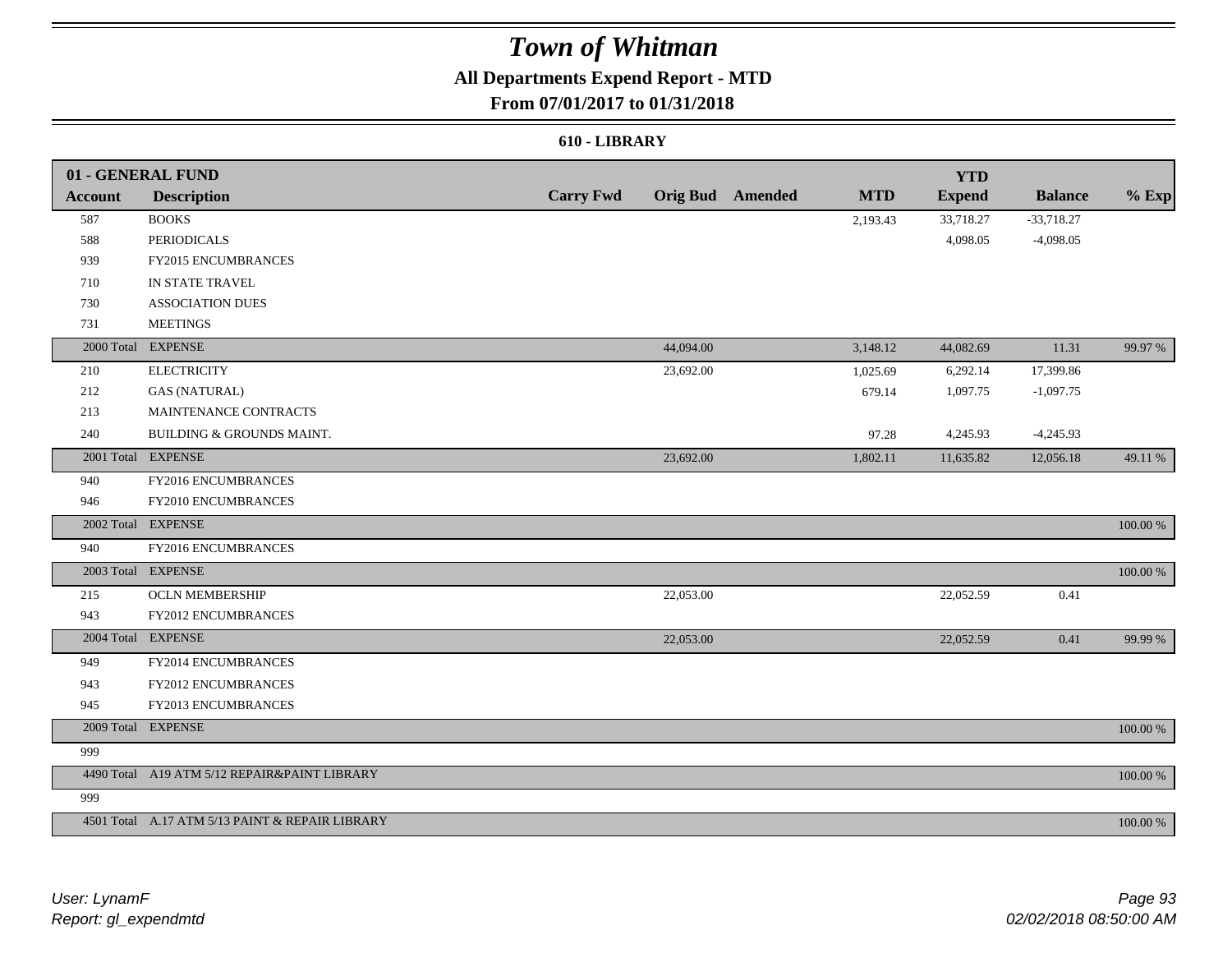# Town of Whitman

## All Departments Expend Report - MTD

### From 07/01/2017 to 01/31/2018

#### 610 - LIBRARY

| 01 - GENERAL FUND | | | | | | YTD | | |
|---|---|---|---|---|---|---|---|---|
| Account | Description | Carry Fwd | Orig Bud | Amended | MTD | Expend | Balance | % Exp |
| 587 | BOOKS | | | | 2,193.43 | 33,718.27 | -33,718.27 | |
| 588 | PERIODICALS | | | | | 4,098.05 | -4,098.05 | |
| 939 | FY2015 ENCUMBRANCES | | | | | | | |
| 710 | IN STATE TRAVEL | | | | | | | |
| 730 | ASSOCIATION DUES | | | | | | | |
| 731 | MEETINGS | | | | | | | |
| 2000 Total | EXPENSE | | 44,094.00 | | 3,148.12 | 44,082.69 | 11.31 | 99.97 % |
| 210 | ELECTRICITY | | 23,692.00 | | 1,025.69 | 6,292.14 | 17,399.86 | |
| 212 | GAS (NATURAL) | | | | 679.14 | 1,097.75 | -1,097.75 | |
| 213 | MAINTENANCE CONTRACTS | | | | | | | |
| 240 | BUILDING & GROUNDS MAINT. | | | | 97.28 | 4,245.93 | -4,245.93 | |
| 2001 Total | EXPENSE | | 23,692.00 | | 1,802.11 | 11,635.82 | 12,056.18 | 49.11 % |
| 940 | FY2016 ENCUMBRANCES | | | | | | | |
| 946 | FY2010 ENCUMBRANCES | | | | | | | |
| 2002 Total | EXPENSE | | | | | | | 100.00 % |
| 940 | FY2016 ENCUMBRANCES | | | | | | | |
| 2003 Total | EXPENSE | | | | | | | 100.00 % |
| 215 | OCLN MEMBERSHIP | | 22,053.00 | | | 22,052.59 | 0.41 | |
| 943 | FY2012 ENCUMBRANCES | | | | | | | |
| 2004 Total | EXPENSE | | 22,053.00 | | | 22,052.59 | 0.41 | 99.99 % |
| 949 | FY2014 ENCUMBRANCES | | | | | | | |
| 943 | FY2012 ENCUMBRANCES | | | | | | | |
| 945 | FY2013 ENCUMBRANCES | | | | | | | |
| 2009 Total | EXPENSE | | | | | | | 100.00 % |
| 999 | | | | | | | | |
| 4490 Total | A19 ATM 5/12 REPAIR&PAINT LIBRARY | | | | | | | 100.00 % |
| 999 | | | | | | | | |
| 4501 Total | A.17 ATM 5/13 PAINT & REPAIR LIBRARY | | | | | | | 100.00 % |

*User: LynamF*
*Report: gl_expendmtd*

*02/02/2018 08:50:00 AM*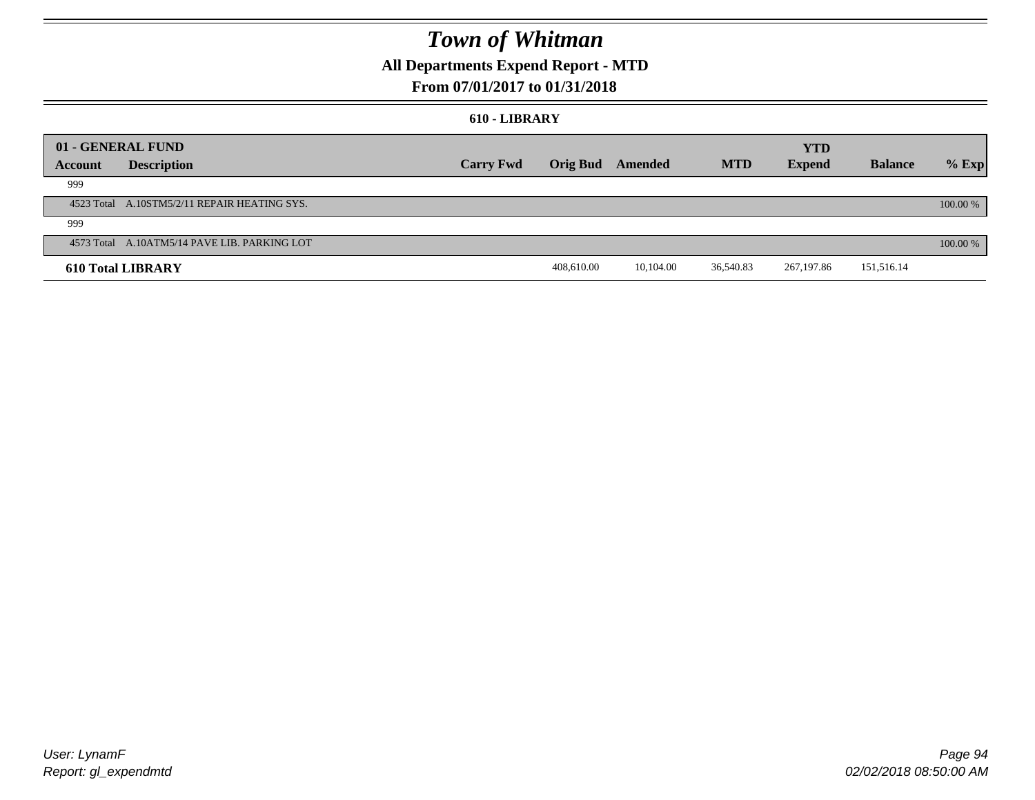# Town of Whitman

**All Departments Expend Report - MTD**

**From 07/01/2017 to 01/31/2018**

**610 - LIBRARY**

| 01 - GENERAL FUND<br>Account | Description | Carry Fwd | Orig Bud | Amended | MTD | YTD<br>Expend | Balance | % Exp |
|---|---|---|---|---|---|---|---|---|
| 999 | | | | | | | | |
| 4523 Total | A.10STM5/2/11 REPAIR HEATING SYS. | | | | | | | 100.00 % |
| 999 | | | | | | | | |
| 4573 Total | A.10ATM5/14 PAVE LIB. PARKING LOT | | | | | | | 100.00 % |
| **610 Total LIBRARY** | | | 408,610.00 | 10,104.00 | 36,540.83 | 267,197.86 | 151,516.14 | |

*User: LynamF*
*Report: gl_expendmtd*

*02/02/2018 08:50:00 AM*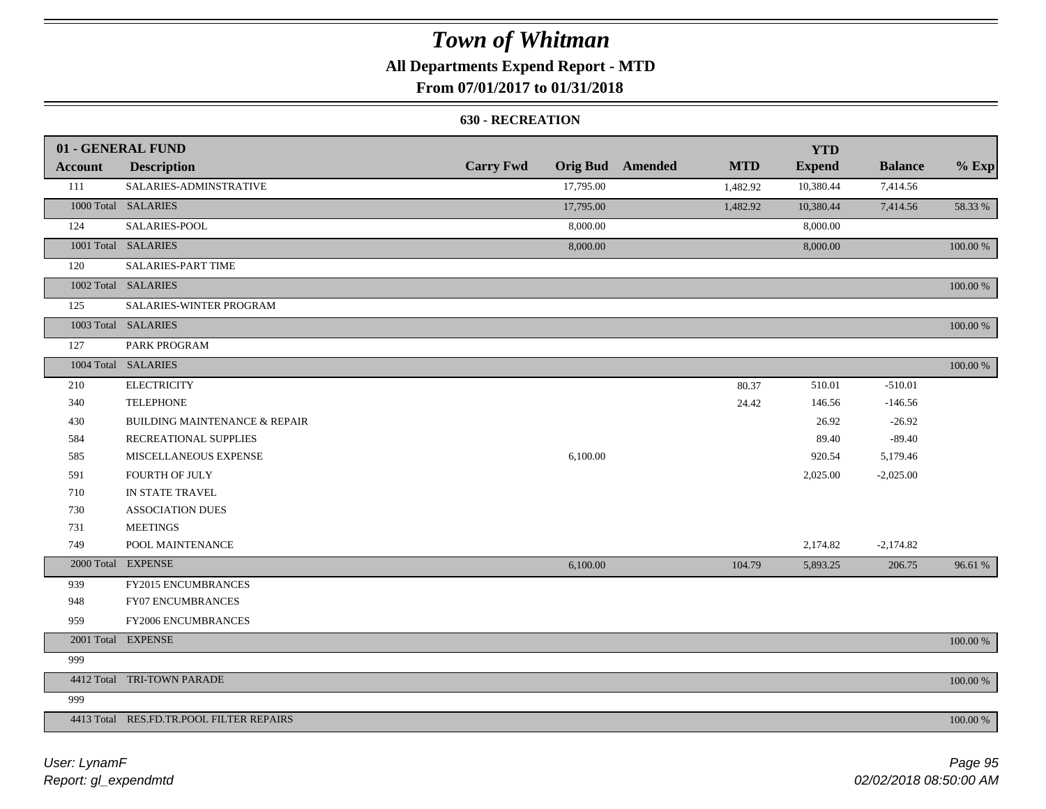# Town of Whitman

**All Departments Expend Report - MTD**

**From 07/01/2017 to 01/31/2018**

**630 - RECREATION**

| 01 - GENERAL FUND | | | | | | | | |
|---|---|---|---|---|---|---|---|---|
| **Account** | **Description** | **Carry Fwd** | **Orig Bud** | **Amended** | **MTD** | **YTD Expend** | **Balance** | **% Exp** |
| 111 | SALARIES-ADMINSTRATIVE | | 17,795.00 | | 1,482.92 | 10,380.44 | 7,414.56 | |
| 1000 Total | SALARIES | | 17,795.00 | | 1,482.92 | 10,380.44 | 7,414.56 | 58.33 % |
| 124 | SALARIES-POOL | | 8,000.00 | | | 8,000.00 | | |
| 1001 Total | SALARIES | | 8,000.00 | | | 8,000.00 | | 100.00 % |
| 120 | SALARIES-PART TIME | | | | | | | |
| 1002 Total | SALARIES | | | | | | | 100.00 % |
| 125 | SALARIES-WINTER PROGRAM | | | | | | | |
| 1003 Total | SALARIES | | | | | | | 100.00 % |
| 127 | PARK PROGRAM | | | | | | | |
| 1004 Total | SALARIES | | | | | | | 100.00 % |
| 210 | ELECTRICITY | | | | 80.37 | 510.01 | -510.01 | |
| 340 | TELEPHONE | | | | 24.42 | 146.56 | -146.56 | |
| 430 | BUILDING MAINTENANCE & REPAIR | | | | | 26.92 | -26.92 | |
| 584 | RECREATIONAL SUPPLIES | | | | | 89.40 | -89.40 | |
| 585 | MISCELLANEOUS EXPENSE | | 6,100.00 | | | 920.54 | 5,179.46 | |
| 591 | FOURTH OF JULY | | | | | 2,025.00 | -2,025.00 | |
| 710 | IN STATE TRAVEL | | | | | | | |
| 730 | ASSOCIATION DUES | | | | | | | |
| 731 | MEETINGS | | | | | | | |
| 749 | POOL MAINTENANCE | | | | | 2,174.82 | -2,174.82 | |
| 2000 Total | EXPENSE | | 6,100.00 | | 104.79 | 5,893.25 | 206.75 | 96.61 % |
| 939 | FY2015 ENCUMBRANCES | | | | | | | |
| 948 | FY07 ENCUMBRANCES | | | | | | | |
| 959 | FY2006 ENCUMBRANCES | | | | | | | |
| 2001 Total | EXPENSE | | | | | | | 100.00 % |
| 999 | | | | | | | | |
| 4412 Total | TRI-TOWN PARADE | | | | | | | 100.00 % |
| 999 | | | | | | | | |
| 4413 Total | RES.FD.TR.POOL FILTER REPAIRS | | | | | | | 100.00 % |

User: LynamF

Report: gl_expendmtd

02/02/2018 08:50:00 AM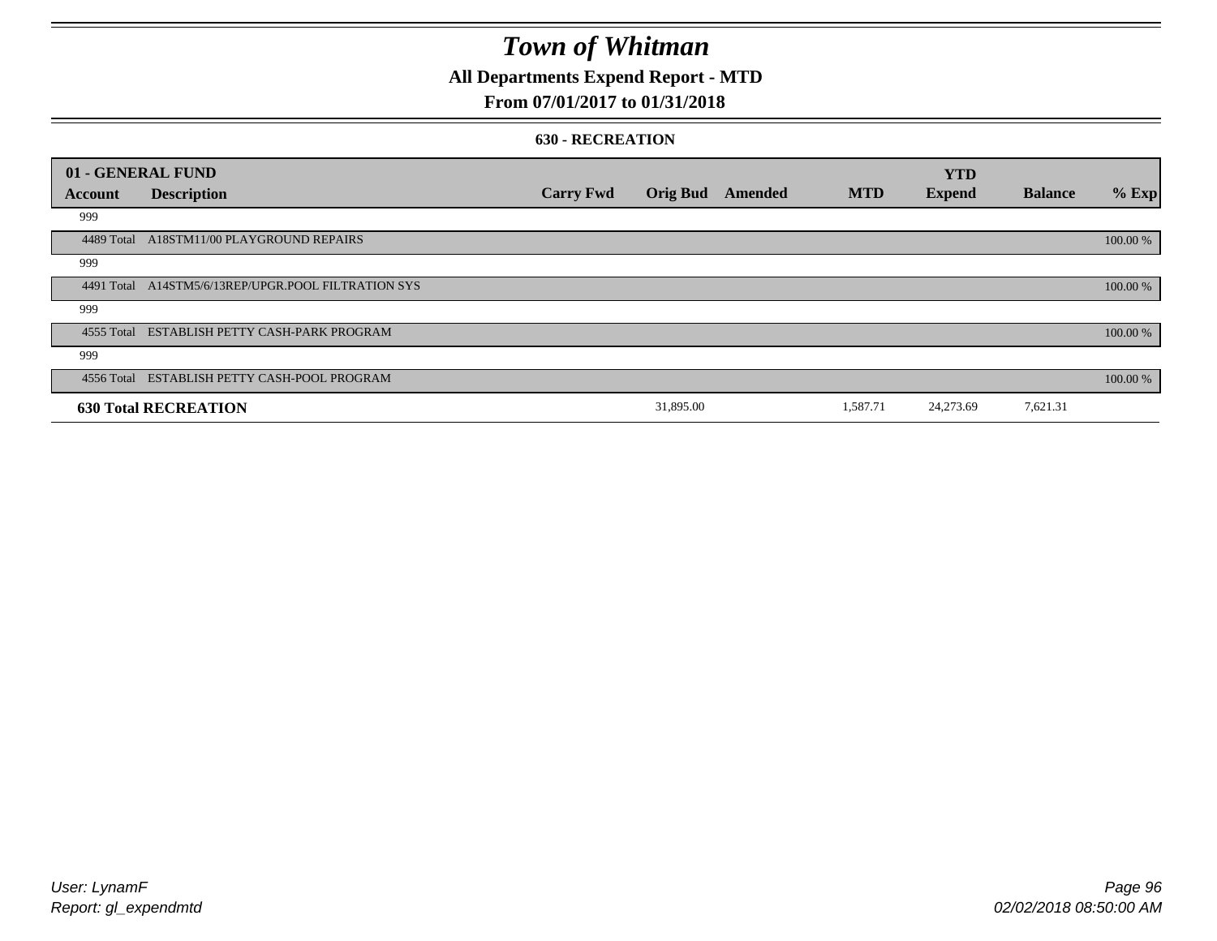# Town of Whitman

## All Departments Expend Report - MTD

### From 07/01/2017 to 01/31/2018

#### 630 - RECREATION

| 01 - GENERAL FUND | | | | | | YTD | | |
|---|---|---|---|---|---|---|---|---|
| Account | Description | Carry Fwd | Orig Bud | Amended | MTD | Expend | Balance | % Exp |
| 999 | | | | | | | | |
| 4489 Total | A18STM11/00 PLAYGROUND REPAIRS | | | | | | | 100.00 % |
| 999 | | | | | | | | |
| 4491 Total | A14STM5/6/13REP/UPGR.POOL FILTRATION SYS | | | | | | | 100.00 % |
| 999 | | | | | | | | |
| 4555 Total | ESTABLISH PETTY CASH-PARK PROGRAM | | | | | | | 100.00 % |
| 999 | | | | | | | | |
| 4556 Total | ESTABLISH PETTY CASH-POOL PROGRAM | | | | | | | 100.00 % |
| **630 Total RECREATION** | | | 31,895.00 | | 1,587.71 | 24,273.69 | 7,621.31 | |

User: LynamF
Report: gl_expendmtd

02/02/2018 08:50:00 AM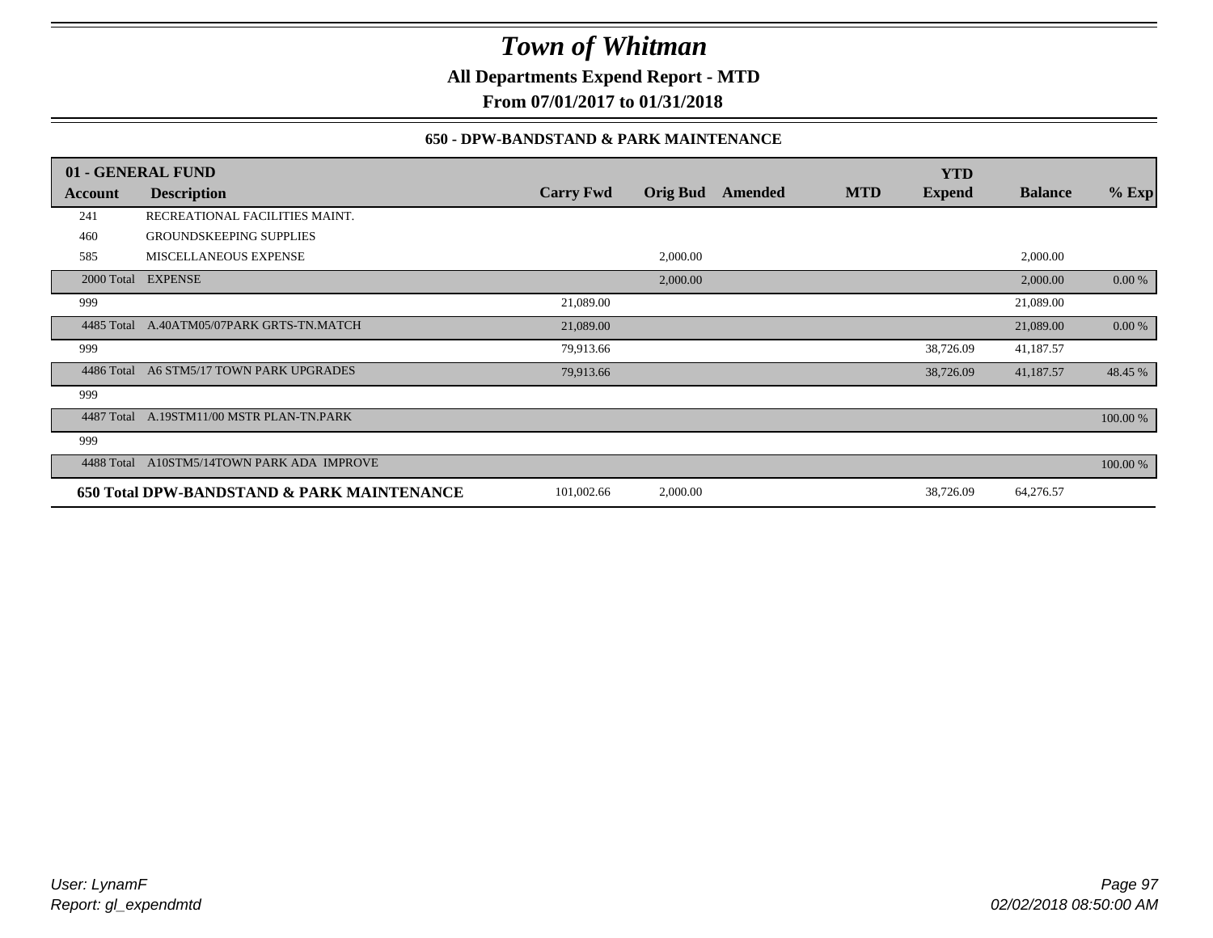# Town of Whitman

**All Departments Expend Report - MTD**

**From 07/01/2017 to 01/31/2018**

### 650 - DPW-BANDSTAND & PARK MAINTENANCE

| 01 - GENERAL FUND | | | | | | | YTD | | |
|---|---|---|---|---|---|---|---|---|---|
| **Account** | **Description** | **Carry Fwd** | **Orig Bud** | **Amended** | **MTD** | | **Expend** | **Balance** | **% Exp** |
| 241 | RECREATIONAL FACILITIES MAINT. | | | | | | | | |
| 460 | GROUNDSKEEPING SUPPLIES | | | | | | | | |
| 585 | MISCELLANEOUS EXPENSE | | 2,000.00 | | | | | 2,000.00 | |
| 2000 Total | EXPENSE | | 2,000.00 | | | | | 2,000.00 | 0.00 % |
| 999 | | 21,089.00 | | | | | | 21,089.00 | |
| 4485 Total | A.40ATM05/07PARK GRTS-TN.MATCH | 21,089.00 | | | | | | 21,089.00 | 0.00 % |
| 999 | | 79,913.66 | | | | | 38,726.09 | 41,187.57 | |
| 4486 Total | A6 STM5/17 TOWN PARK UPGRADES | 79,913.66 | | | | | 38,726.09 | 41,187.57 | 48.45 % |
| 999 | | | | | | | | | |
| 4487 Total | A.19STM11/00 MSTR PLAN-TN.PARK | | | | | | | | 100.00 % |
| 999 | | | | | | | | | |
| 4488 Total | A10STM5/14TOWN PARK ADA IMPROVE | | | | | | | | 100.00 % |
| **650 Total DPW-BANDSTAND & PARK MAINTENANCE** | | 101,002.66 | 2,000.00 | | | | 38,726.09 | 64,276.57 | |

*User: LynamF*
*Report: gl_expendmtd*
*02/02/2018 08:50:00 AM*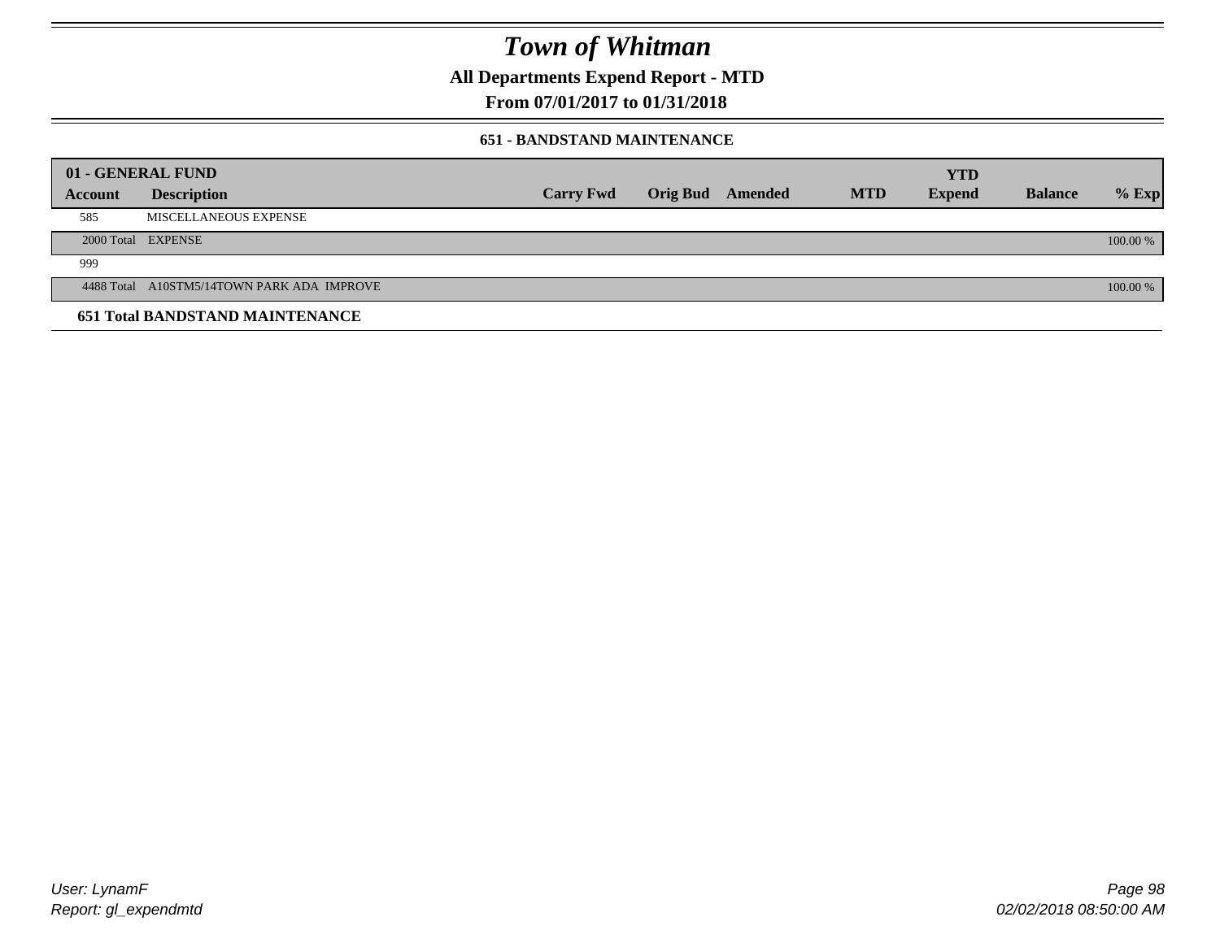# Town of Whitman

**All Departments Expend Report - MTD**

**From 07/01/2017 to 01/31/2018**

**651 - BANDSTAND MAINTENANCE**

| 01 - GENERAL FUND | | | | | | YTD | | |
|---|---|---|---|---|---|---|---|---|
| Account | Description | Carry Fwd | Orig Bud | Amended | MTD | Expend | Balance | % Exp |
| 585 | MISCELLANEOUS EXPENSE | | | | | | | |
| 2000 Total | EXPENSE | | | | | | | 100.00 % |
| 999 | | | | | | | | |
| 4488 Total | A10STM5/14TOWN PARK ADA IMPROVE | | | | | | | 100.00 % |
| **651 Total BANDSTAND MAINTENANCE** | | | | | | | | |

*User: LynamF*
*Report: gl_expendmtd*

*02/02/2018 08:50:00 AM*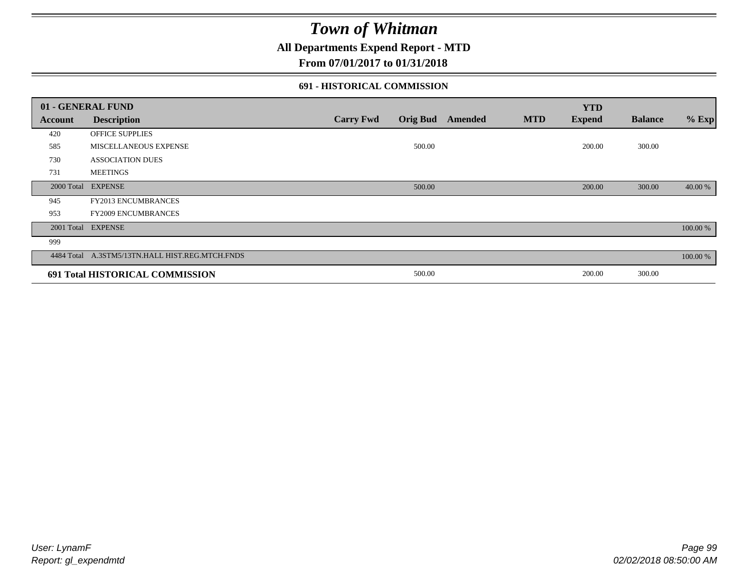# Town of Whitman

**All Departments Expend Report - MTD**

**From 07/01/2017 to 01/31/2018**

### 691 - HISTORICAL COMMISSION

| 01 - GENERAL FUND | | | | | | YTD | | |
|---|---|---|---|---|---|---|---|---|
| **Account** | **Description** | **Carry Fwd** | **Orig Bud** | **Amended** | **MTD** | **Expend** | **Balance** | **% Exp** |
| 420 | OFFICE SUPPLIES | | | | | | | |
| 585 | MISCELLANEOUS EXPENSE | | 500.00 | | | 200.00 | 300.00 | |
| 730 | ASSOCIATION DUES | | | | | | | |
| 731 | MEETINGS | | | | | | | |
| 2000 Total | EXPENSE | | 500.00 | | | 200.00 | 300.00 | 40.00 % |
| 945 | FY2013 ENCUMBRANCES | | | | | | | |
| 953 | FY2009 ENCUMBRANCES | | | | | | | |
| 2001 Total | EXPENSE | | | | | | | 100.00 % |
| 999 | | | | | | | | |
| 4484 Total | A.3STM5/13TN.HALL HIST.REG.MTCH.FNDS | | | | | | | 100.00 % |
| **691 Total HISTORICAL COMMISSION** | | | 500.00 | | | 200.00 | 300.00 | |

User: LynamF
Report: gl_expendmtd

02/02/2018 08:50:00 AM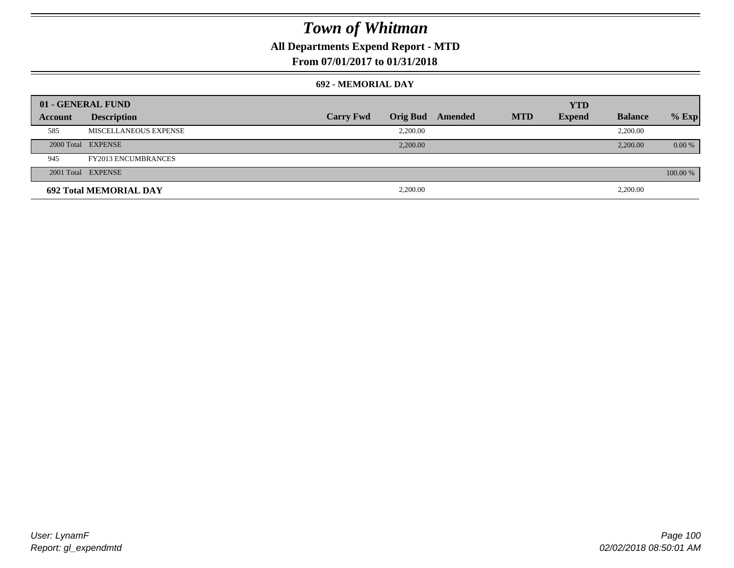# Town of Whitman

**All Departments Expend Report - MTD**

**From 07/01/2017 to 01/31/2018**

### 692 - MEMORIAL DAY

| 01 - GENERAL FUND | | | | | | | | |
|---|---|---|---|---|---|---|---|---|
| Account | Description | Carry Fwd | Orig Bud | Amended | MTD | YTD Expend | Balance | % Exp |
| 585 | MISCELLANEOUS EXPENSE | | 2,200.00 | | | | 2,200.00 | |
| 2000 Total | EXPENSE | | 2,200.00 | | | | 2,200.00 | 0.00 % |
| 945 | FY2013 ENCUMBRANCES | | | | | | | |
| 2001 Total | EXPENSE | | | | | | | 100.00 % |
| **692 Total MEMORIAL DAY** | | | 2,200.00 | | | | 2,200.00 | |

User: LynamF
Report: gl_expendmtd

02/02/2018 08:50:01 AM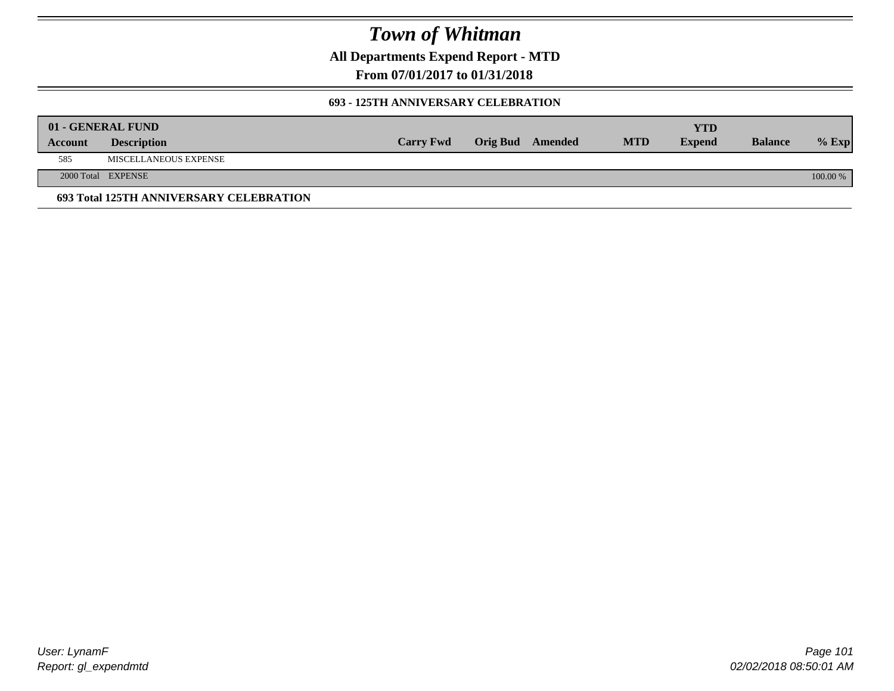# Town of Whitman

**All Departments Expend Report - MTD**

**From 07/01/2017 to 01/31/2018**

### 693 - 125TH ANNIVERSARY CELEBRATION

| 01 - GENERAL FUND | | | | | | YTD | | |
|---|---|---|---|---|---|---|---|---|
| **Account** | **Description** | **Carry Fwd** | **Orig Bud** | **Amended** | **MTD** | **Expend** | **Balance** | **% Exp** |
| 585 | MISCELLANEOUS EXPENSE | | | | | | | |
| 2000 Total | EXPENSE | | | | | | | 100.00 % |

**693 Total 125TH ANNIVERSARY CELEBRATION**

User: LynamF
Report: gl_expendmtd

02/02/2018 08:50:01 AM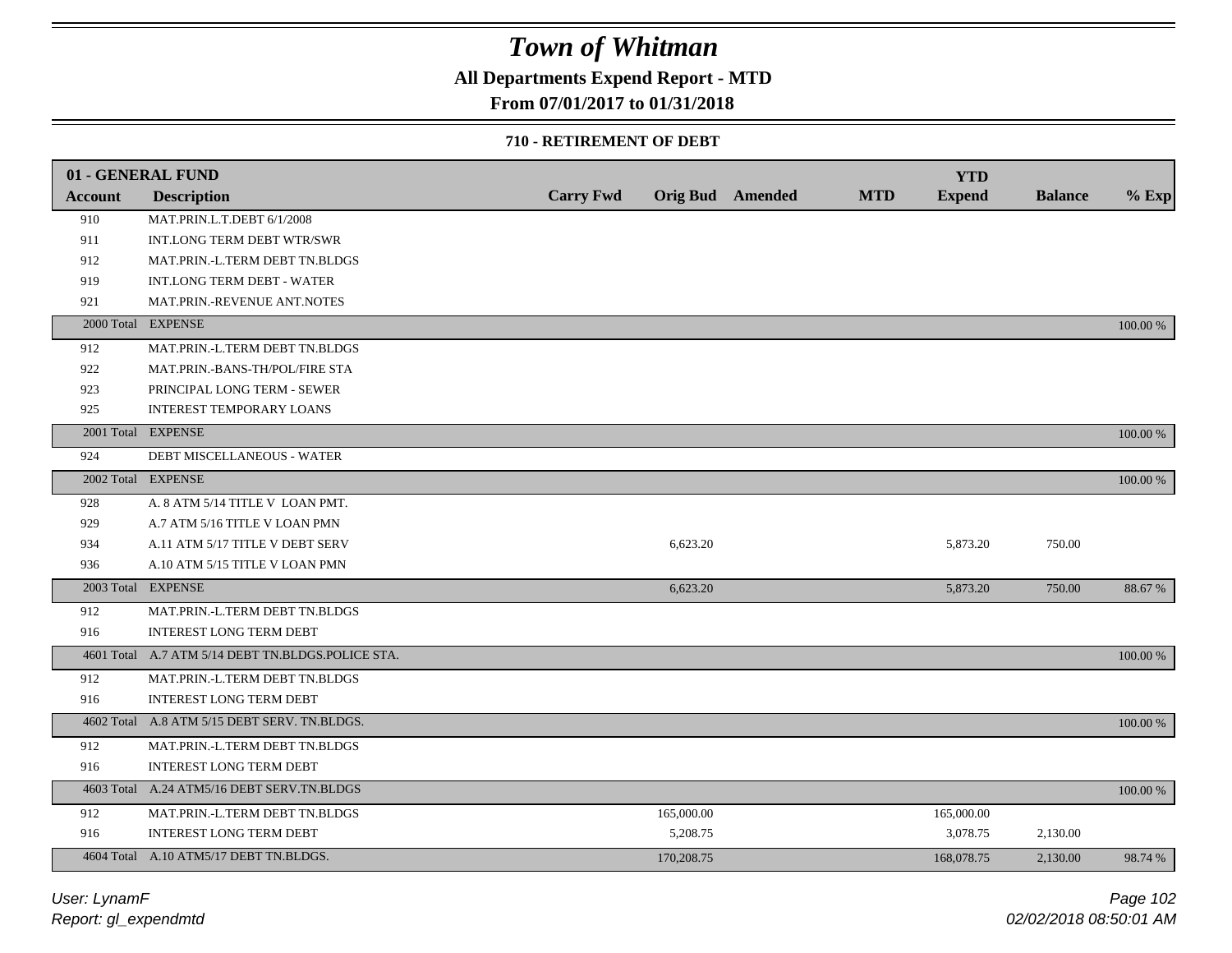# Town of Whitman

**All Departments Expend Report - MTD**

**From 07/01/2017 to 01/31/2018**

**710 - RETIREMENT OF DEBT**

| 01 - GENERAL FUND | | | | | | | | |
|---|---|---|---|---|---|---|---|---|
| **Account** | **Description** | **Carry Fwd** | **Orig Bud** | **Amended** | **MTD** | **YTD Expend** | **Balance** | **% Exp** |
| 910 | MAT.PRIN.L.T.DEBT 6/1/2008 | | | | | | | |
| 911 | INT.LONG TERM DEBT WTR/SWR | | | | | | | |
| 912 | MAT.PRIN.-L.TERM DEBT TN.BLDGS | | | | | | | |
| 919 | INT.LONG TERM DEBT - WATER | | | | | | | |
| 921 | MAT.PRIN.-REVENUE ANT.NOTES | | | | | | | |
| 2000 Total | EXPENSE | | | | | | | 100.00 % |
| 912 | MAT.PRIN.-L.TERM DEBT TN.BLDGS | | | | | | | |
| 922 | MAT.PRIN.-BANS-TH/POL/FIRE STA | | | | | | | |
| 923 | PRINCIPAL LONG TERM - SEWER | | | | | | | |
| 925 | INTEREST TEMPORARY LOANS | | | | | | | |
| 2001 Total | EXPENSE | | | | | | | 100.00 % |
| 924 | DEBT MISCELLANEOUS - WATER | | | | | | | |
| 2002 Total | EXPENSE | | | | | | | 100.00 % |
| 928 | A. 8 ATM 5/14 TITLE V LOAN PMT. | | | | | | | |
| 929 | A.7 ATM 5/16 TITLE V LOAN PMN | | | | | | | |
| 934 | A.11 ATM 5/17 TITLE V DEBT SERV | | 6,623.20 | | | 5,873.20 | 750.00 | |
| 936 | A.10 ATM 5/15 TITLE V LOAN PMN | | | | | | | |
| 2003 Total | EXPENSE | | 6,623.20 | | | 5,873.20 | 750.00 | 88.67 % |
| 912 | MAT.PRIN.-L.TERM DEBT TN.BLDGS | | | | | | | |
| 916 | INTEREST LONG TERM DEBT | | | | | | | |
| 4601 Total | A.7 ATM 5/14 DEBT TN.BLDGS.POLICE STA. | | | | | | | 100.00 % |
| 912 | MAT.PRIN.-L.TERM DEBT TN.BLDGS | | | | | | | |
| 916 | INTEREST LONG TERM DEBT | | | | | | | |
| 4602 Total | A.8 ATM 5/15 DEBT SERV. TN.BLDGS. | | | | | | | 100.00 % |
| 912 | MAT.PRIN.-L.TERM DEBT TN.BLDGS | | | | | | | |
| 916 | INTEREST LONG TERM DEBT | | | | | | | |
| 4603 Total | A.24 ATM5/16 DEBT SERV.TN.BLDGS | | | | | | | 100.00 % |
| 912 | MAT.PRIN.-L.TERM DEBT TN.BLDGS | | 165,000.00 | | | 165,000.00 | | |
| 916 | INTEREST LONG TERM DEBT | | 5,208.75 | | | 3,078.75 | 2,130.00 | |
| 4604 Total | A.10 ATM5/17 DEBT TN.BLDGS. | | 170,208.75 | | | 168,078.75 | 2,130.00 | 98.74 % |

*User: LynamF*

*Report: gl_expendmtd*

*02/02/2018 08:50:01 AM*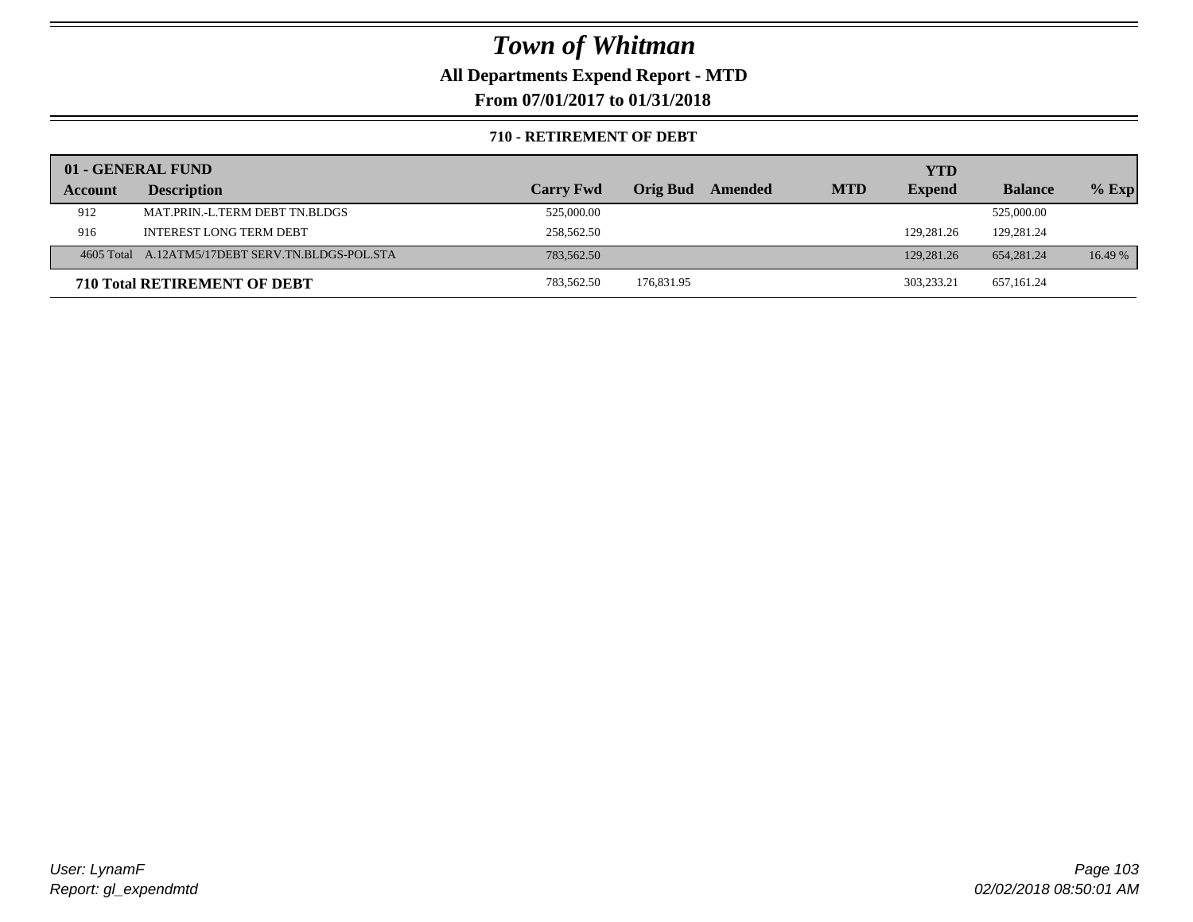# Town of Whitman

**All Departments Expend Report - MTD**

**From 07/01/2017 to 01/31/2018**

**710 - RETIREMENT OF DEBT**

| 01 - GENERAL FUND | | | | | | | | |
|---|---|---|---|---|---|---|---|---|
| **Account** | **Description** | **Carry Fwd** | **Orig Bud** | **Amended** | **MTD** | **YTD Expend** | **Balance** | **% Exp** |
| 912 | MAT.PRIN.-L.TERM DEBT TN.BLDGS | 525,000.00 | | | | | 525,000.00 | |
| 916 | INTEREST LONG TERM DEBT | 258,562.50 | | | | 129,281.26 | 129,281.24 | |
| 4605 Total | A.12ATM5/17DEBT SERV.TN.BLDGS-POL.STA | 783,562.50 | | | | 129,281.26 | 654,281.24 | 16.49 % |
| **710 Total RETIREMENT OF DEBT** | | 783,562.50 | 176,831.95 | | | 303,233.21 | 657,161.24 | |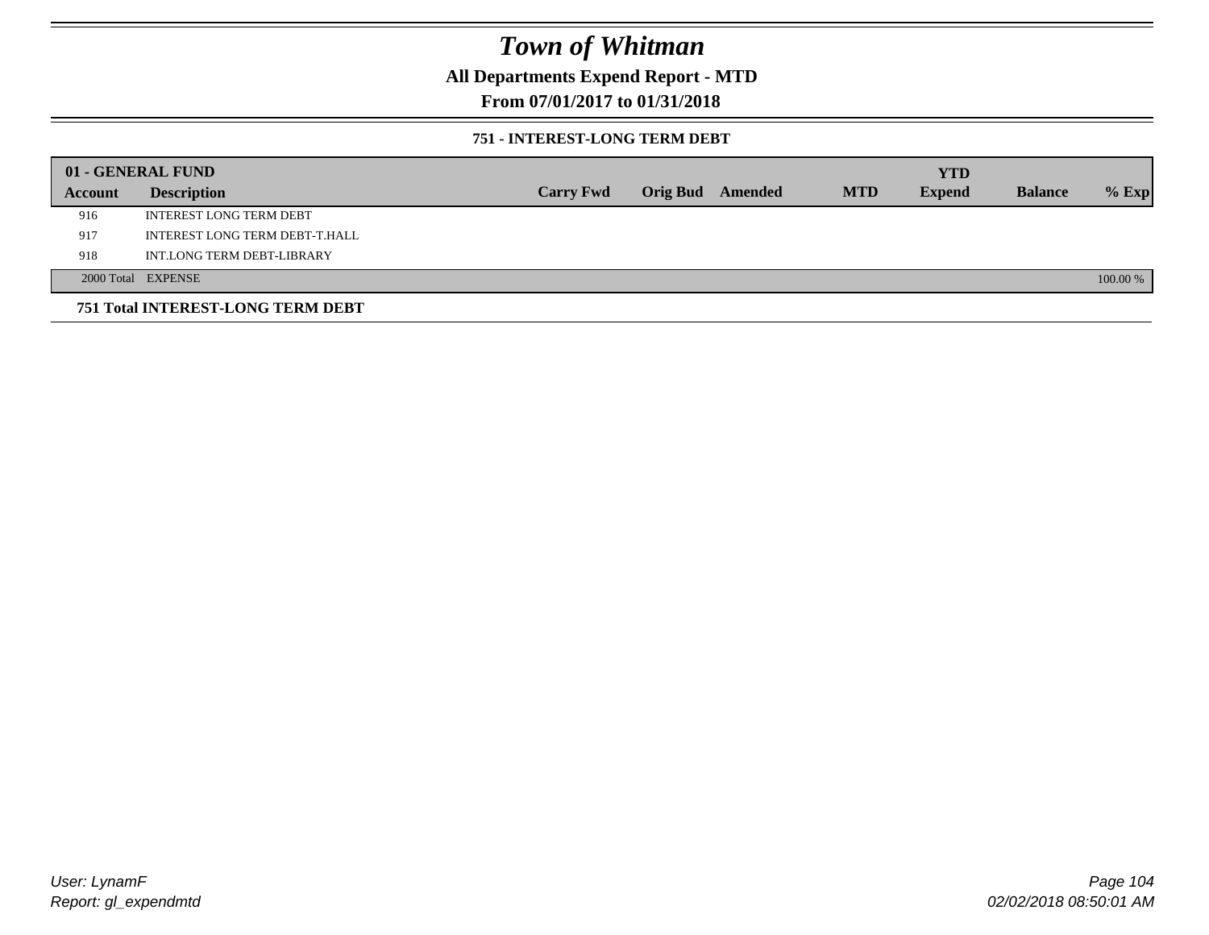# Town of Whitman

**All Departments Expend Report - MTD**

**From 07/01/2017 to 01/31/2018**

### 751 - INTEREST-LONG TERM DEBT

| 01 - GENERAL FUND | | | | | | | | |
|---|---|---|---|---|---|---|---|---|
| **Account** | **Description** | **Carry Fwd** | **Orig Bud** | **Amended** | **MTD** | **YTD Expend** | **Balance** | **% Exp** |
| 916 | INTEREST LONG TERM DEBT | | | | | | | |
| 917 | INTEREST LONG TERM DEBT-T.HALL | | | | | | | |
| 918 | INT.LONG TERM DEBT-LIBRARY | | | | | | | |
| 2000 Total | EXPENSE | | | | | | | 100.00 % |

**751 Total INTEREST-LONG TERM DEBT**

User: LynamF
Report: gl_expendmtd

02/02/2018 08:50:01 AM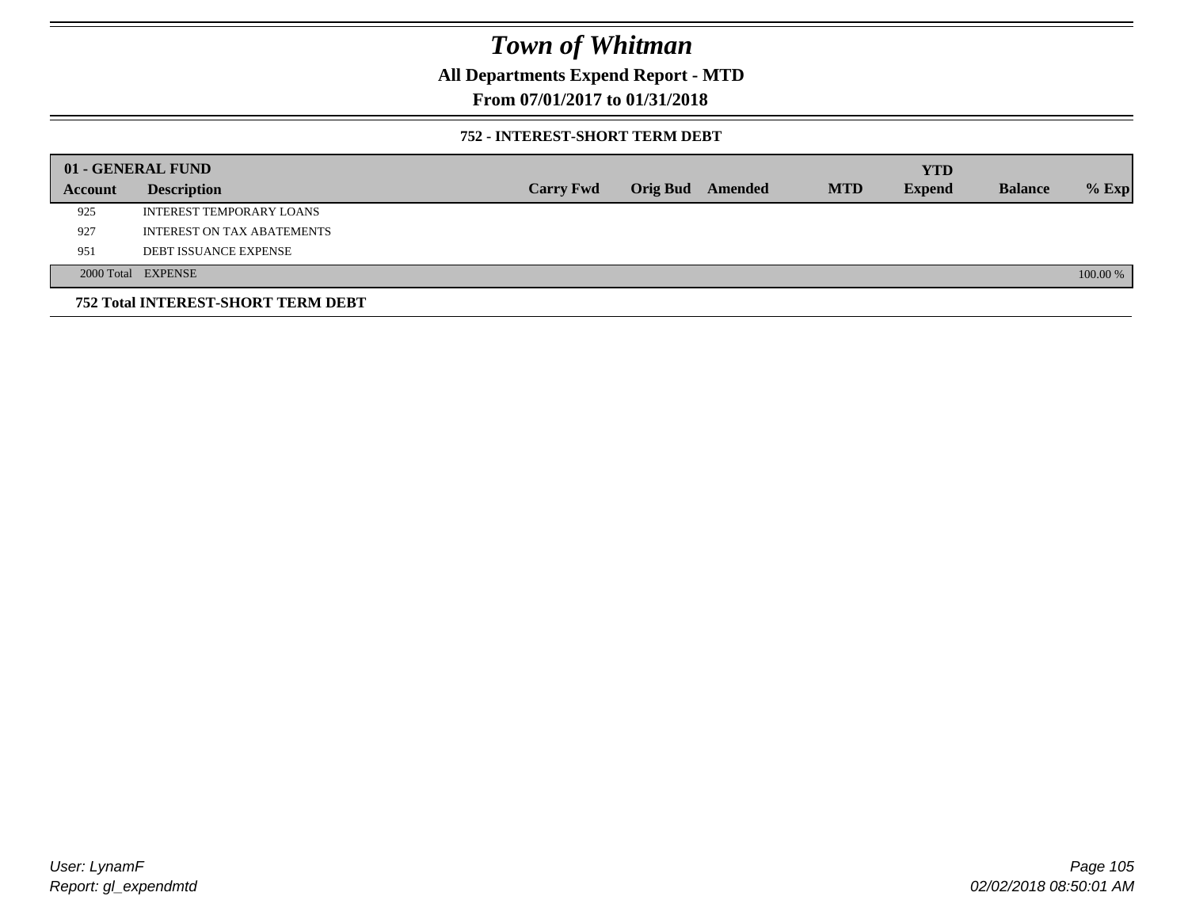# Town of Whitman

**All Departments Expend Report - MTD**

**From 07/01/2017 to 01/31/2018**

### 752 - INTEREST-SHORT TERM DEBT

| 01 - GENERAL FUND | | | | | | | | |
|---|---|---|---|---|---|---|---|---|
| **Account** | **Description** | **Carry Fwd** | **Orig Bud** | **Amended** | **MTD** | **YTD Expend** | **Balance** | **% Exp** |
| 925 | INTEREST TEMPORARY LOANS | | | | | | | |
| 927 | INTEREST ON TAX ABATEMENTS | | | | | | | |
| 951 | DEBT ISSUANCE EXPENSE | | | | | | | |
| 2000 Total | EXPENSE | | | | | | | 100.00 % |

**752 Total INTEREST-SHORT TERM DEBT**

User: LynamF
Report: gl_expendmtd

02/02/2018 08:50:01 AM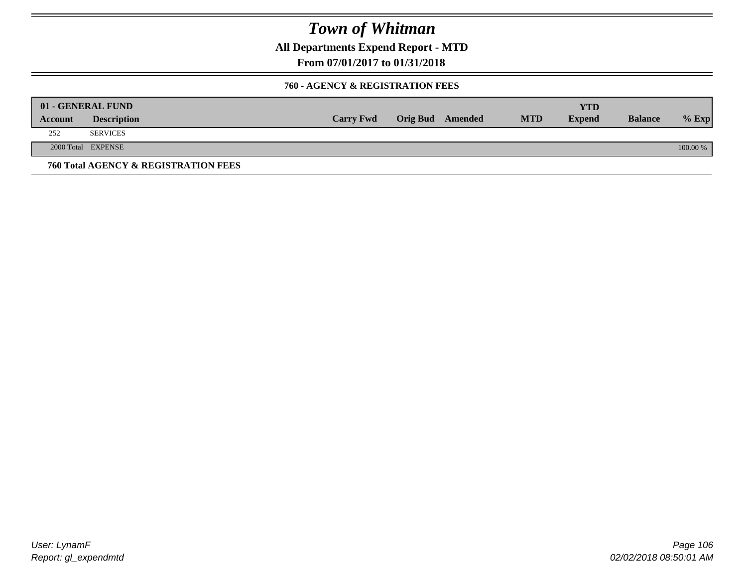# Town of Whitman

**All Departments Expend Report - MTD**

**From 07/01/2017 to 01/31/2018**

**760 - AGENCY & REGISTRATION FEES**

| 01 - GENERAL FUND | | | | | | | | |
|---|---|---|---|---|---|---|---|---|
| **Account** | **Description** | **Carry Fwd** | **Orig Bud** | **Amended** | **MTD** | **YTD Expend** | **Balance** | **% Exp** |
| 252 | SERVICES | | | | | | | |
| 2000 Total | EXPENSE | | | | | | | 100.00 % |

**760 Total AGENCY & REGISTRATION FEES**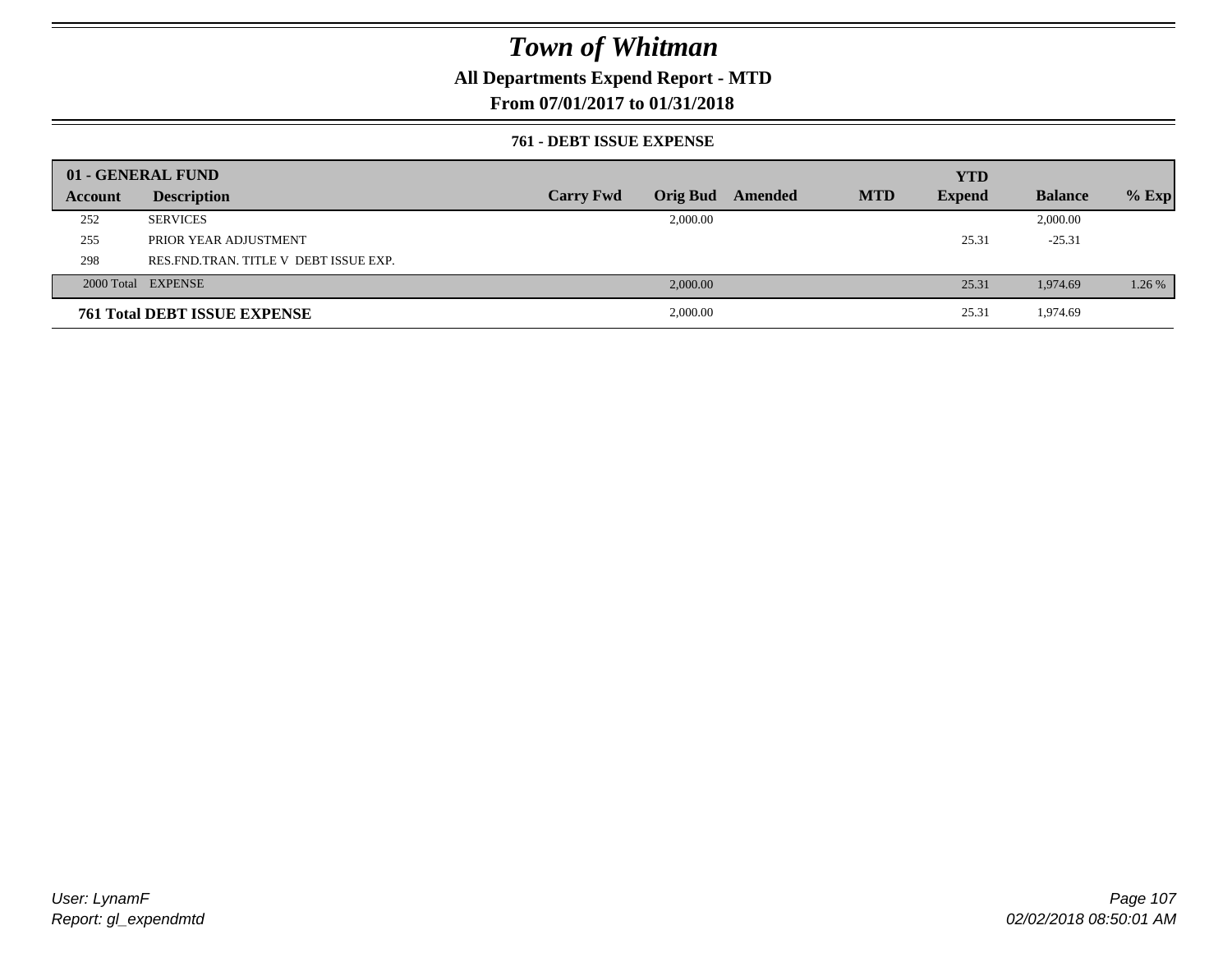# Town of Whitman

## All Departments Expend Report - MTD

## From 07/01/2017 to 01/31/2018

### 761 - DEBT ISSUE EXPENSE

| 01 - GENERAL FUND | | | | | | | | |
|---|---|---|---|---|---|---|---|---|
| **Account** | **Description** | **Carry Fwd** | **Orig Bud** | **Amended** | **MTD** | **YTD Expend** | **Balance** | **% Exp** |
| 252 | SERVICES | | 2,000.00 | | | | 2,000.00 | |
| 255 | PRIOR YEAR ADJUSTMENT | | | | | 25.31 | -25.31 | |
| 298 | RES.FND.TRAN. TITLE V DEBT ISSUE EXP. | | | | | | | |
| 2000 Total | EXPENSE | | 2,000.00 | | | 25.31 | 1,974.69 | 1.26 % |
| **761 Total DEBT ISSUE EXPENSE** | | | 2,000.00 | | | 25.31 | 1,974.69 | |

*User: LynamF*
*Report: gl_expendmtd*

*02/02/2018 08:50:01 AM*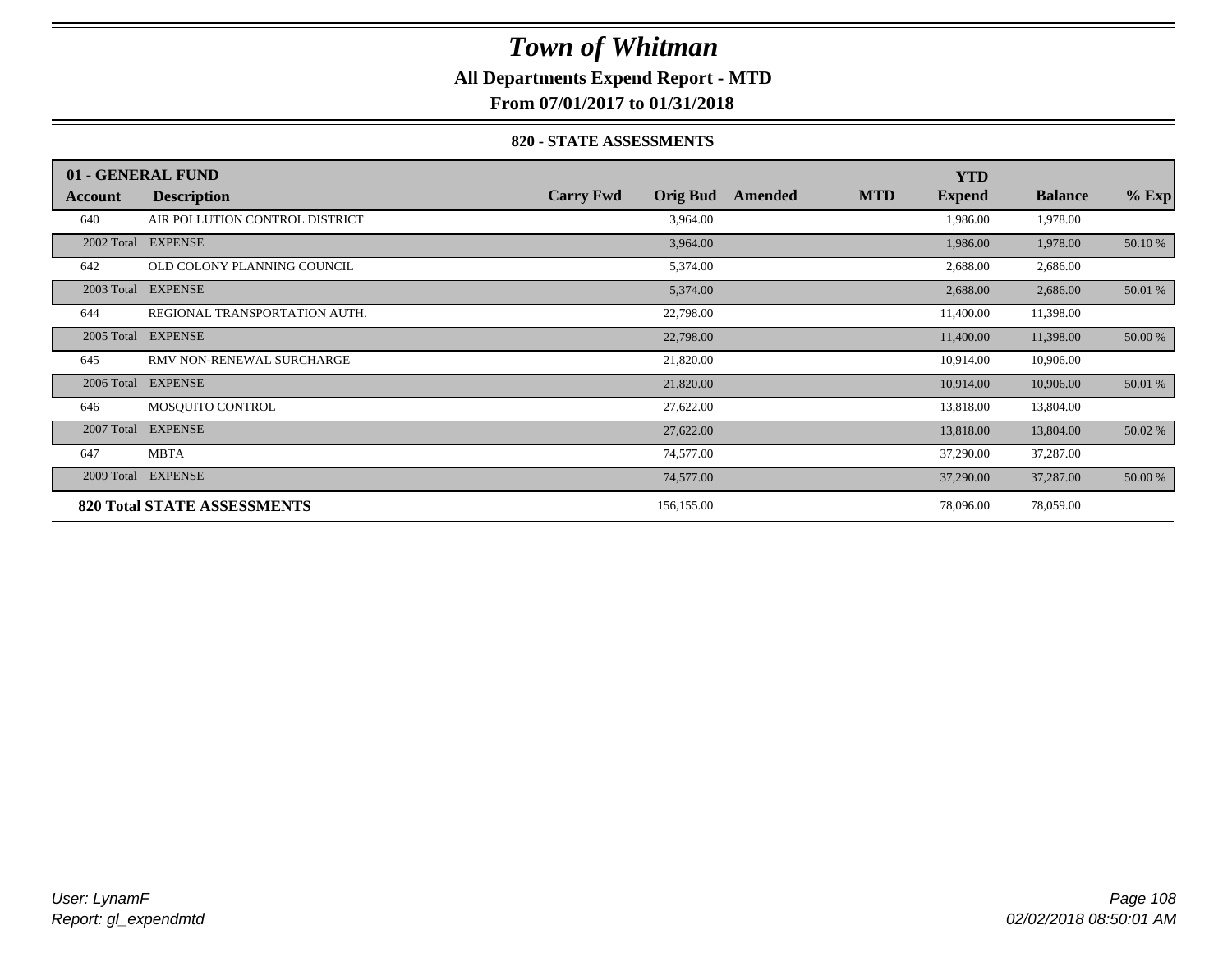# Town of Whitman

**All Departments Expend Report - MTD**

**From 07/01/2017 to 01/31/2018**

**820 - STATE ASSESSMENTS**

| 01 - GENERAL FUND | | | | | | | | |
|---|---|---|---|---|---|---|---|---|
| **Account** | **Description** | **Carry Fwd** | **Orig Bud** | **Amended** | **MTD** | **YTD Expend** | **Balance** | **% Exp** |
| 640 | AIR POLLUTION CONTROL DISTRICT | | 3,964.00 | | | 1,986.00 | 1,978.00 | |
| 2002 Total | EXPENSE | | 3,964.00 | | | 1,986.00 | 1,978.00 | 50.10 % |
| 642 | OLD COLONY PLANNING COUNCIL | | 5,374.00 | | | 2,688.00 | 2,686.00 | |
| 2003 Total | EXPENSE | | 5,374.00 | | | 2,688.00 | 2,686.00 | 50.01 % |
| 644 | REGIONAL TRANSPORTATION AUTH. | | 22,798.00 | | | 11,400.00 | 11,398.00 | |
| 2005 Total | EXPENSE | | 22,798.00 | | | 11,400.00 | 11,398.00 | 50.00 % |
| 645 | RMV NON-RENEWAL SURCHARGE | | 21,820.00 | | | 10,914.00 | 10,906.00 | |
| 2006 Total | EXPENSE | | 21,820.00 | | | 10,914.00 | 10,906.00 | 50.01 % |
| 646 | MOSQUITO CONTROL | | 27,622.00 | | | 13,818.00 | 13,804.00 | |
| 2007 Total | EXPENSE | | 27,622.00 | | | 13,818.00 | 13,804.00 | 50.02 % |
| 647 | MBTA | | 74,577.00 | | | 37,290.00 | 37,287.00 | |
| 2009 Total | EXPENSE | | 74,577.00 | | | 37,290.00 | 37,287.00 | 50.00 % |
| **820 Total STATE ASSESSMENTS** | | | 156,155.00 | | | 78,096.00 | 78,059.00 | |

*User: LynamF*
*Report: gl_expendmtd*

*02/02/2018 08:50:01 AM*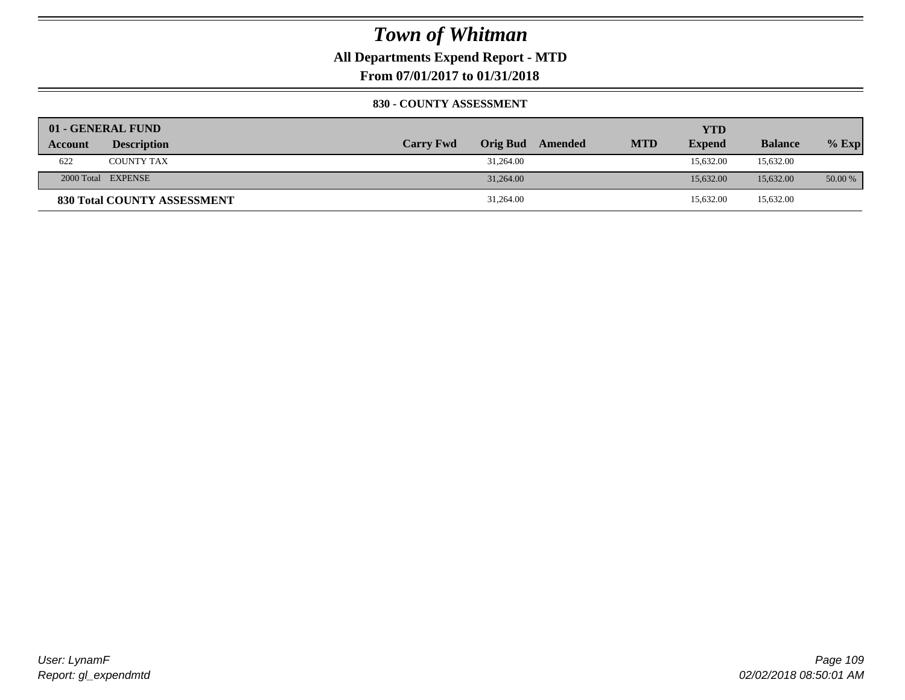# Town of Whitman

**All Departments Expend Report - MTD**

**From 07/01/2017 to 01/31/2018**

**830 - COUNTY ASSESSMENT**

| 01 - GENERAL FUND | | | | | | | | |
|---|---|---|---|---|---|---|---|---|
| **Account** | **Description** | **Carry Fwd** | **Orig Bud** | **Amended** | **MTD** | **YTD Expend** | **Balance** | **% Exp** |
| 622 | COUNTY TAX | | 31,264.00 | | | 15,632.00 | 15,632.00 | |
| 2000 Total | EXPENSE | | 31,264.00 | | | 15,632.00 | 15,632.00 | 50.00 % |
| **830 Total COUNTY ASSESSMENT** | | | 31,264.00 | | | 15,632.00 | 15,632.00 | |

User: LynamF

Report: gl_expendmtd

02/02/2018 08:50:01 AM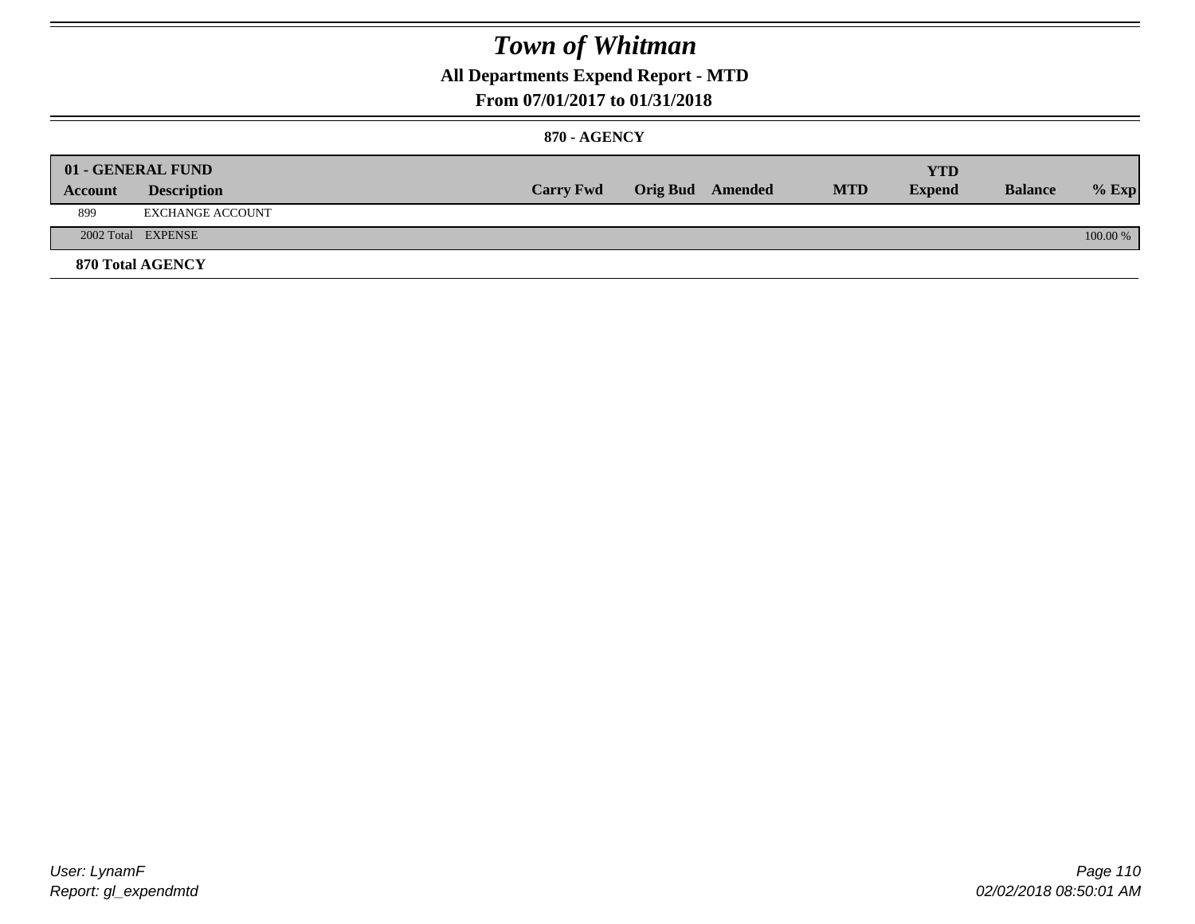# Town of Whitman

## All Departments Expend Report - MTD

### From 07/01/2017 to 01/31/2018

### 870 - AGENCY

| 01 - GENERAL FUND | | | | | | YTD | | |
|---|---|---|---|---|---|---|---|---|
| **Account** | **Description** | **Carry Fwd** | **Orig Bud** | **Amended** | **MTD** | **Expend** | **Balance** | **% Exp** |
| 899 | EXCHANGE ACCOUNT | | | | | | | |
| 2002 Total | EXPENSE | | | | | | | 100.00 % |

**870 Total AGENCY**

User: LynamF
Report: gl_expendmtd

02/02/2018 08:50:01 AM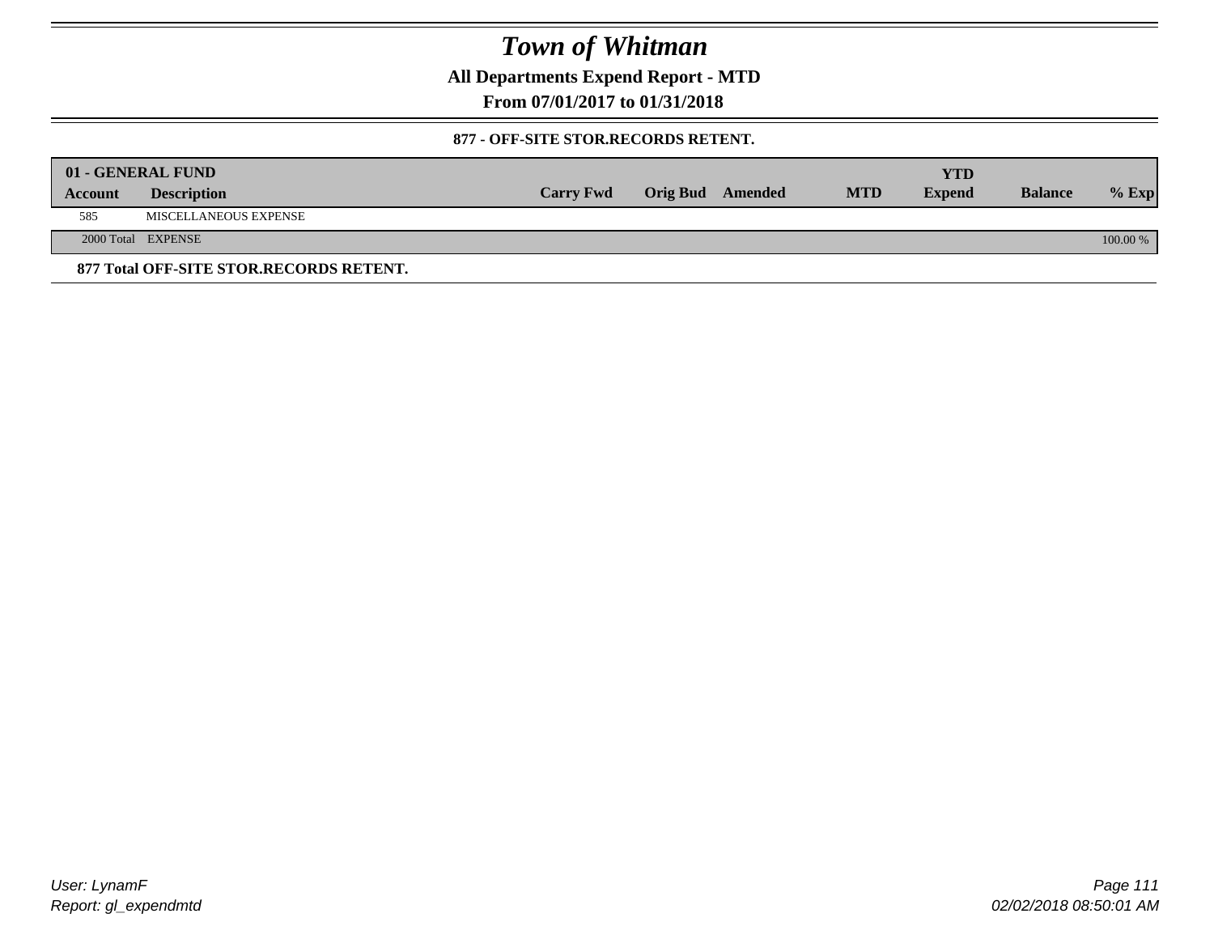# Town of Whitman

**All Departments Expend Report - MTD**

**From 07/01/2017 to 01/31/2018**

**877 - OFF-SITE STOR.RECORDS RETENT.**

| 01 - GENERAL FUND | | | | | | | | |
|---|---|---|---|---|---|---|---|---|
| **Account** | **Description** | **Carry Fwd** | **Orig Bud** | **Amended** | **MTD** | **YTD Expend** | **Balance** | **% Exp** |
| 585 | MISCELLANEOUS EXPENSE | | | | | | | |
| 2000 Total | EXPENSE | | | | | | | 100.00 % |

**877 Total OFF-SITE STOR.RECORDS RETENT.**

User: LynamF
Report: gl_expendmtd

02/02/2018 08:50:01 AM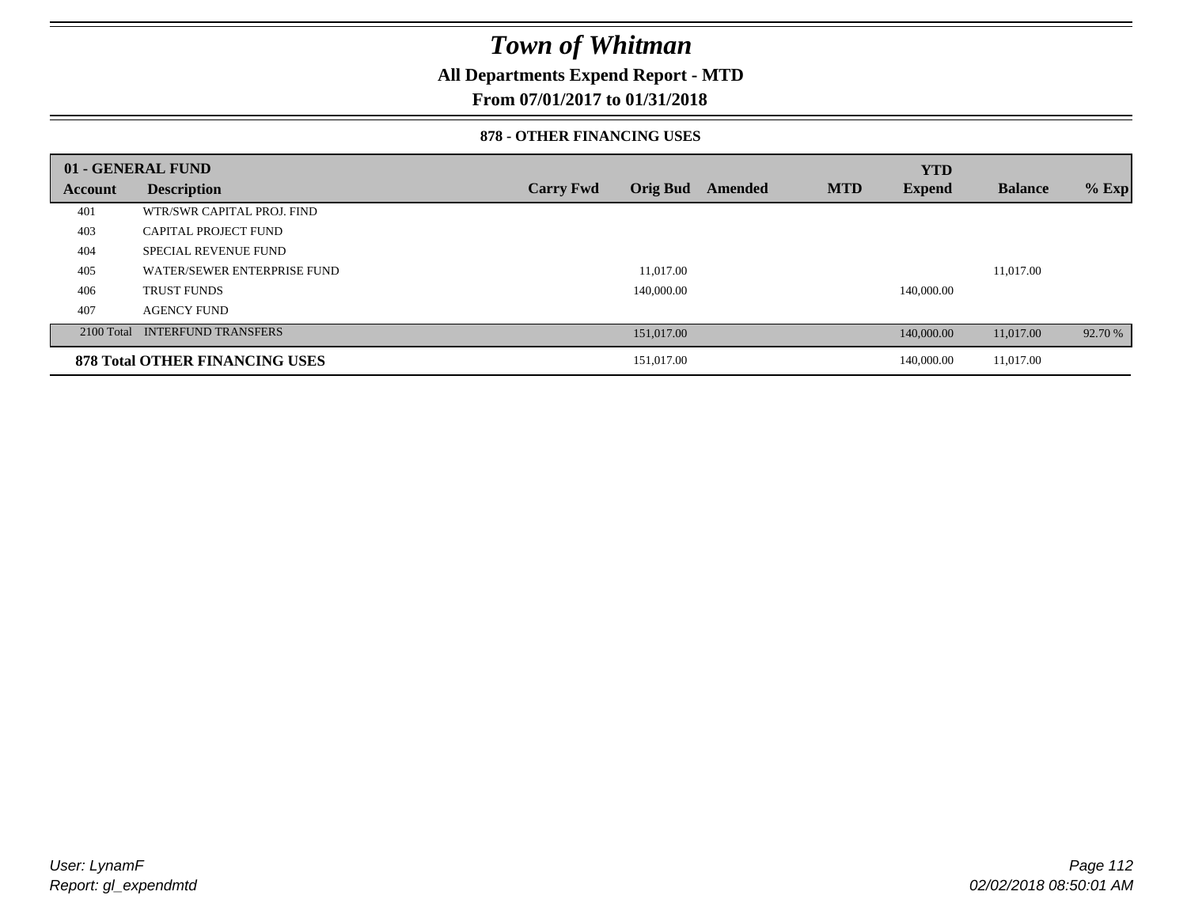# Town of Whitman

## All Departments Expend Report - MTD

### From 07/01/2017 to 01/31/2018

#### 878 - OTHER FINANCING USES

| 01 - GENERAL FUND<br>Account | Description | Carry Fwd | Orig Bud | Amended | MTD | YTD Expend | Balance | % Exp |
|---|---|---|---|---|---|---|---|---|
| 401 | WTR/SWR CAPITAL PROJ. FIND | | | | | | | |
| 403 | CAPITAL PROJECT FUND | | | | | | | |
| 404 | SPECIAL REVENUE FUND | | | | | | | |
| 405 | WATER/SEWER ENTERPRISE FUND | | 11,017.00 | | | | 11,017.00 | |
| 406 | TRUST FUNDS | | 140,000.00 | | | 140,000.00 | | |
| 407 | AGENCY FUND | | | | | | | |
| 2100 Total | INTERFUND TRANSFERS | | 151,017.00 | | | 140,000.00 | 11,017.00 | 92.70 % |
| **878 Total OTHER FINANCING USES** | | | 151,017.00 | | | 140,000.00 | 11,017.00 | |

User: LynamF
Report: gl_expendmtd

02/02/2018 08:50:01 AM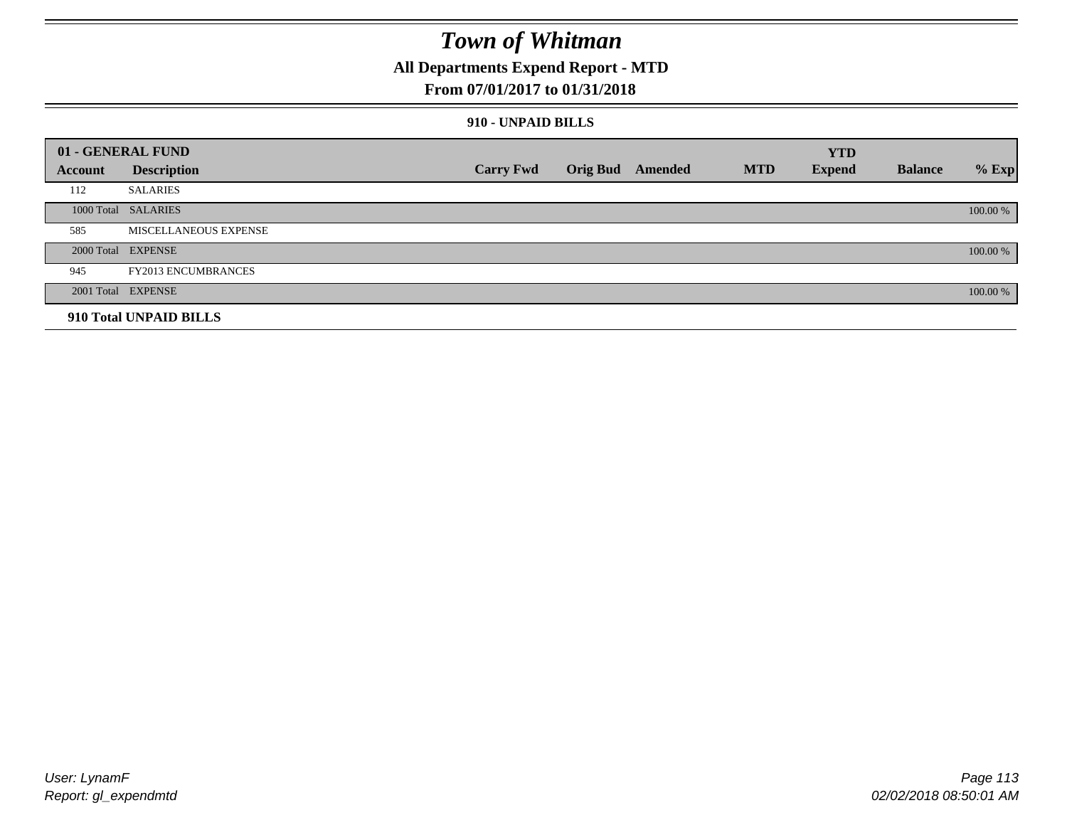# Town of Whitman

## All Departments Expend Report - MTD

### From 07/01/2017 to 01/31/2018

#### 910 - UNPAID BILLS

| 01 - GENERAL FUND | | | | | | | | |
|---|---|---|---|---|---|---|---|---|
| **Account** | **Description** | **Carry Fwd** | **Orig Bud** | **Amended** | **MTD** | **YTD Expend** | **Balance** | **% Exp** |
| 112 | SALARIES | | | | | | | |
| 1000 Total | SALARIES | | | | | | | 100.00 % |
| 585 | MISCELLANEOUS EXPENSE | | | | | | | |
| 2000 Total | EXPENSE | | | | | | | 100.00 % |
| 945 | FY2013 ENCUMBRANCES | | | | | | | |
| 2001 Total | EXPENSE | | | | | | | 100.00 % |
| **910 Total UNPAID BILLS** | | | | | | | | |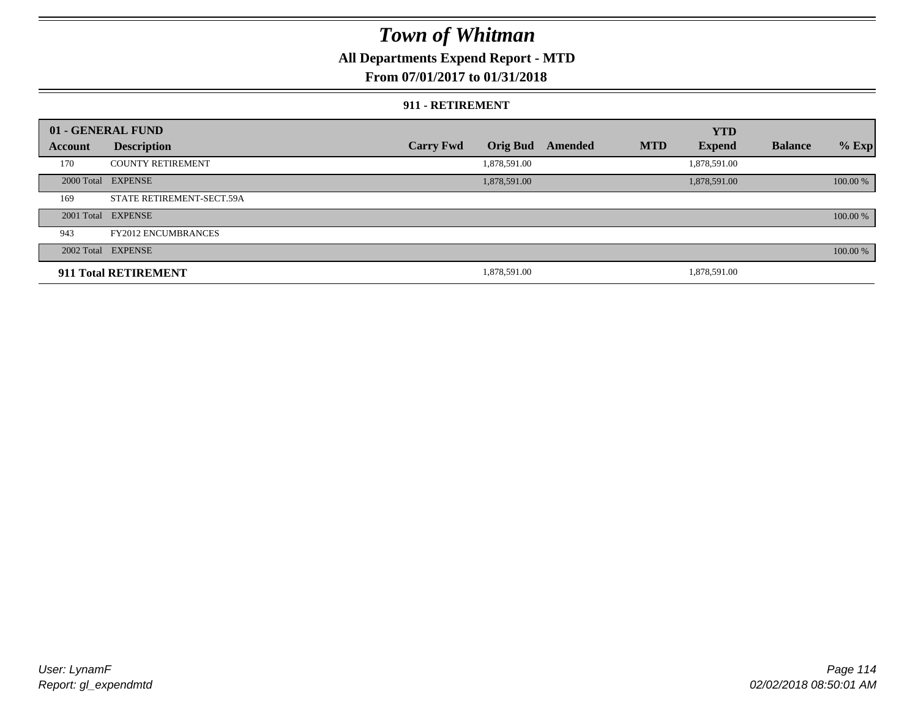# Town of Whitman

**All Departments Expend Report - MTD**

**From 07/01/2017 to 01/31/2018**

**911 - RETIREMENT**

| 01 - GENERAL FUND | | | | | | YTD | | |
|---|---|---|---|---|---|---|---|---|
| **Account** | **Description** | **Carry Fwd** | **Orig Bud** | **Amended** | **MTD** | **Expend** | **Balance** | **% Exp** |
| 170 | COUNTY RETIREMENT | | 1,878,591.00 | | | 1,878,591.00 | | |
| 2000 Total | EXPENSE | | 1,878,591.00 | | | 1,878,591.00 | | 100.00 % |
| 169 | STATE RETIREMENT-SECT.59A | | | | | | | |
| 2001 Total | EXPENSE | | | | | | | 100.00 % |
| 943 | FY2012 ENCUMBRANCES | | | | | | | |
| 2002 Total | EXPENSE | | | | | | | 100.00 % |
| **911 Total RETIREMENT** | | | 1,878,591.00 | | | 1,878,591.00 | | |

User: LynamF

Report: gl_expendmtd

02/02/2018 08:50:01 AM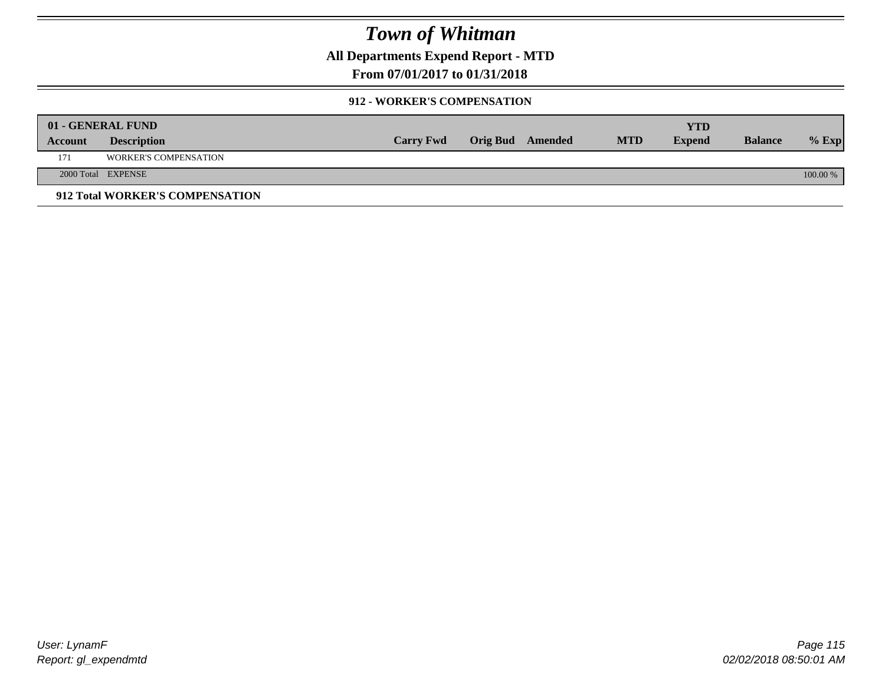# Town of Whitman

**All Departments Expend Report - MTD**

**From 07/01/2017 to 01/31/2018**

### 912 - WORKER'S COMPENSATION

| 01 - GENERAL FUND | | | | | | | | |
|---|---|---|---|---|---|---|---|---|
| **Account** | **Description** | **Carry Fwd** | **Orig Bud** | **Amended** | **MTD** | **YTD Expend** | **Balance** | **% Exp** |
| 171 | WORKER'S COMPENSATION | | | | | | | |
| 2000 Total | EXPENSE | | | | | | | 100.00 % |

**912 Total WORKER'S COMPENSATION**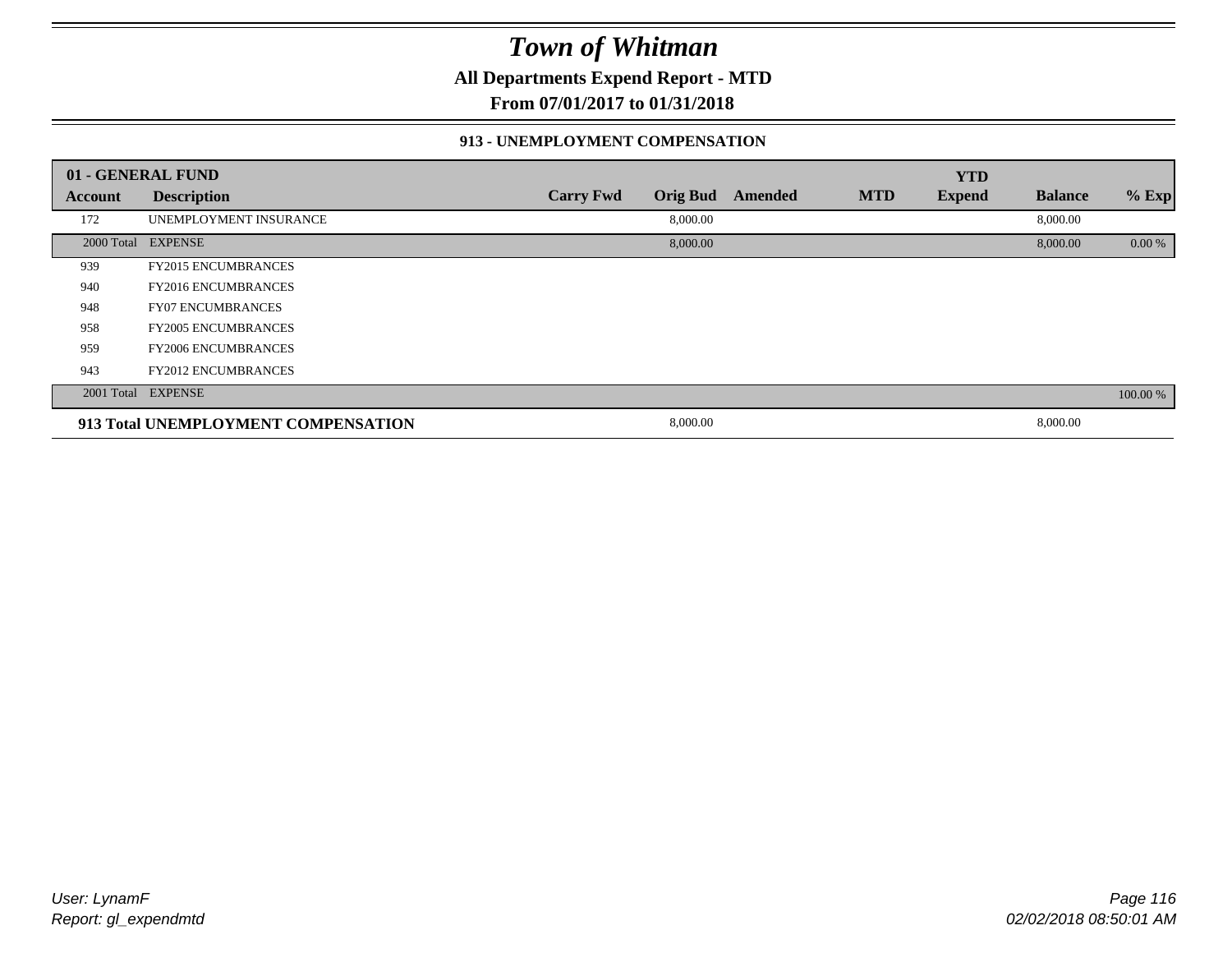# Town of Whitman

**All Departments Expend Report - MTD**

**From 07/01/2017 to 01/31/2018**

### 913 - UNEMPLOYMENT COMPENSATION

| 01 - GENERAL FUND | | | | | | | | |
|---|---|---|---|---|---|---|---|---|
| **Account** | **Description** | **Carry Fwd** | **Orig Bud** | **Amended** | **MTD** | **YTD Expend** | **Balance** | **% Exp** |
| 172 | UNEMPLOYMENT INSURANCE | | 8,000.00 | | | | 8,000.00 | |
| 2000 Total | EXPENSE | | 8,000.00 | | | | 8,000.00 | 0.00 % |
| 939 | FY2015 ENCUMBRANCES | | | | | | | |
| 940 | FY2016 ENCUMBRANCES | | | | | | | |
| 948 | FY07 ENCUMBRANCES | | | | | | | |
| 958 | FY2005 ENCUMBRANCES | | | | | | | |
| 959 | FY2006 ENCUMBRANCES | | | | | | | |
| 943 | FY2012 ENCUMBRANCES | | | | | | | |
| 2001 Total | EXPENSE | | | | | | | 100.00 % |
| **913 Total UNEMPLOYMENT COMPENSATION** | | | 8,000.00 | | | | 8,000.00 | |

*User: LynamF*

*Report: gl_expendmtd*

*02/02/2018 08:50:01 AM*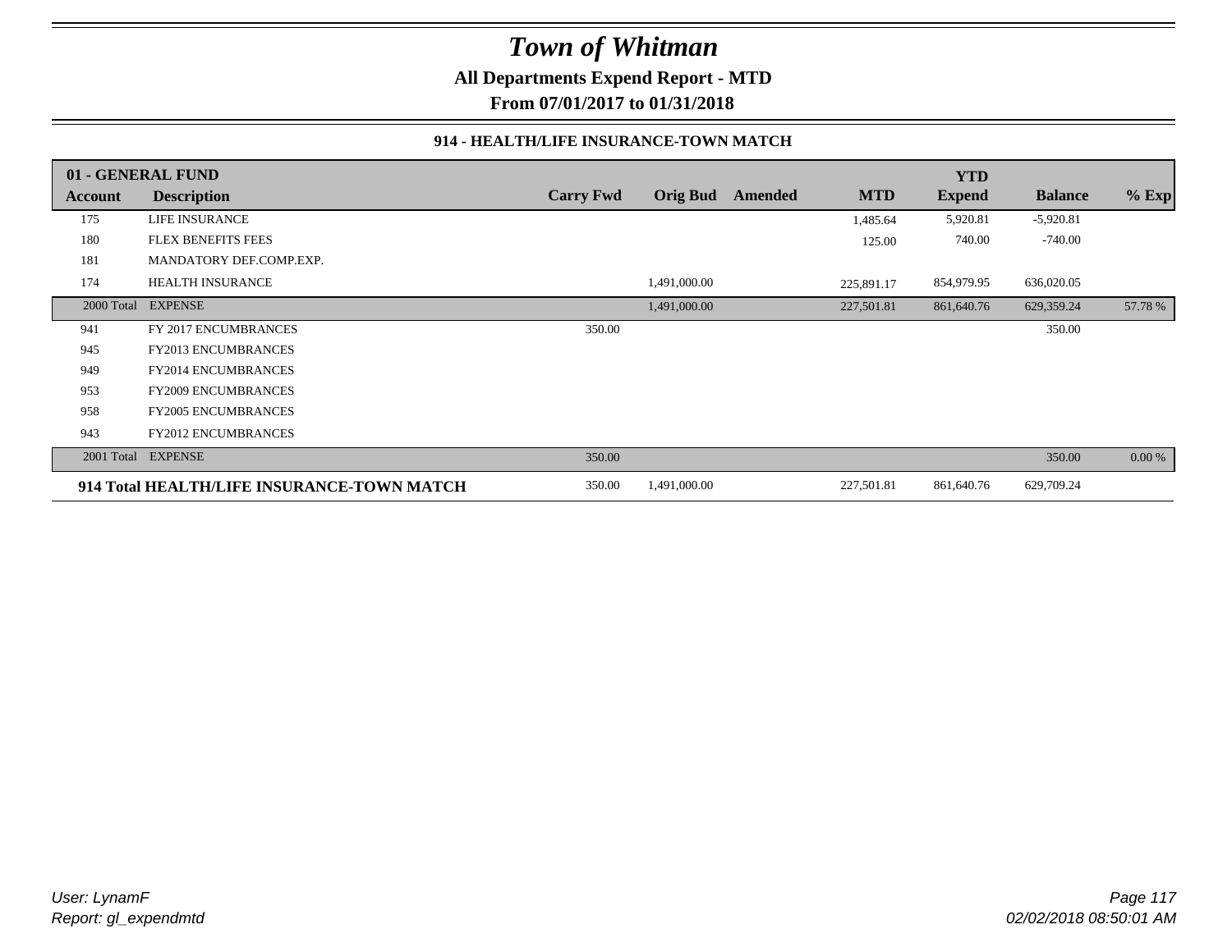# *Town of Whitman*

**All Departments Expend Report - MTD**

**From 07/01/2017 to 01/31/2018**

### 914 - HEALTH/LIFE INSURANCE-TOWN MATCH

| 01 - GENERAL FUND | | | | | | | | |
|---|---|---|---|---|---|---|---|---|
| **Account** | **Description** | **Carry Fwd** | **Orig Bud** | **Amended** | **MTD** | **YTD Expend** | **Balance** | **% Exp** |
| 175 | LIFE INSURANCE | | | | 1,485.64 | 5,920.81 | -5,920.81 | |
| 180 | FLEX BENEFITS FEES | | | | 125.00 | 740.00 | -740.00 | |
| 181 | MANDATORY DEF.COMP.EXP. | | | | | | | |
| 174 | HEALTH INSURANCE | | 1,491,000.00 | | 225,891.17 | 854,979.95 | 636,020.05 | |
| 2000 Total | EXPENSE | | 1,491,000.00 | | 227,501.81 | 861,640.76 | 629,359.24 | 57.78 % |
| 941 | FY 2017 ENCUMBRANCES | 350.00 | | | | | 350.00 | |
| 945 | FY2013 ENCUMBRANCES | | | | | | | |
| 949 | FY2014 ENCUMBRANCES | | | | | | | |
| 953 | FY2009 ENCUMBRANCES | | | | | | | |
| 958 | FY2005 ENCUMBRANCES | | | | | | | |
| 943 | FY2012 ENCUMBRANCES | | | | | | | |
| 2001 Total | EXPENSE | 350.00 | | | | | 350.00 | 0.00 % |
| **914 Total HEALTH/LIFE INSURANCE-TOWN MATCH** | | 350.00 | 1,491,000.00 | | 227,501.81 | 861,640.76 | 629,709.24 | |

*User: LynamF*
*Report: gl_expendmtd*

*02/02/2018 08:50:01 AM*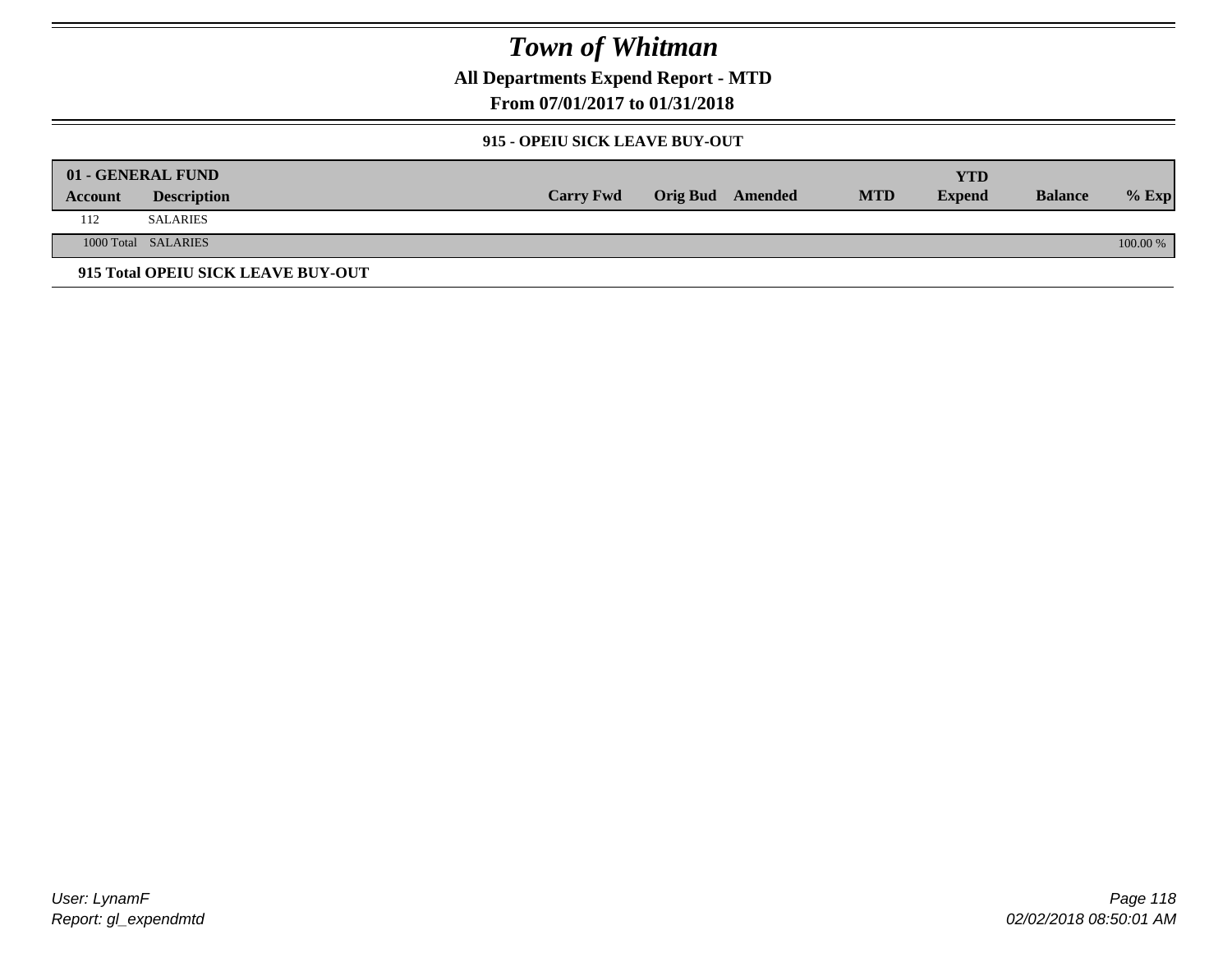# Town of Whitman

## All Departments Expend Report - MTD

### From 07/01/2017 to 01/31/2018

#### 915 - OPEIU SICK LEAVE BUY-OUT

| 01 - GENERAL FUND Account | Description | Carry Fwd | Orig Bud | Amended | MTD | YTD Expend | Balance | % Exp |
|---|---|---|---|---|---|---|---|---|
| 112 | SALARIES | | | | | | | |
| 1000 Total | SALARIES | | | | | | | 100.00 % |

**915 Total OPEIU SICK LEAVE BUY-OUT**

User: LynamF
Report: gl_expendmtd

02/02/2018 08:50:01 AM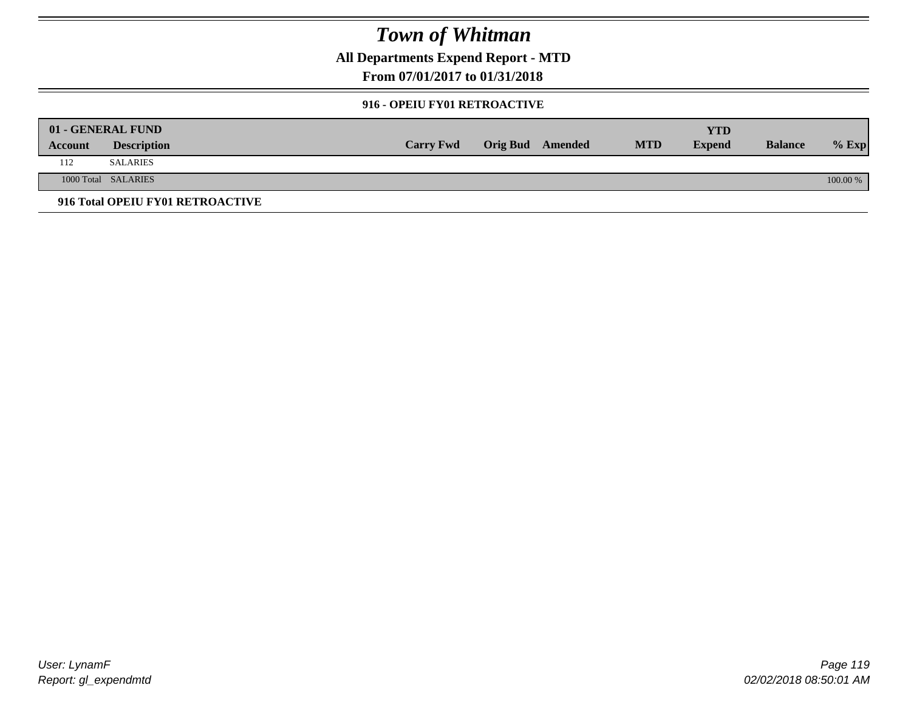# Town of Whitman

## All Departments Expend Report - MTD

## From 07/01/2017 to 01/31/2018

### 916 - OPEIU FY01 RETROACTIVE

| 01 - GENERAL FUND | | | | | | YTD | | |
|---|---|---|---|---|---|---|---|---|
| Account | Description | Carry Fwd | Orig Bud | Amended | MTD | Expend | Balance | % Exp |
| 112 | SALARIES | | | | | | | |
| 1000 Total | SALARIES | | | | | | | 100.00 % |

**916 Total OPEIU FY01 RETROACTIVE**

User: LynamF
Report: gl_expendmtd

02/02/2018 08:50:01 AM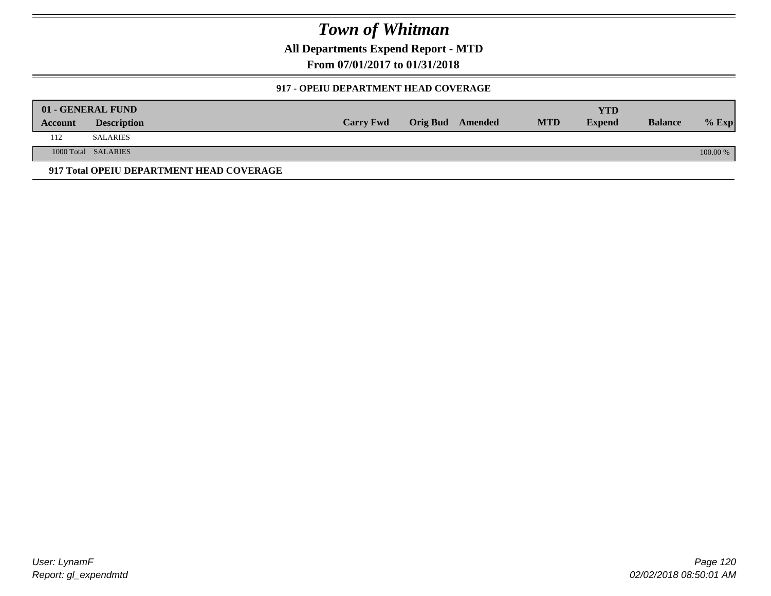# Town of Whitman

**All Departments Expend Report - MTD**

**From 07/01/2017 to 01/31/2018**

### 917 - OPEIU DEPARTMENT HEAD COVERAGE

| 01 - GENERAL FUND | | | | | | | | |
|---|---|---|---|---|---|---|---|---|
| **Account** | **Description** | **Carry Fwd** | **Orig Bud** | **Amended** | **MTD** | **YTD Expend** | **Balance** | **% Exp** |
| 112 | SALARIES | | | | | | | |
| 1000 Total | SALARIES | | | | | | | 100.00 % |

**917 Total OPEIU DEPARTMENT HEAD COVERAGE**

User: LynamF
Report: gl_expendmtd

02/02/2018 08:50:01 AM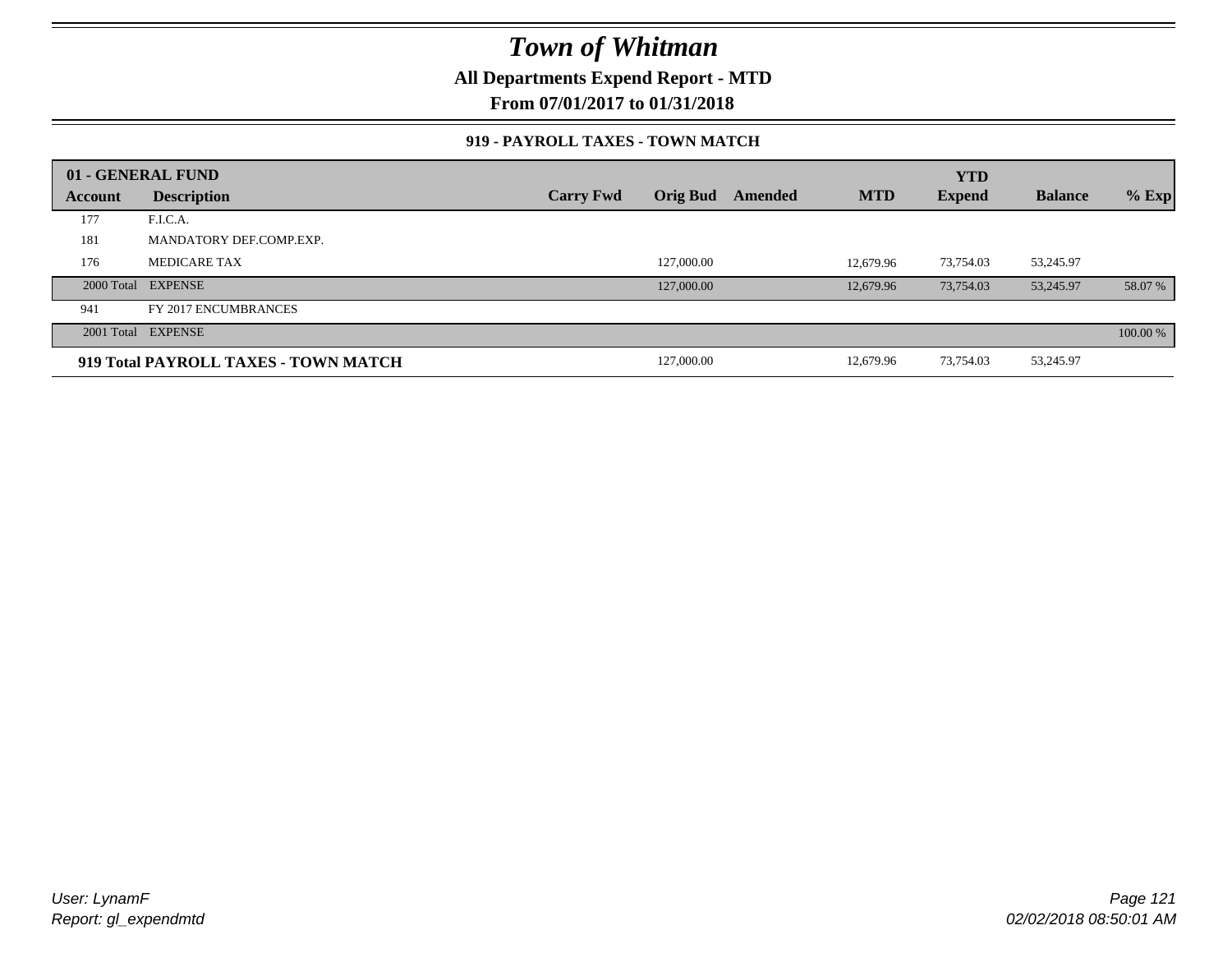# Town of Whitman

**All Departments Expend Report - MTD**

**From 07/01/2017 to 01/31/2018**

### 919 - PAYROLL TAXES - TOWN MATCH

| 01 - GENERAL FUND | | | | | | | | |
|---|---|---|---|---|---|---|---|---|
| **Account** | **Description** | **Carry Fwd** | **Orig Bud** | **Amended** | **MTD** | **YTD Expend** | **Balance** | **% Exp** |
| 177 | F.I.C.A. | | | | | | | |
| 181 | MANDATORY DEF.COMP.EXP. | | | | | | | |
| 176 | MEDICARE TAX | | 127,000.00 | | 12,679.96 | 73,754.03 | 53,245.97 | |
| 2000 Total | EXPENSE | | 127,000.00 | | 12,679.96 | 73,754.03 | 53,245.97 | 58.07 % |
| 941 | FY 2017 ENCUMBRANCES | | | | | | | |
| 2001 Total | EXPENSE | | | | | | | 100.00 % |
| **919 Total PAYROLL TAXES - TOWN MATCH** | | | 127,000.00 | | 12,679.96 | 73,754.03 | 53,245.97 | |

User: LynamF
Report: gl_expendmtd

02/02/2018 08:50:01 AM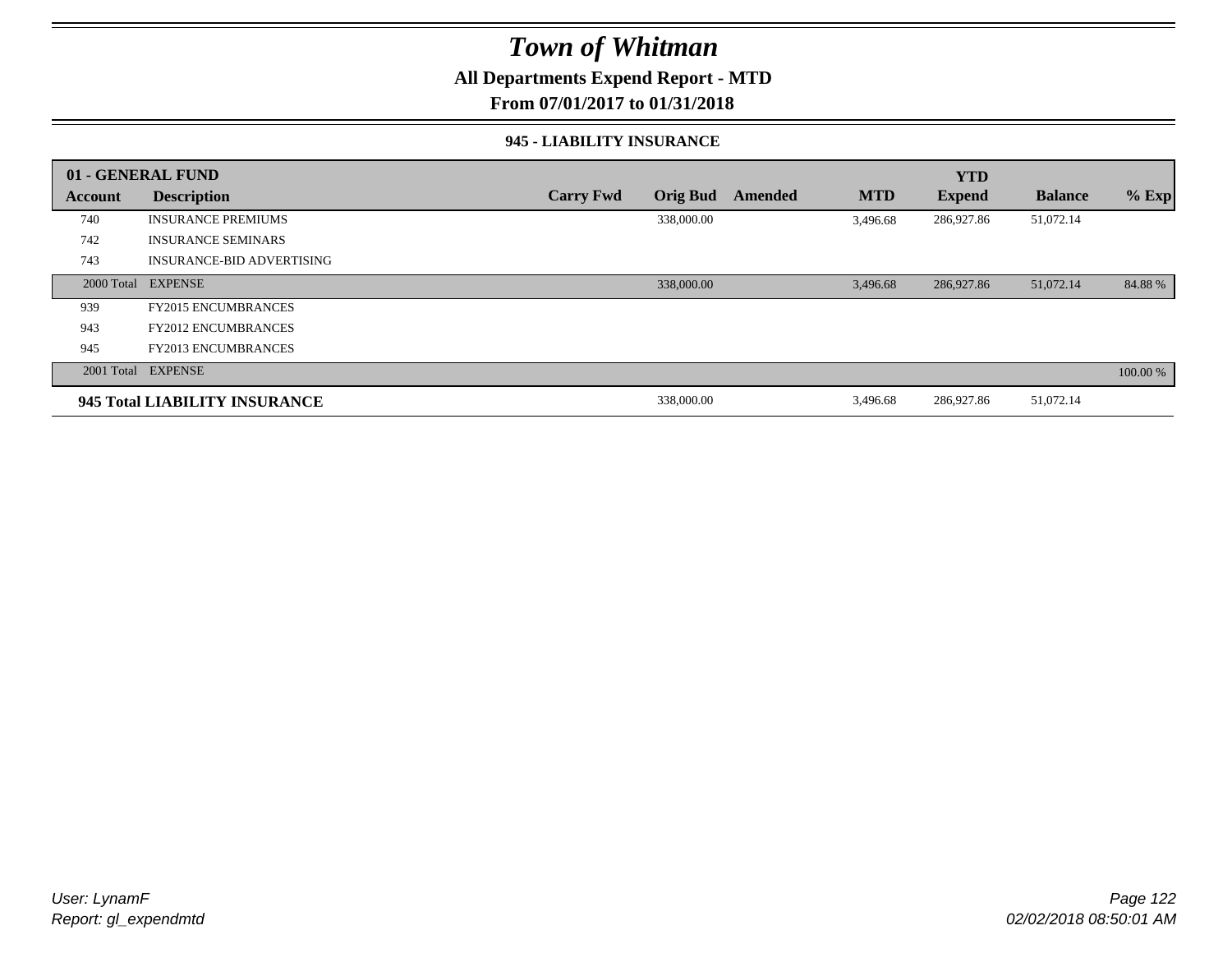# Town of Whitman

## All Departments Expend Report - MTD

## From 07/01/2017 to 01/31/2018

### 945 - LIABILITY INSURANCE

| 01 - GENERAL FUND | | | | | | YTD | | |
|---|---|---|---|---|---|---|---|---|
| **Account** | **Description** | **Carry Fwd** | **Orig Bud** | **Amended** | **MTD** | **Expend** | **Balance** | **% Exp** |
| 740 | INSURANCE PREMIUMS | | 338,000.00 | | 3,496.68 | 286,927.86 | 51,072.14 | |
| 742 | INSURANCE SEMINARS | | | | | | | |
| 743 | INSURANCE-BID ADVERTISING | | | | | | | |
| 2000 Total | EXPENSE | | 338,000.00 | | 3,496.68 | 286,927.86 | 51,072.14 | 84.88 % |
| 939 | FY2015 ENCUMBRANCES | | | | | | | |
| 943 | FY2012 ENCUMBRANCES | | | | | | | |
| 945 | FY2013 ENCUMBRANCES | | | | | | | |
| 2001 Total | EXPENSE | | | | | | | 100.00 % |
| **945 Total LIABILITY INSURANCE** | | | 338,000.00 | | 3,496.68 | 286,927.86 | 51,072.14 | |

*User: LynamF*
*Report: gl_expendmtd*

*02/02/2018 08:50:01 AM*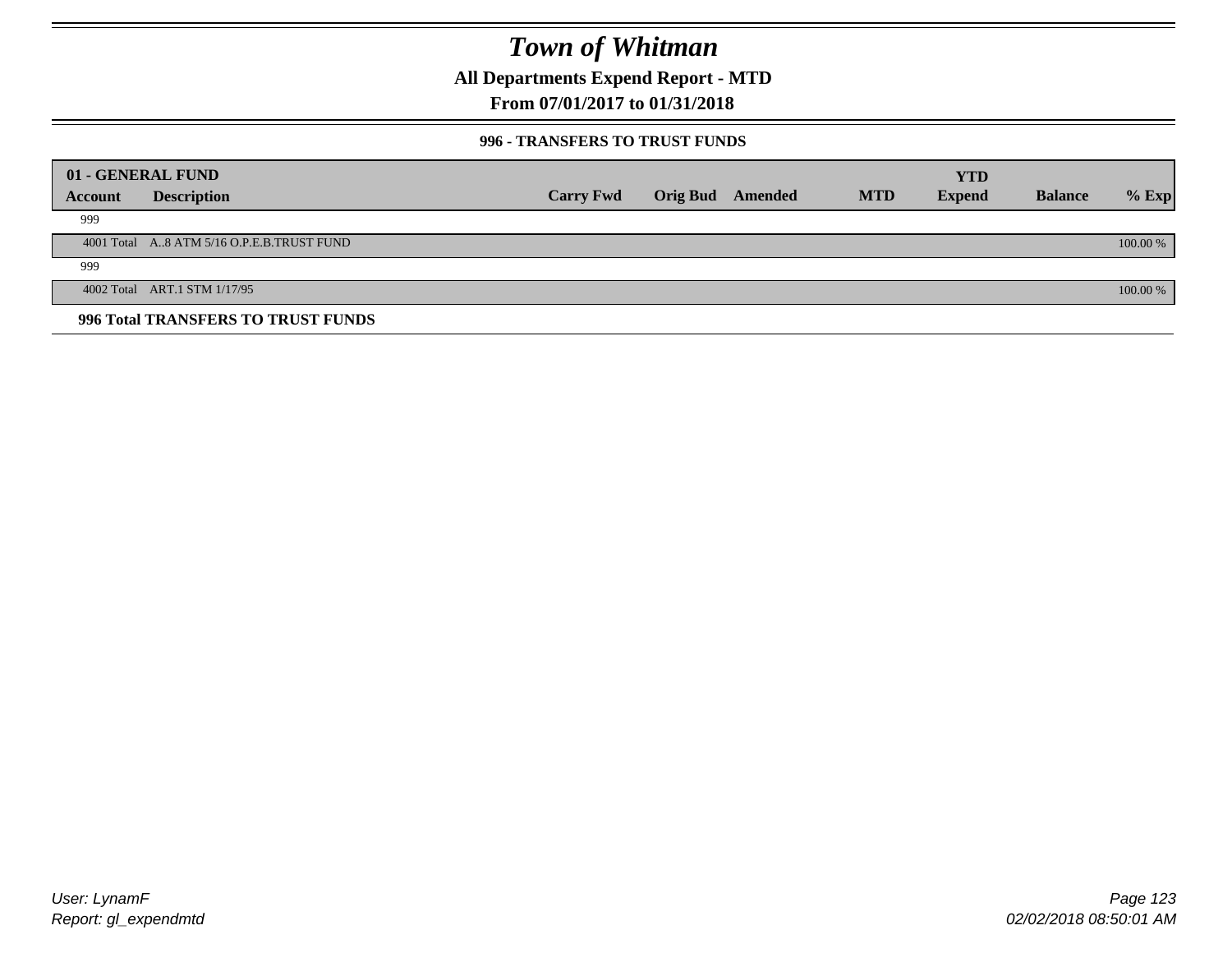# Town of Whitman

## All Departments Expend Report - MTD

## From 07/01/2017 to 01/31/2018

### 996 - TRANSFERS TO TRUST FUNDS

| 01 - GENERAL FUND | | | | | | YTD | | |
|---|---|---|---|---|---|---|---|---|
| **Account** | **Description** | **Carry Fwd** | **Orig Bud** | **Amended** | **MTD** | **Expend** | **Balance** | **% Exp** |
| 999 | | | | | | | | |
| 4001 Total | A..8 ATM 5/16 O.P.E.B.TRUST FUND | | | | | | | 100.00 % |
| 999 | | | | | | | | |
| 4002 Total | ART.1 STM 1/17/95 | | | | | | | 100.00 % |

**996 Total TRANSFERS TO TRUST FUNDS**

User: LynamF
Report: gl_expendmtd

02/02/2018 08:50:01 AM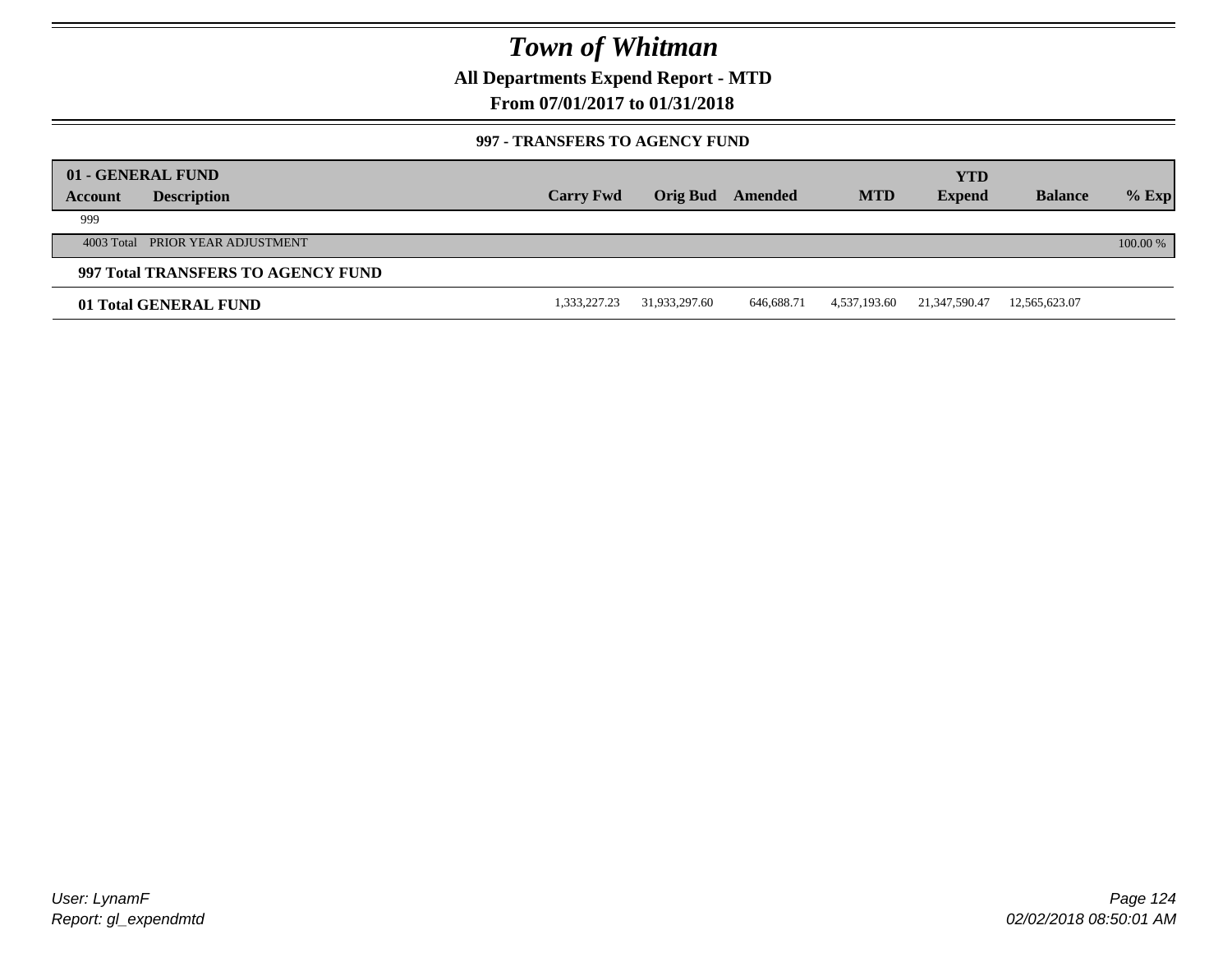# Town of Whitman

## All Departments Expend Report - MTD

## From 07/01/2017 to 01/31/2018

### 997 - TRANSFERS TO AGENCY FUND

| 01 - GENERAL FUND | | | | | | | | |
|---|---|---|---|---|---|---|---|---|
| **Account** | **Description** | **Carry Fwd** | **Orig Bud** | **Amended** | **MTD** | **YTD Expend** | **Balance** | **% Exp** |
| 999 | | | | | | | | |
| 4003 Total | PRIOR YEAR ADJUSTMENT | | | | | | | 100.00 % |
| **997 Total TRANSFERS TO AGENCY FUND** | | | | | | | | |
| **01 Total GENERAL FUND** | | 1,333,227.23 | 31,933,297.60 | 646,688.71 | 4,537,193.60 | 21,347,590.47 | 12,565,623.07 | |

User: LynamF
Report: gl_expendmtd

02/02/2018 08:50:01 AM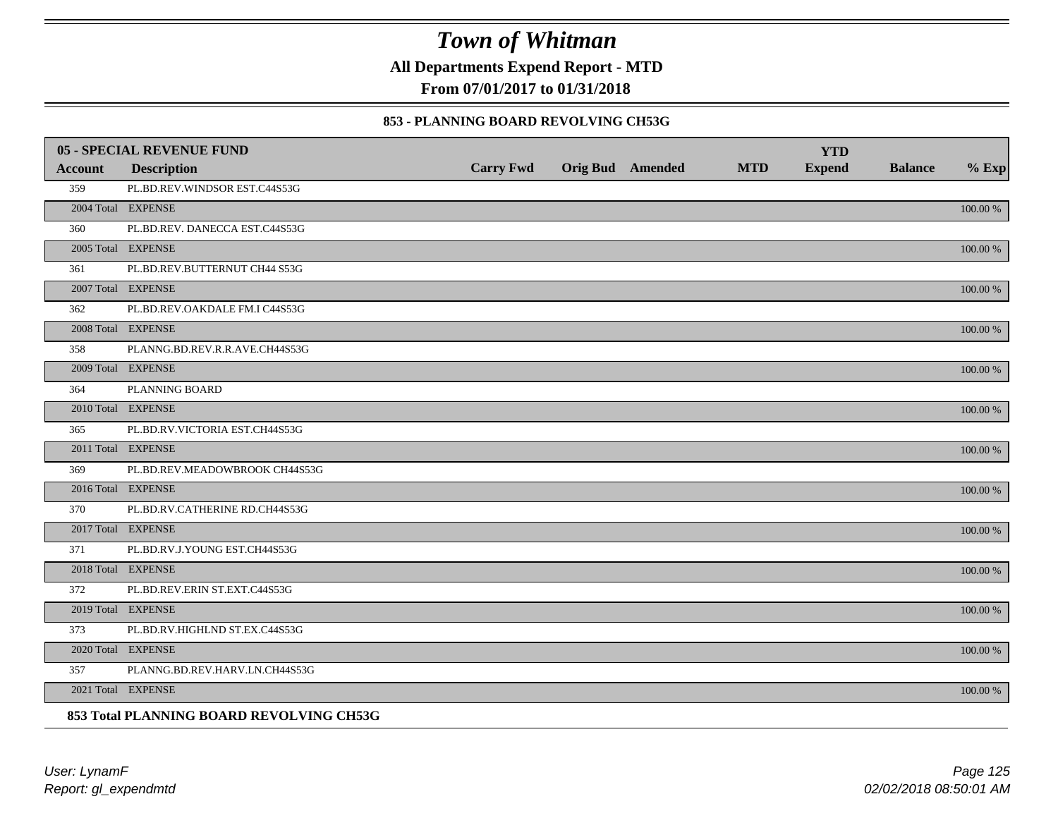# Town of Whitman

**All Departments Expend Report - MTD**

**From 07/01/2017 to 01/31/2018**

**853 - PLANNING BOARD REVOLVING CH53G**

| 05 - SPECIAL REVENUE FUND | | | | | | | | | |
|---|---|---|---|---|---|---|---|---|---|
| **Account** | **Description** | **Carry Fwd** | **Orig Bud** | **Amended** | **MTD** | **YTD Expend** | **Balance** | **% Exp** |
| 359 | PL.BD.REV.WINDSOR EST.C44S53G | | | | | | | |
| 2004 Total | EXPENSE | | | | | | | 100.00 % |
| 360 | PL.BD.REV. DANECCA EST.C44S53G | | | | | | | |
| 2005 Total | EXPENSE | | | | | | | 100.00 % |
| 361 | PL.BD.REV.BUTTERNUT CH44 S53G | | | | | | | |
| 2007 Total | EXPENSE | | | | | | | 100.00 % |
| 362 | PL.BD.REV.OAKDALE FM.I C44S53G | | | | | | | |
| 2008 Total | EXPENSE | | | | | | | 100.00 % |
| 358 | PLANNG.BD.REV.R.R.AVE.CH44S53G | | | | | | | |
| 2009 Total | EXPENSE | | | | | | | 100.00 % |
| 364 | PLANNING BOARD | | | | | | | |
| 2010 Total | EXPENSE | | | | | | | 100.00 % |
| 365 | PL.BD.RV.VICTORIA EST.CH44S53G | | | | | | | |
| 2011 Total | EXPENSE | | | | | | | 100.00 % |
| 369 | PL.BD.REV.MEADOWBROOK CH44S53G | | | | | | | |
| 2016 Total | EXPENSE | | | | | | | 100.00 % |
| 370 | PL.BD.RV.CATHERINE RD.CH44S53G | | | | | | | |
| 2017 Total | EXPENSE | | | | | | | 100.00 % |
| 371 | PL.BD.RV.J.YOUNG EST.CH44S53G | | | | | | | |
| 2018 Total | EXPENSE | | | | | | | 100.00 % |
| 372 | PL.BD.REV.ERIN ST.EXT.C44S53G | | | | | | | |
| 2019 Total | EXPENSE | | | | | | | 100.00 % |
| 373 | PL.BD.RV.HIGHLND ST.EX.C44S53G | | | | | | | |
| 2020 Total | EXPENSE | | | | | | | 100.00 % |
| 357 | PLANNG.BD.REV.HARV.LN.CH44S53G | | | | | | | |
| 2021 Total | EXPENSE | | | | | | | 100.00 % |

**853 Total PLANNING BOARD REVOLVING CH53G**

*User: LynamF*
*Report: gl_expendmtd*

*02/02/2018 08:50:01 AM*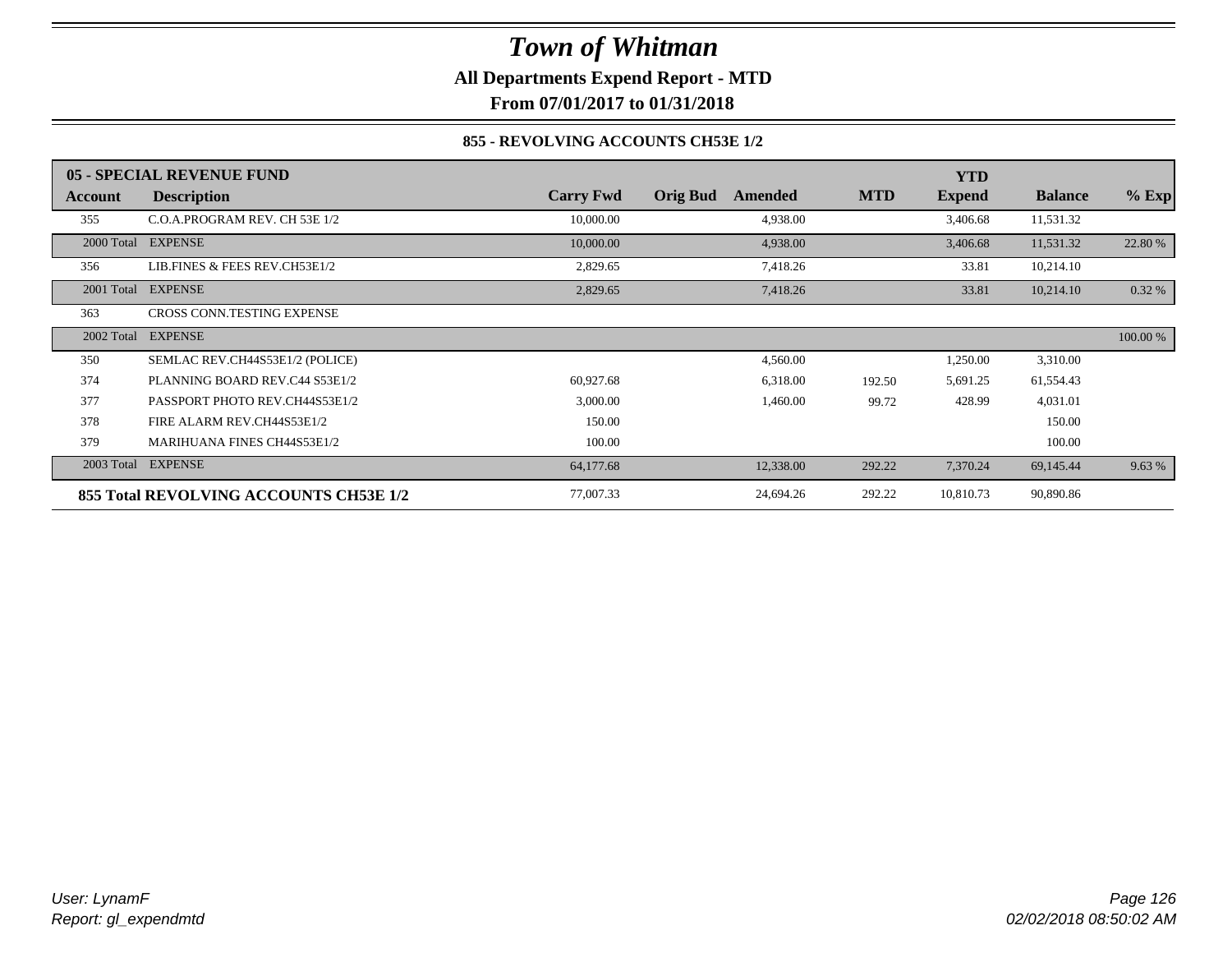# Town of Whitman

**All Departments Expend Report - MTD**

**From 07/01/2017 to 01/31/2018**

### 855 - REVOLVING ACCOUNTS CH53E 1/2

| Account | Description | Carry Fwd | Orig Bud | Amended | MTD | YTD Expend | Balance | % Exp |
|---|---|---|---|---|---|---|---|---|
| **05 - SPECIAL REVENUE FUND** | | | | | | | | |
| 355 | C.O.A.PROGRAM REV. CH 53E 1/2 | 10,000.00 | | 4,938.00 | | 3,406.68 | 11,531.32 | |
| 2000 Total | EXPENSE | 10,000.00 | | 4,938.00 | | 3,406.68 | 11,531.32 | 22.80 % |
| 356 | LIB.FINES & FEES REV.CH53E1/2 | 2,829.65 | | 7,418.26 | | 33.81 | 10,214.10 | |
| 2001 Total | EXPENSE | 2,829.65 | | 7,418.26 | | 33.81 | 10,214.10 | 0.32 % |
| 363 | CROSS CONN.TESTING EXPENSE | | | | | | | |
| 2002 Total | EXPENSE | | | | | | | 100.00 % |
| 350 | SEMLAC REV.CH44S53E1/2 (POLICE) | | | 4,560.00 | | 1,250.00 | 3,310.00 | |
| 374 | PLANNING BOARD REV.C44 S53E1/2 | 60,927.68 | | 6,318.00 | 192.50 | 5,691.25 | 61,554.43 | |
| 377 | PASSPORT PHOTO REV.CH44S53E1/2 | 3,000.00 | | 1,460.00 | 99.72 | 428.99 | 4,031.01 | |
| 378 | FIRE ALARM REV.CH44S53E1/2 | 150.00 | | | | | 150.00 | |
| 379 | MARIHUANA FINES CH44S53E1/2 | 100.00 | | | | | 100.00 | |
| 2003 Total | EXPENSE | 64,177.68 | | 12,338.00 | 292.22 | 7,370.24 | 69,145.44 | 9.63 % |
| **855 Total REVOLVING ACCOUNTS CH53E 1/2** | | 77,007.33 | | 24,694.26 | 292.22 | 10,810.73 | 90,890.86 | |

User: LynamF
Report: gl_expendmtd

02/02/2018 08:50:02 AM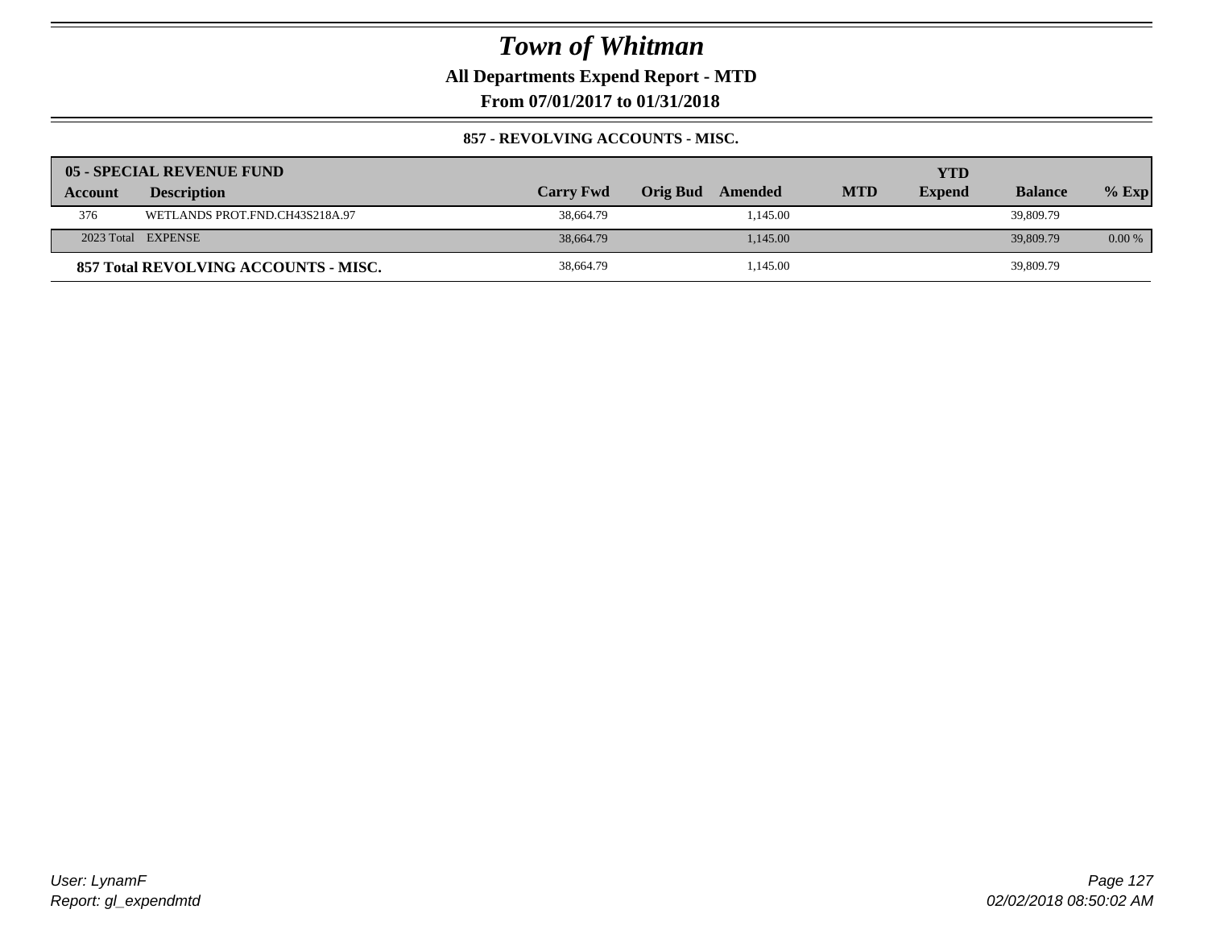# Town of Whitman

**All Departments Expend Report - MTD**

**From 07/01/2017 to 01/31/2018**

**857 - REVOLVING ACCOUNTS - MISC.**

| 05 - SPECIAL REVENUE FUND | | | | | | | YTD | | |
|---|---|---|---|---|---|---|---|---|---|
| **Account** | **Description** | **Carry Fwd** | **Orig Bud** | **Amended** | **MTD** | **Expend** | **Balance** | **% Exp** |
| 376 | WETLANDS PROT.FND.CH43S218A.97 | 38,664.79 | | 1,145.00 | | | 39,809.79 | |
| 2023 Total | EXPENSE | 38,664.79 | | 1,145.00 | | | 39,809.79 | 0.00 % |
| **857 Total REVOLVING ACCOUNTS - MISC.** | | 38,664.79 | | 1,145.00 | | | 39,809.79 | |

User: LynamF
Report: gl_expendmtd

02/02/2018 08:50:02 AM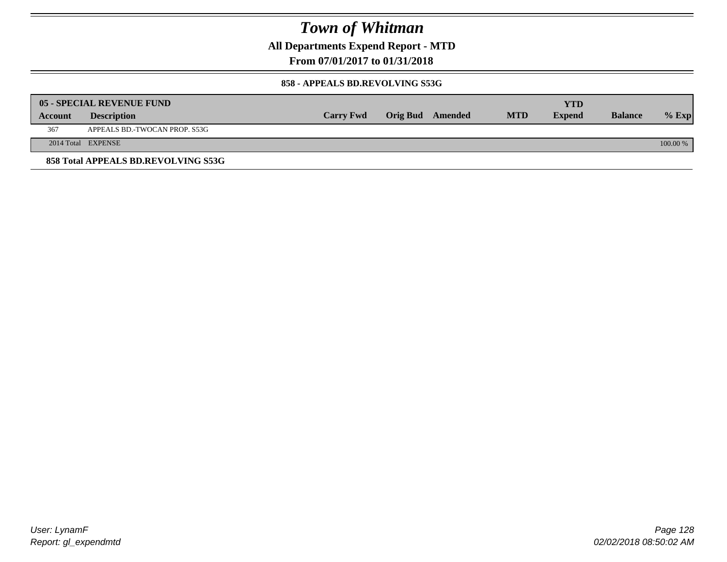# Town of Whitman

**All Departments Expend Report - MTD**

**From 07/01/2017 to 01/31/2018**

**858 - APPEALS BD.REVOLVING S53G**

| 05 - SPECIAL REVENUE FUND | | | | | | YTD | | |
|---|---|---|---|---|---|---|---|---|
| **Account** | **Description** | **Carry Fwd** | **Orig Bud** | **Amended** | **MTD** | **Expend** | **Balance** | **% Exp** |
| 367 | APPEALS BD.-TWOCAN PROP. S53G | | | | | | | |
| 2014 Total | EXPENSE | | | | | | | 100.00 % |

**858 Total APPEALS BD.REVOLVING S53G**

User: LynamF
Report: gl_expendmtd

02/02/2018 08:50:02 AM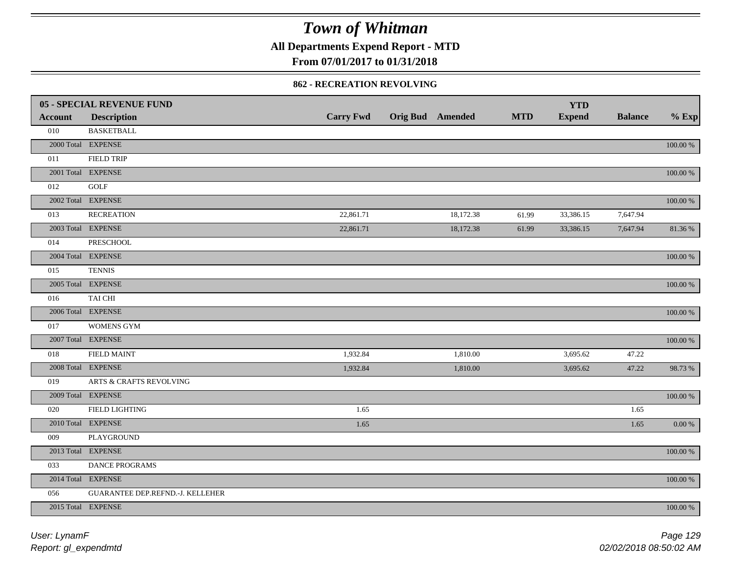# Town of Whitman

**All Departments Expend Report - MTD**

**From 07/01/2017 to 01/31/2018**

**862 - RECREATION REVOLVING**

| 05 - SPECIAL REVENUE FUND | | | | | | YTD | | |
|---|---|---|---|---|---|---|---|---|
| **Account** | **Description** | **Carry Fwd** | **Orig Bud** | **Amended** | **MTD** | **Expend** | **Balance** | **% Exp** |
| 010 | BASKETBALL | | | | | | | |
| 2000 Total | EXPENSE | | | | | | | 100.00 % |
| 011 | FIELD TRIP | | | | | | | |
| 2001 Total | EXPENSE | | | | | | | 100.00 % |
| 012 | GOLF | | | | | | | |
| 2002 Total | EXPENSE | | | | | | | 100.00 % |
| 013 | RECREATION | 22,861.71 | | 18,172.38 | 61.99 | 33,386.15 | 7,647.94 | |
| 2003 Total | EXPENSE | 22,861.71 | | 18,172.38 | 61.99 | 33,386.15 | 7,647.94 | 81.36 % |
| 014 | PRESCHOOL | | | | | | | |
| 2004 Total | EXPENSE | | | | | | | 100.00 % |
| 015 | TENNIS | | | | | | | |
| 2005 Total | EXPENSE | | | | | | | 100.00 % |
| 016 | TAI CHI | | | | | | | |
| 2006 Total | EXPENSE | | | | | | | 100.00 % |
| 017 | WOMENS GYM | | | | | | | |
| 2007 Total | EXPENSE | | | | | | | 100.00 % |
| 018 | FIELD MAINT | 1,932.84 | | 1,810.00 | | 3,695.62 | 47.22 | |
| 2008 Total | EXPENSE | 1,932.84 | | 1,810.00 | | 3,695.62 | 47.22 | 98.73 % |
| 019 | ARTS & CRAFTS REVOLVING | | | | | | | |
| 2009 Total | EXPENSE | | | | | | | 100.00 % |
| 020 | FIELD LIGHTING | 1.65 | | | | | 1.65 | |
| 2010 Total | EXPENSE | 1.65 | | | | | 1.65 | 0.00 % |
| 009 | PLAYGROUND | | | | | | | |
| 2013 Total | EXPENSE | | | | | | | 100.00 % |
| 033 | DANCE PROGRAMS | | | | | | | |
| 2014 Total | EXPENSE | | | | | | | 100.00 % |
| 056 | GUARANTEE DEP.REFND.-J. KELLEHER | | | | | | | |
| 2015 Total | EXPENSE | | | | | | | 100.00 % |

*User: LynamF*
*Report: gl_expendmtd*

*02/02/2018 08:50:02 AM*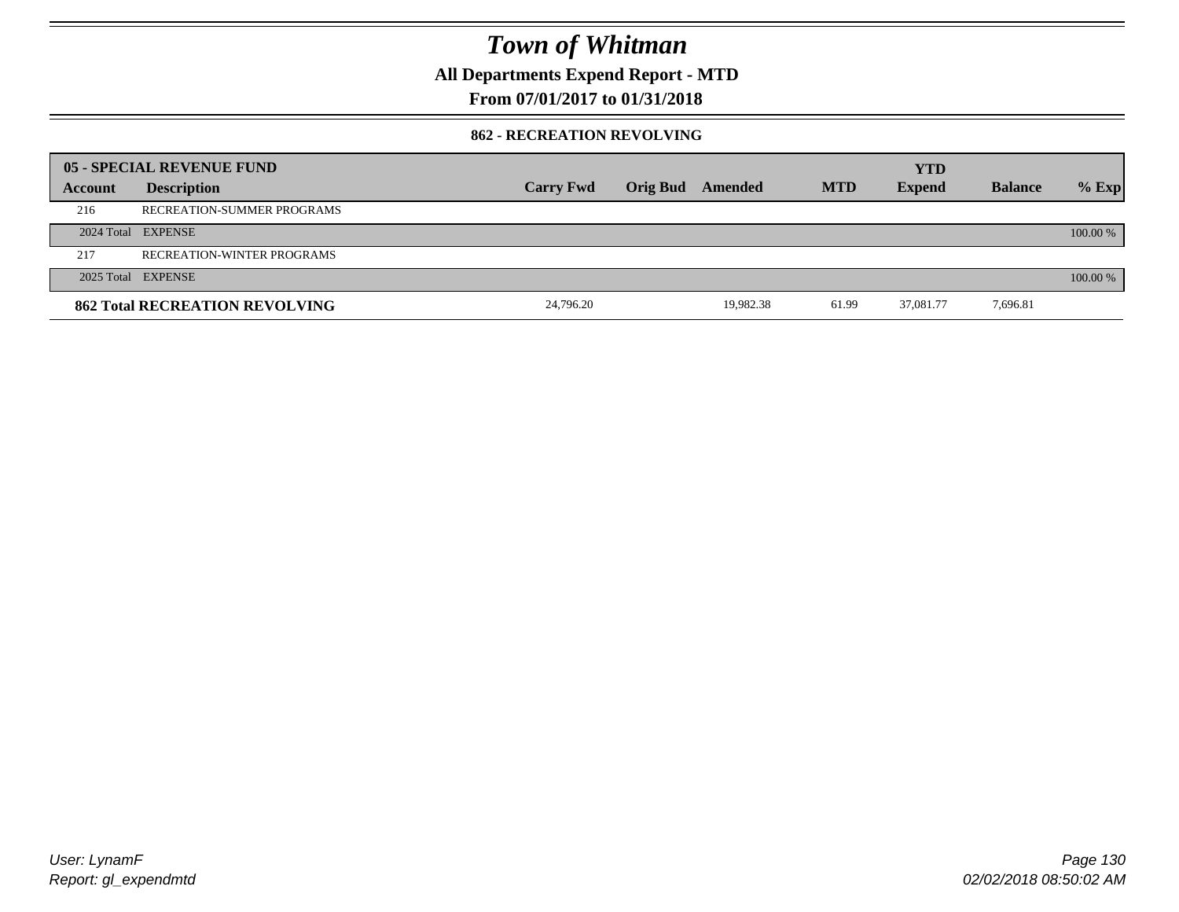# Town of Whitman

**All Departments Expend Report - MTD**

**From 07/01/2017 to 01/31/2018**

**862 - RECREATION REVOLVING**

| 05 - SPECIAL REVENUE FUND | | | | | | YTD | | |
|---|---|---|---|---|---|---|---|---|
| **Account** | **Description** | **Carry Fwd** | **Orig Bud** | **Amended** | **MTD** | **Expend** | **Balance** | **% Exp** |
| 216 | RECREATION-SUMMER PROGRAMS | | | | | | | |
| 2024 Total | EXPENSE | | | | | | | 100.00 % |
| 217 | RECREATION-WINTER PROGRAMS | | | | | | | |
| 2025 Total | EXPENSE | | | | | | | 100.00 % |
| **862 Total RECREATION REVOLVING** | | 24,796.20 | | 19,982.38 | 61.99 | 37,081.77 | 7,696.81 | |

*User: LynamF*
*Report: gl_expendmtd*

*02/02/2018 08:50:02 AM*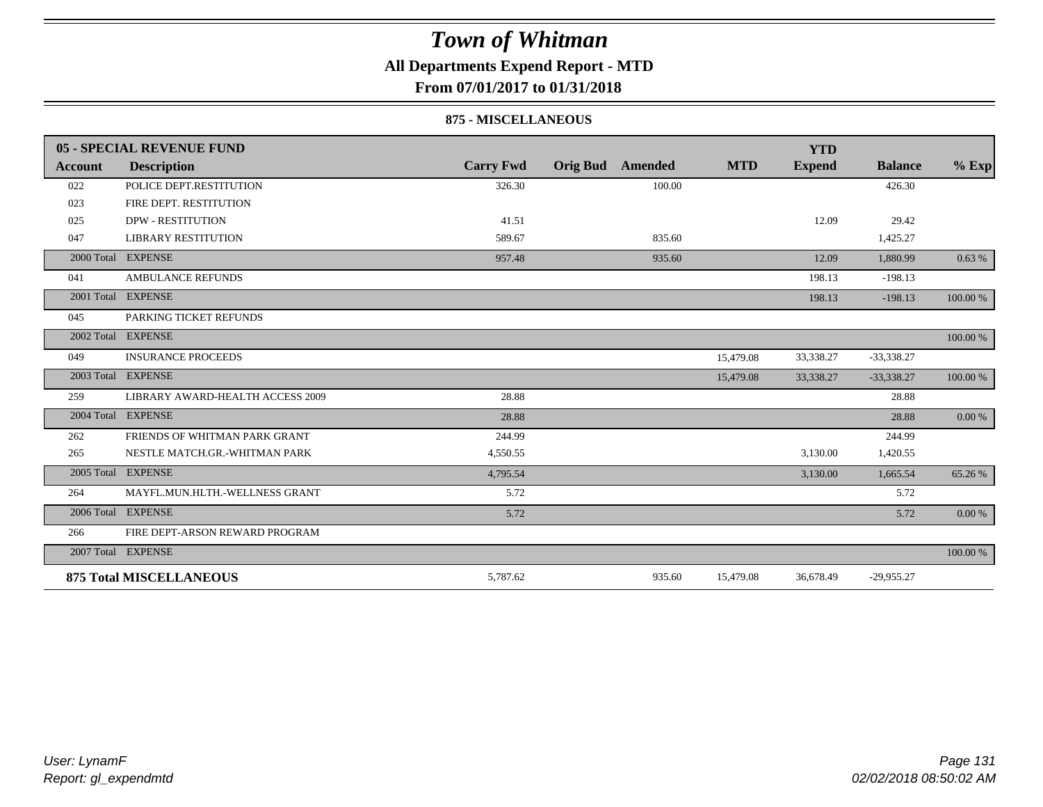# Town of Whitman

**All Departments Expend Report - MTD**

**From 07/01/2017 to 01/31/2018**

**875 - MISCELLANEOUS**

| Account | Description | Carry Fwd | Orig Bud | Amended | MTD | YTD Expend | Balance | % Exp |
|---|---|---|---|---|---|---|---|---|
| **05 - SPECIAL REVENUE FUND** | | | | | | | | |
| 022 | POLICE DEPT.RESTITUTION | 326.30 | | 100.00 | | | 426.30 | |
| 023 | FIRE DEPT. RESTITUTION | | | | | | | |
| 025 | DPW - RESTITUTION | 41.51 | | | | 12.09 | 29.42 | |
| 047 | LIBRARY RESTITUTION | 589.67 | | 835.60 | | | 1,425.27 | |
| 2000 Total | EXPENSE | 957.48 | | 935.60 | | 12.09 | 1,880.99 | 0.63 % |
| 041 | AMBULANCE REFUNDS | | | | | 198.13 | -198.13 | |
| 2001 Total | EXPENSE | | | | | 198.13 | -198.13 | 100.00 % |
| 045 | PARKING TICKET REFUNDS | | | | | | | |
| 2002 Total | EXPENSE | | | | | | | 100.00 % |
| 049 | INSURANCE PROCEEDS | | | | 15,479.08 | 33,338.27 | -33,338.27 | |
| 2003 Total | EXPENSE | | | | 15,479.08 | 33,338.27 | -33,338.27 | 100.00 % |
| 259 | LIBRARY AWARD-HEALTH ACCESS 2009 | 28.88 | | | | | 28.88 | |
| 2004 Total | EXPENSE | 28.88 | | | | | 28.88 | 0.00 % |
| 262 | FRIENDS OF WHITMAN PARK GRANT | 244.99 | | | | | 244.99 | |
| 265 | NESTLE MATCH.GR.-WHITMAN PARK | 4,550.55 | | | | 3,130.00 | 1,420.55 | |
| 2005 Total | EXPENSE | 4,795.54 | | | | 3,130.00 | 1,665.54 | 65.26 % |
| 264 | MAYFL.MUN.HLTH.-WELLNESS GRANT | 5.72 | | | | | 5.72 | |
| 2006 Total | EXPENSE | 5.72 | | | | | 5.72 | 0.00 % |
| 266 | FIRE DEPT-ARSON REWARD PROGRAM | | | | | | | |
| 2007 Total | EXPENSE | | | | | | | 100.00 % |
| **875 Total MISCELLANEOUS** | | 5,787.62 | | 935.60 | 15,479.08 | 36,678.49 | -29,955.27 | |

User: LynamF
Report: gl_expendmtd

02/02/2018 08:50:02 AM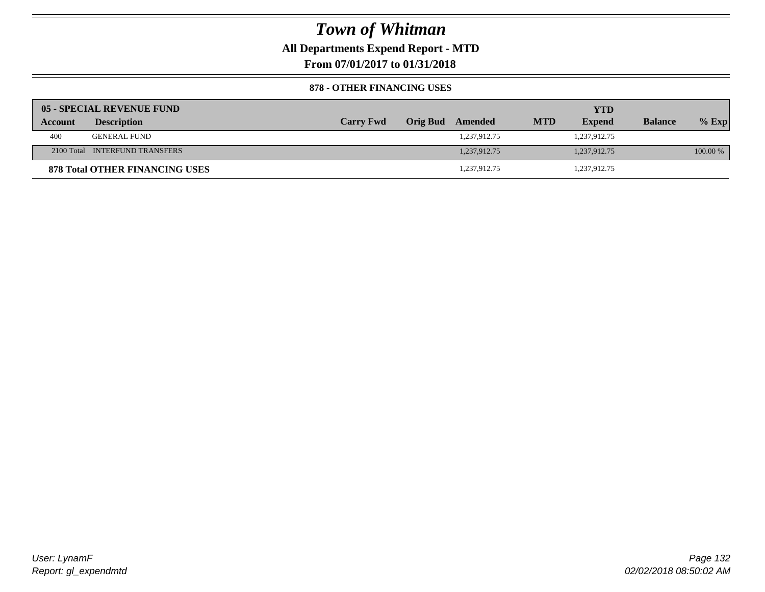# Town of Whitman

**All Departments Expend Report - MTD**

**From 07/01/2017 to 01/31/2018**

**878 - OTHER FINANCING USES**

| **05 - SPECIAL REVENUE FUND** | | | | | | | | |
|---|---|---|---|---|---|---|---|---|
| **Account** | **Description** | **Carry Fwd** | **Orig Bud** | **Amended** | **MTD** | **YTD Expend** | **Balance** | **% Exp** |
| 400 | GENERAL FUND | | | 1,237,912.75 | | 1,237,912.75 | | |
| 2100 Total | INTERFUND TRANSFERS | | | 1,237,912.75 | | 1,237,912.75 | | 100.00 % |
| **878 Total OTHER FINANCING USES** | | | | 1,237,912.75 | | 1,237,912.75 | | |

*User: LynamF*
*Report: gl_expendmtd*
*02/02/2018 08:50:02 AM*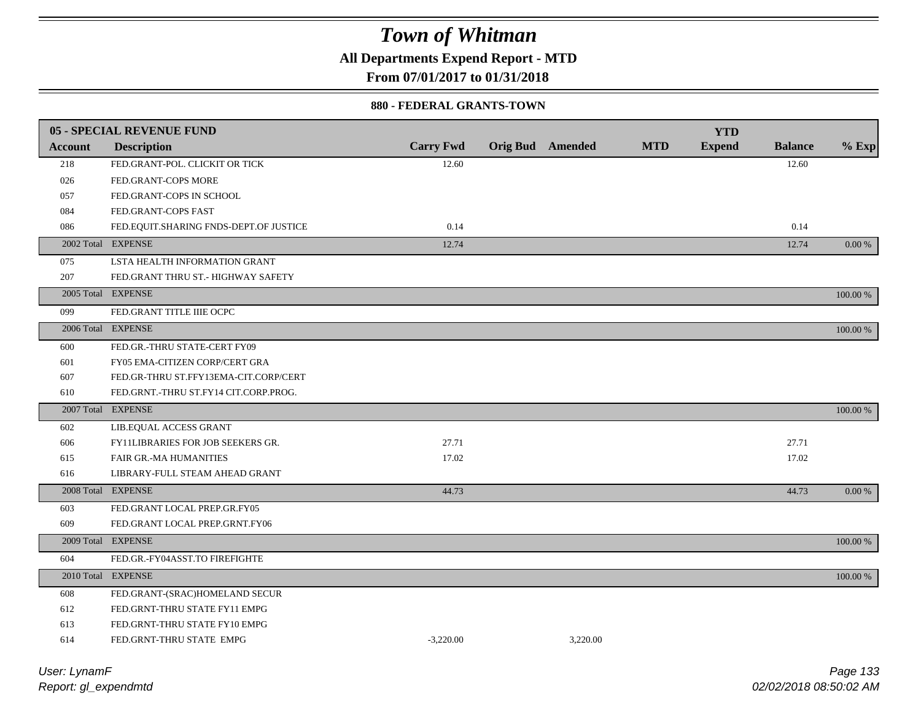# Town of Whitman

**All Departments Expend Report - MTD**

**From 07/01/2017 to 01/31/2018**

**880 - FEDERAL GRANTS-TOWN**

| 05 - SPECIAL REVENUE FUND | | | | | | | | |
|---|---|---|---|---|---|---|---|---|
| **Account** | **Description** | **Carry Fwd** | **Orig Bud** | **Amended** | **MTD** | **YTD Expend** | **Balance** | **% Exp** |
| 218 | FED.GRANT-POL. CLICKIT OR TICK | 12.60 | | | | | 12.60 | |
| 026 | FED.GRANT-COPS MORE | | | | | | | |
| 057 | FED.GRANT-COPS IN SCHOOL | | | | | | | |
| 084 | FED.GRANT-COPS FAST | | | | | | | |
| 086 | FED.EQUIT.SHARING FNDS-DEPT.OF JUSTICE | 0.14 | | | | | 0.14 | |
| 2002 Total | EXPENSE | 12.74 | | | | | 12.74 | 0.00 % |
| 075 | LSTA HEALTH INFORMATION GRANT | | | | | | | |
| 207 | FED.GRANT THRU ST.- HIGHWAY SAFETY | | | | | | | |
| 2005 Total | EXPENSE | | | | | | | 100.00 % |
| 099 | FED.GRANT TITLE IIIE OCPC | | | | | | | |
| 2006 Total | EXPENSE | | | | | | | 100.00 % |
| 600 | FED.GR.-THRU STATE-CERT FY09 | | | | | | | |
| 601 | FY05 EMA-CITIZEN CORP/CERT GRA | | | | | | | |
| 607 | FED.GR-THRU ST.FFY13EMA-CIT.CORP/CERT | | | | | | | |
| 610 | FED.GRNT.-THRU ST.FY14 CIT.CORP.PROG. | | | | | | | |
| 2007 Total | EXPENSE | | | | | | | 100.00 % |
| 602 | LIB.EQUAL ACCESS GRANT | | | | | | | |
| 606 | FY11LIBRARIES FOR JOB SEEKERS GR. | 27.71 | | | | | 27.71 | |
| 615 | FAIR GR.-MA HUMANITIES | 17.02 | | | | | 17.02 | |
| 616 | LIBRARY-FULL STEAM AHEAD GRANT | | | | | | | |
| 2008 Total | EXPENSE | 44.73 | | | | | 44.73 | 0.00 % |
| 603 | FED.GRANT LOCAL PREP.GR.FY05 | | | | | | | |
| 609 | FED.GRANT LOCAL PREP.GRNT.FY06 | | | | | | | |
| 2009 Total | EXPENSE | | | | | | | 100.00 % |
| 604 | FED.GR.-FY04ASST.TO FIREFIGHTE | | | | | | | |
| 2010 Total | EXPENSE | | | | | | | 100.00 % |
| 608 | FED.GRANT-(SRAC)HOMELAND SECUR | | | | | | | |
| 612 | FED.GRNT-THRU STATE FY11 EMPG | | | | | | | |
| 613 | FED.GRNT-THRU STATE FY10 EMPG | | | | | | | |
| 614 | FED.GRNT-THRU STATE EMPG | -3,220.00 | | 3,220.00 | | | | |

*User: LynamF*

*Report: gl_expendmtd*

*02/02/2018 08:50:02 AM*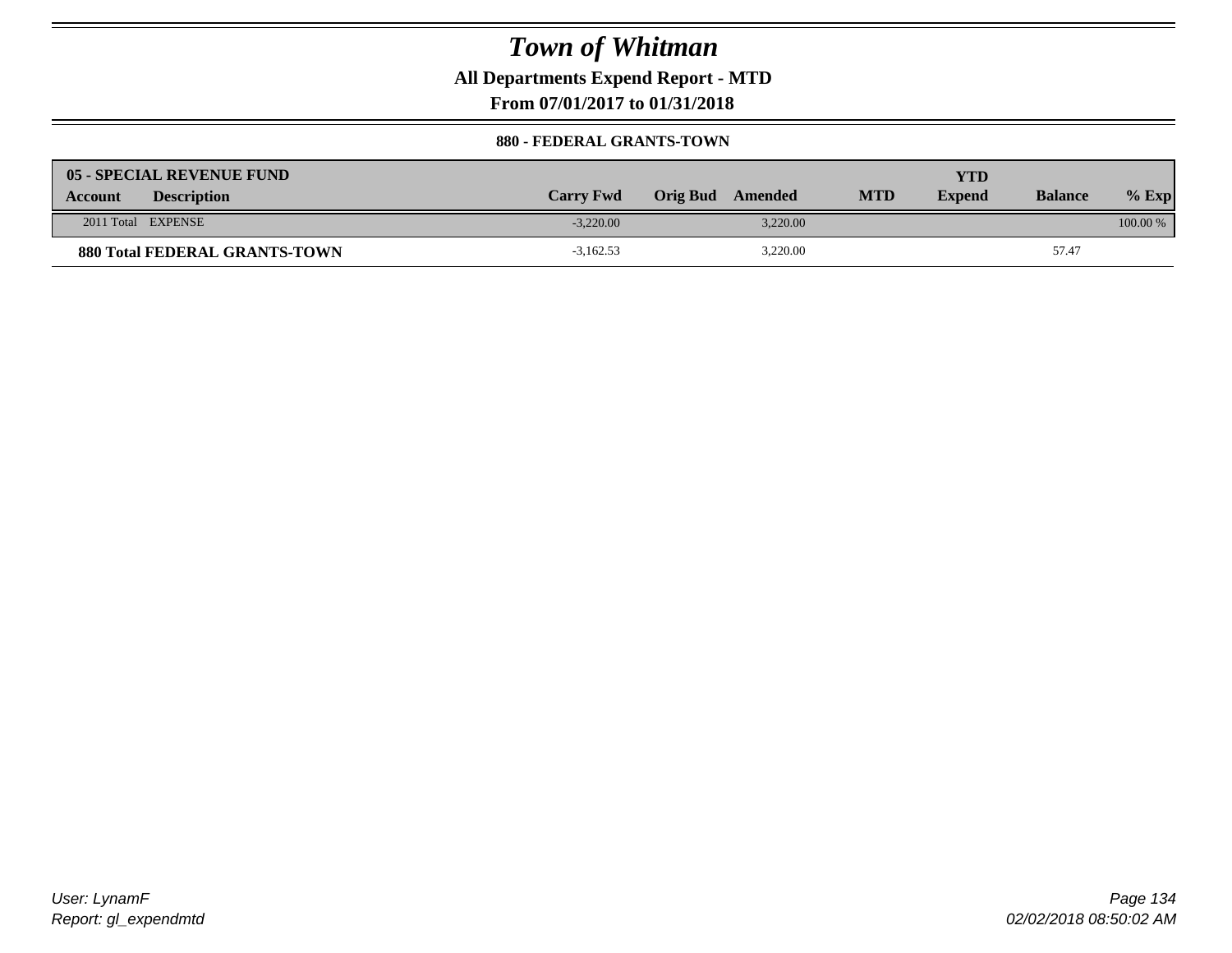# Town of Whitman

**All Departments Expend Report - MTD**

**From 07/01/2017 to 01/31/2018**

**880 - FEDERAL GRANTS-TOWN**

| 05 - SPECIAL REVENUE FUND | | | | | | | | |
|---|---|---|---|---|---|---|---|---|
| **Account** | **Description** | **Carry Fwd** | **Orig Bud** | **Amended** | **MTD** | **YTD Expend** | **Balance** | **% Exp** |
| 2011 Total | EXPENSE | -3,220.00 | | 3,220.00 | | | | 100.00 % |
| **880 Total FEDERAL GRANTS-TOWN** | | -3,162.53 | | 3,220.00 | | | 57.47 | |

User: LynamF

Report: gl_expendmtd

02/02/2018 08:50:02 AM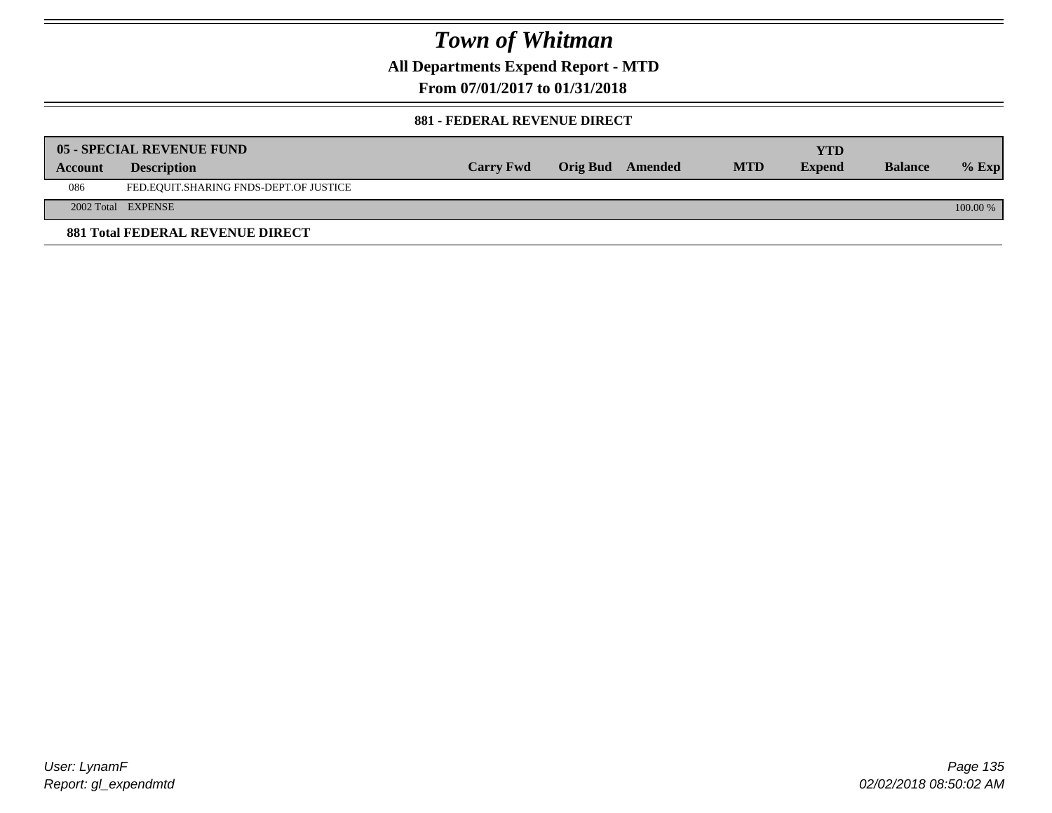# Town of Whitman

**All Departments Expend Report - MTD**

**From 07/01/2017 to 01/31/2018**

**881 - FEDERAL REVENUE DIRECT**

| Account | Description | Carry Fwd | Orig Bud | Amended | MTD | YTD Expend | Balance | % Exp |
|---|---|---|---|---|---|---|---|---|
| **05 - SPECIAL REVENUE FUND** | | | | | | | | |
| 086 | FED.EQUIT.SHARING FNDS-DEPT.OF JUSTICE | | | | | | | |
| 2002 Total | EXPENSE | | | | | | | 100.00 % |
| **881 Total FEDERAL REVENUE DIRECT** | | | | | | | | |

User: LynamF
Report: gl_expendmtd

02/02/2018 08:50:02 AM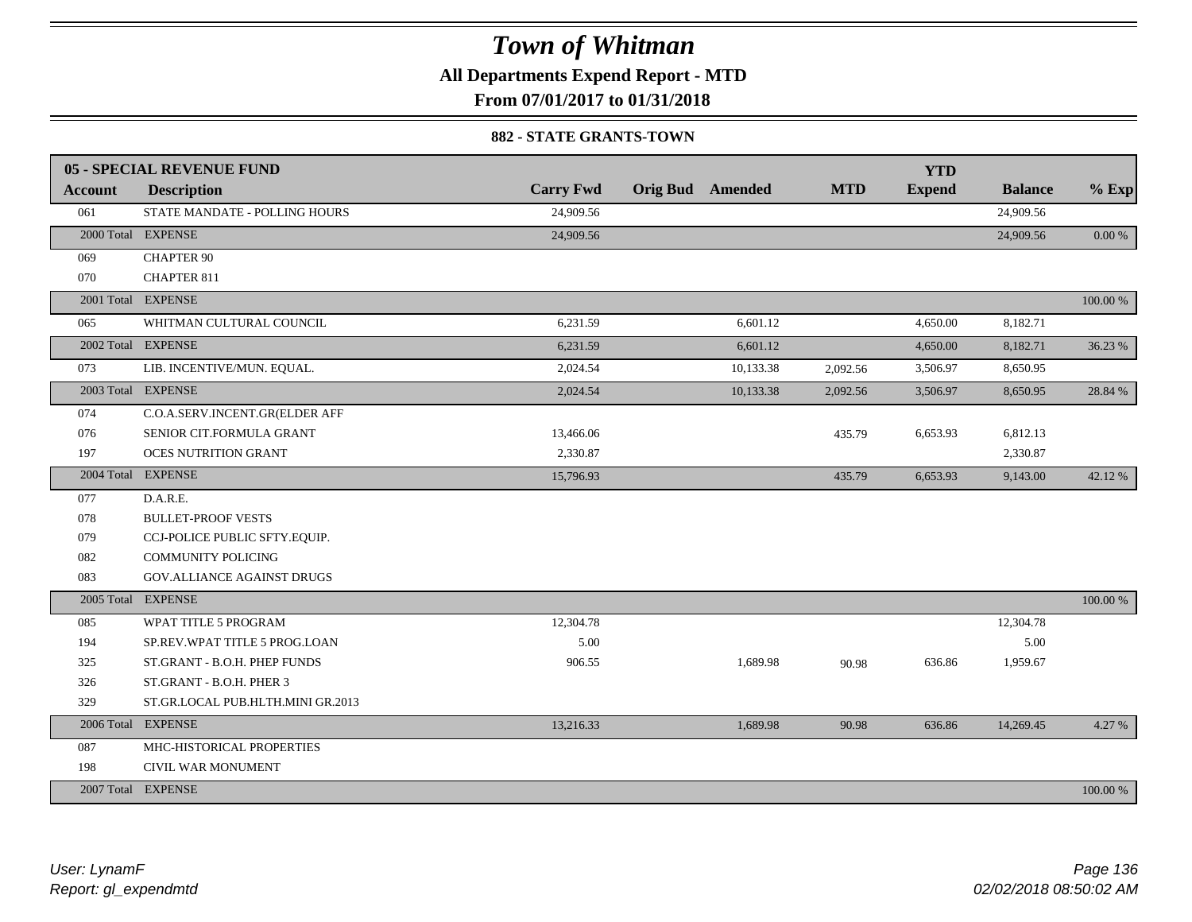# Town of Whitman

**All Departments Expend Report - MTD**

**From 07/01/2017 to 01/31/2018**

**882 - STATE GRANTS-TOWN**

| 05 - SPECIAL REVENUE FUND | | | | | | YTD | | |
|---|---|---|---|---|---|---|---|---|
| **Account** | **Description** | **Carry Fwd** | **Orig Bud** | **Amended** | **MTD** | **Expend** | **Balance** | **% Exp** |
| 061 | STATE MANDATE - POLLING HOURS | 24,909.56 | | | | | 24,909.56 | |
| 2000 Total | EXPENSE | 24,909.56 | | | | | 24,909.56 | 0.00 % |
| 069 | CHAPTER 90 | | | | | | | |
| 070 | CHAPTER 811 | | | | | | | |
| 2001 Total | EXPENSE | | | | | | | 100.00 % |
| 065 | WHITMAN CULTURAL COUNCIL | 6,231.59 | | 6,601.12 | | 4,650.00 | 8,182.71 | |
| 2002 Total | EXPENSE | 6,231.59 | | 6,601.12 | | 4,650.00 | 8,182.71 | 36.23 % |
| 073 | LIB. INCENTIVE/MUN. EQUAL. | 2,024.54 | | 10,133.38 | 2,092.56 | 3,506.97 | 8,650.95 | |
| 2003 Total | EXPENSE | 2,024.54 | | 10,133.38 | 2,092.56 | 3,506.97 | 8,650.95 | 28.84 % |
| 074 | C.O.A.SERV.INCENT.GR(ELDER AFF | | | | | | | |
| 076 | SENIOR CIT.FORMULA GRANT | 13,466.06 | | | 435.79 | 6,653.93 | 6,812.13 | |
| 197 | OCES NUTRITION GRANT | 2,330.87 | | | | | 2,330.87 | |
| 2004 Total | EXPENSE | 15,796.93 | | | 435.79 | 6,653.93 | 9,143.00 | 42.12 % |
| 077 | D.A.R.E. | | | | | | | |
| 078 | BULLET-PROOF VESTS | | | | | | | |
| 079 | CCJ-POLICE PUBLIC SFTY.EQUIP. | | | | | | | |
| 082 | COMMUNITY POLICING | | | | | | | |
| 083 | GOV.ALLIANCE AGAINST DRUGS | | | | | | | |
| 2005 Total | EXPENSE | | | | | | | 100.00 % |
| 085 | WPAT TITLE 5 PROGRAM | 12,304.78 | | | | | 12,304.78 | |
| 194 | SP.REV.WPAT TITLE 5 PROG.LOAN | 5.00 | | | | | 5.00 | |
| 325 | ST.GRANT - B.O.H. PHEP FUNDS | 906.55 | | 1,689.98 | 90.98 | 636.86 | 1,959.67 | |
| 326 | ST.GRANT - B.O.H. PHER 3 | | | | | | | |
| 329 | ST.GR.LOCAL PUB.HLTH.MINI GR.2013 | | | | | | | |
| 2006 Total | EXPENSE | 13,216.33 | | 1,689.98 | 90.98 | 636.86 | 14,269.45 | 4.27 % |
| 087 | MHC-HISTORICAL PROPERTIES | | | | | | | |
| 198 | CIVIL WAR MONUMENT | | | | | | | |
| 2007 Total | EXPENSE | | | | | | | 100.00 % |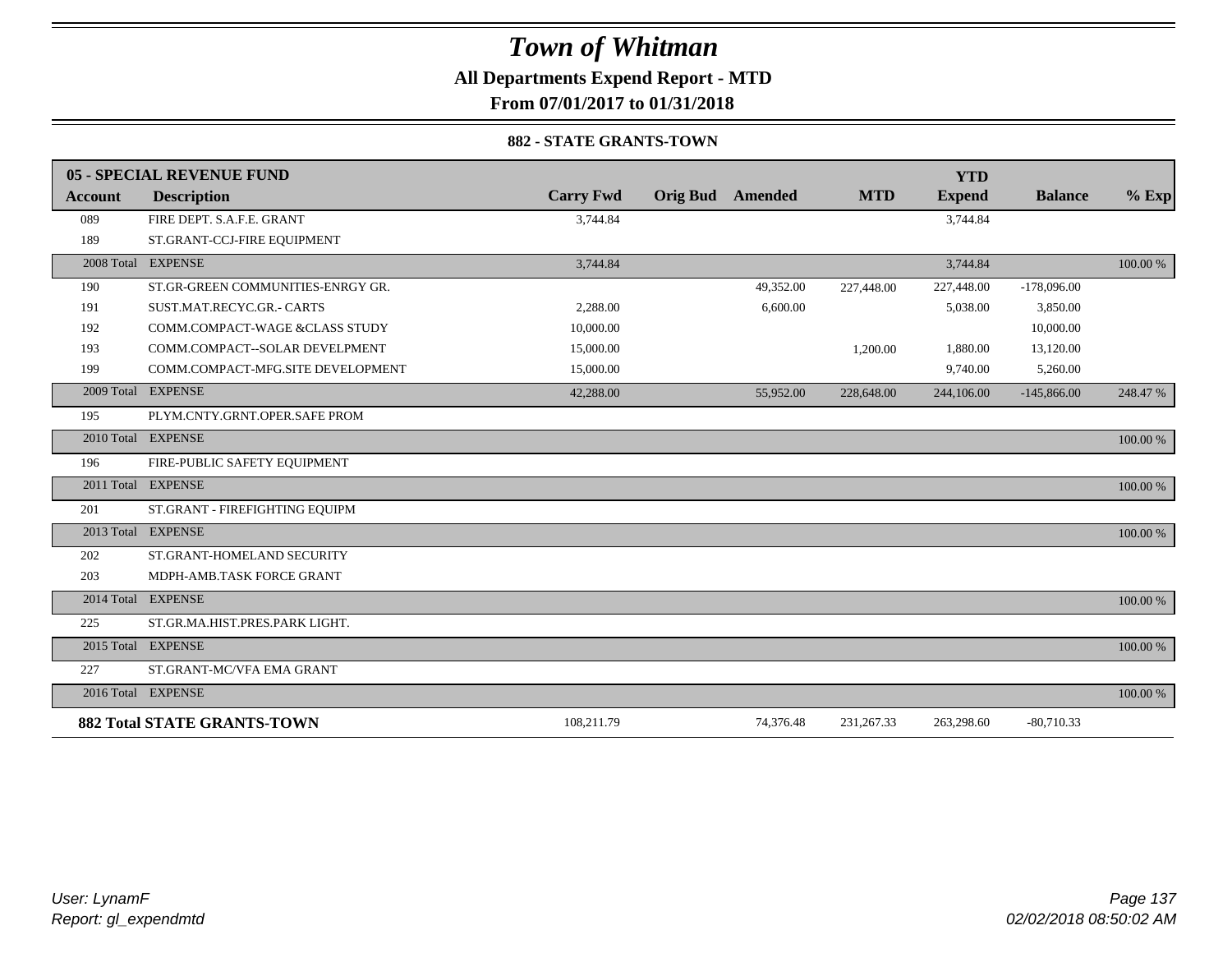# Town of Whitman

**All Departments Expend Report - MTD**

**From 07/01/2017 to 01/31/2018**

**882 - STATE GRANTS-TOWN**

| 05 - SPECIAL REVENUE FUND | | | | | | YTD | | |
|---|---|---|---|---|---|---|---|---|
| **Account** | **Description** | **Carry Fwd** | **Orig Bud** | **Amended** | **MTD** | **Expend** | **Balance** | **% Exp** |
| 089 | FIRE DEPT. S.A.F.E. GRANT | 3,744.84 | | | | 3,744.84 | | |
| 189 | ST.GRANT-CCJ-FIRE EQUIPMENT | | | | | | | |
| 2008 Total | EXPENSE | 3,744.84 | | | | 3,744.84 | | 100.00 % |
| 190 | ST.GR-GREEN COMMUNITIES-ENRGY GR. | | | 49,352.00 | 227,448.00 | 227,448.00 | -178,096.00 | |
| 191 | SUST.MAT.RECYC.GR.- CARTS | 2,288.00 | | 6,600.00 | | 5,038.00 | 3,850.00 | |
| 192 | COMM.COMPACT-WAGE &CLASS STUDY | 10,000.00 | | | | | 10,000.00 | |
| 193 | COMM.COMPACT--SOLAR DEVELPMENT | 15,000.00 | | | 1,200.00 | 1,880.00 | 13,120.00 | |
| 199 | COMM.COMPACT-MFG.SITE DEVELOPMENT | 15,000.00 | | | | 9,740.00 | 5,260.00 | |
| 2009 Total | EXPENSE | 42,288.00 | | 55,952.00 | 228,648.00 | 244,106.00 | -145,866.00 | 248.47 % |
| 195 | PLYM.CNTY.GRNT.OPER.SAFE PROM | | | | | | | |
| 2010 Total | EXPENSE | | | | | | | 100.00 % |
| 196 | FIRE-PUBLIC SAFETY EQUIPMENT | | | | | | | |
| 2011 Total | EXPENSE | | | | | | | 100.00 % |
| 201 | ST.GRANT - FIREFIGHTING EQUIPM | | | | | | | |
| 2013 Total | EXPENSE | | | | | | | 100.00 % |
| 202 | ST.GRANT-HOMELAND SECURITY | | | | | | | |
| 203 | MDPH-AMB.TASK FORCE GRANT | | | | | | | |
| 2014 Total | EXPENSE | | | | | | | 100.00 % |
| 225 | ST.GR.MA.HIST.PRES.PARK LIGHT. | | | | | | | |
| 2015 Total | EXPENSE | | | | | | | 100.00 % |
| 227 | ST.GRANT-MC/VFA EMA GRANT | | | | | | | |
| 2016 Total | EXPENSE | | | | | | | 100.00 % |
| **882 Total STATE GRANTS-TOWN** | | 108,211.79 | | 74,376.48 | 231,267.33 | 263,298.60 | -80,710.33 | |

*User: LynamF*
*Report: gl_expendmtd*

02/02/2018 08:50:02 AM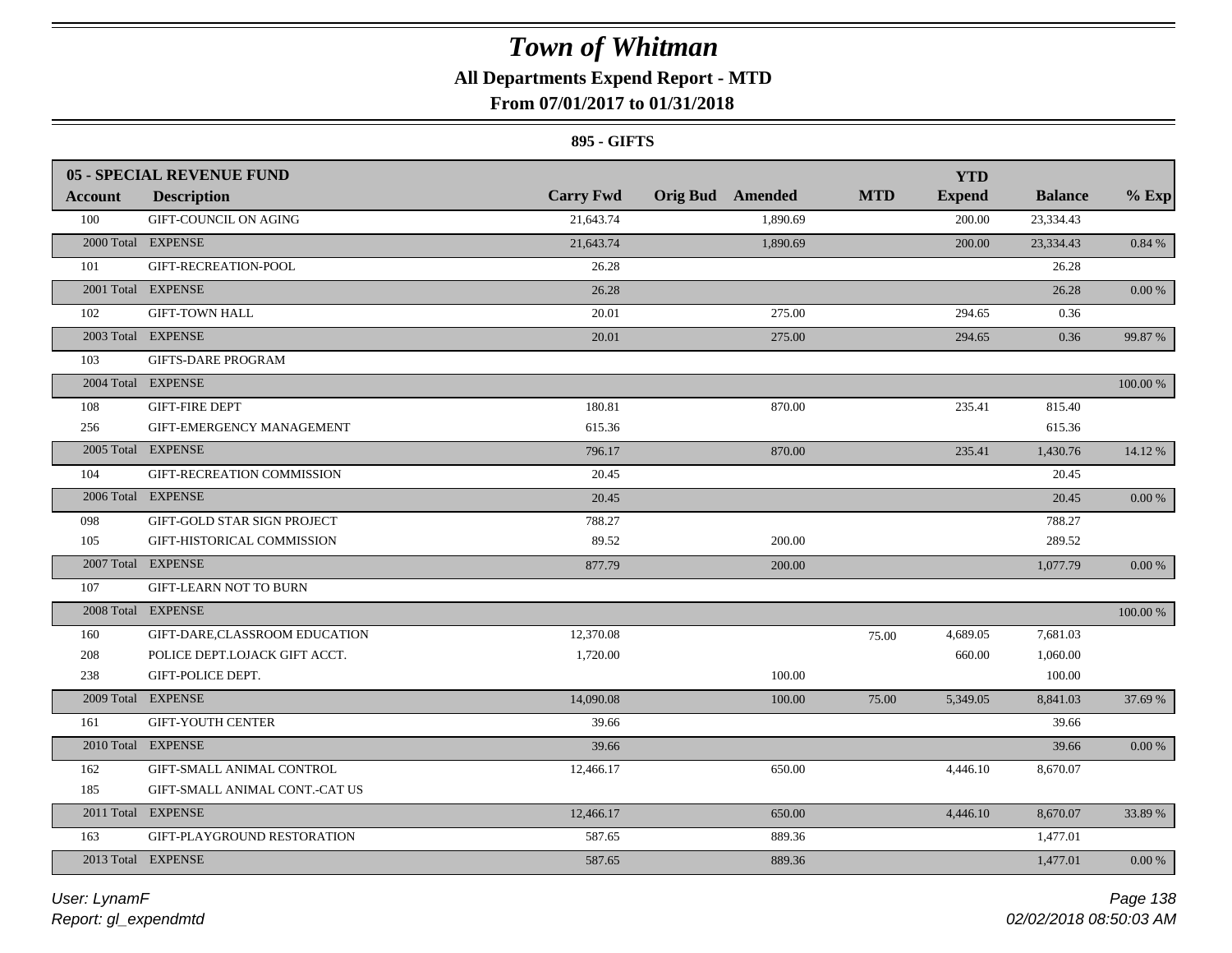# Town of Whitman

## All Departments Expend Report - MTD

### From 07/01/2017 to 01/31/2018

#### 895 - GIFTS

| 05 - SPECIAL REVENUE FUND | | | | | | YTD | | |
|---|---|---|---|---|---|---|---|---|
| **Account** | **Description** | **Carry Fwd** | **Orig Bud** | **Amended** | **MTD** | **Expend** | **Balance** | **% Exp** |
| 100 | GIFT-COUNCIL ON AGING | 21,643.74 | | 1,890.69 | | 200.00 | 23,334.43 | |
| 2000 Total | EXPENSE | 21,643.74 | | 1,890.69 | | 200.00 | 23,334.43 | 0.84 % |
| 101 | GIFT-RECREATION-POOL | 26.28 | | | | | 26.28 | |
| 2001 Total | EXPENSE | 26.28 | | | | | 26.28 | 0.00 % |
| 102 | GIFT-TOWN HALL | 20.01 | | 275.00 | | 294.65 | 0.36 | |
| 2003 Total | EXPENSE | 20.01 | | 275.00 | | 294.65 | 0.36 | 99.87 % |
| 103 | GIFTS-DARE PROGRAM | | | | | | | |
| 2004 Total | EXPENSE | | | | | | | 100.00 % |
| 108 | GIFT-FIRE DEPT | 180.81 | | 870.00 | | 235.41 | 815.40 | |
| 256 | GIFT-EMERGENCY MANAGEMENT | 615.36 | | | | | 615.36 | |
| 2005 Total | EXPENSE | 796.17 | | 870.00 | | 235.41 | 1,430.76 | 14.12 % |
| 104 | GIFT-RECREATION COMMISSION | 20.45 | | | | | 20.45 | |
| 2006 Total | EXPENSE | 20.45 | | | | | 20.45 | 0.00 % |
| 098 | GIFT-GOLD STAR SIGN PROJECT | 788.27 | | | | | 788.27 | |
| 105 | GIFT-HISTORICAL COMMISSION | 89.52 | | 200.00 | | | 289.52 | |
| 2007 Total | EXPENSE | 877.79 | | 200.00 | | | 1,077.79 | 0.00 % |
| 107 | GIFT-LEARN NOT TO BURN | | | | | | | |
| 2008 Total | EXPENSE | | | | | | | 100.00 % |
| 160 | GIFT-DARE,CLASSROOM EDUCATION | 12,370.08 | | | 75.00 | 4,689.05 | 7,681.03 | |
| 208 | POLICE DEPT.LOJACK GIFT ACCT. | 1,720.00 | | | | 660.00 | 1,060.00 | |
| 238 | GIFT-POLICE DEPT. | | | 100.00 | | | 100.00 | |
| 2009 Total | EXPENSE | 14,090.08 | | 100.00 | 75.00 | 5,349.05 | 8,841.03 | 37.69 % |
| 161 | GIFT-YOUTH CENTER | 39.66 | | | | | 39.66 | |
| 2010 Total | EXPENSE | 39.66 | | | | | 39.66 | 0.00 % |
| 162 | GIFT-SMALL ANIMAL CONTROL | 12,466.17 | | 650.00 | | 4,446.10 | 8,670.07 | |
| 185 | GIFT-SMALL ANIMAL CONT.-CAT US | | | | | | | |
| 2011 Total | EXPENSE | 12,466.17 | | 650.00 | | 4,446.10 | 8,670.07 | 33.89 % |
| 163 | GIFT-PLAYGROUND RESTORATION | 587.65 | | 889.36 | | | 1,477.01 | |
| 2013 Total | EXPENSE | 587.65 | | 889.36 | | | 1,477.01 | 0.00 % |

User: LynamF
Report: gl_expendmtd

02/02/2018 08:50:03 AM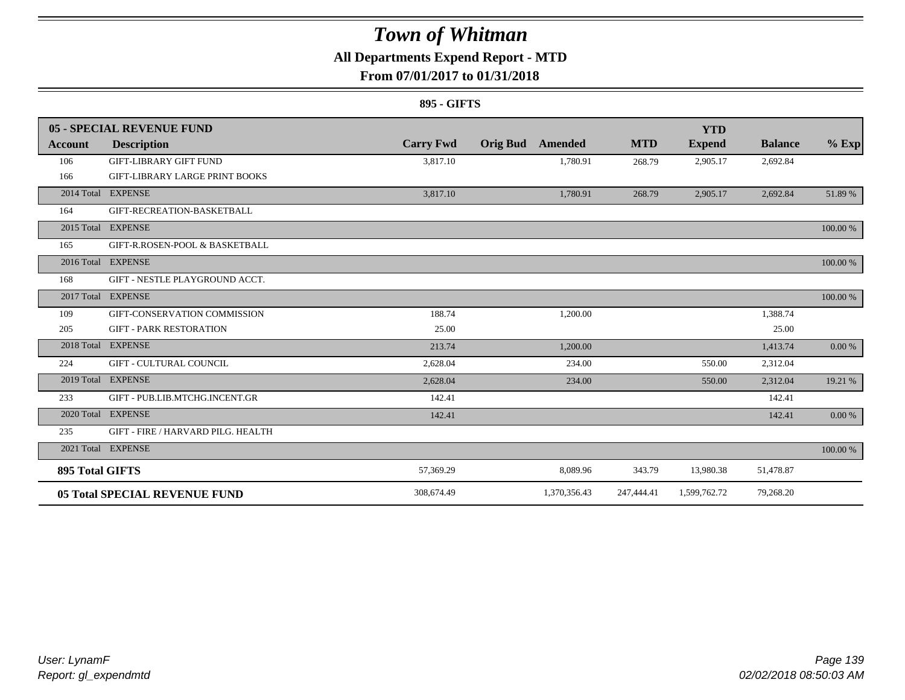# Town of Whitman

## All Departments Expend Report - MTD

### From 07/01/2017 to 01/31/2018

**895 - GIFTS**

| Account | Description | Carry Fwd | Orig Bud | Amended | MTD | YTD Expend | Balance | % Exp |
|---|---|---|---|---|---|---|---|---|
| **05 - SPECIAL REVENUE FUND** | | | | | | | | |
| 106 | GIFT-LIBRARY GIFT FUND | 3,817.10 | | 1,780.91 | 268.79 | 2,905.17 | 2,692.84 | |
| 166 | GIFT-LIBRARY LARGE PRINT BOOKS | | | | | | | |
| 2014 Total | EXPENSE | 3,817.10 | | 1,780.91 | 268.79 | 2,905.17 | 2,692.84 | 51.89 % |
| 164 | GIFT-RECREATION-BASKETBALL | | | | | | | |
| 2015 Total | EXPENSE | | | | | | | 100.00 % |
| 165 | GIFT-R.ROSEN-POOL & BASKETBALL | | | | | | | |
| 2016 Total | EXPENSE | | | | | | | 100.00 % |
| 168 | GIFT - NESTLE PLAYGROUND ACCT. | | | | | | | |
| 2017 Total | EXPENSE | | | | | | | 100.00 % |
| 109 | GIFT-CONSERVATION COMMISSION | 188.74 | | 1,200.00 | | | 1,388.74 | |
| 205 | GIFT - PARK RESTORATION | 25.00 | | | | | 25.00 | |
| 2018 Total | EXPENSE | 213.74 | | 1,200.00 | | | 1,413.74 | 0.00 % |
| 224 | GIFT - CULTURAL COUNCIL | 2,628.04 | | 234.00 | | 550.00 | 2,312.04 | |
| 2019 Total | EXPENSE | 2,628.04 | | 234.00 | | 550.00 | 2,312.04 | 19.21 % |
| 233 | GIFT - PUB.LIB.MTCHG.INCENT.GR | 142.41 | | | | | 142.41 | |
| 2020 Total | EXPENSE | 142.41 | | | | | 142.41 | 0.00 % |
| 235 | GIFT - FIRE / HARVARD PILG. HEALTH | | | | | | | |
| 2021 Total | EXPENSE | | | | | | | 100.00 % |
| **895 Total GIFTS** | | 57,369.29 | | 8,089.96 | 343.79 | 13,980.38 | 51,478.87 | |
| **05 Total SPECIAL REVENUE FUND** | | 308,674.49 | | 1,370,356.43 | 247,444.41 | 1,599,762.72 | 79,268.20 | |

*User: LynamF*
*Report: gl_expendmtd*

*02/02/2018 08:50:03 AM*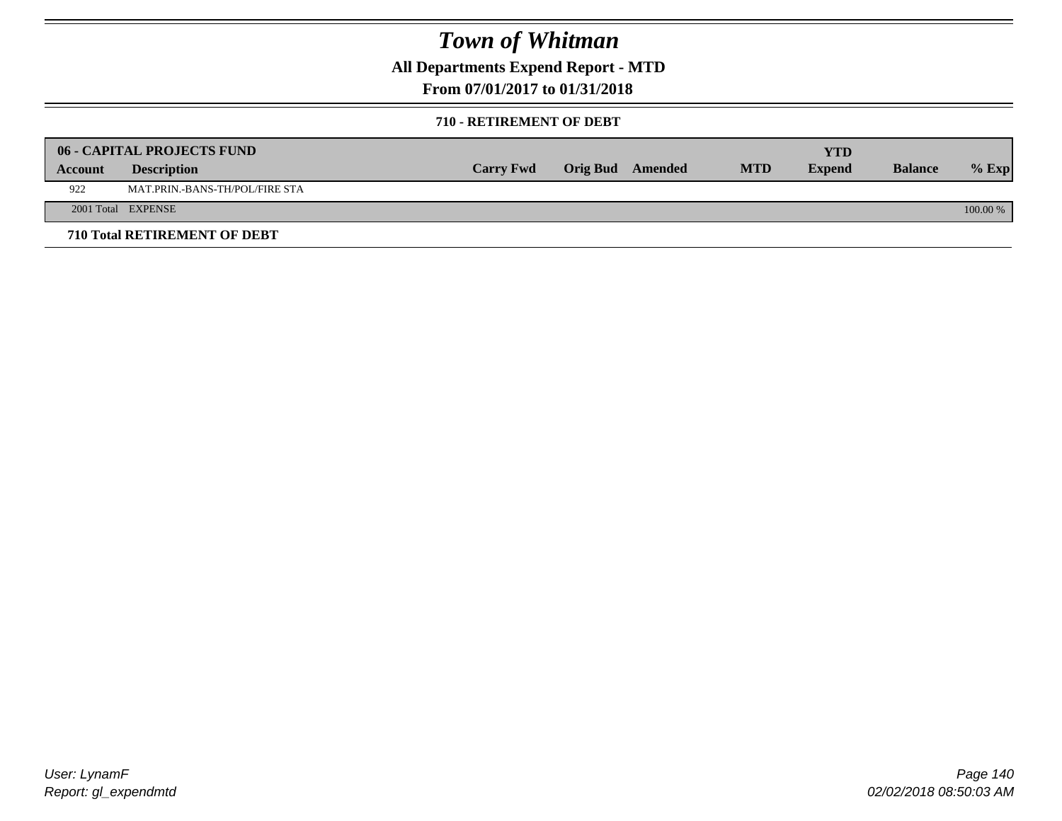# Town of Whitman

## All Departments Expend Report - MTD

## From 07/01/2017 to 01/31/2018

### 710 - RETIREMENT OF DEBT

| 06 - CAPITAL PROJECTS FUND | | | | | | | | | |
|---|---|---|---|---|---|---|---|---|---|
| **Account** | **Description** | **Carry Fwd** | **Orig Bud** | **Amended** | **MTD** | **YTD Expend** | **Balance** | **% Exp** |
| 922 | MAT.PRIN.-BANS-TH/POL/FIRE STA | | | | | | | |
| 2001 Total | EXPENSE | | | | | | | 100.00 % |

**710 Total RETIREMENT OF DEBT**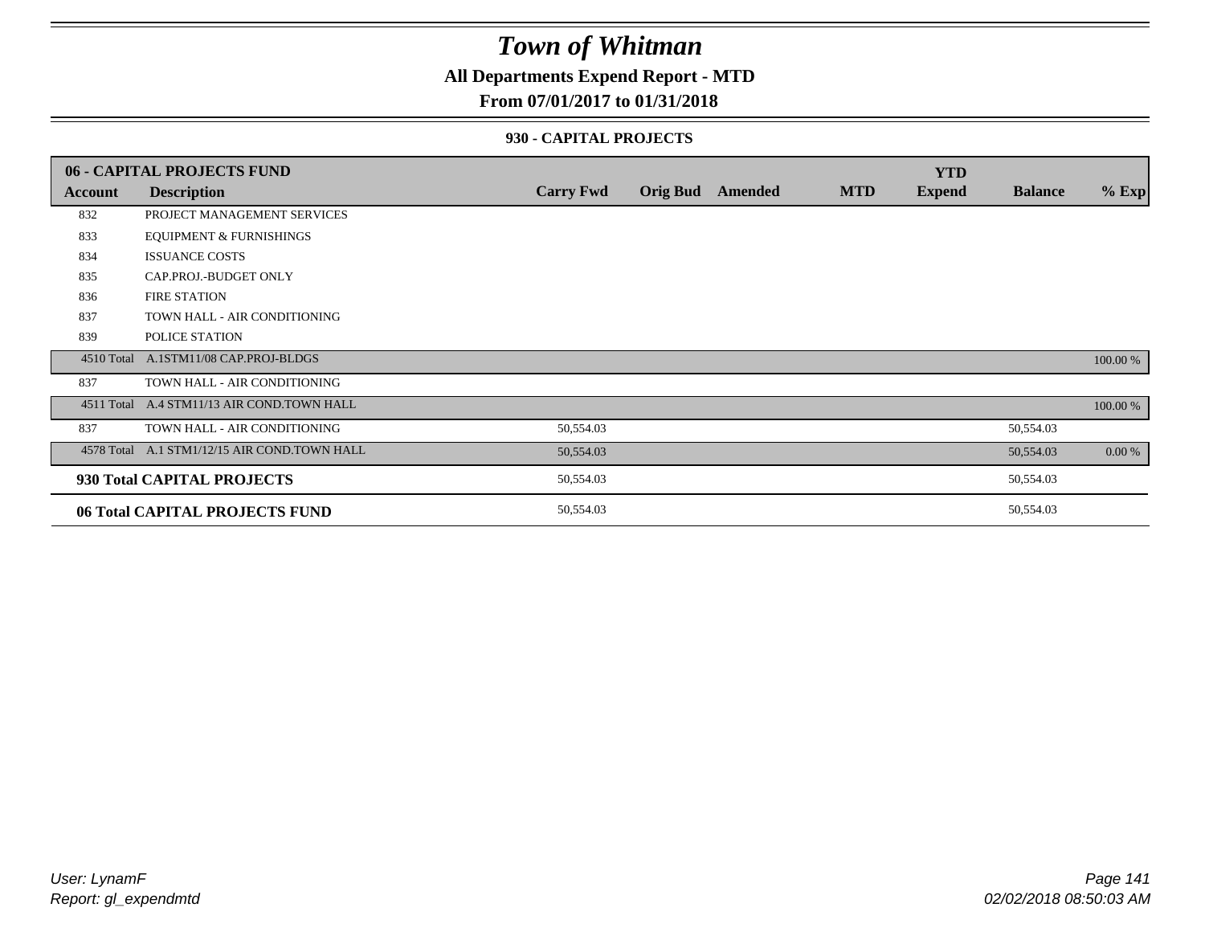# Town of Whitman

**All Departments Expend Report - MTD**

**From 07/01/2017 to 01/31/2018**

**930 - CAPITAL PROJECTS**

| 06 - CAPITAL PROJECTS FUND | | | | | | YTD | | |
|---|---|---|---|---|---|---|---|---|
| Account | Description | Carry Fwd | Orig Bud | Amended | MTD | Expend | Balance | % Exp |
| 832 | PROJECT MANAGEMENT SERVICES | | | | | | | |
| 833 | EQUIPMENT & FURNISHINGS | | | | | | | |
| 834 | ISSUANCE COSTS | | | | | | | |
| 835 | CAP.PROJ.-BUDGET ONLY | | | | | | | |
| 836 | FIRE STATION | | | | | | | |
| 837 | TOWN HALL - AIR CONDITIONING | | | | | | | |
| 839 | POLICE STATION | | | | | | | |
| 4510 Total | A.1STM11/08 CAP.PROJ-BLDGS | | | | | | | 100.00 % |
| 837 | TOWN HALL - AIR CONDITIONING | | | | | | | |
| 4511 Total | A.4 STM11/13 AIR COND.TOWN HALL | | | | | | | 100.00 % |
| 837 | TOWN HALL - AIR CONDITIONING | 50,554.03 | | | | | 50,554.03 | |
| 4578 Total | A.1 STM1/12/15 AIR COND.TOWN HALL | 50,554.03 | | | | | 50,554.03 | 0.00 % |
| **930 Total CAPITAL PROJECTS** | | 50,554.03 | | | | | 50,554.03 | |
| **06 Total CAPITAL PROJECTS FUND** | | 50,554.03 | | | | | 50,554.03 | |

*User: LynamF*
*Report: gl_expendmtd*

*02/02/2018 08:50:03 AM*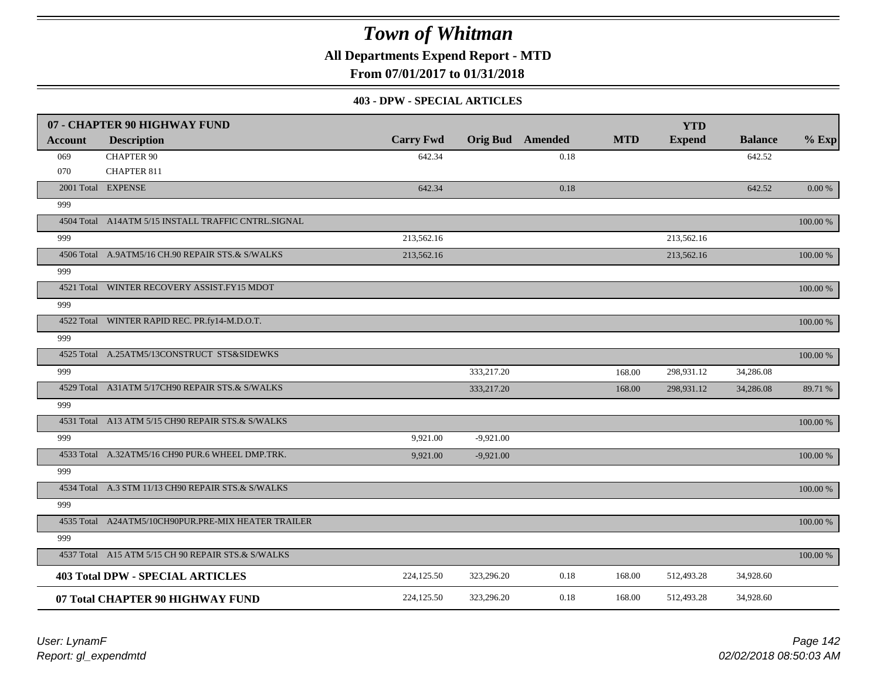# Town of Whitman

**All Departments Expend Report - MTD**

**From 07/01/2017 to 01/31/2018**

**403 - DPW - SPECIAL ARTICLES**

| 07 - CHAPTER 90 HIGHWAY FUND | | | | | | YTD | | |
|---|---|---|---|---|---|---|---|---|
| **Account** | **Description** | **Carry Fwd** | **Orig Bud** | **Amended** | **MTD** | **Expend** | **Balance** | **% Exp** |
| 069 | CHAPTER 90 | 642.34 | | 0.18 | | | 642.52 | |
| 070 | CHAPTER 811 | | | | | | | |
| 2001 Total | EXPENSE | 642.34 | | 0.18 | | | 642.52 | 0.00 % |
| 999 | | | | | | | | |
| 4504 Total | A14ATM 5/15 INSTALL TRAFFIC CNTRL.SIGNAL | | | | | | | 100.00 % |
| 999 | | 213,562.16 | | | | 213,562.16 | | |
| 4506 Total | A.9ATM5/16 CH.90 REPAIR STS.& S/WALKS | 213,562.16 | | | | 213,562.16 | | 100.00 % |
| 999 | | | | | | | | |
| 4521 Total | WINTER RECOVERY ASSIST.FY15 MDOT | | | | | | | 100.00 % |
| 999 | | | | | | | | |
| 4522 Total | WINTER RAPID REC. PR.fy14-M.D.O.T. | | | | | | | 100.00 % |
| 999 | | | | | | | | |
| 4525 Total | A.25ATM5/13CONSTRUCT STS&SIDEWKS | | | | | | | 100.00 % |
| 999 | | | 333,217.20 | | 168.00 | 298,931.12 | 34,286.08 | |
| 4529 Total | A31ATM 5/17CH90 REPAIR STS.& S/WALKS | | 333,217.20 | | 168.00 | 298,931.12 | 34,286.08 | 89.71 % |
| 999 | | | | | | | | |
| 4531 Total | A13 ATM 5/15 CH90 REPAIR STS.& S/WALKS | | | | | | | 100.00 % |
| 999 | | 9,921.00 | -9,921.00 | | | | | |
| 4533 Total | A.32ATM5/16 CH90 PUR.6 WHEEL DMP.TRK. | 9,921.00 | -9,921.00 | | | | | 100.00 % |
| 999 | | | | | | | | |
| 4534 Total | A.3 STM 11/13 CH90 REPAIR STS.& S/WALKS | | | | | | | 100.00 % |
| 999 | | | | | | | | |
| 4535 Total | A24ATM5/10CH90PUR.PRE-MIX HEATER TRAILER | | | | | | | 100.00 % |
| 999 | | | | | | | | |
| 4537 Total | A15 ATM 5/15 CH 90 REPAIR STS.& S/WALKS | | | | | | | 100.00 % |
| **403 Total DPW - SPECIAL ARTICLES** | | 224,125.50 | 323,296.20 | 0.18 | 168.00 | 512,493.28 | 34,928.60 | |
| **07 Total CHAPTER 90 HIGHWAY FUND** | | 224,125.50 | 323,296.20 | 0.18 | 168.00 | 512,493.28 | 34,928.60 | |

*User: LynamF*
*Report: gl_expendmtd*

*02/02/2018 08:50:03 AM*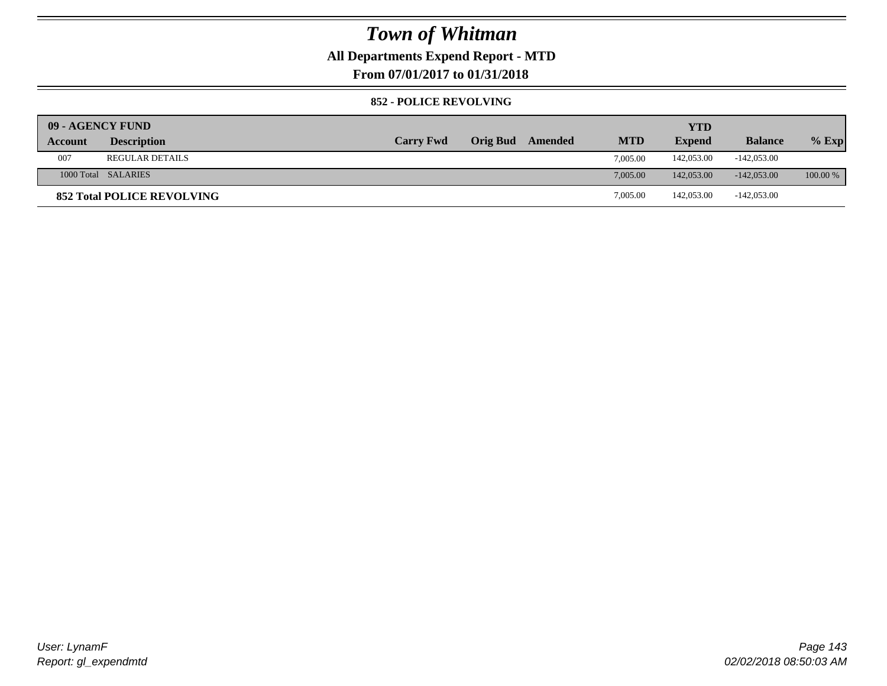# Town of Whitman

## All Departments Expend Report - MTD

### From 07/01/2017 to 01/31/2018

#### 852 - POLICE REVOLVING

| 09 - AGENCY FUND | | | | | | YTD | | |
|---|---|---|---|---|---|---|---|---|
| **Account** | **Description** | **Carry Fwd** | **Orig Bud** | **Amended** | **MTD** | **Expend** | **Balance** | **% Exp** |
| 007 | REGULAR DETAILS | | | | 7,005.00 | 142,053.00 | -142,053.00 | |
| 1000 Total | SALARIES | | | | 7,005.00 | 142,053.00 | -142,053.00 | 100.00 % |
| **852 Total POLICE REVOLVING** | | | | | 7,005.00 | 142,053.00 | -142,053.00 | |

User: LynamF
Report: gl_expendmtd

02/02/2018 08:50:03 AM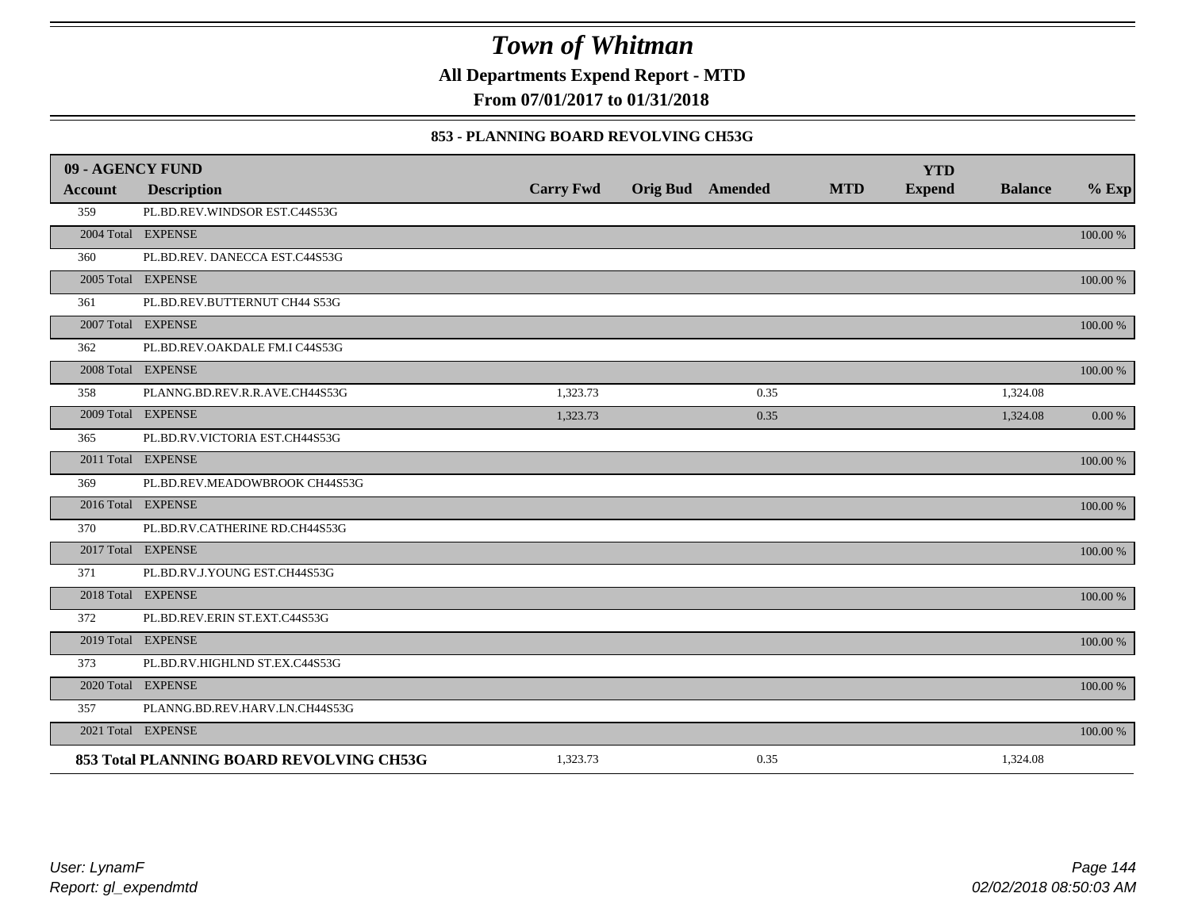# Town of Whitman

**All Departments Expend Report - MTD**

**From 07/01/2017 to 01/31/2018**

**853 - PLANNING BOARD REVOLVING CH53G**

| 09 - AGENCY FUND | | | | | | | | |
|---|---|---|---|---|---|---|---|---|
| **Account** | **Description** | **Carry Fwd** | **Orig Bud** | **Amended** | **MTD** | **YTD Expend** | **Balance** | **% Exp** |
| 359 | PL.BD.REV.WINDSOR EST.C44S53G | | | | | | | |
| 2004 Total | EXPENSE | | | | | | | 100.00 % |
| 360 | PL.BD.REV. DANECCA EST.C44S53G | | | | | | | |
| 2005 Total | EXPENSE | | | | | | | 100.00 % |
| 361 | PL.BD.REV.BUTTERNUT CH44 S53G | | | | | | | |
| 2007 Total | EXPENSE | | | | | | | 100.00 % |
| 362 | PL.BD.REV.OAKDALE FM.I C44S53G | | | | | | | |
| 2008 Total | EXPENSE | | | | | | | 100.00 % |
| 358 | PLANNG.BD.REV.R.R.AVE.CH44S53G | 1,323.73 | | 0.35 | | | 1,324.08 | |
| 2009 Total | EXPENSE | 1,323.73 | | 0.35 | | | 1,324.08 | 0.00 % |
| 365 | PL.BD.RV.VICTORIA EST.CH44S53G | | | | | | | |
| 2011 Total | EXPENSE | | | | | | | 100.00 % |
| 369 | PL.BD.REV.MEADOWBROOK CH44S53G | | | | | | | |
| 2016 Total | EXPENSE | | | | | | | 100.00 % |
| 370 | PL.BD.RV.CATHERINE RD.CH44S53G | | | | | | | |
| 2017 Total | EXPENSE | | | | | | | 100.00 % |
| 371 | PL.BD.RV.J.YOUNG EST.CH44S53G | | | | | | | |
| 2018 Total | EXPENSE | | | | | | | 100.00 % |
| 372 | PL.BD.REV.ERIN ST.EXT.C44S53G | | | | | | | |
| 2019 Total | EXPENSE | | | | | | | 100.00 % |
| 373 | PL.BD.RV.HIGHLND ST.EX.C44S53G | | | | | | | |
| 2020 Total | EXPENSE | | | | | | | 100.00 % |
| 357 | PLANNG.BD.REV.HARV.LN.CH44S53G | | | | | | | |
| 2021 Total | EXPENSE | | | | | | | 100.00 % |
| **853 Total PLANNING BOARD REVOLVING CH53G** | | 1,323.73 | | 0.35 | | | 1,324.08 | |

*User: LynamF*
*Report: gl_expendmtd*

*02/02/2018 08:50:03 AM*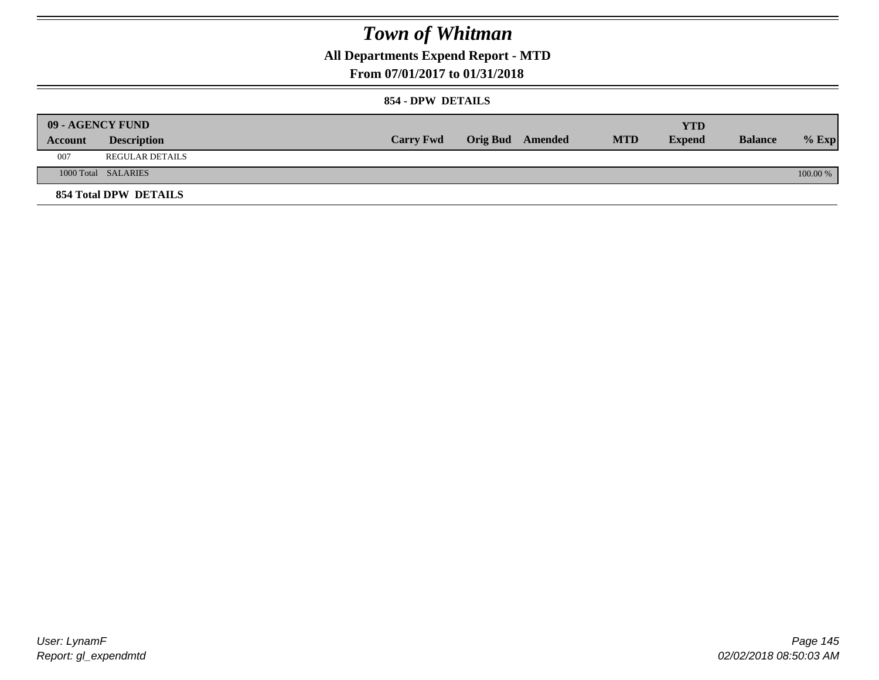# Town of Whitman

## All Departments Expend Report - MTD

### From 07/01/2017 to 01/31/2018

#### 854 - DPW DETAILS

| 09 - AGENCY FUND | | | | | | | | |
|---|---|---|---|---|---|---|---|---|
| **Account** | **Description** | **Carry Fwd** | **Orig Bud** | **Amended** | **MTD** | **YTD Expend** | **Balance** | **% Exp** |
| 007 | REGULAR DETAILS | | | | | | | |
| 1000 Total | SALARIES | | | | | | | 100.00 % |
| **854 Total DPW DETAILS** | | | | | | | | |

User: LynamF
Report: gl_expendmtd

02/02/2018 08:50:03 AM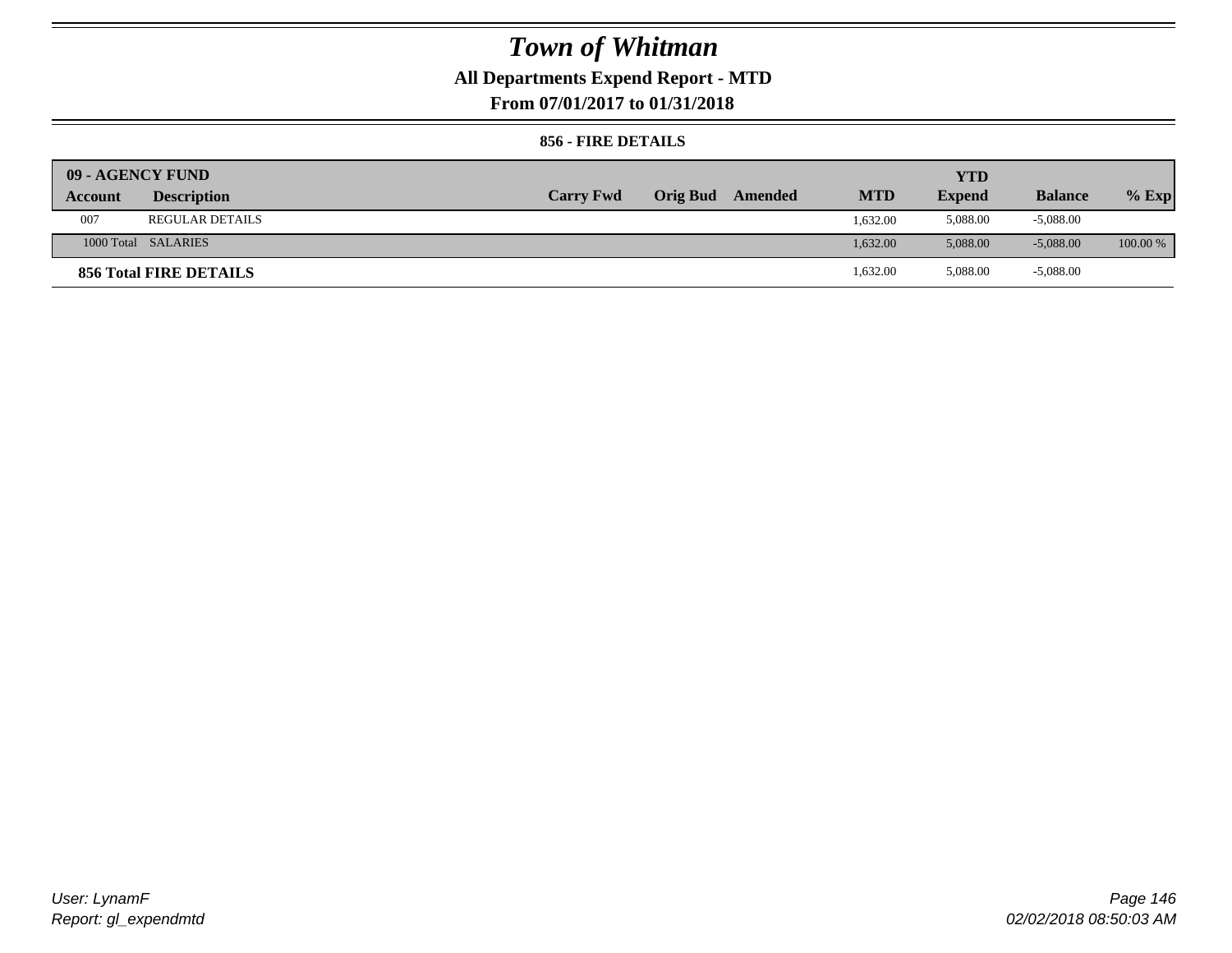# Town of Whitman

## All Departments Expend Report - MTD

### From 07/01/2017 to 01/31/2018

#### 856 - FIRE DETAILS

| 09 - AGENCY FUND | | | | | | YTD | | |
|---|---|---|---|---|---|---|---|---|
| **Account** | **Description** | **Carry Fwd** | **Orig Bud** | **Amended** | **MTD** | **Expend** | **Balance** | **% Exp** |
| 007 | REGULAR DETAILS | | | | 1,632.00 | 5,088.00 | -5,088.00 | |
| 1000 Total | SALARIES | | | | 1,632.00 | 5,088.00 | -5,088.00 | 100.00 % |
| **856 Total FIRE DETAILS** | | | | | 1,632.00 | 5,088.00 | -5,088.00 | |

*User: LynamF*
*Report: gl_expendmtd*

*02/02/2018 08:50:03 AM*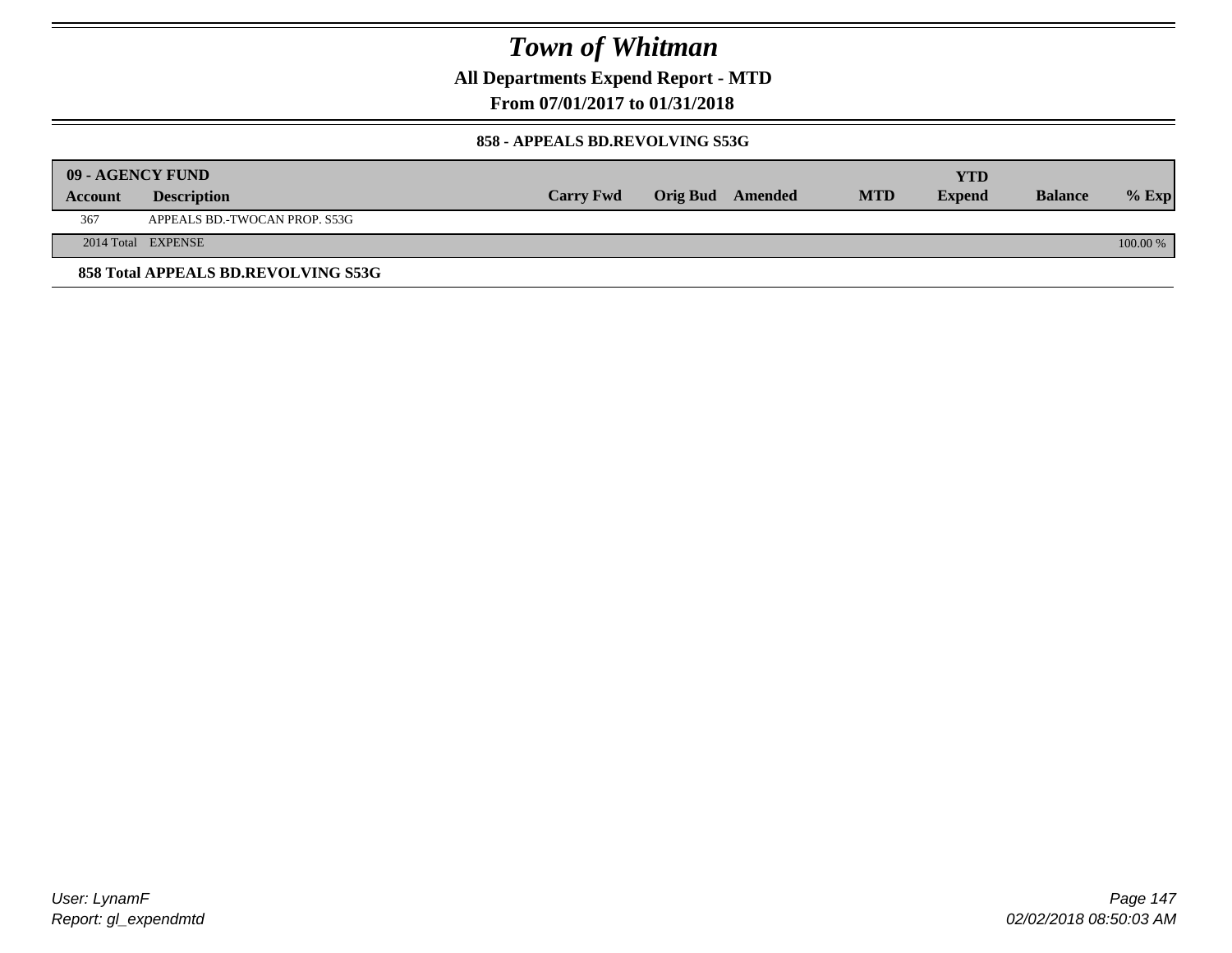# Town of Whitman

**All Departments Expend Report - MTD**

**From 07/01/2017 to 01/31/2018**

**858 - APPEALS BD.REVOLVING S53G**

| 09 - AGENCY FUND | | | | | | | | |
|---|---|---|---|---|---|---|---|---|
| **Account** | **Description** | **Carry Fwd** | **Orig Bud** | **Amended** | **MTD** | **YTD Expend** | **Balance** | **% Exp** |
| 367 | APPEALS BD.-TWOCAN PROP. S53G | | | | | | | |
| 2014 Total | EXPENSE | | | | | | | 100.00 % |

**858 Total APPEALS BD.REVOLVING S53G**

User: LynamF
Report: gl_expendmtd

02/02/2018 08:50:03 AM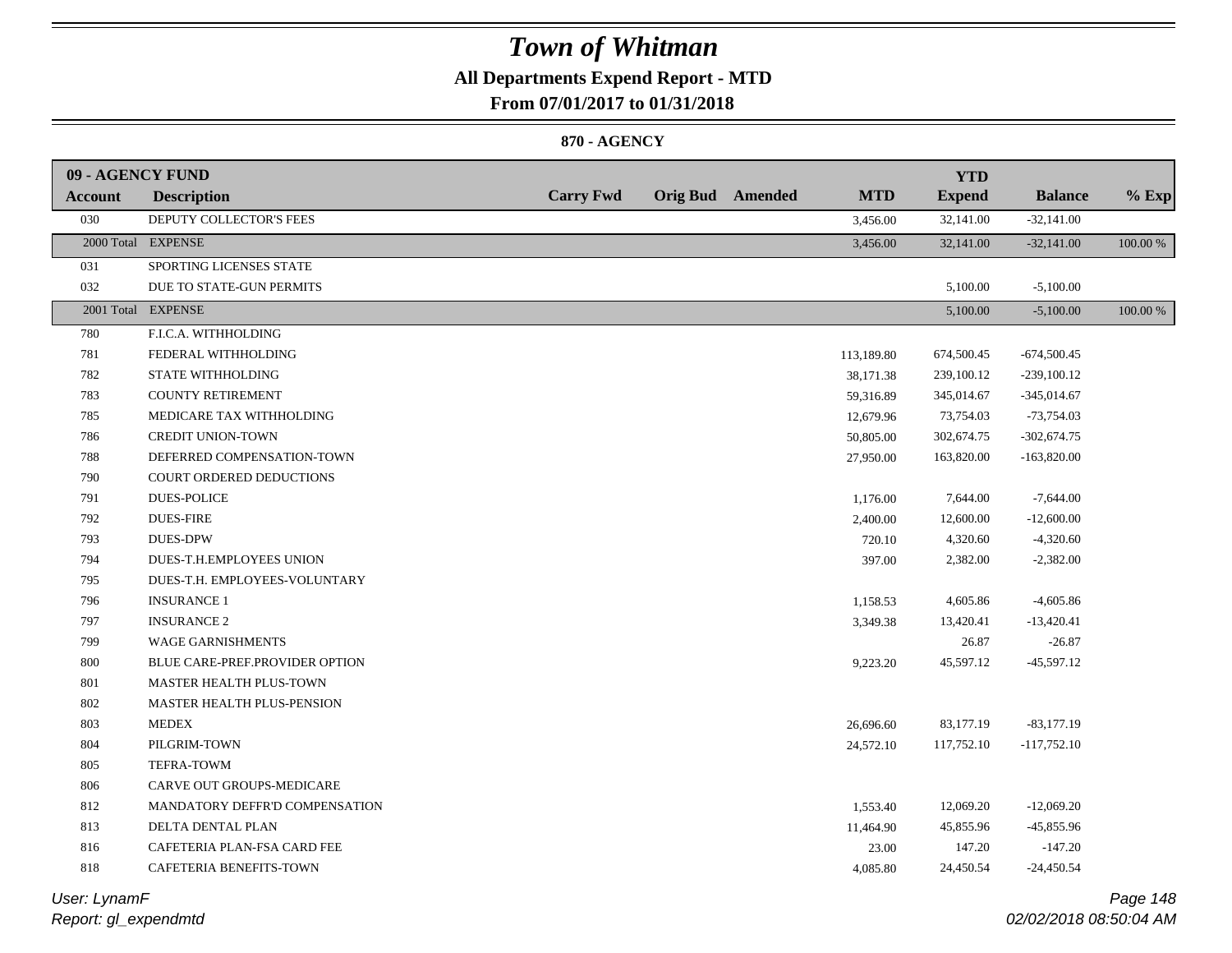# Town of Whitman

**All Departments Expend Report - MTD**

**From 07/01/2017 to 01/31/2018**

**870 - AGENCY**

| 09 - AGENCY FUND | | | | | | YTD | | |
|---|---|---|---|---|---|---|---|---|
| Account | Description | Carry Fwd | Orig Bud | Amended | MTD | Expend | Balance | % Exp |
| 030 | DEPUTY COLLECTOR'S FEES | | | | 3,456.00 | 32,141.00 | -32,141.00 | |
| 2000 Total | EXPENSE | | | | 3,456.00 | 32,141.00 | -32,141.00 | 100.00 % |
| 031 | SPORTING LICENSES STATE | | | | | | | |
| 032 | DUE TO STATE-GUN PERMITS | | | | | 5,100.00 | -5,100.00 | |
| 2001 Total | EXPENSE | | | | | 5,100.00 | -5,100.00 | 100.00 % |
| 780 | F.I.C.A. WITHHOLDING | | | | | | | |
| 781 | FEDERAL WITHHOLDING | | | | 113,189.80 | 674,500.45 | -674,500.45 | |
| 782 | STATE WITHHOLDING | | | | 38,171.38 | 239,100.12 | -239,100.12 | |
| 783 | COUNTY RETIREMENT | | | | 59,316.89 | 345,014.67 | -345,014.67 | |
| 785 | MEDICARE TAX WITHHOLDING | | | | 12,679.96 | 73,754.03 | -73,754.03 | |
| 786 | CREDIT UNION-TOWN | | | | 50,805.00 | 302,674.75 | -302,674.75 | |
| 788 | DEFERRED COMPENSATION-TOWN | | | | 27,950.00 | 163,820.00 | -163,820.00 | |
| 790 | COURT ORDERED DEDUCTIONS | | | | | | | |
| 791 | DUES-POLICE | | | | 1,176.00 | 7,644.00 | -7,644.00 | |
| 792 | DUES-FIRE | | | | 2,400.00 | 12,600.00 | -12,600.00 | |
| 793 | DUES-DPW | | | | 720.10 | 4,320.60 | -4,320.60 | |
| 794 | DUES-T.H.EMPLOYEES UNION | | | | 397.00 | 2,382.00 | -2,382.00 | |
| 795 | DUES-T.H. EMPLOYEES-VOLUNTARY | | | | | | | |
| 796 | INSURANCE 1 | | | | 1,158.53 | 4,605.86 | -4,605.86 | |
| 797 | INSURANCE 2 | | | | 3,349.38 | 13,420.41 | -13,420.41 | |
| 799 | WAGE GARNISHMENTS | | | | | 26.87 | -26.87 | |
| 800 | BLUE CARE-PREF.PROVIDER OPTION | | | | 9,223.20 | 45,597.12 | -45,597.12 | |
| 801 | MASTER HEALTH PLUS-TOWN | | | | | | | |
| 802 | MASTER HEALTH PLUS-PENSION | | | | | | | |
| 803 | MEDEX | | | | 26,696.60 | 83,177.19 | -83,177.19 | |
| 804 | PILGRIM-TOWN | | | | 24,572.10 | 117,752.10 | -117,752.10 | |
| 805 | TEFRA-TOWM | | | | | | | |
| 806 | CARVE OUT GROUPS-MEDICARE | | | | | | | |
| 812 | MANDATORY DEFFR'D COMPENSATION | | | | 1,553.40 | 12,069.20 | -12,069.20 | |
| 813 | DELTA DENTAL PLAN | | | | 11,464.90 | 45,855.96 | -45,855.96 | |
| 816 | CAFETERIA PLAN-FSA CARD FEE | | | | 23.00 | 147.20 | -147.20 | |
| 818 | CAFETERIA BENEFITS-TOWN | | | | 4,085.80 | 24,450.54 | -24,450.54 | |

*User: LynamF*

*Report: gl_expendmtd*

*02/02/2018 08:50:04 AM*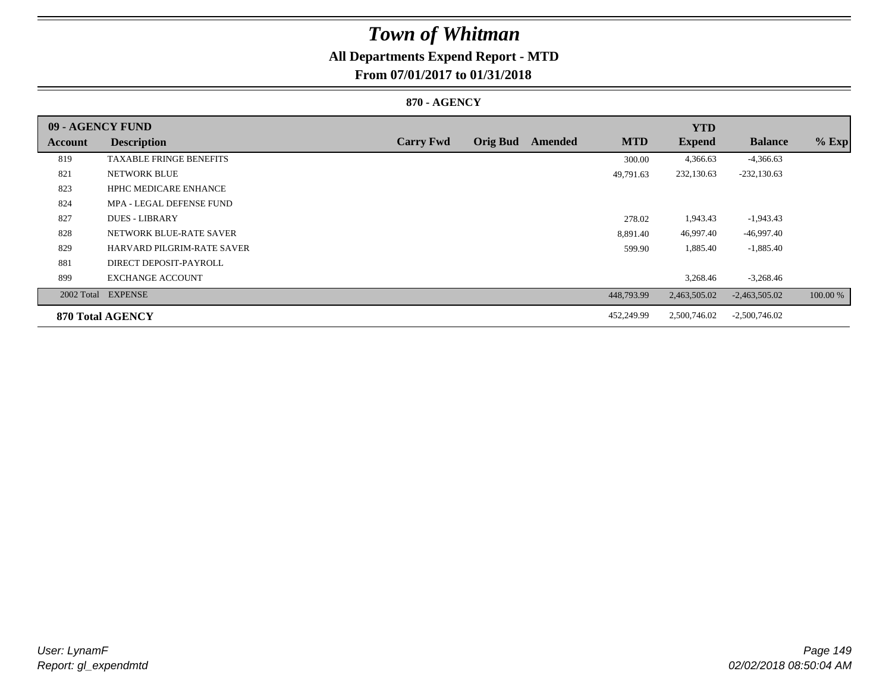# Town of Whitman

## All Departments Expend Report - MTD

### From 07/01/2017 to 01/31/2018

#### 870 - AGENCY

| 09 - AGENCY FUND | | | | | | YTD | | |
|---|---|---|---|---|---|---|---|---|
| Account | Description | Carry Fwd | Orig Bud | Amended | MTD | Expend | Balance | % Exp |
| 819 | TAXABLE FRINGE BENEFITS | | | | 300.00 | 4,366.63 | -4,366.63 | |
| 821 | NETWORK BLUE | | | | 49,791.63 | 232,130.63 | -232,130.63 | |
| 823 | HPHC MEDICARE ENHANCE | | | | | | | |
| 824 | MPA - LEGAL DEFENSE FUND | | | | | | | |
| 827 | DUES - LIBRARY | | | | 278.02 | 1,943.43 | -1,943.43 | |
| 828 | NETWORK BLUE-RATE SAVER | | | | 8,891.40 | 46,997.40 | -46,997.40 | |
| 829 | HARVARD PILGRIM-RATE SAVER | | | | 599.90 | 1,885.40 | -1,885.40 | |
| 881 | DIRECT DEPOSIT-PAYROLL | | | | | | | |
| 899 | EXCHANGE ACCOUNT | | | | | 3,268.46 | -3,268.46 | |
| 2002 Total | EXPENSE | | | | 448,793.99 | 2,463,505.02 | -2,463,505.02 | 100.00 % |
| **870 Total AGENCY** | | | | | 452,249.99 | 2,500,746.02 | -2,500,746.02 | |

*User: LynamF*
*Report: gl_expendmtd*

*02/02/2018 08:50:04 AM*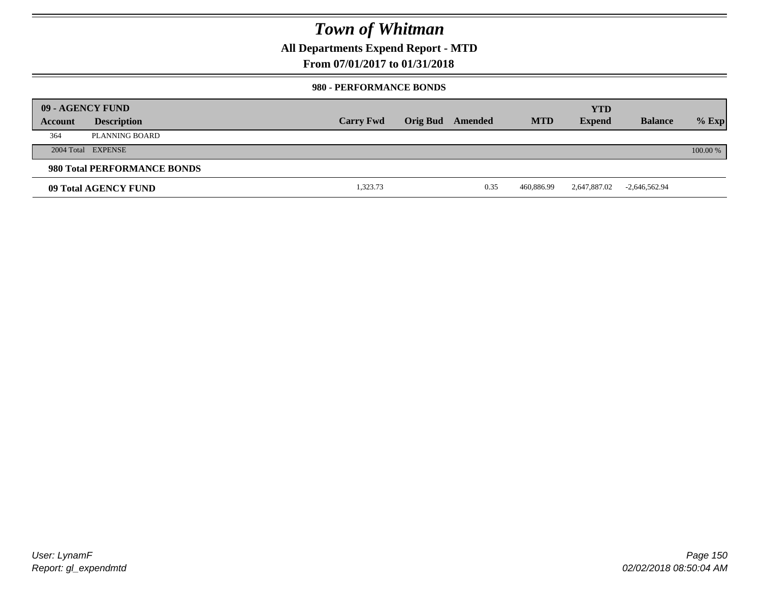# Town of Whitman

## All Departments Expend Report - MTD

## From 07/01/2017 to 01/31/2018

### 980 - PERFORMANCE BONDS

| 09 - AGENCY FUND Account | Description | Carry Fwd | Orig Bud | Amended | MTD | YTD Expend | Balance | % Exp |
|---|---|---|---|---|---|---|---|---|
| 364 | PLANNING BOARD | | | | | | | |
| 2004 Total | EXPENSE | | | | | | | 100.00 % |
| **980 Total PERFORMANCE BONDS** | | | | | | | | |
| **09 Total AGENCY FUND** | | 1,323.73 | | 0.35 | 460,886.99 | 2,647,887.02 | -2,646,562.94 | |

*User: LynamF*
*Report: gl_expendmtd*

*02/02/2018 08:50:04 AM*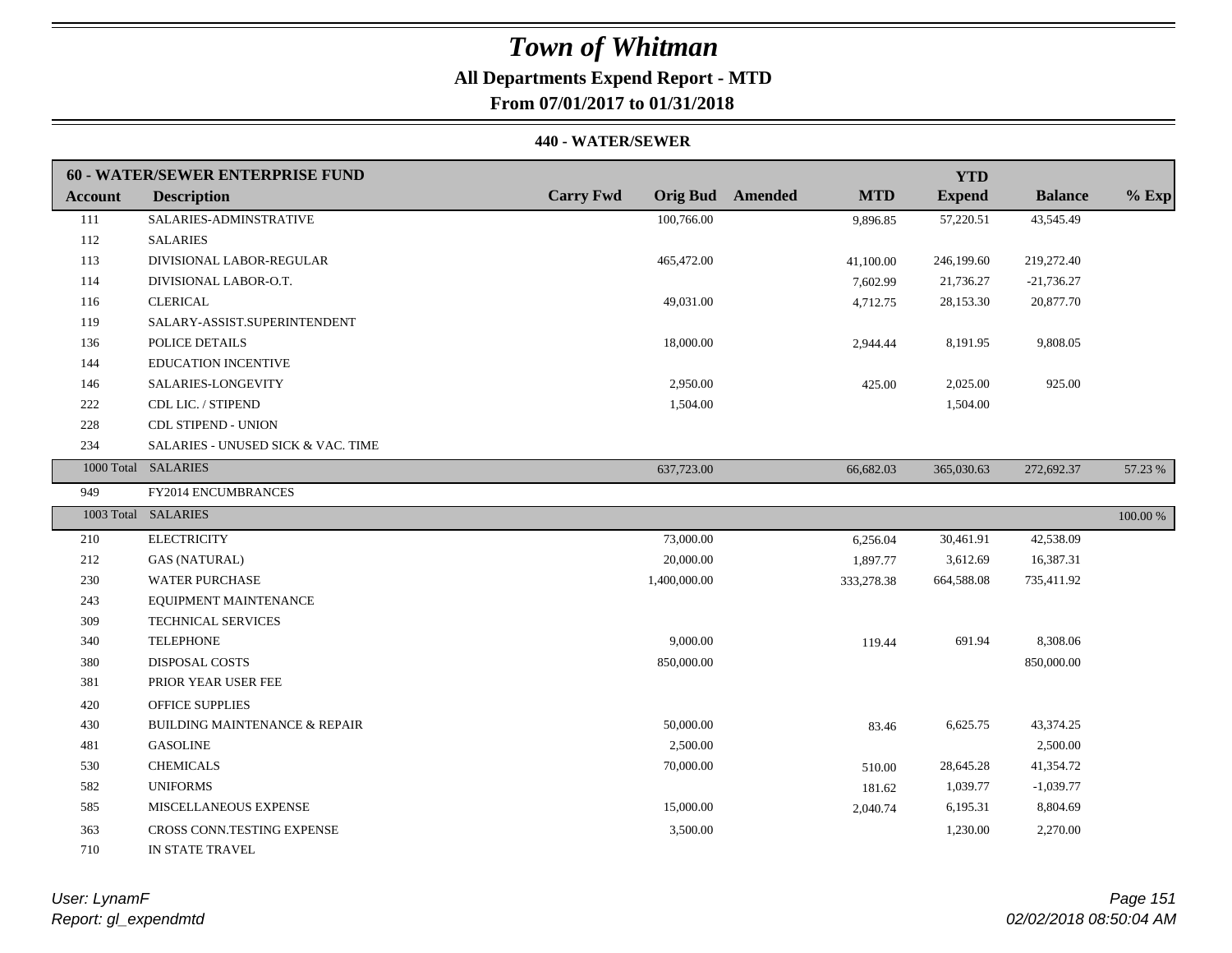# Town of Whitman

**All Departments Expend Report - MTD**

**From 07/01/2017 to 01/31/2018**

**440 - WATER/SEWER**

| 60 - WATER/SEWER ENTERPRISE FUND | | | | | | YTD | | |
|---|---|---|---|---|---|---|---|---|
| **Account** | **Description** | **Carry Fwd** | **Orig Bud** | **Amended** | **MTD** | **Expend** | **Balance** | **% Exp** |
| 111 | SALARIES-ADMINSTRATIVE | | 100,766.00 | | 9,896.85 | 57,220.51 | 43,545.49 | |
| 112 | SALARIES | | | | | | | |
| 113 | DIVISIONAL LABOR-REGULAR | | 465,472.00 | | 41,100.00 | 246,199.60 | 219,272.40 | |
| 114 | DIVISIONAL LABOR-O.T. | | | | 7,602.99 | 21,736.27 | -21,736.27 | |
| 116 | CLERICAL | | 49,031.00 | | 4,712.75 | 28,153.30 | 20,877.70 | |
| 119 | SALARY-ASSIST.SUPERINTENDENT | | | | | | | |
| 136 | POLICE DETAILS | | 18,000.00 | | 2,944.44 | 8,191.95 | 9,808.05 | |
| 144 | EDUCATION INCENTIVE | | | | | | | |
| 146 | SALARIES-LONGEVITY | | 2,950.00 | | 425.00 | 2,025.00 | 925.00 | |
| 222 | CDL LIC. / STIPEND | | 1,504.00 | | | 1,504.00 | | |
| 228 | CDL STIPEND - UNION | | | | | | | |
| 234 | SALARIES - UNUSED SICK & VAC. TIME | | | | | | | |
| 1000 Total | SALARIES | | 637,723.00 | | 66,682.03 | 365,030.63 | 272,692.37 | 57.23 % |
| 949 | FY2014 ENCUMBRANCES | | | | | | | |
| 1003 Total | SALARIES | | | | | | | 100.00 % |
| 210 | ELECTRICITY | | 73,000.00 | | 6,256.04 | 30,461.91 | 42,538.09 | |
| 212 | GAS (NATURAL) | | 20,000.00 | | 1,897.77 | 3,612.69 | 16,387.31 | |
| 230 | WATER PURCHASE | | 1,400,000.00 | | 333,278.38 | 664,588.08 | 735,411.92 | |
| 243 | EQUIPMENT MAINTENANCE | | | | | | | |
| 309 | TECHNICAL SERVICES | | | | | | | |
| 340 | TELEPHONE | | 9,000.00 | | 119.44 | 691.94 | 8,308.06 | |
| 380 | DISPOSAL COSTS | | 850,000.00 | | | | 850,000.00 | |
| 381 | PRIOR YEAR USER FEE | | | | | | | |
| 420 | OFFICE SUPPLIES | | | | | | | |
| 430 | BUILDING MAINTENANCE & REPAIR | | 50,000.00 | | 83.46 | 6,625.75 | 43,374.25 | |
| 481 | GASOLINE | | 2,500.00 | | | | 2,500.00 | |
| 530 | CHEMICALS | | 70,000.00 | | 510.00 | 28,645.28 | 41,354.72 | |
| 582 | UNIFORMS | | | | 181.62 | 1,039.77 | -1,039.77 | |
| 585 | MISCELLANEOUS EXPENSE | | 15,000.00 | | 2,040.74 | 6,195.31 | 8,804.69 | |
| 363 | CROSS CONN.TESTING EXPENSE | | 3,500.00 | | | 1,230.00 | 2,270.00 | |
| 710 | IN STATE TRAVEL | | | | | | | |

User: LynamF
Report: gl_expendmtd

02/02/2018 08:50:04 AM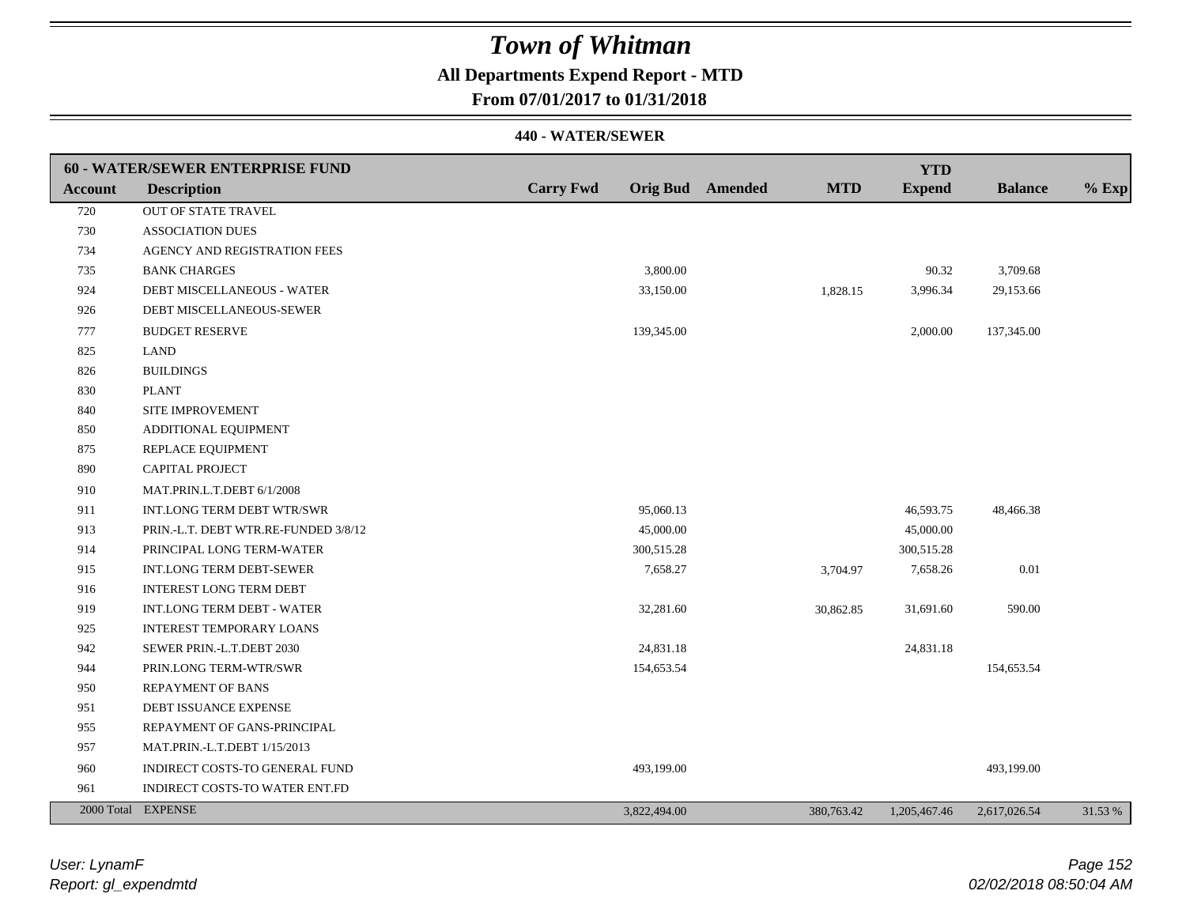# Town of Whitman

## All Departments Expend Report - MTD

### From 07/01/2017 to 01/31/2018

#### 440 - WATER/SEWER

| 60 - WATER/SEWER ENTERPRISE FUND | | | | | | YTD | | |
|---|---|---|---|---|---|---|---|---|
| **Account** | **Description** | **Carry Fwd** | **Orig Bud** | **Amended** | **MTD** | **Expend** | **Balance** | **% Exp** |
| 720 | OUT OF STATE TRAVEL | | | | | | | |
| 730 | ASSOCIATION DUES | | | | | | | |
| 734 | AGENCY AND REGISTRATION FEES | | | | | | | |
| 735 | BANK CHARGES | | 3,800.00 | | | 90.32 | 3,709.68 | |
| 924 | DEBT MISCELLANEOUS - WATER | | 33,150.00 | | 1,828.15 | 3,996.34 | 29,153.66 | |
| 926 | DEBT MISCELLANEOUS-SEWER | | | | | | | |
| 777 | BUDGET RESERVE | | 139,345.00 | | | 2,000.00 | 137,345.00 | |
| 825 | LAND | | | | | | | |
| 826 | BUILDINGS | | | | | | | |
| 830 | PLANT | | | | | | | |
| 840 | SITE IMPROVEMENT | | | | | | | |
| 850 | ADDITIONAL EQUIPMENT | | | | | | | |
| 875 | REPLACE EQUIPMENT | | | | | | | |
| 890 | CAPITAL PROJECT | | | | | | | |
| 910 | MAT.PRIN.L.T.DEBT 6/1/2008 | | | | | | | |
| 911 | INT.LONG TERM DEBT WTR/SWR | | 95,060.13 | | | 46,593.75 | 48,466.38 | |
| 913 | PRIN.-L.T. DEBT WTR.RE-FUNDED 3/8/12 | | 45,000.00 | | | 45,000.00 | | |
| 914 | PRINCIPAL LONG TERM-WATER | | 300,515.28 | | | 300,515.28 | | |
| 915 | INT.LONG TERM DEBT-SEWER | | 7,658.27 | | 3,704.97 | 7,658.26 | 0.01 | |
| 916 | INTEREST LONG TERM DEBT | | | | | | | |
| 919 | INT.LONG TERM DEBT - WATER | | 32,281.60 | | 30,862.85 | 31,691.60 | 590.00 | |
| 925 | INTEREST TEMPORARY LOANS | | | | | | | |
| 942 | SEWER PRIN.-L.T.DEBT 2030 | | 24,831.18 | | | 24,831.18 | | |
| 944 | PRIN.LONG TERM-WTR/SWR | | 154,653.54 | | | | 154,653.54 | |
| 950 | REPAYMENT OF BANS | | | | | | | |
| 951 | DEBT ISSUANCE EXPENSE | | | | | | | |
| 955 | REPAYMENT OF GANS-PRINCIPAL | | | | | | | |
| 957 | MAT.PRIN.-L.T.DEBT 1/15/2013 | | | | | | | |
| 960 | INDIRECT COSTS-TO GENERAL FUND | | 493,199.00 | | | | 493,199.00 | |
| 961 | INDIRECT COSTS-TO WATER ENT.FD | | | | | | | |
| 2000 Total | EXPENSE | | 3,822,494.00 | | 380,763.42 | 1,205,467.46 | 2,617,026.54 | 31.53 % |

*User: LynamF*
*Report: gl_expendmtd*

*02/02/2018 08:50:04 AM*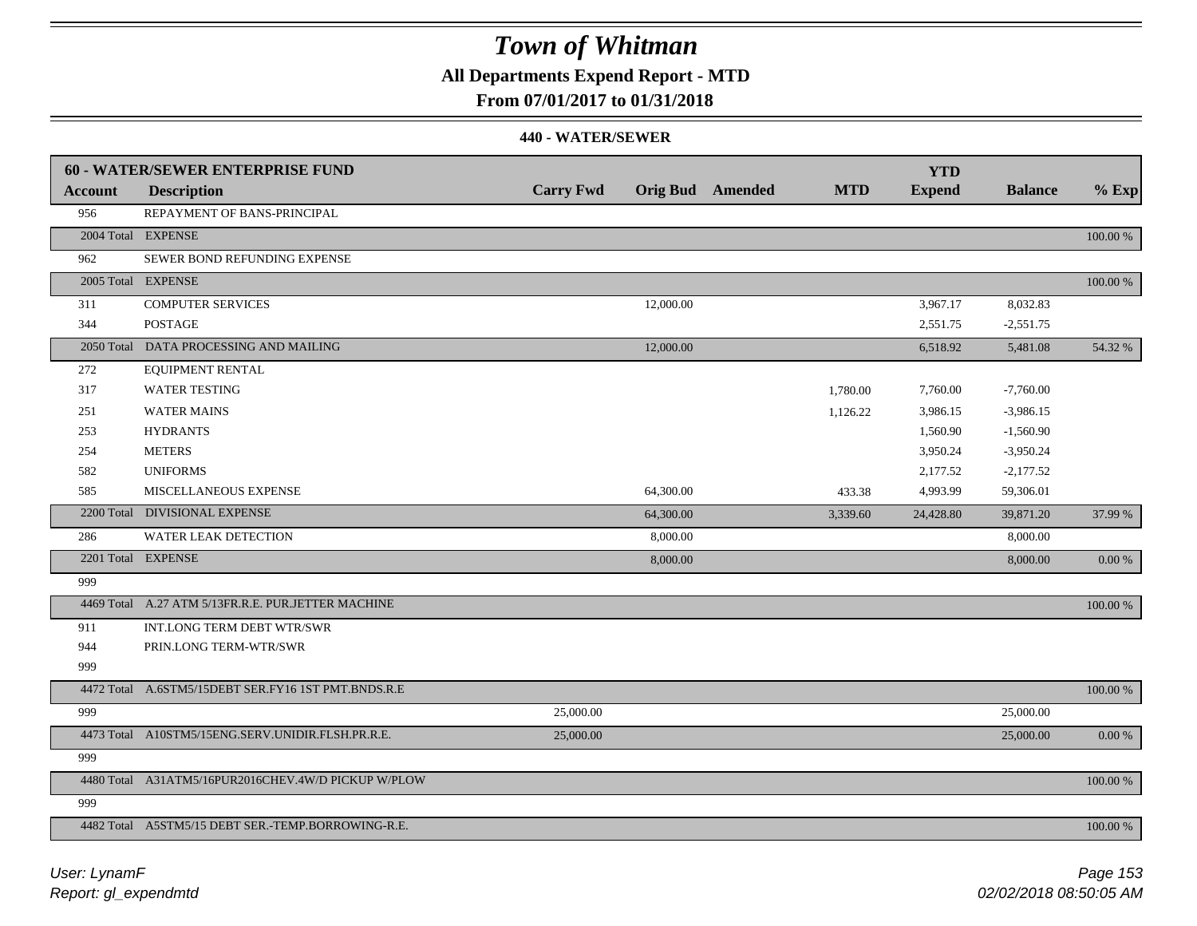# Town of Whitman

**All Departments Expend Report - MTD**

**From 07/01/2017 to 01/31/2018**

**440 - WATER/SEWER**

| 60 - WATER/SEWER ENTERPRISE FUND | | | | | | | | | |
|---|---|---|---|---|---|---|---|---|---|
| **Account** | **Description** | **Carry Fwd** | **Orig Bud** | **Amended** | **MTD** | **YTD Expend** | **Balance** | **% Exp** |
| 956 | REPAYMENT OF BANS-PRINCIPAL | | | | | | | |
| 2004 Total | EXPENSE | | | | | | | 100.00 % |
| 962 | SEWER BOND REFUNDING EXPENSE | | | | | | | |
| 2005 Total | EXPENSE | | | | | | | 100.00 % |
| 311 | COMPUTER SERVICES | | 12,000.00 | | | 3,967.17 | 8,032.83 | |
| 344 | POSTAGE | | | | | 2,551.75 | -2,551.75 | |
| 2050 Total | DATA PROCESSING AND MAILING | | 12,000.00 | | | 6,518.92 | 5,481.08 | 54.32 % |
| 272 | EQUIPMENT RENTAL | | | | | | | |
| 317 | WATER TESTING | | | | 1,780.00 | 7,760.00 | -7,760.00 | |
| 251 | WATER MAINS | | | | 1,126.22 | 3,986.15 | -3,986.15 | |
| 253 | HYDRANTS | | | | | 1,560.90 | -1,560.90 | |
| 254 | METERS | | | | | 3,950.24 | -3,950.24 | |
| 582 | UNIFORMS | | | | | 2,177.52 | -2,177.52 | |
| 585 | MISCELLANEOUS EXPENSE | | 64,300.00 | | 433.38 | 4,993.99 | 59,306.01 | |
| 2200 Total | DIVISIONAL EXPENSE | | 64,300.00 | | 3,339.60 | 24,428.80 | 39,871.20 | 37.99 % |
| 286 | WATER LEAK DETECTION | | 8,000.00 | | | | 8,000.00 | |
| 2201 Total | EXPENSE | | 8,000.00 | | | | 8,000.00 | 0.00 % |
| 999 | | | | | | | | |
| 4469 Total | A.27 ATM 5/13FR.R.E. PUR.JETTER MACHINE | | | | | | | 100.00 % |
| 911 | INT.LONG TERM DEBT WTR/SWR | | | | | | | |
| 944 | PRIN.LONG TERM-WTR/SWR | | | | | | | |
| 999 | | | | | | | | |
| 4472 Total | A.6STM5/15DEBT SER.FY16 1ST PMT.BNDS.R.E | | | | | | | 100.00 % |
| 999 | | 25,000.00 | | | | | 25,000.00 | |
| 4473 Total | A10STM5/15ENG.SERV.UNIDIR.FLSH.PR.R.E. | 25,000.00 | | | | | 25,000.00 | 0.00 % |
| 999 | | | | | | | | |
| 4480 Total | A31ATM5/16PUR2016CHEV.4W/D PICKUP W/PLOW | | | | | | | 100.00 % |
| 999 | | | | | | | | |
| 4482 Total | A5STM5/15 DEBT SER.-TEMP.BORROWING-R.E. | | | | | | | 100.00 % |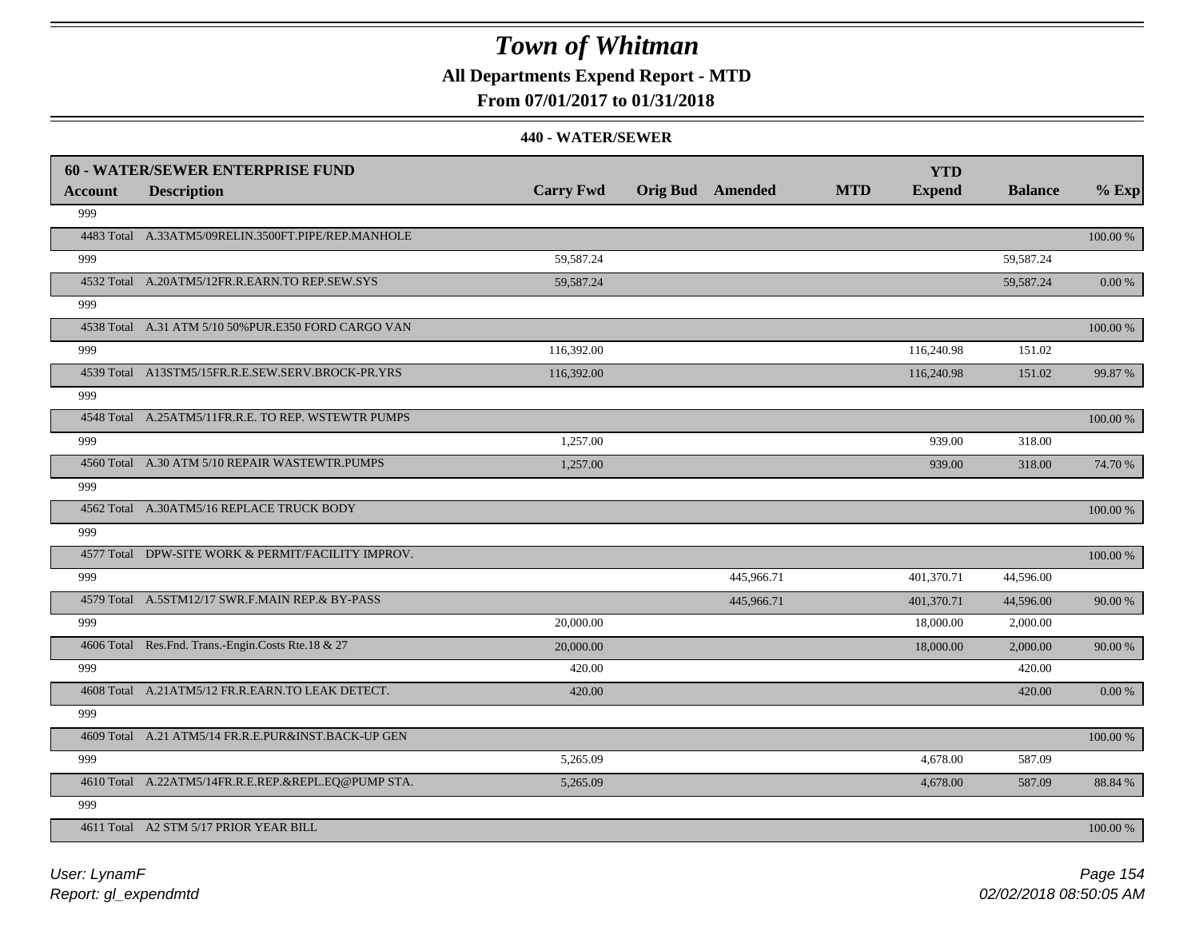# Town of Whitman

**All Departments Expend Report - MTD**

**From 07/01/2017 to 01/31/2018**

**440 - WATER/SEWER**

| **60 - WATER/SEWER ENTERPRISE FUND** | | | | | | **YTD** | | |
|---|---|---|---|---|---|---|---|---|
| **Account** | **Description** | **Carry Fwd** | **Orig Bud** | **Amended** | **MTD** | **Expend** | **Balance** | **% Exp** |
| 999 | | | | | | | | |
| 4483 Total | A.33ATM5/09RELIN.3500FT.PIPE/REP.MANHOLE | | | | | | | 100.00 % |
| 999 | | 59,587.24 | | | | | 59,587.24 | |
| 4532 Total | A.20ATM5/12FR.R.EARN.TO REP.SEW.SYS | 59,587.24 | | | | | 59,587.24 | 0.00 % |
| 999 | | | | | | | | |
| 4538 Total | A.31 ATM 5/10 50%PUR.E350 FORD CARGO VAN | | | | | | | 100.00 % |
| 999 | | 116,392.00 | | | | 116,240.98 | 151.02 | |
| 4539 Total | A13STM5/15FR.R.E.SEW.SERV.BROCK-PR.YRS | 116,392.00 | | | | 116,240.98 | 151.02 | 99.87 % |
| 999 | | | | | | | | |
| 4548 Total | A.25ATM5/11FR.R.E. TO REP. WSTEWTR PUMPS | | | | | | | 100.00 % |
| 999 | | 1,257.00 | | | | 939.00 | 318.00 | |
| 4560 Total | A.30 ATM 5/10 REPAIR WASTEWTR.PUMPS | 1,257.00 | | | | 939.00 | 318.00 | 74.70 % |
| 999 | | | | | | | | |
| 4562 Total | A.30ATM5/16 REPLACE TRUCK BODY | | | | | | | 100.00 % |
| 999 | | | | | | | | |
| 4577 Total | DPW-SITE WORK & PERMIT/FACILITY IMPROV. | | | | | | | 100.00 % |
| 999 | | | | 445,966.71 | | 401,370.71 | 44,596.00 | |
| 4579 Total | A.5STM12/17 SWR.F.MAIN REP.& BY-PASS | | | 445,966.71 | | 401,370.71 | 44,596.00 | 90.00 % |
| 999 | | 20,000.00 | | | | 18,000.00 | 2,000.00 | |
| 4606 Total | Res.Fnd. Trans.-Engin.Costs Rte.18 & 27 | 20,000.00 | | | | 18,000.00 | 2,000.00 | 90.00 % |
| 999 | | 420.00 | | | | | 420.00 | |
| 4608 Total | A.21ATM5/12 FR.R.EARN.TO LEAK DETECT. | 420.00 | | | | | 420.00 | 0.00 % |
| 999 | | | | | | | | |
| 4609 Total | A.21 ATM5/14 FR.R.E.PUR&INST.BACK-UP GEN | | | | | | | 100.00 % |
| 999 | | 5,265.09 | | | | 4,678.00 | 587.09 | |
| 4610 Total | A.22ATM5/14FR.R.E.REP.&REPL.EQ@PUMP STA. | 5,265.09 | | | | 4,678.00 | 587.09 | 88.84 % |
| 999 | | | | | | | | |
| 4611 Total | A2 STM 5/17 PRIOR YEAR BILL | | | | | | | 100.00 % |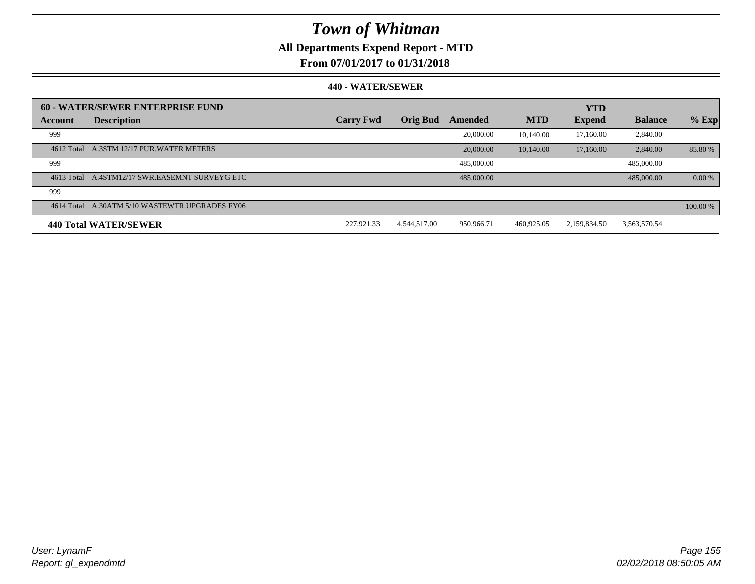# Town of Whitman

## All Departments Expend Report - MTD

## From 07/01/2017 to 01/31/2018

### 440 - WATER/SEWER

| 60 - WATER/SEWER ENTERPRISE FUND | | | | | | | | |
|---|---|---|---|---|---|---|---|---|
| **Account** | **Description** | **Carry Fwd** | **Orig Bud** | **Amended** | **MTD** | **YTD Expend** | **Balance** | **% Exp** |
| 999 | | | | 20,000.00 | 10,140.00 | 17,160.00 | 2,840.00 | |
| 4612 Total | A.3STM 12/17 PUR.WATER METERS | | | 20,000.00 | 10,140.00 | 17,160.00 | 2,840.00 | 85.80 % |
| 999 | | | | 485,000.00 | | | 485,000.00 | |
| 4613 Total | A.4STM12/17 SWR.EASEMNT SURVEYG ETC | | | 485,000.00 | | | 485,000.00 | 0.00 % |
| 999 | | | | | | | | |
| 4614 Total | A.30ATM 5/10 WASTEWTR.UPGRADES FY06 | | | | | | | 100.00 % |
| **440 Total WATER/SEWER** | | 227,921.33 | 4,544,517.00 | 950,966.71 | 460,925.05 | 2,159,834.50 | 3,563,570.54 | |

*User: LynamF*
*Report: gl_expendmtd*

*02/02/2018 08:50:05 AM*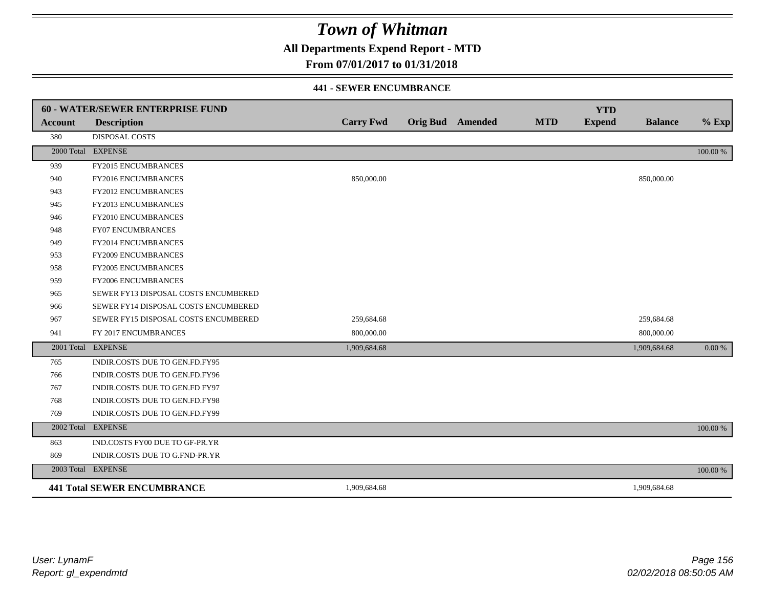# Town of Whitman

**All Departments Expend Report - MTD**

**From 07/01/2017 to 01/31/2018**

**441 - SEWER ENCUMBRANCE**

| **60 - WATER/SEWER ENTERPRISE FUND** | | | | | | **YTD** | | |
|---|---|---|---|---|---|---|---|---|
| **Account** | **Description** | **Carry Fwd** | **Orig Bud** | **Amended** | **MTD** | **Expend** | **Balance** | **% Exp** |
| 380 | DISPOSAL COSTS | | | | | | | |
| 2000 Total | EXPENSE | | | | | | | 100.00 % |
| 939 | FY2015 ENCUMBRANCES | | | | | | | |
| 940 | FY2016 ENCUMBRANCES | 850,000.00 | | | | | 850,000.00 | |
| 943 | FY2012 ENCUMBRANCES | | | | | | | |
| 945 | FY2013 ENCUMBRANCES | | | | | | | |
| 946 | FY2010 ENCUMBRANCES | | | | | | | |
| 948 | FY07 ENCUMBRANCES | | | | | | | |
| 949 | FY2014 ENCUMBRANCES | | | | | | | |
| 953 | FY2009 ENCUMBRANCES | | | | | | | |
| 958 | FY2005 ENCUMBRANCES | | | | | | | |
| 959 | FY2006 ENCUMBRANCES | | | | | | | |
| 965 | SEWER FY13 DISPOSAL COSTS ENCUMBERED | | | | | | | |
| 966 | SEWER FY14 DISPOSAL COSTS ENCUMBERED | | | | | | | |
| 967 | SEWER FY15 DISPOSAL COSTS ENCUMBERED | 259,684.68 | | | | | 259,684.68 | |
| 941 | FY 2017 ENCUMBRANCES | 800,000.00 | | | | | 800,000.00 | |
| 2001 Total | EXPENSE | 1,909,684.68 | | | | | 1,909,684.68 | 0.00 % |
| 765 | INDIR.COSTS DUE TO GEN.FD.FY95 | | | | | | | |
| 766 | INDIR.COSTS DUE TO GEN.FD.FY96 | | | | | | | |
| 767 | INDIR.COSTS DUE TO GEN.FD FY97 | | | | | | | |
| 768 | INDIR.COSTS DUE TO GEN.FD.FY98 | | | | | | | |
| 769 | INDIR.COSTS DUE TO GEN.FD.FY99 | | | | | | | |
| 2002 Total | EXPENSE | | | | | | | 100.00 % |
| 863 | IND.COSTS FY00 DUE TO GF-PR.YR | | | | | | | |
| 869 | INDIR.COSTS DUE TO G.FND-PR.YR | | | | | | | |
| 2003 Total | EXPENSE | | | | | | | 100.00 % |
| **441 Total SEWER ENCUMBRANCE** | | 1,909,684.68 | | | | | 1,909,684.68 | |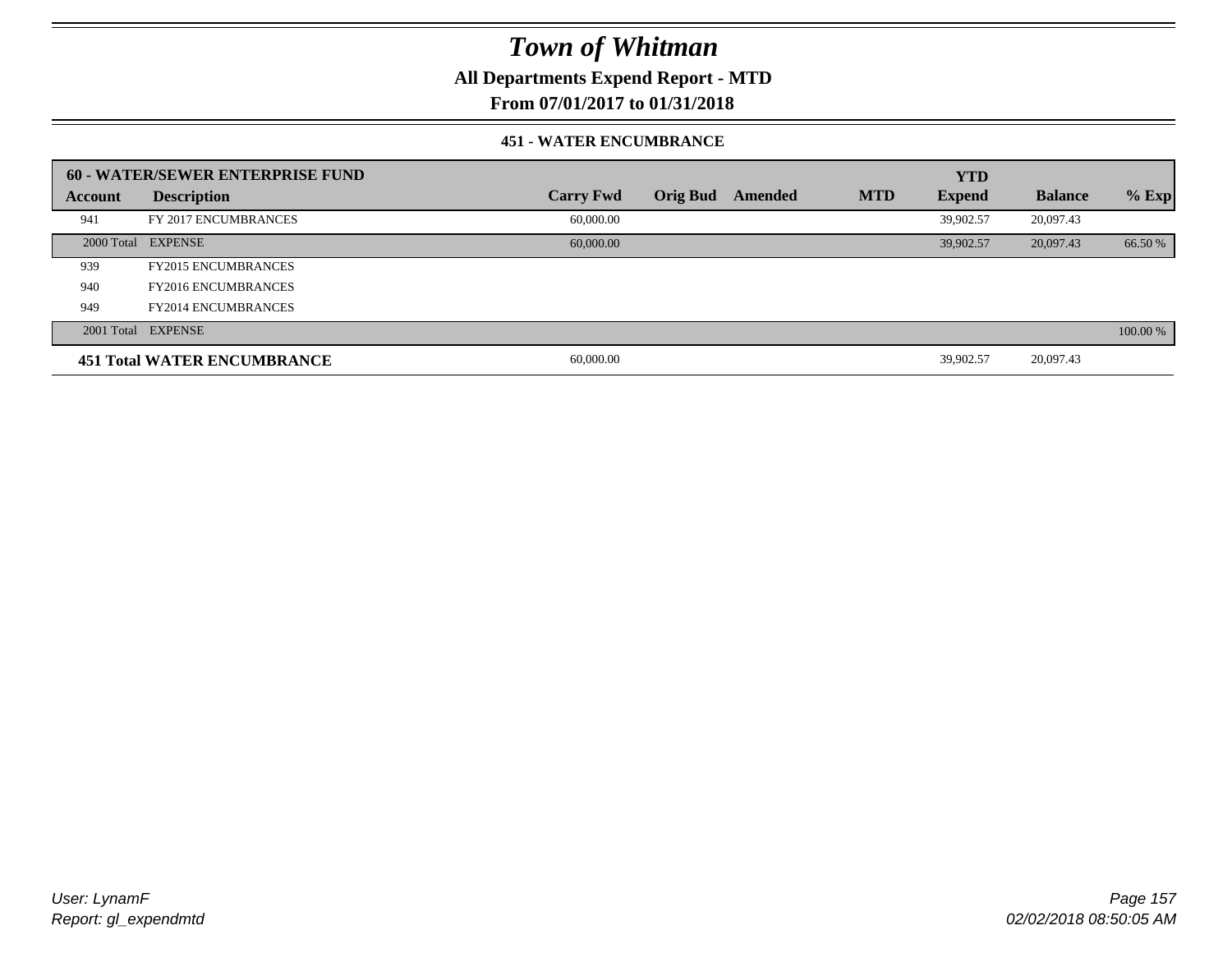# Town of Whitman

**All Departments Expend Report - MTD**

**From 07/01/2017 to 01/31/2018**

**451 - WATER ENCUMBRANCE**

| **60 - WATER/SEWER ENTERPRISE FUND** | | | | | | **YTD** | | |
|---|---|---|---|---|---|---|---|---|
| **Account** | **Description** | **Carry Fwd** | **Orig Bud** | **Amended** | **MTD** | **Expend** | **Balance** | **% Exp** |
| 941 | FY 2017 ENCUMBRANCES | 60,000.00 | | | | 39,902.57 | 20,097.43 | |
| 2000 Total | EXPENSE | 60,000.00 | | | | 39,902.57 | 20,097.43 | 66.50 % |
| 939 | FY2015 ENCUMBRANCES | | | | | | | |
| 940 | FY2016 ENCUMBRANCES | | | | | | | |
| 949 | FY2014 ENCUMBRANCES | | | | | | | |
| 2001 Total | EXPENSE | | | | | | | 100.00 % |
| **451 Total WATER ENCUMBRANCE** | | 60,000.00 | | | | 39,902.57 | 20,097.43 | |

User: LynamF
Report: gl_expendmtd

02/02/2018 08:50:05 AM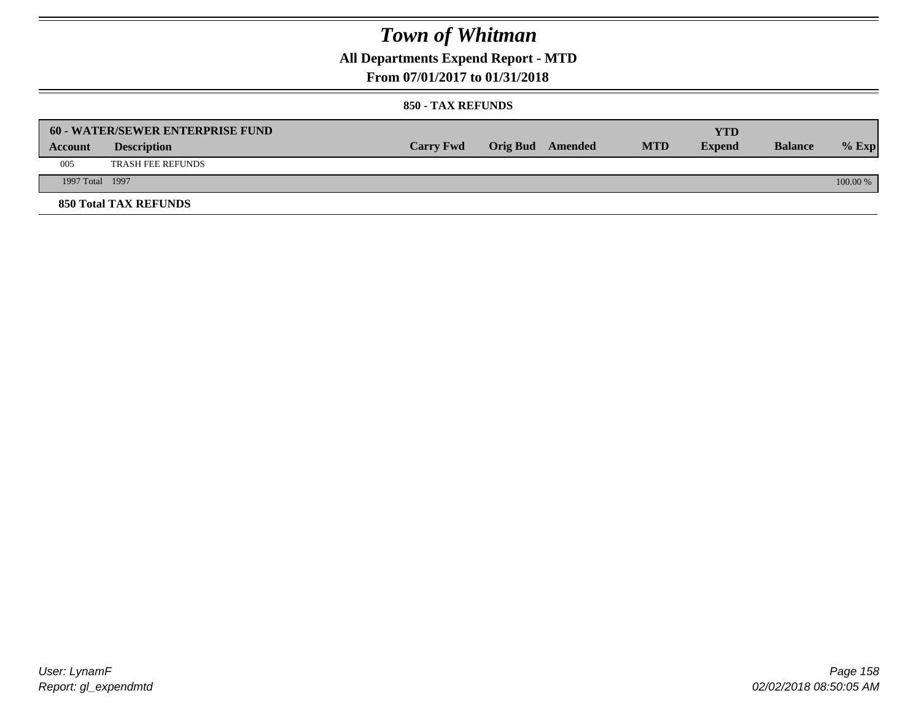# Town of Whitman

## All Departments Expend Report - MTD

### From 07/01/2017 to 01/31/2018

#### 850 - TAX REFUNDS

| 60 - WATER/SEWER ENTERPRISE FUND | | | | | | | | |
|---|---|---|---|---|---|---|---|---|
| **Account** | **Description** | **Carry Fwd** | **Orig Bud** | **Amended** | **MTD** | **YTD Expend** | **Balance** | **% Exp** |
| 005 | TRASH FEE REFUNDS | | | | | | | |
| 1997 Total | 1997 | | | | | | | 100.00 % |

**850 Total TAX REFUNDS**

User: LynamF
Report: gl_expendmtd

02/02/2018 08:50:05 AM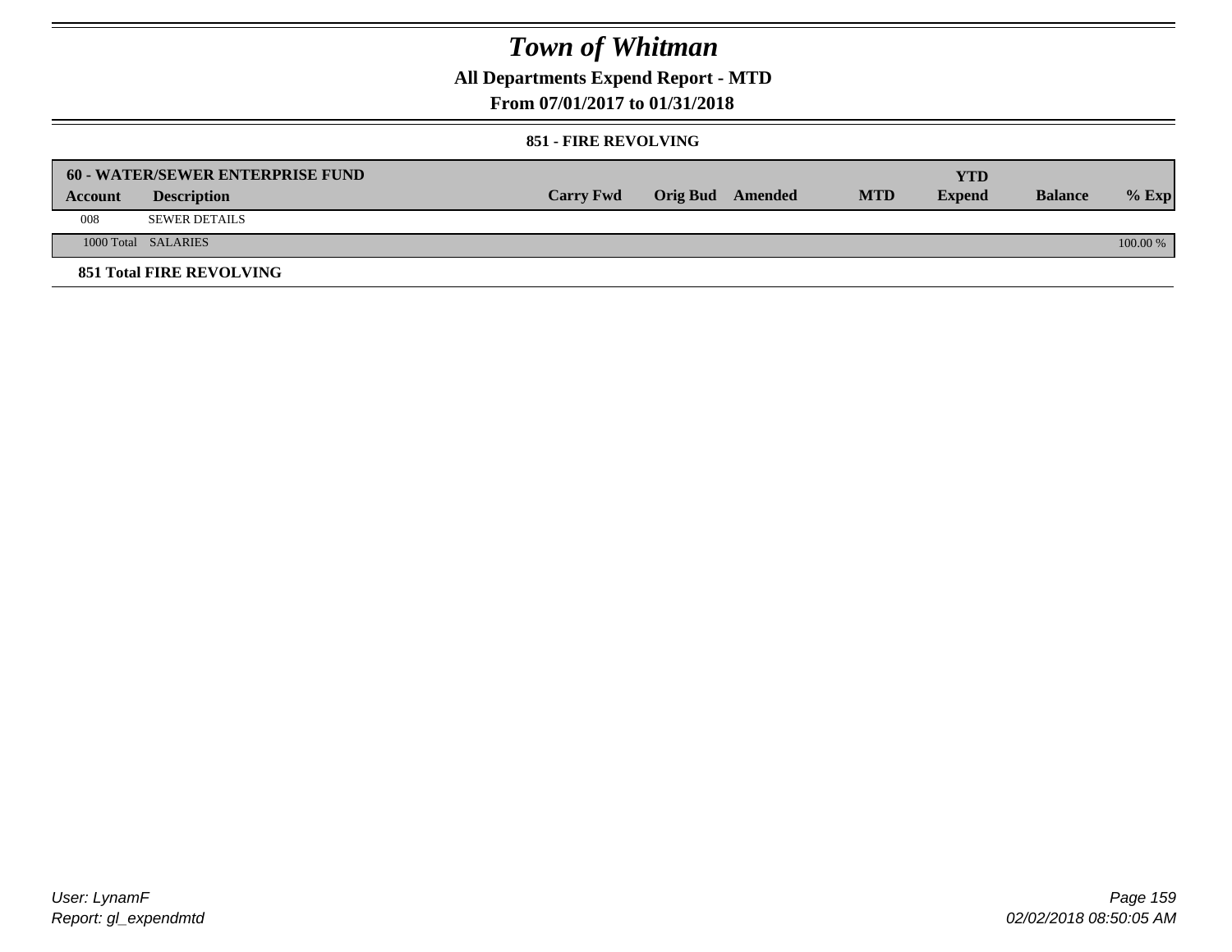# Town of Whitman

## All Departments Expend Report - MTD

### From 07/01/2017 to 01/31/2018

#### 851 - FIRE REVOLVING

| 60 - WATER/SEWER ENTERPRISE FUND | | | | | | YTD | | |
|---|---|---|---|---|---|---|---|---|
| Account | Description | Carry Fwd | Orig Bud | Amended | MTD | Expend | Balance | % Exp |
| 008 | SEWER DETAILS | | | | | | | |
| 1000 Total | SALARIES | | | | | | | 100.00 % |

**851 Total FIRE REVOLVING**

User: LynamF
Report: gl_expendmtd

02/02/2018 08:50:05 AM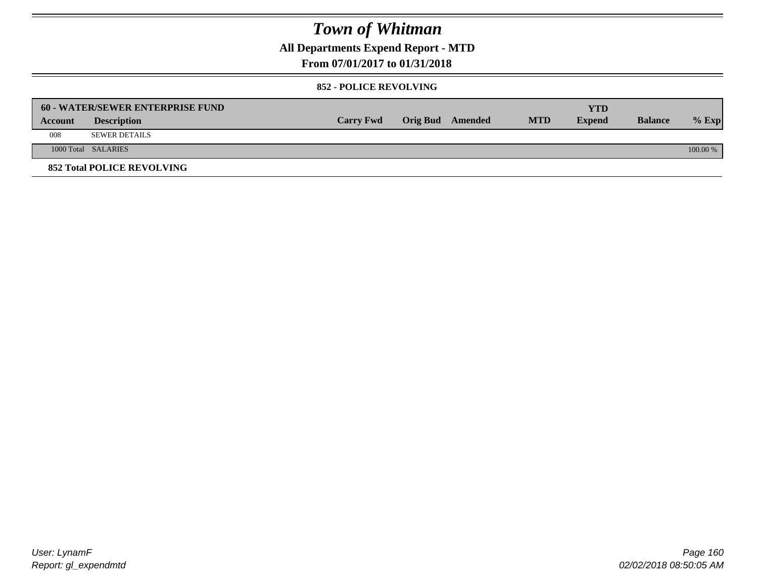# Town of Whitman

## All Departments Expend Report - MTD

### From 07/01/2017 to 01/31/2018

#### 852 - POLICE REVOLVING

| 60 - WATER/SEWER ENTERPRISE FUND | | | | | | YTD | | |
|---|---|---|---|---|---|---|---|---|
| **Account** | **Description** | **Carry Fwd** | **Orig Bud** | **Amended** | **MTD** | **Expend** | **Balance** | **% Exp** |
| 008 | SEWER DETAILS | | | | | | | |
| 1000 Total | SALARIES | | | | | | | 100.00 % |

**852 Total POLICE REVOLVING**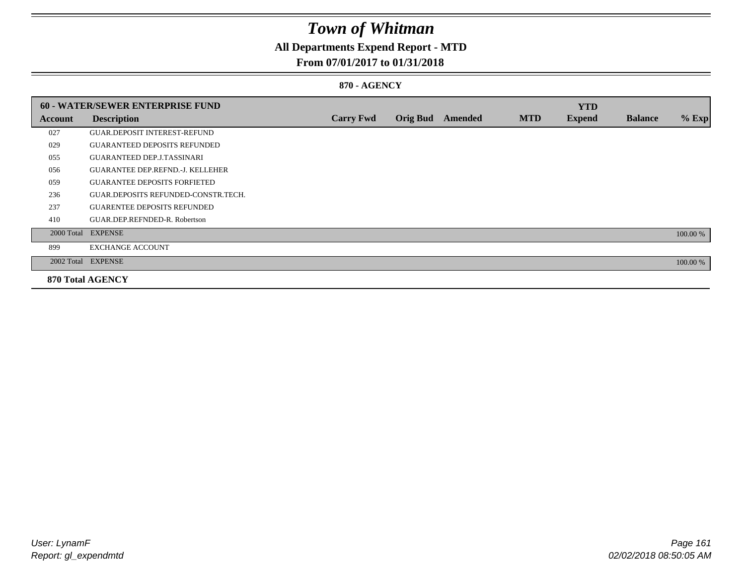# Town of Whitman

## All Departments Expend Report - MTD

### From 07/01/2017 to 01/31/2018

#### 870 - AGENCY

| 60 - WATER/SEWER ENTERPRISE FUND | | | | | | YTD | | |
|---|---|---|---|---|---|---|---|---|
| Account | Description | Carry Fwd | Orig Bud | Amended | MTD | Expend | Balance | % Exp |
| 027 | GUAR.DEPOSIT INTEREST-REFUND | | | | | | | |
| 029 | GUARANTEED DEPOSITS REFUNDED | | | | | | | |
| 055 | GUARANTEED DEP.J.TASSINARI | | | | | | | |
| 056 | GUARANTEE DEP.REFND.-J. KELLEHER | | | | | | | |
| 059 | GUARANTEE DEPOSITS FORFIETED | | | | | | | |
| 236 | GUAR.DEPOSITS REFUNDED-CONSTR.TECH. | | | | | | | |
| 237 | GUARENTEE DEPOSITS REFUNDED | | | | | | | |
| 410 | GUAR.DEP.REFNDED-R. Robertson | | | | | | | |
| 2000 Total | EXPENSE | | | | | | | 100.00 % |
| 899 | EXCHANGE ACCOUNT | | | | | | | |
| 2002 Total | EXPENSE | | | | | | | 100.00 % |
| **870 Total AGENCY** | | | | | | | | |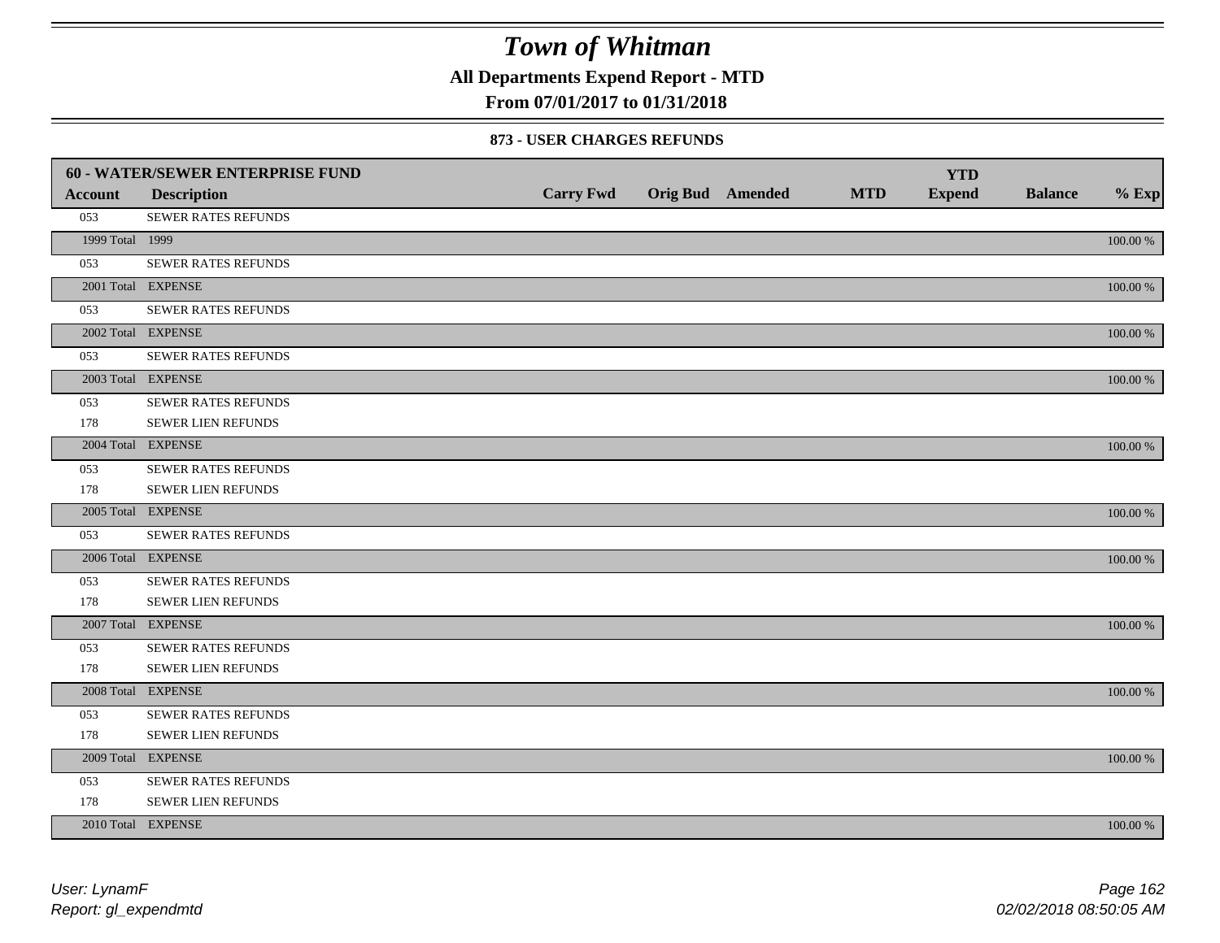# Town of Whitman

**All Departments Expend Report - MTD**

**From 07/01/2017 to 01/31/2018**

### 873 - USER CHARGES REFUNDS

| 60 - WATER/SEWER ENTERPRISE FUND | | | | | | YTD | | |
|---|---|---|---|---|---|---|---|---|
| **Account** | **Description** | **Carry Fwd** | **Orig Bud** | **Amended** | **MTD** | **Expend** | **Balance** | **% Exp** |
| 053 | SEWER RATES REFUNDS | | | | | | | |
| 1999 Total | 1999 | | | | | | | 100.00 % |
| 053 | SEWER RATES REFUNDS | | | | | | | |
| 2001 Total | EXPENSE | | | | | | | 100.00 % |
| 053 | SEWER RATES REFUNDS | | | | | | | |
| 2002 Total | EXPENSE | | | | | | | 100.00 % |
| 053 | SEWER RATES REFUNDS | | | | | | | |
| 2003 Total | EXPENSE | | | | | | | 100.00 % |
| 053 | SEWER RATES REFUNDS | | | | | | | |
| 178 | SEWER LIEN REFUNDS | | | | | | | |
| 2004 Total | EXPENSE | | | | | | | 100.00 % |
| 053 | SEWER RATES REFUNDS | | | | | | | |
| 178 | SEWER LIEN REFUNDS | | | | | | | |
| 2005 Total | EXPENSE | | | | | | | 100.00 % |
| 053 | SEWER RATES REFUNDS | | | | | | | |
| 2006 Total | EXPENSE | | | | | | | 100.00 % |
| 053 | SEWER RATES REFUNDS | | | | | | | |
| 178 | SEWER LIEN REFUNDS | | | | | | | |
| 2007 Total | EXPENSE | | | | | | | 100.00 % |
| 053 | SEWER RATES REFUNDS | | | | | | | |
| 178 | SEWER LIEN REFUNDS | | | | | | | |
| 2008 Total | EXPENSE | | | | | | | 100.00 % |
| 053 | SEWER RATES REFUNDS | | | | | | | |
| 178 | SEWER LIEN REFUNDS | | | | | | | |
| 2009 Total | EXPENSE | | | | | | | 100.00 % |
| 053 | SEWER RATES REFUNDS | | | | | | | |
| 178 | SEWER LIEN REFUNDS | | | | | | | |
| 2010 Total | EXPENSE | | | | | | | 100.00 % |

*User: LynamF*
*Report: gl_expendmtd*
*02/02/2018 08:50:05 AM*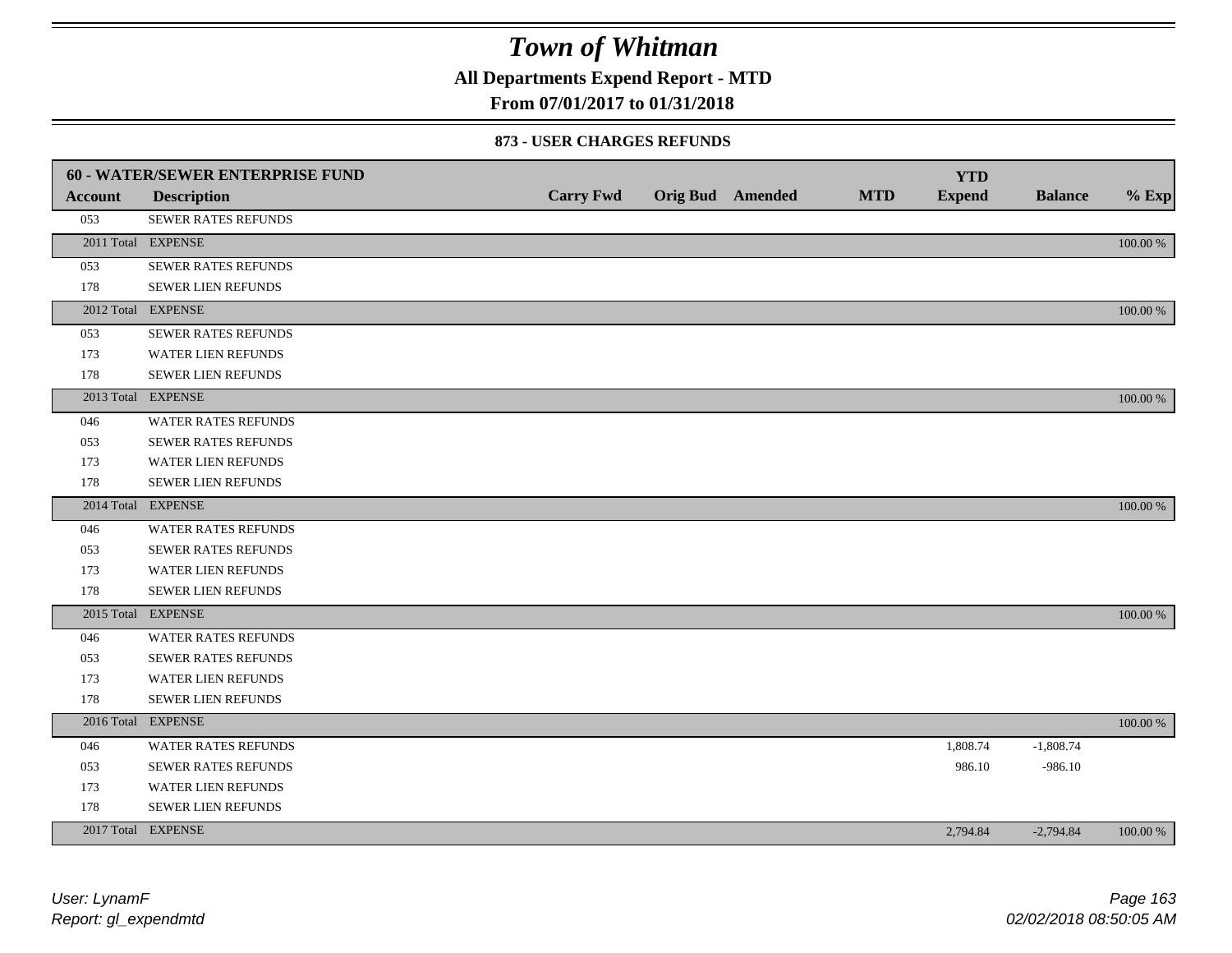# Town of Whitman

**All Departments Expend Report - MTD**

**From 07/01/2017 to 01/31/2018**

### 873 - USER CHARGES REFUNDS

| 60 - WATER/SEWER ENTERPRISE FUND | | | | | | YTD | | |
|---|---|---|---|---|---|---|---|---|
| **Account** | **Description** | **Carry Fwd** | **Orig Bud** | **Amended** | **MTD** | **Expend** | **Balance** | **% Exp** |
| 053 | SEWER RATES REFUNDS | | | | | | | |
| 2011 Total | EXPENSE | | | | | | | 100.00 % |
| 053 | SEWER RATES REFUNDS | | | | | | | |
| 178 | SEWER LIEN REFUNDS | | | | | | | |
| 2012 Total | EXPENSE | | | | | | | 100.00 % |
| 053 | SEWER RATES REFUNDS | | | | | | | |
| 173 | WATER LIEN REFUNDS | | | | | | | |
| 178 | SEWER LIEN REFUNDS | | | | | | | |
| 2013 Total | EXPENSE | | | | | | | 100.00 % |
| 046 | WATER RATES REFUNDS | | | | | | | |
| 053 | SEWER RATES REFUNDS | | | | | | | |
| 173 | WATER LIEN REFUNDS | | | | | | | |
| 178 | SEWER LIEN REFUNDS | | | | | | | |
| 2014 Total | EXPENSE | | | | | | | 100.00 % |
| 046 | WATER RATES REFUNDS | | | | | | | |
| 053 | SEWER RATES REFUNDS | | | | | | | |
| 173 | WATER LIEN REFUNDS | | | | | | | |
| 178 | SEWER LIEN REFUNDS | | | | | | | |
| 2015 Total | EXPENSE | | | | | | | 100.00 % |
| 046 | WATER RATES REFUNDS | | | | | | | |
| 053 | SEWER RATES REFUNDS | | | | | | | |
| 173 | WATER LIEN REFUNDS | | | | | | | |
| 178 | SEWER LIEN REFUNDS | | | | | | | |
| 2016 Total | EXPENSE | | | | | | | 100.00 % |
| 046 | WATER RATES REFUNDS | | | | | 1,808.74 | -1,808.74 | |
| 053 | SEWER RATES REFUNDS | | | | | 986.10 | -986.10 | |
| 173 | WATER LIEN REFUNDS | | | | | | | |
| 178 | SEWER LIEN REFUNDS | | | | | | | |
| 2017 Total | EXPENSE | | | | | 2,794.84 | -2,794.84 | 100.00 % |

*User: LynamF*
*Report: gl_expendmtd*

*02/02/2018 08:50:05 AM*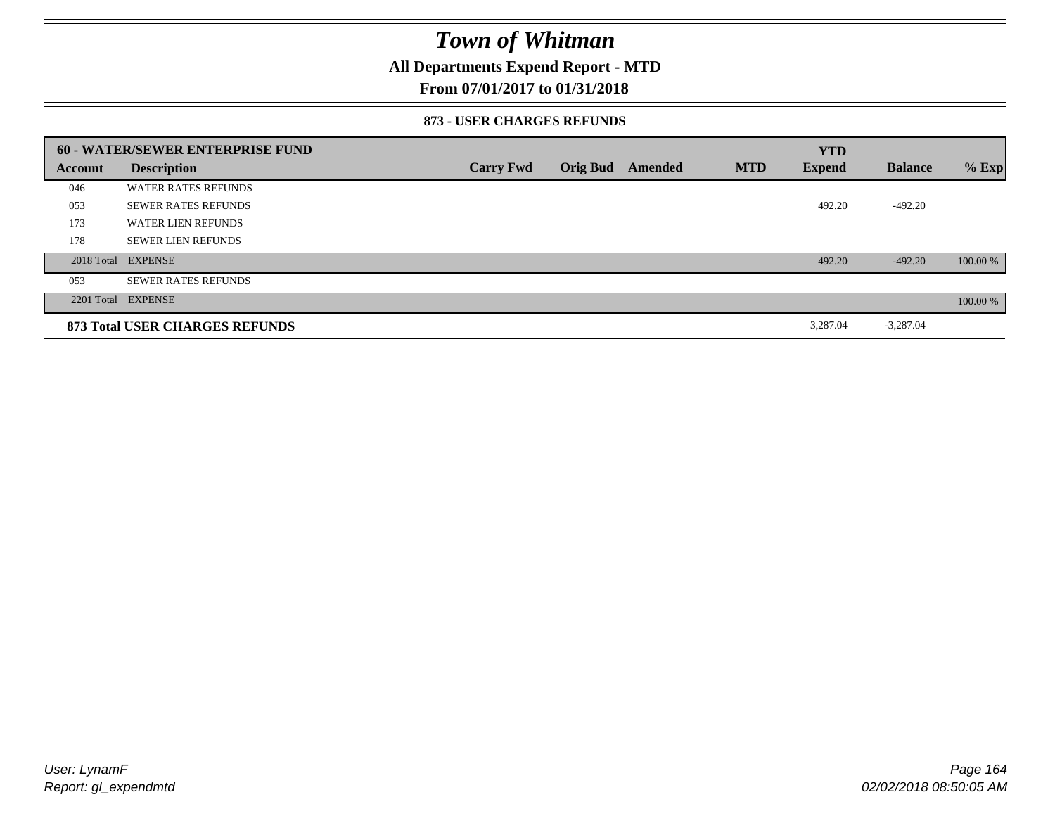# Town of Whitman

**All Departments Expend Report - MTD**

**From 07/01/2017 to 01/31/2018**

**873 - USER CHARGES REFUNDS**

| **60 - WATER/SEWER ENTERPRISE FUND** | | | | | | **YTD** | | |
|---|---|---|---|---|---|---|---|---|
| **Account** | **Description** | **Carry Fwd** | **Orig Bud** | **Amended** | **MTD** | **Expend** | **Balance** | **% Exp** |
| 046 | WATER RATES REFUNDS | | | | | | | |
| 053 | SEWER RATES REFUNDS | | | | | 492.20 | -492.20 | |
| 173 | WATER LIEN REFUNDS | | | | | | | |
| 178 | SEWER LIEN REFUNDS | | | | | | | |
| 2018 Total | EXPENSE | | | | | 492.20 | -492.20 | 100.00 % |
| 053 | SEWER RATES REFUNDS | | | | | | | |
| 2201 Total | EXPENSE | | | | | | | 100.00 % |
| **873 Total USER CHARGES REFUNDS** | | | | | | 3,287.04 | -3,287.04 | |

*User: LynamF*
*Report: gl_expendmtd*

*02/02/2018 08:50:05 AM*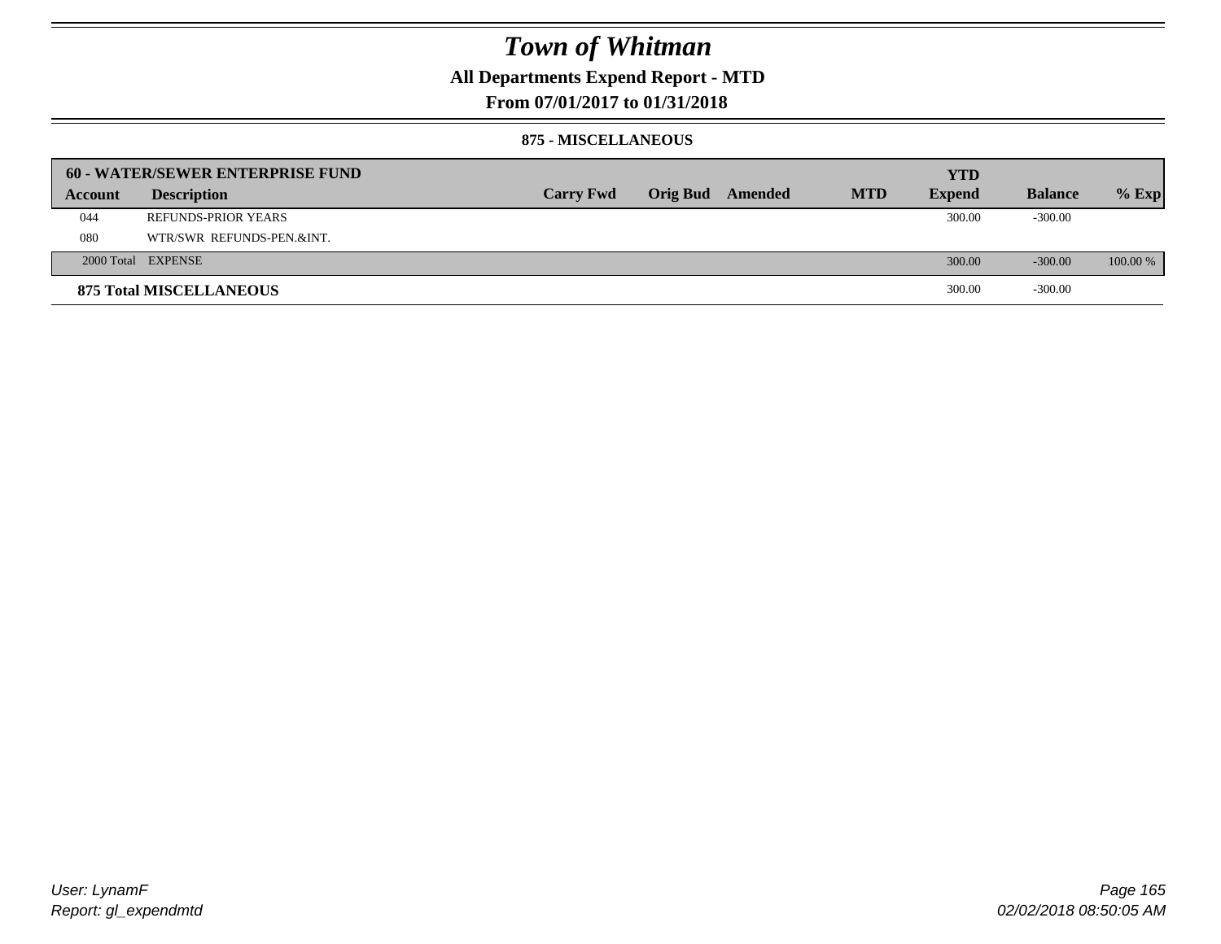# Town of Whitman

## All Departments Expend Report - MTD

## From 07/01/2017 to 01/31/2018

### 875 - MISCELLANEOUS

| 60 - WATER/SEWER ENTERPRISE FUND | | | | | | YTD | | |
|---|---|---|---|---|---|---|---|---|
| Account | Description | Carry Fwd | Orig Bud | Amended | MTD | Expend | Balance | % Exp |
| 044 | REFUNDS-PRIOR YEARS | | | | | 300.00 | -300.00 | |
| 080 | WTR/SWR REFUNDS-PEN.&INT. | | | | | | | |
| 2000 Total | EXPENSE | | | | | 300.00 | -300.00 | 100.00 % |
| **875 Total MISCELLANEOUS** | | | | | | 300.00 | -300.00 | |

User: LynamF

Report: gl_expendmtd

02/02/2018 08:50:05 AM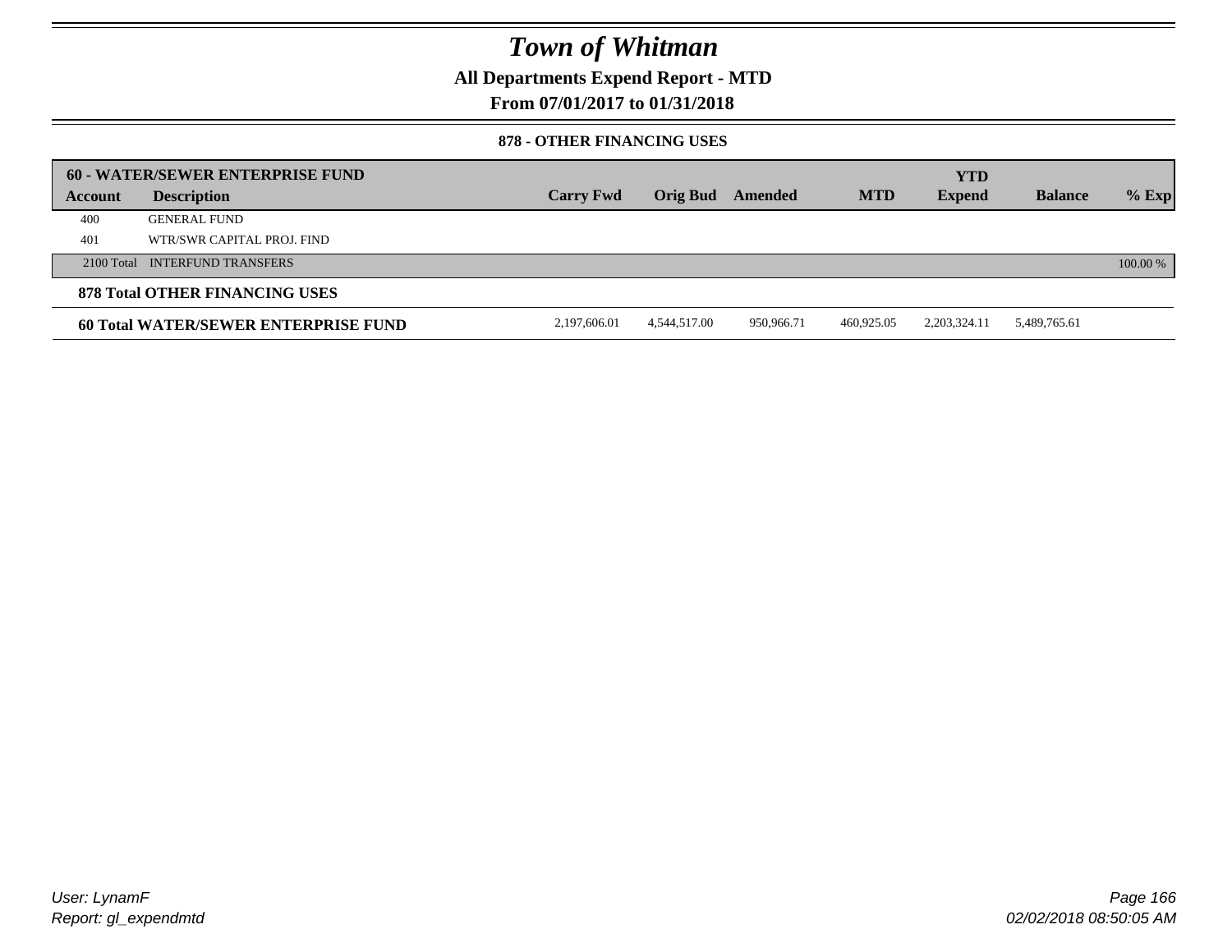# Town of Whitman

## All Departments Expend Report - MTD

## From 07/01/2017 to 01/31/2018

### 878 - OTHER FINANCING USES

| 60 - WATER/SEWER ENTERPRISE FUND | | | | | | YTD | | |
|---|---|---|---|---|---|---|---|---|
| **Account** | **Description** | **Carry Fwd** | **Orig Bud** | **Amended** | **MTD** | **Expend** | **Balance** | **% Exp** |
| 400 | GENERAL FUND | | | | | | | |
| 401 | WTR/SWR CAPITAL PROJ. FIND | | | | | | | |
| 2100 Total | INTERFUND TRANSFERS | | | | | | | 100.00 % |
| **878 Total OTHER FINANCING USES** | | | | | | | | |
| **60 Total WATER/SEWER ENTERPRISE FUND** | | 2,197,606.01 | 4,544,517.00 | 950,966.71 | 460,925.05 | 2,203,324.11 | 5,489,765.61 | |

*User: LynamF*
*Report: gl_expendmtd*

*02/02/2018 08:50:05 AM*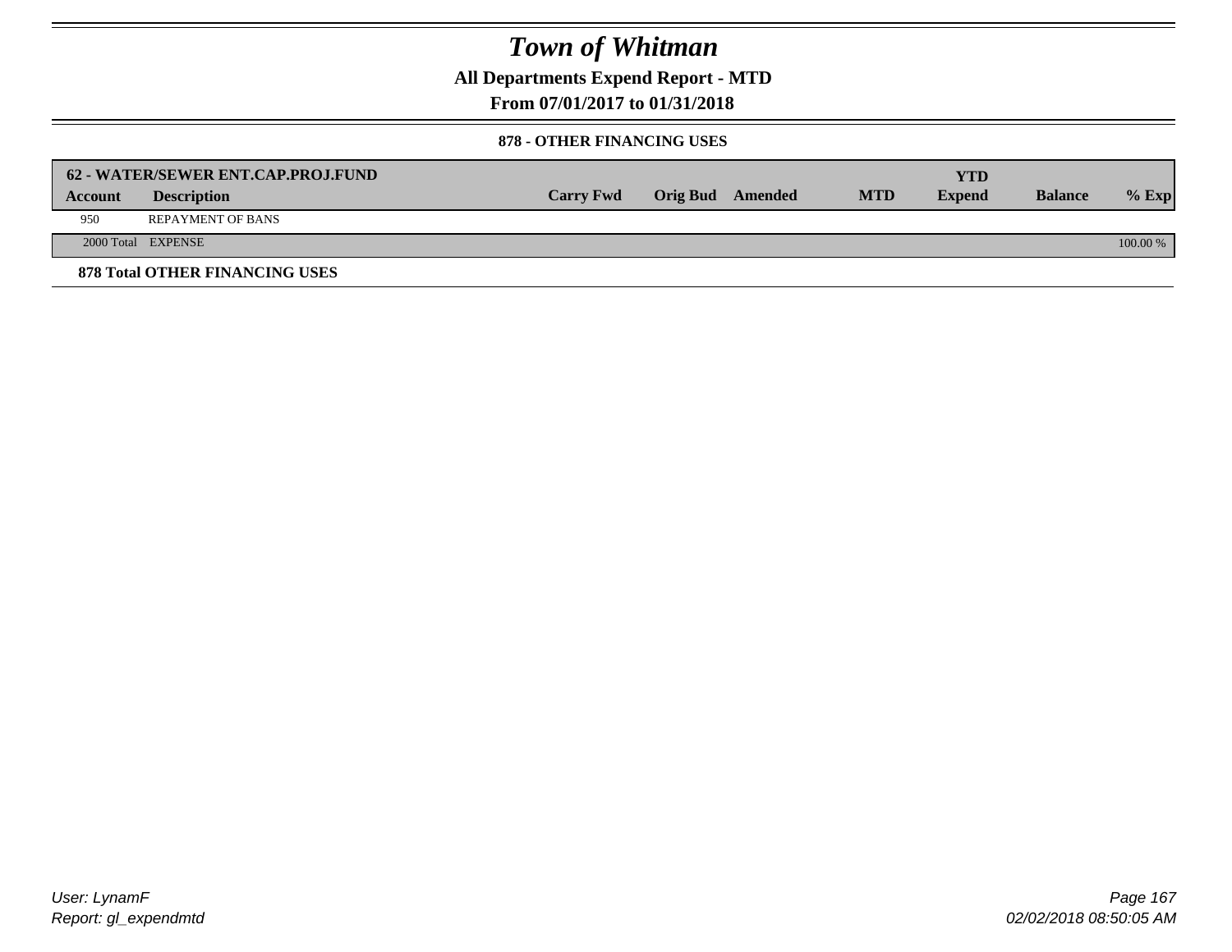# Town of Whitman

**All Departments Expend Report - MTD**

**From 07/01/2017 to 01/31/2018**

**878 - OTHER FINANCING USES**

| 62 - WATER/SEWER ENT.CAP.PROJ.FUND | | | | | | YTD | | |
|---|---|---|---|---|---|---|---|---|
| **Account** | **Description** | **Carry Fwd** | **Orig Bud** | **Amended** | **MTD** | **Expend** | **Balance** | **% Exp** |
| 950 | REPAYMENT OF BANS | | | | | | | |
| 2000 Total | EXPENSE | | | | | | | 100.00 % |

**878 Total OTHER FINANCING USES**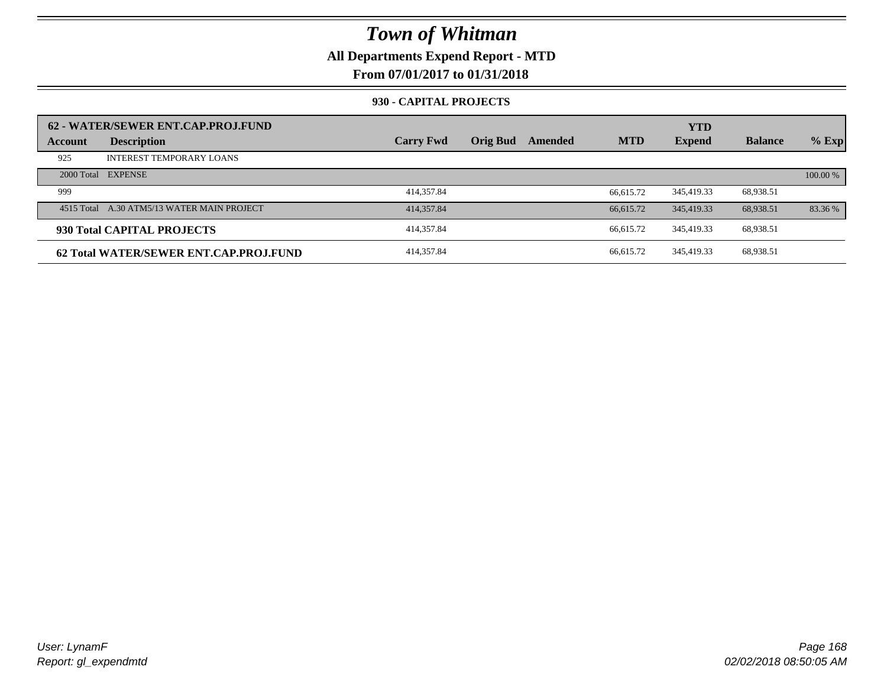# Town of Whitman

**All Departments Expend Report - MTD**

**From 07/01/2017 to 01/31/2018**

**930 - CAPITAL PROJECTS**

| 62 - WATER/SEWER ENT.CAP.PROJ.FUND | | | | | | YTD | | |
|---|---|---|---|---|---|---|---|---|
| **Account** | **Description** | **Carry Fwd** | **Orig Bud** | **Amended** | **MTD** | **Expend** | **Balance** | **% Exp** |
| 925 | INTEREST TEMPORARY LOANS | | | | | | | |
| 2000 Total | EXPENSE | | | | | | | 100.00 % |
| 999 | | 414,357.84 | | | 66,615.72 | 345,419.33 | 68,938.51 | |
| 4515 Total | A.30 ATM5/13 WATER MAIN PROJECT | 414,357.84 | | | 66,615.72 | 345,419.33 | 68,938.51 | 83.36 % |
| **930 Total CAPITAL PROJECTS** | | 414,357.84 | | | 66,615.72 | 345,419.33 | 68,938.51 | |
| **62 Total WATER/SEWER ENT.CAP.PROJ.FUND** | | 414,357.84 | | | 66,615.72 | 345,419.33 | 68,938.51 | |

*User: LynamF*
*Report: gl_expendmtd*

*02/02/2018 08:50:05 AM*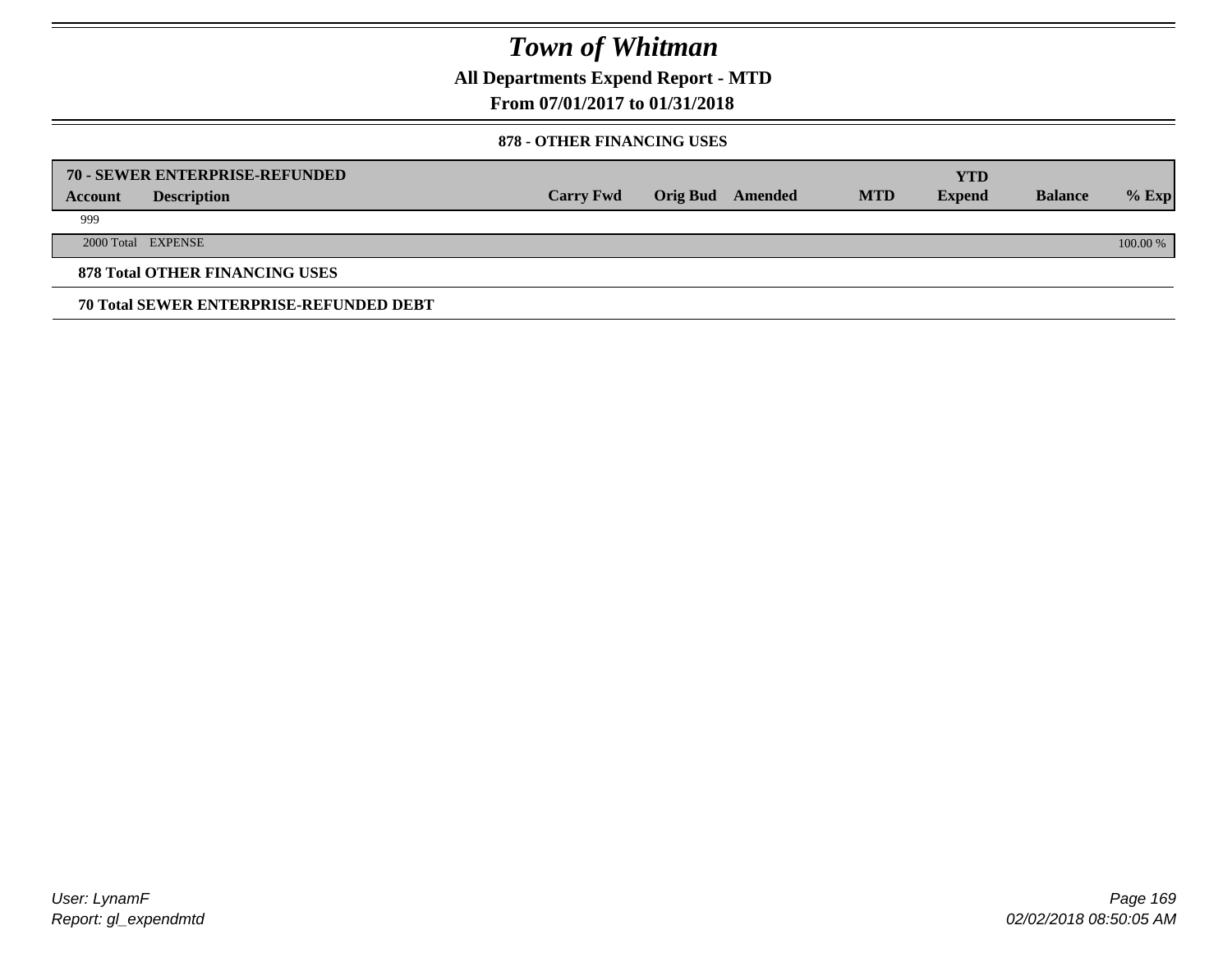# Town of Whitman

**All Departments Expend Report - MTD**

**From 07/01/2017 to 01/31/2018**

**878 - OTHER FINANCING USES**

| 70 - SEWER ENTERPRISE-REFUNDED | | | | | | YTD | | |
|---|---|---|---|---|---|---|---|---|
| **Account** | **Description** | **Carry Fwd** | **Orig Bud** | **Amended** | **MTD** | **Expend** | **Balance** | **% Exp** |
| 999 | | | | | | | | |
| 2000 Total | EXPENSE | | | | | | | 100.00 % |

**878 Total OTHER FINANCING USES**

**70 Total SEWER ENTERPRISE-REFUNDED DEBT**

*User: LynamF*
*Report: gl_expendmtd*

*02/02/2018 08:50:05 AM*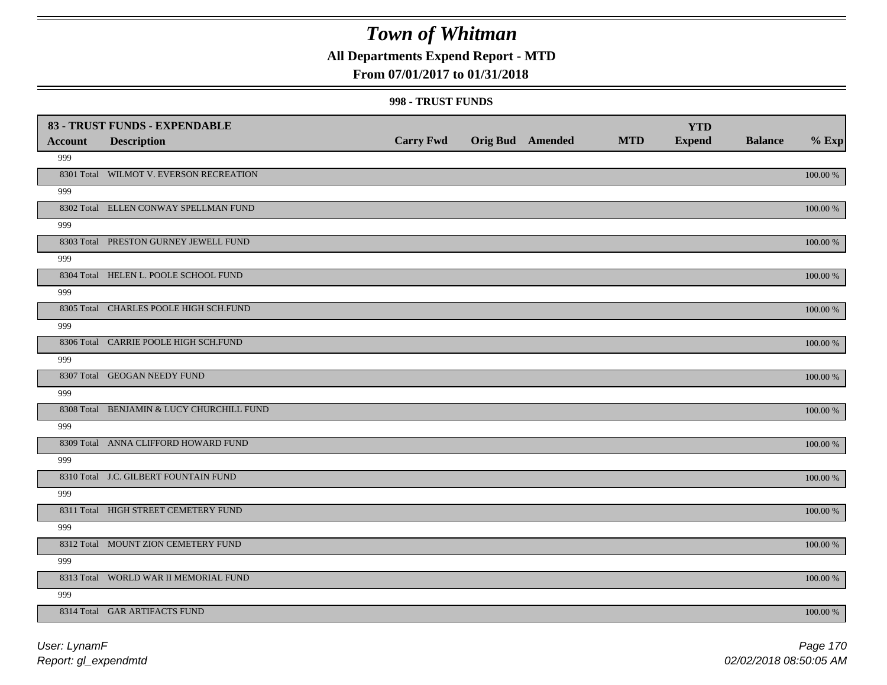# Town of Whitman

## All Departments Expend Report - MTD

### From 07/01/2017 to 01/31/2018

#### 998 - TRUST FUNDS

| 83 - TRUST FUNDS - EXPENDABLE | | | | | | YTD | | |
|---|---|---|---|---|---|---|---|---|
| **Account** | **Description** | **Carry Fwd** | **Orig Bud** | **Amended** | **MTD** | **Expend** | **Balance** | **% Exp** |
| 999 | | | | | | | | |
| 8301 Total | WILMOT V. EVERSON RECREATION | | | | | | | 100.00 % |
| 999 | | | | | | | | |
| 8302 Total | ELLEN CONWAY SPELLMAN FUND | | | | | | | 100.00 % |
| 999 | | | | | | | | |
| 8303 Total | PRESTON GURNEY JEWELL FUND | | | | | | | 100.00 % |
| 999 | | | | | | | | |
| 8304 Total | HELEN L. POOLE SCHOOL FUND | | | | | | | 100.00 % |
| 999 | | | | | | | | |
| 8305 Total | CHARLES POOLE HIGH SCH.FUND | | | | | | | 100.00 % |
| 999 | | | | | | | | |
| 8306 Total | CARRIE POOLE HIGH SCH.FUND | | | | | | | 100.00 % |
| 999 | | | | | | | | |
| 8307 Total | GEOGAN NEEDY FUND | | | | | | | 100.00 % |
| 999 | | | | | | | | |
| 8308 Total | BENJAMIN & LUCY CHURCHILL FUND | | | | | | | 100.00 % |
| 999 | | | | | | | | |
| 8309 Total | ANNA CLIFFORD HOWARD FUND | | | | | | | 100.00 % |
| 999 | | | | | | | | |
| 8310 Total | J.C. GILBERT FOUNTAIN FUND | | | | | | | 100.00 % |
| 999 | | | | | | | | |
| 8311 Total | HIGH STREET CEMETERY FUND | | | | | | | 100.00 % |
| 999 | | | | | | | | |
| 8312 Total | MOUNT ZION CEMETERY FUND | | | | | | | 100.00 % |
| 999 | | | | | | | | |
| 8313 Total | WORLD WAR II MEMORIAL FUND | | | | | | | 100.00 % |
| 999 | | | | | | | | |
| 8314 Total | GAR ARTIFACTS FUND | | | | | | | 100.00 % |

User: LynamF
Report: gl_expendmtd

02/02/2018 08:50:05 AM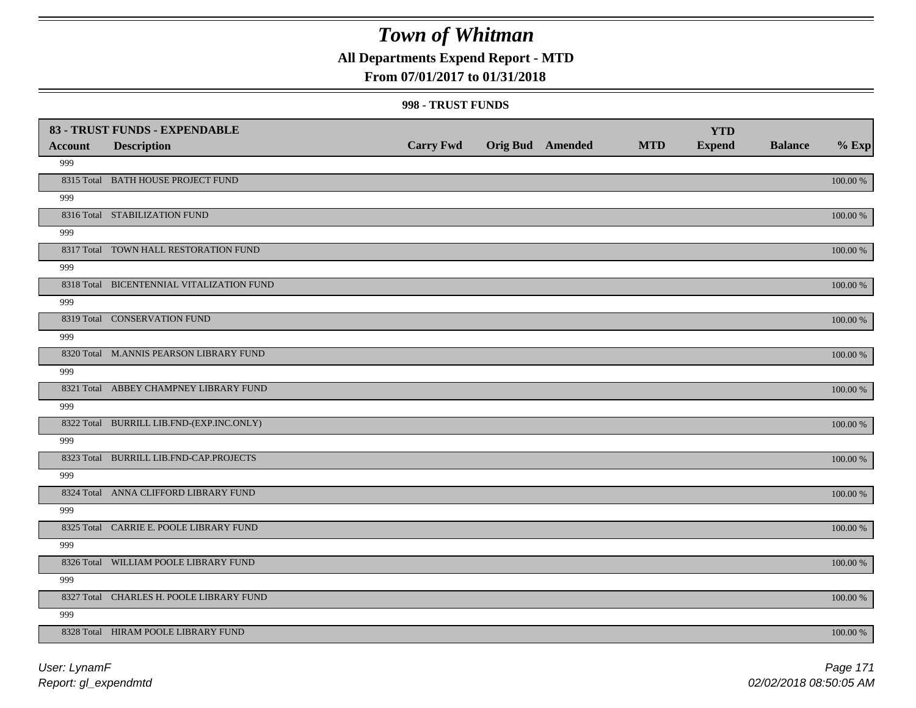# Town of Whitman

## All Departments Expend Report - MTD

### From 07/01/2017 to 01/31/2018

#### 998 - TRUST FUNDS

| 83 - TRUST FUNDS - EXPENDABLE | | | | | | YTD | | |
|---|---|---|---|---|---|---|---|---|
| **Account** | **Description** | **Carry Fwd** | **Orig Bud** | **Amended** | **MTD** | **Expend** | **Balance** | **% Exp** |
| 999 | | | | | | | | |
| 8315 Total | BATH HOUSE PROJECT FUND | | | | | | | 100.00 % |
| 999 | | | | | | | | |
| 8316 Total | STABILIZATION FUND | | | | | | | 100.00 % |
| 999 | | | | | | | | |
| 8317 Total | TOWN HALL RESTORATION FUND | | | | | | | 100.00 % |
| 999 | | | | | | | | |
| 8318 Total | BICENTENNIAL VITALIZATION FUND | | | | | | | 100.00 % |
| 999 | | | | | | | | |
| 8319 Total | CONSERVATION FUND | | | | | | | 100.00 % |
| 999 | | | | | | | | |
| 8320 Total | M.ANNIS PEARSON LIBRARY FUND | | | | | | | 100.00 % |
| 999 | | | | | | | | |
| 8321 Total | ABBEY CHAMPNEY LIBRARY FUND | | | | | | | 100.00 % |
| 999 | | | | | | | | |
| 8322 Total | BURRILL LIB.FND-(EXP.INC.ONLY) | | | | | | | 100.00 % |
| 999 | | | | | | | | |
| 8323 Total | BURRILL LIB.FND-CAP.PROJECTS | | | | | | | 100.00 % |
| 999 | | | | | | | | |
| 8324 Total | ANNA CLIFFORD LIBRARY FUND | | | | | | | 100.00 % |
| 999 | | | | | | | | |
| 8325 Total | CARRIE E. POOLE LIBRARY FUND | | | | | | | 100.00 % |
| 999 | | | | | | | | |
| 8326 Total | WILLIAM POOLE LIBRARY FUND | | | | | | | 100.00 % |
| 999 | | | | | | | | |
| 8327 Total | CHARLES H. POOLE LIBRARY FUND | | | | | | | 100.00 % |
| 999 | | | | | | | | |
| 8328 Total | HIRAM POOLE LIBRARY FUND | | | | | | | 100.00 % |

User: LynamF
Report: gl_expendmtd

02/02/2018 08:50:05 AM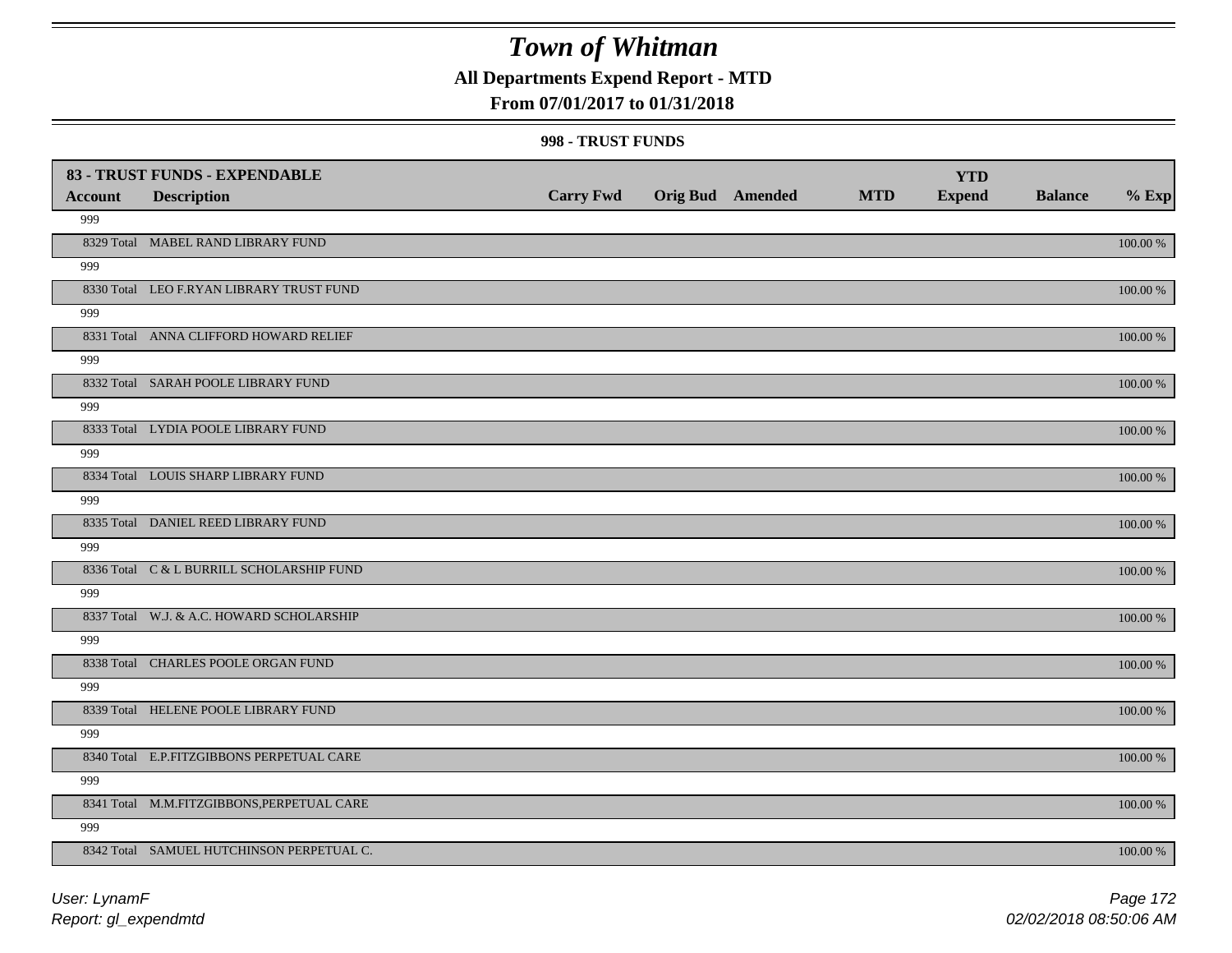# Town of Whitman

**All Departments Expend Report - MTD**

**From 07/01/2017 to 01/31/2018**

**998 - TRUST FUNDS**

| 83 - TRUST FUNDS - EXPENDABLE | | | | | | YTD | | |
|---|---|---|---|---|---|---|---|---|
| **Account** | **Description** | **Carry Fwd** | **Orig Bud** | **Amended** | **MTD** | **Expend** | **Balance** | **% Exp** |
| 999 | | | | | | | | |
| 8329 Total | MABEL RAND LIBRARY FUND | | | | | | | 100.00 % |
| 999 | | | | | | | | |
| 8330 Total | LEO F.RYAN LIBRARY TRUST FUND | | | | | | | 100.00 % |
| 999 | | | | | | | | |
| 8331 Total | ANNA CLIFFORD HOWARD RELIEF | | | | | | | 100.00 % |
| 999 | | | | | | | | |
| 8332 Total | SARAH POOLE LIBRARY FUND | | | | | | | 100.00 % |
| 999 | | | | | | | | |
| 8333 Total | LYDIA POOLE LIBRARY FUND | | | | | | | 100.00 % |
| 999 | | | | | | | | |
| 8334 Total | LOUIS SHARP LIBRARY FUND | | | | | | | 100.00 % |
| 999 | | | | | | | | |
| 8335 Total | DANIEL REED LIBRARY FUND | | | | | | | 100.00 % |
| 999 | | | | | | | | |
| 8336 Total | C & L BURRILL SCHOLARSHIP FUND | | | | | | | 100.00 % |
| 999 | | | | | | | | |
| 8337 Total | W.J. & A.C. HOWARD SCHOLARSHIP | | | | | | | 100.00 % |
| 999 | | | | | | | | |
| 8338 Total | CHARLES POOLE ORGAN FUND | | | | | | | 100.00 % |
| 999 | | | | | | | | |
| 8339 Total | HELENE POOLE LIBRARY FUND | | | | | | | 100.00 % |
| 999 | | | | | | | | |
| 8340 Total | E.P.FITZGIBBONS PERPETUAL CARE | | | | | | | 100.00 % |
| 999 | | | | | | | | |
| 8341 Total | M.M.FITZGIBBONS,PERPETUAL CARE | | | | | | | 100.00 % |
| 999 | | | | | | | | |
| 8342 Total | SAMUEL HUTCHINSON PERPETUAL C. | | | | | | | 100.00 % |

*User: LynamF*
*Report: gl_expendmtd*

*02/02/2018 08:50:06 AM*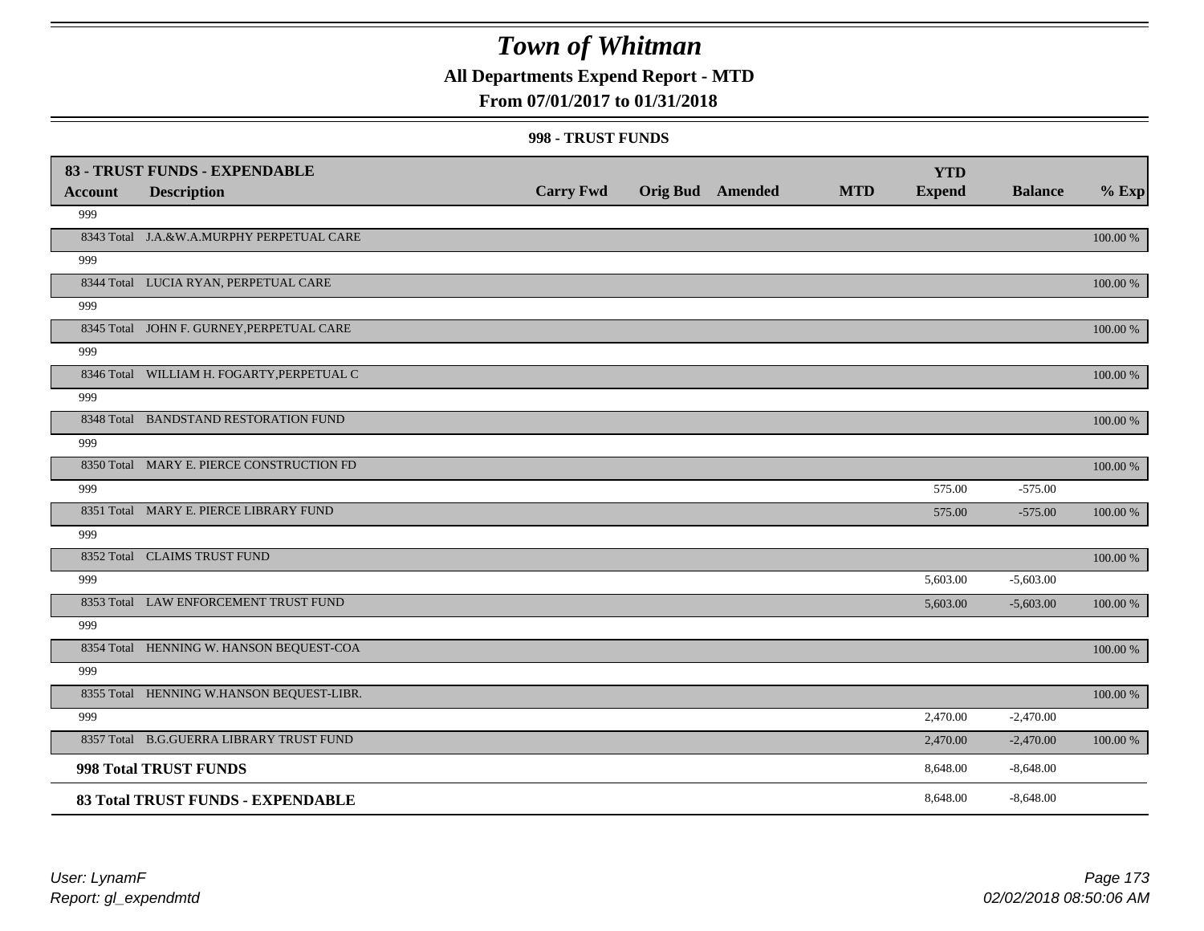# Town of Whitman

## All Departments Expend Report - MTD

### From 07/01/2017 to 01/31/2018

#### 998 - TRUST FUNDS

| 83 - TRUST FUNDS - EXPENDABLE | | | | | | YTD | | |
|---|---|---|---|---|---|---|---|---|
| **Account** | **Description** | **Carry Fwd** | **Orig Bud** | **Amended** | **MTD** | **Expend** | **Balance** | **% Exp** |
| 999 | | | | | | | | |
| 8343 Total | J.A.&W.A.MURPHY PERPETUAL CARE | | | | | | | 100.00 % |
| 999 | | | | | | | | |
| 8344 Total | LUCIA RYAN, PERPETUAL CARE | | | | | | | 100.00 % |
| 999 | | | | | | | | |
| 8345 Total | JOHN F. GURNEY,PERPETUAL CARE | | | | | | | 100.00 % |
| 999 | | | | | | | | |
| 8346 Total | WILLIAM H. FOGARTY,PERPETUAL C | | | | | | | 100.00 % |
| 999 | | | | | | | | |
| 8348 Total | BANDSTAND RESTORATION FUND | | | | | | | 100.00 % |
| 999 | | | | | | | | |
| 8350 Total | MARY E. PIERCE CONSTRUCTION FD | | | | | | | 100.00 % |
| 999 | | | | | | 575.00 | -575.00 | |
| 8351 Total | MARY E. PIERCE LIBRARY FUND | | | | | 575.00 | -575.00 | 100.00 % |
| 999 | | | | | | | | |
| 8352 Total | CLAIMS TRUST FUND | | | | | | | 100.00 % |
| 999 | | | | | | 5,603.00 | -5,603.00 | |
| 8353 Total | LAW ENFORCEMENT TRUST FUND | | | | | 5,603.00 | -5,603.00 | 100.00 % |
| 999 | | | | | | | | |
| 8354 Total | HENNING W. HANSON BEQUEST-COA | | | | | | | 100.00 % |
| 999 | | | | | | | | |
| 8355 Total | HENNING W.HANSON BEQUEST-LIBR. | | | | | | | 100.00 % |
| 999 | | | | | | 2,470.00 | -2,470.00 | |
| 8357 Total | B.G.GUERRA LIBRARY TRUST FUND | | | | | 2,470.00 | -2,470.00 | 100.00 % |
| **998 Total TRUST FUNDS** | | | | | | 8,648.00 | -8,648.00 | |
| **83 Total TRUST FUNDS - EXPENDABLE** | | | | | | 8,648.00 | -8,648.00 | |

*User: LynamF*
*Report: gl_expendmtd*

*02/02/2018 08:50:06 AM*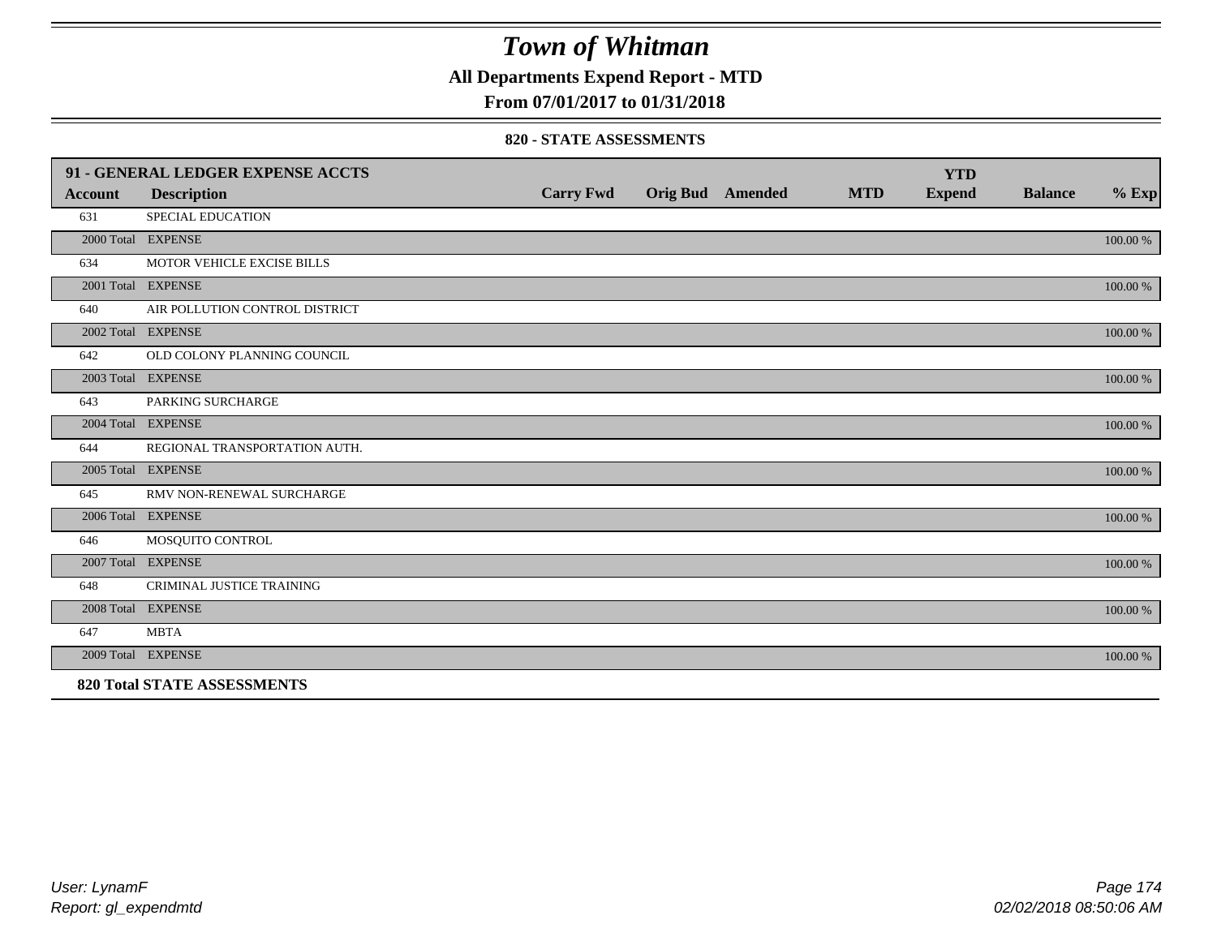# Town of Whitman

**All Departments Expend Report - MTD**

**From 07/01/2017 to 01/31/2018**

### 820 - STATE ASSESSMENTS

| 91 - GENERAL LEDGER EXPENSE ACCTS | | | | | | YTD | | |
|---|---|---|---|---|---|---|---|---|
| **Account** | **Description** | **Carry Fwd** | **Orig Bud** | **Amended** | **MTD** | **Expend** | **Balance** | **% Exp** |
| 631 | SPECIAL EDUCATION | | | | | | | |
| 2000 Total | EXPENSE | | | | | | | 100.00 % |
| 634 | MOTOR VEHICLE EXCISE BILLS | | | | | | | |
| 2001 Total | EXPENSE | | | | | | | 100.00 % |
| 640 | AIR POLLUTION CONTROL DISTRICT | | | | | | | |
| 2002 Total | EXPENSE | | | | | | | 100.00 % |
| 642 | OLD COLONY PLANNING COUNCIL | | | | | | | |
| 2003 Total | EXPENSE | | | | | | | 100.00 % |
| 643 | PARKING SURCHARGE | | | | | | | |
| 2004 Total | EXPENSE | | | | | | | 100.00 % |
| 644 | REGIONAL TRANSPORTATION AUTH. | | | | | | | |
| 2005 Total | EXPENSE | | | | | | | 100.00 % |
| 645 | RMV NON-RENEWAL SURCHARGE | | | | | | | |
| 2006 Total | EXPENSE | | | | | | | 100.00 % |
| 646 | MOSQUITO CONTROL | | | | | | | |
| 2007 Total | EXPENSE | | | | | | | 100.00 % |
| 648 | CRIMINAL JUSTICE TRAINING | | | | | | | |
| 2008 Total | EXPENSE | | | | | | | 100.00 % |
| 647 | MBTA | | | | | | | |
| 2009 Total | EXPENSE | | | | | | | 100.00 % |
| **820 Total STATE ASSESSMENTS** | | | | | | | | |

*User: LynamF*
*Report: gl_expendmtd*

*02/02/2018 08:50:06 AM*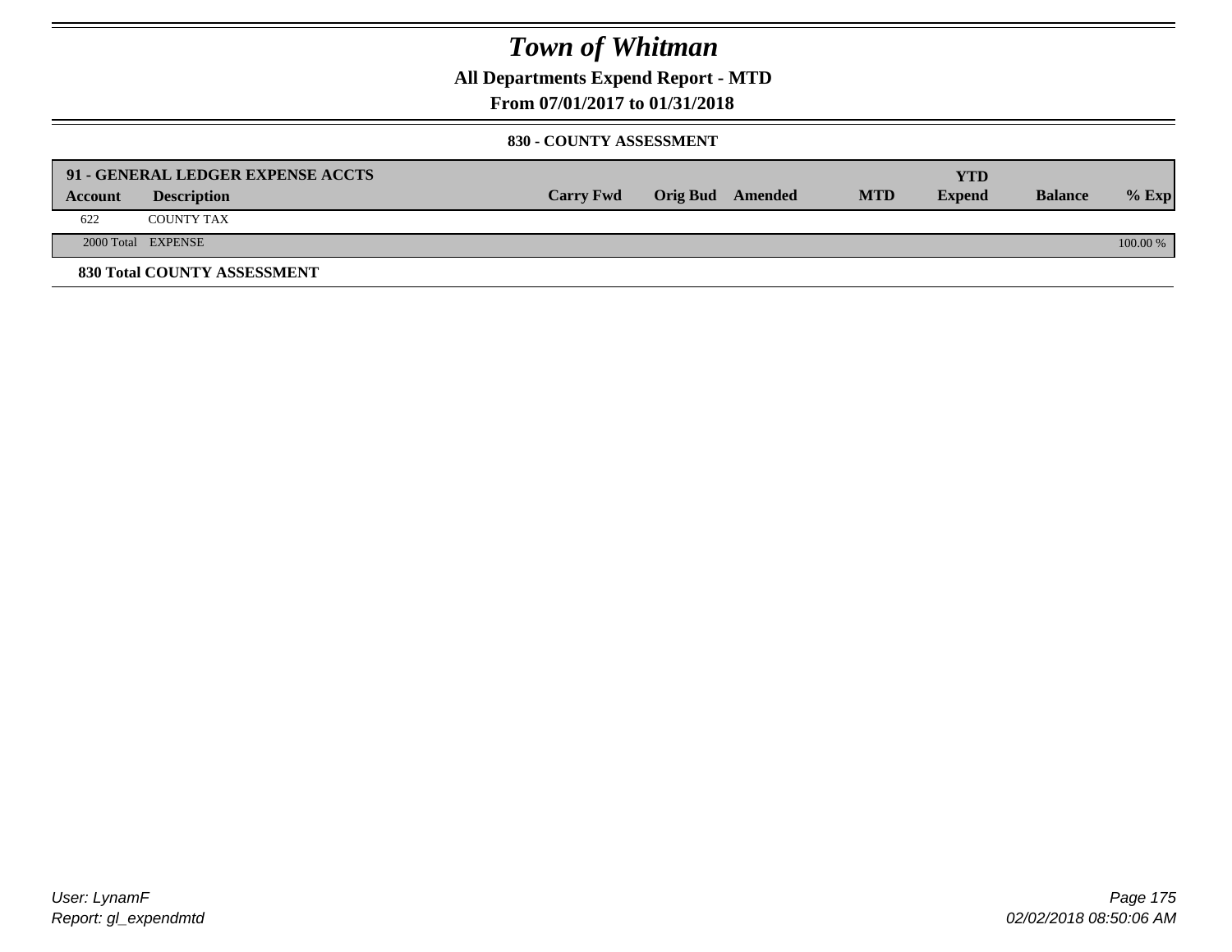# Town of Whitman

**All Departments Expend Report - MTD**

**From 07/01/2017 to 01/31/2018**

**830 - COUNTY ASSESSMENT**

| 91 - GENERAL LEDGER EXPENSE ACCTS | | | | | | | | | |
|---|---|---|---|---|---|---|---|---|---|
| **Account** | **Description** | **Carry Fwd** | **Orig Bud** | **Amended** | **MTD** | **YTD Expend** | **Balance** | **% Exp** |
| 622 | COUNTY TAX | | | | | | | |
| 2000 Total | EXPENSE | | | | | | | 100.00 % |

**830 Total COUNTY ASSESSMENT**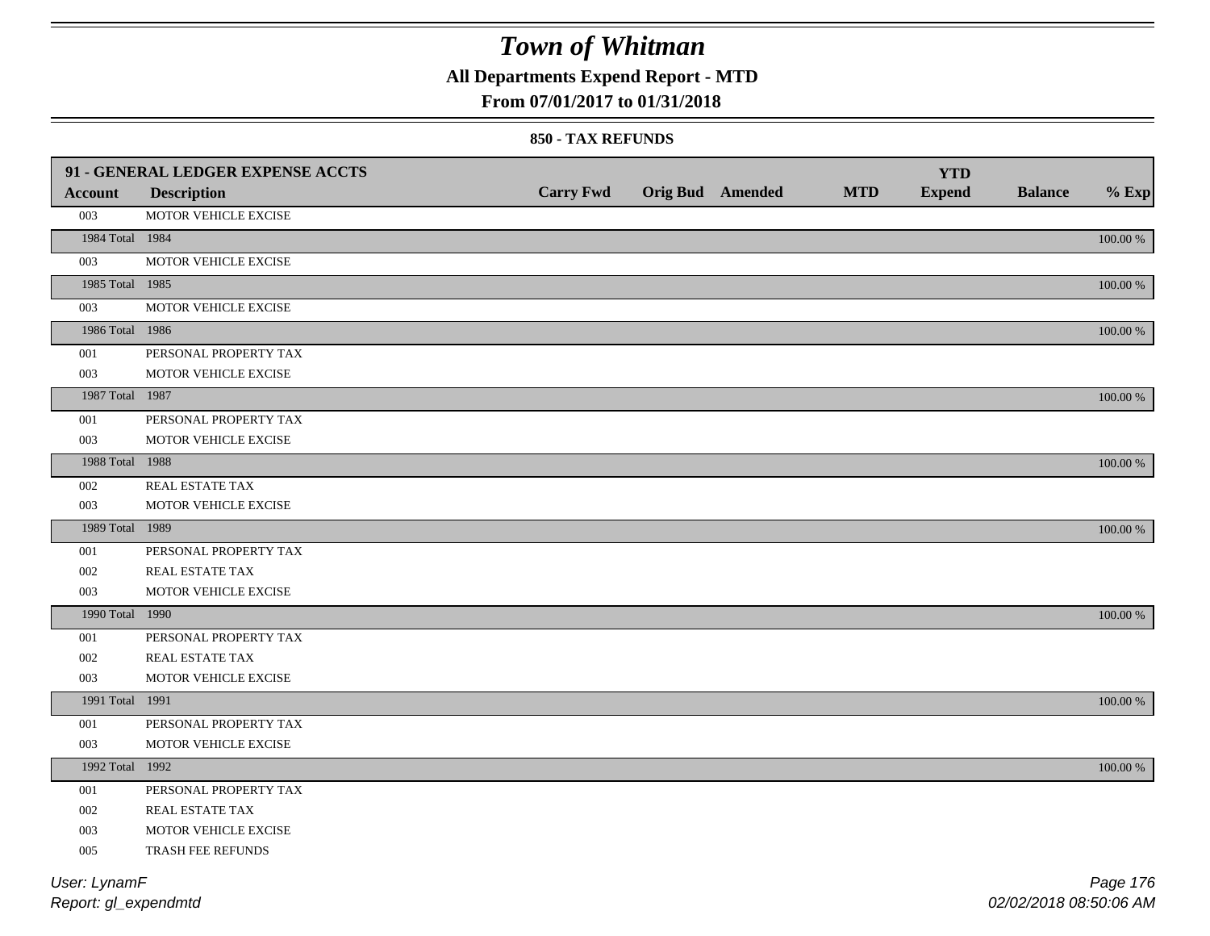# Town of Whitman

**All Departments Expend Report - MTD**

**From 07/01/2017 to 01/31/2018**

**850 - TAX REFUNDS**

| 91 - GENERAL LEDGER EXPENSE ACCTS | | | | | | | | |
|---|---|---|---|---|---|---|---|---|
| **Account** | **Description** | **Carry Fwd** | **Orig Bud** | **Amended** | **MTD** | **YTD Expend** | **Balance** | **% Exp** |
| 003 | MOTOR VEHICLE EXCISE | | | | | | | |
| 1984 Total | 1984 | | | | | | | 100.00 % |
| 003 | MOTOR VEHICLE EXCISE | | | | | | | |
| 1985 Total | 1985 | | | | | | | 100.00 % |
| 003 | MOTOR VEHICLE EXCISE | | | | | | | |
| 1986 Total | 1986 | | | | | | | 100.00 % |
| 001 | PERSONAL PROPERTY TAX | | | | | | | |
| 003 | MOTOR VEHICLE EXCISE | | | | | | | |
| 1987 Total | 1987 | | | | | | | 100.00 % |
| 001 | PERSONAL PROPERTY TAX | | | | | | | |
| 003 | MOTOR VEHICLE EXCISE | | | | | | | |
| 1988 Total | 1988 | | | | | | | 100.00 % |
| 002 | REAL ESTATE TAX | | | | | | | |
| 003 | MOTOR VEHICLE EXCISE | | | | | | | |
| 1989 Total | 1989 | | | | | | | 100.00 % |
| 001 | PERSONAL PROPERTY TAX | | | | | | | |
| 002 | REAL ESTATE TAX | | | | | | | |
| 003 | MOTOR VEHICLE EXCISE | | | | | | | |
| 1990 Total | 1990 | | | | | | | 100.00 % |
| 001 | PERSONAL PROPERTY TAX | | | | | | | |
| 002 | REAL ESTATE TAX | | | | | | | |
| 003 | MOTOR VEHICLE EXCISE | | | | | | | |
| 1991 Total | 1991 | | | | | | | 100.00 % |
| 001 | PERSONAL PROPERTY TAX | | | | | | | |
| 003 | MOTOR VEHICLE EXCISE | | | | | | | |
| 1992 Total | 1992 | | | | | | | 100.00 % |
| 001 | PERSONAL PROPERTY TAX | | | | | | | |
| 002 | REAL ESTATE TAX | | | | | | | |
| 003 | MOTOR VEHICLE EXCISE | | | | | | | |
| 005 | TRASH FEE REFUNDS | | | | | | | |

User: LynamF

Report: gl_expendmtd

02/02/2018 08:50:06 AM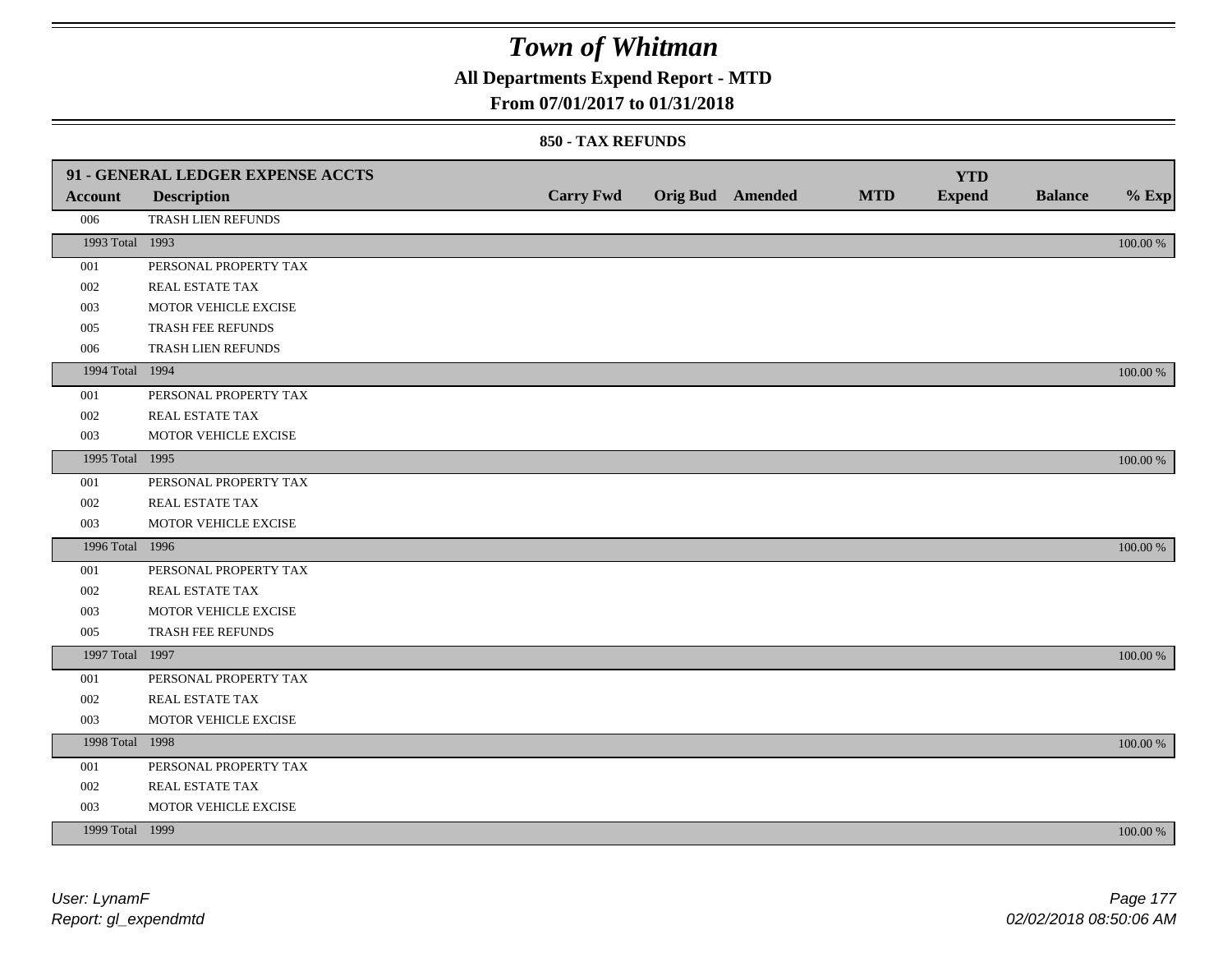# Town of Whitman

## All Departments Expend Report - MTD

### From 07/01/2017 to 01/31/2018

#### 850 - TAX REFUNDS

| 91 - GENERAL LEDGER EXPENSE ACCTS | | | | | | | | |
|---|---|---|---|---|---|---|---|---|
| **Account** | **Description** | **Carry Fwd** | **Orig Bud** | **Amended** | **MTD** | **YTD Expend** | **Balance** | **% Exp** |
| 006 | TRASH LIEN REFUNDS | | | | | | | |
| 1993 Total | 1993 | | | | | | | 100.00 % |
| 001 | PERSONAL PROPERTY TAX | | | | | | | |
| 002 | REAL ESTATE TAX | | | | | | | |
| 003 | MOTOR VEHICLE EXCISE | | | | | | | |
| 005 | TRASH FEE REFUNDS | | | | | | | |
| 006 | TRASH LIEN REFUNDS | | | | | | | |
| 1994 Total | 1994 | | | | | | | 100.00 % |
| 001 | PERSONAL PROPERTY TAX | | | | | | | |
| 002 | REAL ESTATE TAX | | | | | | | |
| 003 | MOTOR VEHICLE EXCISE | | | | | | | |
| 1995 Total | 1995 | | | | | | | 100.00 % |
| 001 | PERSONAL PROPERTY TAX | | | | | | | |
| 002 | REAL ESTATE TAX | | | | | | | |
| 003 | MOTOR VEHICLE EXCISE | | | | | | | |
| 1996 Total | 1996 | | | | | | | 100.00 % |
| 001 | PERSONAL PROPERTY TAX | | | | | | | |
| 002 | REAL ESTATE TAX | | | | | | | |
| 003 | MOTOR VEHICLE EXCISE | | | | | | | |
| 005 | TRASH FEE REFUNDS | | | | | | | |
| 1997 Total | 1997 | | | | | | | 100.00 % |
| 001 | PERSONAL PROPERTY TAX | | | | | | | |
| 002 | REAL ESTATE TAX | | | | | | | |
| 003 | MOTOR VEHICLE EXCISE | | | | | | | |
| 1998 Total | 1998 | | | | | | | 100.00 % |
| 001 | PERSONAL PROPERTY TAX | | | | | | | |
| 002 | REAL ESTATE TAX | | | | | | | |
| 003 | MOTOR VEHICLE EXCISE | | | | | | | |
| 1999 Total | 1999 | | | | | | | 100.00 % |

User: LynamF
Report: gl_expendmtd

02/02/2018 08:50:06 AM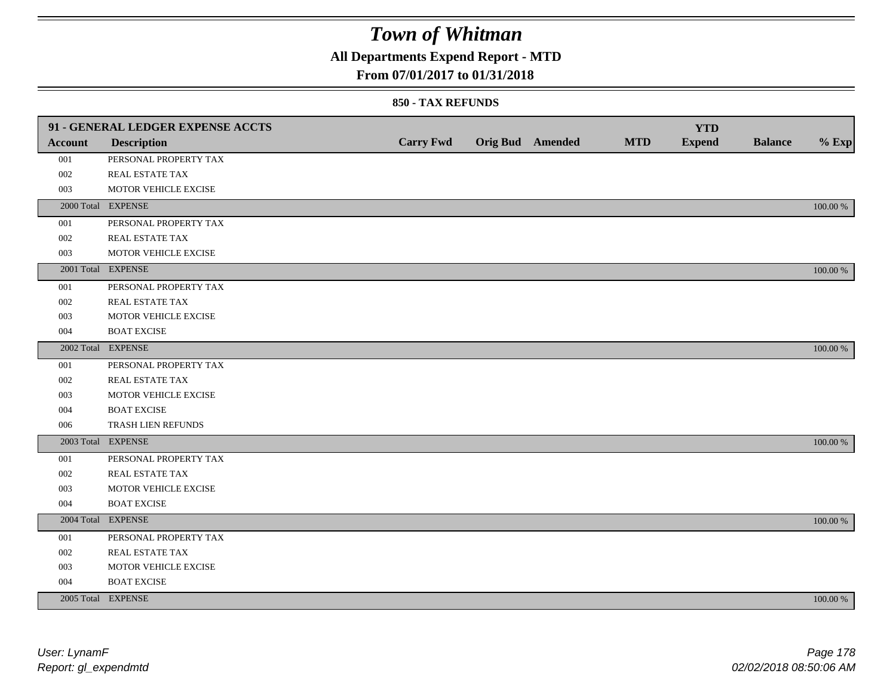# Town of Whitman

## All Departments Expend Report - MTD

### From 07/01/2017 to 01/31/2018

#### 850 - TAX REFUNDS

| 91 - GENERAL LEDGER EXPENSE ACCTS | | | | | | YTD | | |
|---|---|---|---|---|---|---|---|---|
| **Account** | **Description** | **Carry Fwd** | **Orig Bud** | **Amended** | **MTD** | **Expend** | **Balance** | **% Exp** |
| 001 | PERSONAL PROPERTY TAX | | | | | | | |
| 002 | REAL ESTATE TAX | | | | | | | |
| 003 | MOTOR VEHICLE EXCISE | | | | | | | |
| 2000 Total | EXPENSE | | | | | | | 100.00 % |
| 001 | PERSONAL PROPERTY TAX | | | | | | | |
| 002 | REAL ESTATE TAX | | | | | | | |
| 003 | MOTOR VEHICLE EXCISE | | | | | | | |
| 2001 Total | EXPENSE | | | | | | | 100.00 % |
| 001 | PERSONAL PROPERTY TAX | | | | | | | |
| 002 | REAL ESTATE TAX | | | | | | | |
| 003 | MOTOR VEHICLE EXCISE | | | | | | | |
| 004 | BOAT EXCISE | | | | | | | |
| 2002 Total | EXPENSE | | | | | | | 100.00 % |
| 001 | PERSONAL PROPERTY TAX | | | | | | | |
| 002 | REAL ESTATE TAX | | | | | | | |
| 003 | MOTOR VEHICLE EXCISE | | | | | | | |
| 004 | BOAT EXCISE | | | | | | | |
| 006 | TRASH LIEN REFUNDS | | | | | | | |
| 2003 Total | EXPENSE | | | | | | | 100.00 % |
| 001 | PERSONAL PROPERTY TAX | | | | | | | |
| 002 | REAL ESTATE TAX | | | | | | | |
| 003 | MOTOR VEHICLE EXCISE | | | | | | | |
| 004 | BOAT EXCISE | | | | | | | |
| 2004 Total | EXPENSE | | | | | | | 100.00 % |
| 001 | PERSONAL PROPERTY TAX | | | | | | | |
| 002 | REAL ESTATE TAX | | | | | | | |
| 003 | MOTOR VEHICLE EXCISE | | | | | | | |
| 004 | BOAT EXCISE | | | | | | | |
| 2005 Total | EXPENSE | | | | | | | 100.00 % |

*User: LynamF*
*Report: gl_expendmtd*

*02/02/2018 08:50:06 AM*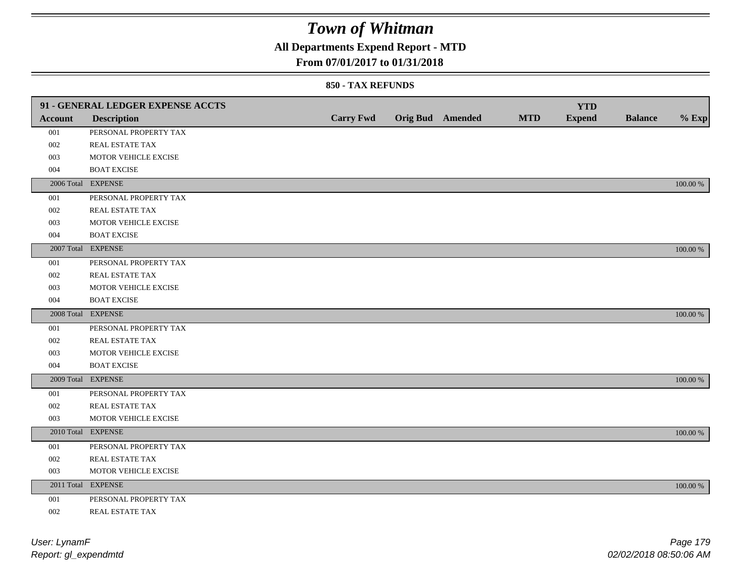# Town of Whitman

## All Departments Expend Report - MTD

### From 07/01/2017 to 01/31/2018

#### 850 - TAX REFUNDS

| 91 - GENERAL LEDGER EXPENSE ACCTS | | | | | | | | |
|---|---|---|---|---|---|---|---|---|
| **Account** | **Description** | **Carry Fwd** | **Orig Bud** | **Amended** | **MTD** | **YTD Expend** | **Balance** | **% Exp** |
| 001 | PERSONAL PROPERTY TAX | | | | | | | |
| 002 | REAL ESTATE TAX | | | | | | | |
| 003 | MOTOR VEHICLE EXCISE | | | | | | | |
| 004 | BOAT EXCISE | | | | | | | |
| 2006 Total | EXPENSE | | | | | | | 100.00 % |
| 001 | PERSONAL PROPERTY TAX | | | | | | | |
| 002 | REAL ESTATE TAX | | | | | | | |
| 003 | MOTOR VEHICLE EXCISE | | | | | | | |
| 004 | BOAT EXCISE | | | | | | | |
| 2007 Total | EXPENSE | | | | | | | 100.00 % |
| 001 | PERSONAL PROPERTY TAX | | | | | | | |
| 002 | REAL ESTATE TAX | | | | | | | |
| 003 | MOTOR VEHICLE EXCISE | | | | | | | |
| 004 | BOAT EXCISE | | | | | | | |
| 2008 Total | EXPENSE | | | | | | | 100.00 % |
| 001 | PERSONAL PROPERTY TAX | | | | | | | |
| 002 | REAL ESTATE TAX | | | | | | | |
| 003 | MOTOR VEHICLE EXCISE | | | | | | | |
| 004 | BOAT EXCISE | | | | | | | |
| 2009 Total | EXPENSE | | | | | | | 100.00 % |
| 001 | PERSONAL PROPERTY TAX | | | | | | | |
| 002 | REAL ESTATE TAX | | | | | | | |
| 003 | MOTOR VEHICLE EXCISE | | | | | | | |
| 2010 Total | EXPENSE | | | | | | | 100.00 % |
| 001 | PERSONAL PROPERTY TAX | | | | | | | |
| 002 | REAL ESTATE TAX | | | | | | | |
| 003 | MOTOR VEHICLE EXCISE | | | | | | | |
| 2011 Total | EXPENSE | | | | | | | 100.00 % |
| 001 | PERSONAL PROPERTY TAX | | | | | | | |
| 002 | REAL ESTATE TAX | | | | | | | |

User: LynamF
Report: gl_expendmtd

02/02/2018 08:50:06 AM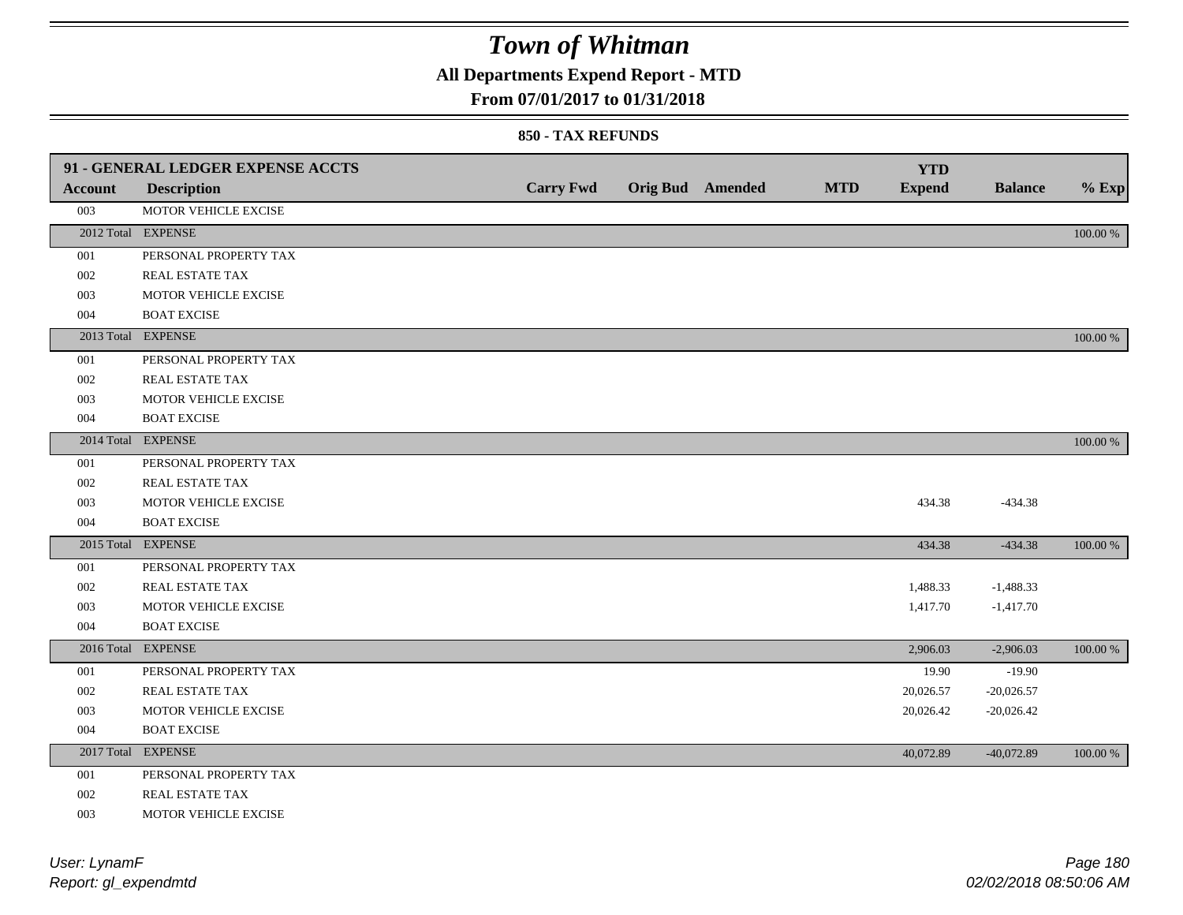# Town of Whitman

**All Departments Expend Report - MTD**

**From 07/01/2017 to 01/31/2018**

**850 - TAX REFUNDS**

| 91 - GENERAL LEDGER EXPENSE ACCTS | | | | | | YTD | | |
|---|---|---|---|---|---|---|---|---|
| **Account** | **Description** | **Carry Fwd** | **Orig Bud** | **Amended** | **MTD** | **Expend** | **Balance** | **% Exp** |
| 003 | MOTOR VEHICLE EXCISE | | | | | | | |
| 2012 Total | EXPENSE | | | | | | | 100.00 % |
| 001 | PERSONAL PROPERTY TAX | | | | | | | |
| 002 | REAL ESTATE TAX | | | | | | | |
| 003 | MOTOR VEHICLE EXCISE | | | | | | | |
| 004 | BOAT EXCISE | | | | | | | |
| 2013 Total | EXPENSE | | | | | | | 100.00 % |
| 001 | PERSONAL PROPERTY TAX | | | | | | | |
| 002 | REAL ESTATE TAX | | | | | | | |
| 003 | MOTOR VEHICLE EXCISE | | | | | | | |
| 004 | BOAT EXCISE | | | | | | | |
| 2014 Total | EXPENSE | | | | | | | 100.00 % |
| 001 | PERSONAL PROPERTY TAX | | | | | | | |
| 002 | REAL ESTATE TAX | | | | | | | |
| 003 | MOTOR VEHICLE EXCISE | | | | | 434.38 | -434.38 | |
| 004 | BOAT EXCISE | | | | | | | |
| 2015 Total | EXPENSE | | | | | 434.38 | -434.38 | 100.00 % |
| 001 | PERSONAL PROPERTY TAX | | | | | | | |
| 002 | REAL ESTATE TAX | | | | | 1,488.33 | -1,488.33 | |
| 003 | MOTOR VEHICLE EXCISE | | | | | 1,417.70 | -1,417.70 | |
| 004 | BOAT EXCISE | | | | | | | |
| 2016 Total | EXPENSE | | | | | 2,906.03 | -2,906.03 | 100.00 % |
| 001 | PERSONAL PROPERTY TAX | | | | | 19.90 | -19.90 | |
| 002 | REAL ESTATE TAX | | | | | 20,026.57 | -20,026.57 | |
| 003 | MOTOR VEHICLE EXCISE | | | | | 20,026.42 | -20,026.42 | |
| 004 | BOAT EXCISE | | | | | | | |
| 2017 Total | EXPENSE | | | | | 40,072.89 | -40,072.89 | 100.00 % |
| 001 | PERSONAL PROPERTY TAX | | | | | | | |
| 002 | REAL ESTATE TAX | | | | | | | |
| 003 | MOTOR VEHICLE EXCISE | | | | | | | |

*User: LynamF*
*Report: gl_expendmtd*

*02/02/2018 08:50:06 AM*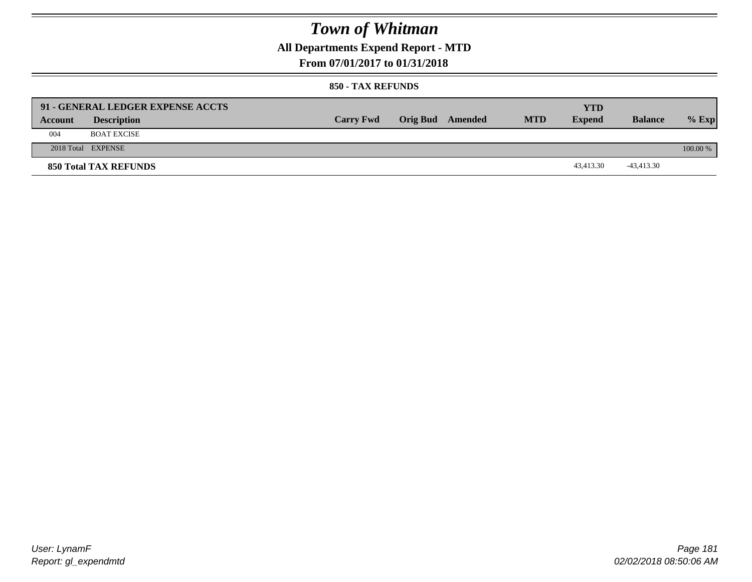# Town of Whitman

## All Departments Expend Report - MTD

### From 07/01/2017 to 01/31/2018

#### 850 - TAX REFUNDS

| 91 - GENERAL LEDGER EXPENSE ACCTS | | | | | | YTD | | |
|---|---|---|---|---|---|---|---|---|
| Account | Description | Carry Fwd | Orig Bud | Amended | MTD | Expend | Balance | % Exp |
| 004 | BOAT EXCISE | | | | | | | |
| 2018 Total | EXPENSE | | | | | | | 100.00 % |
| **850 Total TAX REFUNDS** | | | | | | 43,413.30 | -43,413.30 | |

User: LynamF
Report: gl_expendmtd

02/02/2018 08:50:06 AM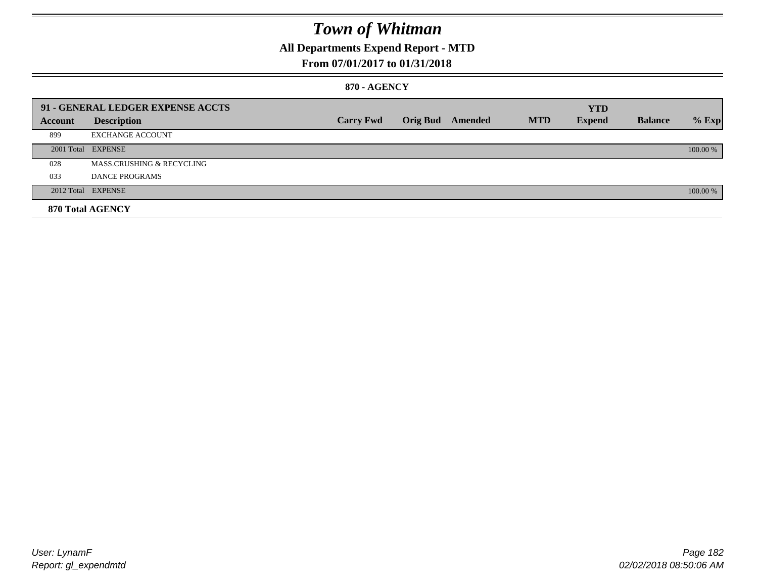# Town of Whitman

## All Departments Expend Report - MTD

### From 07/01/2017 to 01/31/2018

#### 870 - AGENCY

| 91 - GENERAL LEDGER EXPENSE ACCTS | | | | | | YTD | | |
|---|---|---|---|---|---|---|---|---|
| Account | Description | Carry Fwd | Orig Bud | Amended | MTD | Expend | Balance | % Exp |
| 899 | EXCHANGE ACCOUNT | | | | | | | |
| 2001 Total | EXPENSE | | | | | | | 100.00 % |
| 028 | MASS.CRUSHING & RECYCLING | | | | | | | |
| 033 | DANCE PROGRAMS | | | | | | | |
| 2012 Total | EXPENSE | | | | | | | 100.00 % |
| **870 Total AGENCY** | | | | | | | | |

User: LynamF
Report: gl_expendmtd

02/02/2018 08:50:06 AM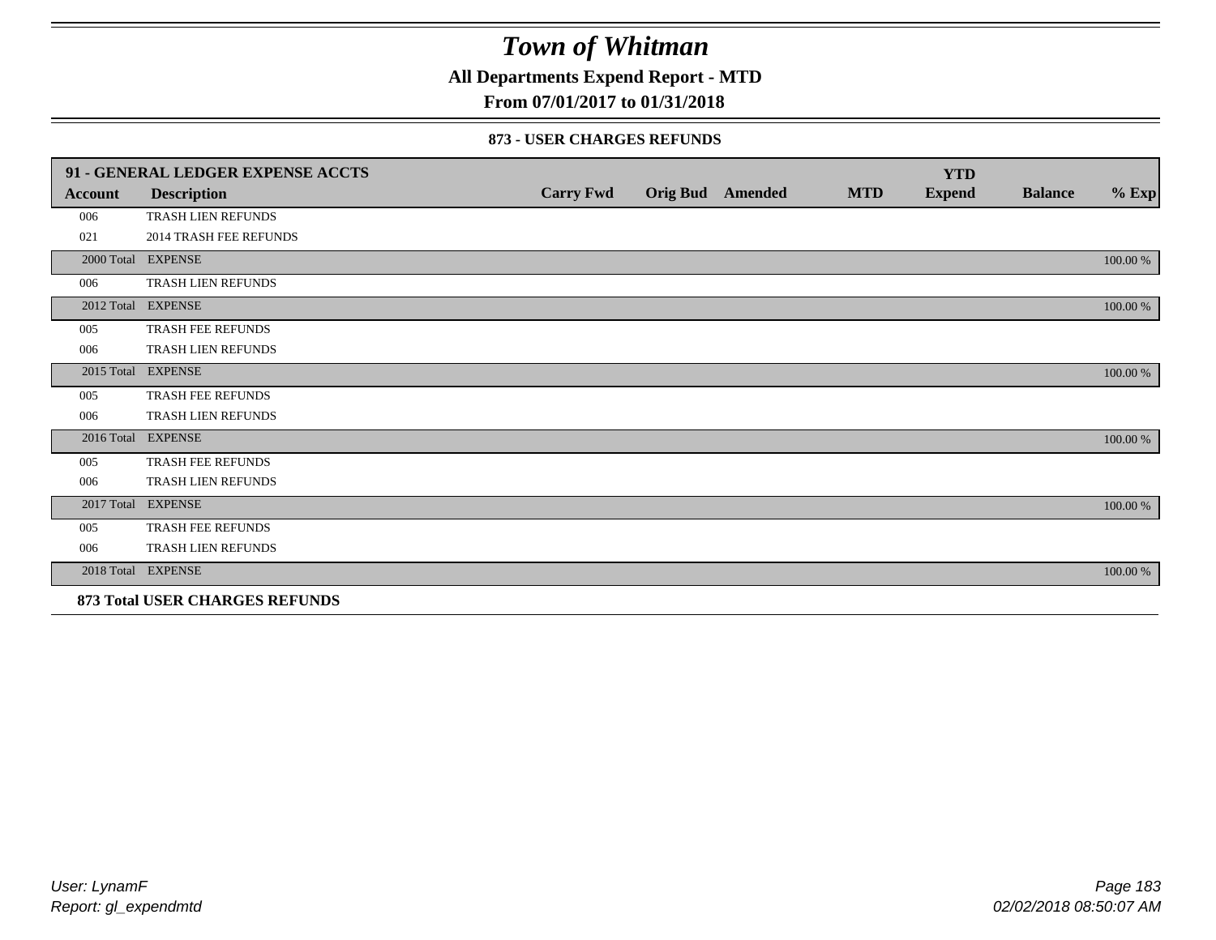# Town of Whitman

**All Departments Expend Report - MTD**

**From 07/01/2017 to 01/31/2018**

**873 - USER CHARGES REFUNDS**

| 91 - GENERAL LEDGER EXPENSE ACCTS | | | | | | YTD | | |
|---|---|---|---|---|---|---|---|---|
| **Account** | **Description** | **Carry Fwd** | **Orig Bud** | **Amended** | **MTD** | **Expend** | **Balance** | **% Exp** |
| 006 | TRASH LIEN REFUNDS | | | | | | | |
| 021 | 2014 TRASH FEE REFUNDS | | | | | | | |
| 2000 Total | EXPENSE | | | | | | | 100.00 % |
| 006 | TRASH LIEN REFUNDS | | | | | | | |
| 2012 Total | EXPENSE | | | | | | | 100.00 % |
| 005 | TRASH FEE REFUNDS | | | | | | | |
| 006 | TRASH LIEN REFUNDS | | | | | | | |
| 2015 Total | EXPENSE | | | | | | | 100.00 % |
| 005 | TRASH FEE REFUNDS | | | | | | | |
| 006 | TRASH LIEN REFUNDS | | | | | | | |
| 2016 Total | EXPENSE | | | | | | | 100.00 % |
| 005 | TRASH FEE REFUNDS | | | | | | | |
| 006 | TRASH LIEN REFUNDS | | | | | | | |
| 2017 Total | EXPENSE | | | | | | | 100.00 % |
| 005 | TRASH FEE REFUNDS | | | | | | | |
| 006 | TRASH LIEN REFUNDS | | | | | | | |
| 2018 Total | EXPENSE | | | | | | | 100.00 % |

**873 Total USER CHARGES REFUNDS**

*User: LynamF*
*Report: gl_expendmtd*

*02/02/2018 08:50:07 AM*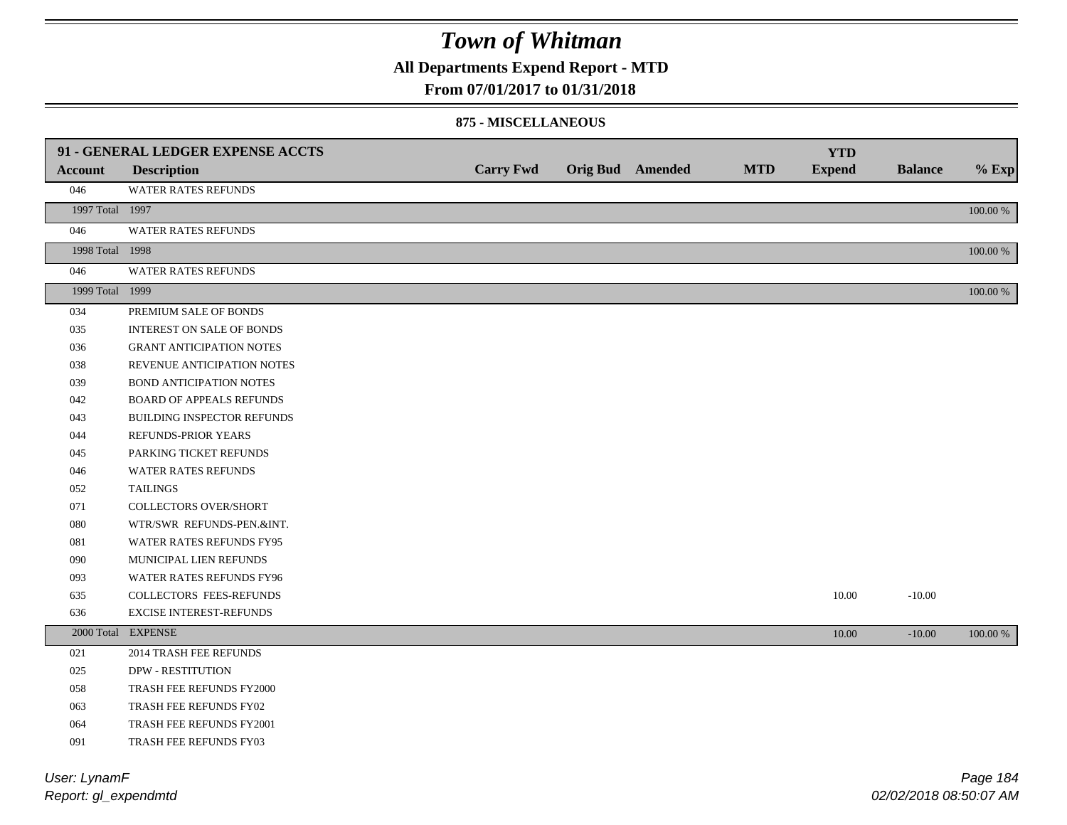# Town of Whitman

**All Departments Expend Report - MTD**

**From 07/01/2017 to 01/31/2018**

**875 - MISCELLANEOUS**

| Account | Description | Carry Fwd | Orig Bud | Amended | MTD | YTD Expend | Balance | % Exp |
|---|---|---|---|---|---|---|---|---|
| **91 - GENERAL LEDGER EXPENSE ACCTS** | | | | | | | | |
| 046 | WATER RATES REFUNDS | | | | | | | |
| 1997 Total | 1997 | | | | | | | 100.00 % |
| 046 | WATER RATES REFUNDS | | | | | | | |
| 1998 Total | 1998 | | | | | | | 100.00 % |
| 046 | WATER RATES REFUNDS | | | | | | | |
| 1999 Total | 1999 | | | | | | | 100.00 % |
| 034 | PREMIUM SALE OF BONDS | | | | | | | |
| 035 | INTEREST ON SALE OF BONDS | | | | | | | |
| 036 | GRANT ANTICIPATION NOTES | | | | | | | |
| 038 | REVENUE ANTICIPATION NOTES | | | | | | | |
| 039 | BOND ANTICIPATION NOTES | | | | | | | |
| 042 | BOARD OF APPEALS REFUNDS | | | | | | | |
| 043 | BUILDING INSPECTOR REFUNDS | | | | | | | |
| 044 | REFUNDS-PRIOR YEARS | | | | | | | |
| 045 | PARKING TICKET REFUNDS | | | | | | | |
| 046 | WATER RATES REFUNDS | | | | | | | |
| 052 | TAILINGS | | | | | | | |
| 071 | COLLECTORS OVER/SHORT | | | | | | | |
| 080 | WTR/SWR REFUNDS-PEN.&INT. | | | | | | | |
| 081 | WATER RATES REFUNDS FY95 | | | | | | | |
| 090 | MUNICIPAL LIEN REFUNDS | | | | | | | |
| 093 | WATER RATES REFUNDS FY96 | | | | | | | |
| 635 | COLLECTORS FEES-REFUNDS | | | | | 10.00 | -10.00 | |
| 636 | EXCISE INTEREST-REFUNDS | | | | | | | |
| 2000 Total | EXPENSE | | | | | 10.00 | -10.00 | 100.00 % |
| 021 | 2014 TRASH FEE REFUNDS | | | | | | | |
| 025 | DPW - RESTITUTION | | | | | | | |
| 058 | TRASH FEE REFUNDS FY2000 | | | | | | | |
| 063 | TRASH FEE REFUNDS FY02 | | | | | | | |
| 064 | TRASH FEE REFUNDS FY2001 | | | | | | | |
| 091 | TRASH FEE REFUNDS FY03 | | | | | | | |

*User: LynamF*
*Report: gl_expendmtd*
*02/02/2018 08:50:07 AM*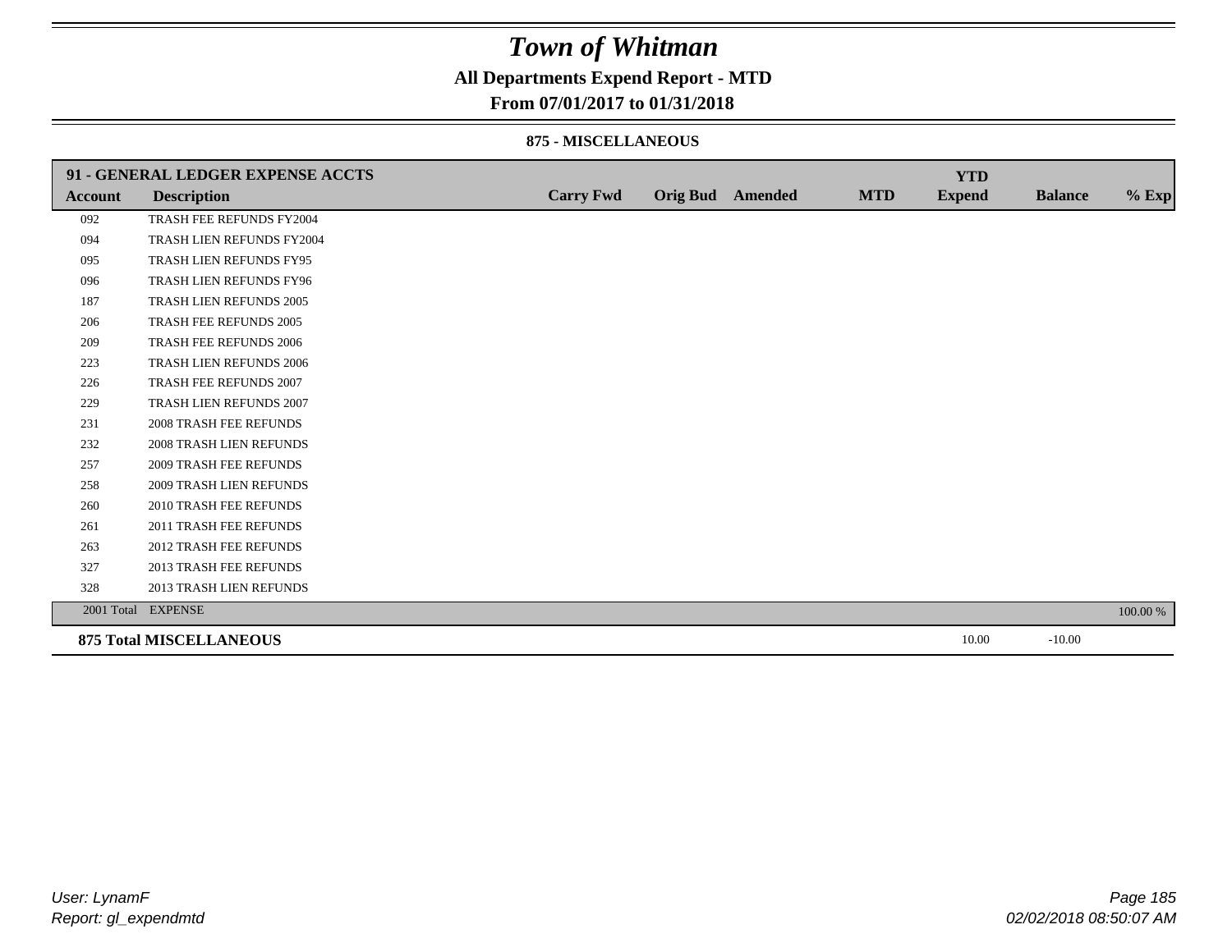# Town of Whitman

**All Departments Expend Report - MTD**

**From 07/01/2017 to 01/31/2018**

**875 - MISCELLANEOUS**

| **91 - GENERAL LEDGER EXPENSE ACCTS** | | | | | | | | |
|---|---|---|---|---|---|---|---|---|
| **Account** | **Description** | **Carry Fwd** | **Orig Bud** | **Amended** | **MTD** | **YTD Expend** | **Balance** | **% Exp** |
| 092 | TRASH FEE REFUNDS FY2004 | | | | | | | |
| 094 | TRASH LIEN REFUNDS FY2004 | | | | | | | |
| 095 | TRASH LIEN REFUNDS FY95 | | | | | | | |
| 096 | TRASH LIEN REFUNDS FY96 | | | | | | | |
| 187 | TRASH LIEN REFUNDS 2005 | | | | | | | |
| 206 | TRASH FEE REFUNDS 2005 | | | | | | | |
| 209 | TRASH FEE REFUNDS 2006 | | | | | | | |
| 223 | TRASH LIEN REFUNDS 2006 | | | | | | | |
| 226 | TRASH FEE REFUNDS 2007 | | | | | | | |
| 229 | TRASH LIEN REFUNDS 2007 | | | | | | | |
| 231 | 2008 TRASH FEE REFUNDS | | | | | | | |
| 232 | 2008 TRASH LIEN REFUNDS | | | | | | | |
| 257 | 2009 TRASH FEE REFUNDS | | | | | | | |
| 258 | 2009 TRASH LIEN REFUNDS | | | | | | | |
| 260 | 2010 TRASH FEE REFUNDS | | | | | | | |
| 261 | 2011 TRASH FEE REFUNDS | | | | | | | |
| 263 | 2012 TRASH FEE REFUNDS | | | | | | | |
| 327 | 2013 TRASH FEE REFUNDS | | | | | | | |
| 328 | 2013 TRASH LIEN REFUNDS | | | | | | | |
| 2001 Total | EXPENSE | | | | | | | 100.00 % |
| **875 Total MISCELLANEOUS** | | | | | | 10.00 | -10.00 | |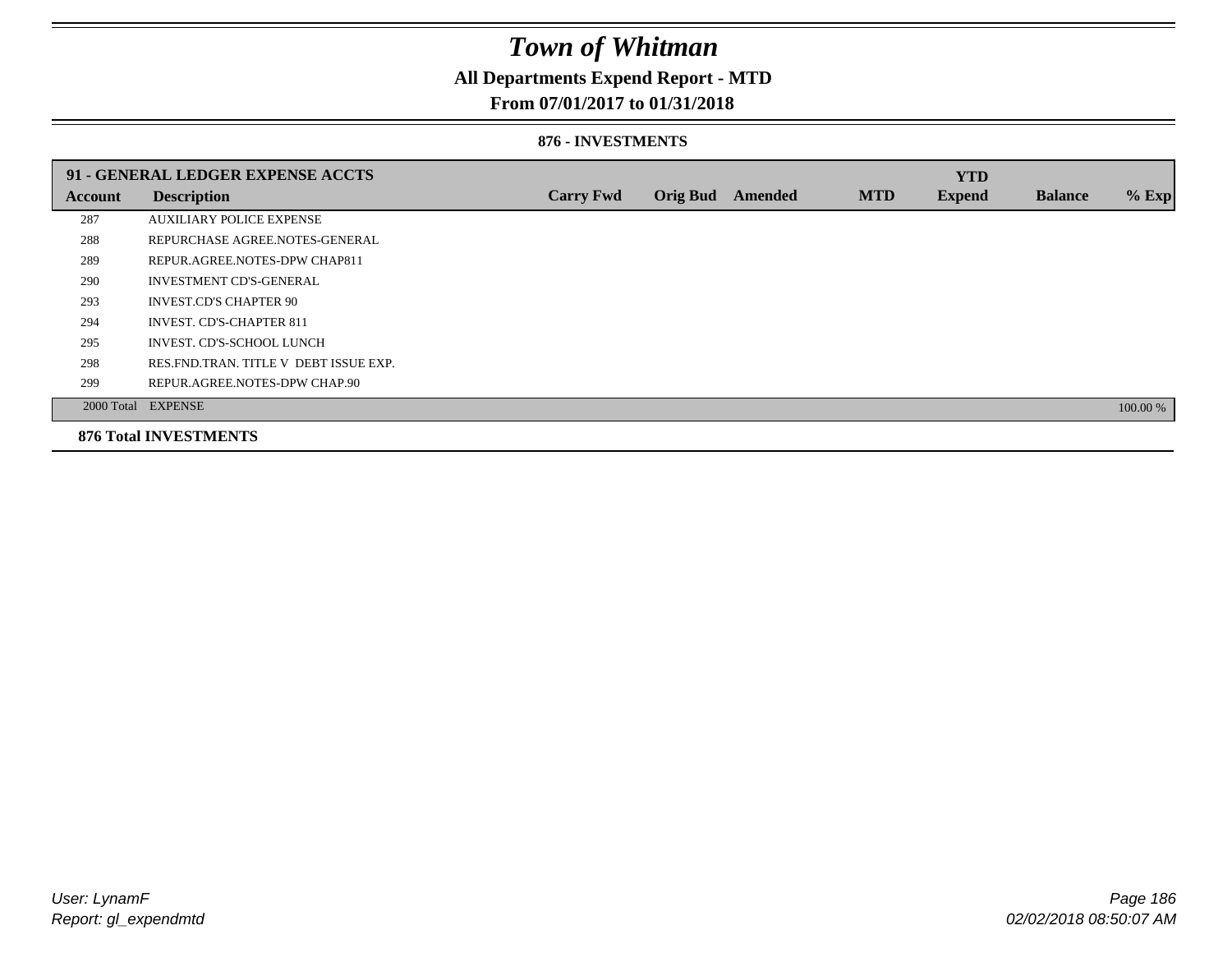# Town of Whitman

## All Departments Expend Report - MTD

### From 07/01/2017 to 01/31/2018

#### 876 - INVESTMENTS

| 91 - GENERAL LEDGER EXPENSE ACCTS | | | | | | YTD | | |
|---|---|---|---|---|---|---|---|---|
| Account | Description | Carry Fwd | Orig Bud | Amended | MTD | Expend | Balance | % Exp |
| 287 | AUXILIARY POLICE EXPENSE | | | | | | | |
| 288 | REPURCHASE AGREE.NOTES-GENERAL | | | | | | | |
| 289 | REPUR.AGREE.NOTES-DPW CHAP811 | | | | | | | |
| 290 | INVESTMENT CD'S-GENERAL | | | | | | | |
| 293 | INVEST.CD'S CHAPTER 90 | | | | | | | |
| 294 | INVEST. CD'S-CHAPTER 811 | | | | | | | |
| 295 | INVEST. CD'S-SCHOOL LUNCH | | | | | | | |
| 298 | RES.FND.TRAN. TITLE V DEBT ISSUE EXP. | | | | | | | |
| 299 | REPUR.AGREE.NOTES-DPW CHAP.90 | | | | | | | |
| 2000 Total | EXPENSE | | | | | | | 100.00 % |

**876 Total INVESTMENTS**

User: LynamF
Report: gl_expendmtd

02/02/2018 08:50:07 AM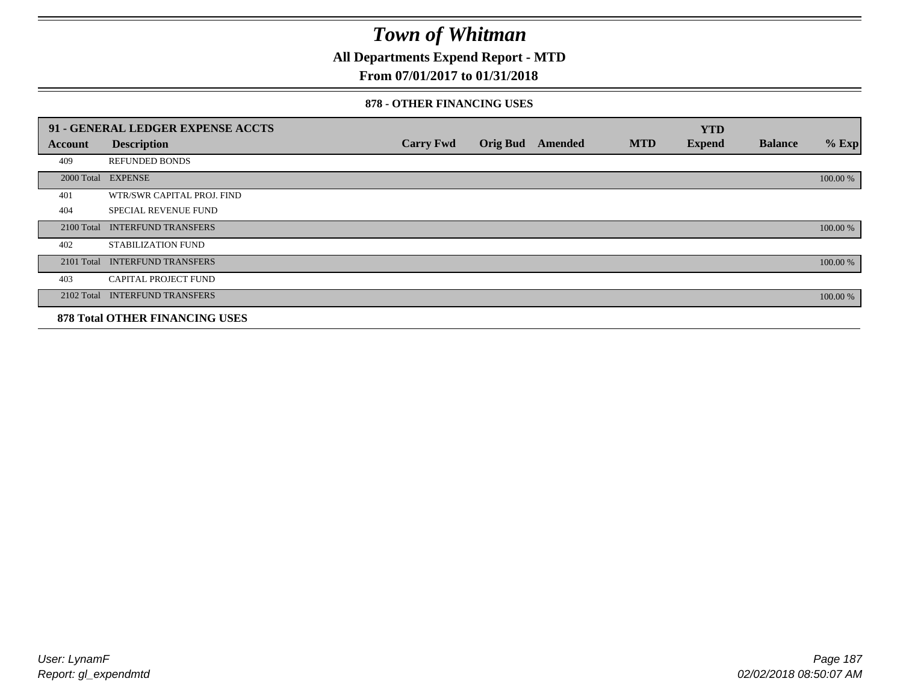# Town of Whitman

**All Departments Expend Report - MTD**

**From 07/01/2017 to 01/31/2018**

**878 - OTHER FINANCING USES**

| 91 - GENERAL LEDGER EXPENSE ACCTS | | | | | | YTD | | |
|---|---|---|---|---|---|---|---|---|
| Account | Description | Carry Fwd | Orig Bud | Amended | MTD | Expend | Balance | % Exp |
| 409 | REFUNDED BONDS | | | | | | | |
| 2000 Total | EXPENSE | | | | | | | 100.00 % |
| 401 | WTR/SWR CAPITAL PROJ. FIND | | | | | | | |
| 404 | SPECIAL REVENUE FUND | | | | | | | |
| 2100 Total | INTERFUND TRANSFERS | | | | | | | 100.00 % |
| 402 | STABILIZATION FUND | | | | | | | |
| 2101 Total | INTERFUND TRANSFERS | | | | | | | 100.00 % |
| 403 | CAPITAL PROJECT FUND | | | | | | | |
| 2102 Total | INTERFUND TRANSFERS | | | | | | | 100.00 % |

**878 Total OTHER FINANCING USES**

User: LynamF
Report: gl_expendmtd

02/02/2018 08:50:07 AM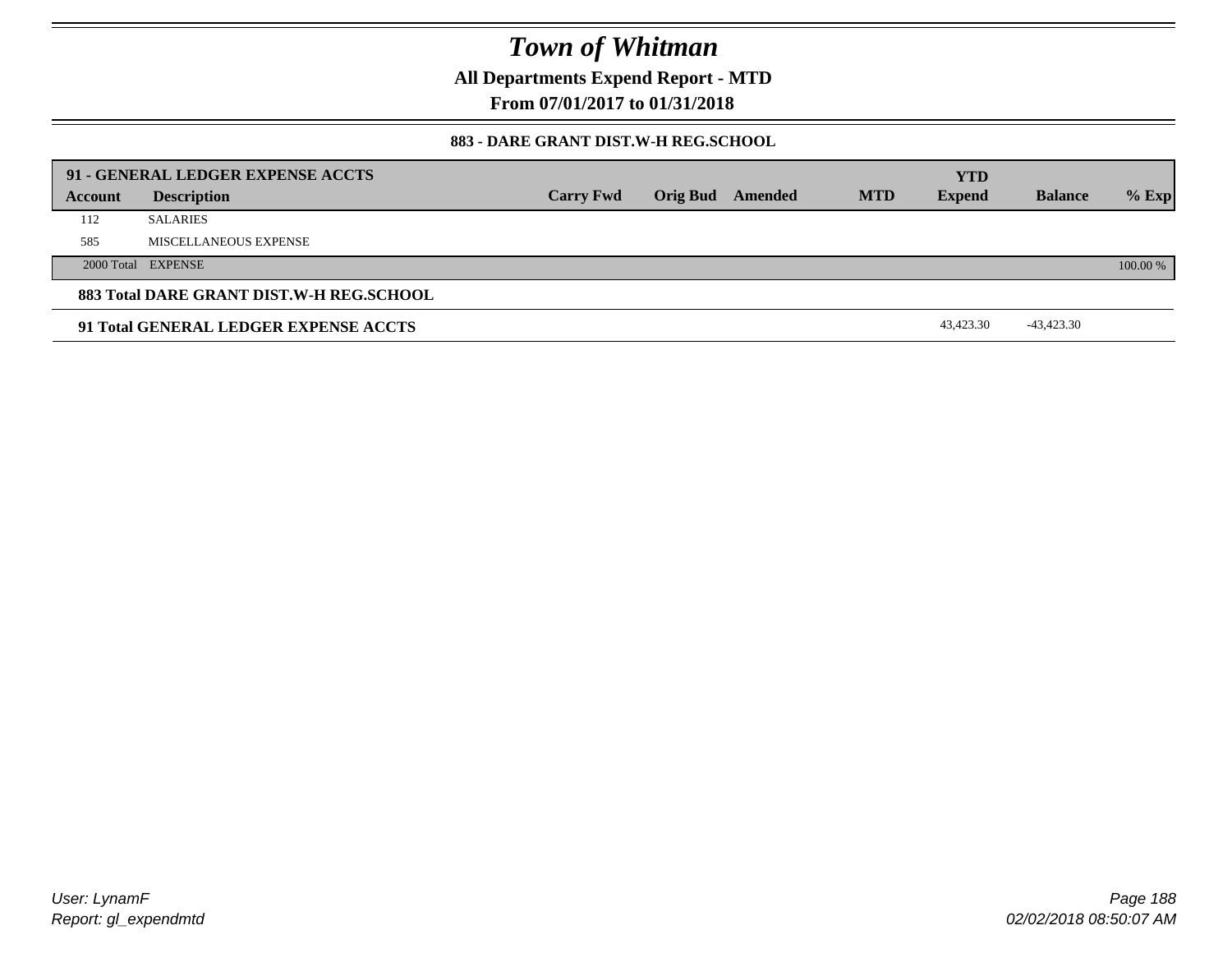# Town of Whitman

**All Departments Expend Report - MTD**

**From 07/01/2017 to 01/31/2018**

**883 - DARE GRANT DIST.W-H REG.SCHOOL**

| 91 - GENERAL LEDGER EXPENSE ACCTS | | | | | | YTD | | |
|---|---|---|---|---|---|---|---|---|
| **Account** | **Description** | **Carry Fwd** | **Orig Bud** | **Amended** | **MTD** | **Expend** | **Balance** | **% Exp** |
| 112 | SALARIES | | | | | | | |
| 585 | MISCELLANEOUS EXPENSE | | | | | | | |
| 2000 Total | EXPENSE | | | | | | | 100.00 % |
| **883 Total DARE GRANT DIST.W-H REG.SCHOOL** | | | | | | | | |
| **91 Total GENERAL LEDGER EXPENSE ACCTS** | | | | | | 43,423.30 | -43,423.30 | |

*User: LynamF*
*Report: gl_expendmtd*

*02/02/2018 08:50:07 AM*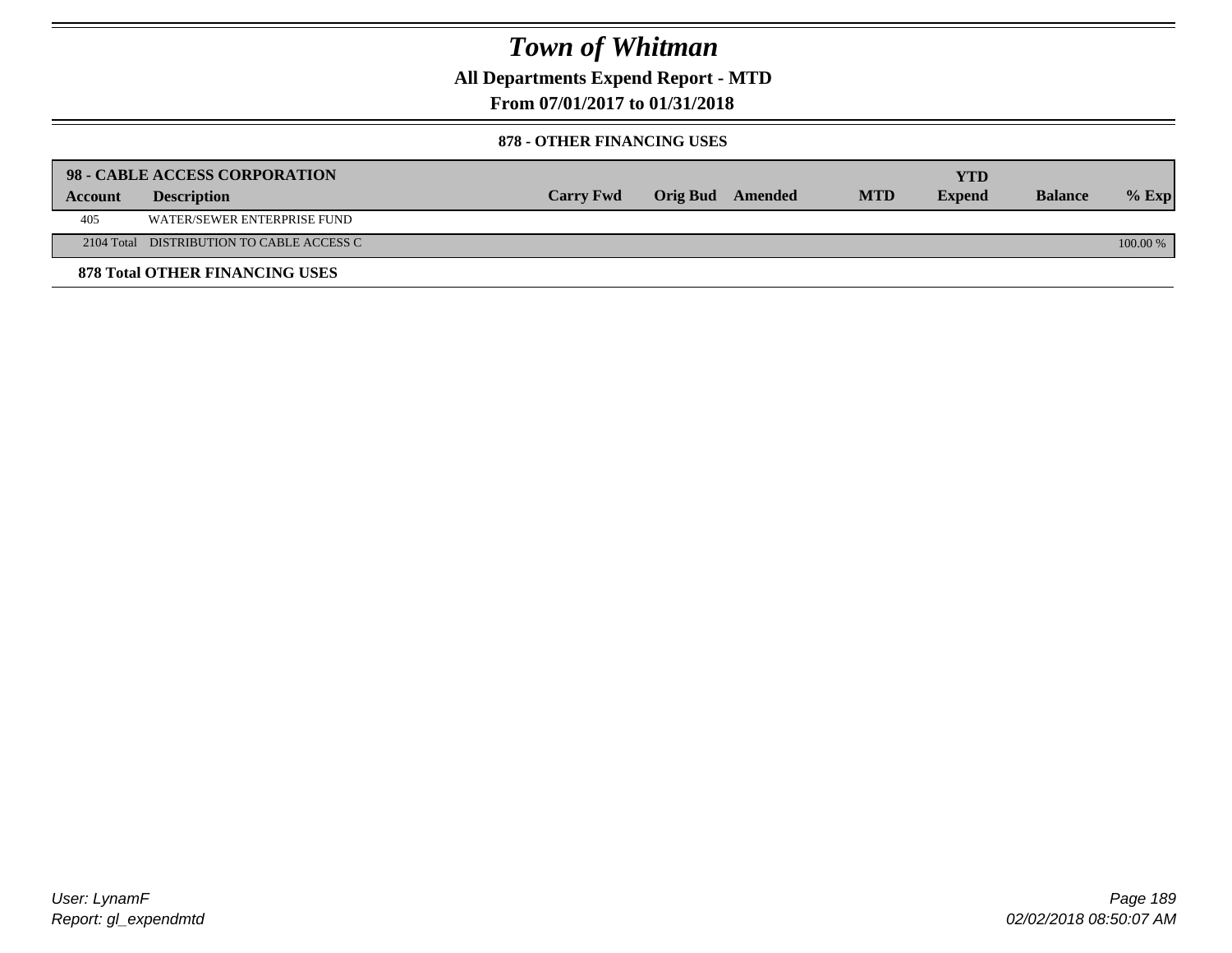# Town of Whitman

## All Departments Expend Report - MTD

## From 07/01/2017 to 01/31/2018

### 878 - OTHER FINANCING USES

| 98 - CABLE ACCESS CORPORATION | | | | | | YTD | | |
|---|---|---|---|---|---|---|---|---|
| **Account** | **Description** | **Carry Fwd** | **Orig Bud** | **Amended** | **MTD** | **Expend** | **Balance** | **% Exp** |
| 405 | WATER/SEWER ENTERPRISE FUND | | | | | | | |
| 2104 Total | DISTRIBUTION TO CABLE ACCESS C | | | | | | | 100.00 % |

**878 Total OTHER FINANCING USES**

*User: LynamF*
*Report: gl_expendmtd*

*02/02/2018 08:50:07 AM*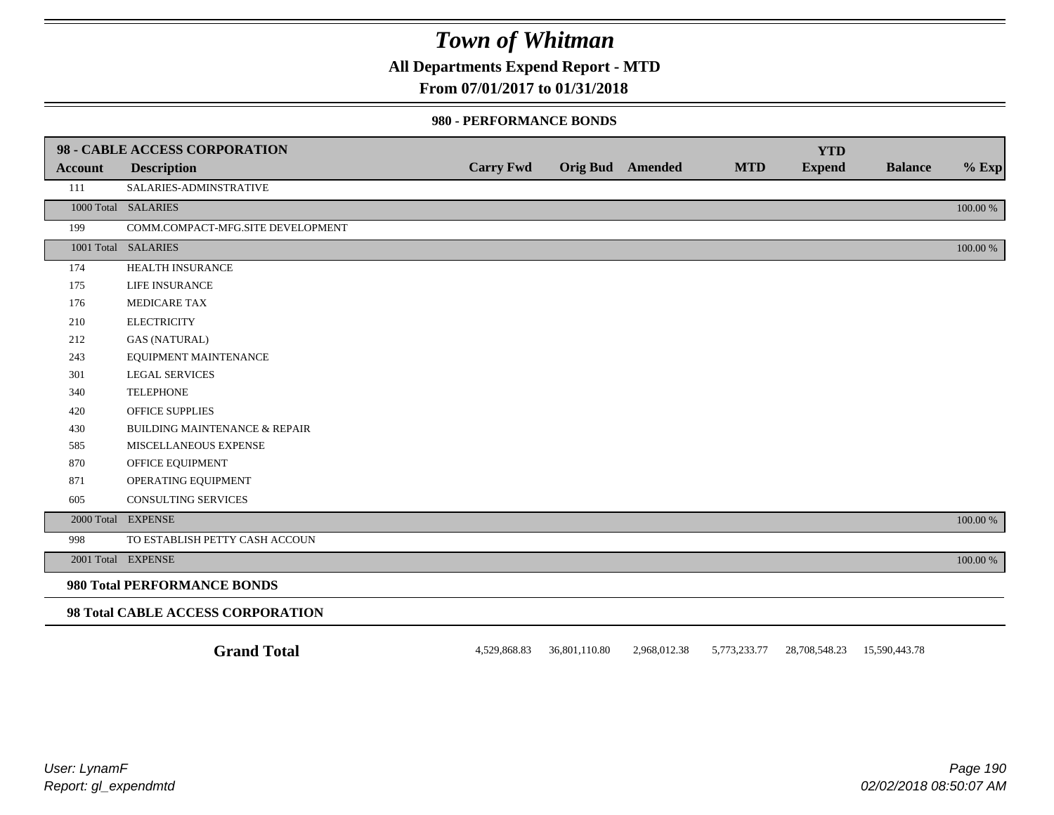# Town of Whitman

## All Departments Expend Report - MTD

### From 07/01/2017 to 01/31/2018

#### 980 - PERFORMANCE BONDS

| 98 - CABLE ACCESS CORPORATION | | | | | | | | |
|---|---|---|---|---|---|---|---|---|
| **Account** | **Description** | **Carry Fwd** | **Orig Bud** | **Amended** | **MTD** | **YTD Expend** | **Balance** | **% Exp** |
| 111 | SALARIES-ADMINSTRATIVE | | | | | | | |
| 1000 Total | SALARIES | | | | | | | 100.00 % |
| 199 | COMM.COMPACT-MFG.SITE DEVELOPMENT | | | | | | | |
| 1001 Total | SALARIES | | | | | | | 100.00 % |
| 174 | HEALTH INSURANCE | | | | | | | |
| 175 | LIFE INSURANCE | | | | | | | |
| 176 | MEDICARE TAX | | | | | | | |
| 210 | ELECTRICITY | | | | | | | |
| 212 | GAS (NATURAL) | | | | | | | |
| 243 | EQUIPMENT MAINTENANCE | | | | | | | |
| 301 | LEGAL SERVICES | | | | | | | |
| 340 | TELEPHONE | | | | | | | |
| 420 | OFFICE SUPPLIES | | | | | | | |
| 430 | BUILDING MAINTENANCE & REPAIR | | | | | | | |
| 585 | MISCELLANEOUS EXPENSE | | | | | | | |
| 870 | OFFICE EQUIPMENT | | | | | | | |
| 871 | OPERATING EQUIPMENT | | | | | | | |
| 605 | CONSULTING SERVICES | | | | | | | |
| 2000 Total | EXPENSE | | | | | | | 100.00 % |
| 998 | TO ESTABLISH PETTY CASH ACCOUN | | | | | | | |
| 2001 Total | EXPENSE | | | | | | | 100.00 % |
| | **980 Total PERFORMANCE BONDS** | | | | | | | |
| | **98 Total CABLE ACCESS CORPORATION** | | | | | | | |
| | **Grand Total** | 4,529,868.83 | 36,801,110.80 | 2,968,012.38 | 5,773,233.77 | 28,708,548.23 | 15,590,443.78 | |

User: LynamF
Report: gl_expendmtd

02/02/2018 08:50:07 AM